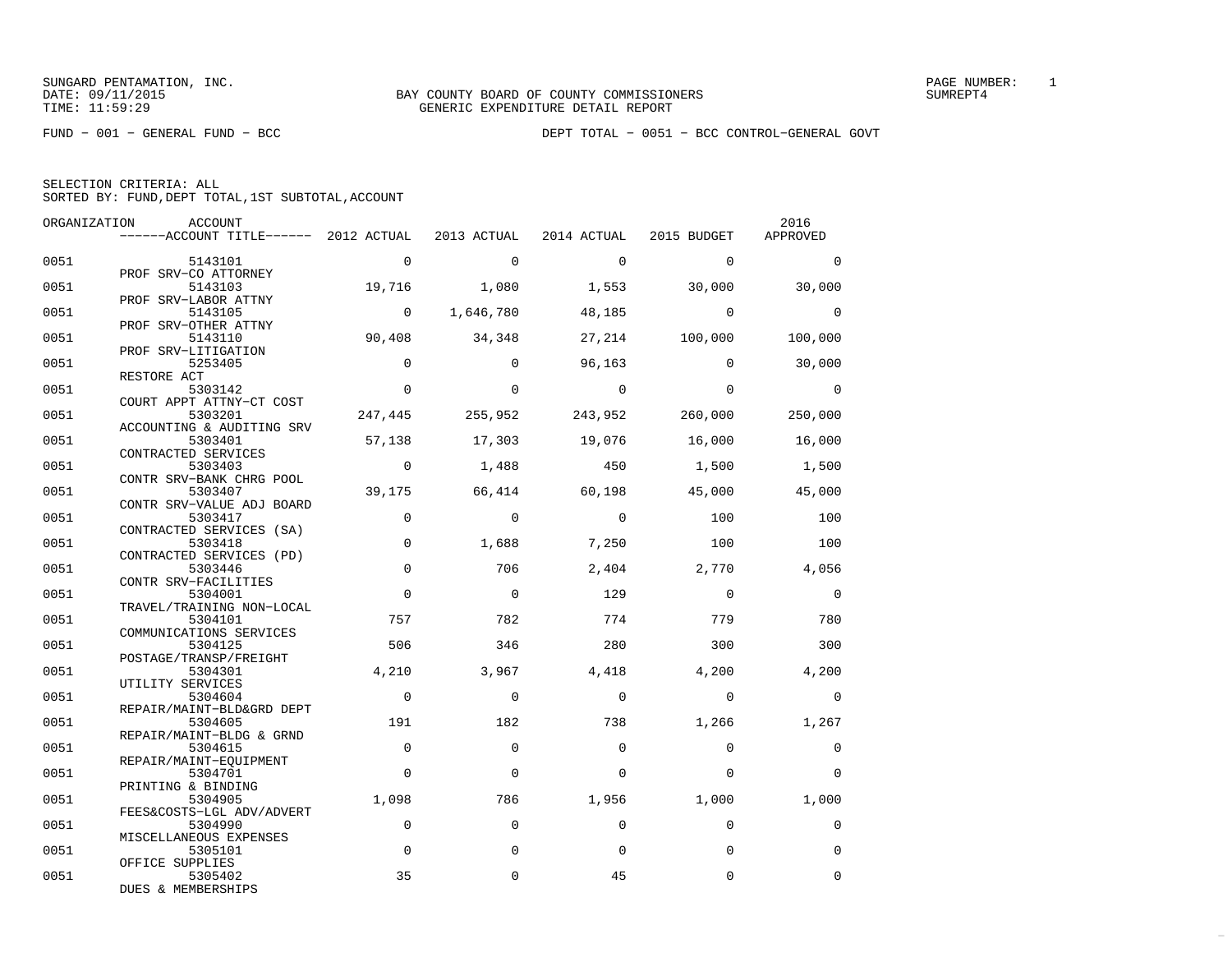SUNGARD PENTAMATION, INC.
DATE: 09/11/2015
TIME: 11:59:29

BAY COUNTY BOARD OF COUNTY COMMISSIONERS
GENERIC EXPENDITURE DETAIL REPORT

SUMREPT4

FUND − 001 − GENERAL FUND − BCC

DEPT TOTAL − 0051 − BCC CONTROL−GENERAL GOVT

SELECTION CRITERIA: ALL
SORTED BY: FUND,DEPT TOTAL,1ST SUBTOTAL,ACCOUNT

| ORGANIZATION | ACCOUNT / ACCOUNT TITLE | 2012 ACTUAL | 2013 ACTUAL | 2014 ACTUAL | 2015 BUDGET | 2016 APPROVED |
|---|---|---|---|---|---|---|
| 0051 | 5143101 PROF SRV−CO ATTORNEY | 0 | 0 | 0 | 0 | 0 |
| 0051 | 5143103 PROF SRV−LABOR ATTNY | 19,716 | 1,080 | 1,553 | 30,000 | 30,000 |
| 0051 | 5143105 PROF SRV−OTHER ATTNY | 0 | 1,646,780 | 48,185 | 0 | 0 |
| 0051 | 5143110 PROF SRV−LITIGATION | 90,408 | 34,348 | 27,214 | 100,000 | 100,000 |
| 0051 | 5253405 RESTORE ACT | 0 | 0 | 96,163 | 0 | 30,000 |
| 0051 | 5303142 COURT APPT ATTNY−CT COST | 0 | 0 | 0 | 0 | 0 |
| 0051 | 5303201 ACCOUNTING & AUDITING SRV | 247,445 | 255,952 | 243,952 | 260,000 | 250,000 |
| 0051 | 5303401 CONTRACTED SERVICES | 57,138 | 17,303 | 19,076 | 16,000 | 16,000 |
| 0051 | 5303403 CONTR SRV−BANK CHRG POOL | 0 | 1,488 | 450 | 1,500 | 1,500 |
| 0051 | 5303407 CONTR SRV−VALUE ADJ BOARD | 39,175 | 66,414 | 60,198 | 45,000 | 45,000 |
| 0051 | 5303417 CONTRACTED SERVICES (SA) | 0 | 0 | 0 | 100 | 100 |
| 0051 | 5303418 CONTRACTED SERVICES (PD) | 0 | 1,688 | 7,250 | 100 | 100 |
| 0051 | 5303446 CONTR SRV−FACILITIES | 0 | 706 | 2,404 | 2,770 | 4,056 |
| 0051 | 5304001 TRAVEL/TRAINING NON−LOCAL | 0 | 0 | 129 | 0 | 0 |
| 0051 | 5304101 COMMUNICATIONS SERVICES | 757 | 782 | 774 | 779 | 780 |
| 0051 | 5304125 POSTAGE/TRANSP/FREIGHT | 506 | 346 | 280 | 300 | 300 |
| 0051 | 5304301 UTILITY SERVICES | 4,210 | 3,967 | 4,418 | 4,200 | 4,200 |
| 0051 | 5304604 REPAIR/MAINT−BLD&GRD DEPT | 0 | 0 | 0 | 0 | 0 |
| 0051 | 5304605 REPAIR/MAINT−BLDG & GRND | 191 | 182 | 738 | 1,266 | 1,267 |
| 0051 | 5304615 REPAIR/MAINT−EQUIPMENT | 0 | 0 | 0 | 0 | 0 |
| 0051 | 5304701 PRINTING & BINDING | 0 | 0 | 0 | 0 | 0 |
| 0051 | 5304905 FEES&COSTS−LGL ADV/ADVERT | 1,098 | 786 | 1,956 | 1,000 | 1,000 |
| 0051 | 5304990 MISCELLANEOUS EXPENSES | 0 | 0 | 0 | 0 | 0 |
| 0051 | 5305101 OFFICE SUPPLIES | 0 | 0 | 0 | 0 | 0 |
| 0051 | 5305402 DUES & MEMBERSHIPS | 35 | 0 | 45 | 0 | 0 |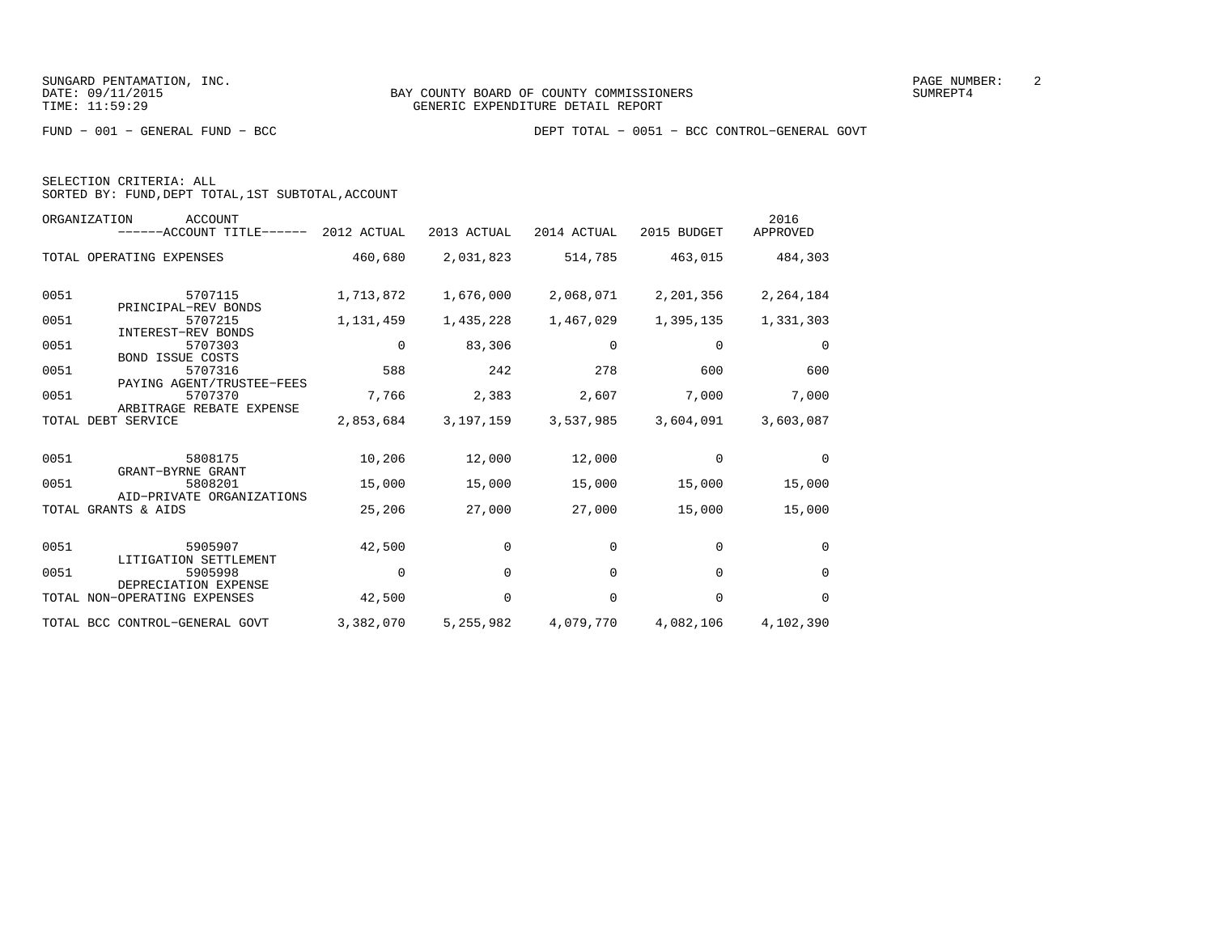BAY COUNTY BOARD OF COUNTY COMMISSIONERS
GENERIC EXPENDITURE DETAIL REPORT

SUNGARD PENTAMATION, INC.
DATE: 09/11/2015
TIME: 11:59:29

SUMREPT4

FUND - 001 - GENERAL FUND - BCC

DEPT TOTAL - 0051 - BCC CONTROL-GENERAL GOVT

SELECTION CRITERIA: ALL
SORTED BY: FUND,DEPT TOTAL,1ST SUBTOTAL,ACCOUNT

| ORGANIZATION | ACCOUNT ------ACCOUNT TITLE------ | 2012 ACTUAL | 2013 ACTUAL | 2014 ACTUAL | 2015 BUDGET | 2016 APPROVED |
|---|---|---|---|---|---|---|
| TOTAL OPERATING EXPENSES | | 460,680 | 2,031,823 | 514,785 | 463,015 | 484,303 |
| 0051 | 5707115 PRINCIPAL-REV BONDS | 1,713,872 | 1,676,000 | 2,068,071 | 2,201,356 | 2,264,184 |
| 0051 | 5707215 INTEREST-REV BONDS | 1,131,459 | 1,435,228 | 1,467,029 | 1,395,135 | 1,331,303 |
| 0051 | 5707303 BOND ISSUE COSTS | 0 | 83,306 | 0 | 0 | 0 |
| 0051 | 5707316 PAYING AGENT/TRUSTEE-FEES | 588 | 242 | 278 | 600 | 600 |
| 0051 | 5707370 ARBITRAGE REBATE EXPENSE | 7,766 | 2,383 | 2,607 | 7,000 | 7,000 |
| TOTAL DEBT SERVICE | | 2,853,684 | 3,197,159 | 3,537,985 | 3,604,091 | 3,603,087 |
| 0051 | 5808175 GRANT-BYRNE GRANT | 10,206 | 12,000 | 12,000 | 0 | 0 |
| 0051 | 5808201 AID-PRIVATE ORGANIZATIONS | 15,000 | 15,000 | 15,000 | 15,000 | 15,000 |
| TOTAL GRANTS & AIDS | | 25,206 | 27,000 | 27,000 | 15,000 | 15,000 |
| 0051 | 5905907 LITIGATION SETTLEMENT | 42,500 | 0 | 0 | 0 | 0 |
| 0051 | 5905998 DEPRECIATION EXPENSE | 0 | 0 | 0 | 0 | 0 |
| TOTAL NON-OPERATING EXPENSES | | 42,500 | 0 | 0 | 0 | 0 |
| TOTAL BCC CONTROL-GENERAL GOVT | | 3,382,070 | 5,255,982 | 4,079,770 | 4,082,106 | 4,102,390 |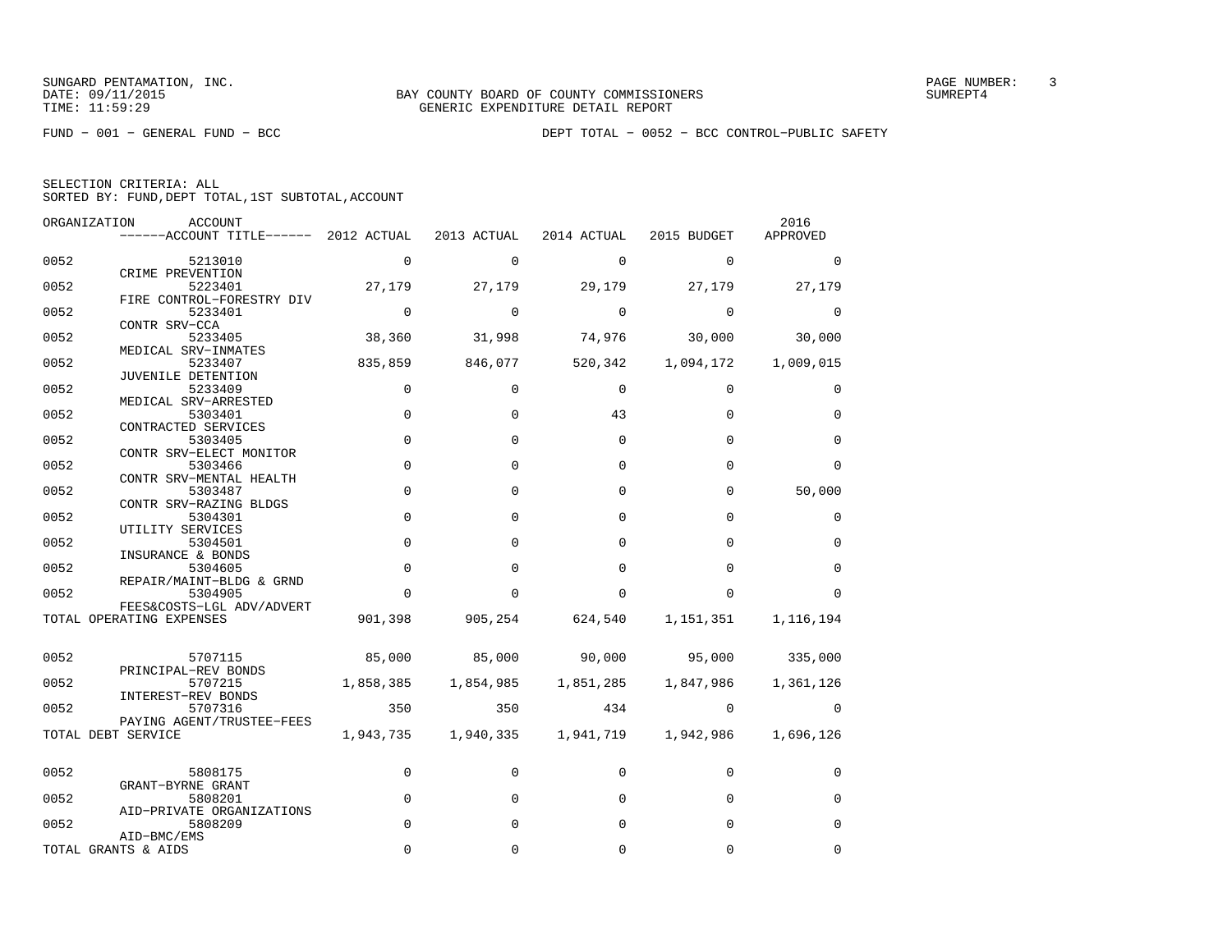SUNGARD PENTAMATION, INC.
DATE: 09/11/2015
TIME: 11:59:29

BAY COUNTY BOARD OF COUNTY COMMISSIONERS
GENERIC EXPENDITURE DETAIL REPORT

SUMREPT4

FUND - 001 - GENERAL FUND - BCC

DEPT TOTAL - 0052 - BCC CONTROL-PUBLIC SAFETY

SELECTION CRITERIA: ALL
SORTED BY: FUND,DEPT TOTAL,1ST SUBTOTAL,ACCOUNT

| ORGANIZATION | ACCOUNT / ------ACCOUNT TITLE------ | 2012 ACTUAL | 2013 ACTUAL | 2014 ACTUAL | 2015 BUDGET | 2016 APPROVED |
|---|---|---|---|---|---|---|
| 0052 | 5213010 CRIME PREVENTION | 0 | 0 | 0 | 0 | 0 |
| 0052 | 5223401 FIRE CONTROL-FORESTRY DIV | 27,179 | 27,179 | 29,179 | 27,179 | 27,179 |
| 0052 | 5233401 CONTR SRV-CCA | 0 | 0 | 0 | 0 | 0 |
| 0052 | 5233405 MEDICAL SRV-INMATES | 38,360 | 31,998 | 74,976 | 30,000 | 30,000 |
| 0052 | 5233407 JUVENILE DETENTION | 835,859 | 846,077 | 520,342 | 1,094,172 | 1,009,015 |
| 0052 | 5233409 MEDICAL SRV-ARRESTED | 0 | 0 | 0 | 0 | 0 |
| 0052 | 5303401 CONTRACTED SERVICES | 0 | 0 | 43 | 0 | 0 |
| 0052 | 5303405 CONTR SRV-ELECT MONITOR | 0 | 0 | 0 | 0 | 0 |
| 0052 | 5303466 CONTR SRV-MENTAL HEALTH | 0 | 0 | 0 | 0 | 0 |
| 0052 | 5303487 CONTR SRV-RAZING BLDGS | 0 | 0 | 0 | 0 | 50,000 |
| 0052 | 5304301 UTILITY SERVICES | 0 | 0 | 0 | 0 | 0 |
| 0052 | 5304501 INSURANCE & BONDS | 0 | 0 | 0 | 0 | 0 |
| 0052 | 5304605 REPAIR/MAINT-BLDG & GRND | 0 | 0 | 0 | 0 | 0 |
| 0052 | 5304905 FEES&COSTS-LGL ADV/ADVERT | 0 | 0 | 0 | 0 | 0 |
| TOTAL OPERATING EXPENSES | | 901,398 | 905,254 | 624,540 | 1,151,351 | 1,116,194 |
| 0052 | 5707115 PRINCIPAL-REV BONDS | 85,000 | 85,000 | 90,000 | 95,000 | 335,000 |
| 0052 | 5707215 INTEREST-REV BONDS | 1,858,385 | 1,854,985 | 1,851,285 | 1,847,986 | 1,361,126 |
| 0052 | 5707316 PAYING AGENT/TRUSTEE-FEES | 350 | 350 | 434 | 0 | 0 |
| TOTAL DEBT SERVICE | | 1,943,735 | 1,940,335 | 1,941,719 | 1,942,986 | 1,696,126 |
| 0052 | 5808175 GRANT-BYRNE GRANT | 0 | 0 | 0 | 0 | 0 |
| 0052 | 5808201 AID-PRIVATE ORGANIZATIONS | 0 | 0 | 0 | 0 | 0 |
| 0052 | 5808209 AID-BMC/EMS | 0 | 0 | 0 | 0 | 0 |
| TOTAL GRANTS & AIDS | | 0 | 0 | 0 | 0 | 0 |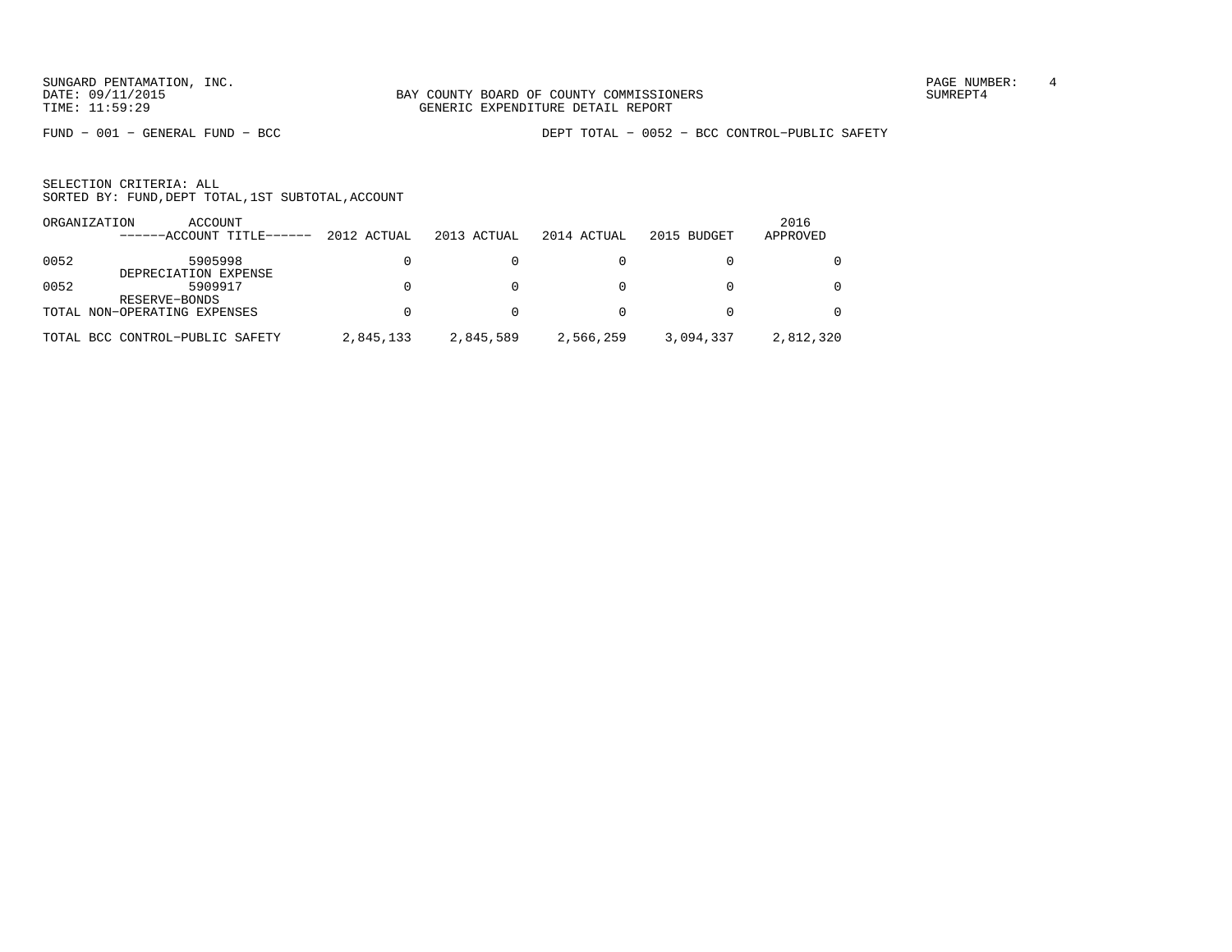BAY COUNTY BOARD OF COUNTY COMMISSIONERS
GENERIC EXPENDITURE DETAIL REPORT

FUND − 001 − GENERAL FUND − BCC

DEPT TOTAL − 0052 − BCC CONTROL−PUBLIC SAFETY

SELECTION CRITERIA: ALL
SORTED BY: FUND,DEPT TOTAL,1ST SUBTOTAL,ACCOUNT

| ORGANIZATION | ACCOUNT<br>------ACCOUNT TITLE------ | 2012 ACTUAL | 2013 ACTUAL | 2014 ACTUAL | 2015 BUDGET | 2016 APPROVED |
|---|---|---|---|---|---|---|
| 0052 | 5905998<br>DEPRECIATION EXPENSE | 0 | 0 | 0 | 0 | 0 |
| 0052 | 5909917<br>RESERVE−BONDS | 0 | 0 | 0 | 0 | 0 |
| TOTAL NON−OPERATING EXPENSES | | 0 | 0 | 0 | 0 | 0 |
| TOTAL BCC CONTROL−PUBLIC SAFETY | | 2,845,133 | 2,845,589 | 2,566,259 | 3,094,337 | 2,812,320 |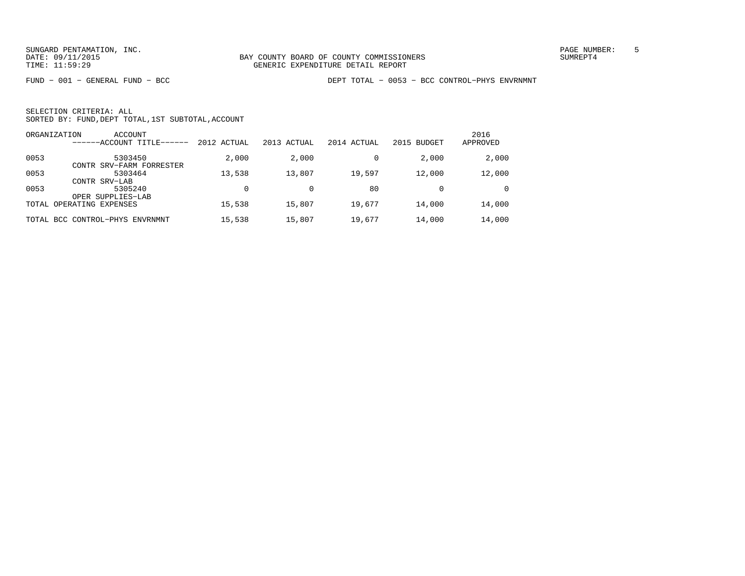BAY COUNTY BOARD OF COUNTY COMMISSIONERS
GENERIC EXPENDITURE DETAIL REPORT

FUND − 001 − GENERAL FUND − BCC

DEPT TOTAL − 0053 − BCC CONTROL−PHYS ENVRNMNT

SELECTION CRITERIA: ALL
SORTED BY: FUND,DEPT TOTAL,1ST SUBTOTAL,ACCOUNT

| ORGANIZATION | ACCOUNT / ------ACCOUNT TITLE------ | 2012 ACTUAL | 2013 ACTUAL | 2014 ACTUAL | 2015 BUDGET | 2016 APPROVED |
|---|---|---|---|---|---|---|
| 0053 | 5303450 CONTR SRV−FARM FORRESTER | 2,000 | 2,000 | 0 | 2,000 | 2,000 |
| 0053 | 5303464 CONTR SRV−LAB | 13,538 | 13,807 | 19,597 | 12,000 | 12,000 |
| 0053 | 5305240 OPER SUPPLIES−LAB | 0 | 0 | 80 | 0 | 0 |
| TOTAL OPERATING EXPENSES | | 15,538 | 15,807 | 19,677 | 14,000 | 14,000 |
| TOTAL BCC CONTROL−PHYS ENVRNMNT | | 15,538 | 15,807 | 19,677 | 14,000 | 14,000 |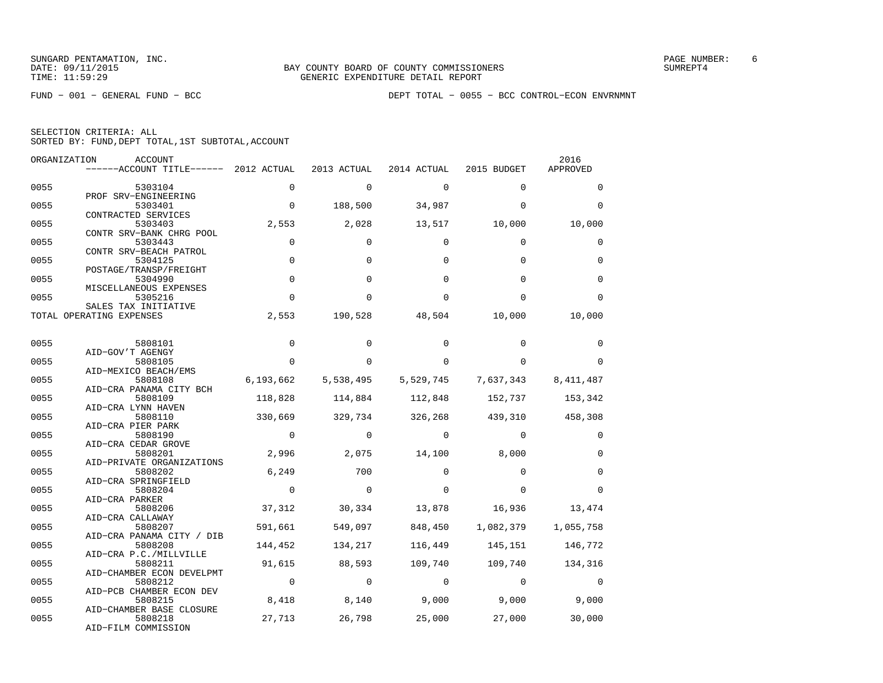SUNGARD PENTAMATION, INC.
DATE: 09/11/2015
TIME: 11:59:29

BAY COUNTY BOARD OF COUNTY COMMISSIONERS
GENERIC EXPENDITURE DETAIL REPORT

SUMREPT4

FUND - 001 - GENERAL FUND - BCC

DEPT TOTAL - 0055 - BCC CONTROL-ECON ENVRNMNT

SELECTION CRITERIA: ALL
SORTED BY: FUND,DEPT TOTAL,1ST SUBTOTAL,ACCOUNT

| ORGANIZATION | ACCOUNT / ACCOUNT TITLE | 2012 ACTUAL | 2013 ACTUAL | 2014 ACTUAL | 2015 BUDGET | 2016 APPROVED |
|---|---|---|---|---|---|---|
| 0055 | 5303104 PROF SRV-ENGINEERING | 0 | 0 | 0 | 0 | 0 |
| 0055 | 5303401 CONTRACTED SERVICES | 0 | 188,500 | 34,987 | 0 | 0 |
| 0055 | 5303403 CONTR SRV-BANK CHRG POOL | 2,553 | 2,028 | 13,517 | 10,000 | 10,000 |
| 0055 | 5303443 CONTR SRV-BEACH PATROL | 0 | 0 | 0 | 0 | 0 |
| 0055 | 5304125 POSTAGE/TRANSP/FREIGHT | 0 | 0 | 0 | 0 | 0 |
| 0055 | 5304990 MISCELLANEOUS EXPENSES | 0 | 0 | 0 | 0 | 0 |
| 0055 | 5305216 SALES TAX INITIATIVE | 0 | 0 | 0 | 0 | 0 |
| TOTAL OPERATING EXPENSES | | 2,553 | 190,528 | 48,504 | 10,000 | 10,000 |
| 0055 | 5808101 AID-GOV'T AGENGY | 0 | 0 | 0 | 0 | 0 |
| 0055 | 5808105 AID-MEXICO BEACH/EMS | 0 | 0 | 0 | 0 | 0 |
| 0055 | 5808108 AID-CRA PANAMA CITY BCH | 6,193,662 | 5,538,495 | 5,529,745 | 7,637,343 | 8,411,487 |
| 0055 | 5808109 AID-CRA LYNN HAVEN | 118,828 | 114,884 | 112,848 | 152,737 | 153,342 |
| 0055 | 5808110 AID-CRA PIER PARK | 330,669 | 329,734 | 326,268 | 439,310 | 458,308 |
| 0055 | 5808190 AID-CRA CEDAR GROVE | 0 | 0 | 0 | 0 | 0 |
| 0055 | 5808201 AID-PRIVATE ORGANIZATIONS | 2,996 | 2,075 | 14,100 | 8,000 | 0 |
| 0055 | 5808202 AID-CRA SPRINGFIELD | 6,249 | 700 | 0 | 0 | 0 |
| 0055 | 5808204 AID-CRA PARKER | 0 | 0 | 0 | 0 | 0 |
| 0055 | 5808206 AID-CRA CALLAWAY | 37,312 | 30,334 | 13,878 | 16,936 | 13,474 |
| 0055 | 5808207 AID-CRA PANAMA CITY / DIB | 591,661 | 549,097 | 848,450 | 1,082,379 | 1,055,758 |
| 0055 | 5808208 AID-CRA P.C./MILLVILLE | 144,452 | 134,217 | 116,449 | 145,151 | 146,772 |
| 0055 | 5808211 AID-CHAMBER ECON DEVELPMT | 91,615 | 88,593 | 109,740 | 109,740 | 134,316 |
| 0055 | 5808212 AID-PCB CHAMBER ECON DEV | 0 | 0 | 0 | 0 | 0 |
| 0055 | 5808215 AID-CHAMBER BASE CLOSURE | 8,418 | 8,140 | 9,000 | 9,000 | 9,000 |
| 0055 | 5808218 AID-FILM COMMISSION | 27,713 | 26,798 | 25,000 | 27,000 | 30,000 |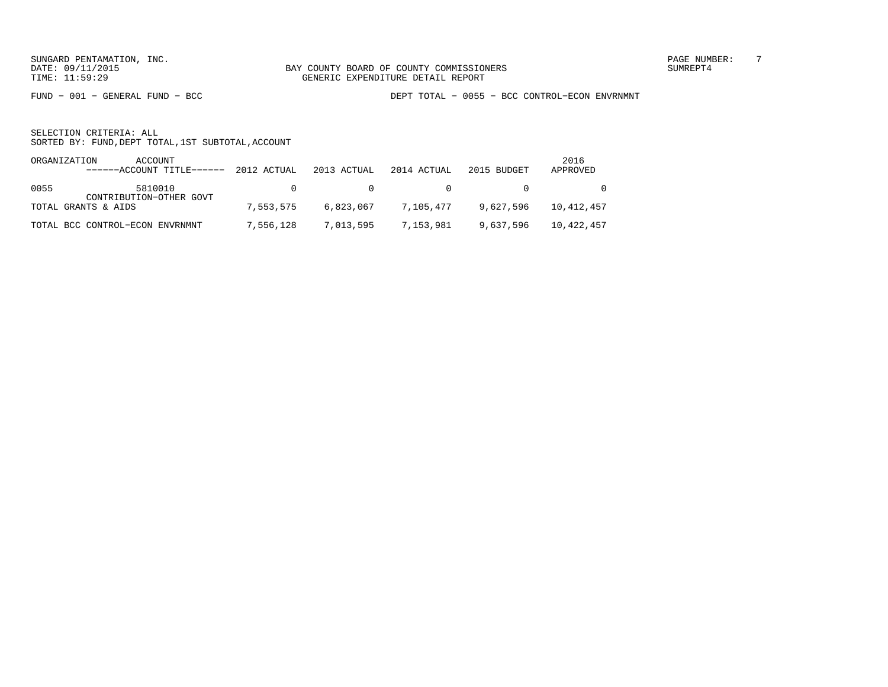BAY COUNTY BOARD OF COUNTY COMMISSIONERS
GENERIC EXPENDITURE DETAIL REPORT

FUND - 001 - GENERAL FUND - BCC

DEPT TOTAL - 0055 - BCC CONTROL-ECON ENVRNMNT

SELECTION CRITERIA: ALL
SORTED BY: FUND,DEPT TOTAL,1ST SUBTOTAL,ACCOUNT

| ORGANIZATION | ACCOUNT / ------ACCOUNT TITLE------ | 2012 ACTUAL | 2013 ACTUAL | 2014 ACTUAL | 2015 BUDGET | 2016 APPROVED |
|---|---|---|---|---|---|---|
| 0055 | 5810010 CONTRIBUTION-OTHER GOVT | 0 | 0 | 0 | 0 | 0 |
| TOTAL GRANTS & AIDS | | 7,553,575 | 6,823,067 | 7,105,477 | 9,627,596 | 10,412,457 |
| TOTAL BCC CONTROL-ECON ENVRNMNT | | 7,556,128 | 7,013,595 | 7,153,981 | 9,637,596 | 10,422,457 |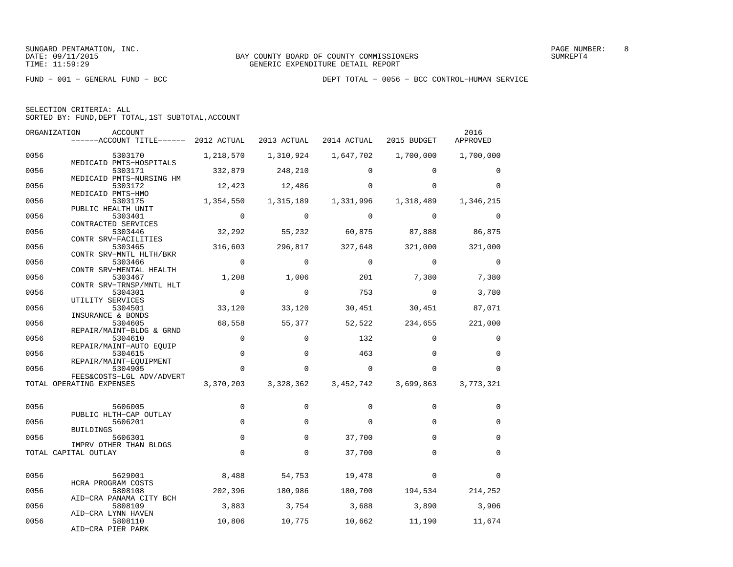SUNGARD PENTAMATION, INC.
DATE: 09/11/2015
TIME: 11:59:29

BAY COUNTY BOARD OF COUNTY COMMISSIONERS
GENERIC EXPENDITURE DETAIL REPORT

SUMREPT4

FUND - 001 - GENERAL FUND - BCC

DEPT TOTAL - 0056 - BCC CONTROL-HUMAN SERVICE

SELECTION CRITERIA: ALL
SORTED BY: FUND,DEPT TOTAL,1ST SUBTOTAL,ACCOUNT

| ORGANIZATION | ACCOUNT / ACCOUNT TITLE | 2012 ACTUAL | 2013 ACTUAL | 2014 ACTUAL | 2015 BUDGET | 2016 APPROVED |
|---|---|---|---|---|---|---|
| 0056 | 5303170 MEDICAID PMTS-HOSPITALS | 1,218,570 | 1,310,924 | 1,647,702 | 1,700,000 | 1,700,000 |
| 0056 | 5303171 MEDICAID PMTS-NURSING HM | 332,879 | 248,210 | 0 | 0 | 0 |
| 0056 | 5303172 MEDICAID PMTS-HMO | 12,423 | 12,486 | 0 | 0 | 0 |
| 0056 | 5303175 PUBLIC HEALTH UNIT | 1,354,550 | 1,315,189 | 1,331,996 | 1,318,489 | 1,346,215 |
| 0056 | 5303401 CONTRACTED SERVICES | 0 | 0 | 0 | 0 | 0 |
| 0056 | 5303446 CONTR SRV-FACILITIES | 32,292 | 55,232 | 60,875 | 87,888 | 86,875 |
| 0056 | 5303465 CONTR SRV-MNTL HLTH/BKR | 316,603 | 296,817 | 327,648 | 321,000 | 321,000 |
| 0056 | 5303466 CONTR SRV-MENTAL HEALTH | 0 | 0 | 0 | 0 | 0 |
| 0056 | 5303467 CONTR SRV-TRNSP/MNTL HLT | 1,208 | 1,006 | 201 | 7,380 | 7,380 |
| 0056 | 5304301 UTILITY SERVICES | 0 | 0 | 753 | 0 | 3,780 |
| 0056 | 5304501 INSURANCE & BONDS | 33,120 | 33,120 | 30,451 | 30,451 | 87,071 |
| 0056 | 5304605 REPAIR/MAINT-BLDG & GRND | 68,558 | 55,377 | 52,522 | 234,655 | 221,000 |
| 0056 | 5304610 REPAIR/MAINT-AUTO EQUIP | 0 | 0 | 132 | 0 | 0 |
| 0056 | 5304615 REPAIR/MAINT-EQUIPMENT | 0 | 0 | 463 | 0 | 0 |
| 0056 | 5304905 FEES&COSTS-LGL ADV/ADVERT | 0 | 0 | 0 | 0 | 0 |
| TOTAL OPERATING EXPENSES | | 3,370,203 | 3,328,362 | 3,452,742 | 3,699,863 | 3,773,321 |
| 0056 | 5606005 PUBLIC HLTH-CAP OUTLAY | 0 | 0 | 0 | 0 | 0 |
| 0056 | 5606201 BUILDINGS | 0 | 0 | 0 | 0 | 0 |
| 0056 | 5606301 IMPRV OTHER THAN BLDGS | 0 | 0 | 37,700 | 0 | 0 |
| TOTAL CAPITAL OUTLAY | | 0 | 0 | 37,700 | 0 | 0 |
| 0056 | 5629001 HCRA PROGRAM COSTS | 8,488 | 54,753 | 19,478 | 0 | 0 |
| 0056 | 5808108 AID-CRA PANAMA CITY BCH | 202,396 | 180,986 | 180,700 | 194,534 | 214,252 |
| 0056 | 5808109 AID-CRA LYNN HAVEN | 3,883 | 3,754 | 3,688 | 3,890 | 3,906 |
| 0056 | 5808110 AID-CRA PIER PARK | 10,806 | 10,775 | 10,662 | 11,190 | 11,674 |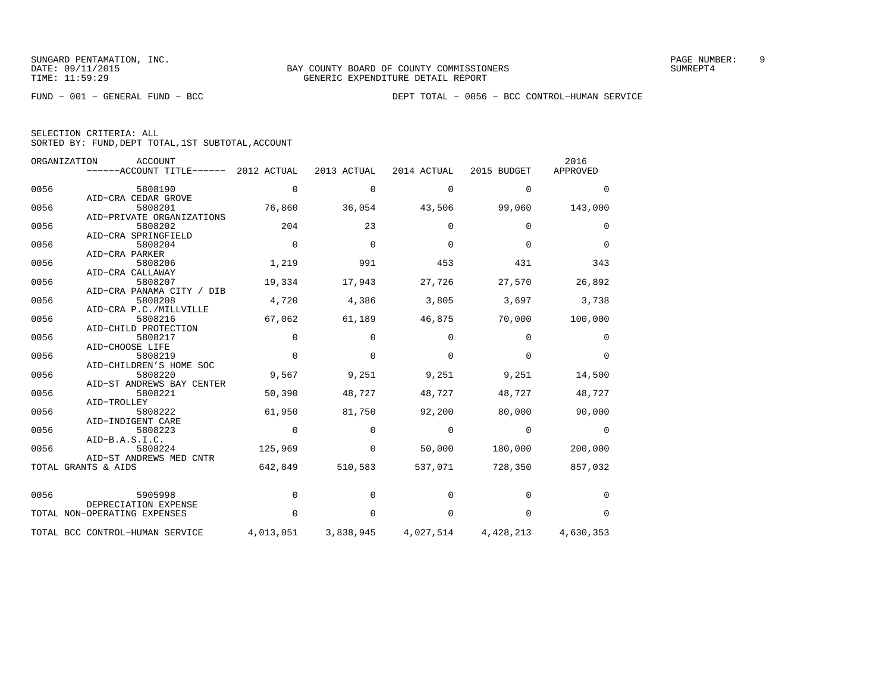BAY COUNTY BOARD OF COUNTY COMMISSIONERS
GENERIC EXPENDITURE DETAIL REPORT

FUND − 001 − GENERAL FUND − BCC

DEPT TOTAL − 0056 − BCC CONTROL−HUMAN SERVICE

SELECTION CRITERIA: ALL
SORTED BY: FUND,DEPT TOTAL,1ST SUBTOTAL,ACCOUNT

| ORGANIZATION | ACCOUNT / ACCOUNT TITLE | 2012 ACTUAL | 2013 ACTUAL | 2014 ACTUAL | 2015 BUDGET | 2016 APPROVED |
|---|---|---|---|---|---|---|
| 0056 | 5808190 AID−CRA CEDAR GROVE | 0 | 0 | 0 | 0 | 0 |
| 0056 | 5808201 AID−PRIVATE ORGANIZATIONS | 76,860 | 36,054 | 43,506 | 99,060 | 143,000 |
| 0056 | 5808202 AID−CRA SPRINGFIELD | 204 | 23 | 0 | 0 | 0 |
| 0056 | 5808204 AID−CRA PARKER | 0 | 0 | 0 | 0 | 0 |
| 0056 | 5808206 AID−CRA CALLAWAY | 1,219 | 991 | 453 | 431 | 343 |
| 0056 | 5808207 AID−CRA PANAMA CITY / DIB | 19,334 | 17,943 | 27,726 | 27,570 | 26,892 |
| 0056 | 5808208 AID−CRA P.C./MILLVILLE | 4,720 | 4,386 | 3,805 | 3,697 | 3,738 |
| 0056 | 5808216 AID−CHILD PROTECTION | 67,062 | 61,189 | 46,875 | 70,000 | 100,000 |
| 0056 | 5808217 AID−CHOOSE LIFE | 0 | 0 | 0 | 0 | 0 |
| 0056 | 5808219 AID−CHILDREN'S HOME SOC | 0 | 0 | 0 | 0 | 0 |
| 0056 | 5808220 AID−ST ANDREWS BAY CENTER | 9,567 | 9,251 | 9,251 | 9,251 | 14,500 |
| 0056 | 5808221 AID−TROLLEY | 50,390 | 48,727 | 48,727 | 48,727 | 48,727 |
| 0056 | 5808222 AID−INDIGENT CARE | 61,950 | 81,750 | 92,200 | 80,000 | 90,000 |
| 0056 | 5808223 AID−B.A.S.I.C. | 0 | 0 | 0 | 0 | 0 |
| 0056 | 5808224 AID−ST ANDREWS MED CNTR | 125,969 | 0 | 50,000 | 180,000 | 200,000 |
| TOTAL GRANTS & AIDS | | 642,849 | 510,583 | 537,071 | 728,350 | 857,032 |
| 0056 | 5905998 DEPRECIATION EXPENSE | 0 | 0 | 0 | 0 | 0 |
| TOTAL NON−OPERATING EXPENSES | | 0 | 0 | 0 | 0 | 0 |
| TOTAL BCC CONTROL−HUMAN SERVICE | | 4,013,051 | 3,838,945 | 4,027,514 | 4,428,213 | 4,630,353 |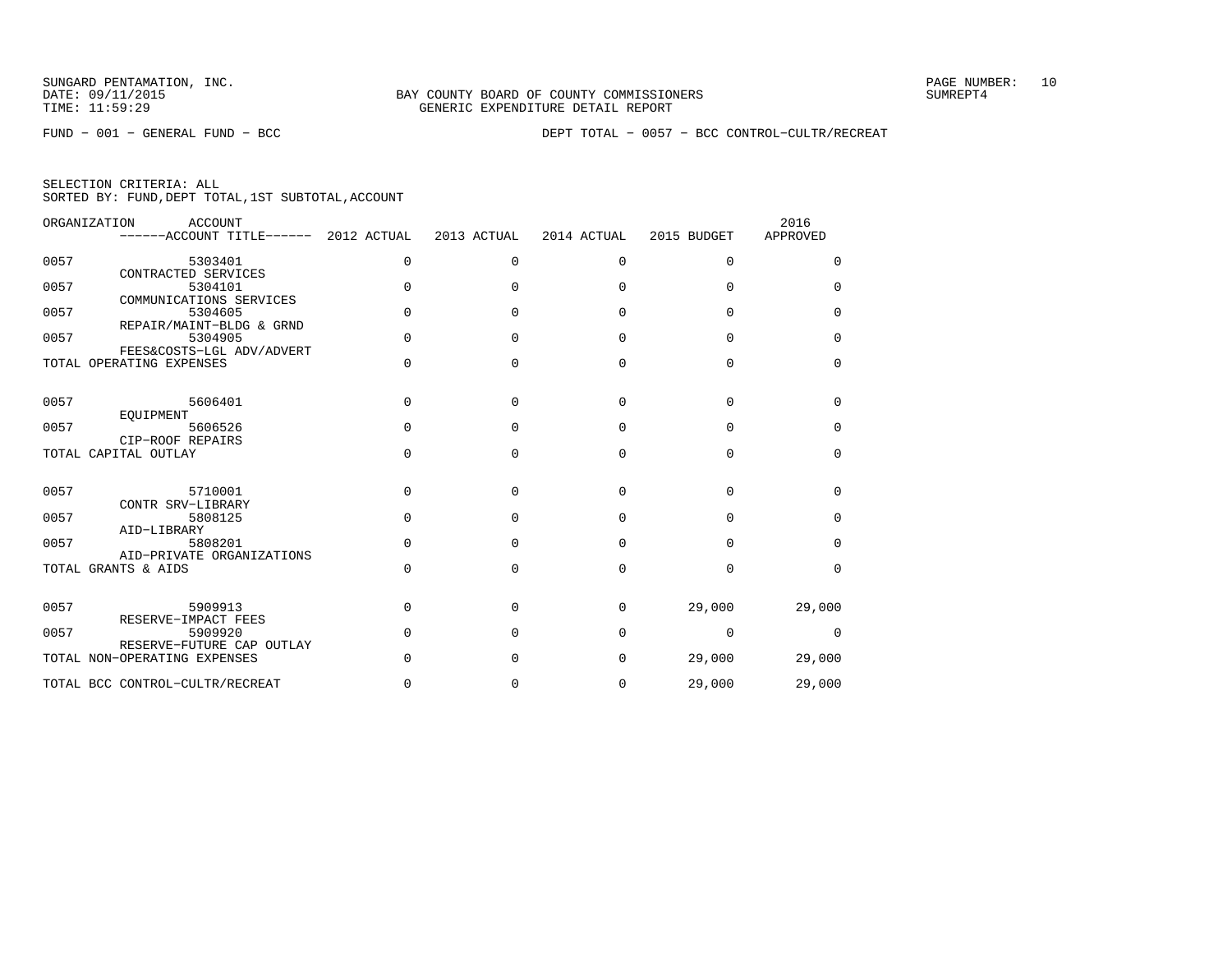SUNGARD PENTAMATION, INC.
DATE: 09/11/2015
TIME: 11:59:29

BAY COUNTY BOARD OF COUNTY COMMISSIONERS
GENERIC EXPENDITURE DETAIL REPORT

SUMREPT4

FUND − 001 − GENERAL FUND − BCC

DEPT TOTAL − 0057 − BCC CONTROL−CULTR/RECREAT

SELECTION CRITERIA: ALL
SORTED BY: FUND,DEPT TOTAL,1ST SUBTOTAL,ACCOUNT

| ORGANIZATION | ACCOUNT / ------ACCOUNT TITLE------ | 2012 ACTUAL | 2013 ACTUAL | 2014 ACTUAL | 2015 BUDGET | 2016 APPROVED |
|---|---|---|---|---|---|---|
| 0057 | 5303401 CONTRACTED SERVICES | 0 | 0 | 0 | 0 | 0 |
| 0057 | 5304101 COMMUNICATIONS SERVICES | 0 | 0 | 0 | 0 | 0 |
| 0057 | 5304605 REPAIR/MAINT−BLDG & GRND | 0 | 0 | 0 | 0 | 0 |
| 0057 | 5304905 FEES&COSTS−LGL ADV/ADVERT | 0 | 0 | 0 | 0 | 0 |
| TOTAL OPERATING EXPENSES | | 0 | 0 | 0 | 0 | 0 |
| 0057 | 5606401 EQUIPMENT | 0 | 0 | 0 | 0 | 0 |
| 0057 | 5606526 CIP−ROOF REPAIRS | 0 | 0 | 0 | 0 | 0 |
| TOTAL CAPITAL OUTLAY | | 0 | 0 | 0 | 0 | 0 |
| 0057 | 5710001 CONTR SRV−LIBRARY | 0 | 0 | 0 | 0 | 0 |
| 0057 | 5808125 AID−LIBRARY | 0 | 0 | 0 | 0 | 0 |
| 0057 | 5808201 AID−PRIVATE ORGANIZATIONS | 0 | 0 | 0 | 0 | 0 |
| TOTAL GRANTS & AIDS | | 0 | 0 | 0 | 0 | 0 |
| 0057 | 5909913 RESERVE−IMPACT FEES | 0 | 0 | 0 | 29,000 | 29,000 |
| 0057 | 5909920 RESERVE−FUTURE CAP OUTLAY | 0 | 0 | 0 | 0 | 0 |
| TOTAL NON−OPERATING EXPENSES | | 0 | 0 | 0 | 29,000 | 29,000 |
| TOTAL BCC CONTROL−CULTR/RECREAT | | 0 | 0 | 0 | 29,000 | 29,000 |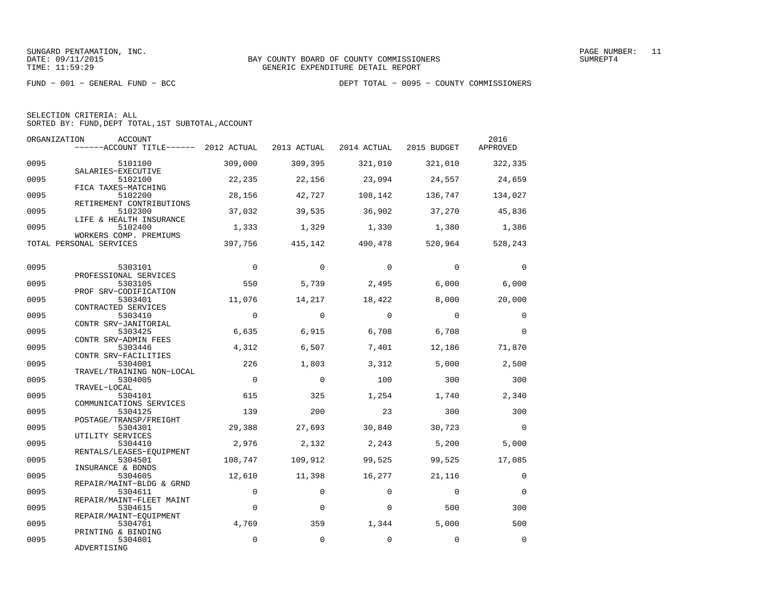SUNGARD PENTAMATION, INC.
DATE: 09/11/2015
TIME: 11:59:29

BAY COUNTY BOARD OF COUNTY COMMISSIONERS
GENERIC EXPENDITURE DETAIL REPORT

SUMREPT4

FUND − 001 − GENERAL FUND − BCC

DEPT TOTAL − 0095 − COUNTY COMMISSIONERS

SELECTION CRITERIA: ALL
SORTED BY: FUND,DEPT TOTAL,1ST SUBTOTAL,ACCOUNT

| ORGANIZATION | ACCOUNT / ACCOUNT TITLE | 2012 ACTUAL | 2013 ACTUAL | 2014 ACTUAL | 2015 BUDGET | 2016 APPROVED |
|---|---|---|---|---|---|---|
| 0095 | 5101100 SALARIES−EXECUTIVE | 309,000 | 309,395 | 321,010 | 321,010 | 322,335 |
| 0095 | 5102100 FICA TAXES−MATCHING | 22,235 | 22,156 | 23,094 | 24,557 | 24,659 |
| 0095 | 5102200 RETIREMENT CONTRIBUTIONS | 28,156 | 42,727 | 108,142 | 136,747 | 134,027 |
| 0095 | 5102300 LIFE & HEALTH INSURANCE | 37,032 | 39,535 | 36,902 | 37,270 | 45,836 |
| 0095 | 5102400 WORKERS COMP. PREMIUMS | 1,333 | 1,329 | 1,330 | 1,380 | 1,386 |
| TOTAL PERSONAL SERVICES | | 397,756 | 415,142 | 490,478 | 520,964 | 528,243 |
| 0095 | 5303101 PROFESSIONAL SERVICES | 0 | 0 | 0 | 0 | 0 |
| 0095 | 5303105 PROF SRV−CODIFICATION | 550 | 5,739 | 2,495 | 6,000 | 6,000 |
| 0095 | 5303401 CONTRACTED SERVICES | 11,076 | 14,217 | 18,422 | 8,000 | 20,000 |
| 0095 | 5303410 CONTR SRV−JANITORIAL | 0 | 0 | 0 | 0 | 0 |
| 0095 | 5303425 CONTR SRV−ADMIN FEES | 6,635 | 6,915 | 6,708 | 6,708 | 0 |
| 0095 | 5303446 CONTR SRV−FACILITIES | 4,312 | 6,507 | 7,401 | 12,186 | 71,870 |
| 0095 | 5304001 TRAVEL/TRAINING NON−LOCAL | 226 | 1,803 | 3,312 | 5,000 | 2,500 |
| 0095 | 5304005 TRAVEL−LOCAL | 0 | 0 | 100 | 300 | 300 |
| 0095 | 5304101 COMMUNICATIONS SERVICES | 615 | 325 | 1,254 | 1,740 | 2,340 |
| 0095 | 5304125 POSTAGE/TRANSP/FREIGHT | 139 | 200 | 23 | 300 | 300 |
| 0095 | 5304301 UTILITY SERVICES | 29,388 | 27,693 | 30,840 | 30,723 | 0 |
| 0095 | 5304410 RENTALS/LEASES−EQUIPMENT | 2,976 | 2,132 | 2,243 | 5,200 | 5,000 |
| 0095 | 5304501 INSURANCE & BONDS | 108,747 | 109,912 | 99,525 | 99,525 | 17,085 |
| 0095 | 5304605 REPAIR/MAINT−BLDG & GRND | 12,610 | 11,398 | 16,277 | 21,116 | 0 |
| 0095 | 5304611 REPAIR/MAINT−FLEET MAINT | 0 | 0 | 0 | 0 | 0 |
| 0095 | 5304615 REPAIR/MAINT−EQUIPMENT | 0 | 0 | 0 | 500 | 300 |
| 0095 | 5304701 PRINTING & BINDING | 4,769 | 359 | 1,344 | 5,000 | 500 |
| 0095 | 5304801 ADVERTISING | 0 | 0 | 0 | 0 | 0 |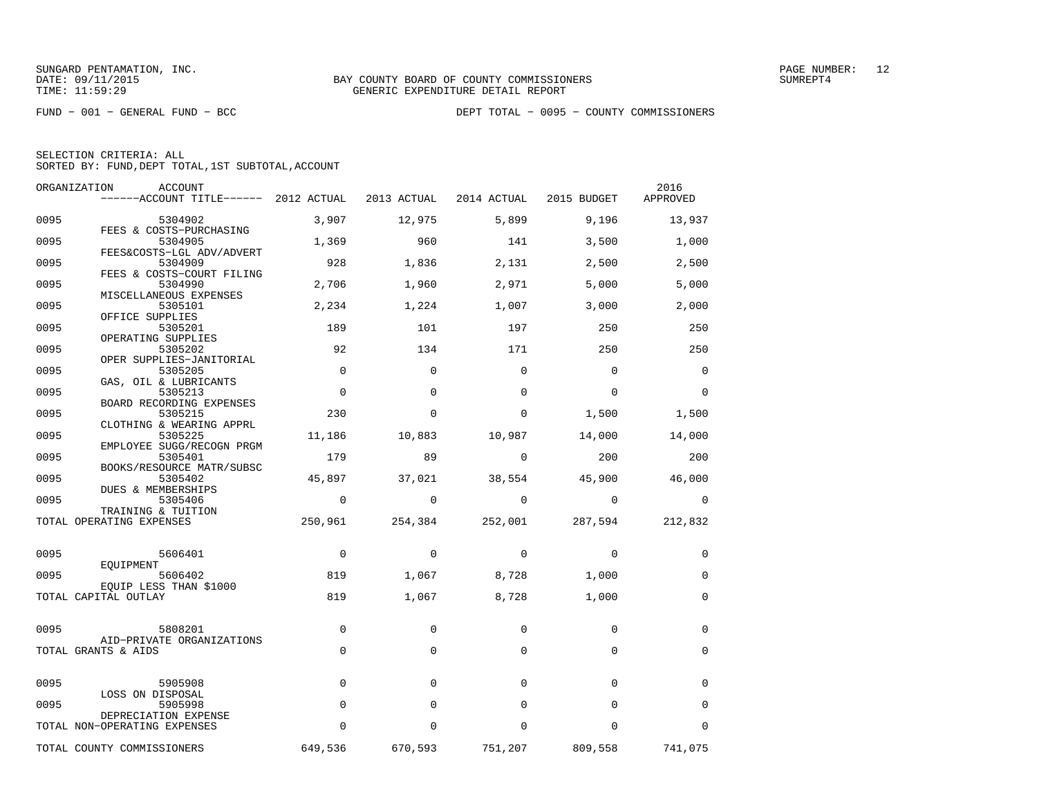SUNGARD PENTAMATION, INC.
DATE: 09/11/2015
TIME: 11:59:29

BAY COUNTY BOARD OF COUNTY COMMISSIONERS
GENERIC EXPENDITURE DETAIL REPORT

PAGE NUMBER: 12
SUMREPT4

FUND − 001 − GENERAL FUND − BCC

DEPT TOTAL − 0095 − COUNTY COMMISSIONERS

SELECTION CRITERIA: ALL
SORTED BY: FUND,DEPT TOTAL,1ST SUBTOTAL,ACCOUNT

| ORGANIZATION | ACCOUNT ------ACCOUNT TITLE------ | 2012 ACTUAL | 2013 ACTUAL | 2014 ACTUAL | 2015 BUDGET | 2016 APPROVED |
|---|---|---|---|---|---|---|
| 0095 | 5304902 FEES & COSTS−PURCHASING | 3,907 | 12,975 | 5,899 | 9,196 | 13,937 |
| 0095 | 5304905 FEES&COSTS−LGL ADV/ADVERT | 1,369 | 960 | 141 | 3,500 | 1,000 |
| 0095 | 5304909 FEES & COSTS−COURT FILING | 928 | 1,836 | 2,131 | 2,500 | 2,500 |
| 0095 | 5304990 MISCELLANEOUS EXPENSES | 2,706 | 1,960 | 2,971 | 5,000 | 5,000 |
| 0095 | 5305101 OFFICE SUPPLIES | 2,234 | 1,224 | 1,007 | 3,000 | 2,000 |
| 0095 | 5305201 OPERATING SUPPLIES | 189 | 101 | 197 | 250 | 250 |
| 0095 | 5305202 OPER SUPPLIES−JANITORIAL | 92 | 134 | 171 | 250 | 250 |
| 0095 | 5305205 GAS, OIL & LUBRICANTS | 0 | 0 | 0 | 0 | 0 |
| 0095 | 5305213 BOARD RECORDING EXPENSES | 0 | 0 | 0 | 0 | 0 |
| 0095 | 5305215 CLOTHING & WEARING APPRL | 230 | 0 | 0 | 1,500 | 1,500 |
| 0095 | 5305225 EMPLOYEE SUGG/RECOGN PRGM | 11,186 | 10,883 | 10,987 | 14,000 | 14,000 |
| 0095 | 5305401 BOOKS/RESOURCE MATR/SUBSC | 179 | 89 | 0 | 200 | 200 |
| 0095 | 5305402 DUES & MEMBERSHIPS | 45,897 | 37,021 | 38,554 | 45,900 | 46,000 |
| 0095 | 5305406 TRAINING & TUITION | 0 | 0 | 0 | 0 | 0 |
| TOTAL OPERATING EXPENSES | | 250,961 | 254,384 | 252,001 | 287,594 | 212,832 |
| 0095 | 5606401 EQUIPMENT | 0 | 0 | 0 | 0 | 0 |
| 0095 | 5606402 EQUIP LESS THAN $1000 | 819 | 1,067 | 8,728 | 1,000 | 0 |
| TOTAL CAPITAL OUTLAY | | 819 | 1,067 | 8,728 | 1,000 | 0 |
| 0095 | 5808201 AID−PRIVATE ORGANIZATIONS | 0 | 0 | 0 | 0 | 0 |
| TOTAL GRANTS & AIDS | | 0 | 0 | 0 | 0 | 0 |
| 0095 | 5905908 LOSS ON DISPOSAL | 0 | 0 | 0 | 0 | 0 |
| 0095 | 5905998 DEPRECIATION EXPENSE | 0 | 0 | 0 | 0 | 0 |
| TOTAL NON−OPERATING EXPENSES | | 0 | 0 | 0 | 0 | 0 |
| TOTAL COUNTY COMMISSIONERS | | 649,536 | 670,593 | 751,207 | 809,558 | 741,075 |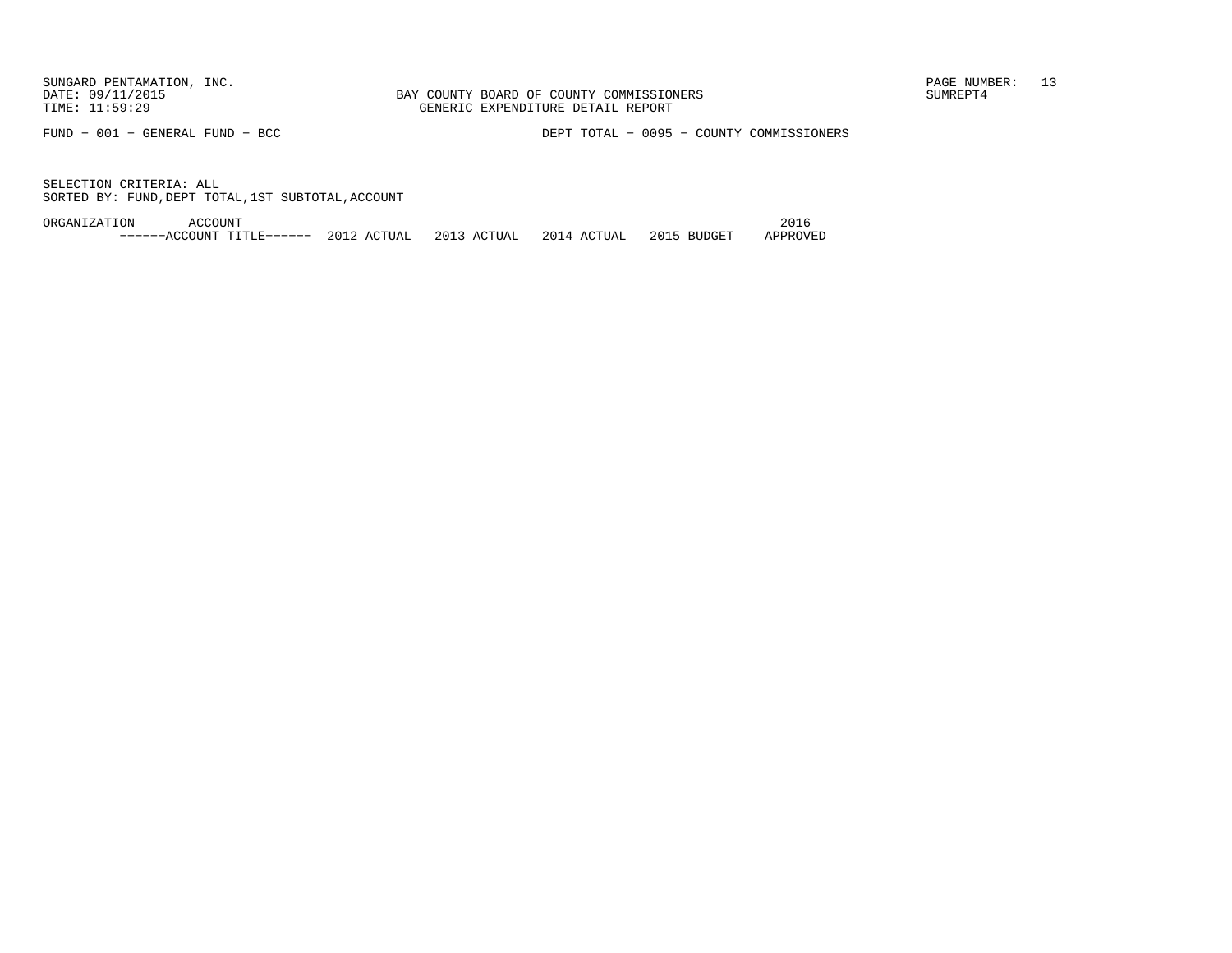FUND - 001 - GENERAL FUND - BCC

DEPT TOTAL - 0095 - COUNTY COMMISSIONERS

SELECTION CRITERIA: ALL
SORTED BY: FUND,DEPT TOTAL,1ST SUBTOTAL,ACCOUNT

| ORGANIZATION | ACCOUNT ------ACCOUNT TITLE------ | 2012 ACTUAL | 2013 ACTUAL | 2014 ACTUAL | 2015 BUDGET | 2016 APPROVED |
|---|---|---|---|---|---|---|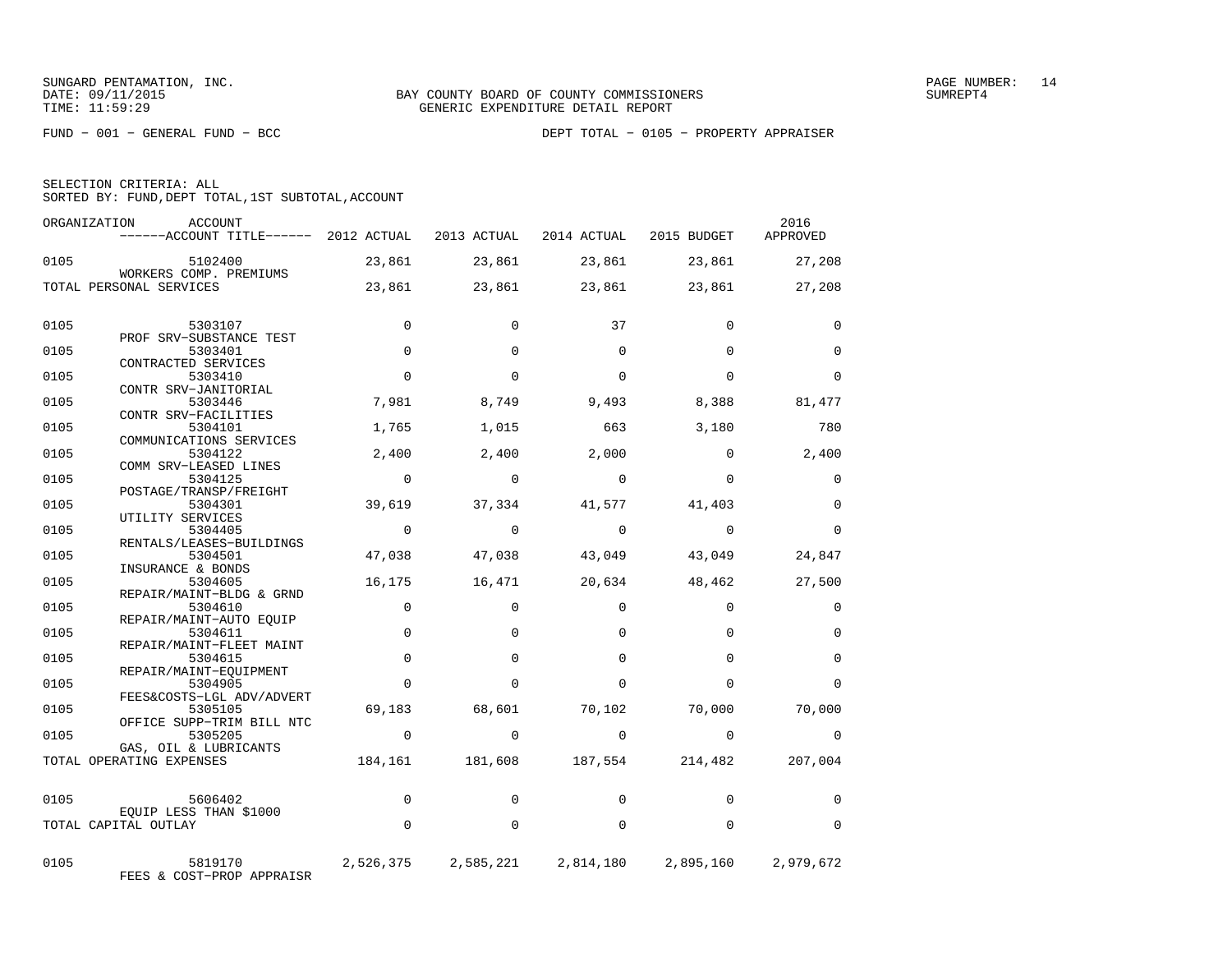SUNGARD PENTAMATION, INC.
DATE: 09/11/2015
TIME: 11:59:29

BAY COUNTY BOARD OF COUNTY COMMISSIONERS
GENERIC EXPENDITURE DETAIL REPORT

PAGE NUMBER: 14
SUMREPT4

FUND − 001 − GENERAL FUND − BCC

DEPT TOTAL − 0105 − PROPERTY APPRAISER

SELECTION CRITERIA: ALL
SORTED BY: FUND,DEPT TOTAL,1ST SUBTOTAL,ACCOUNT

| ORGANIZATION | ACCOUNT ------ACCOUNT TITLE------ | 2012 ACTUAL | 2013 ACTUAL | 2014 ACTUAL | 2015 BUDGET | 2016 APPROVED |
|---|---|---|---|---|---|---|
| 0105 | 5102400 WORKERS COMP. PREMIUMS | 23,861 | 23,861 | 23,861 | 23,861 | 27,208 |
| TOTAL PERSONAL SERVICES | | 23,861 | 23,861 | 23,861 | 23,861 | 27,208 |
| 0105 | 5303107 PROF SRV−SUBSTANCE TEST | 0 | 0 | 37 | 0 | 0 |
| 0105 | 5303401 CONTRACTED SERVICES | 0 | 0 | 0 | 0 | 0 |
| 0105 | 5303410 CONTR SRV−JANITORIAL | 0 | 0 | 0 | 0 | 0 |
| 0105 | 5303446 CONTR SRV−FACILITIES | 7,981 | 8,749 | 9,493 | 8,388 | 81,477 |
| 0105 | 5304101 COMMUNICATIONS SERVICES | 1,765 | 1,015 | 663 | 3,180 | 780 |
| 0105 | 5304122 COMM SRV−LEASED LINES | 2,400 | 2,400 | 2,000 | 0 | 2,400 |
| 0105 | 5304125 POSTAGE/TRANSP/FREIGHT | 0 | 0 | 0 | 0 | 0 |
| 0105 | 5304301 UTILITY SERVICES | 39,619 | 37,334 | 41,577 | 41,403 | 0 |
| 0105 | 5304405 RENTALS/LEASES−BUILDINGS | 0 | 0 | 0 | 0 | 0 |
| 0105 | 5304501 INSURANCE & BONDS | 47,038 | 47,038 | 43,049 | 43,049 | 24,847 |
| 0105 | 5304605 REPAIR/MAINT−BLDG & GRND | 16,175 | 16,471 | 20,634 | 48,462 | 27,500 |
| 0105 | 5304610 REPAIR/MAINT−AUTO EQUIP | 0 | 0 | 0 | 0 | 0 |
| 0105 | 5304611 REPAIR/MAINT−FLEET MAINT | 0 | 0 | 0 | 0 | 0 |
| 0105 | 5304615 REPAIR/MAINT−EQUIPMENT | 0 | 0 | 0 | 0 | 0 |
| 0105 | 5304905 FEES&COSTS−LGL ADV/ADVERT | 0 | 0 | 0 | 0 | 0 |
| 0105 | 5305105 OFFICE SUPP−TRIM BILL NTC | 69,183 | 68,601 | 70,102 | 70,000 | 70,000 |
| 0105 | 5305205 GAS, OIL & LUBRICANTS | 0 | 0 | 0 | 0 | 0 |
| TOTAL OPERATING EXPENSES | | 184,161 | 181,608 | 187,554 | 214,482 | 207,004 |
| 0105 | 5606402 EQUIP LESS THAN $1000 | 0 | 0 | 0 | 0 | 0 |
| TOTAL CAPITAL OUTLAY | | 0 | 0 | 0 | 0 | 0 |
| 0105 | 5819170 FEES & COST−PROP APPRAISR | 2,526,375 | 2,585,221 | 2,814,180 | 2,895,160 | 2,979,672 |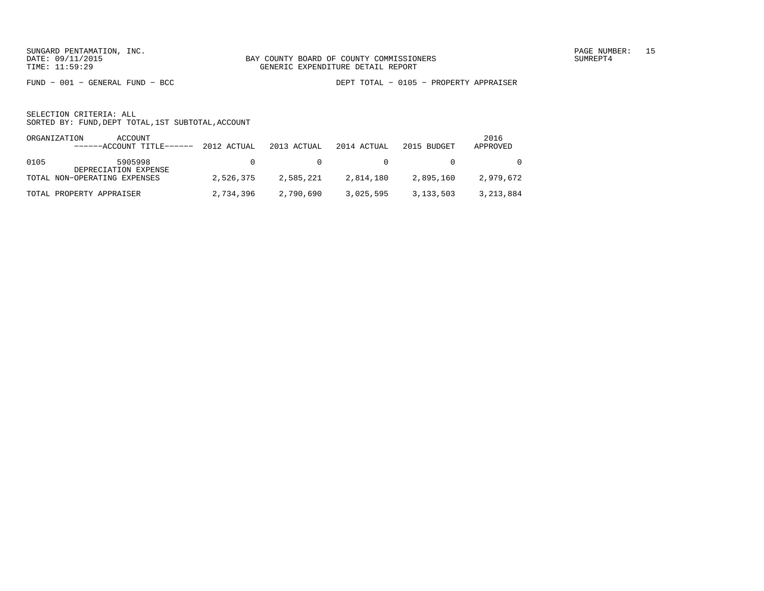BAY COUNTY BOARD OF COUNTY COMMISSIONERS
GENERIC EXPENDITURE DETAIL REPORT

FUND − 001 − GENERAL FUND − BCC

DEPT TOTAL − 0105 − PROPERTY APPRAISER

SELECTION CRITERIA: ALL
SORTED BY: FUND,DEPT TOTAL,1ST SUBTOTAL,ACCOUNT

| ORGANIZATION | ACCOUNT ------ACCOUNT TITLE------ | 2012 ACTUAL | 2013 ACTUAL | 2014 ACTUAL | 2015 BUDGET | 2016 APPROVED |
|---|---|---|---|---|---|---|
| 0105 | 5905998 DEPRECIATION EXPENSE | 0 | 0 | 0 | 0 | 0 |
| TOTAL NON−OPERATING EXPENSES | | 2,526,375 | 2,585,221 | 2,814,180 | 2,895,160 | 2,979,672 |
| TOTAL PROPERTY APPRAISER | | 2,734,396 | 2,790,690 | 3,025,595 | 3,133,503 | 3,213,884 |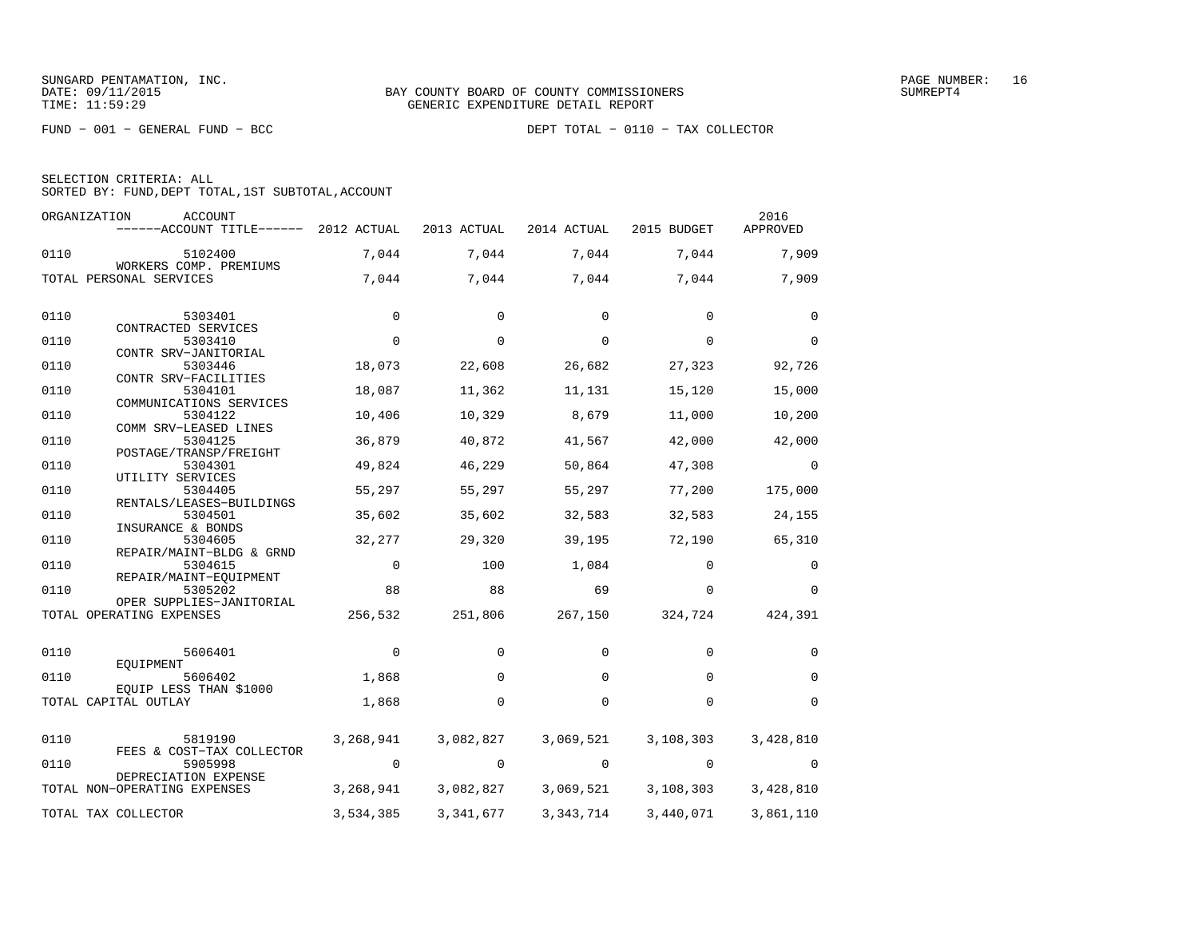SUNGARD PENTAMATION, INC.
DATE: 09/11/2015
TIME: 11:59:29

BAY COUNTY BOARD OF COUNTY COMMISSIONERS
GENERIC EXPENDITURE DETAIL REPORT

PAGE NUMBER: 16
SUMREPT4

FUND − 001 − GENERAL FUND − BCC

DEPT TOTAL − 0110 − TAX COLLECTOR

SELECTION CRITERIA: ALL
SORTED BY: FUND,DEPT TOTAL,1ST SUBTOTAL,ACCOUNT

| ORGANIZATION | ACCOUNT / ACCOUNT TITLE | 2012 ACTUAL | 2013 ACTUAL | 2014 ACTUAL | 2015 BUDGET | 2016 APPROVED |
|---|---|---|---|---|---|---|
| 0110 | 5102400 WORKERS COMP. PREMIUMS | 7,044 | 7,044 | 7,044 | 7,044 | 7,909 |
| TOTAL PERSONAL SERVICES | | 7,044 | 7,044 | 7,044 | 7,044 | 7,909 |
| 0110 | 5303401 CONTRACTED SERVICES | 0 | 0 | 0 | 0 | 0 |
| 0110 | 5303410 CONTR SRV−JANITORIAL | 0 | 0 | 0 | 0 | 0 |
| 0110 | 5303446 CONTR SRV−FACILITIES | 18,073 | 22,608 | 26,682 | 27,323 | 92,726 |
| 0110 | 5304101 COMMUNICATIONS SERVICES | 18,087 | 11,362 | 11,131 | 15,120 | 15,000 |
| 0110 | 5304122 COMM SRV−LEASED LINES | 10,406 | 10,329 | 8,679 | 11,000 | 10,200 |
| 0110 | 5304125 POSTAGE/TRANSP/FREIGHT | 36,879 | 40,872 | 41,567 | 42,000 | 42,000 |
| 0110 | 5304301 UTILITY SERVICES | 49,824 | 46,229 | 50,864 | 47,308 | 0 |
| 0110 | 5304405 RENTALS/LEASES−BUILDINGS | 55,297 | 55,297 | 55,297 | 77,200 | 175,000 |
| 0110 | 5304501 INSURANCE & BONDS | 35,602 | 35,602 | 32,583 | 32,583 | 24,155 |
| 0110 | 5304605 REPAIR/MAINT−BLDG & GRND | 32,277 | 29,320 | 39,195 | 72,190 | 65,310 |
| 0110 | 5304615 REPAIR/MAINT−EQUIPMENT | 0 | 100 | 1,084 | 0 | 0 |
| 0110 | 5305202 OPER SUPPLIES−JANITORIAL | 88 | 88 | 69 | 0 | 0 |
| TOTAL OPERATING EXPENSES | | 256,532 | 251,806 | 267,150 | 324,724 | 424,391 |
| 0110 | 5606401 EQUIPMENT | 0 | 0 | 0 | 0 | 0 |
| 0110 | 5606402 EQUIP LESS THAN $1000 | 1,868 | 0 | 0 | 0 | 0 |
| TOTAL CAPITAL OUTLAY | | 1,868 | 0 | 0 | 0 | 0 |
| 0110 | 5819190 FEES & COST−TAX COLLECTOR | 3,268,941 | 3,082,827 | 3,069,521 | 3,108,303 | 3,428,810 |
| 0110 | 5905998 DEPRECIATION EXPENSE | 0 | 0 | 0 | 0 | 0 |
| TOTAL NON−OPERATING EXPENSES | | 3,268,941 | 3,082,827 | 3,069,521 | 3,108,303 | 3,428,810 |
| TOTAL TAX COLLECTOR | | 3,534,385 | 3,341,677 | 3,343,714 | 3,440,071 | 3,861,110 |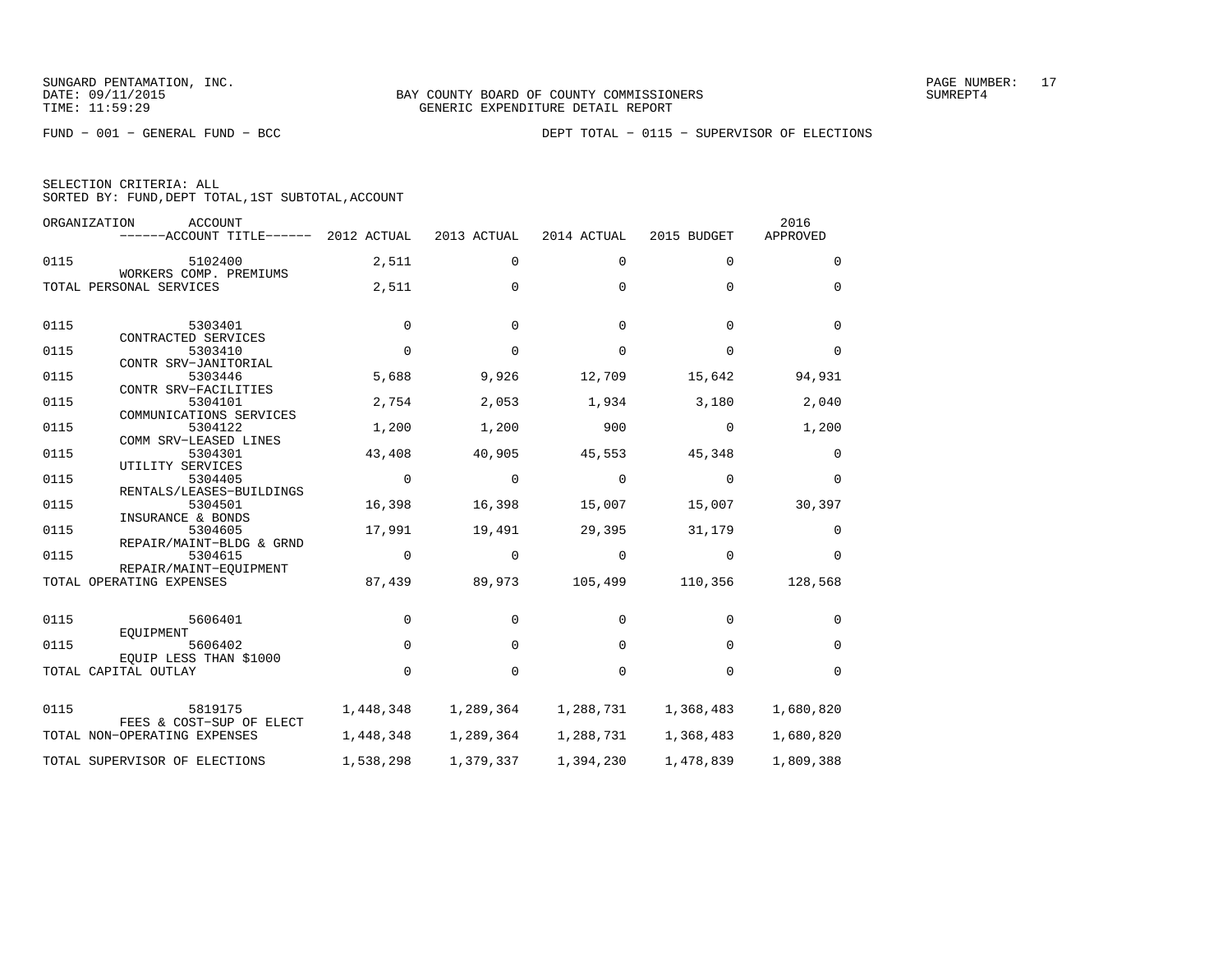SUNGARD PENTAMATION, INC.
DATE: 09/11/2015
TIME: 11:59:29

BAY COUNTY BOARD OF COUNTY COMMISSIONERS
GENERIC EXPENDITURE DETAIL REPORT

FUND − 001 − GENERAL FUND − BCC

DEPT TOTAL − 0115 − SUPERVISOR OF ELECTIONS

SELECTION CRITERIA: ALL
SORTED BY: FUND,DEPT TOTAL,1ST SUBTOTAL,ACCOUNT

| ORGANIZATION | ACCOUNT / ACCOUNT TITLE | 2012 ACTUAL | 2013 ACTUAL | 2014 ACTUAL | 2015 BUDGET | 2016 APPROVED |
|---|---|---|---|---|---|---|
| 0115 | 5102400 WORKERS COMP. PREMIUMS | 2,511 | 0 | 0 | 0 | 0 |
| TOTAL PERSONAL SERVICES | | 2,511 | 0 | 0 | 0 | 0 |
| 0115 | 5303401 CONTRACTED SERVICES | 0 | 0 | 0 | 0 | 0 |
| 0115 | 5303410 CONTR SRV−JANITORIAL | 0 | 0 | 0 | 0 | 0 |
| 0115 | 5303446 CONTR SRV−FACILITIES | 5,688 | 9,926 | 12,709 | 15,642 | 94,931 |
| 0115 | 5304101 COMMUNICATIONS SERVICES | 2,754 | 2,053 | 1,934 | 3,180 | 2,040 |
| 0115 | 5304122 COMM SRV−LEASED LINES | 1,200 | 1,200 | 900 | 0 | 1,200 |
| 0115 | 5304301 UTILITY SERVICES | 43,408 | 40,905 | 45,553 | 45,348 | 0 |
| 0115 | 5304405 RENTALS/LEASES−BUILDINGS | 0 | 0 | 0 | 0 | 0 |
| 0115 | 5304501 INSURANCE & BONDS | 16,398 | 16,398 | 15,007 | 15,007 | 30,397 |
| 0115 | 5304605 REPAIR/MAINT−BLDG & GRND | 17,991 | 19,491 | 29,395 | 31,179 | 0 |
| 0115 | 5304615 REPAIR/MAINT−EQUIPMENT | 0 | 0 | 0 | 0 | 0 |
| TOTAL OPERATING EXPENSES | | 87,439 | 89,973 | 105,499 | 110,356 | 128,568 |
| 0115 | 5606401 EQUIPMENT | 0 | 0 | 0 | 0 | 0 |
| 0115 | 5606402 EQUIP LESS THAN $1000 | 0 | 0 | 0 | 0 | 0 |
| TOTAL CAPITAL OUTLAY | | 0 | 0 | 0 | 0 | 0 |
| 0115 | 5819175 FEES & COST−SUP OF ELECT | 1,448,348 | 1,289,364 | 1,288,731 | 1,368,483 | 1,680,820 |
| TOTAL NON−OPERATING EXPENSES | | 1,448,348 | 1,289,364 | 1,288,731 | 1,368,483 | 1,680,820 |
| TOTAL SUPERVISOR OF ELECTIONS | | 1,538,298 | 1,379,337 | 1,394,230 | 1,478,839 | 1,809,388 |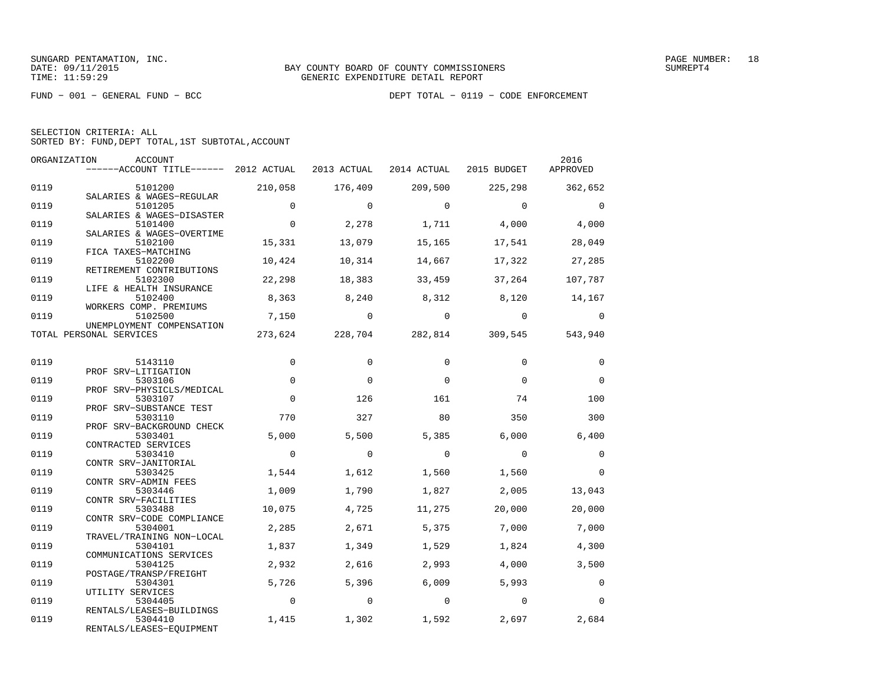SUNGARD PENTAMATION, INC.
DATE: 09/11/2015
TIME: 11:59:29

BAY COUNTY BOARD OF COUNTY COMMISSIONERS
GENERIC EXPENDITURE DETAIL REPORT

SUMREPT4

FUND − 001 − GENERAL FUND − BCC

DEPT TOTAL − 0119 − CODE ENFORCEMENT

SELECTION CRITERIA: ALL
SORTED BY: FUND,DEPT TOTAL,1ST SUBTOTAL,ACCOUNT

| ORGANIZATION | ACCOUNT / ------ACCOUNT TITLE------ | 2012 ACTUAL | 2013 ACTUAL | 2014 ACTUAL | 2015 BUDGET | 2016 APPROVED |
|---|---|---|---|---|---|---|
| 0119 | 5101200 SALARIES & WAGES−REGULAR | 210,058 | 176,409 | 209,500 | 225,298 | 362,652 |
| 0119 | 5101205 SALARIES & WAGES−DISASTER | 0 | 0 | 0 | 0 | 0 |
| 0119 | 5101400 SALARIES & WAGES−OVERTIME | 0 | 2,278 | 1,711 | 4,000 | 4,000 |
| 0119 | 5102100 FICA TAXES−MATCHING | 15,331 | 13,079 | 15,165 | 17,541 | 28,049 |
| 0119 | 5102200 RETIREMENT CONTRIBUTIONS | 10,424 | 10,314 | 14,667 | 17,322 | 27,285 |
| 0119 | 5102300 LIFE & HEALTH INSURANCE | 22,298 | 18,383 | 33,459 | 37,264 | 107,787 |
| 0119 | 5102400 WORKERS COMP. PREMIUMS | 8,363 | 8,240 | 8,312 | 8,120 | 14,167 |
| 0119 | 5102500 UNEMPLOYMENT COMPENSATION | 7,150 | 0 | 0 | 0 | 0 |
| TOTAL PERSONAL SERVICES | | 273,624 | 228,704 | 282,814 | 309,545 | 543,940 |
| 0119 | 5143110 PROF SRV−LITIGATION | 0 | 0 | 0 | 0 | 0 |
| 0119 | 5303106 PROF SRV−PHYSICLS/MEDICAL | 0 | 0 | 0 | 0 | 0 |
| 0119 | 5303107 PROF SRV−SUBSTANCE TEST | 0 | 126 | 161 | 74 | 100 |
| 0119 | 5303110 PROF SRV−BACKGROUND CHECK | 770 | 327 | 80 | 350 | 300 |
| 0119 | 5303401 CONTRACTED SERVICES | 5,000 | 5,500 | 5,385 | 6,000 | 6,400 |
| 0119 | 5303410 CONTR SRV−JANITORIAL | 0 | 0 | 0 | 0 | 0 |
| 0119 | 5303425 CONTR SRV−ADMIN FEES | 1,544 | 1,612 | 1,560 | 1,560 | 0 |
| 0119 | 5303446 CONTR SRV−FACILITIES | 1,009 | 1,790 | 1,827 | 2,005 | 13,043 |
| 0119 | 5303488 CONTR SRV−CODE COMPLIANCE | 10,075 | 4,725 | 11,275 | 20,000 | 20,000 |
| 0119 | 5304001 TRAVEL/TRAINING NON−LOCAL | 2,285 | 2,671 | 5,375 | 7,000 | 7,000 |
| 0119 | 5304101 COMMUNICATIONS SERVICES | 1,837 | 1,349 | 1,529 | 1,824 | 4,300 |
| 0119 | 5304125 POSTAGE/TRANSP/FREIGHT | 2,932 | 2,616 | 2,993 | 4,000 | 3,500 |
| 0119 | 5304301 UTILITY SERVICES | 5,726 | 5,396 | 6,009 | 5,993 | 0 |
| 0119 | 5304405 RENTALS/LEASES−BUILDINGS | 0 | 0 | 0 | 0 | 0 |
| 0119 | 5304410 RENTALS/LEASES−EQUIPMENT | 1,415 | 1,302 | 1,592 | 2,697 | 2,684 |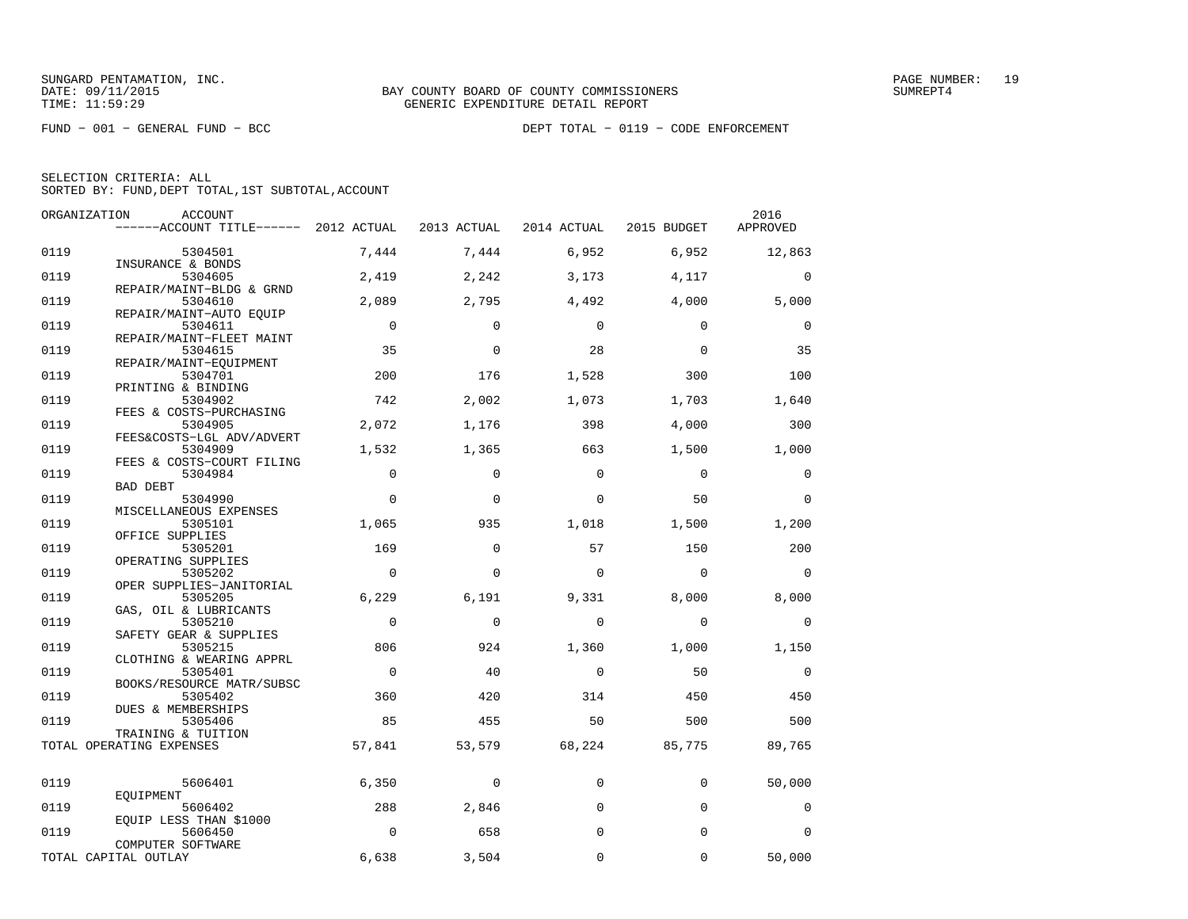SUNGARD PENTAMATION, INC.
DATE: 09/11/2015
TIME: 11:59:29

BAY COUNTY BOARD OF COUNTY COMMISSIONERS
GENERIC EXPENDITURE DETAIL REPORT

SUMREPT4

FUND − 001 − GENERAL FUND − BCC

DEPT TOTAL − 0119 − CODE ENFORCEMENT

SELECTION CRITERIA: ALL
SORTED BY: FUND,DEPT TOTAL,1ST SUBTOTAL,ACCOUNT

| ORGANIZATION | ACCOUNT / ACCOUNT TITLE | 2012 ACTUAL | 2013 ACTUAL | 2014 ACTUAL | 2015 BUDGET | 2016 APPROVED |
|---|---|---|---|---|---|---|
| 0119 | 5304501 INSURANCE & BONDS | 7,444 | 7,444 | 6,952 | 6,952 | 12,863 |
| 0119 | 5304605 REPAIR/MAINT−BLDG & GRND | 2,419 | 2,242 | 3,173 | 4,117 | 0 |
| 0119 | 5304610 REPAIR/MAINT−AUTO EQUIP | 2,089 | 2,795 | 4,492 | 4,000 | 5,000 |
| 0119 | 5304611 REPAIR/MAINT−FLEET MAINT | 0 | 0 | 0 | 0 | 0 |
| 0119 | 5304615 REPAIR/MAINT−EQUIPMENT | 35 | 0 | 28 | 0 | 35 |
| 0119 | 5304701 PRINTING & BINDING | 200 | 176 | 1,528 | 300 | 100 |
| 0119 | 5304902 FEES & COSTS−PURCHASING | 742 | 2,002 | 1,073 | 1,703 | 1,640 |
| 0119 | 5304905 FEES&COSTS−LGL ADV/ADVERT | 2,072 | 1,176 | 398 | 4,000 | 300 |
| 0119 | 5304909 FEES & COSTS−COURT FILING | 1,532 | 1,365 | 663 | 1,500 | 1,000 |
| 0119 | 5304984 BAD DEBT | 0 | 0 | 0 | 0 | 0 |
| 0119 | 5304990 MISCELLANEOUS EXPENSES | 0 | 0 | 0 | 50 | 0 |
| 0119 | 5305101 OFFICE SUPPLIES | 1,065 | 935 | 1,018 | 1,500 | 1,200 |
| 0119 | 5305201 OPERATING SUPPLIES | 169 | 0 | 57 | 150 | 200 |
| 0119 | 5305202 OPER SUPPLIES−JANITORIAL | 0 | 0 | 0 | 0 | 0 |
| 0119 | 5305205 GAS, OIL & LUBRICANTS | 6,229 | 6,191 | 9,331 | 8,000 | 8,000 |
| 0119 | 5305210 SAFETY GEAR & SUPPLIES | 0 | 0 | 0 | 0 | 0 |
| 0119 | 5305215 CLOTHING & WEARING APPRL | 806 | 924 | 1,360 | 1,000 | 1,150 |
| 0119 | 5305401 BOOKS/RESOURCE MATR/SUBSC | 0 | 40 | 0 | 50 | 0 |
| 0119 | 5305402 DUES & MEMBERSHIPS | 360 | 420 | 314 | 450 | 450 |
| 0119 | 5305406 TRAINING & TUITION | 85 | 455 | 50 | 500 | 500 |
| TOTAL OPERATING EXPENSES | | 57,841 | 53,579 | 68,224 | 85,775 | 89,765 |
| 0119 | 5606401 EQUIPMENT | 6,350 | 0 | 0 | 0 | 50,000 |
| 0119 | 5606402 EQUIP LESS THAN $1000 | 288 | 2,846 | 0 | 0 | 0 |
| 0119 | 5606450 COMPUTER SOFTWARE | 0 | 658 | 0 | 0 | 0 |
| TOTAL CAPITAL OUTLAY | | 6,638 | 3,504 | 0 | 0 | 50,000 |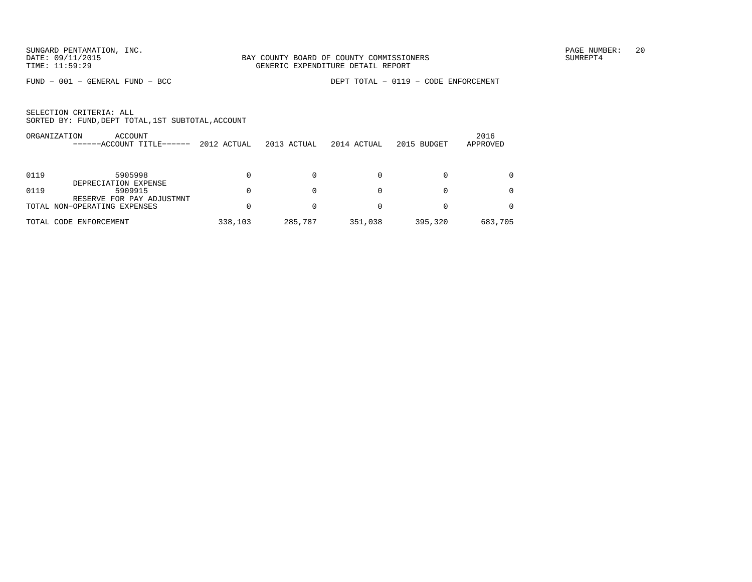BAY COUNTY BOARD OF COUNTY COMMISSIONERS
GENERIC EXPENDITURE DETAIL REPORT

FUND − 001 − GENERAL FUND − BCC

DEPT TOTAL − 0119 − CODE ENFORCEMENT

SELECTION CRITERIA: ALL
SORTED BY: FUND,DEPT TOTAL,1ST SUBTOTAL,ACCOUNT

| ORGANIZATION | ACCOUNT / ACCOUNT TITLE | 2012 ACTUAL | 2013 ACTUAL | 2014 ACTUAL | 2015 BUDGET | 2016 APPROVED |
|---|---|---|---|---|---|---|
| 0119 | 5905998 DEPRECIATION EXPENSE | 0 | 0 | 0 | 0 | 0 |
| 0119 | 5909915 RESERVE FOR PAY ADJUSTMNT | 0 | 0 | 0 | 0 | 0 |
| TOTAL NON−OPERATING EXPENSES | | 0 | 0 | 0 | 0 | 0 |
| TOTAL CODE ENFORCEMENT | | 338,103 | 285,787 | 351,038 | 395,320 | 683,705 |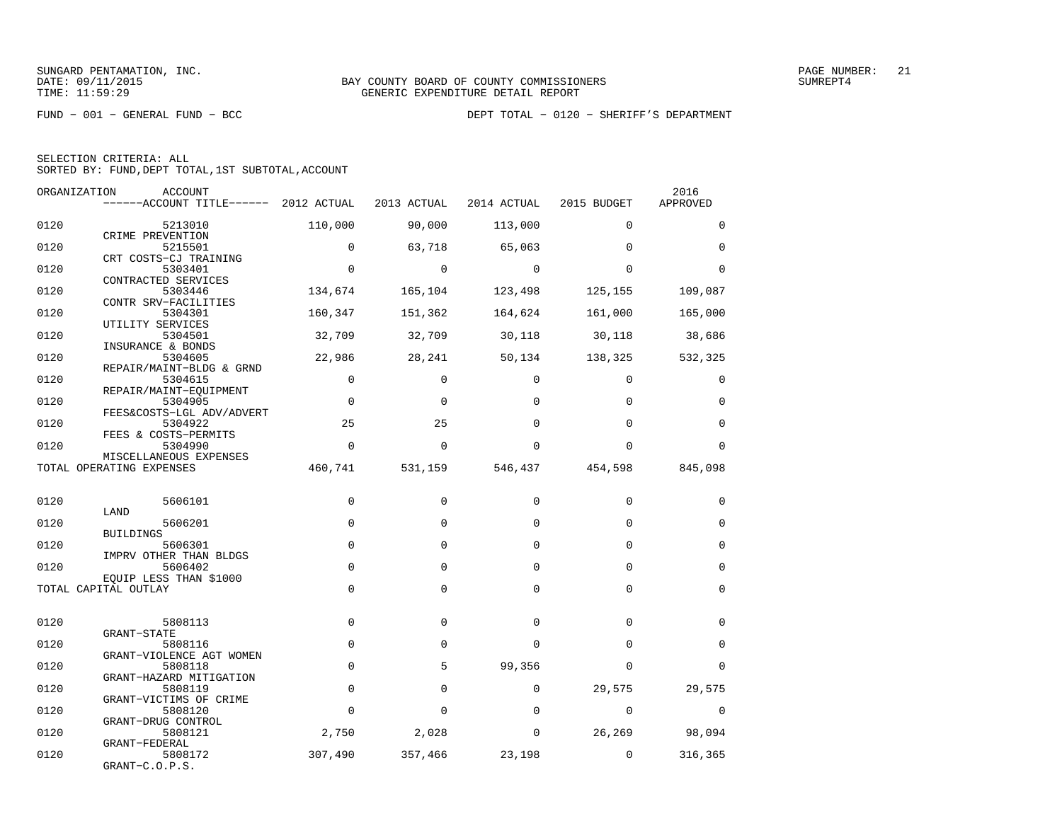SUNGARD PENTAMATION, INC.
DATE: 09/11/2015
TIME: 11:59:29

BAY COUNTY BOARD OF COUNTY COMMISSIONERS
GENERIC EXPENDITURE DETAIL REPORT

SUMREPT4

FUND − 001 − GENERAL FUND − BCC

DEPT TOTAL − 0120 − SHERIFF'S DEPARTMENT

SELECTION CRITERIA: ALL
SORTED BY: FUND,DEPT TOTAL,1ST SUBTOTAL,ACCOUNT

| ORGANIZATION | ACCOUNT ------ACCOUNT TITLE------ | 2012 ACTUAL | 2013 ACTUAL | 2014 ACTUAL | 2015 BUDGET | 2016 APPROVED |
|---|---|---|---|---|---|---|
| 0120 | 5213010 CRIME PREVENTION | 110,000 | 90,000 | 113,000 | 0 | 0 |
| 0120 | 5215501 CRT COSTS−CJ TRAINING | 0 | 63,718 | 65,063 | 0 | 0 |
| 0120 | 5303401 CONTRACTED SERVICES | 0 | 0 | 0 | 0 | 0 |
| 0120 | 5303446 CONTR SRV−FACILITIES | 134,674 | 165,104 | 123,498 | 125,155 | 109,087 |
| 0120 | 5304301 UTILITY SERVICES | 160,347 | 151,362 | 164,624 | 161,000 | 165,000 |
| 0120 | 5304501 INSURANCE & BONDS | 32,709 | 32,709 | 30,118 | 30,118 | 38,686 |
| 0120 | 5304605 REPAIR/MAINT−BLDG & GRND | 22,986 | 28,241 | 50,134 | 138,325 | 532,325 |
| 0120 | 5304615 REPAIR/MAINT−EQUIPMENT | 0 | 0 | 0 | 0 | 0 |
| 0120 | 5304905 FEES&COSTS−LGL ADV/ADVERT | 0 | 0 | 0 | 0 | 0 |
| 0120 | 5304922 FEES & COSTS−PERMITS | 25 | 25 | 0 | 0 | 0 |
| 0120 | 5304990 MISCELLANEOUS EXPENSES | 0 | 0 | 0 | 0 | 0 |
| TOTAL OPERATING EXPENSES | | 460,741 | 531,159 | 546,437 | 454,598 | 845,098 |
| 0120 | 5606101 LAND | 0 | 0 | 0 | 0 | 0 |
| 0120 | 5606201 BUILDINGS | 0 | 0 | 0 | 0 | 0 |
| 0120 | 5606301 IMPRV OTHER THAN BLDGS | 0 | 0 | 0 | 0 | 0 |
| 0120 | 5606402 EQUIP LESS THAN $1000 | 0 | 0 | 0 | 0 | 0 |
| TOTAL CAPITAL OUTLAY | | 0 | 0 | 0 | 0 | 0 |
| 0120 | 5808113 GRANT−STATE | 0 | 0 | 0 | 0 | 0 |
| 0120 | 5808116 GRANT−VIOLENCE AGT WOMEN | 0 | 0 | 0 | 0 | 0 |
| 0120 | 5808118 GRANT−HAZARD MITIGATION | 0 | 5 | 99,356 | 0 | 0 |
| 0120 | 5808119 GRANT−VICTIMS OF CRIME | 0 | 0 | 0 | 29,575 | 29,575 |
| 0120 | 5808120 GRANT−DRUG CONTROL | 0 | 0 | 0 | 0 | 0 |
| 0120 | 5808121 GRANT−FEDERAL | 2,750 | 2,028 | 0 | 26,269 | 98,094 |
| 0120 | 5808172 GRANT−C.O.P.S. | 307,490 | 357,466 | 23,198 | 0 | 316,365 |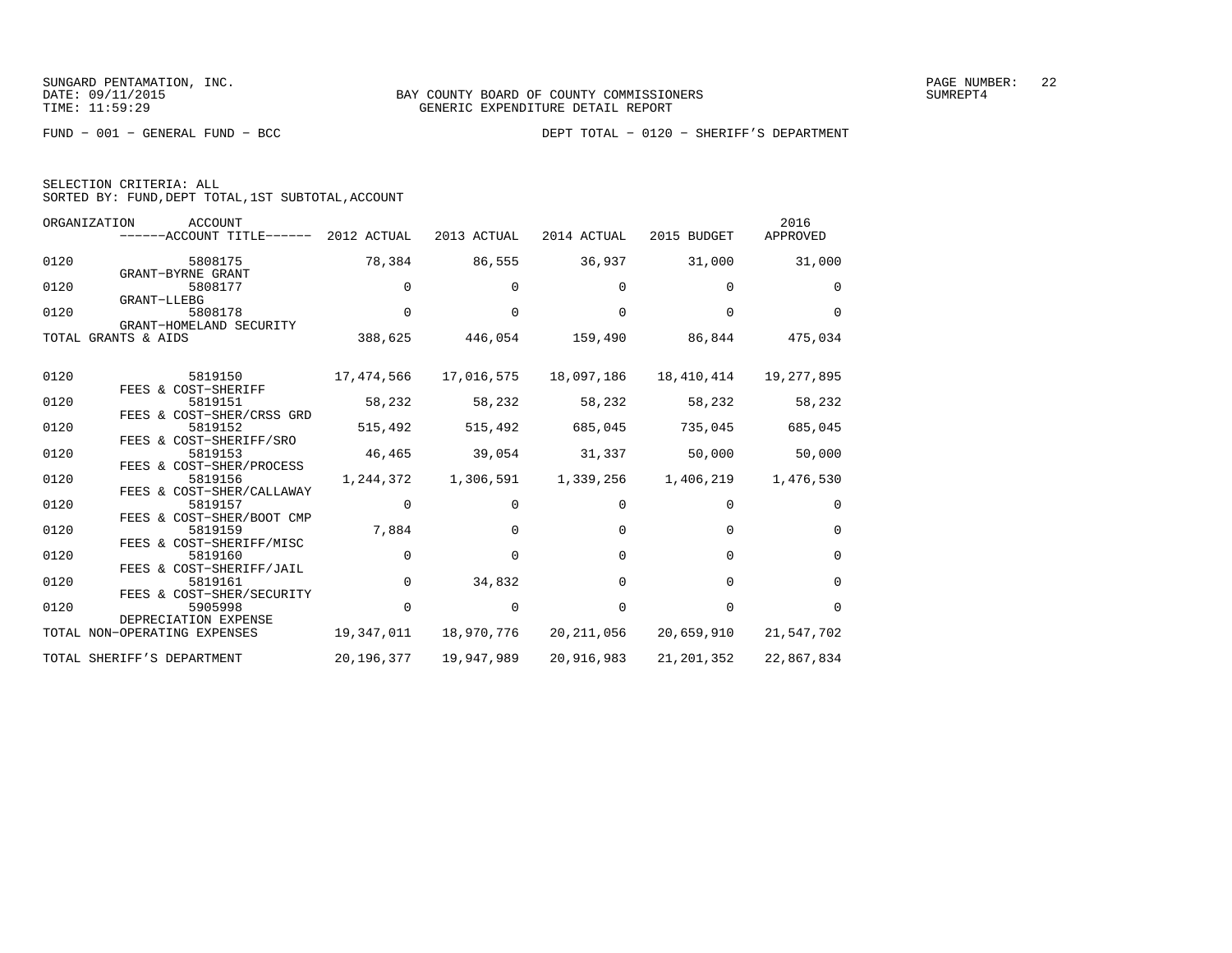BAY COUNTY BOARD OF COUNTY COMMISSIONERS
GENERIC EXPENDITURE DETAIL REPORT

SUNGARD PENTAMATION, INC.
DATE: 09/11/2015
TIME: 11:59:29

SUMREPT4

FUND − 001 − GENERAL FUND − BCC

DEPT TOTAL − 0120 − SHERIFF'S DEPARTMENT

SELECTION CRITERIA: ALL
SORTED BY: FUND,DEPT TOTAL,1ST SUBTOTAL,ACCOUNT

| ORGANIZATION | ACCOUNT / ACCOUNT TITLE | 2012 ACTUAL | 2013 ACTUAL | 2014 ACTUAL | 2015 BUDGET | 2016 APPROVED |
|---|---|---|---|---|---|---|
| 0120 | 5808175 GRANT−BYRNE GRANT | 78,384 | 86,555 | 36,937 | 31,000 | 31,000 |
| 0120 | 5808177 GRANT−LLEBG | 0 | 0 | 0 | 0 | 0 |
| 0120 | 5808178 GRANT−HOMELAND SECURITY | 0 | 0 | 0 | 0 | 0 |
| TOTAL GRANTS & AIDS | | 388,625 | 446,054 | 159,490 | 86,844 | 475,034 |
| 0120 | 5819150 FEES & COST−SHERIFF | 17,474,566 | 17,016,575 | 18,097,186 | 18,410,414 | 19,277,895 |
| 0120 | 5819151 FEES & COST−SHER/CRSS GRD | 58,232 | 58,232 | 58,232 | 58,232 | 58,232 |
| 0120 | 5819152 FEES & COST−SHERIFF/SRO | 515,492 | 515,492 | 685,045 | 735,045 | 685,045 |
| 0120 | 5819153 FEES & COST−SHER/PROCESS | 46,465 | 39,054 | 31,337 | 50,000 | 50,000 |
| 0120 | 5819156 FEES & COST−SHER/CALLAWAY | 1,244,372 | 1,306,591 | 1,339,256 | 1,406,219 | 1,476,530 |
| 0120 | 5819157 FEES & COST−SHER/BOOT CMP | 0 | 0 | 0 | 0 | 0 |
| 0120 | 5819159 FEES & COST−SHERIFF/MISC | 7,884 | 0 | 0 | 0 | 0 |
| 0120 | 5819160 FEES & COST−SHERIFF/JAIL | 0 | 0 | 0 | 0 | 0 |
| 0120 | 5819161 FEES & COST−SHER/SECURITY | 0 | 34,832 | 0 | 0 | 0 |
| 0120 | 5905998 DEPRECIATION EXPENSE | 0 | 0 | 0 | 0 | 0 |
| TOTAL NON−OPERATING EXPENSES | | 19,347,011 | 18,970,776 | 20,211,056 | 20,659,910 | 21,547,702 |
| TOTAL SHERIFF'S DEPARTMENT | | 20,196,377 | 19,947,989 | 20,916,983 | 21,201,352 | 22,867,834 |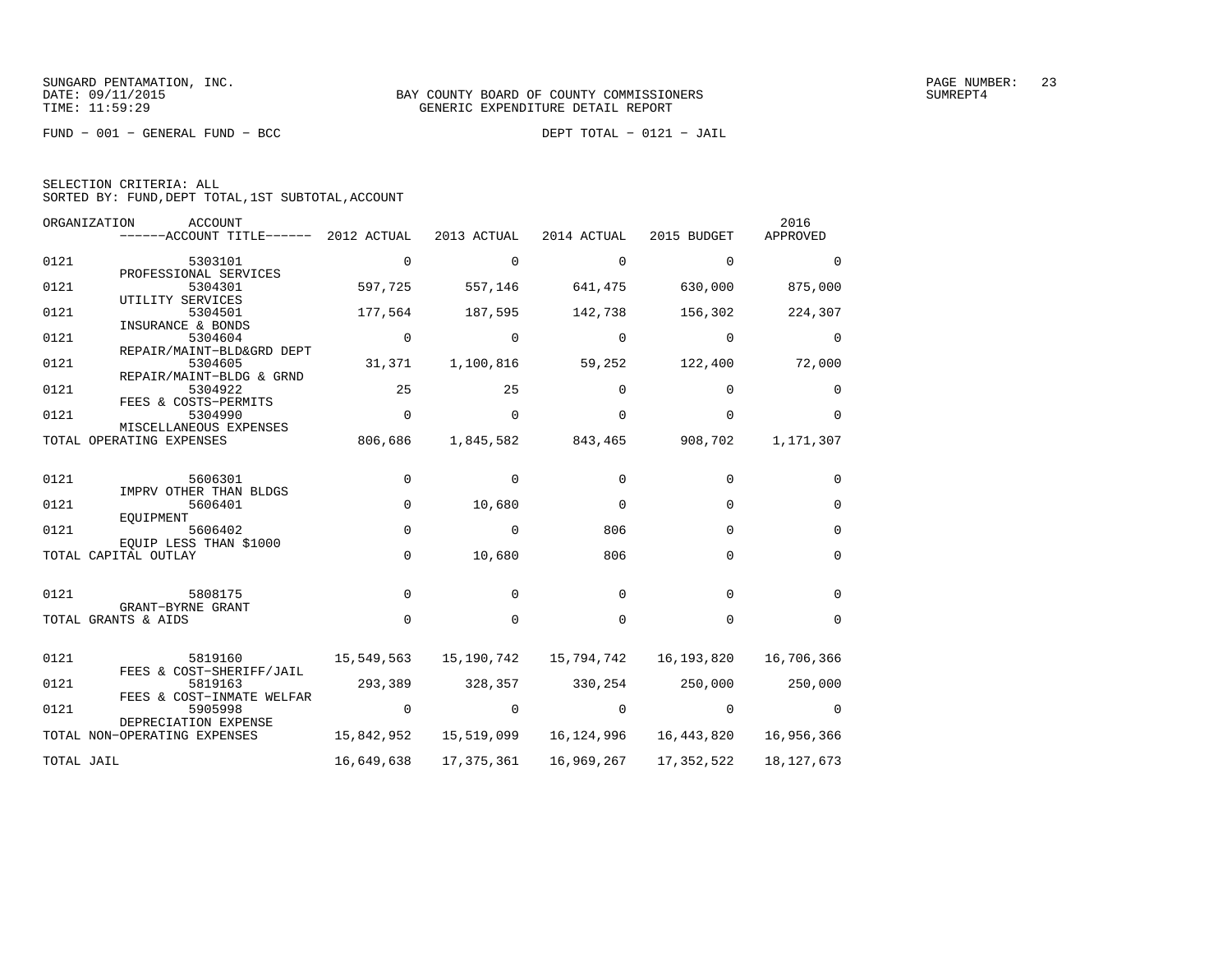SUNGARD PENTAMATION, INC.
DATE: 09/11/2015
TIME: 11:59:29

BAY COUNTY BOARD OF COUNTY COMMISSIONERS
GENERIC EXPENDITURE DETAIL REPORT

SUMREPT4

FUND − 001 − GENERAL FUND − BCC

DEPT TOTAL − 0121 − JAIL

SELECTION CRITERIA: ALL
SORTED BY: FUND,DEPT TOTAL,1ST SUBTOTAL,ACCOUNT

| ORGANIZATION | ACCOUNT / ------ACCOUNT TITLE------ | 2012 ACTUAL | 2013 ACTUAL | 2014 ACTUAL | 2015 BUDGET | 2016 APPROVED |
|---|---|---|---|---|---|---|
| 0121 | 5303101 PROFESSIONAL SERVICES | 0 | 0 | 0 | 0 | 0 |
| 0121 | 5304301 UTILITY SERVICES | 597,725 | 557,146 | 641,475 | 630,000 | 875,000 |
| 0121 | 5304501 INSURANCE & BONDS | 177,564 | 187,595 | 142,738 | 156,302 | 224,307 |
| 0121 | 5304604 REPAIR/MAINT−BLD&GRD DEPT | 0 | 0 | 0 | 0 | 0 |
| 0121 | 5304605 REPAIR/MAINT−BLDG & GRND | 31,371 | 1,100,816 | 59,252 | 122,400 | 72,000 |
| 0121 | 5304922 FEES & COSTS−PERMITS | 25 | 25 | 0 | 0 | 0 |
| 0121 | 5304990 MISCELLANEOUS EXPENSES | 0 | 0 | 0 | 0 | 0 |
| TOTAL OPERATING EXPENSES | | 806,686 | 1,845,582 | 843,465 | 908,702 | 1,171,307 |
| 0121 | 5606301 IMPRV OTHER THAN BLDGS | 0 | 0 | 0 | 0 | 0 |
| 0121 | 5606401 EQUIPMENT | 0 | 10,680 | 0 | 0 | 0 |
| 0121 | 5606402 EQUIP LESS THAN $1000 | 0 | 0 | 806 | 0 | 0 |
| TOTAL CAPITAL OUTLAY | | 0 | 10,680 | 806 | 0 | 0 |
| 0121 | 5808175 GRANT−BYRNE GRANT | 0 | 0 | 0 | 0 | 0 |
| TOTAL GRANTS & AIDS | | 0 | 0 | 0 | 0 | 0 |
| 0121 | 5819160 FEES & COST−SHERIFF/JAIL | 15,549,563 | 15,190,742 | 15,794,742 | 16,193,820 | 16,706,366 |
| 0121 | 5819163 FEES & COST−INMATE WELFAR | 293,389 | 328,357 | 330,254 | 250,000 | 250,000 |
| 0121 | 5905998 DEPRECIATION EXPENSE | 0 | 0 | 0 | 0 | 0 |
| TOTAL NON−OPERATING EXPENSES | | 15,842,952 | 15,519,099 | 16,124,996 | 16,443,820 | 16,956,366 |
| TOTAL JAIL | | 16,649,638 | 17,375,361 | 16,969,267 | 17,352,522 | 18,127,673 |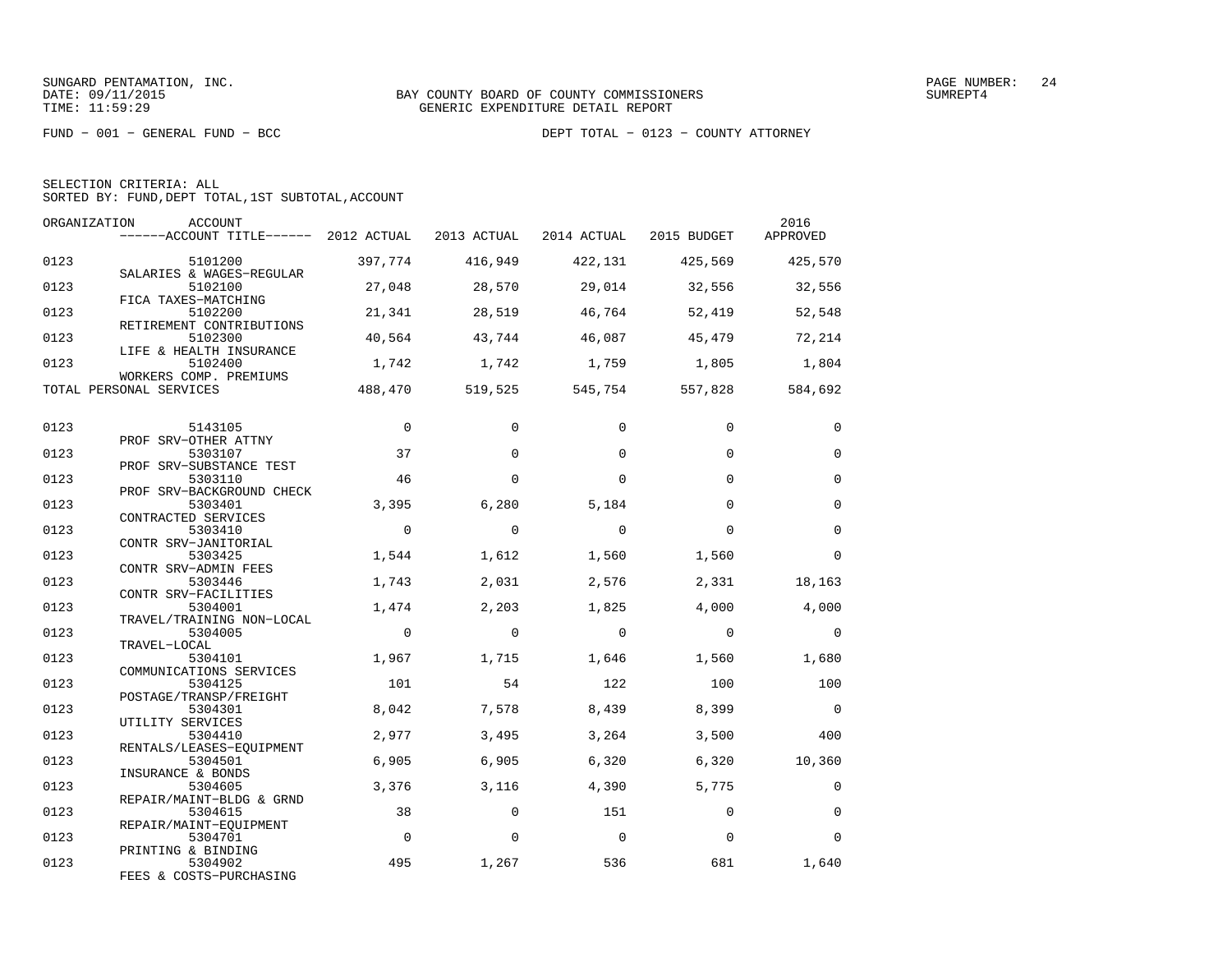SUNGARD PENTAMATION, INC.
DATE: 09/11/2015
TIME: 11:59:29

BAY COUNTY BOARD OF COUNTY COMMISSIONERS
GENERIC EXPENDITURE DETAIL REPORT

SUMREPT4

FUND − 001 − GENERAL FUND − BCC

DEPT TOTAL − 0123 − COUNTY ATTORNEY

SELECTION CRITERIA: ALL
SORTED BY: FUND,DEPT TOTAL,1ST SUBTOTAL,ACCOUNT

| ORGANIZATION | ACCOUNT / ACCOUNT TITLE | 2012 ACTUAL | 2013 ACTUAL | 2014 ACTUAL | 2015 BUDGET | 2016 APPROVED |
|---|---|---|---|---|---|---|
| 0123 | 5101200 SALARIES & WAGES−REGULAR | 397,774 | 416,949 | 422,131 | 425,569 | 425,570 |
| 0123 | 5102100 FICA TAXES−MATCHING | 27,048 | 28,570 | 29,014 | 32,556 | 32,556 |
| 0123 | 5102200 RETIREMENT CONTRIBUTIONS | 21,341 | 28,519 | 46,764 | 52,419 | 52,548 |
| 0123 | 5102300 LIFE & HEALTH INSURANCE | 40,564 | 43,744 | 46,087 | 45,479 | 72,214 |
| 0123 | 5102400 WORKERS COMP. PREMIUMS | 1,742 | 1,742 | 1,759 | 1,805 | 1,804 |
| TOTAL PERSONAL SERVICES | | 488,470 | 519,525 | 545,754 | 557,828 | 584,692 |
| 0123 | 5143105 PROF SRV−OTHER ATTNY | 0 | 0 | 0 | 0 | 0 |
| 0123 | 5303107 PROF SRV−SUBSTANCE TEST | 37 | 0 | 0 | 0 | 0 |
| 0123 | 5303110 PROF SRV−BACKGROUND CHECK | 46 | 0 | 0 | 0 | 0 |
| 0123 | 5303401 CONTRACTED SERVICES | 3,395 | 6,280 | 5,184 | 0 | 0 |
| 0123 | 5303410 CONTR SRV−JANITORIAL | 0 | 0 | 0 | 0 | 0 |
| 0123 | 5303425 CONTR SRV−ADMIN FEES | 1,544 | 1,612 | 1,560 | 1,560 | 0 |
| 0123 | 5303446 CONTR SRV−FACILITIES | 1,743 | 2,031 | 2,576 | 2,331 | 18,163 |
| 0123 | 5304001 TRAVEL/TRAINING NON−LOCAL | 1,474 | 2,203 | 1,825 | 4,000 | 4,000 |
| 0123 | 5304005 TRAVEL−LOCAL | 0 | 0 | 0 | 0 | 0 |
| 0123 | 5304101 COMMUNICATIONS SERVICES | 1,967 | 1,715 | 1,646 | 1,560 | 1,680 |
| 0123 | 5304125 POSTAGE/TRANSP/FREIGHT | 101 | 54 | 122 | 100 | 100 |
| 0123 | 5304301 UTILITY SERVICES | 8,042 | 7,578 | 8,439 | 8,399 | 0 |
| 0123 | 5304410 RENTALS/LEASES−EQUIPMENT | 2,977 | 3,495 | 3,264 | 3,500 | 400 |
| 0123 | 5304501 INSURANCE & BONDS | 6,905 | 6,905 | 6,320 | 6,320 | 10,360 |
| 0123 | 5304605 REPAIR/MAINT−BLDG & GRND | 3,376 | 3,116 | 4,390 | 5,775 | 0 |
| 0123 | 5304615 REPAIR/MAINT−EQUIPMENT | 38 | 0 | 151 | 0 | 0 |
| 0123 | 5304701 PRINTING & BINDING | 0 | 0 | 0 | 0 | 0 |
| 0123 | 5304902 FEES & COSTS−PURCHASING | 495 | 1,267 | 536 | 681 | 1,640 |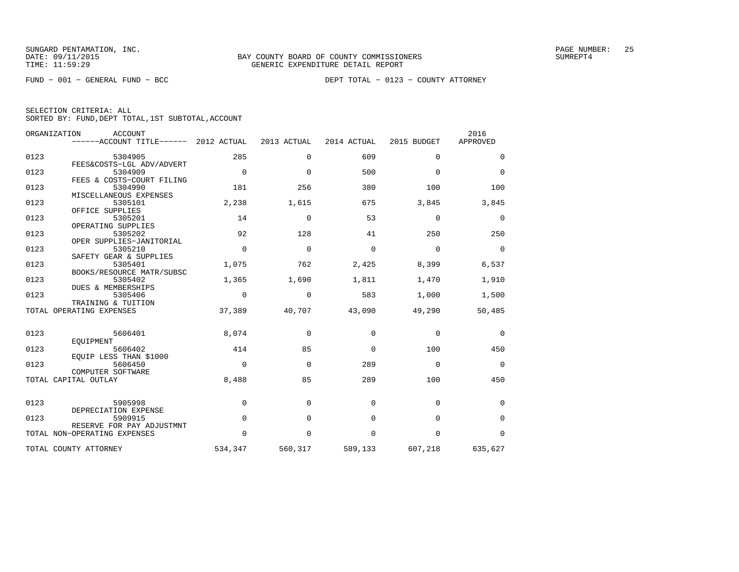SUNGARD PENTAMATION, INC.
DATE: 09/11/2015
TIME: 11:59:29

BAY COUNTY BOARD OF COUNTY COMMISSIONERS
GENERIC EXPENDITURE DETAIL REPORT

SUMREPT4

FUND - 001 - GENERAL FUND - BCC

DEPT TOTAL - 0123 - COUNTY ATTORNEY

SELECTION CRITERIA: ALL
SORTED BY: FUND,DEPT TOTAL,1ST SUBTOTAL,ACCOUNT

| ORGANIZATION | ACCOUNT ------ACCOUNT TITLE------ | 2012 ACTUAL | 2013 ACTUAL | 2014 ACTUAL | 2015 BUDGET | 2016 APPROVED |
|---|---|---|---|---|---|---|
| 0123 | 5304905 FEES&COSTS-LGL ADV/ADVERT | 285 | 0 | 609 | 0 | 0 |
| 0123 | 5304909 FEES & COSTS-COURT FILING | 0 | 0 | 500 | 0 | 0 |
| 0123 | 5304990 MISCELLANEOUS EXPENSES | 181 | 256 | 380 | 100 | 100 |
| 0123 | 5305101 OFFICE SUPPLIES | 2,238 | 1,615 | 675 | 3,845 | 3,845 |
| 0123 | 5305201 OPERATING SUPPLIES | 14 | 0 | 53 | 0 | 0 |
| 0123 | 5305202 OPER SUPPLIES-JANITORIAL | 92 | 128 | 41 | 250 | 250 |
| 0123 | 5305210 SAFETY GEAR & SUPPLIES | 0 | 0 | 0 | 0 | 0 |
| 0123 | 5305401 BOOKS/RESOURCE MATR/SUBSC | 1,075 | 762 | 2,425 | 8,399 | 6,537 |
| 0123 | 5305402 DUES & MEMBERSHIPS | 1,365 | 1,690 | 1,811 | 1,470 | 1,910 |
| 0123 | 5305406 TRAINING & TUITION | 0 | 0 | 583 | 1,000 | 1,500 |
| TOTAL OPERATING EXPENSES | | 37,389 | 40,707 | 43,090 | 49,290 | 50,485 |
| 0123 | 5606401 EQUIPMENT | 8,074 | 0 | 0 | 0 | 0 |
| 0123 | 5606402 EQUIP LESS THAN $1000 | 414 | 85 | 0 | 100 | 450 |
| 0123 | 5606450 COMPUTER SOFTWARE | 0 | 0 | 289 | 0 | 0 |
| TOTAL CAPITAL OUTLAY | | 8,488 | 85 | 289 | 100 | 450 |
| 0123 | 5905998 DEPRECIATION EXPENSE | 0 | 0 | 0 | 0 | 0 |
| 0123 | 5909915 RESERVE FOR PAY ADJUSTMNT | 0 | 0 | 0 | 0 | 0 |
| TOTAL NON-OPERATING EXPENSES | | 0 | 0 | 0 | 0 | 0 |
| TOTAL COUNTY ATTORNEY | | 534,347 | 560,317 | 589,133 | 607,218 | 635,627 |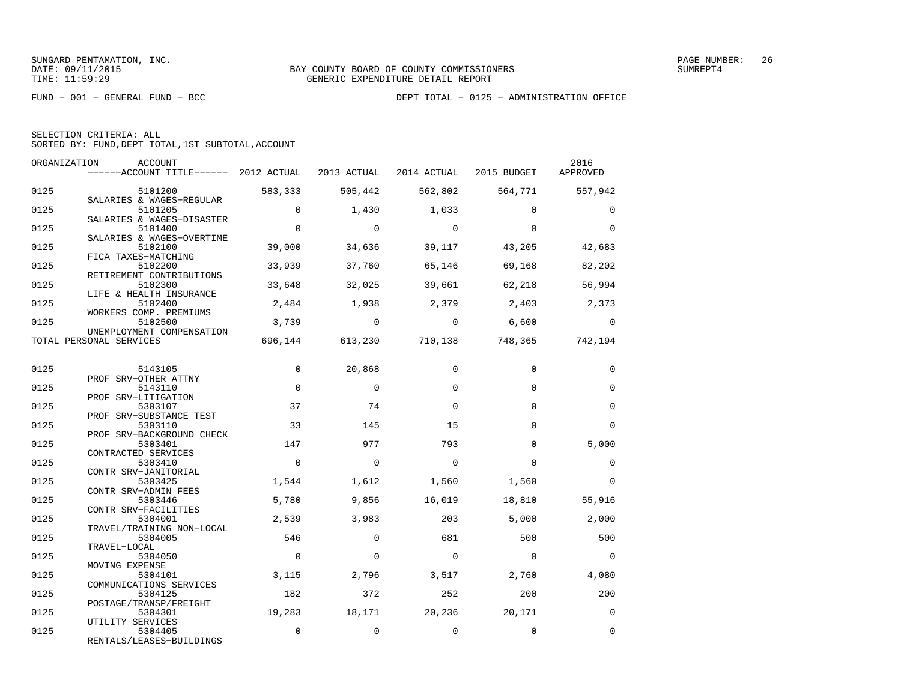SUNGARD PENTAMATION, INC.
DATE: 09/11/2015
TIME: 11:59:29

BAY COUNTY BOARD OF COUNTY COMMISSIONERS
GENERIC EXPENDITURE DETAIL REPORT

PAGE NUMBER: 26
SUMREPT4

FUND - 001 - GENERAL FUND - BCC

DEPT TOTAL - 0125 - ADMINISTRATION OFFICE

SELECTION CRITERIA: ALL
SORTED BY: FUND,DEPT TOTAL,1ST SUBTOTAL,ACCOUNT

| ORGANIZATION | ACCOUNT / ACCOUNT TITLE | 2012 ACTUAL | 2013 ACTUAL | 2014 ACTUAL | 2015 BUDGET | 2016 APPROVED |
|---|---|---|---|---|---|---|
| 0125 | 5101200 SALARIES & WAGES-REGULAR | 583,333 | 505,442 | 562,802 | 564,771 | 557,942 |
| 0125 | 5101205 SALARIES & WAGES-DISASTER | 0 | 1,430 | 1,033 | 0 | 0 |
| 0125 | 5101400 SALARIES & WAGES-OVERTIME | 0 | 0 | 0 | 0 | 0 |
| 0125 | 5102100 FICA TAXES-MATCHING | 39,000 | 34,636 | 39,117 | 43,205 | 42,683 |
| 0125 | 5102200 RETIREMENT CONTRIBUTIONS | 33,939 | 37,760 | 65,146 | 69,168 | 82,202 |
| 0125 | 5102300 LIFE & HEALTH INSURANCE | 33,648 | 32,025 | 39,661 | 62,218 | 56,994 |
| 0125 | 5102400 WORKERS COMP. PREMIUMS | 2,484 | 1,938 | 2,379 | 2,403 | 2,373 |
| 0125 | 5102500 UNEMPLOYMENT COMPENSATION | 3,739 | 0 | 0 | 6,600 | 0 |
| TOTAL PERSONAL SERVICES | | 696,144 | 613,230 | 710,138 | 748,365 | 742,194 |
| 0125 | 5143105 PROF SRV-OTHER ATTNY | 0 | 20,868 | 0 | 0 | 0 |
| 0125 | 5143110 PROF SRV-LITIGATION | 0 | 0 | 0 | 0 | 0 |
| 0125 | 5303107 PROF SRV-SUBSTANCE TEST | 37 | 74 | 0 | 0 | 0 |
| 0125 | 5303110 PROF SRV-BACKGROUND CHECK | 33 | 145 | 15 | 0 | 0 |
| 0125 | 5303401 CONTRACTED SERVICES | 147 | 977 | 793 | 0 | 5,000 |
| 0125 | 5303410 CONTR SRV-JANITORIAL | 0 | 0 | 0 | 0 | 0 |
| 0125 | 5303425 CONTR SRV-ADMIN FEES | 1,544 | 1,612 | 1,560 | 1,560 | 0 |
| 0125 | 5303446 CONTR SRV-FACILITIES | 5,780 | 9,856 | 16,019 | 18,810 | 55,916 |
| 0125 | 5304001 TRAVEL/TRAINING NON-LOCAL | 2,539 | 3,983 | 203 | 5,000 | 2,000 |
| 0125 | 5304005 TRAVEL-LOCAL | 546 | 0 | 681 | 500 | 500 |
| 0125 | 5304050 MOVING EXPENSE | 0 | 0 | 0 | 0 | 0 |
| 0125 | 5304101 COMMUNICATIONS SERVICES | 3,115 | 2,796 | 3,517 | 2,760 | 4,080 |
| 0125 | 5304125 POSTAGE/TRANSP/FREIGHT | 182 | 372 | 252 | 200 | 200 |
| 0125 | 5304301 UTILITY SERVICES | 19,283 | 18,171 | 20,236 | 20,171 | 0 |
| 0125 | 5304405 RENTALS/LEASES-BUILDINGS | 0 | 0 | 0 | 0 | 0 |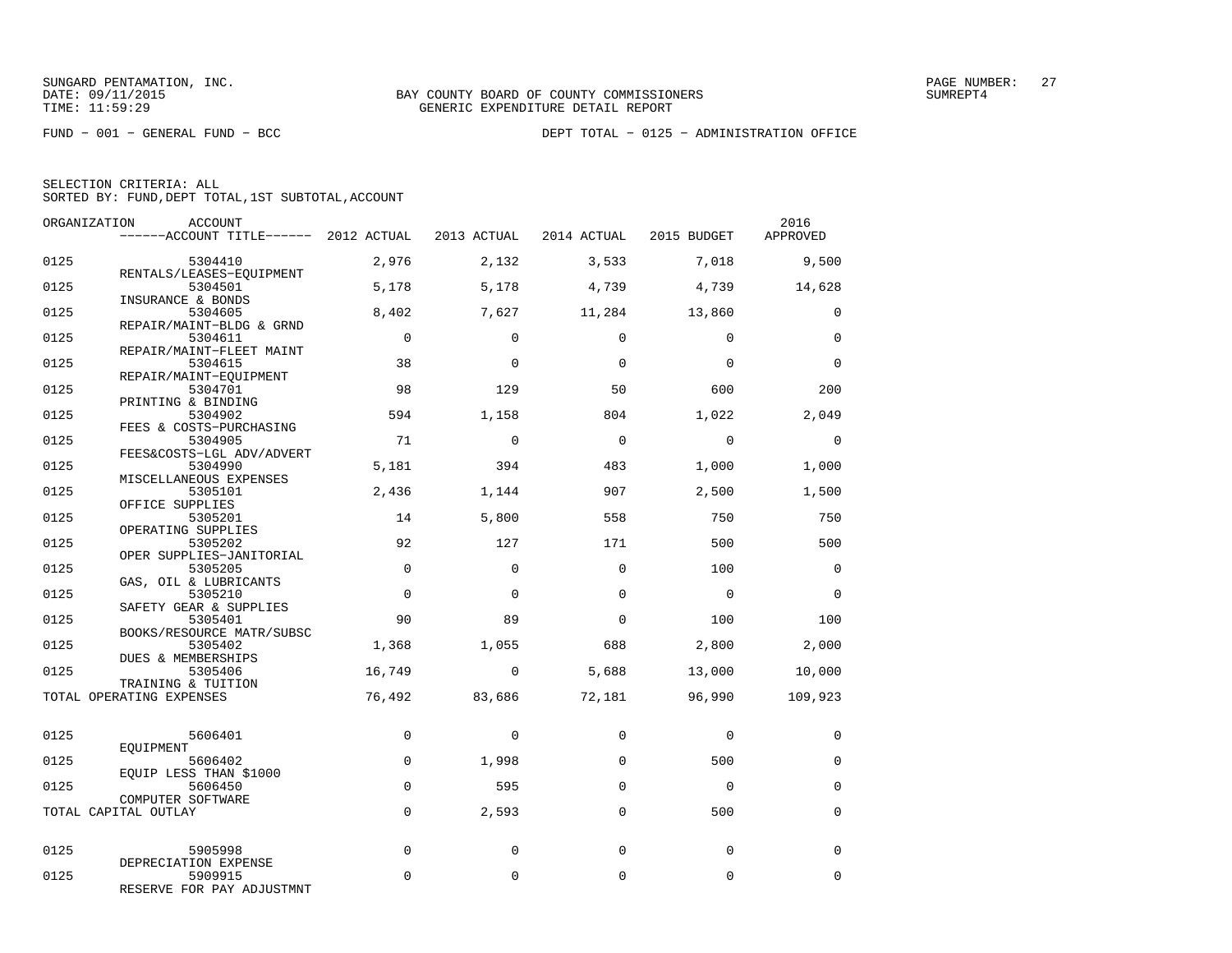SUNGARD PENTAMATION, INC.
DATE: 09/11/2015
TIME: 11:59:29

BAY COUNTY BOARD OF COUNTY COMMISSIONERS
GENERIC EXPENDITURE DETAIL REPORT

SUMREPT4

FUND − 001 − GENERAL FUND − BCC

DEPT TOTAL − 0125 − ADMINISTRATION OFFICE

SELECTION CRITERIA: ALL
SORTED BY: FUND,DEPT TOTAL,1ST SUBTOTAL,ACCOUNT

| ORGANIZATION | ACCOUNT / ACCOUNT TITLE | 2012 ACTUAL | 2013 ACTUAL | 2014 ACTUAL | 2015 BUDGET | 2016 APPROVED |
|---|---|---|---|---|---|---|
| 0125 | 5304410 RENTALS/LEASES−EQUIPMENT | 2,976 | 2,132 | 3,533 | 7,018 | 9,500 |
| 0125 | 5304501 INSURANCE & BONDS | 5,178 | 5,178 | 4,739 | 4,739 | 14,628 |
| 0125 | 5304605 REPAIR/MAINT−BLDG & GRND | 8,402 | 7,627 | 11,284 | 13,860 | 0 |
| 0125 | 5304611 REPAIR/MAINT−FLEET MAINT | 0 | 0 | 0 | 0 | 0 |
| 0125 | 5304615 REPAIR/MAINT−EQUIPMENT | 38 | 0 | 0 | 0 | 0 |
| 0125 | 5304701 PRINTING & BINDING | 98 | 129 | 50 | 600 | 200 |
| 0125 | 5304902 FEES & COSTS−PURCHASING | 594 | 1,158 | 804 | 1,022 | 2,049 |
| 0125 | 5304905 FEES&COSTS−LGL ADV/ADVERT | 71 | 0 | 0 | 0 | 0 |
| 0125 | 5304990 MISCELLANEOUS EXPENSES | 5,181 | 394 | 483 | 1,000 | 1,000 |
| 0125 | 5305101 OFFICE SUPPLIES | 2,436 | 1,144 | 907 | 2,500 | 1,500 |
| 0125 | 5305201 OPERATING SUPPLIES | 14 | 5,800 | 558 | 750 | 750 |
| 0125 | 5305202 OPER SUPPLIES−JANITORIAL | 92 | 127 | 171 | 500 | 500 |
| 0125 | 5305205 GAS, OIL & LUBRICANTS | 0 | 0 | 0 | 100 | 0 |
| 0125 | 5305210 SAFETY GEAR & SUPPLIES | 0 | 0 | 0 | 0 | 0 |
| 0125 | 5305401 BOOKS/RESOURCE MATR/SUBSC | 90 | 89 | 0 | 100 | 100 |
| 0125 | 5305402 DUES & MEMBERSHIPS | 1,368 | 1,055 | 688 | 2,800 | 2,000 |
| 0125 | 5305406 TRAINING & TUITION | 16,749 | 0 | 5,688 | 13,000 | 10,000 |
| TOTAL OPERATING EXPENSES | | 76,492 | 83,686 | 72,181 | 96,990 | 109,923 |
| 0125 | 5606401 EQUIPMENT | 0 | 0 | 0 | 0 | 0 |
| 0125 | 5606402 EQUIP LESS THAN $1000 | 0 | 1,998 | 0 | 500 | 0 |
| 0125 | 5606450 COMPUTER SOFTWARE | 0 | 595 | 0 | 0 | 0 |
| TOTAL CAPITAL OUTLAY | | 0 | 2,593 | 0 | 500 | 0 |
| 0125 | 5905998 DEPRECIATION EXPENSE | 0 | 0 | 0 | 0 | 0 |
| 0125 | 5909915 RESERVE FOR PAY ADJUSTMNT | 0 | 0 | 0 | 0 | 0 |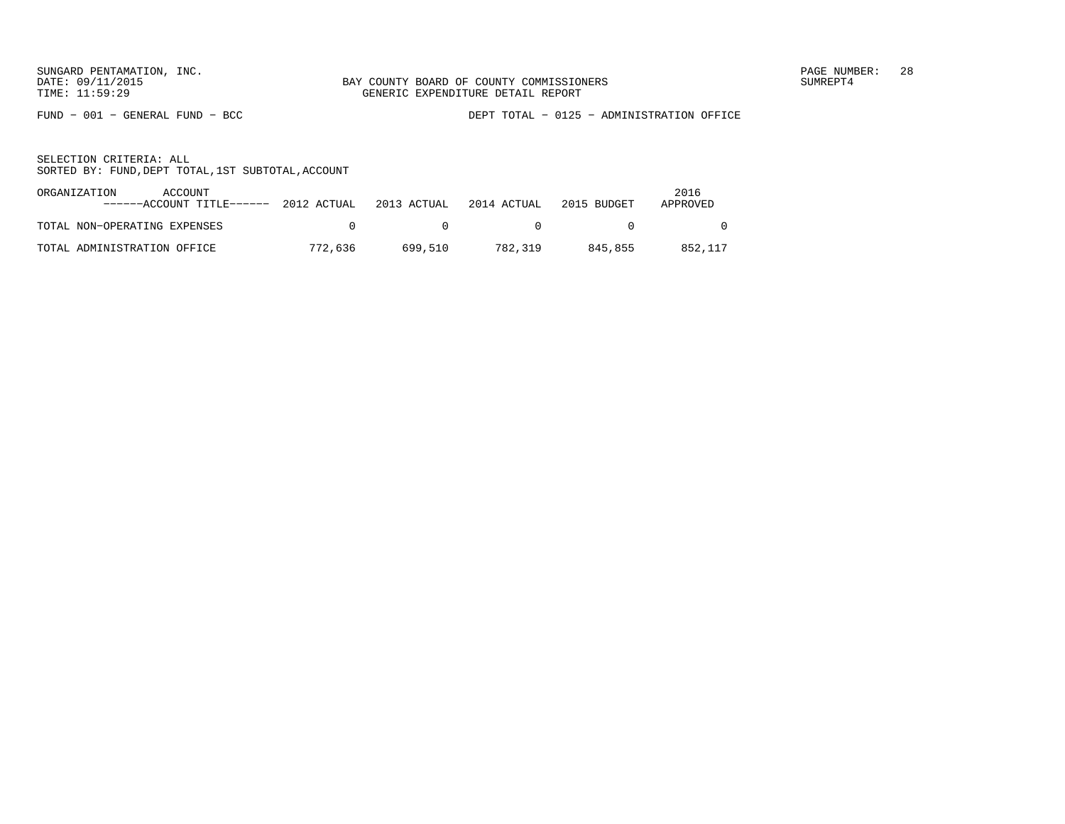BAY COUNTY BOARD OF COUNTY COMMISSIONERS
GENERIC EXPENDITURE DETAIL REPORT

FUND − 001 − GENERAL FUND − BCC

DEPT TOTAL − 0125 − ADMINISTRATION OFFICE

SELECTION CRITERIA: ALL
SORTED BY: FUND,DEPT TOTAL,1ST SUBTOTAL,ACCOUNT

| ORGANIZATION ACCOUNT ------ACCOUNT TITLE------ | 2012 ACTUAL | 2013 ACTUAL | 2014 ACTUAL | 2015 BUDGET | 2016 APPROVED |
|---|---|---|---|---|---|
| TOTAL NON−OPERATING EXPENSES | 0 | 0 | 0 | 0 | 0 |
| TOTAL ADMINISTRATION OFFICE | 772,636 | 699,510 | 782,319 | 845,855 | 852,117 |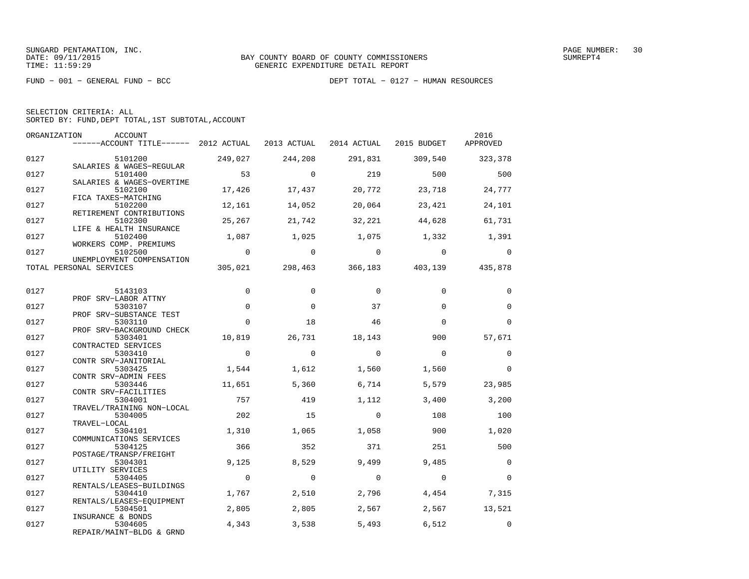SUNGARD PENTAMATION, INC.
DATE: 09/11/2015
TIME: 11:59:29

BAY COUNTY BOARD OF COUNTY COMMISSIONERS
GENERIC EXPENDITURE DETAIL REPORT

SUMREPT4

FUND - 001 - GENERAL FUND - BCC

DEPT TOTAL - 0127 - HUMAN RESOURCES

SELECTION CRITERIA: ALL
SORTED BY: FUND,DEPT TOTAL,1ST SUBTOTAL,ACCOUNT

| ORGANIZATION | ACCOUNT / ------ACCOUNT TITLE------ | 2012 ACTUAL | 2013 ACTUAL | 2014 ACTUAL | 2015 BUDGET | 2016 APPROVED |
|---|---|---|---|---|---|---|
| 0127 | 5101200 SALARIES & WAGES-REGULAR | 249,027 | 244,208 | 291,831 | 309,540 | 323,378 |
| 0127 | 5101400 SALARIES & WAGES-OVERTIME | 53 | 0 | 219 | 500 | 500 |
| 0127 | 5102100 FICA TAXES-MATCHING | 17,426 | 17,437 | 20,772 | 23,718 | 24,777 |
| 0127 | 5102200 RETIREMENT CONTRIBUTIONS | 12,161 | 14,052 | 20,064 | 23,421 | 24,101 |
| 0127 | 5102300 LIFE & HEALTH INSURANCE | 25,267 | 21,742 | 32,221 | 44,628 | 61,731 |
| 0127 | 5102400 WORKERS COMP. PREMIUMS | 1,087 | 1,025 | 1,075 | 1,332 | 1,391 |
| 0127 | 5102500 UNEMPLOYMENT COMPENSATION | 0 | 0 | 0 | 0 | 0 |
| TOTAL PERSONAL SERVICES | | 305,021 | 298,463 | 366,183 | 403,139 | 435,878 |
| 0127 | 5143103 PROF SRV-LABOR ATTNY | 0 | 0 | 0 | 0 | 0 |
| 0127 | 5303107 PROF SRV-SUBSTANCE TEST | 0 | 0 | 37 | 0 | 0 |
| 0127 | 5303110 PROF SRV-BACKGROUND CHECK | 0 | 18 | 46 | 0 | 0 |
| 0127 | 5303401 CONTRACTED SERVICES | 10,819 | 26,731 | 18,143 | 900 | 57,671 |
| 0127 | 5303410 CONTR SRV-JANITORIAL | 0 | 0 | 0 | 0 | 0 |
| 0127 | 5303425 CONTR SRV-ADMIN FEES | 1,544 | 1,612 | 1,560 | 1,560 | 0 |
| 0127 | 5303446 CONTR SRV-FACILITIES | 11,651 | 5,360 | 6,714 | 5,579 | 23,985 |
| 0127 | 5304001 TRAVEL/TRAINING NON-LOCAL | 757 | 419 | 1,112 | 3,400 | 3,200 |
| 0127 | 5304005 TRAVEL-LOCAL | 202 | 15 | 0 | 108 | 100 |
| 0127 | 5304101 COMMUNICATIONS SERVICES | 1,310 | 1,065 | 1,058 | 900 | 1,020 |
| 0127 | 5304125 POSTAGE/TRANSP/FREIGHT | 366 | 352 | 371 | 251 | 500 |
| 0127 | 5304301 UTILITY SERVICES | 9,125 | 8,529 | 9,499 | 9,485 | 0 |
| 0127 | 5304405 RENTALS/LEASES-BUILDINGS | 0 | 0 | 0 | 0 | 0 |
| 0127 | 5304410 RENTALS/LEASES-EQUIPMENT | 1,767 | 2,510 | 2,796 | 4,454 | 7,315 |
| 0127 | 5304501 INSURANCE & BONDS | 2,805 | 2,805 | 2,567 | 2,567 | 13,521 |
| 0127 | 5304605 REPAIR/MAINT-BLDG & GRND | 4,343 | 3,538 | 5,493 | 6,512 | 0 |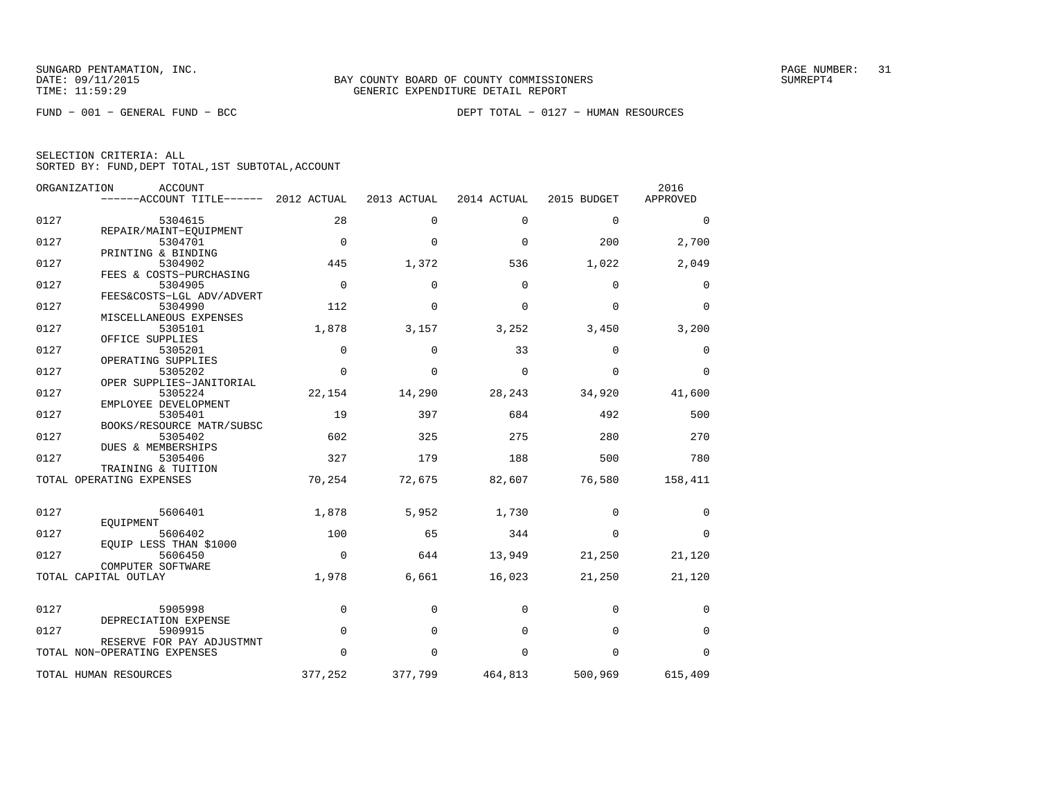SUNGARD PENTAMATION, INC.
DATE: 09/11/2015
TIME: 11:59:29

BAY COUNTY BOARD OF COUNTY COMMISSIONERS
GENERIC EXPENDITURE DETAIL REPORT

SUMREPT4

FUND − 001 − GENERAL FUND − BCC

DEPT TOTAL − 0127 − HUMAN RESOURCES

SELECTION CRITERIA: ALL
SORTED BY: FUND,DEPT TOTAL,1ST SUBTOTAL,ACCOUNT

| ORGANIZATION | ACCOUNT / ------ACCOUNT TITLE------ | 2012 ACTUAL | 2013 ACTUAL | 2014 ACTUAL | 2015 BUDGET | 2016 APPROVED |
|---|---|---|---|---|---|---|
| 0127 | 5304615 REPAIR/MAINT−EQUIPMENT | 28 | 0 | 0 | 0 | 0 |
| 0127 | 5304701 PRINTING & BINDING | 0 | 0 | 0 | 200 | 2,700 |
| 0127 | 5304902 FEES & COSTS−PURCHASING | 445 | 1,372 | 536 | 1,022 | 2,049 |
| 0127 | 5304905 FEES&COSTS−LGL ADV/ADVERT | 0 | 0 | 0 | 0 | 0 |
| 0127 | 5304990 MISCELLANEOUS EXPENSES | 112 | 0 | 0 | 0 | 0 |
| 0127 | 5305101 OFFICE SUPPLIES | 1,878 | 3,157 | 3,252 | 3,450 | 3,200 |
| 0127 | 5305201 OPERATING SUPPLIES | 0 | 0 | 33 | 0 | 0 |
| 0127 | 5305202 OPER SUPPLIES−JANITORIAL | 0 | 0 | 0 | 0 | 0 |
| 0127 | 5305224 EMPLOYEE DEVELOPMENT | 22,154 | 14,290 | 28,243 | 34,920 | 41,600 |
| 0127 | 5305401 BOOKS/RESOURCE MATR/SUBSC | 19 | 397 | 684 | 492 | 500 |
| 0127 | 5305402 DUES & MEMBERSHIPS | 602 | 325 | 275 | 280 | 270 |
| 0127 | 5305406 TRAINING & TUITION | 327 | 179 | 188 | 500 | 780 |
| TOTAL OPERATING EXPENSES | | 70,254 | 72,675 | 82,607 | 76,580 | 158,411 |
| 0127 | 5606401 EQUIPMENT | 1,878 | 5,952 | 1,730 | 0 | 0 |
| 0127 | 5606402 EQUIP LESS THAN $1000 | 100 | 65 | 344 | 0 | 0 |
| 0127 | 5606450 COMPUTER SOFTWARE | 0 | 644 | 13,949 | 21,250 | 21,120 |
| TOTAL CAPITAL OUTLAY | | 1,978 | 6,661 | 16,023 | 21,250 | 21,120 |
| 0127 | 5905998 DEPRECIATION EXPENSE | 0 | 0 | 0 | 0 | 0 |
| 0127 | 5909915 RESERVE FOR PAY ADJUSTMNT | 0 | 0 | 0 | 0 | 0 |
| TOTAL NON−OPERATING EXPENSES | | 0 | 0 | 0 | 0 | 0 |
| TOTAL HUMAN RESOURCES | | 377,252 | 377,799 | 464,813 | 500,969 | 615,409 |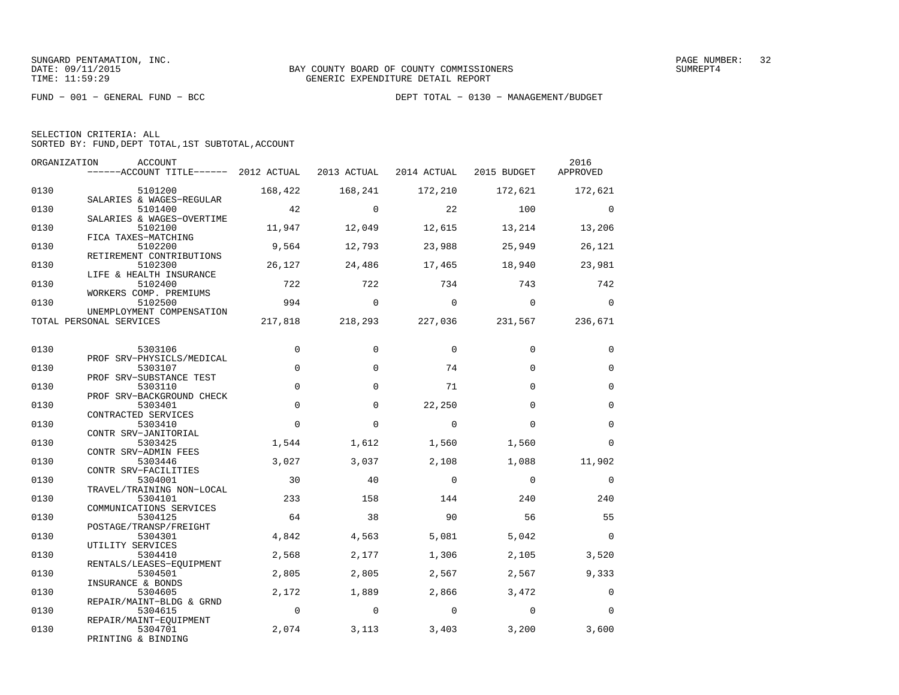BAY COUNTY BOARD OF COUNTY COMMISSIONERS
GENERIC EXPENDITURE DETAIL REPORT

FUND − 001 − GENERAL FUND − BCC DEPT TOTAL − 0130 − MANAGEMENT/BUDGET

SELECTION CRITERIA: ALL
SORTED BY: FUND,DEPT TOTAL,1ST SUBTOTAL,ACCOUNT

| ORGANIZATION | ACCOUNT / ACCOUNT TITLE | 2012 ACTUAL | 2013 ACTUAL | 2014 ACTUAL | 2015 BUDGET | 2016 APPROVED |
|---|---|---|---|---|---|---|
| 0130 | 5101200 SALARIES & WAGES−REGULAR | 168,422 | 168,241 | 172,210 | 172,621 | 172,621 |
| 0130 | 5101400 SALARIES & WAGES−OVERTIME | 42 | 0 | 22 | 100 | 0 |
| 0130 | 5102100 FICA TAXES−MATCHING | 11,947 | 12,049 | 12,615 | 13,214 | 13,206 |
| 0130 | 5102200 RETIREMENT CONTRIBUTIONS | 9,564 | 12,793 | 23,988 | 25,949 | 26,121 |
| 0130 | 5102300 LIFE & HEALTH INSURANCE | 26,127 | 24,486 | 17,465 | 18,940 | 23,981 |
| 0130 | 5102400 WORKERS COMP. PREMIUMS | 722 | 722 | 734 | 743 | 742 |
| 0130 | 5102500 UNEMPLOYMENT COMPENSATION | 994 | 0 | 0 | 0 | 0 |
| TOTAL PERSONAL SERVICES | | 217,818 | 218,293 | 227,036 | 231,567 | 236,671 |
| 0130 | 5303106 PROF SRV−PHYSICLS/MEDICAL | 0 | 0 | 0 | 0 | 0 |
| 0130 | 5303107 PROF SRV−SUBSTANCE TEST | 0 | 0 | 74 | 0 | 0 |
| 0130 | 5303110 PROF SRV−BACKGROUND CHECK | 0 | 0 | 71 | 0 | 0 |
| 0130 | 5303401 CONTRACTED SERVICES | 0 | 0 | 22,250 | 0 | 0 |
| 0130 | 5303410 CONTR SRV−JANITORIAL | 0 | 0 | 0 | 0 | 0 |
| 0130 | 5303425 CONTR SRV−ADMIN FEES | 1,544 | 1,612 | 1,560 | 1,560 | 0 |
| 0130 | 5303446 CONTR SRV−FACILITIES | 3,027 | 3,037 | 2,108 | 1,088 | 11,902 |
| 0130 | 5304001 TRAVEL/TRAINING NON−LOCAL | 30 | 40 | 0 | 0 | 0 |
| 0130 | 5304101 COMMUNICATIONS SERVICES | 233 | 158 | 144 | 240 | 240 |
| 0130 | 5304125 POSTAGE/TRANSP/FREIGHT | 64 | 38 | 90 | 56 | 55 |
| 0130 | 5304301 UTILITY SERVICES | 4,842 | 4,563 | 5,081 | 5,042 | 0 |
| 0130 | 5304410 RENTALS/LEASES−EQUIPMENT | 2,568 | 2,177 | 1,306 | 2,105 | 3,520 |
| 0130 | 5304501 INSURANCE & BONDS | 2,805 | 2,805 | 2,567 | 2,567 | 9,333 |
| 0130 | 5304605 REPAIR/MAINT−BLDG & GRND | 2,172 | 1,889 | 2,866 | 3,472 | 0 |
| 0130 | 5304615 REPAIR/MAINT−EQUIPMENT | 0 | 0 | 0 | 0 | 0 |
| 0130 | 5304701 PRINTING & BINDING | 2,074 | 3,113 | 3,403 | 3,200 | 3,600 |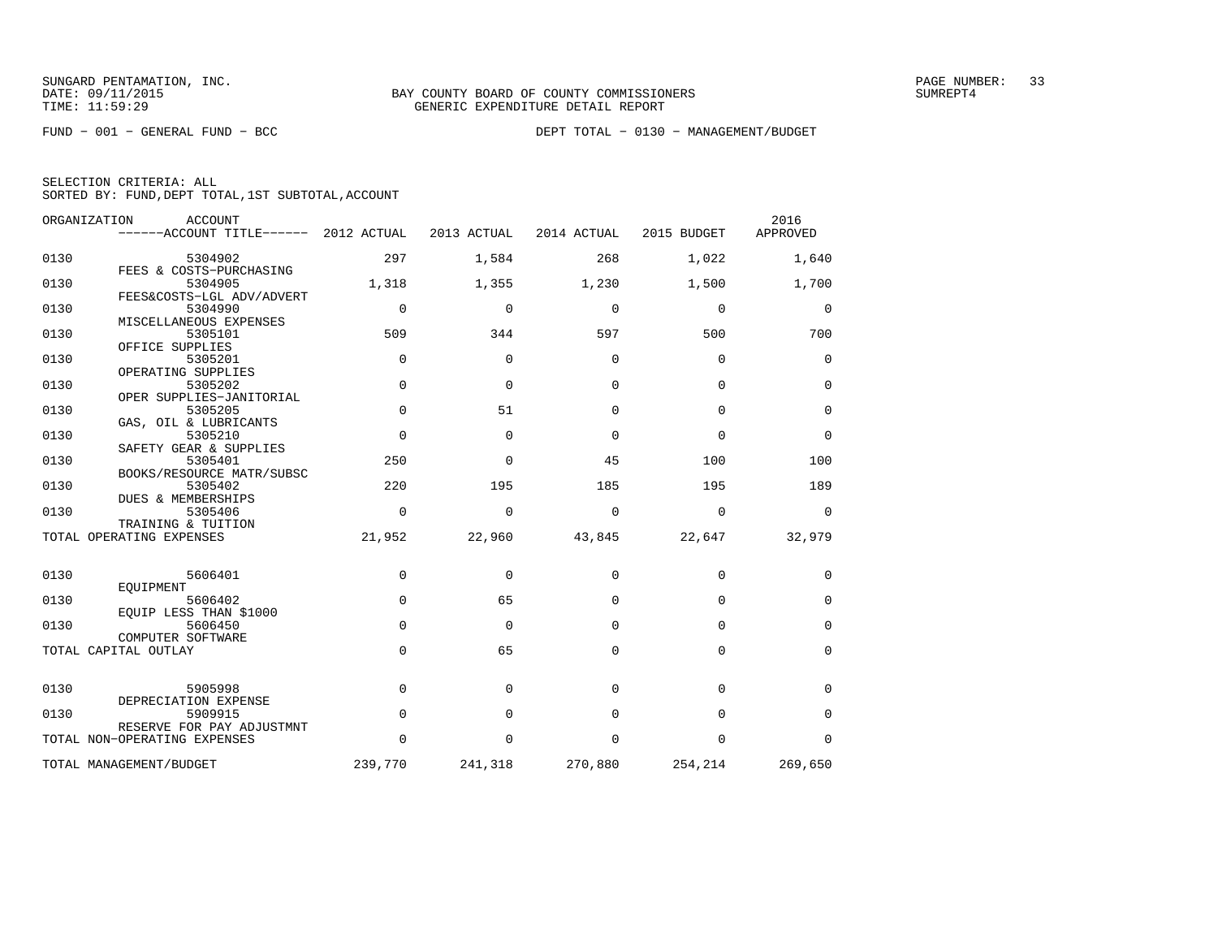BAY COUNTY BOARD OF COUNTY COMMISSIONERS
GENERIC EXPENDITURE DETAIL REPORT

FUND − 001 − GENERAL FUND − BCC

DEPT TOTAL − 0130 − MANAGEMENT/BUDGET

SELECTION CRITERIA: ALL
SORTED BY: FUND,DEPT TOTAL,1ST SUBTOTAL,ACCOUNT

| ORGANIZATION | ACCOUNT / ACCOUNT TITLE | 2012 ACTUAL | 2013 ACTUAL | 2014 ACTUAL | 2015 BUDGET | 2016 APPROVED |
|---|---|---|---|---|---|---|
| 0130 | 5304902 FEES & COSTS−PURCHASING | 297 | 1,584 | 268 | 1,022 | 1,640 |
| 0130 | 5304905 FEES&COSTS−LGL ADV/ADVERT | 1,318 | 1,355 | 1,230 | 1,500 | 1,700 |
| 0130 | 5304990 MISCELLANEOUS EXPENSES | 0 | 0 | 0 | 0 | 0 |
| 0130 | 5305101 OFFICE SUPPLIES | 509 | 344 | 597 | 500 | 700 |
| 0130 | 5305201 OPERATING SUPPLIES | 0 | 0 | 0 | 0 | 0 |
| 0130 | 5305202 OPER SUPPLIES−JANITORIAL | 0 | 0 | 0 | 0 | 0 |
| 0130 | 5305205 GAS, OIL & LUBRICANTS | 0 | 51 | 0 | 0 | 0 |
| 0130 | 5305210 SAFETY GEAR & SUPPLIES | 0 | 0 | 0 | 0 | 0 |
| 0130 | 5305401 BOOKS/RESOURCE MATR/SUBSC | 250 | 0 | 45 | 100 | 100 |
| 0130 | 5305402 DUES & MEMBERSHIPS | 220 | 195 | 185 | 195 | 189 |
| 0130 | 5305406 TRAINING & TUITION | 0 | 0 | 0 | 0 | 0 |
| TOTAL OPERATING EXPENSES | | 21,952 | 22,960 | 43,845 | 22,647 | 32,979 |
| 0130 | 5606401 EQUIPMENT | 0 | 0 | 0 | 0 | 0 |
| 0130 | 5606402 EQUIP LESS THAN $1000 | 0 | 65 | 0 | 0 | 0 |
| 0130 | 5606450 COMPUTER SOFTWARE | 0 | 0 | 0 | 0 | 0 |
| TOTAL CAPITAL OUTLAY | | 0 | 65 | 0 | 0 | 0 |
| 0130 | 5905998 DEPRECIATION EXPENSE | 0 | 0 | 0 | 0 | 0 |
| 0130 | 5909915 RESERVE FOR PAY ADJUSTMNT | 0 | 0 | 0 | 0 | 0 |
| TOTAL NON−OPERATING EXPENSES | | 0 | 0 | 0 | 0 | 0 |
| TOTAL MANAGEMENT/BUDGET | | 239,770 | 241,318 | 270,880 | 254,214 | 269,650 |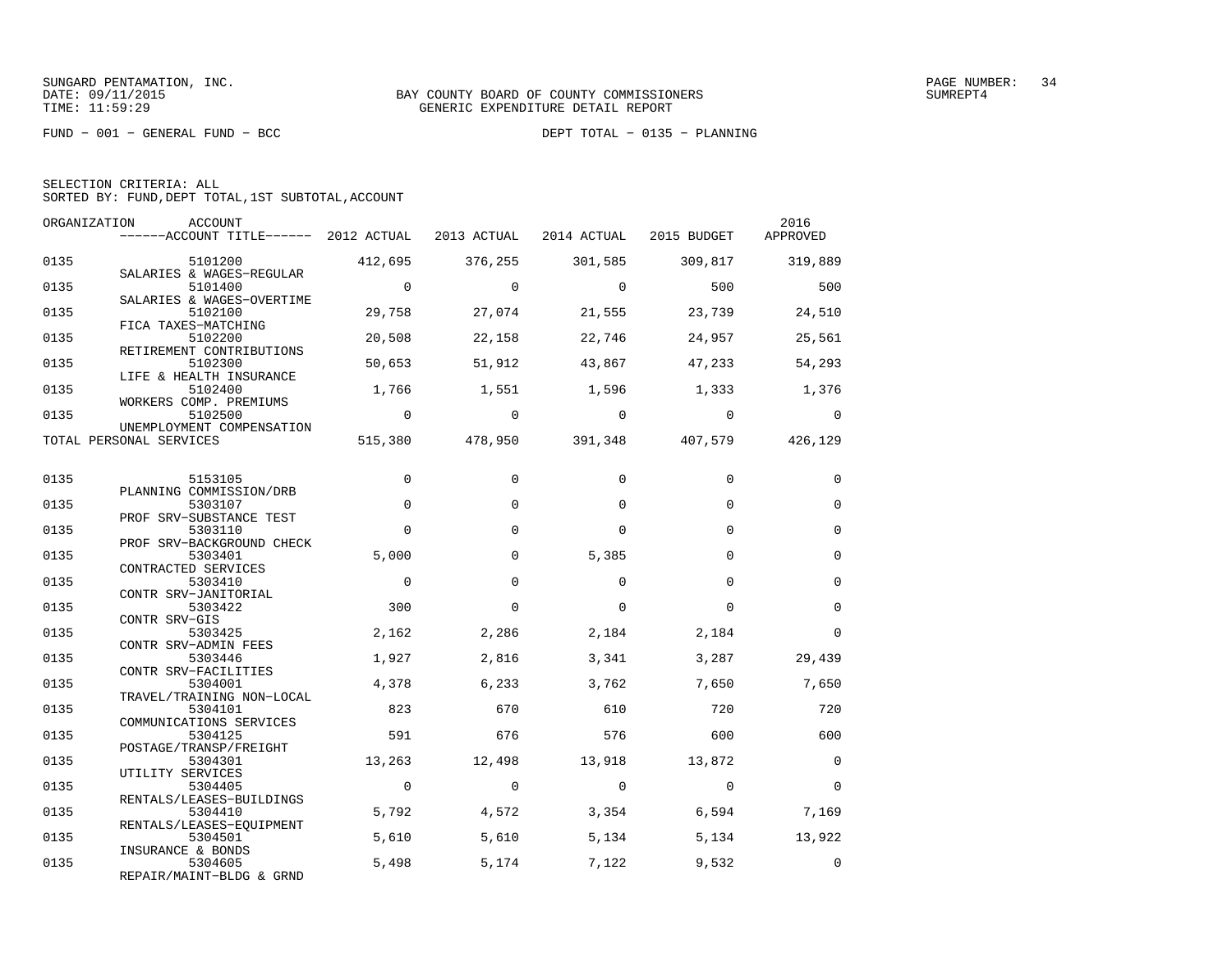SUNGARD PENTAMATION, INC.
DATE: 09/11/2015
TIME: 11:59:29

BAY COUNTY BOARD OF COUNTY COMMISSIONERS
GENERIC EXPENDITURE DETAIL REPORT

SUMREPT4

FUND − 001 − GENERAL FUND − BCC　　　　DEPT TOTAL − 0135 − PLANNING

SELECTION CRITERIA: ALL
SORTED BY: FUND,DEPT TOTAL,1ST SUBTOTAL,ACCOUNT

| ORGANIZATION | ACCOUNT / ACCOUNT TITLE | 2012 ACTUAL | 2013 ACTUAL | 2014 ACTUAL | 2015 BUDGET | 2016 APPROVED |
|---|---|---|---|---|---|---|
| 0135 | 5101200 SALARIES & WAGES−REGULAR | 412,695 | 376,255 | 301,585 | 309,817 | 319,889 |
| 0135 | 5101400 SALARIES & WAGES−OVERTIME | 0 | 0 | 0 | 500 | 500 |
| 0135 | 5102100 FICA TAXES−MATCHING | 29,758 | 27,074 | 21,555 | 23,739 | 24,510 |
| 0135 | 5102200 RETIREMENT CONTRIBUTIONS | 20,508 | 22,158 | 22,746 | 24,957 | 25,561 |
| 0135 | 5102300 LIFE & HEALTH INSURANCE | 50,653 | 51,912 | 43,867 | 47,233 | 54,293 |
| 0135 | 5102400 WORKERS COMP. PREMIUMS | 1,766 | 1,551 | 1,596 | 1,333 | 1,376 |
| 0135 | 5102500 UNEMPLOYMENT COMPENSATION | 0 | 0 | 0 | 0 | 0 |
| TOTAL PERSONAL SERVICES | | 515,380 | 478,950 | 391,348 | 407,579 | 426,129 |
| 0135 | 5153105 PLANNING COMMISSION/DRB | 0 | 0 | 0 | 0 | 0 |
| 0135 | 5303107 PROF SRV−SUBSTANCE TEST | 0 | 0 | 0 | 0 | 0 |
| 0135 | 5303110 PROF SRV−BACKGROUND CHECK | 0 | 0 | 0 | 0 | 0 |
| 0135 | 5303401 CONTRACTED SERVICES | 5,000 | 0 | 5,385 | 0 | 0 |
| 0135 | 5303410 CONTR SRV−JANITORIAL | 0 | 0 | 0 | 0 | 0 |
| 0135 | 5303422 CONTR SRV−GIS | 300 | 0 | 0 | 0 | 0 |
| 0135 | 5303425 CONTR SRV−ADMIN FEES | 2,162 | 2,286 | 2,184 | 2,184 | 0 |
| 0135 | 5303446 CONTR SRV−FACILITIES | 1,927 | 2,816 | 3,341 | 3,287 | 29,439 |
| 0135 | 5304001 TRAVEL/TRAINING NON−LOCAL | 4,378 | 6,233 | 3,762 | 7,650 | 7,650 |
| 0135 | 5304101 COMMUNICATIONS SERVICES | 823 | 670 | 610 | 720 | 720 |
| 0135 | 5304125 POSTAGE/TRANSP/FREIGHT | 591 | 676 | 576 | 600 | 600 |
| 0135 | 5304301 UTILITY SERVICES | 13,263 | 12,498 | 13,918 | 13,872 | 0 |
| 0135 | 5304405 RENTALS/LEASES−BUILDINGS | 0 | 0 | 0 | 0 | 0 |
| 0135 | 5304410 RENTALS/LEASES−EQUIPMENT | 5,792 | 4,572 | 3,354 | 6,594 | 7,169 |
| 0135 | 5304501 INSURANCE & BONDS | 5,610 | 5,610 | 5,134 | 5,134 | 13,922 |
| 0135 | 5304605 REPAIR/MAINT−BLDG & GRND | 5,498 | 5,174 | 7,122 | 9,532 | 0 |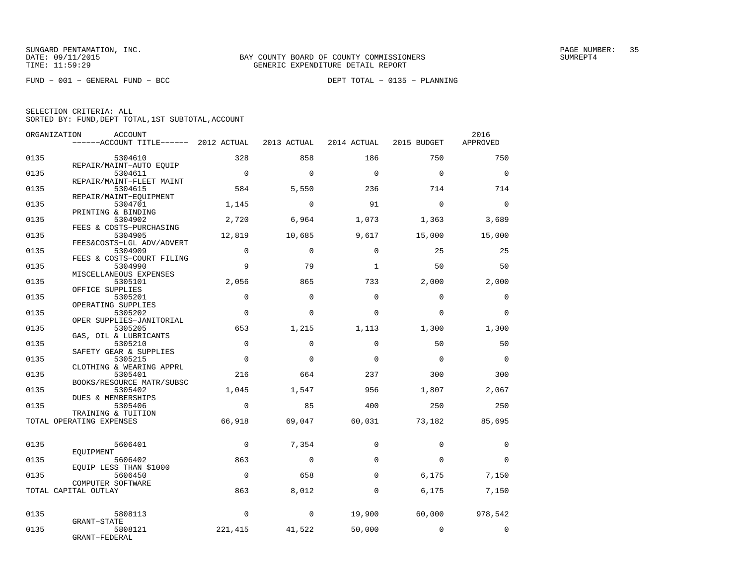SUNGARD PENTAMATION, INC.
DATE: 09/11/2015
TIME: 11:59:29

BAY COUNTY BOARD OF COUNTY COMMISSIONERS
GENERIC EXPENDITURE DETAIL REPORT

SUMREPT4

FUND − 001 − GENERAL FUND − BCC

DEPT TOTAL − 0135 − PLANNING

SELECTION CRITERIA: ALL
SORTED BY: FUND,DEPT TOTAL,1ST SUBTOTAL,ACCOUNT

| ORGANIZATION | ACCOUNT ------ACCOUNT TITLE------ | 2012 ACTUAL | 2013 ACTUAL | 2014 ACTUAL | 2015 BUDGET | 2016 APPROVED |
|---|---|---|---|---|---|---|
| 0135 | 5304610 REPAIR/MAINT−AUTO EQUIP | 328 | 858 | 186 | 750 | 750 |
| 0135 | 5304611 REPAIR/MAINT−FLEET MAINT | 0 | 0 | 0 | 0 | 0 |
| 0135 | 5304615 REPAIR/MAINT−EQUIPMENT | 584 | 5,550 | 236 | 714 | 714 |
| 0135 | 5304701 PRINTING & BINDING | 1,145 | 0 | 91 | 0 | 0 |
| 0135 | 5304902 FEES & COSTS−PURCHASING | 2,720 | 6,964 | 1,073 | 1,363 | 3,689 |
| 0135 | 5304905 FEES&COSTS−LGL ADV/ADVERT | 12,819 | 10,685 | 9,617 | 15,000 | 15,000 |
| 0135 | 5304909 FEES & COSTS−COURT FILING | 0 | 0 | 0 | 25 | 25 |
| 0135 | 5304990 MISCELLANEOUS EXPENSES | 9 | 79 | 1 | 50 | 50 |
| 0135 | 5305101 OFFICE SUPPLIES | 2,056 | 865 | 733 | 2,000 | 2,000 |
| 0135 | 5305201 OPERATING SUPPLIES | 0 | 0 | 0 | 0 | 0 |
| 0135 | 5305202 OPER SUPPLIES−JANITORIAL | 0 | 0 | 0 | 0 | 0 |
| 0135 | 5305205 GAS, OIL & LUBRICANTS | 653 | 1,215 | 1,113 | 1,300 | 1,300 |
| 0135 | 5305210 SAFETY GEAR & SUPPLIES | 0 | 0 | 0 | 50 | 50 |
| 0135 | 5305215 CLOTHING & WEARING APPRL | 0 | 0 | 0 | 0 | 0 |
| 0135 | 5305401 BOOKS/RESOURCE MATR/SUBSC | 216 | 664 | 237 | 300 | 300 |
| 0135 | 5305402 DUES & MEMBERSHIPS | 1,045 | 1,547 | 956 | 1,807 | 2,067 |
| 0135 | 5305406 TRAINING & TUITION | 0 | 85 | 400 | 250 | 250 |
| TOTAL OPERATING EXPENSES | | 66,918 | 69,047 | 60,031 | 73,182 | 85,695 |
| 0135 | 5606401 EQUIPMENT | 0 | 7,354 | 0 | 0 | 0 |
| 0135 | 5606402 EQUIP LESS THAN $1000 | 863 | 0 | 0 | 0 | 0 |
| 0135 | 5606450 COMPUTER SOFTWARE | 0 | 658 | 0 | 6,175 | 7,150 |
| TOTAL CAPITAL OUTLAY | | 863 | 8,012 | 0 | 6,175 | 7,150 |
| 0135 | 5808113 GRANT−STATE | 0 | 0 | 19,900 | 60,000 | 978,542 |
| 0135 | 5808121 GRANT−FEDERAL | 221,415 | 41,522 | 50,000 | 0 | 0 |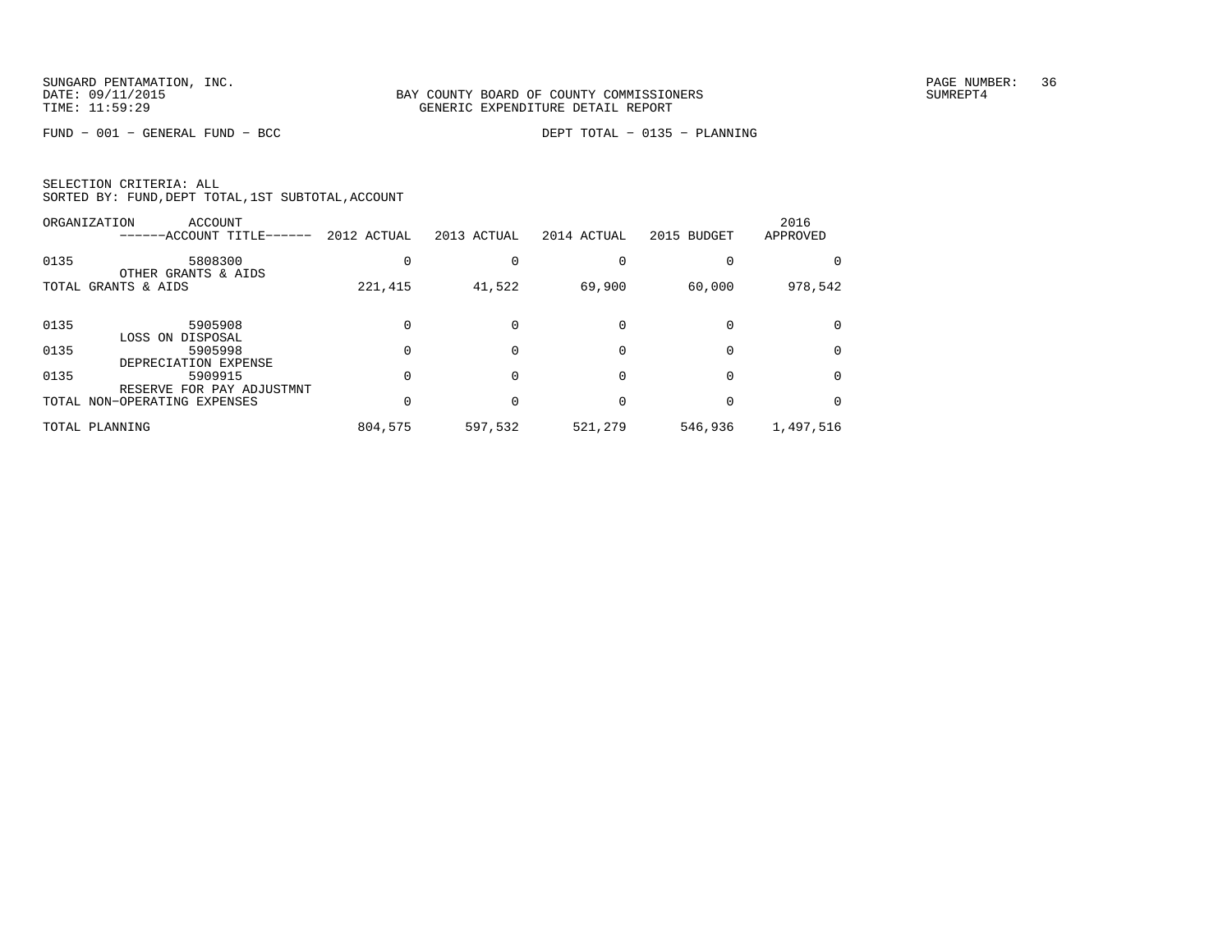BAY COUNTY BOARD OF COUNTY COMMISSIONERS
GENERIC EXPENDITURE DETAIL REPORT

FUND − 001 − GENERAL FUND − BCC    DEPT TOTAL − 0135 − PLANNING

SELECTION CRITERIA: ALL
SORTED BY: FUND,DEPT TOTAL,1ST SUBTOTAL,ACCOUNT

| ORGANIZATION | ACCOUNT / ACCOUNT TITLE | 2012 ACTUAL | 2013 ACTUAL | 2014 ACTUAL | 2015 BUDGET | 2016 APPROVED |
|---|---|---|---|---|---|---|
| 0135 | 5808300 OTHER GRANTS & AIDS | 0 | 0 | 0 | 0 | 0 |
| TOTAL GRANTS & AIDS | | 221,415 | 41,522 | 69,900 | 60,000 | 978,542 |
| 0135 | 5905908 LOSS ON DISPOSAL | 0 | 0 | 0 | 0 | 0 |
| 0135 | 5905998 DEPRECIATION EXPENSE | 0 | 0 | 0 | 0 | 0 |
| 0135 | 5909915 RESERVE FOR PAY ADJUSTMNT | 0 | 0 | 0 | 0 | 0 |
| TOTAL NON−OPERATING EXPENSES | | 0 | 0 | 0 | 0 | 0 |
| TOTAL PLANNING | | 804,575 | 597,532 | 521,279 | 546,936 | 1,497,516 |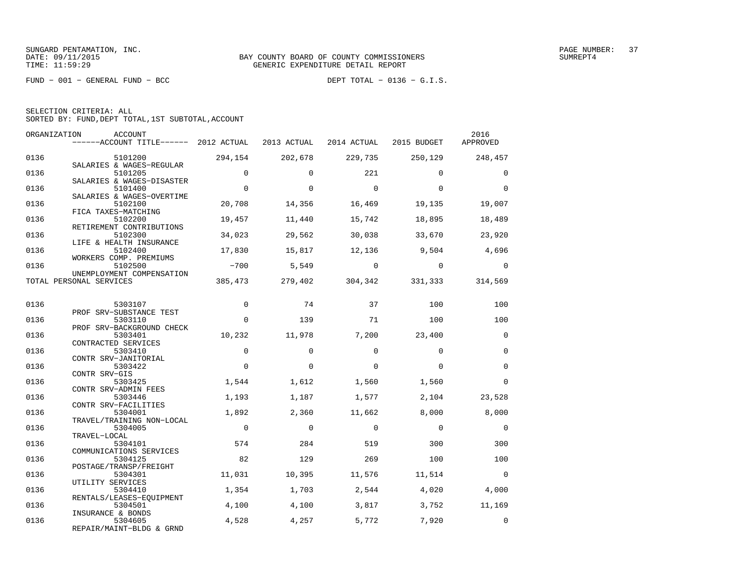SUNGARD PENTAMATION, INC.
DATE: 09/11/2015
TIME: 11:59:29

BAY COUNTY BOARD OF COUNTY COMMISSIONERS
GENERIC EXPENDITURE DETAIL REPORT

PAGE NUMBER: 37
SUMREPT4

FUND − 001 − GENERAL FUND − BCC

DEPT TOTAL − 0136 − G.I.S.

SELECTION CRITERIA: ALL
SORTED BY: FUND,DEPT TOTAL,1ST SUBTOTAL,ACCOUNT

| ORGANIZATION | ACCOUNT / ------ACCOUNT TITLE------ | 2012 ACTUAL | 2013 ACTUAL | 2014 ACTUAL | 2015 BUDGET | 2016 APPROVED |
|---|---|---|---|---|---|---|
| 0136 | 5101200 SALARIES & WAGES−REGULAR | 294,154 | 202,678 | 229,735 | 250,129 | 248,457 |
| 0136 | 5101205 SALARIES & WAGES−DISASTER | 0 | 0 | 221 | 0 | 0 |
| 0136 | 5101400 SALARIES & WAGES−OVERTIME | 0 | 0 | 0 | 0 | 0 |
| 0136 | 5102100 FICA TAXES−MATCHING | 20,708 | 14,356 | 16,469 | 19,135 | 19,007 |
| 0136 | 5102200 RETIREMENT CONTRIBUTIONS | 19,457 | 11,440 | 15,742 | 18,895 | 18,489 |
| 0136 | 5102300 LIFE & HEALTH INSURANCE | 34,023 | 29,562 | 30,038 | 33,670 | 23,920 |
| 0136 | 5102400 WORKERS COMP. PREMIUMS | 17,830 | 15,817 | 12,136 | 9,504 | 4,696 |
| 0136 | 5102500 UNEMPLOYMENT COMPENSATION | −700 | 5,549 | 0 | 0 | 0 |
| TOTAL PERSONAL SERVICES | | 385,473 | 279,402 | 304,342 | 331,333 | 314,569 |
| 0136 | 5303107 PROF SRV−SUBSTANCE TEST | 0 | 74 | 37 | 100 | 100 |
| 0136 | 5303110 PROF SRV−BACKGROUND CHECK | 0 | 139 | 71 | 100 | 100 |
| 0136 | 5303401 CONTRACTED SERVICES | 10,232 | 11,978 | 7,200 | 23,400 | 0 |
| 0136 | 5303410 CONTR SRV−JANITORIAL | 0 | 0 | 0 | 0 | 0 |
| 0136 | 5303422 CONTR SRV−GIS | 0 | 0 | 0 | 0 | 0 |
| 0136 | 5303425 CONTR SRV−ADMIN FEES | 1,544 | 1,612 | 1,560 | 1,560 | 0 |
| 0136 | 5303446 CONTR SRV−FACILITIES | 1,193 | 1,187 | 1,577 | 2,104 | 23,528 |
| 0136 | 5304001 TRAVEL/TRAINING NON−LOCAL | 1,892 | 2,360 | 11,662 | 8,000 | 8,000 |
| 0136 | 5304005 TRAVEL−LOCAL | 0 | 0 | 0 | 0 | 0 |
| 0136 | 5304101 COMMUNICATIONS SERVICES | 574 | 284 | 519 | 300 | 300 |
| 0136 | 5304125 POSTAGE/TRANSP/FREIGHT | 82 | 129 | 269 | 100 | 100 |
| 0136 | 5304301 UTILITY SERVICES | 11,031 | 10,395 | 11,576 | 11,514 | 0 |
| 0136 | 5304410 RENTALS/LEASES−EQUIPMENT | 1,354 | 1,703 | 2,544 | 4,020 | 4,000 |
| 0136 | 5304501 INSURANCE & BONDS | 4,100 | 4,100 | 3,817 | 3,752 | 11,169 |
| 0136 | 5304605 REPAIR/MAINT−BLDG & GRND | 4,528 | 4,257 | 5,772 | 7,920 | 0 |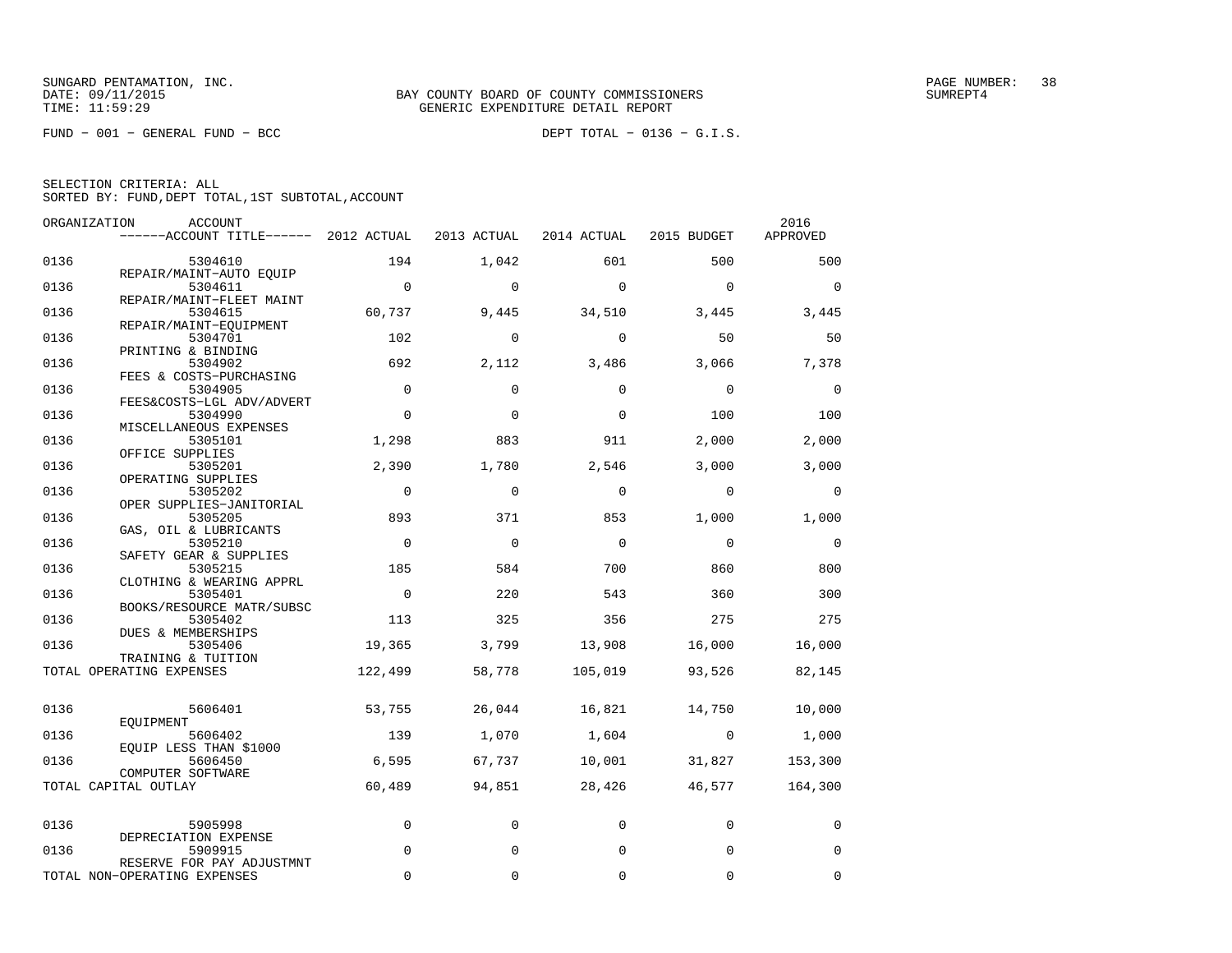SUNGARD PENTAMATION, INC.
DATE: 09/11/2015
TIME: 11:59:29

BAY COUNTY BOARD OF COUNTY COMMISSIONERS
GENERIC EXPENDITURE DETAIL REPORT

PAGE NUMBER: 38
SUMREPT4

FUND − 001 − GENERAL FUND − BCC

DEPT TOTAL − 0136 − G.I.S.

SELECTION CRITERIA: ALL
SORTED BY: FUND,DEPT TOTAL,1ST SUBTOTAL,ACCOUNT

| ORGANIZATION | ACCOUNT / ACCOUNT TITLE | 2012 ACTUAL | 2013 ACTUAL | 2014 ACTUAL | 2015 BUDGET | 2016 APPROVED |
|---|---|---|---|---|---|---|
| 0136 | 5304610 REPAIR/MAINT−AUTO EQUIP | 194 | 1,042 | 601 | 500 | 500 |
| 0136 | 5304611 REPAIR/MAINT−FLEET MAINT | 0 | 0 | 0 | 0 | 0 |
| 0136 | 5304615 REPAIR/MAINT−EQUIPMENT | 60,737 | 9,445 | 34,510 | 3,445 | 3,445 |
| 0136 | 5304701 PRINTING & BINDING | 102 | 0 | 0 | 50 | 50 |
| 0136 | 5304902 FEES & COSTS−PURCHASING | 692 | 2,112 | 3,486 | 3,066 | 7,378 |
| 0136 | 5304905 FEES&COSTS−LGL ADV/ADVERT | 0 | 0 | 0 | 0 | 0 |
| 0136 | 5304990 MISCELLANEOUS EXPENSES | 0 | 0 | 0 | 100 | 100 |
| 0136 | 5305101 OFFICE SUPPLIES | 1,298 | 883 | 911 | 2,000 | 2,000 |
| 0136 | 5305201 OPERATING SUPPLIES | 2,390 | 1,780 | 2,546 | 3,000 | 3,000 |
| 0136 | 5305202 OPER SUPPLIES−JANITORIAL | 0 | 0 | 0 | 0 | 0 |
| 0136 | 5305205 GAS, OIL & LUBRICANTS | 893 | 371 | 853 | 1,000 | 1,000 |
| 0136 | 5305210 SAFETY GEAR & SUPPLIES | 0 | 0 | 0 | 0 | 0 |
| 0136 | 5305215 CLOTHING & WEARING APPRL | 185 | 584 | 700 | 860 | 800 |
| 0136 | 5305401 BOOKS/RESOURCE MATR/SUBSC | 0 | 220 | 543 | 360 | 300 |
| 0136 | 5305402 DUES & MEMBERSHIPS | 113 | 325 | 356 | 275 | 275 |
| 0136 | 5305406 TRAINING & TUITION | 19,365 | 3,799 | 13,908 | 16,000 | 16,000 |
| TOTAL OPERATING EXPENSES | | 122,499 | 58,778 | 105,019 | 93,526 | 82,145 |
| 0136 | 5606401 EQUIPMENT | 53,755 | 26,044 | 16,821 | 14,750 | 10,000 |
| 0136 | 5606402 EQUIP LESS THAN $1000 | 139 | 1,070 | 1,604 | 0 | 1,000 |
| 0136 | 5606450 COMPUTER SOFTWARE | 6,595 | 67,737 | 10,001 | 31,827 | 153,300 |
| TOTAL CAPITAL OUTLAY | | 60,489 | 94,851 | 28,426 | 46,577 | 164,300 |
| 0136 | 5905998 DEPRECIATION EXPENSE | 0 | 0 | 0 | 0 | 0 |
| 0136 | 5909915 RESERVE FOR PAY ADJUSTMNT | 0 | 0 | 0 | 0 | 0 |
| TOTAL NON−OPERATING EXPENSES | | 0 | 0 | 0 | 0 | 0 |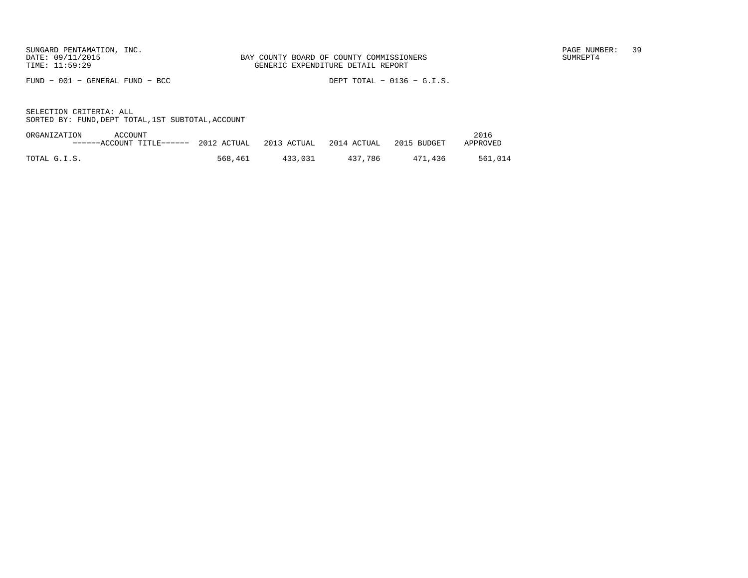SUNGARD PENTAMATION, INC.
DATE: 09/11/2015
TIME: 11:59:29

BAY COUNTY BOARD OF COUNTY COMMISSIONERS
GENERIC EXPENDITURE DETAIL REPORT

SUMREPT4

FUND - 001 - GENERAL FUND - BCC

DEPT TOTAL - 0136 - G.I.S.

SELECTION CRITERIA: ALL
SORTED BY: FUND,DEPT TOTAL,1ST SUBTOTAL,ACCOUNT

| ORGANIZATION ACCOUNT ------ACCOUNT TITLE------ | 2012 ACTUAL | 2013 ACTUAL | 2014 ACTUAL | 2015 BUDGET | 2016 APPROVED |
|---|---|---|---|---|---|
| TOTAL G.I.S. | 568,461 | 433,031 | 437,786 | 471,436 | 561,014 |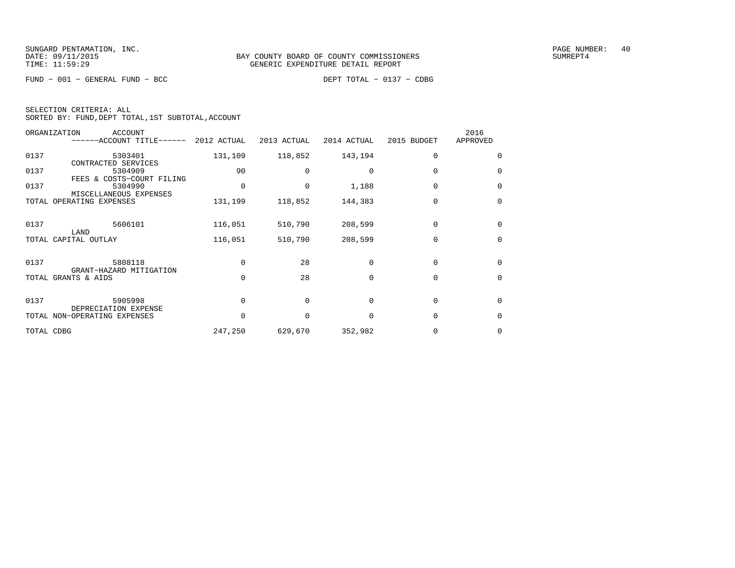SUNGARD PENTAMATION, INC.
DATE: 09/11/2015
TIME: 11:59:29

BAY COUNTY BOARD OF COUNTY COMMISSIONERS
GENERIC EXPENDITURE DETAIL REPORT

SUMREPT4

FUND − 001 − GENERAL FUND − BCC

DEPT TOTAL − 0137 − CDBG

SELECTION CRITERIA: ALL
SORTED BY: FUND,DEPT TOTAL,1ST SUBTOTAL,ACCOUNT

| ORGANIZATION | ACCOUNT ------ACCOUNT TITLE------ | 2012 ACTUAL | 2013 ACTUAL | 2014 ACTUAL | 2015 BUDGET | 2016 APPROVED |
|---|---|---|---|---|---|---|
| 0137 | 5303401 CONTRACTED SERVICES | 131,109 | 118,852 | 143,194 | 0 | 0 |
| 0137 | 5304909 FEES & COSTS−COURT FILING | 90 | 0 | 0 | 0 | 0 |
| 0137 | 5304990 MISCELLANEOUS EXPENSES | 0 | 0 | 1,188 | 0 | 0 |
| TOTAL OPERATING EXPENSES | | 131,199 | 118,852 | 144,383 | 0 | 0 |
| 0137 | 5606101 LAND | 116,051 | 510,790 | 208,599 | 0 | 0 |
| TOTAL CAPITAL OUTLAY | | 116,051 | 510,790 | 208,599 | 0 | 0 |
| 0137 | 5808118 GRANT−HAZARD MITIGATION | 0 | 28 | 0 | 0 | 0 |
| TOTAL GRANTS & AIDS | | 0 | 28 | 0 | 0 | 0 |
| 0137 | 5905998 DEPRECIATION EXPENSE | 0 | 0 | 0 | 0 | 0 |
| TOTAL NON−OPERATING EXPENSES | | 0 | 0 | 0 | 0 | 0 |
| TOTAL CDBG | | 247,250 | 629,670 | 352,982 | 0 | 0 |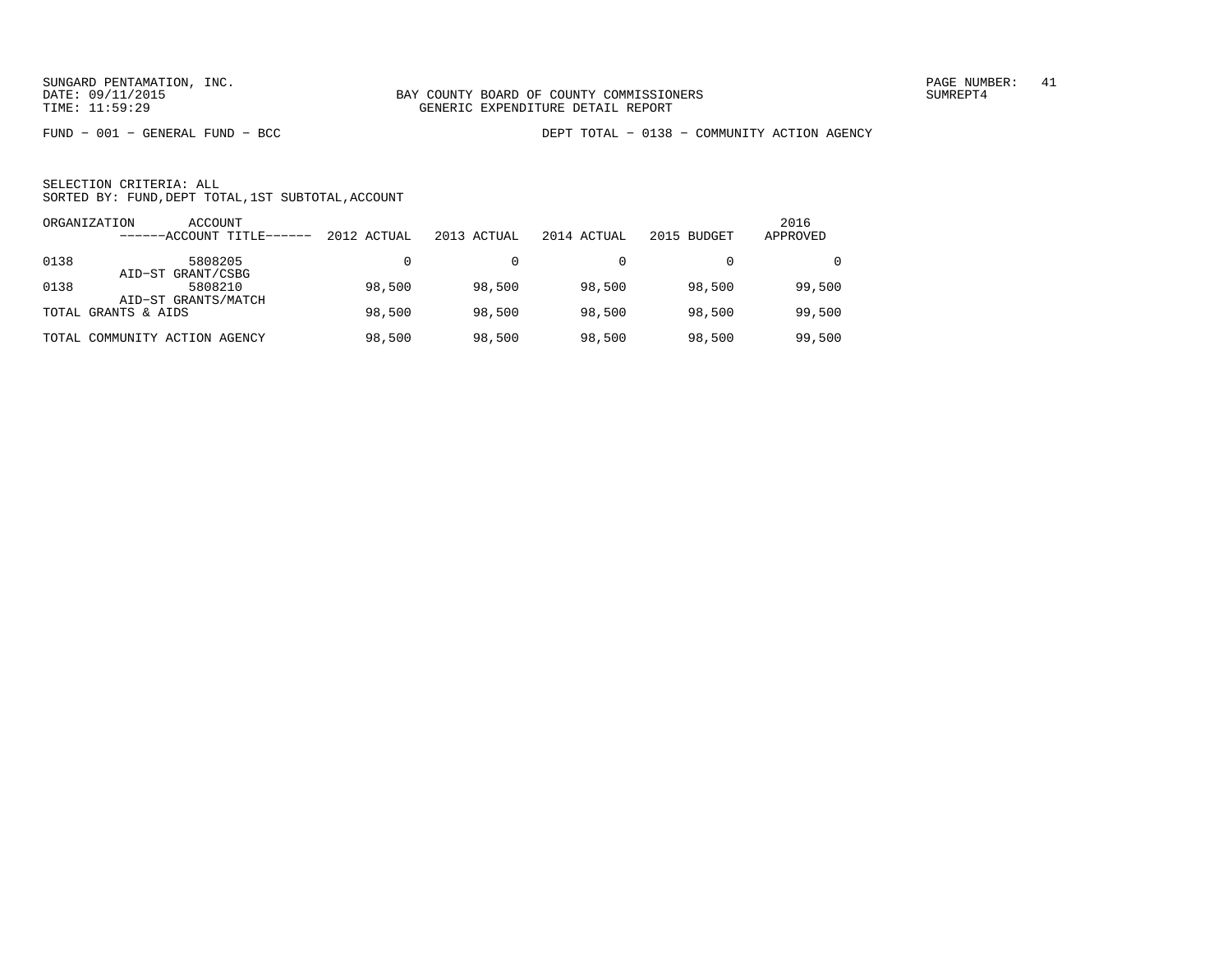SUNGARD PENTAMATION, INC.
DATE: 09/11/2015
TIME: 11:59:29

BAY COUNTY BOARD OF COUNTY COMMISSIONERS
GENERIC EXPENDITURE DETAIL REPORT

SUMREPT4

FUND − 001 − GENERAL FUND − BCC

DEPT TOTAL − 0138 − COMMUNITY ACTION AGENCY

SELECTION CRITERIA: ALL
SORTED BY: FUND,DEPT TOTAL,1ST SUBTOTAL,ACCOUNT

| ORGANIZATION | ACCOUNT ------ACCOUNT TITLE------ | 2012 ACTUAL | 2013 ACTUAL | 2014 ACTUAL | 2015 BUDGET | 2016 APPROVED |
|---|---|---|---|---|---|---|
| 0138 | 5808205 AID−ST GRANT/CSBG | 0 | 0 | 0 | 0 | 0 |
| 0138 | 5808210 AID−ST GRANTS/MATCH | 98,500 | 98,500 | 98,500 | 98,500 | 99,500 |
| TOTAL GRANTS & AIDS | | 98,500 | 98,500 | 98,500 | 98,500 | 99,500 |
| TOTAL COMMUNITY ACTION AGENCY | | 98,500 | 98,500 | 98,500 | 98,500 | 99,500 |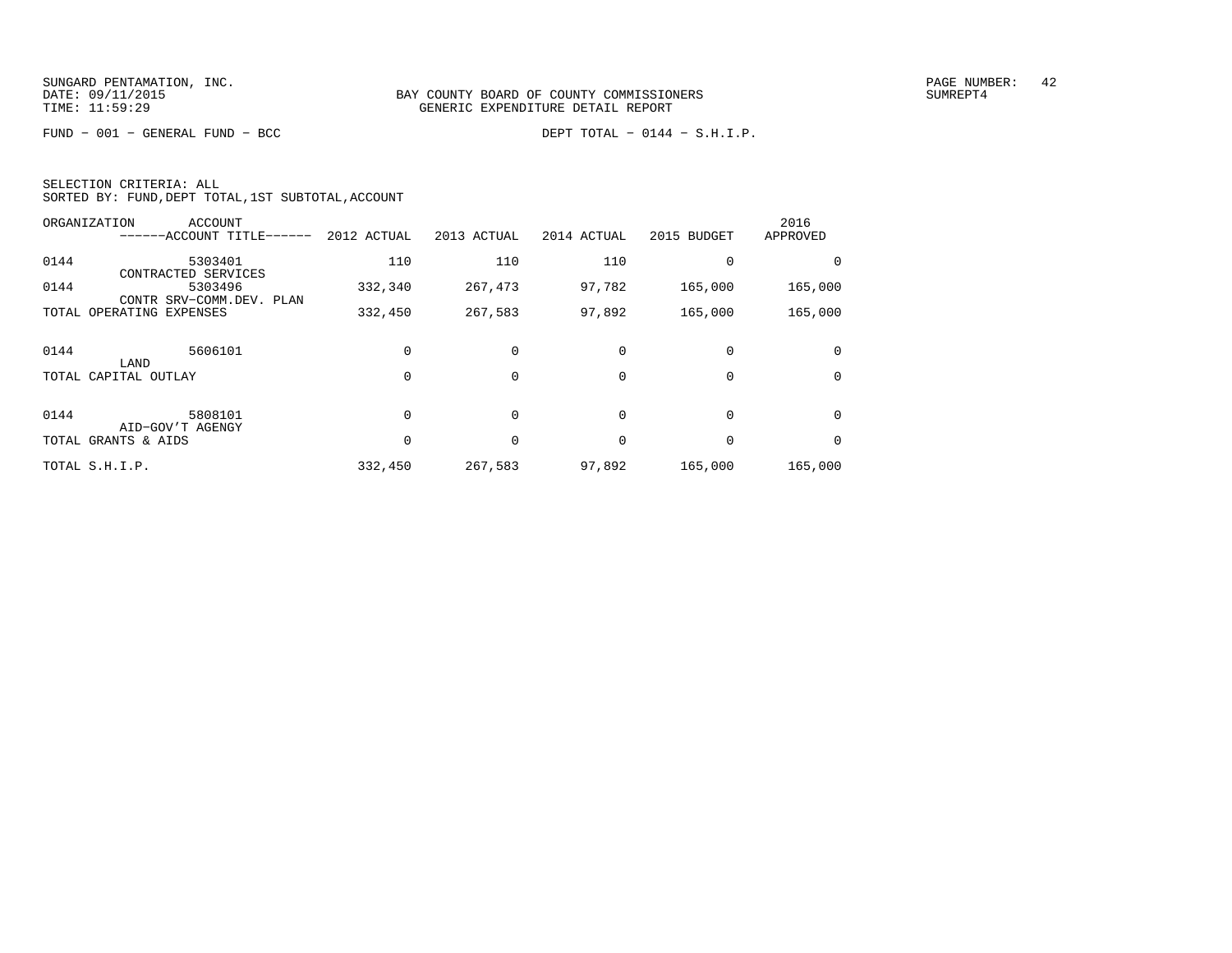BAY COUNTY BOARD OF COUNTY COMMISSIONERS
GENERIC EXPENDITURE DETAIL REPORT

FUND − 001 − GENERAL FUND − BCC DEPT TOTAL − 0144 − S.H.I.P.

SELECTION CRITERIA: ALL
SORTED BY: FUND,DEPT TOTAL,1ST SUBTOTAL,ACCOUNT

| ORGANIZATION | ACCOUNT ------ACCOUNT TITLE------ | 2012 ACTUAL | 2013 ACTUAL | 2014 ACTUAL | 2015 BUDGET | 2016 APPROVED |
|---|---|---|---|---|---|---|
| 0144 | 5303401 CONTRACTED SERVICES | 110 | 110 | 110 | 0 | 0 |
| 0144 | 5303496 CONTR SRV−COMM.DEV. PLAN | 332,340 | 267,473 | 97,782 | 165,000 | 165,000 |
| TOTAL OPERATING EXPENSES | | 332,450 | 267,583 | 97,892 | 165,000 | 165,000 |
| 0144 | 5606101 LAND | 0 | 0 | 0 | 0 | 0 |
| TOTAL CAPITAL OUTLAY | | 0 | 0 | 0 | 0 | 0 |
| 0144 | 5808101 AID−GOV'T AGENGY | 0 | 0 | 0 | 0 | 0 |
| TOTAL GRANTS & AIDS | | 0 | 0 | 0 | 0 | 0 |
| TOTAL S.H.I.P. | | 332,450 | 267,583 | 97,892 | 165,000 | 165,000 |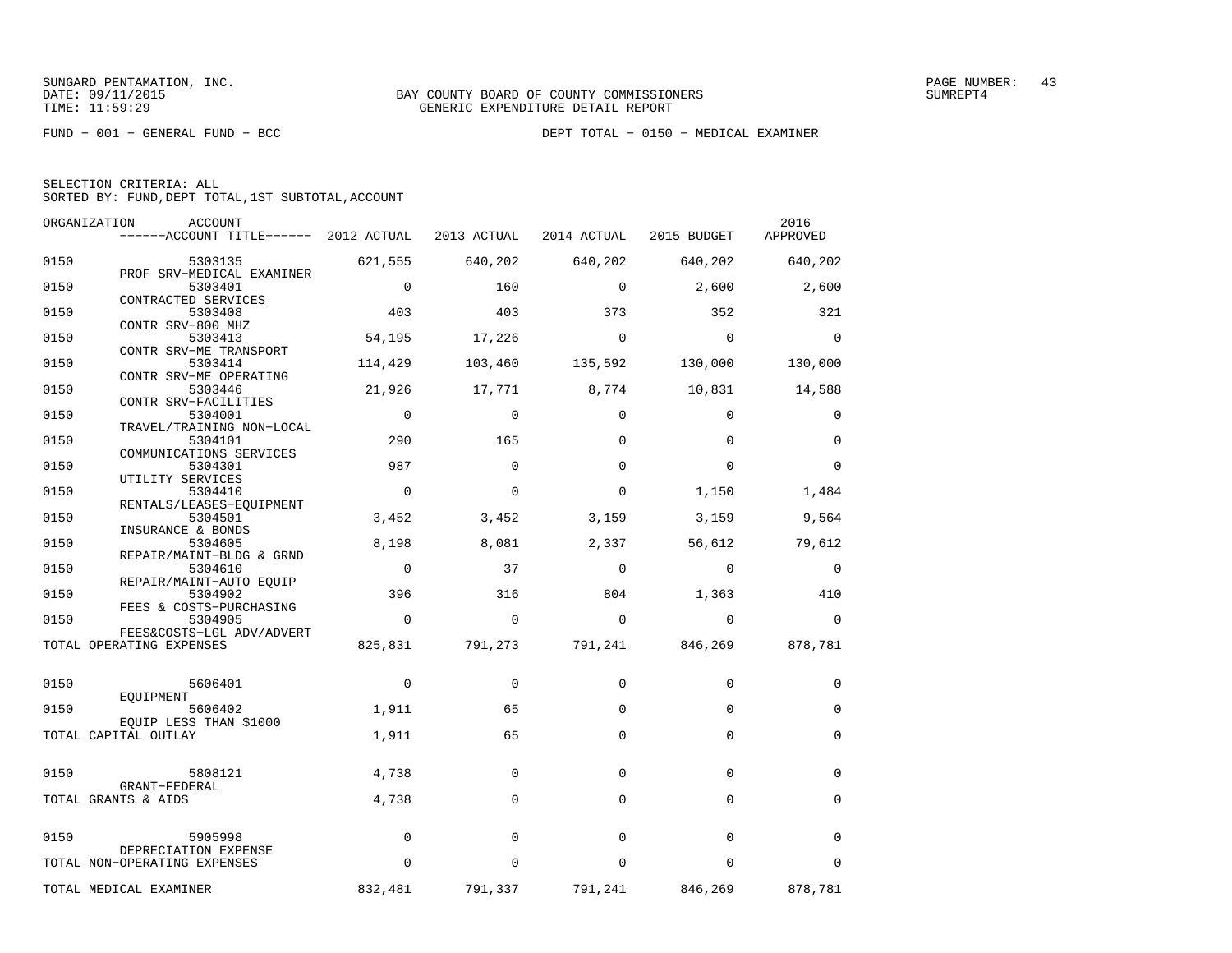BAY COUNTY BOARD OF COUNTY COMMISSIONERS
GENERIC EXPENDITURE DETAIL REPORT

FUND − 001 − GENERAL FUND − BCC

DEPT TOTAL − 0150 − MEDICAL EXAMINER

SELECTION CRITERIA: ALL
SORTED BY: FUND,DEPT TOTAL,1ST SUBTOTAL,ACCOUNT

| ORGANIZATION | ACCOUNT / ACCOUNT TITLE | 2012 ACTUAL | 2013 ACTUAL | 2014 ACTUAL | 2015 BUDGET | 2016 APPROVED |
|---|---|---|---|---|---|---|
| 0150 | 5303135 PROF SRV−MEDICAL EXAMINER | 621,555 | 640,202 | 640,202 | 640,202 | 640,202 |
| 0150 | 5303401 CONTRACTED SERVICES | 0 | 160 | 0 | 2,600 | 2,600 |
| 0150 | 5303408 CONTR SRV−800 MHZ | 403 | 403 | 373 | 352 | 321 |
| 0150 | 5303413 CONTR SRV−ME TRANSPORT | 54,195 | 17,226 | 0 | 0 | 0 |
| 0150 | 5303414 CONTR SRV−ME OPERATING | 114,429 | 103,460 | 135,592 | 130,000 | 130,000 |
| 0150 | 5303446 CONTR SRV−FACILITIES | 21,926 | 17,771 | 8,774 | 10,831 | 14,588 |
| 0150 | 5304001 TRAVEL/TRAINING NON−LOCAL | 0 | 0 | 0 | 0 | 0 |
| 0150 | 5304101 COMMUNICATIONS SERVICES | 290 | 165 | 0 | 0 | 0 |
| 0150 | 5304301 UTILITY SERVICES | 987 | 0 | 0 | 0 | 0 |
| 0150 | 5304410 RENTALS/LEASES−EQUIPMENT | 0 | 0 | 0 | 1,150 | 1,484 |
| 0150 | 5304501 INSURANCE & BONDS | 3,452 | 3,452 | 3,159 | 3,159 | 9,564 |
| 0150 | 5304605 REPAIR/MAINT−BLDG & GRND | 8,198 | 8,081 | 2,337 | 56,612 | 79,612 |
| 0150 | 5304610 REPAIR/MAINT−AUTO EQUIP | 0 | 37 | 0 | 0 | 0 |
| 0150 | 5304902 FEES & COSTS−PURCHASING | 396 | 316 | 804 | 1,363 | 410 |
| 0150 | 5304905 FEES&COSTS−LGL ADV/ADVERT | 0 | 0 | 0 | 0 | 0 |
| TOTAL OPERATING EXPENSES | | 825,831 | 791,273 | 791,241 | 846,269 | 878,781 |
| 0150 | 5606401 EQUIPMENT | 0 | 0 | 0 | 0 | 0 |
| 0150 | 5606402 EQUIP LESS THAN $1000 | 1,911 | 65 | 0 | 0 | 0 |
| TOTAL CAPITAL OUTLAY | | 1,911 | 65 | 0 | 0 | 0 |
| 0150 | 5808121 GRANT−FEDERAL | 4,738 | 0 | 0 | 0 | 0 |
| TOTAL GRANTS & AIDS | | 4,738 | 0 | 0 | 0 | 0 |
| 0150 | 5905998 DEPRECIATION EXPENSE | 0 | 0 | 0 | 0 | 0 |
| TOTAL NON−OPERATING EXPENSES | | 0 | 0 | 0 | 0 | 0 |
| TOTAL MEDICAL EXAMINER | | 832,481 | 791,337 | 791,241 | 846,269 | 878,781 |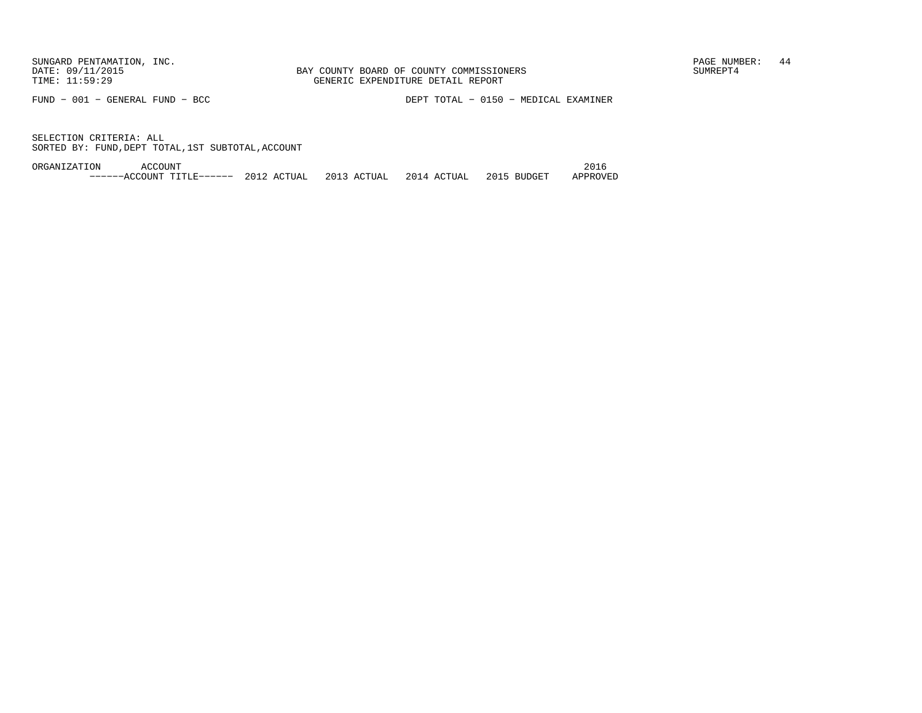SUNGARD PENTAMATION, INC.
DATE: 09/11/2015
TIME: 11:59:29

BAY COUNTY BOARD OF COUNTY COMMISSIONERS
GENERIC EXPENDITURE DETAIL REPORT

PAGE NUMBER: 44
SUMREPT4

FUND - 001 - GENERAL FUND - BCC

DEPT TOTAL - 0150 - MEDICAL EXAMINER

SELECTION CRITERIA: ALL
SORTED BY: FUND,DEPT TOTAL,1ST SUBTOTAL,ACCOUNT

| ORGANIZATION | ACCOUNT ------ACCOUNT TITLE------ | 2012 ACTUAL | 2013 ACTUAL | 2014 ACTUAL | 2015 BUDGET | 2016 APPROVED |
|---|---|---|---|---|---|---|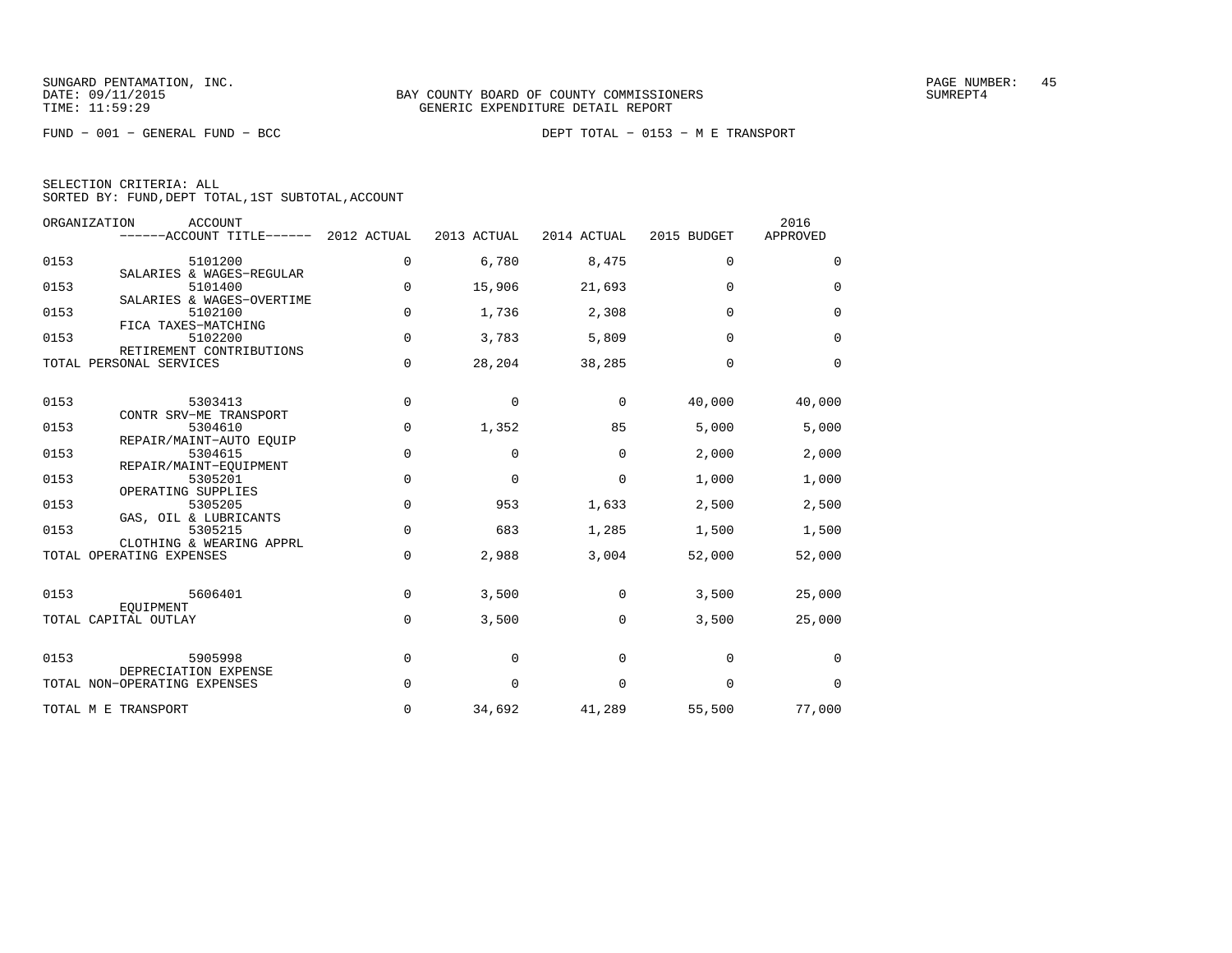BAY COUNTY BOARD OF COUNTY COMMISSIONERS
GENERIC EXPENDITURE DETAIL REPORT

FUND − 001 − GENERAL FUND − BCC

DEPT TOTAL − 0153 − M E TRANSPORT

SELECTION CRITERIA: ALL
SORTED BY: FUND,DEPT TOTAL,1ST SUBTOTAL,ACCOUNT

| ORGANIZATION | ACCOUNT / ACCOUNT TITLE | 2012 ACTUAL | 2013 ACTUAL | 2014 ACTUAL | 2015 BUDGET | 2016 APPROVED |
|---|---|---|---|---|---|---|
| 0153 | 5101200 SALARIES & WAGES−REGULAR | 0 | 6,780 | 8,475 | 0 | 0 |
| 0153 | 5101400 SALARIES & WAGES−OVERTIME | 0 | 15,906 | 21,693 | 0 | 0 |
| 0153 | 5102100 FICA TAXES−MATCHING | 0 | 1,736 | 2,308 | 0 | 0 |
| 0153 | 5102200 RETIREMENT CONTRIBUTIONS | 0 | 3,783 | 5,809 | 0 | 0 |
| TOTAL PERSONAL SERVICES | | 0 | 28,204 | 38,285 | 0 | 0 |
| 0153 | 5303413 CONTR SRV−ME TRANSPORT | 0 | 0 | 0 | 40,000 | 40,000 |
| 0153 | 5304610 REPAIR/MAINT−AUTO EQUIP | 0 | 1,352 | 85 | 5,000 | 5,000 |
| 0153 | 5304615 REPAIR/MAINT−EQUIPMENT | 0 | 0 | 0 | 2,000 | 2,000 |
| 0153 | 5305201 OPERATING SUPPLIES | 0 | 0 | 0 | 1,000 | 1,000 |
| 0153 | 5305205 GAS, OIL & LUBRICANTS | 0 | 953 | 1,633 | 2,500 | 2,500 |
| 0153 | 5305215 CLOTHING & WEARING APPRL | 0 | 683 | 1,285 | 1,500 | 1,500 |
| TOTAL OPERATING EXPENSES | | 0 | 2,988 | 3,004 | 52,000 | 52,000 |
| 0153 | 5606401 EQUIPMENT | 0 | 3,500 | 0 | 3,500 | 25,000 |
| TOTAL CAPITAL OUTLAY | | 0 | 3,500 | 0 | 3,500 | 25,000 |
| 0153 | 5905998 DEPRECIATION EXPENSE | 0 | 0 | 0 | 0 | 0 |
| TOTAL NON−OPERATING EXPENSES | | 0 | 0 | 0 | 0 | 0 |
| TOTAL M E TRANSPORT | | 0 | 34,692 | 41,289 | 55,500 | 77,000 |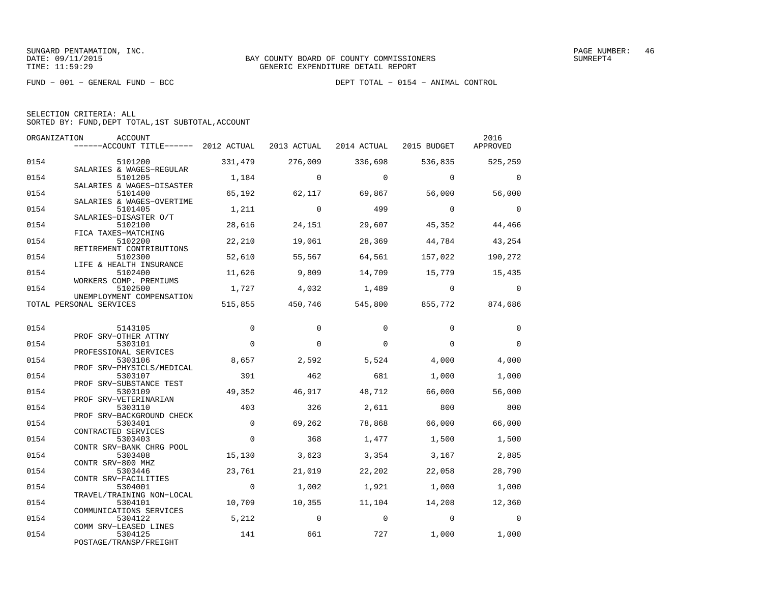SUNGARD PENTAMATION, INC.
DATE: 09/11/2015
TIME: 11:59:29

BAY COUNTY BOARD OF COUNTY COMMISSIONERS
GENERIC EXPENDITURE DETAIL REPORT

PAGE NUMBER: 46
SUMREPT4

FUND − 001 − GENERAL FUND − BCC

DEPT TOTAL − 0154 − ANIMAL CONTROL

SELECTION CRITERIA: ALL
SORTED BY: FUND,DEPT TOTAL,1ST SUBTOTAL,ACCOUNT

| ORGANIZATION | ACCOUNT / ------ACCOUNT TITLE------ | 2012 ACTUAL | 2013 ACTUAL | 2014 ACTUAL | 2015 BUDGET | 2016 APPROVED |
|---|---|---|---|---|---|---|
| 0154 | 5101200 SALARIES & WAGES−REGULAR | 331,479 | 276,009 | 336,698 | 536,835 | 525,259 |
| 0154 | 5101205 SALARIES & WAGES−DISASTER | 1,184 | 0 | 0 | 0 | 0 |
| 0154 | 5101400 SALARIES & WAGES−OVERTIME | 65,192 | 62,117 | 69,867 | 56,000 | 56,000 |
| 0154 | 5101405 SALARIES−DISASTER O/T | 1,211 | 0 | 499 | 0 | 0 |
| 0154 | 5102100 FICA TAXES−MATCHING | 28,616 | 24,151 | 29,607 | 45,352 | 44,466 |
| 0154 | 5102200 RETIREMENT CONTRIBUTIONS | 22,210 | 19,061 | 28,369 | 44,784 | 43,254 |
| 0154 | 5102300 LIFE & HEALTH INSURANCE | 52,610 | 55,567 | 64,561 | 157,022 | 190,272 |
| 0154 | 5102400 WORKERS COMP. PREMIUMS | 11,626 | 9,809 | 14,709 | 15,779 | 15,435 |
| 0154 | 5102500 UNEMPLOYMENT COMPENSATION | 1,727 | 4,032 | 1,489 | 0 | 0 |
| TOTAL PERSONAL SERVICES | | 515,855 | 450,746 | 545,800 | 855,772 | 874,686 |
| 0154 | 5143105 PROF SRV−OTHER ATTNY | 0 | 0 | 0 | 0 | 0 |
| 0154 | 5303101 PROFESSIONAL SERVICES | 0 | 0 | 0 | 0 | 0 |
| 0154 | 5303106 PROF SRV−PHYSICLS/MEDICAL | 8,657 | 2,592 | 5,524 | 4,000 | 4,000 |
| 0154 | 5303107 PROF SRV−SUBSTANCE TEST | 391 | 462 | 681 | 1,000 | 1,000 |
| 0154 | 5303109 PROF SRV−VETERINARIAN | 49,352 | 46,917 | 48,712 | 66,000 | 56,000 |
| 0154 | 5303110 PROF SRV−BACKGROUND CHECK | 403 | 326 | 2,611 | 800 | 800 |
| 0154 | 5303401 CONTRACTED SERVICES | 0 | 69,262 | 78,868 | 66,000 | 66,000 |
| 0154 | 5303403 CONTR SRV−BANK CHRG POOL | 0 | 368 | 1,477 | 1,500 | 1,500 |
| 0154 | 5303408 CONTR SRV−800 MHZ | 15,130 | 3,623 | 3,354 | 3,167 | 2,885 |
| 0154 | 5303446 CONTR SRV−FACILITIES | 23,761 | 21,019 | 22,202 | 22,058 | 28,790 |
| 0154 | 5304001 TRAVEL/TRAINING NON−LOCAL | 0 | 1,002 | 1,921 | 1,000 | 1,000 |
| 0154 | 5304101 COMMUNICATIONS SERVICES | 10,709 | 10,355 | 11,104 | 14,208 | 12,360 |
| 0154 | 5304122 COMM SRV−LEASED LINES | 5,212 | 0 | 0 | 0 | 0 |
| 0154 | 5304125 POSTAGE/TRANSP/FREIGHT | 141 | 661 | 727 | 1,000 | 1,000 |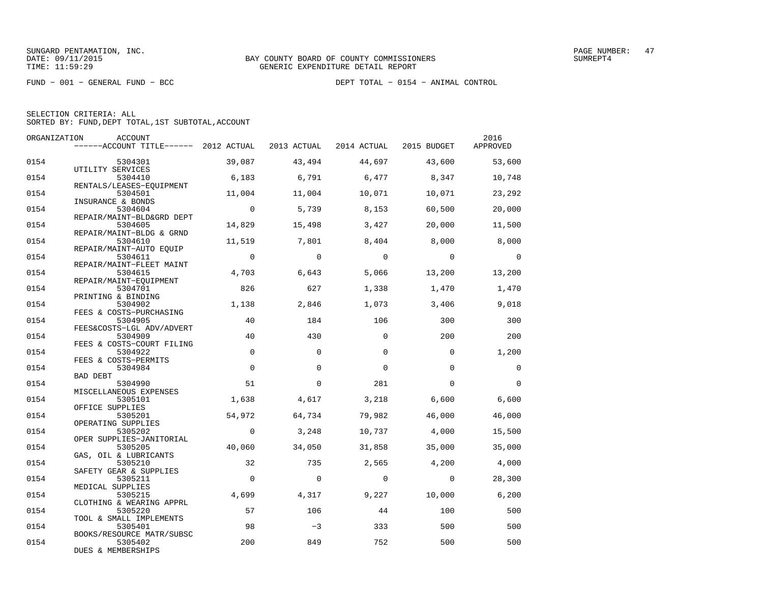SUNGARD PENTAMATION, INC.
DATE: 09/11/2015
TIME: 11:59:29

BAY COUNTY BOARD OF COUNTY COMMISSIONERS
GENERIC EXPENDITURE DETAIL REPORT

FUND − 001 − GENERAL FUND − BCC

DEPT TOTAL − 0154 − ANIMAL CONTROL

SELECTION CRITERIA: ALL
SORTED BY: FUND,DEPT TOTAL,1ST SUBTOTAL,ACCOUNT

| ORGANIZATION | ACCOUNT / ACCOUNT TITLE | 2012 ACTUAL | 2013 ACTUAL | 2014 ACTUAL | 2015 BUDGET | 2016 APPROVED |
|---|---|---|---|---|---|---|
| 0154 | 5304301 UTILITY SERVICES | 39,087 | 43,494 | 44,697 | 43,600 | 53,600 |
| 0154 | 5304410 RENTALS/LEASES−EQUIPMENT | 6,183 | 6,791 | 6,477 | 8,347 | 10,748 |
| 0154 | 5304501 INSURANCE & BONDS | 11,004 | 11,004 | 10,071 | 10,071 | 23,292 |
| 0154 | 5304604 REPAIR/MAINT−BLD&GRD DEPT | 0 | 5,739 | 8,153 | 60,500 | 20,000 |
| 0154 | 5304605 REPAIR/MAINT−BLDG & GRND | 14,829 | 15,498 | 3,427 | 20,000 | 11,500 |
| 0154 | 5304610 REPAIR/MAINT−AUTO EQUIP | 11,519 | 7,801 | 8,404 | 8,000 | 8,000 |
| 0154 | 5304611 REPAIR/MAINT−FLEET MAINT | 0 | 0 | 0 | 0 | 0 |
| 0154 | 5304615 REPAIR/MAINT−EQUIPMENT | 4,703 | 6,643 | 5,066 | 13,200 | 13,200 |
| 0154 | 5304701 PRINTING & BINDING | 826 | 627 | 1,338 | 1,470 | 1,470 |
| 0154 | 5304902 FEES & COSTS−PURCHASING | 1,138 | 2,846 | 1,073 | 3,406 | 9,018 |
| 0154 | 5304905 FEES&COSTS−LGL ADV/ADVERT | 40 | 184 | 106 | 300 | 300 |
| 0154 | 5304909 FEES & COSTS−COURT FILING | 40 | 430 | 0 | 200 | 200 |
| 0154 | 5304922 FEES & COSTS−PERMITS | 0 | 0 | 0 | 0 | 1,200 |
| 0154 | 5304984 BAD DEBT | 0 | 0 | 0 | 0 | 0 |
| 0154 | 5304990 MISCELLANEOUS EXPENSES | 51 | 0 | 281 | 0 | 0 |
| 0154 | 5305101 OFFICE SUPPLIES | 1,638 | 4,617 | 3,218 | 6,600 | 6,600 |
| 0154 | 5305201 OPERATING SUPPLIES | 54,972 | 64,734 | 79,982 | 46,000 | 46,000 |
| 0154 | 5305202 OPER SUPPLIES−JANITORIAL | 0 | 3,248 | 10,737 | 4,000 | 15,500 |
| 0154 | 5305205 GAS, OIL & LUBRICANTS | 40,060 | 34,050 | 31,858 | 35,000 | 35,000 |
| 0154 | 5305210 SAFETY GEAR & SUPPLIES | 32 | 735 | 2,565 | 4,200 | 4,000 |
| 0154 | 5305211 MEDICAL SUPPLIES | 0 | 0 | 0 | 0 | 28,300 |
| 0154 | 5305215 CLOTHING & WEARING APPRL | 4,699 | 4,317 | 9,227 | 10,000 | 6,200 |
| 0154 | 5305220 TOOL & SMALL IMPLEMENTS | 57 | 106 | 44 | 100 | 500 |
| 0154 | 5305401 BOOKS/RESOURCE MATR/SUBSC | 98 | −3 | 333 | 500 | 500 |
| 0154 | 5305402 DUES & MEMBERSHIPS | 200 | 849 | 752 | 500 | 500 |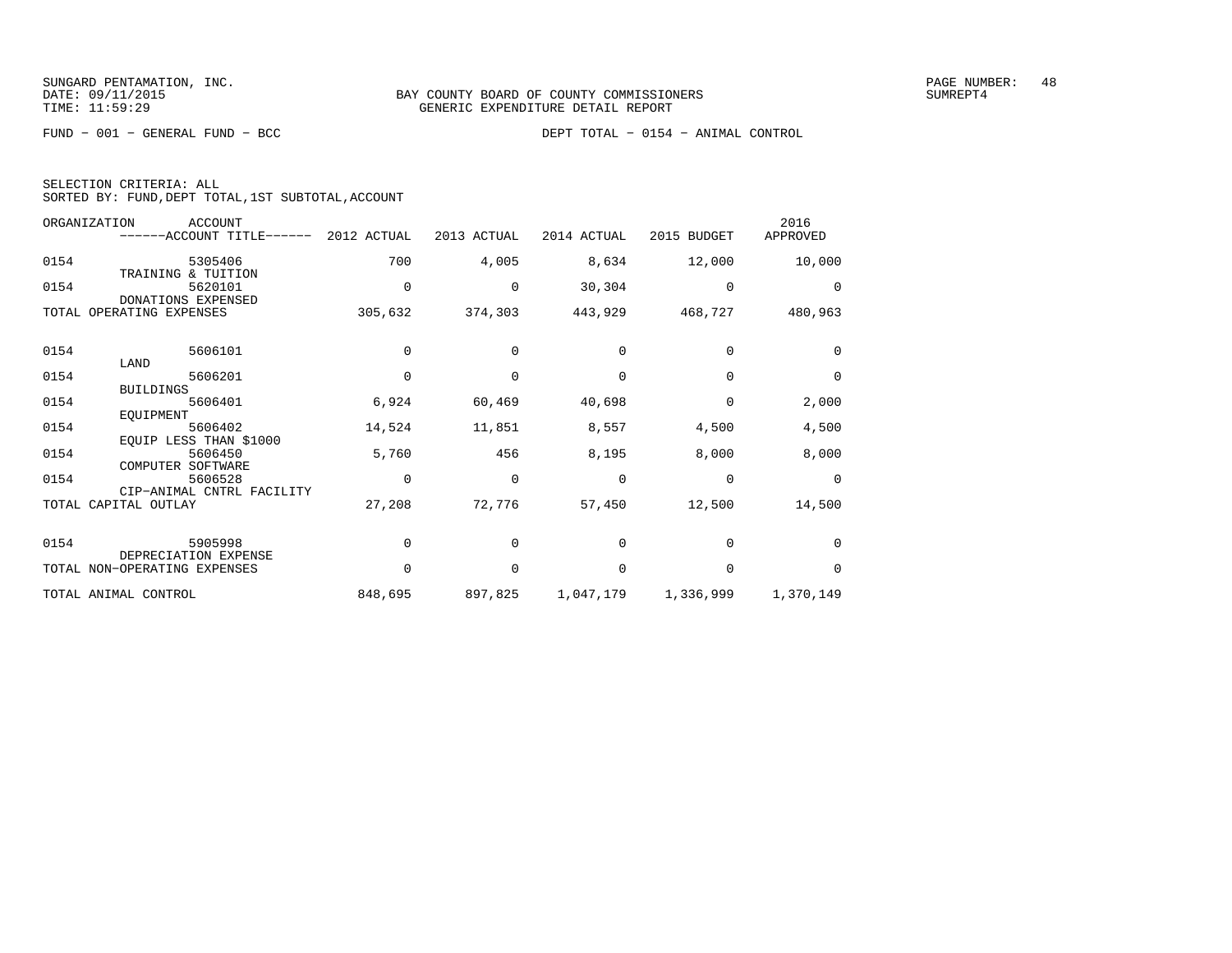BAY COUNTY BOARD OF COUNTY COMMISSIONERS
GENERIC EXPENDITURE DETAIL REPORT

FUND − 001 − GENERAL FUND − BCC

DEPT TOTAL − 0154 − ANIMAL CONTROL

SELECTION CRITERIA: ALL
SORTED BY: FUND,DEPT TOTAL,1ST SUBTOTAL,ACCOUNT

| ORGANIZATION | ACCOUNT / ACCOUNT TITLE | 2012 ACTUAL | 2013 ACTUAL | 2014 ACTUAL | 2015 BUDGET | 2016 APPROVED |
|---|---|---|---|---|---|---|
| 0154 | 5305406 TRAINING & TUITION | 700 | 4,005 | 8,634 | 12,000 | 10,000 |
| 0154 | 5620101 DONATIONS EXPENSED | 0 | 0 | 30,304 | 0 | 0 |
| TOTAL OPERATING EXPENSES | | 305,632 | 374,303 | 443,929 | 468,727 | 480,963 |
| 0154 | 5606101 LAND | 0 | 0 | 0 | 0 | 0 |
| 0154 | 5606201 BUILDINGS | 0 | 0 | 0 | 0 | 0 |
| 0154 | 5606401 EQUIPMENT | 6,924 | 60,469 | 40,698 | 0 | 2,000 |
| 0154 | 5606402 EQUIP LESS THAN $1000 | 14,524 | 11,851 | 8,557 | 4,500 | 4,500 |
| 0154 | 5606450 COMPUTER SOFTWARE | 5,760 | 456 | 8,195 | 8,000 | 8,000 |
| 0154 | 5606528 CIP−ANIMAL CNTRL FACILITY | 0 | 0 | 0 | 0 | 0 |
| TOTAL CAPITAL OUTLAY | | 27,208 | 72,776 | 57,450 | 12,500 | 14,500 |
| 0154 | 5905998 DEPRECIATION EXPENSE | 0 | 0 | 0 | 0 | 0 |
| TOTAL NON−OPERATING EXPENSES | | 0 | 0 | 0 | 0 | 0 |
| TOTAL ANIMAL CONTROL | | 848,695 | 897,825 | 1,047,179 | 1,336,999 | 1,370,149 |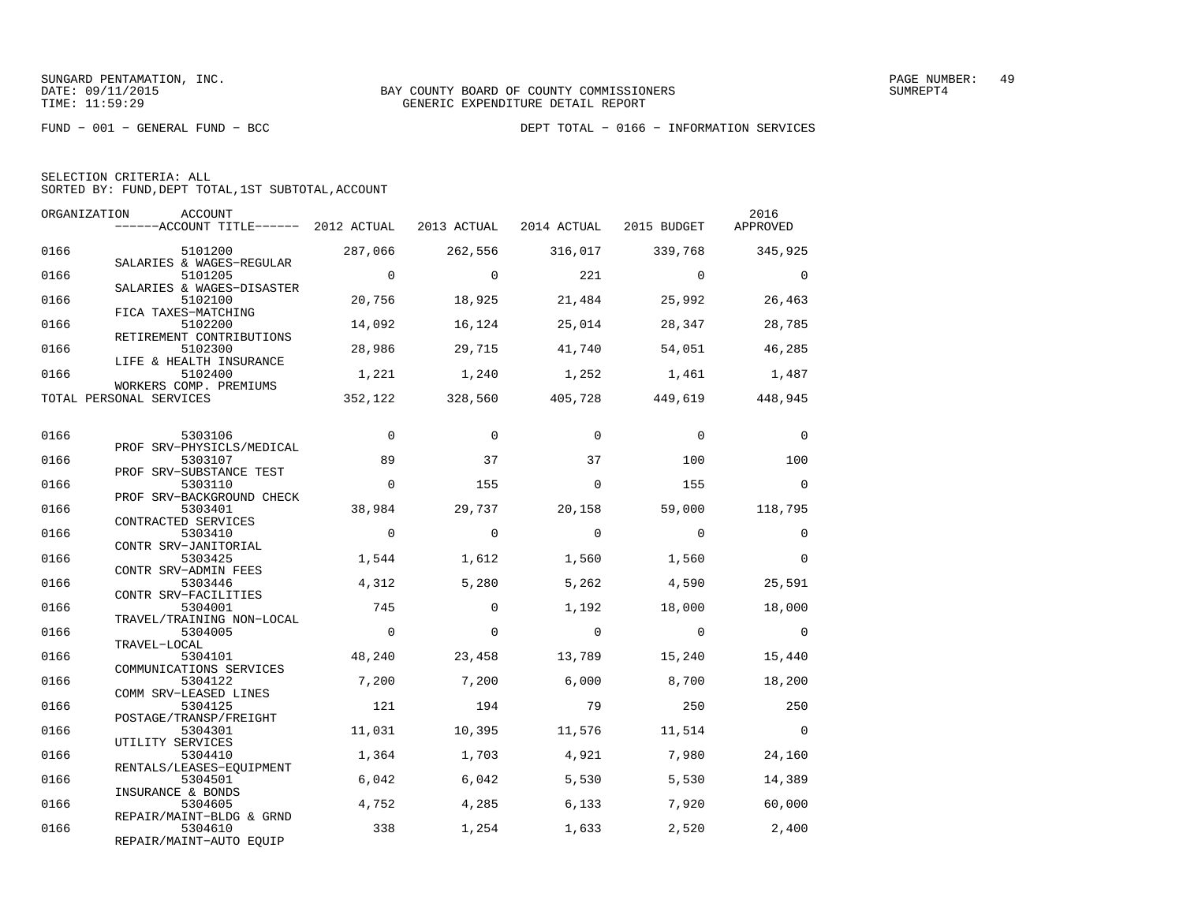BAY COUNTY BOARD OF COUNTY COMMISSIONERS
GENERIC EXPENDITURE DETAIL REPORT

FUND − 001 − GENERAL FUND − BCC

DEPT TOTAL − 0166 − INFORMATION SERVICES

SELECTION CRITERIA: ALL
SORTED BY: FUND,DEPT TOTAL,1ST SUBTOTAL,ACCOUNT

| ORGANIZATION | ACCOUNT / ACCOUNT TITLE | 2012 ACTUAL | 2013 ACTUAL | 2014 ACTUAL | 2015 BUDGET | 2016 APPROVED |
|---|---|---|---|---|---|---|
| 0166 | 5101200 SALARIES & WAGES−REGULAR | 287,066 | 262,556 | 316,017 | 339,768 | 345,925 |
| 0166 | 5101205 SALARIES & WAGES−DISASTER | 0 | 0 | 221 | 0 | 0 |
| 0166 | 5102100 FICA TAXES−MATCHING | 20,756 | 18,925 | 21,484 | 25,992 | 26,463 |
| 0166 | 5102200 RETIREMENT CONTRIBUTIONS | 14,092 | 16,124 | 25,014 | 28,347 | 28,785 |
| 0166 | 5102300 LIFE & HEALTH INSURANCE | 28,986 | 29,715 | 41,740 | 54,051 | 46,285 |
| 0166 | 5102400 WORKERS COMP. PREMIUMS | 1,221 | 1,240 | 1,252 | 1,461 | 1,487 |
| TOTAL PERSONAL SERVICES | | 352,122 | 328,560 | 405,728 | 449,619 | 448,945 |
| 0166 | 5303106 PROF SRV−PHYSICLS/MEDICAL | 0 | 0 | 0 | 0 | 0 |
| 0166 | 5303107 PROF SRV−SUBSTANCE TEST | 89 | 37 | 37 | 100 | 100 |
| 0166 | 5303110 PROF SRV−BACKGROUND CHECK | 0 | 155 | 0 | 155 | 0 |
| 0166 | 5303401 CONTRACTED SERVICES | 38,984 | 29,737 | 20,158 | 59,000 | 118,795 |
| 0166 | 5303410 CONTR SRV−JANITORIAL | 0 | 0 | 0 | 0 | 0 |
| 0166 | 5303425 CONTR SRV−ADMIN FEES | 1,544 | 1,612 | 1,560 | 1,560 | 0 |
| 0166 | 5303446 CONTR SRV−FACILITIES | 4,312 | 5,280 | 5,262 | 4,590 | 25,591 |
| 0166 | 5304001 TRAVEL/TRAINING NON−LOCAL | 745 | 0 | 1,192 | 18,000 | 18,000 |
| 0166 | 5304005 TRAVEL−LOCAL | 0 | 0 | 0 | 0 | 0 |
| 0166 | 5304101 COMMUNICATIONS SERVICES | 48,240 | 23,458 | 13,789 | 15,240 | 15,440 |
| 0166 | 5304122 COMM SRV−LEASED LINES | 7,200 | 7,200 | 6,000 | 8,700 | 18,200 |
| 0166 | 5304125 POSTAGE/TRANSP/FREIGHT | 121 | 194 | 79 | 250 | 250 |
| 0166 | 5304301 UTILITY SERVICES | 11,031 | 10,395 | 11,576 | 11,514 | 0 |
| 0166 | 5304410 RENTALS/LEASES−EQUIPMENT | 1,364 | 1,703 | 4,921 | 7,980 | 24,160 |
| 0166 | 5304501 INSURANCE & BONDS | 6,042 | 6,042 | 5,530 | 5,530 | 14,389 |
| 0166 | 5304605 REPAIR/MAINT−BLDG & GRND | 4,752 | 4,285 | 6,133 | 7,920 | 60,000 |
| 0166 | 5304610 REPAIR/MAINT−AUTO EQUIP | 338 | 1,254 | 1,633 | 2,520 | 2,400 |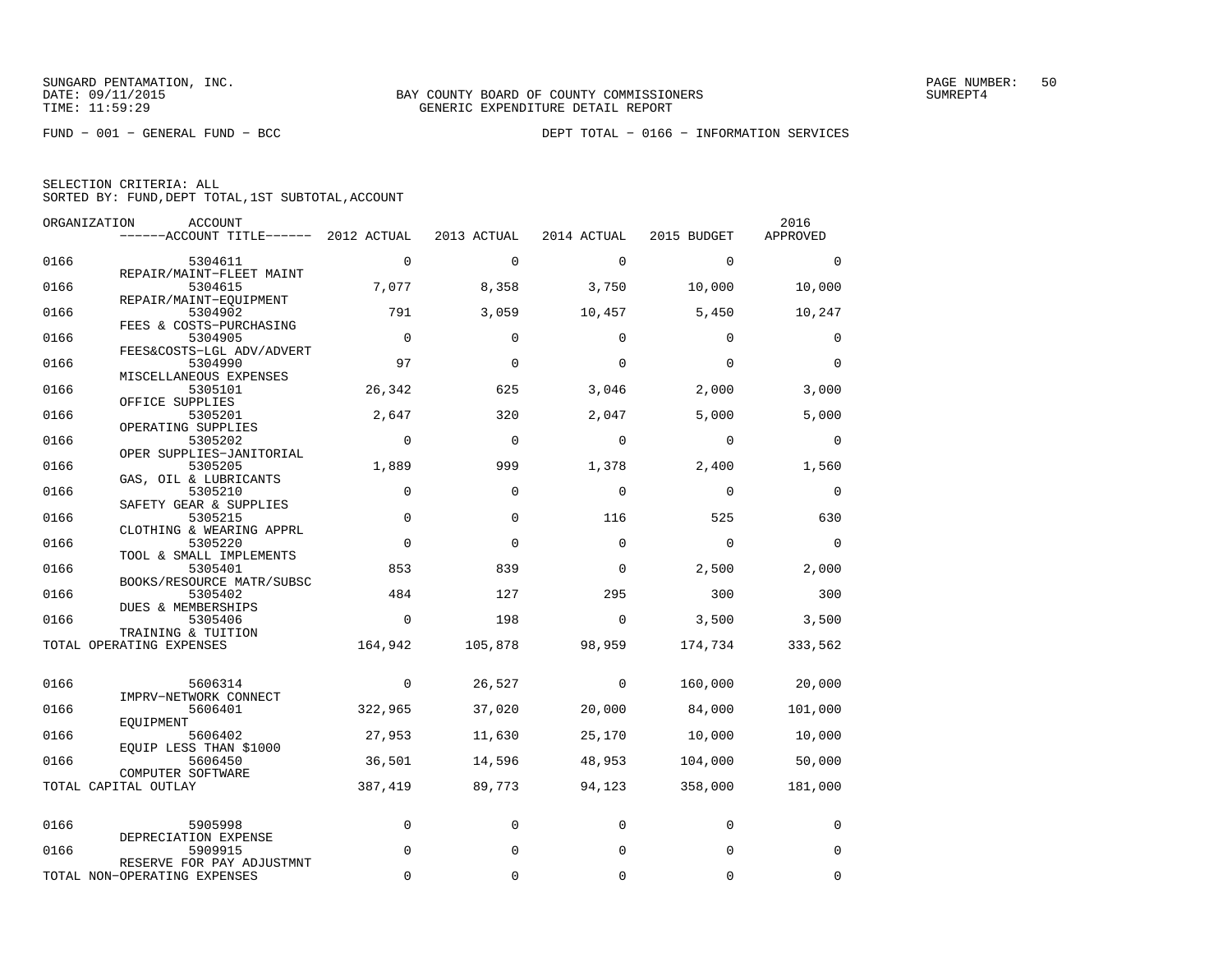SUNGARD PENTAMATION, INC.
DATE: 09/11/2015
TIME: 11:59:29

BAY COUNTY BOARD OF COUNTY COMMISSIONERS
GENERIC EXPENDITURE DETAIL REPORT

SUMREPT4

FUND − 001 − GENERAL FUND − BCC

DEPT TOTAL − 0166 − INFORMATION SERVICES

SELECTION CRITERIA: ALL
SORTED BY: FUND,DEPT TOTAL,1ST SUBTOTAL,ACCOUNT

| ORGANIZATION | ACCOUNT / ------ACCOUNT TITLE------ | 2012 ACTUAL | 2013 ACTUAL | 2014 ACTUAL | 2015 BUDGET | 2016 APPROVED |
|---|---|---|---|---|---|---|
| 0166 | 5304611 REPAIR/MAINT−FLEET MAINT | 0 | 0 | 0 | 0 | 0 |
| 0166 | 5304615 REPAIR/MAINT−EQUIPMENT | 7,077 | 8,358 | 3,750 | 10,000 | 10,000 |
| 0166 | 5304902 FEES & COSTS−PURCHASING | 791 | 3,059 | 10,457 | 5,450 | 10,247 |
| 0166 | 5304905 FEES&COSTS−LGL ADV/ADVERT | 0 | 0 | 0 | 0 | 0 |
| 0166 | 5304990 MISCELLANEOUS EXPENSES | 97 | 0 | 0 | 0 | 0 |
| 0166 | 5305101 OFFICE SUPPLIES | 26,342 | 625 | 3,046 | 2,000 | 3,000 |
| 0166 | 5305201 OPERATING SUPPLIES | 2,647 | 320 | 2,047 | 5,000 | 5,000 |
| 0166 | 5305202 OPER SUPPLIES−JANITORIAL | 0 | 0 | 0 | 0 | 0 |
| 0166 | 5305205 GAS, OIL & LUBRICANTS | 1,889 | 999 | 1,378 | 2,400 | 1,560 |
| 0166 | 5305210 SAFETY GEAR & SUPPLIES | 0 | 0 | 0 | 0 | 0 |
| 0166 | 5305215 CLOTHING & WEARING APPRL | 0 | 0 | 116 | 525 | 630 |
| 0166 | 5305220 TOOL & SMALL IMPLEMENTS | 0 | 0 | 0 | 0 | 0 |
| 0166 | 5305401 BOOKS/RESOURCE MATR/SUBSC | 853 | 839 | 0 | 2,500 | 2,000 |
| 0166 | 5305402 DUES & MEMBERSHIPS | 484 | 127 | 295 | 300 | 300 |
| 0166 | 5305406 TRAINING & TUITION | 0 | 198 | 0 | 3,500 | 3,500 |
| TOTAL OPERATING EXPENSES | | 164,942 | 105,878 | 98,959 | 174,734 | 333,562 |
| 0166 | 5606314 IMPRV−NETWORK CONNECT | 0 | 26,527 | 0 | 160,000 | 20,000 |
| 0166 | 5606401 EQUIPMENT | 322,965 | 37,020 | 20,000 | 84,000 | 101,000 |
| 0166 | 5606402 EQUIP LESS THAN $1000 | 27,953 | 11,630 | 25,170 | 10,000 | 10,000 |
| 0166 | 5606450 COMPUTER SOFTWARE | 36,501 | 14,596 | 48,953 | 104,000 | 50,000 |
| TOTAL CAPITAL OUTLAY | | 387,419 | 89,773 | 94,123 | 358,000 | 181,000 |
| 0166 | 5905998 DEPRECIATION EXPENSE | 0 | 0 | 0 | 0 | 0 |
| 0166 | 5909915 RESERVE FOR PAY ADJUSTMNT | 0 | 0 | 0 | 0 | 0 |
| TOTAL NON−OPERATING EXPENSES | | 0 | 0 | 0 | 0 | 0 |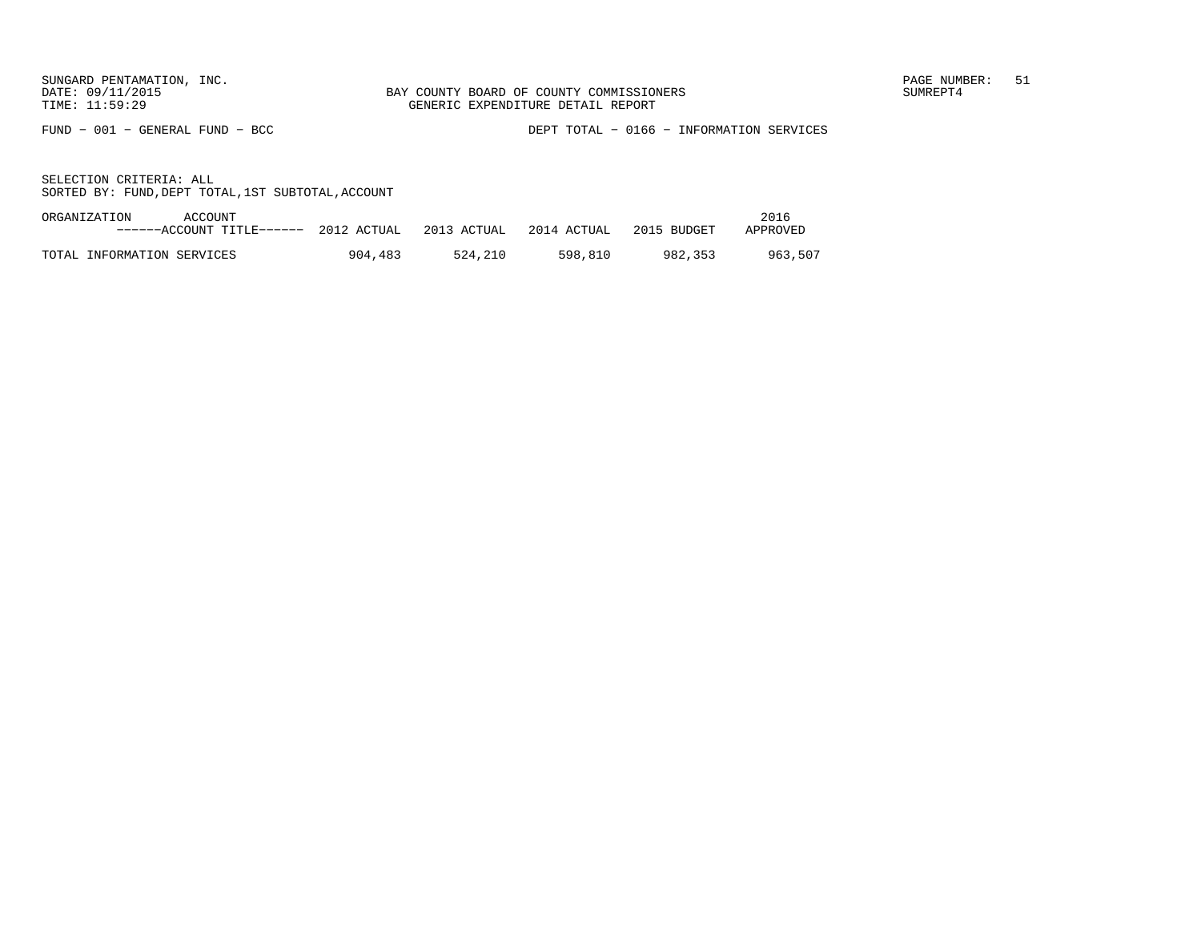FUND − 001 − GENERAL FUND − BCC

DEPT TOTAL − 0166 − INFORMATION SERVICES

SELECTION CRITERIA: ALL
SORTED BY: FUND,DEPT TOTAL,1ST SUBTOTAL,ACCOUNT

| ORGANIZATION ACCOUNT ------ACCOUNT TITLE------ | 2012 ACTUAL | 2013 ACTUAL | 2014 ACTUAL | 2015 BUDGET | 2016 APPROVED |
|---|---|---|---|---|---|
| TOTAL INFORMATION SERVICES | 904,483 | 524,210 | 598,810 | 982,353 | 963,507 |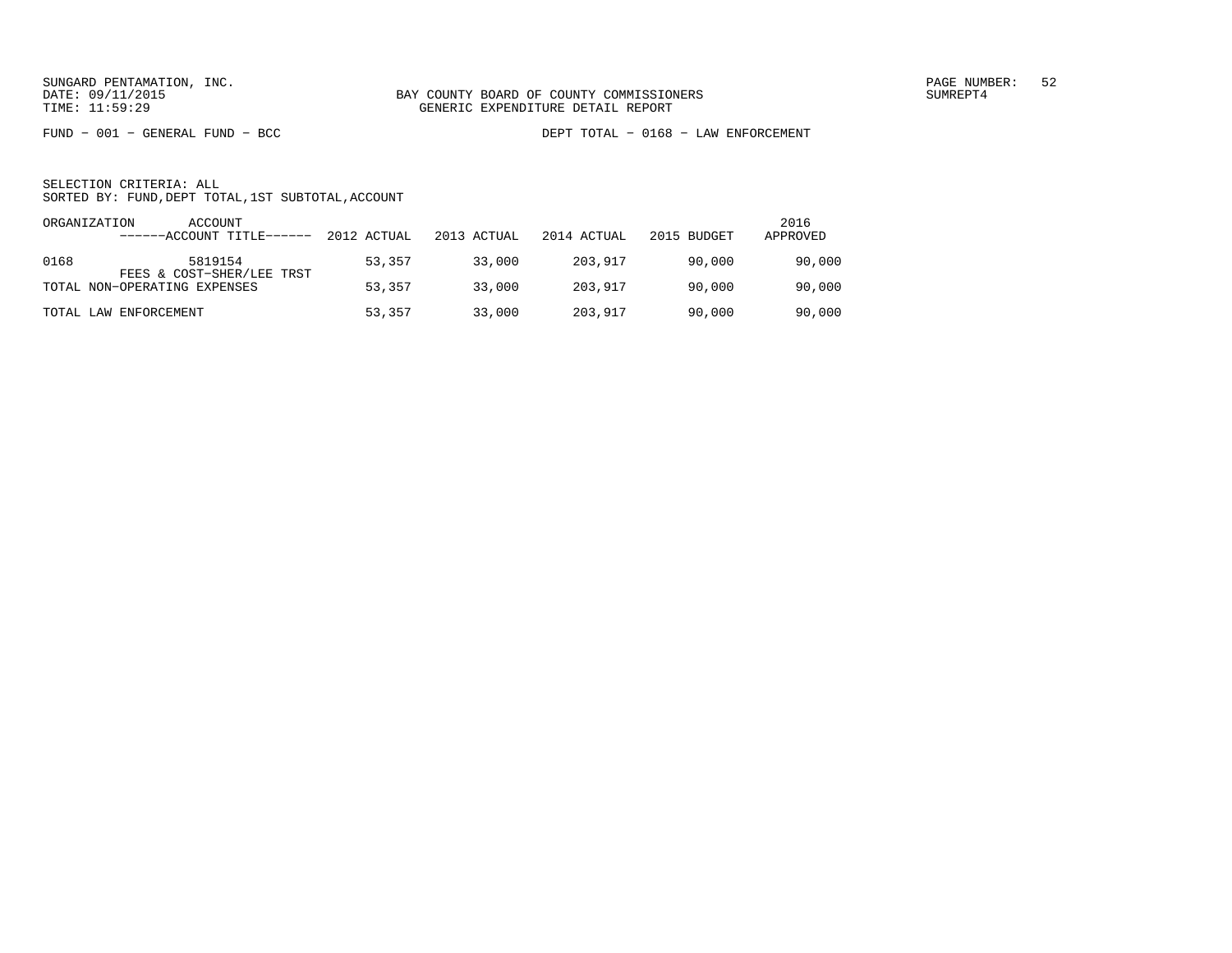SUNGARD PENTAMATION, INC.
DATE: 09/11/2015
TIME: 11:59:29

BAY COUNTY BOARD OF COUNTY COMMISSIONERS
GENERIC EXPENDITURE DETAIL REPORT

FUND − 001 − GENERAL FUND − BCC

DEPT TOTAL − 0168 − LAW ENFORCEMENT

SELECTION CRITERIA: ALL
SORTED BY: FUND,DEPT TOTAL,1ST SUBTOTAL,ACCOUNT

| ORGANIZATION | ACCOUNT ------ACCOUNT TITLE------ | 2012 ACTUAL | 2013 ACTUAL | 2014 ACTUAL | 2015 BUDGET | 2016 APPROVED |
|---|---|---|---|---|---|---|
| 0168 | 5819154 FEES & COST−SHER/LEE TRST | 53,357 | 33,000 | 203,917 | 90,000 | 90,000 |
| TOTAL NON−OPERATING EXPENSES | | 53,357 | 33,000 | 203,917 | 90,000 | 90,000 |
| TOTAL LAW ENFORCEMENT | | 53,357 | 33,000 | 203,917 | 90,000 | 90,000 |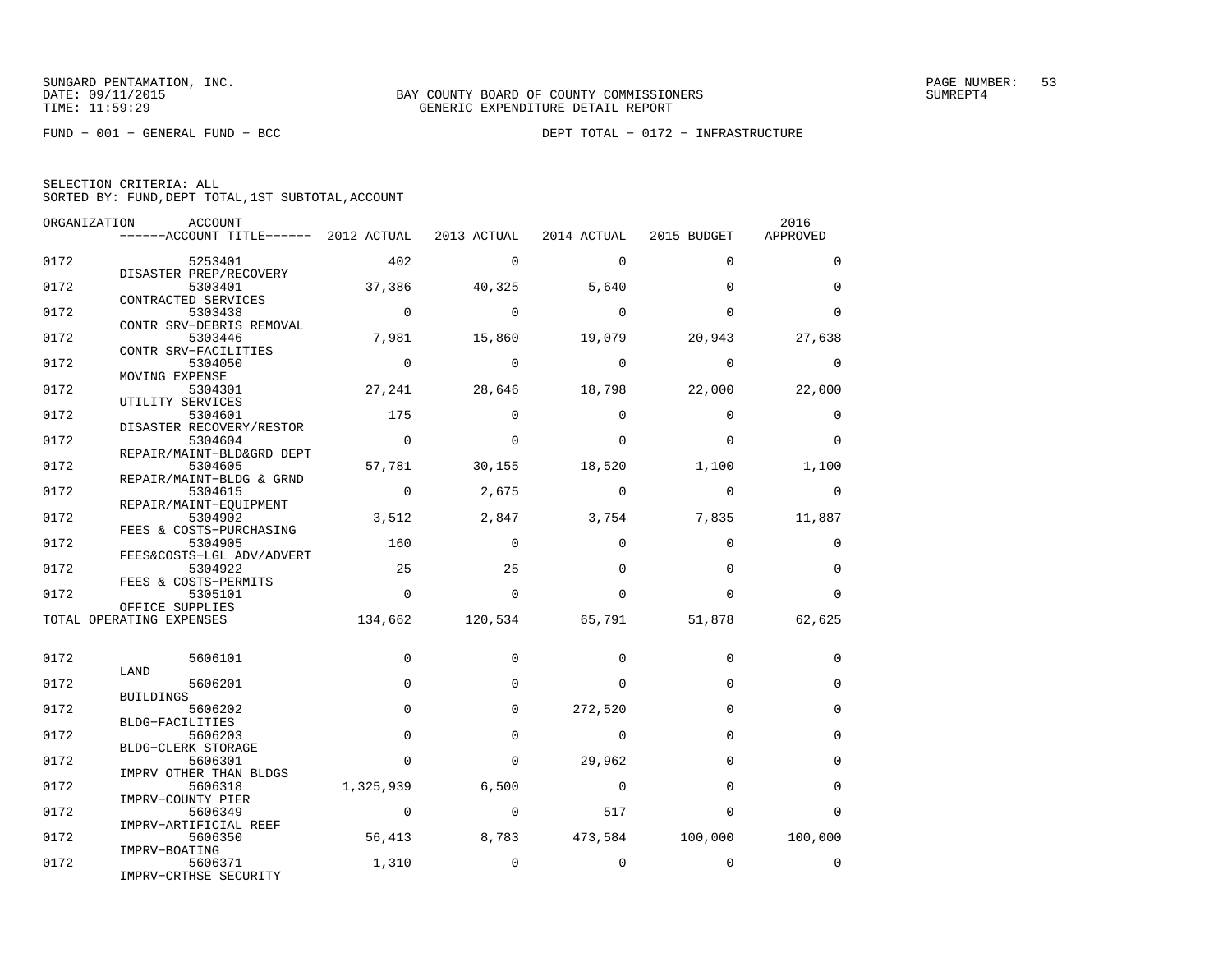SUNGARD PENTAMATION, INC.
DATE: 09/11/2015
TIME: 11:59:29

BAY COUNTY BOARD OF COUNTY COMMISSIONERS
GENERIC EXPENDITURE DETAIL REPORT

SUMREPT4

FUND − 001 − GENERAL FUND − BCC

DEPT TOTAL − 0172 − INFRASTRUCTURE

SELECTION CRITERIA: ALL
SORTED BY: FUND,DEPT TOTAL,1ST SUBTOTAL,ACCOUNT

| ORGANIZATION | ACCOUNT / ------ACCOUNT TITLE------ | 2012 ACTUAL | 2013 ACTUAL | 2014 ACTUAL | 2015 BUDGET | 2016 APPROVED |
|---|---|---|---|---|---|---|
| 0172 | 5253401 DISASTER PREP/RECOVERY | 402 | 0 | 0 | 0 | 0 |
| 0172 | 5303401 CONTRACTED SERVICES | 37,386 | 40,325 | 5,640 | 0 | 0 |
| 0172 | 5303438 CONTR SRV−DEBRIS REMOVAL | 0 | 0 | 0 | 0 | 0 |
| 0172 | 5303446 CONTR SRV−FACILITIES | 7,981 | 15,860 | 19,079 | 20,943 | 27,638 |
| 0172 | 5304050 MOVING EXPENSE | 0 | 0 | 0 | 0 | 0 |
| 0172 | 5304301 UTILITY SERVICES | 27,241 | 28,646 | 18,798 | 22,000 | 22,000 |
| 0172 | 5304601 DISASTER RECOVERY/RESTOR | 175 | 0 | 0 | 0 | 0 |
| 0172 | 5304604 REPAIR/MAINT−BLD&GRD DEPT | 0 | 0 | 0 | 0 | 0 |
| 0172 | 5304605 REPAIR/MAINT−BLDG & GRND | 57,781 | 30,155 | 18,520 | 1,100 | 1,100 |
| 0172 | 5304615 REPAIR/MAINT−EQUIPMENT | 0 | 2,675 | 0 | 0 | 0 |
| 0172 | 5304902 FEES & COSTS−PURCHASING | 3,512 | 2,847 | 3,754 | 7,835 | 11,887 |
| 0172 | 5304905 FEES&COSTS−LGL ADV/ADVERT | 160 | 0 | 0 | 0 | 0 |
| 0172 | 5304922 FEES & COSTS−PERMITS | 25 | 25 | 0 | 0 | 0 |
| 0172 | 5305101 OFFICE SUPPLIES | 0 | 0 | 0 | 0 | 0 |
| TOTAL OPERATING EXPENSES | | 134,662 | 120,534 | 65,791 | 51,878 | 62,625 |
| 0172 | 5606101 LAND | 0 | 0 | 0 | 0 | 0 |
| 0172 | 5606201 BUILDINGS | 0 | 0 | 0 | 0 | 0 |
| 0172 | 5606202 BLDG−FACILITIES | 0 | 0 | 272,520 | 0 | 0 |
| 0172 | 5606203 BLDG−CLERK STORAGE | 0 | 0 | 0 | 0 | 0 |
| 0172 | 5606301 IMPRV OTHER THAN BLDGS | 0 | 0 | 29,962 | 0 | 0 |
| 0172 | 5606318 IMPRV−COUNTY PIER | 1,325,939 | 6,500 | 0 | 0 | 0 |
| 0172 | 5606349 IMPRV−ARTIFICIAL REEF | 0 | 0 | 517 | 0 | 0 |
| 0172 | 5606350 IMPRV−BOATING | 56,413 | 8,783 | 473,584 | 100,000 | 100,000 |
| 0172 | 5606371 IMPRV−CRTHSE SECURITY | 1,310 | 0 | 0 | 0 | 0 |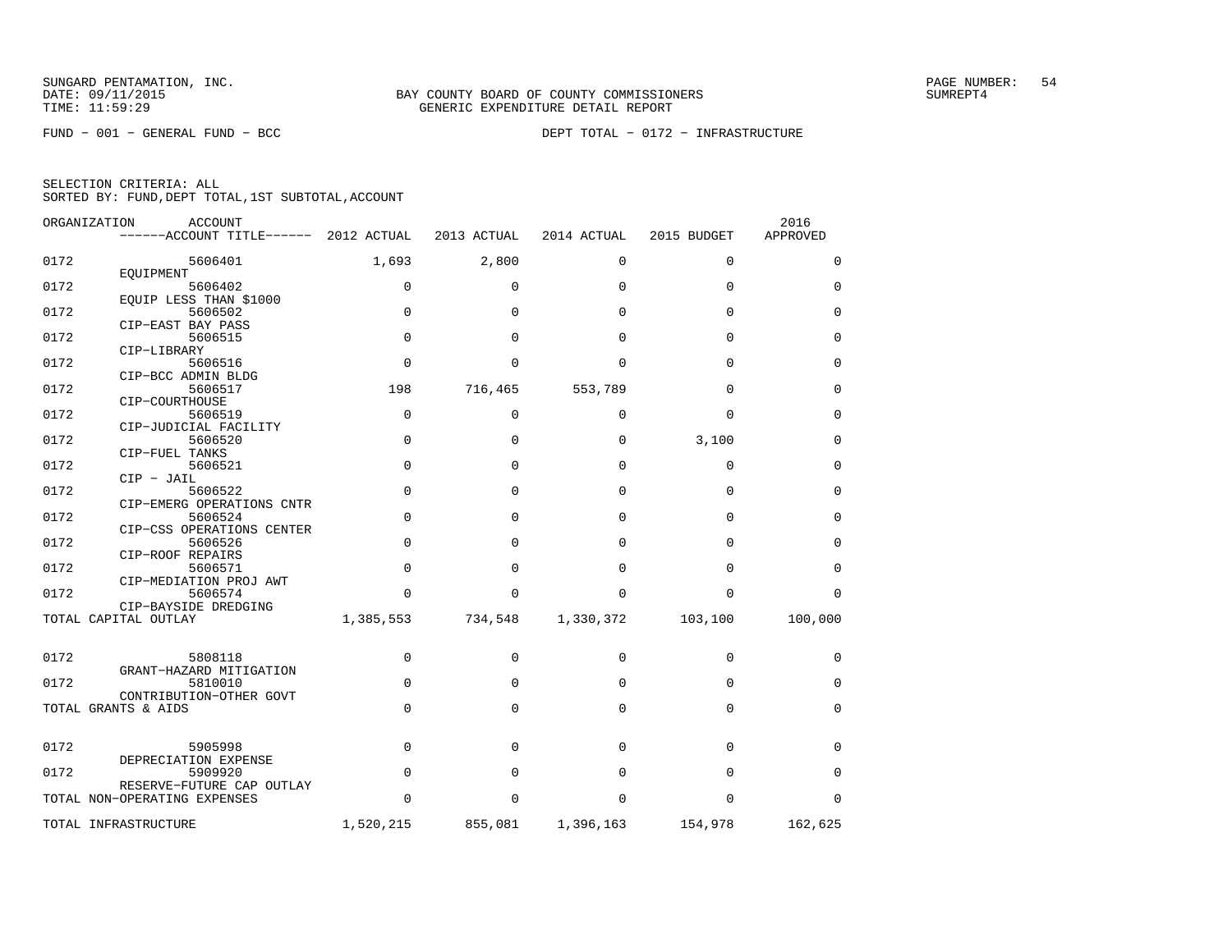SUNGARD PENTAMATION, INC.
DATE: 09/11/2015
TIME: 11:59:29

BAY COUNTY BOARD OF COUNTY COMMISSIONERS
GENERIC EXPENDITURE DETAIL REPORT

PAGE NUMBER: 54
SUMREPT4

FUND − 001 − GENERAL FUND − BCC

DEPT TOTAL − 0172 − INFRASTRUCTURE

SELECTION CRITERIA: ALL
SORTED BY: FUND,DEPT TOTAL,1ST SUBTOTAL,ACCOUNT

| ORGANIZATION | ACCOUNT ------ACCOUNT TITLE------ | 2012 ACTUAL | 2013 ACTUAL | 2014 ACTUAL | 2015 BUDGET | 2016 APPROVED |
|---|---|---|---|---|---|---|
| 0172 | 5606401 EQUIPMENT | 1,693 | 2,800 | 0 | 0 | 0 |
| 0172 | 5606402 EQUIP LESS THAN $1000 | 0 | 0 | 0 | 0 | 0 |
| 0172 | 5606502 CIP−EAST BAY PASS | 0 | 0 | 0 | 0 | 0 |
| 0172 | 5606515 CIP−LIBRARY | 0 | 0 | 0 | 0 | 0 |
| 0172 | 5606516 CIP−BCC ADMIN BLDG | 0 | 0 | 0 | 0 | 0 |
| 0172 | 5606517 CIP−COURTHOUSE | 198 | 716,465 | 553,789 | 0 | 0 |
| 0172 | 5606519 CIP−JUDICIAL FACILITY | 0 | 0 | 0 | 0 | 0 |
| 0172 | 5606520 CIP−FUEL TANKS | 0 | 0 | 0 | 3,100 | 0 |
| 0172 | 5606521 CIP − JAIL | 0 | 0 | 0 | 0 | 0 |
| 0172 | 5606522 CIP−EMERG OPERATIONS CNTR | 0 | 0 | 0 | 0 | 0 |
| 0172 | 5606524 CIP−CSS OPERATIONS CENTER | 0 | 0 | 0 | 0 | 0 |
| 0172 | 5606526 CIP−ROOF REPAIRS | 0 | 0 | 0 | 0 | 0 |
| 0172 | 5606571 CIP−MEDIATION PROJ AWT | 0 | 0 | 0 | 0 | 0 |
| 0172 | 5606574 CIP−BAYSIDE DREDGING | 0 | 0 | 0 | 0 | 0 |
| TOTAL CAPITAL OUTLAY | | 1,385,553 | 734,548 | 1,330,372 | 103,100 | 100,000 |
| 0172 | 5808118 GRANT−HAZARD MITIGATION | 0 | 0 | 0 | 0 | 0 |
| 0172 | 5810010 CONTRIBUTION−OTHER GOVT | 0 | 0 | 0 | 0 | 0 |
| TOTAL GRANTS & AIDS | | 0 | 0 | 0 | 0 | 0 |
| 0172 | 5905998 DEPRECIATION EXPENSE | 0 | 0 | 0 | 0 | 0 |
| 0172 | 5909920 RESERVE−FUTURE CAP OUTLAY | 0 | 0 | 0 | 0 | 0 |
| TOTAL NON−OPERATING EXPENSES | | 0 | 0 | 0 | 0 | 0 |
| TOTAL INFRASTRUCTURE | | 1,520,215 | 855,081 | 1,396,163 | 154,978 | 162,625 |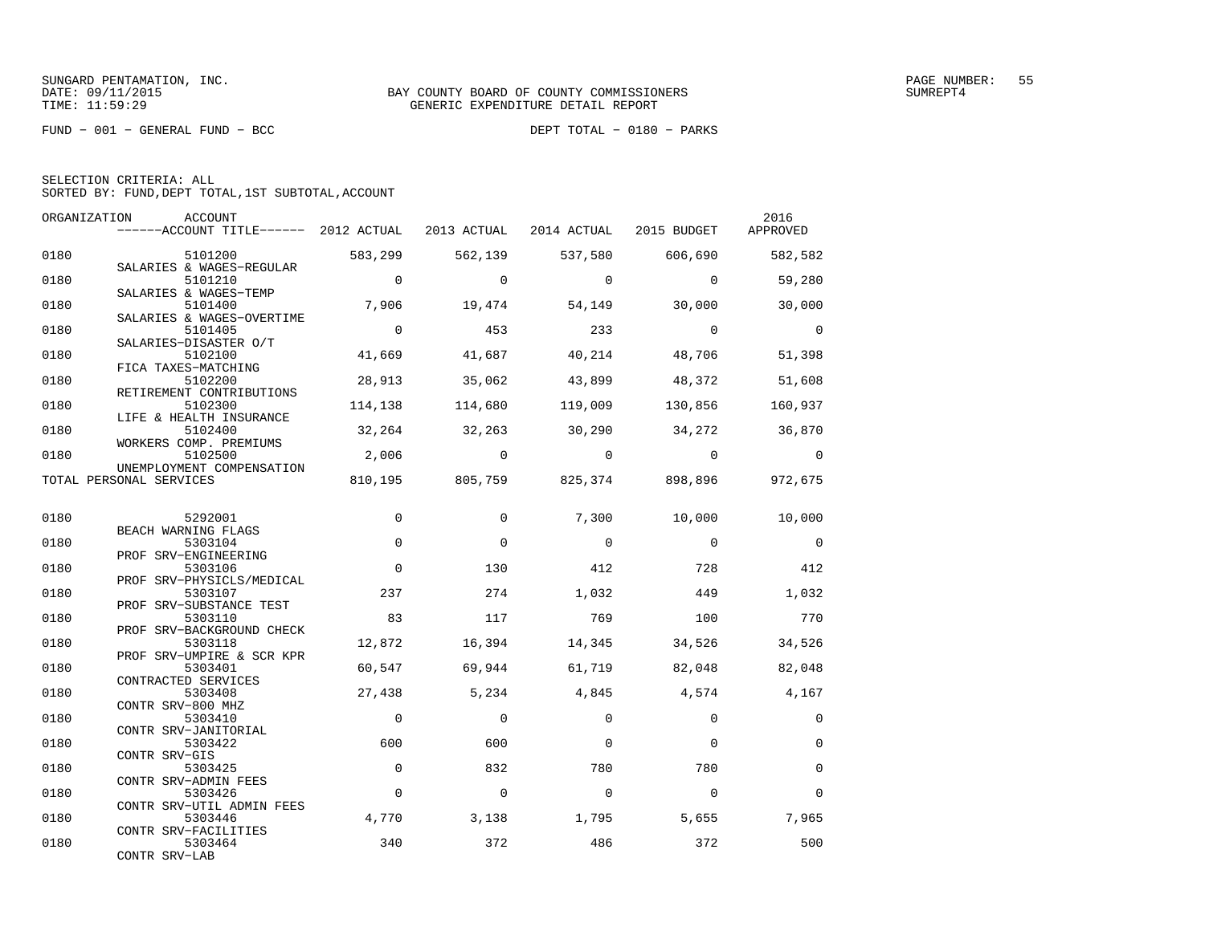SUNGARD PENTAMATION, INC.
DATE: 09/11/2015
TIME: 11:59:29

BAY COUNTY BOARD OF COUNTY COMMISSIONERS
GENERIC EXPENDITURE DETAIL REPORT

SUMREPT4

FUND − 001 − GENERAL FUND − BCC

DEPT TOTAL − 0180 − PARKS

SELECTION CRITERIA: ALL
SORTED BY: FUND,DEPT TOTAL,1ST SUBTOTAL,ACCOUNT

| ORGANIZATION | ACCOUNT / ACCOUNT TITLE | 2012 ACTUAL | 2013 ACTUAL | 2014 ACTUAL | 2015 BUDGET | 2016 APPROVED |
|---|---|---|---|---|---|---|
| 0180 | 5101200 SALARIES & WAGES−REGULAR | 583,299 | 562,139 | 537,580 | 606,690 | 582,582 |
| 0180 | 5101210 SALARIES & WAGES−TEMP | 0 | 0 | 0 | 0 | 59,280 |
| 0180 | 5101400 SALARIES & WAGES−OVERTIME | 7,906 | 19,474 | 54,149 | 30,000 | 30,000 |
| 0180 | 5101405 SALARIES−DISASTER O/T | 0 | 453 | 233 | 0 | 0 |
| 0180 | 5102100 FICA TAXES−MATCHING | 41,669 | 41,687 | 40,214 | 48,706 | 51,398 |
| 0180 | 5102200 RETIREMENT CONTRIBUTIONS | 28,913 | 35,062 | 43,899 | 48,372 | 51,608 |
| 0180 | 5102300 LIFE & HEALTH INSURANCE | 114,138 | 114,680 | 119,009 | 130,856 | 160,937 |
| 0180 | 5102400 WORKERS COMP. PREMIUMS | 32,264 | 32,263 | 30,290 | 34,272 | 36,870 |
| 0180 | 5102500 UNEMPLOYMENT COMPENSATION | 2,006 | 0 | 0 | 0 | 0 |
| TOTAL PERSONAL SERVICES | | 810,195 | 805,759 | 825,374 | 898,896 | 972,675 |
| 0180 | 5292001 BEACH WARNING FLAGS | 0 | 0 | 7,300 | 10,000 | 10,000 |
| 0180 | 5303104 PROF SRV−ENGINEERING | 0 | 0 | 0 | 0 | 0 |
| 0180 | 5303106 PROF SRV−PHYSICLS/MEDICAL | 0 | 130 | 412 | 728 | 412 |
| 0180 | 5303107 PROF SRV−SUBSTANCE TEST | 237 | 274 | 1,032 | 449 | 1,032 |
| 0180 | 5303110 PROF SRV−BACKGROUND CHECK | 83 | 117 | 769 | 100 | 770 |
| 0180 | 5303118 PROF SRV−UMPIRE & SCR KPR | 12,872 | 16,394 | 14,345 | 34,526 | 34,526 |
| 0180 | 5303401 CONTRACTED SERVICES | 60,547 | 69,944 | 61,719 | 82,048 | 82,048 |
| 0180 | 5303408 CONTR SRV−800 MHZ | 27,438 | 5,234 | 4,845 | 4,574 | 4,167 |
| 0180 | 5303410 CONTR SRV−JANITORIAL | 0 | 0 | 0 | 0 | 0 |
| 0180 | 5303422 CONTR SRV−GIS | 600 | 600 | 0 | 0 | 0 |
| 0180 | 5303425 CONTR SRV−ADMIN FEES | 0 | 832 | 780 | 780 | 0 |
| 0180 | 5303426 CONTR SRV−UTIL ADMIN FEES | 0 | 0 | 0 | 0 | 0 |
| 0180 | 5303446 CONTR SRV−FACILITIES | 4,770 | 3,138 | 1,795 | 5,655 | 7,965 |
| 0180 | 5303464 CONTR SRV−LAB | 340 | 372 | 486 | 372 | 500 |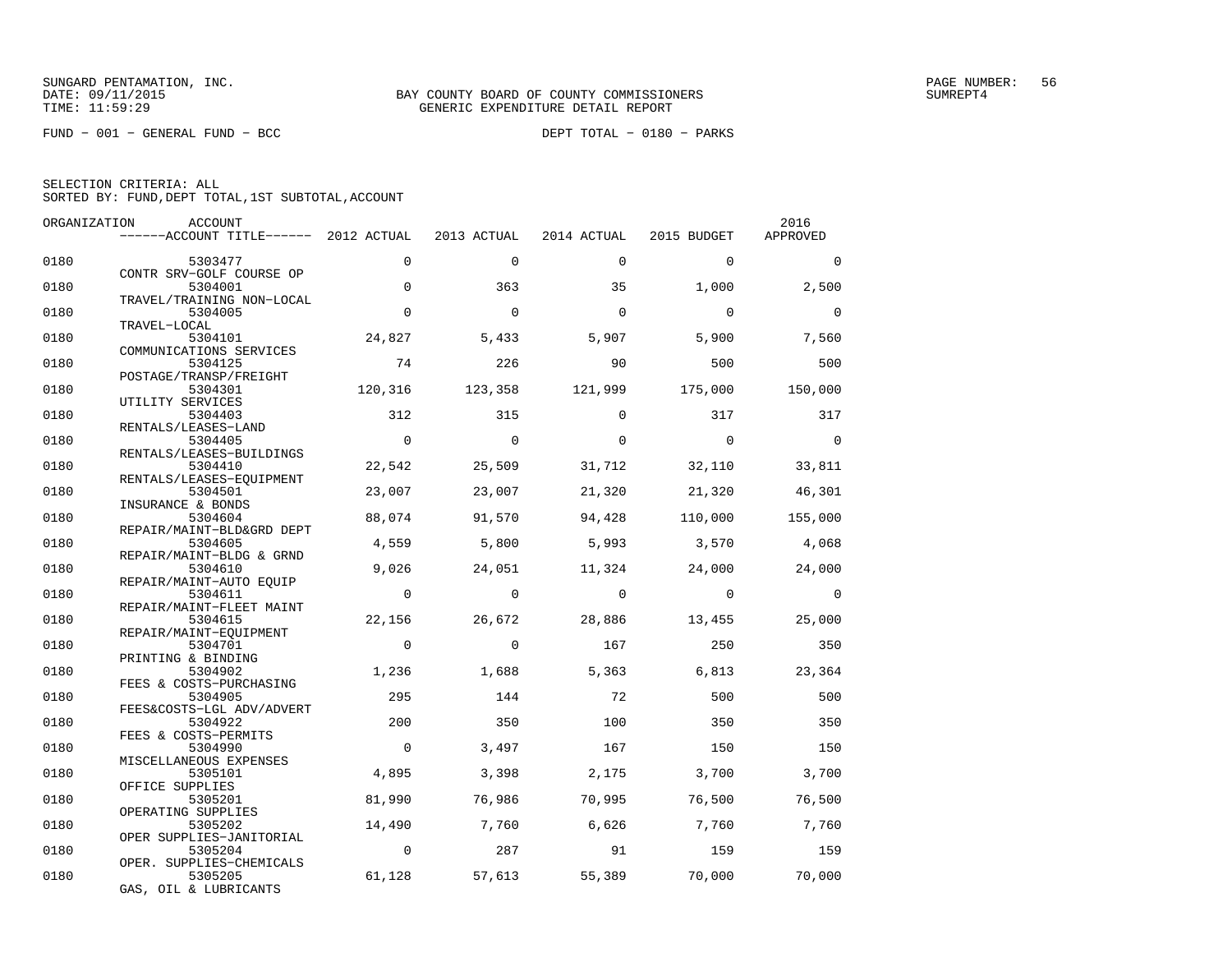SUNGARD PENTAMATION, INC.
DATE: 09/11/2015
TIME: 11:59:29

BAY COUNTY BOARD OF COUNTY COMMISSIONERS
GENERIC EXPENDITURE DETAIL REPORT

SUMREPT4

FUND − 001 − GENERAL FUND − BCC

DEPT TOTAL − 0180 − PARKS

SELECTION CRITERIA: ALL
SORTED BY: FUND,DEPT TOTAL,1ST SUBTOTAL,ACCOUNT

| ORGANIZATION | ACCOUNT / ACCOUNT TITLE | 2012 ACTUAL | 2013 ACTUAL | 2014 ACTUAL | 2015 BUDGET | 2016 APPROVED |
|---|---|---|---|---|---|---|
| 0180 | 5303477 CONTR SRV−GOLF COURSE OP | 0 | 0 | 0 | 0 | 0 |
| 0180 | 5304001 TRAVEL/TRAINING NON−LOCAL | 0 | 363 | 35 | 1,000 | 2,500 |
| 0180 | 5304005 TRAVEL−LOCAL | 0 | 0 | 0 | 0 | 0 |
| 0180 | 5304101 COMMUNICATIONS SERVICES | 24,827 | 5,433 | 5,907 | 5,900 | 7,560 |
| 0180 | 5304125 POSTAGE/TRANSP/FREIGHT | 74 | 226 | 90 | 500 | 500 |
| 0180 | 5304301 UTILITY SERVICES | 120,316 | 123,358 | 121,999 | 175,000 | 150,000 |
| 0180 | 5304403 RENTALS/LEASES−LAND | 312 | 315 | 0 | 317 | 317 |
| 0180 | 5304405 RENTALS/LEASES−BUILDINGS | 0 | 0 | 0 | 0 | 0 |
| 0180 | 5304410 RENTALS/LEASES−EQUIPMENT | 22,542 | 25,509 | 31,712 | 32,110 | 33,811 |
| 0180 | 5304501 INSURANCE & BONDS | 23,007 | 23,007 | 21,320 | 21,320 | 46,301 |
| 0180 | 5304604 REPAIR/MAINT−BLD&GRD DEPT | 88,074 | 91,570 | 94,428 | 110,000 | 155,000 |
| 0180 | 5304605 REPAIR/MAINT−BLDG & GRND | 4,559 | 5,800 | 5,993 | 3,570 | 4,068 |
| 0180 | 5304610 REPAIR/MAINT−AUTO EQUIP | 9,026 | 24,051 | 11,324 | 24,000 | 24,000 |
| 0180 | 5304611 REPAIR/MAINT−FLEET MAINT | 0 | 0 | 0 | 0 | 0 |
| 0180 | 5304615 REPAIR/MAINT−EQUIPMENT | 22,156 | 26,672 | 28,886 | 13,455 | 25,000 |
| 0180 | 5304701 PRINTING & BINDING | 0 | 0 | 167 | 250 | 350 |
| 0180 | 5304902 FEES & COSTS−PURCHASING | 1,236 | 1,688 | 5,363 | 6,813 | 23,364 |
| 0180 | 5304905 FEES&COSTS−LGL ADV/ADVERT | 295 | 144 | 72 | 500 | 500 |
| 0180 | 5304922 FEES & COSTS−PERMITS | 200 | 350 | 100 | 350 | 350 |
| 0180 | 5304990 MISCELLANEOUS EXPENSES | 0 | 3,497 | 167 | 150 | 150 |
| 0180 | 5305101 OFFICE SUPPLIES | 4,895 | 3,398 | 2,175 | 3,700 | 3,700 |
| 0180 | 5305201 OPERATING SUPPLIES | 81,990 | 76,986 | 70,995 | 76,500 | 76,500 |
| 0180 | 5305202 OPER SUPPLIES−JANITORIAL | 14,490 | 7,760 | 6,626 | 7,760 | 7,760 |
| 0180 | 5305204 OPER. SUPPLIES−CHEMICALS | 0 | 287 | 91 | 159 | 159 |
| 0180 | 5305205 GAS, OIL & LUBRICANTS | 61,128 | 57,613 | 55,389 | 70,000 | 70,000 |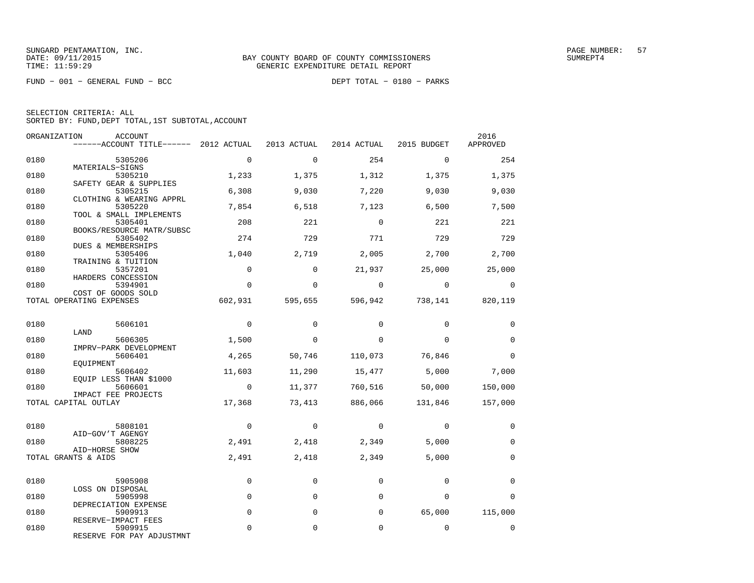SUNGARD PENTAMATION, INC.
DATE: 09/11/2015
TIME: 11:59:29

BAY COUNTY BOARD OF COUNTY COMMISSIONERS
GENERIC EXPENDITURE DETAIL REPORT

PAGE NUMBER: 57
SUMREPT4

FUND - 001 - GENERAL FUND - BCC

DEPT TOTAL - 0180 - PARKS

SELECTION CRITERIA: ALL
SORTED BY: FUND,DEPT TOTAL,1ST SUBTOTAL,ACCOUNT

| ORGANIZATION | ACCOUNT / ACCOUNT TITLE | 2012 ACTUAL | 2013 ACTUAL | 2014 ACTUAL | 2015 BUDGET | 2016 APPROVED |
|---|---|---|---|---|---|---|
| 0180 | 5305206 MATERIALS-SIGNS | 0 | 0 | 254 | 0 | 254 |
| 0180 | 5305210 SAFETY GEAR & SUPPLIES | 1,233 | 1,375 | 1,312 | 1,375 | 1,375 |
| 0180 | 5305215 CLOTHING & WEARING APPRL | 6,308 | 9,030 | 7,220 | 9,030 | 9,030 |
| 0180 | 5305220 TOOL & SMALL IMPLEMENTS | 7,854 | 6,518 | 7,123 | 6,500 | 7,500 |
| 0180 | 5305401 BOOKS/RESOURCE MATR/SUBSC | 208 | 221 | 0 | 221 | 221 |
| 0180 | 5305402 DUES & MEMBERSHIPS | 274 | 729 | 771 | 729 | 729 |
| 0180 | 5305406 TRAINING & TUITION | 1,040 | 2,719 | 2,005 | 2,700 | 2,700 |
| 0180 | 5357201 HARDERS CONCESSION | 0 | 0 | 21,937 | 25,000 | 25,000 |
| 0180 | 5394901 COST OF GOODS SOLD | 0 | 0 | 0 | 0 | 0 |
| TOTAL OPERATING EXPENSES | | 602,931 | 595,655 | 596,942 | 738,141 | 820,119 |
| 0180 | 5606101 LAND | 0 | 0 | 0 | 0 | 0 |
| 0180 | 5606305 IMPRV-PARK DEVELOPMENT | 1,500 | 0 | 0 | 0 | 0 |
| 0180 | 5606401 EQUIPMENT | 4,265 | 50,746 | 110,073 | 76,846 | 0 |
| 0180 | 5606402 EQUIP LESS THAN $1000 | 11,603 | 11,290 | 15,477 | 5,000 | 7,000 |
| 0180 | 5606601 IMPACT FEE PROJECTS | 0 | 11,377 | 760,516 | 50,000 | 150,000 |
| TOTAL CAPITAL OUTLAY | | 17,368 | 73,413 | 886,066 | 131,846 | 157,000 |
| 0180 | 5808101 AID-GOV'T AGENGY | 0 | 0 | 0 | 0 | 0 |
| 0180 | 5808225 AID-HORSE SHOW | 2,491 | 2,418 | 2,349 | 5,000 | 0 |
| TOTAL GRANTS & AIDS | | 2,491 | 2,418 | 2,349 | 5,000 | 0 |
| 0180 | 5905908 LOSS ON DISPOSAL | 0 | 0 | 0 | 0 | 0 |
| 0180 | 5905998 DEPRECIATION EXPENSE | 0 | 0 | 0 | 0 | 0 |
| 0180 | 5909913 RESERVE-IMPACT FEES | 0 | 0 | 0 | 65,000 | 115,000 |
| 0180 | 5909915 RESERVE FOR PAY ADJUSTMNT | 0 | 0 | 0 | 0 | 0 |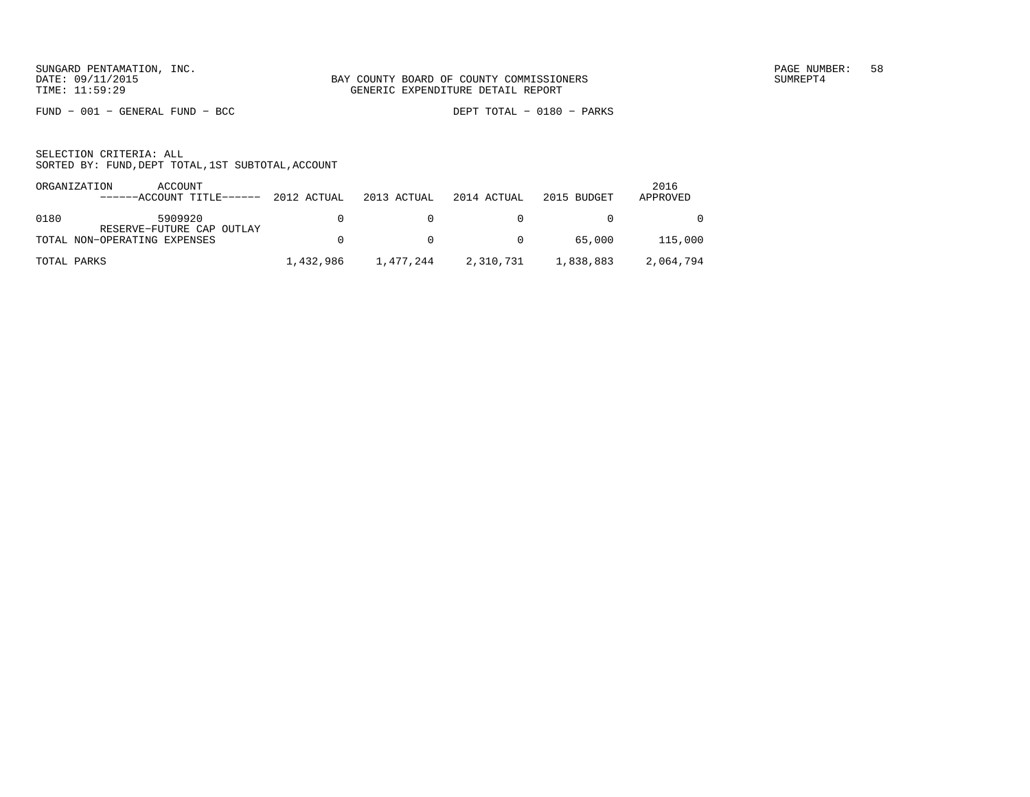BAY COUNTY BOARD OF COUNTY COMMISSIONERS
GENERIC EXPENDITURE DETAIL REPORT

FUND − 001 − GENERAL FUND − BCC

DEPT TOTAL − 0180 − PARKS

SELECTION CRITERIA: ALL
SORTED BY: FUND,DEPT TOTAL,1ST SUBTOTAL,ACCOUNT

| ORGANIZATION | ACCOUNT ------ACCOUNT TITLE------ | 2012 ACTUAL | 2013 ACTUAL | 2014 ACTUAL | 2015 BUDGET | 2016 APPROVED |
|---|---|---|---|---|---|---|
| 0180 | 5909920 RESERVE−FUTURE CAP OUTLAY | 0 | 0 | 0 | 0 | 0 |
| TOTAL NON−OPERATING EXPENSES | | 0 | 0 | 0 | 65,000 | 115,000 |
| TOTAL PARKS | | 1,432,986 | 1,477,244 | 2,310,731 | 1,838,883 | 2,064,794 |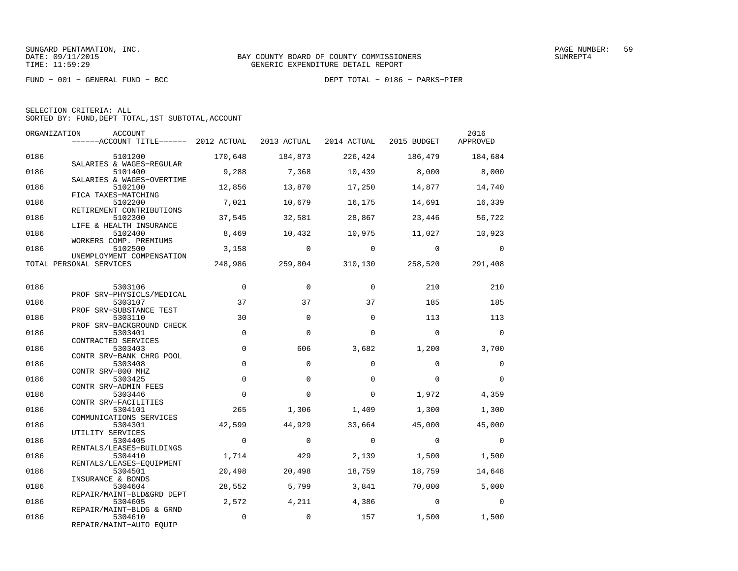SUNGARD PENTAMATION, INC.
DATE: 09/11/2015
TIME: 11:59:29

BAY COUNTY BOARD OF COUNTY COMMISSIONERS
GENERIC EXPENDITURE DETAIL REPORT

SUMREPT4

FUND − 001 − GENERAL FUND − BCC

DEPT TOTAL − 0186 − PARKS−PIER

SELECTION CRITERIA: ALL
SORTED BY: FUND,DEPT TOTAL,1ST SUBTOTAL,ACCOUNT

| ORGANIZATION | ACCOUNT / ACCOUNT TITLE | 2012 ACTUAL | 2013 ACTUAL | 2014 ACTUAL | 2015 BUDGET | 2016 APPROVED |
|---|---|---|---|---|---|---|
| 0186 | 5101200 SALARIES & WAGES−REGULAR | 170,648 | 184,873 | 226,424 | 186,479 | 184,684 |
| 0186 | 5101400 SALARIES & WAGES−OVERTIME | 9,288 | 7,368 | 10,439 | 8,000 | 8,000 |
| 0186 | 5102100 FICA TAXES−MATCHING | 12,856 | 13,870 | 17,250 | 14,877 | 14,740 |
| 0186 | 5102200 RETIREMENT CONTRIBUTIONS | 7,021 | 10,679 | 16,175 | 14,691 | 16,339 |
| 0186 | 5102300 LIFE & HEALTH INSURANCE | 37,545 | 32,581 | 28,867 | 23,446 | 56,722 |
| 0186 | 5102400 WORKERS COMP. PREMIUMS | 8,469 | 10,432 | 10,975 | 11,027 | 10,923 |
| 0186 | 5102500 UNEMPLOYMENT COMPENSATION | 3,158 | 0 | 0 | 0 | 0 |
| TOTAL PERSONAL SERVICES | | 248,986 | 259,804 | 310,130 | 258,520 | 291,408 |
| 0186 | 5303106 PROF SRV−PHYSICLS/MEDICAL | 0 | 0 | 0 | 210 | 210 |
| 0186 | 5303107 PROF SRV−SUBSTANCE TEST | 37 | 37 | 37 | 185 | 185 |
| 0186 | 5303110 PROF SRV−BACKGROUND CHECK | 30 | 0 | 0 | 113 | 113 |
| 0186 | 5303401 CONTRACTED SERVICES | 0 | 0 | 0 | 0 | 0 |
| 0186 | 5303403 CONTR SRV−BANK CHRG POOL | 0 | 606 | 3,682 | 1,200 | 3,700 |
| 0186 | 5303408 CONTR SRV−800 MHZ | 0 | 0 | 0 | 0 | 0 |
| 0186 | 5303425 CONTR SRV−ADMIN FEES | 0 | 0 | 0 | 0 | 0 |
| 0186 | 5303446 CONTR SRV−FACILITIES | 0 | 0 | 0 | 1,972 | 4,359 |
| 0186 | 5304101 COMMUNICATIONS SERVICES | 265 | 1,306 | 1,409 | 1,300 | 1,300 |
| 0186 | 5304301 UTILITY SERVICES | 42,599 | 44,929 | 33,664 | 45,000 | 45,000 |
| 0186 | 5304405 RENTALS/LEASES−BUILDINGS | 0 | 0 | 0 | 0 | 0 |
| 0186 | 5304410 RENTALS/LEASES−EQUIPMENT | 1,714 | 429 | 2,139 | 1,500 | 1,500 |
| 0186 | 5304501 INSURANCE & BONDS | 20,498 | 20,498 | 18,759 | 18,759 | 14,648 |
| 0186 | 5304604 REPAIR/MAINT−BLD&GRD DEPT | 28,552 | 5,799 | 3,841 | 70,000 | 5,000 |
| 0186 | 5304605 REPAIR/MAINT−BLDG & GRND | 2,572 | 4,211 | 4,386 | 0 | 0 |
| 0186 | 5304610 REPAIR/MAINT−AUTO EQUIP | 0 | 0 | 157 | 1,500 | 1,500 |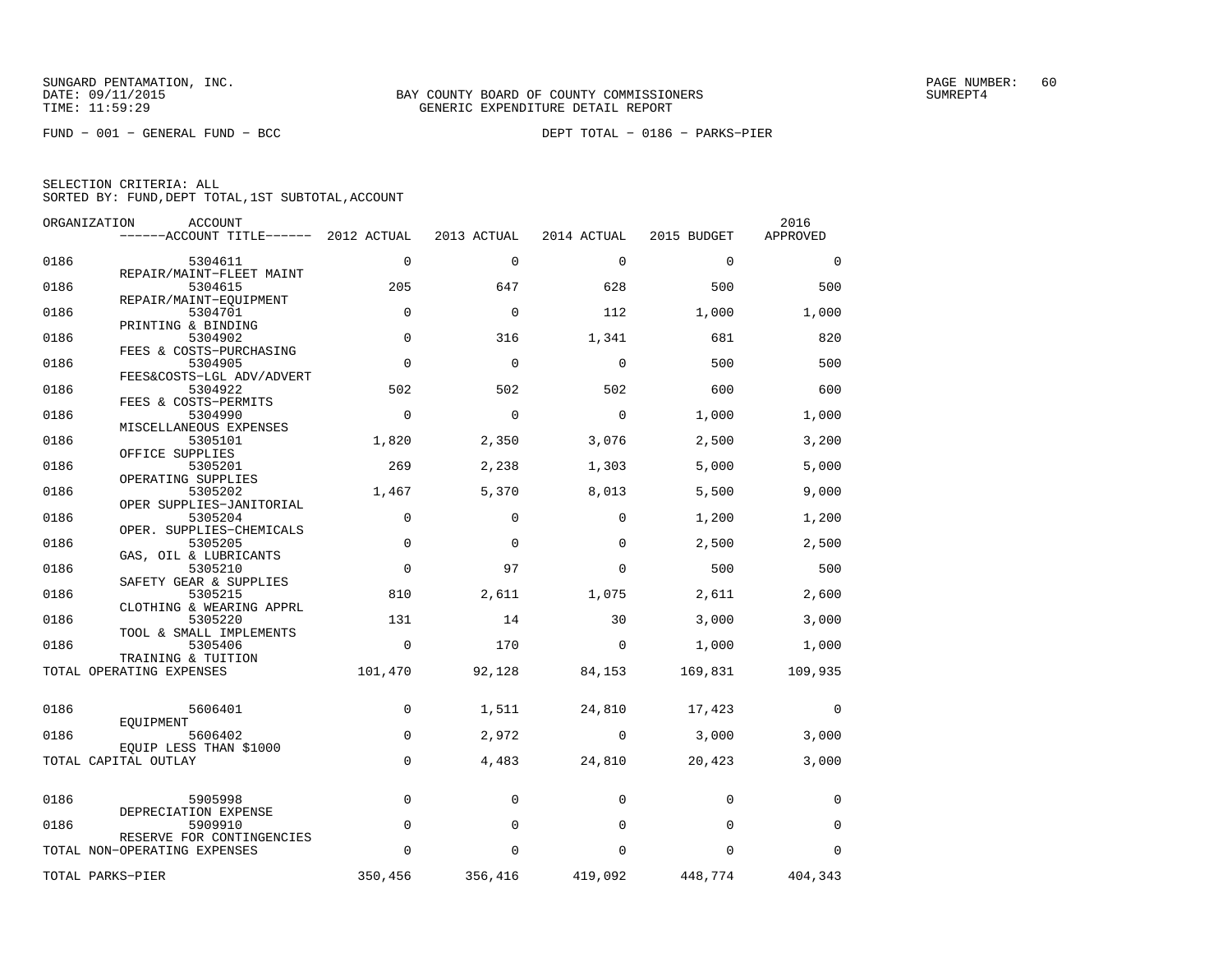SUNGARD PENTAMATION, INC.
DATE: 09/11/2015
TIME: 11:59:29

BAY COUNTY BOARD OF COUNTY COMMISSIONERS
GENERIC EXPENDITURE DETAIL REPORT

PAGE NUMBER: 60
SUMREPT4

FUND − 001 − GENERAL FUND − BCC

DEPT TOTAL − 0186 − PARKS−PIER

SELECTION CRITERIA: ALL
SORTED BY: FUND,DEPT TOTAL,1ST SUBTOTAL,ACCOUNT

| ORGANIZATION | ACCOUNT / ACCOUNT TITLE | 2012 ACTUAL | 2013 ACTUAL | 2014 ACTUAL | 2015 BUDGET | 2016 APPROVED |
|---|---|---|---|---|---|---|
| 0186 | 5304611 REPAIR/MAINT−FLEET MAINT | 0 | 0 | 0 | 0 | 0 |
| 0186 | 5304615 REPAIR/MAINT−EQUIPMENT | 205 | 647 | 628 | 500 | 500 |
| 0186 | 5304701 PRINTING & BINDING | 0 | 0 | 112 | 1,000 | 1,000 |
| 0186 | 5304902 FEES & COSTS−PURCHASING | 0 | 316 | 1,341 | 681 | 820 |
| 0186 | 5304905 FEES&COSTS−LGL ADV/ADVERT | 0 | 0 | 0 | 500 | 500 |
| 0186 | 5304922 FEES & COSTS−PERMITS | 502 | 502 | 502 | 600 | 600 |
| 0186 | 5304990 MISCELLANEOUS EXPENSES | 0 | 0 | 0 | 1,000 | 1,000 |
| 0186 | 5305101 OFFICE SUPPLIES | 1,820 | 2,350 | 3,076 | 2,500 | 3,200 |
| 0186 | 5305201 OPERATING SUPPLIES | 269 | 2,238 | 1,303 | 5,000 | 5,000 |
| 0186 | 5305202 OPER SUPPLIES−JANITORIAL | 1,467 | 5,370 | 8,013 | 5,500 | 9,000 |
| 0186 | 5305204 OPER. SUPPLIES−CHEMICALS | 0 | 0 | 0 | 1,200 | 1,200 |
| 0186 | 5305205 GAS, OIL & LUBRICANTS | 0 | 0 | 0 | 2,500 | 2,500 |
| 0186 | 5305210 SAFETY GEAR & SUPPLIES | 0 | 97 | 0 | 500 | 500 |
| 0186 | 5305215 CLOTHING & WEARING APPRL | 810 | 2,611 | 1,075 | 2,611 | 2,600 |
| 0186 | 5305220 TOOL & SMALL IMPLEMENTS | 131 | 14 | 30 | 3,000 | 3,000 |
| 0186 | 5305406 TRAINING & TUITION | 0 | 170 | 0 | 1,000 | 1,000 |
| TOTAL OPERATING EXPENSES | | 101,470 | 92,128 | 84,153 | 169,831 | 109,935 |
| 0186 | 5606401 EQUIPMENT | 0 | 1,511 | 24,810 | 17,423 | 0 |
| 0186 | 5606402 EQUIP LESS THAN $1000 | 0 | 2,972 | 0 | 3,000 | 3,000 |
| TOTAL CAPITAL OUTLAY | | 0 | 4,483 | 24,810 | 20,423 | 3,000 |
| 0186 | 5905998 DEPRECIATION EXPENSE | 0 | 0 | 0 | 0 | 0 |
| 0186 | 5909910 RESERVE FOR CONTINGENCIES | 0 | 0 | 0 | 0 | 0 |
| TOTAL NON−OPERATING EXPENSES | | 0 | 0 | 0 | 0 | 0 |
| TOTAL PARKS−PIER | | 350,456 | 356,416 | 419,092 | 448,774 | 404,343 |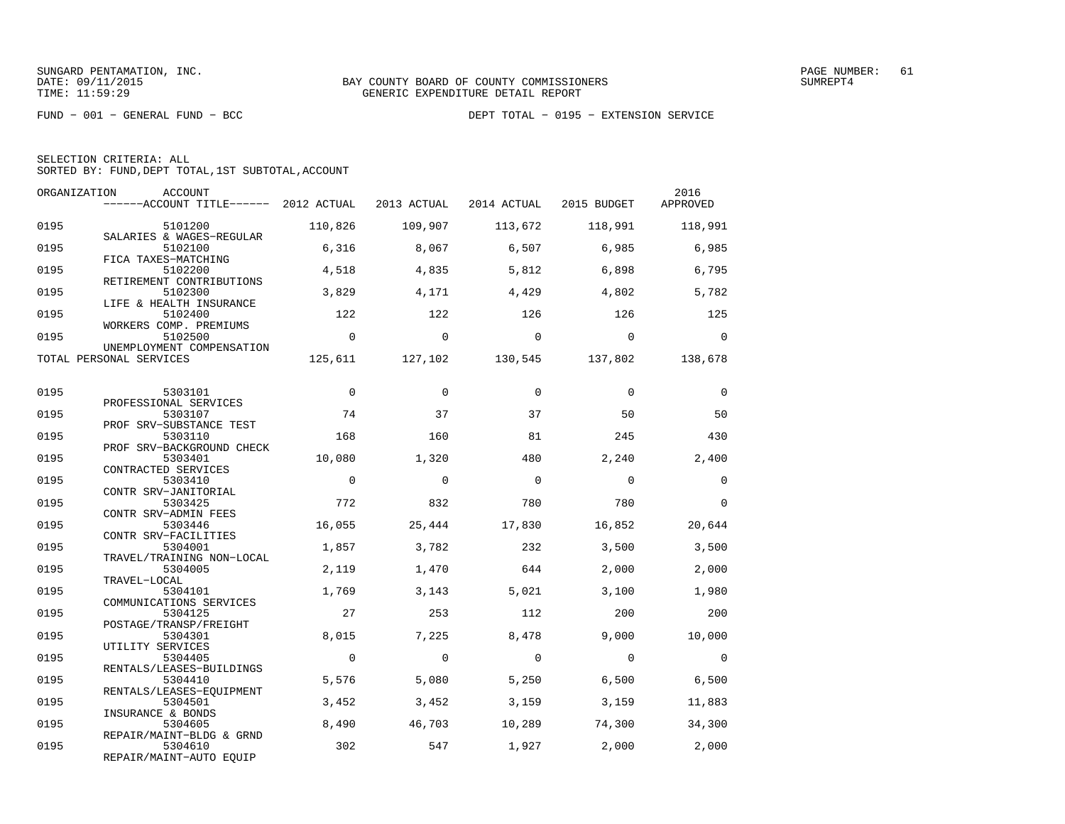SUNGARD PENTAMATION, INC.
DATE: 09/11/2015
TIME: 11:59:29

BAY COUNTY BOARD OF COUNTY COMMISSIONERS
GENERIC EXPENDITURE DETAIL REPORT

PAGE NUMBER: 61
SUMREPT4

FUND − 001 − GENERAL FUND − BCC

DEPT TOTAL − 0195 − EXTENSION SERVICE

SELECTION CRITERIA: ALL
SORTED BY: FUND,DEPT TOTAL,1ST SUBTOTAL,ACCOUNT

| ORGANIZATION | ACCOUNT / ACCOUNT TITLE | 2012 ACTUAL | 2013 ACTUAL | 2014 ACTUAL | 2015 BUDGET | 2016 APPROVED |
|---|---|---|---|---|---|---|
| 0195 | 5101200 SALARIES & WAGES−REGULAR | 110,826 | 109,907 | 113,672 | 118,991 | 118,991 |
| 0195 | 5102100 FICA TAXES−MATCHING | 6,316 | 8,067 | 6,507 | 6,985 | 6,985 |
| 0195 | 5102200 RETIREMENT CONTRIBUTIONS | 4,518 | 4,835 | 5,812 | 6,898 | 6,795 |
| 0195 | 5102300 LIFE & HEALTH INSURANCE | 3,829 | 4,171 | 4,429 | 4,802 | 5,782 |
| 0195 | 5102400 WORKERS COMP. PREMIUMS | 122 | 122 | 126 | 126 | 125 |
| 0195 | 5102500 UNEMPLOYMENT COMPENSATION | 0 | 0 | 0 | 0 | 0 |
| TOTAL PERSONAL SERVICES | | 125,611 | 127,102 | 130,545 | 137,802 | 138,678 |
| 0195 | 5303101 PROFESSIONAL SERVICES | 0 | 0 | 0 | 0 | 0 |
| 0195 | 5303107 PROF SRV−SUBSTANCE TEST | 74 | 37 | 37 | 50 | 50 |
| 0195 | 5303110 PROF SRV−BACKGROUND CHECK | 168 | 160 | 81 | 245 | 430 |
| 0195 | 5303401 CONTRACTED SERVICES | 10,080 | 1,320 | 480 | 2,240 | 2,400 |
| 0195 | 5303410 CONTR SRV−JANITORIAL | 0 | 0 | 0 | 0 | 0 |
| 0195 | 5303425 CONTR SRV−ADMIN FEES | 772 | 832 | 780 | 780 | 0 |
| 0195 | 5303446 CONTR SRV−FACILITIES | 16,055 | 25,444 | 17,830 | 16,852 | 20,644 |
| 0195 | 5304001 TRAVEL/TRAINING NON−LOCAL | 1,857 | 3,782 | 232 | 3,500 | 3,500 |
| 0195 | 5304005 TRAVEL−LOCAL | 2,119 | 1,470 | 644 | 2,000 | 2,000 |
| 0195 | 5304101 COMMUNICATIONS SERVICES | 1,769 | 3,143 | 5,021 | 3,100 | 1,980 |
| 0195 | 5304125 POSTAGE/TRANSP/FREIGHT | 27 | 253 | 112 | 200 | 200 |
| 0195 | 5304301 UTILITY SERVICES | 8,015 | 7,225 | 8,478 | 9,000 | 10,000 |
| 0195 | 5304405 RENTALS/LEASES−BUILDINGS | 0 | 0 | 0 | 0 | 0 |
| 0195 | 5304410 RENTALS/LEASES−EQUIPMENT | 5,576 | 5,080 | 5,250 | 6,500 | 6,500 |
| 0195 | 5304501 INSURANCE & BONDS | 3,452 | 3,452 | 3,159 | 3,159 | 11,883 |
| 0195 | 5304605 REPAIR/MAINT−BLDG & GRND | 8,490 | 46,703 | 10,289 | 74,300 | 34,300 |
| 0195 | 5304610 REPAIR/MAINT−AUTO EQUIP | 302 | 547 | 1,927 | 2,000 | 2,000 |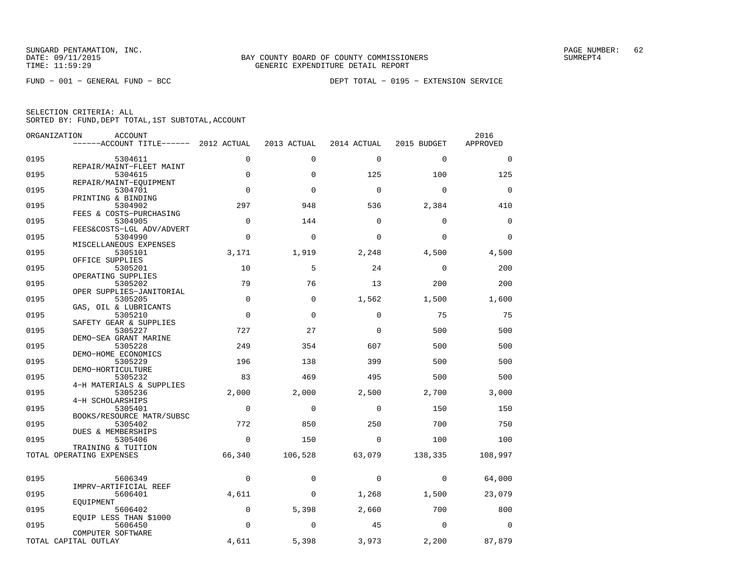BAY COUNTY BOARD OF COUNTY COMMISSIONERS
GENERIC EXPENDITURE DETAIL REPORT

FUND − 001 − GENERAL FUND − BCC    DEPT TOTAL − 0195 − EXTENSION SERVICE

SELECTION CRITERIA: ALL
SORTED BY: FUND,DEPT TOTAL,1ST SUBTOTAL,ACCOUNT

| ORGANIZATION | ACCOUNT / ACCOUNT TITLE | 2012 ACTUAL | 2013 ACTUAL | 2014 ACTUAL | 2015 BUDGET | 2016 APPROVED |
|---|---|---|---|---|---|---|
| 0195 | 5304611 REPAIR/MAINT−FLEET MAINT | 0 | 0 | 0 | 0 | 0 |
| 0195 | 5304615 REPAIR/MAINT−EQUIPMENT | 0 | 0 | 125 | 100 | 125 |
| 0195 | 5304701 PRINTING & BINDING | 0 | 0 | 0 | 0 | 0 |
| 0195 | 5304902 FEES & COSTS−PURCHASING | 297 | 948 | 536 | 2,384 | 410 |
| 0195 | 5304905 FEES&COSTS−LGL ADV/ADVERT | 0 | 144 | 0 | 0 | 0 |
| 0195 | 5304990 MISCELLANEOUS EXPENSES | 0 | 0 | 0 | 0 | 0 |
| 0195 | 5305101 OFFICE SUPPLIES | 3,171 | 1,919 | 2,248 | 4,500 | 4,500 |
| 0195 | 5305201 OPERATING SUPPLIES | 10 | 5 | 24 | 0 | 200 |
| 0195 | 5305202 OPER SUPPLIES−JANITORIAL | 79 | 76 | 13 | 200 | 200 |
| 0195 | 5305205 GAS, OIL & LUBRICANTS | 0 | 0 | 1,562 | 1,500 | 1,600 |
| 0195 | 5305210 SAFETY GEAR & SUPPLIES | 0 | 0 | 0 | 75 | 75 |
| 0195 | 5305227 DEMO−SEA GRANT MARINE | 727 | 27 | 0 | 500 | 500 |
| 0195 | 5305228 DEMO−HOME ECONOMICS | 249 | 354 | 607 | 500 | 500 |
| 0195 | 5305229 DEMO−HORTICULTURE | 196 | 138 | 399 | 500 | 500 |
| 0195 | 5305232 4−H MATERIALS & SUPPLIES | 83 | 469 | 495 | 500 | 500 |
| 0195 | 5305236 4−H SCHOLARSHIPS | 2,000 | 2,000 | 2,500 | 2,700 | 3,000 |
| 0195 | 5305401 BOOKS/RESOURCE MATR/SUBSC | 0 | 0 | 0 | 150 | 150 |
| 0195 | 5305402 DUES & MEMBERSHIPS | 772 | 850 | 250 | 700 | 750 |
| 0195 | 5305406 TRAINING & TUITION | 0 | 150 | 0 | 100 | 100 |
| TOTAL OPERATING EXPENSES | | 66,340 | 106,528 | 63,079 | 138,335 | 108,997 |
| 0195 | 5606349 IMPRV−ARTIFICIAL REEF | 0 | 0 | 0 | 0 | 64,000 |
| 0195 | 5606401 EQUIPMENT | 4,611 | 0 | 1,268 | 1,500 | 23,079 |
| 0195 | 5606402 EQUIP LESS THAN $1000 | 0 | 5,398 | 2,660 | 700 | 800 |
| 0195 | 5606450 COMPUTER SOFTWARE | 0 | 0 | 45 | 0 | 0 |
| TOTAL CAPITAL OUTLAY | | 4,611 | 5,398 | 3,973 | 2,200 | 87,879 |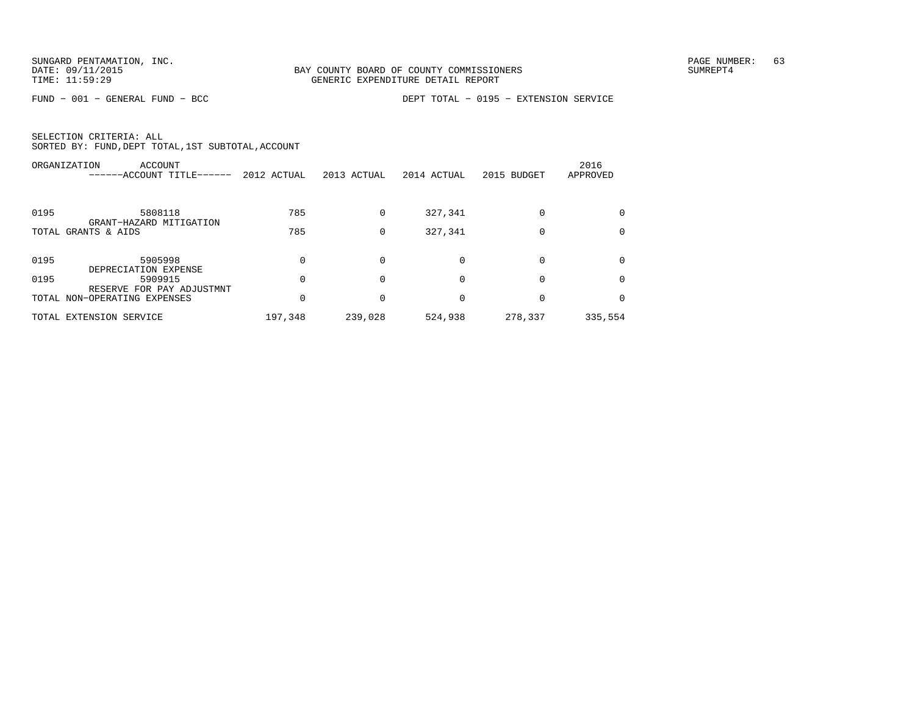SUNGARD PENTAMATION, INC.
DATE: 09/11/2015
TIME: 11:59:29

BAY COUNTY BOARD OF COUNTY COMMISSIONERS
GENERIC EXPENDITURE DETAIL REPORT

SUMREPT4

FUND - 001 - GENERAL FUND - BCC

DEPT TOTAL - 0195 - EXTENSION SERVICE

SELECTION CRITERIA: ALL
SORTED BY: FUND,DEPT TOTAL,1ST SUBTOTAL,ACCOUNT

| ORGANIZATION | ACCOUNT ------ACCOUNT TITLE------ | 2012 ACTUAL | 2013 ACTUAL | 2014 ACTUAL | 2015 BUDGET | 2016 APPROVED |
|---|---|---|---|---|---|---|
| 0195 | 5808118 GRANT-HAZARD MITIGATION | 785 | 0 | 327,341 | 0 | 0 |
| TOTAL GRANTS & AIDS | | 785 | 0 | 327,341 | 0 | 0 |
| 0195 | 5905998 DEPRECIATION EXPENSE | 0 | 0 | 0 | 0 | 0 |
| 0195 | 5909915 RESERVE FOR PAY ADJUSTMNT | 0 | 0 | 0 | 0 | 0 |
| TOTAL NON-OPERATING EXPENSES | | 0 | 0 | 0 | 0 | 0 |
| TOTAL EXTENSION SERVICE | | 197,348 | 239,028 | 524,938 | 278,337 | 335,554 |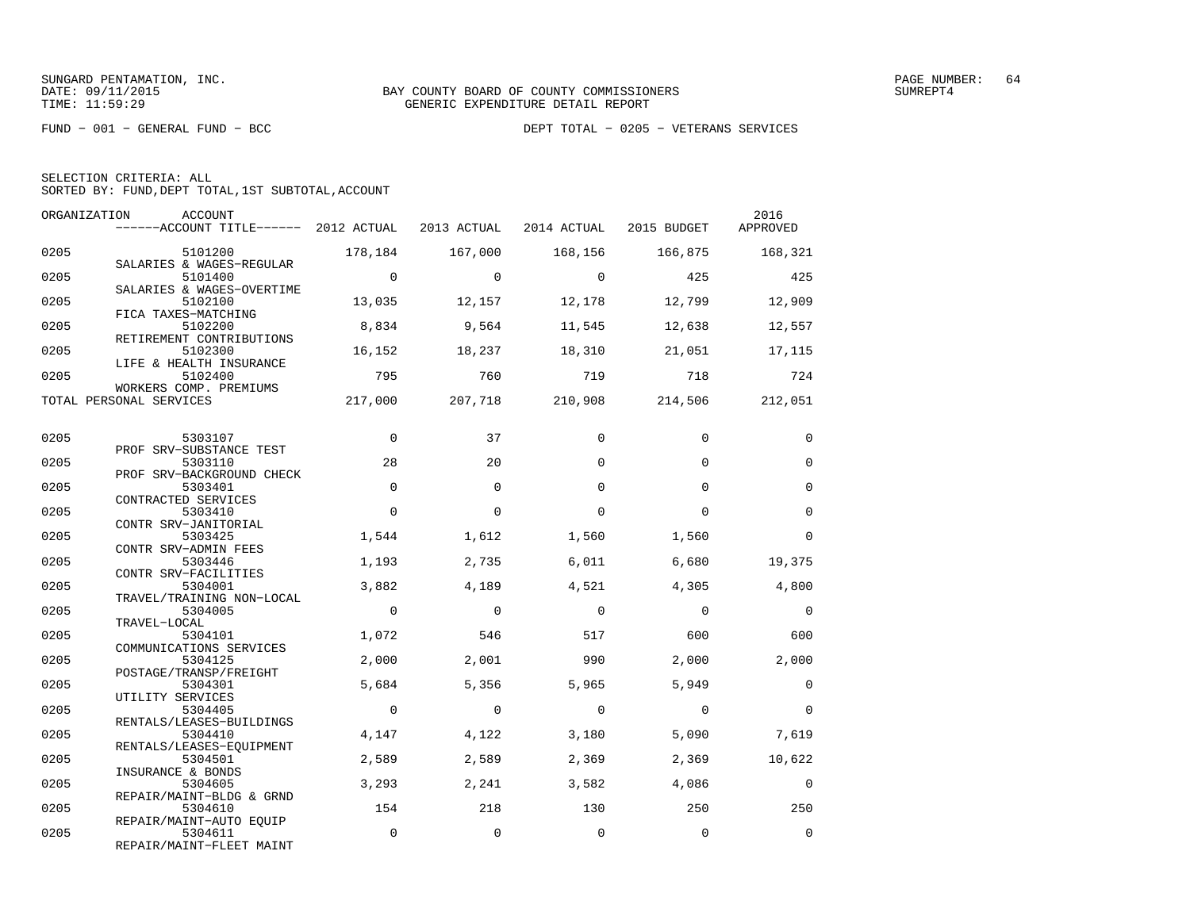SUNGARD PENTAMATION, INC.
DATE: 09/11/2015
TIME: 11:59:29

BAY COUNTY BOARD OF COUNTY COMMISSIONERS
GENERIC EXPENDITURE DETAIL REPORT

PAGE NUMBER: 64
SUMREPT4

FUND − 001 − GENERAL FUND − BCC

DEPT TOTAL − 0205 − VETERANS SERVICES

SELECTION CRITERIA: ALL
SORTED BY: FUND,DEPT TOTAL,1ST SUBTOTAL,ACCOUNT

| ORGANIZATION | ACCOUNT / ACCOUNT TITLE | 2012 ACTUAL | 2013 ACTUAL | 2014 ACTUAL | 2015 BUDGET | 2016 APPROVED |
|---|---|---|---|---|---|---|
| 0205 | 5101200 SALARIES & WAGES−REGULAR | 178,184 | 167,000 | 168,156 | 166,875 | 168,321 |
| 0205 | 5101400 SALARIES & WAGES−OVERTIME | 0 | 0 | 0 | 425 | 425 |
| 0205 | 5102100 FICA TAXES−MATCHING | 13,035 | 12,157 | 12,178 | 12,799 | 12,909 |
| 0205 | 5102200 RETIREMENT CONTRIBUTIONS | 8,834 | 9,564 | 11,545 | 12,638 | 12,557 |
| 0205 | 5102300 LIFE & HEALTH INSURANCE | 16,152 | 18,237 | 18,310 | 21,051 | 17,115 |
| 0205 | 5102400 WORKERS COMP. PREMIUMS | 795 | 760 | 719 | 718 | 724 |
| TOTAL PERSONAL SERVICES | | 217,000 | 207,718 | 210,908 | 214,506 | 212,051 |
| 0205 | 5303107 PROF SRV−SUBSTANCE TEST | 0 | 37 | 0 | 0 | 0 |
| 0205 | 5303110 PROF SRV−BACKGROUND CHECK | 28 | 20 | 0 | 0 | 0 |
| 0205 | 5303401 CONTRACTED SERVICES | 0 | 0 | 0 | 0 | 0 |
| 0205 | 5303410 CONTR SRV−JANITORIAL | 0 | 0 | 0 | 0 | 0 |
| 0205 | 5303425 CONTR SRV−ADMIN FEES | 1,544 | 1,612 | 1,560 | 1,560 | 0 |
| 0205 | 5303446 CONTR SRV−FACILITIES | 1,193 | 2,735 | 6,011 | 6,680 | 19,375 |
| 0205 | 5304001 TRAVEL/TRAINING NON−LOCAL | 3,882 | 4,189 | 4,521 | 4,305 | 4,800 |
| 0205 | 5304005 TRAVEL−LOCAL | 0 | 0 | 0 | 0 | 0 |
| 0205 | 5304101 COMMUNICATIONS SERVICES | 1,072 | 546 | 517 | 600 | 600 |
| 0205 | 5304125 POSTAGE/TRANSP/FREIGHT | 2,000 | 2,001 | 990 | 2,000 | 2,000 |
| 0205 | 5304301 UTILITY SERVICES | 5,684 | 5,356 | 5,965 | 5,949 | 0 |
| 0205 | 5304405 RENTALS/LEASES−BUILDINGS | 0 | 0 | 0 | 0 | 0 |
| 0205 | 5304410 RENTALS/LEASES−EQUIPMENT | 4,147 | 4,122 | 3,180 | 5,090 | 7,619 |
| 0205 | 5304501 INSURANCE & BONDS | 2,589 | 2,589 | 2,369 | 2,369 | 10,622 |
| 0205 | 5304605 REPAIR/MAINT−BLDG & GRND | 3,293 | 2,241 | 3,582 | 4,086 | 0 |
| 0205 | 5304610 REPAIR/MAINT−AUTO EQUIP | 154 | 218 | 130 | 250 | 250 |
| 0205 | 5304611 REPAIR/MAINT−FLEET MAINT | 0 | 0 | 0 | 0 | 0 |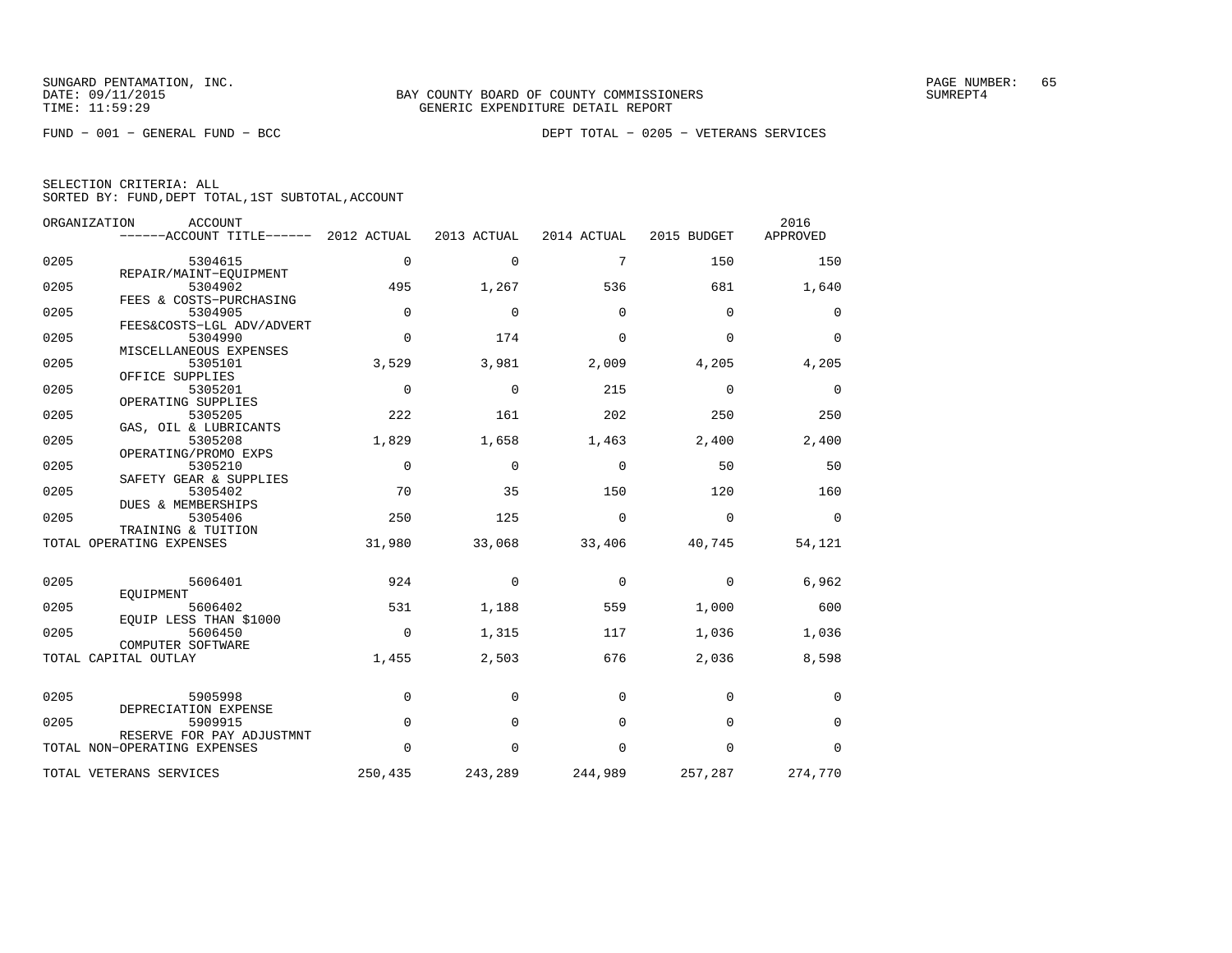SUNGARD PENTAMATION, INC.
DATE: 09/11/2015
TIME: 11:59:29

BAY COUNTY BOARD OF COUNTY COMMISSIONERS
GENERIC EXPENDITURE DETAIL REPORT

SUMREPT4

FUND − 001 − GENERAL FUND − BCC

DEPT TOTAL − 0205 − VETERANS SERVICES

SELECTION CRITERIA: ALL
SORTED BY: FUND,DEPT TOTAL,1ST SUBTOTAL,ACCOUNT

| ORGANIZATION | ACCOUNT / ------ACCOUNT TITLE------ | 2012 ACTUAL | 2013 ACTUAL | 2014 ACTUAL | 2015 BUDGET | 2016 APPROVED |
|---|---|---|---|---|---|---|
| 0205 | 5304615 REPAIR/MAINT−EQUIPMENT | 0 | 0 | 7 | 150 | 150 |
| 0205 | 5304902 FEES & COSTS−PURCHASING | 495 | 1,267 | 536 | 681 | 1,640 |
| 0205 | 5304905 FEES&COSTS−LGL ADV/ADVERT | 0 | 0 | 0 | 0 | 0 |
| 0205 | 5304990 MISCELLANEOUS EXPENSES | 0 | 174 | 0 | 0 | 0 |
| 0205 | 5305101 OFFICE SUPPLIES | 3,529 | 3,981 | 2,009 | 4,205 | 4,205 |
| 0205 | 5305201 OPERATING SUPPLIES | 0 | 0 | 215 | 0 | 0 |
| 0205 | 5305205 GAS, OIL & LUBRICANTS | 222 | 161 | 202 | 250 | 250 |
| 0205 | 5305208 OPERATING/PROMO EXPS | 1,829 | 1,658 | 1,463 | 2,400 | 2,400 |
| 0205 | 5305210 SAFETY GEAR & SUPPLIES | 0 | 0 | 0 | 50 | 50 |
| 0205 | 5305402 DUES & MEMBERSHIPS | 70 | 35 | 150 | 120 | 160 |
| 0205 | 5305406 TRAINING & TUITION | 250 | 125 | 0 | 0 | 0 |
| TOTAL OPERATING EXPENSES | | 31,980 | 33,068 | 33,406 | 40,745 | 54,121 |
| 0205 | 5606401 EQUIPMENT | 924 | 0 | 0 | 0 | 6,962 |
| 0205 | 5606402 EQUIP LESS THAN $1000 | 531 | 1,188 | 559 | 1,000 | 600 |
| 0205 | 5606450 COMPUTER SOFTWARE | 0 | 1,315 | 117 | 1,036 | 1,036 |
| TOTAL CAPITAL OUTLAY | | 1,455 | 2,503 | 676 | 2,036 | 8,598 |
| 0205 | 5905998 DEPRECIATION EXPENSE | 0 | 0 | 0 | 0 | 0 |
| 0205 | 5909915 RESERVE FOR PAY ADJUSTMNT | 0 | 0 | 0 | 0 | 0 |
| TOTAL NON−OPERATING EXPENSES | | 0 | 0 | 0 | 0 | 0 |
| TOTAL VETERANS SERVICES | | 250,435 | 243,289 | 244,989 | 257,287 | 274,770 |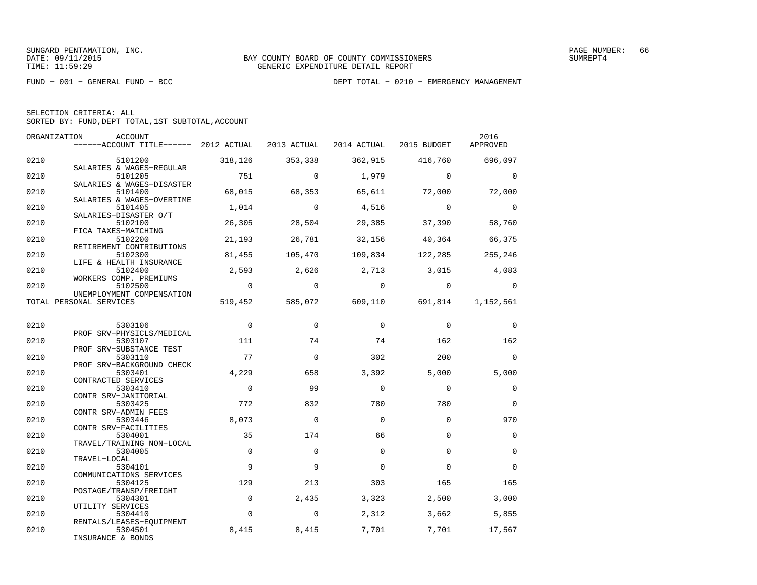SUNGARD PENTAMATION, INC.
DATE: 09/11/2015
TIME: 11:59:29

BAY COUNTY BOARD OF COUNTY COMMISSIONERS
GENERIC EXPENDITURE DETAIL REPORT

SUMREPT4

FUND − 001 − GENERAL FUND − BCC

DEPT TOTAL − 0210 − EMERGENCY MANAGEMENT

SELECTION CRITERIA: ALL
SORTED BY: FUND,DEPT TOTAL,1ST SUBTOTAL,ACCOUNT

| ORGANIZATION | ACCOUNT / ACCOUNT TITLE | 2012 ACTUAL | 2013 ACTUAL | 2014 ACTUAL | 2015 BUDGET | 2016 APPROVED |
|---|---|---|---|---|---|---|
| 0210 | 5101200 SALARIES & WAGES−REGULAR | 318,126 | 353,338 | 362,915 | 416,760 | 696,097 |
| 0210 | 5101205 SALARIES & WAGES−DISASTER | 751 | 0 | 1,979 | 0 | 0 |
| 0210 | 5101400 SALARIES & WAGES−OVERTIME | 68,015 | 68,353 | 65,611 | 72,000 | 72,000 |
| 0210 | 5101405 SALARIES−DISASTER O/T | 1,014 | 0 | 4,516 | 0 | 0 |
| 0210 | 5102100 FICA TAXES−MATCHING | 26,305 | 28,504 | 29,385 | 37,390 | 58,760 |
| 0210 | 5102200 RETIREMENT CONTRIBUTIONS | 21,193 | 26,781 | 32,156 | 40,364 | 66,375 |
| 0210 | 5102300 LIFE & HEALTH INSURANCE | 81,455 | 105,470 | 109,834 | 122,285 | 255,246 |
| 0210 | 5102400 WORKERS COMP. PREMIUMS | 2,593 | 2,626 | 2,713 | 3,015 | 4,083 |
| 0210 | 5102500 UNEMPLOYMENT COMPENSATION | 0 | 0 | 0 | 0 | 0 |
| TOTAL PERSONAL SERVICES | | 519,452 | 585,072 | 609,110 | 691,814 | 1,152,561 |
| 0210 | 5303106 PROF SRV−PHYSICLS/MEDICAL | 0 | 0 | 0 | 0 | 0 |
| 0210 | 5303107 PROF SRV−SUBSTANCE TEST | 111 | 74 | 74 | 162 | 162 |
| 0210 | 5303110 PROF SRV−BACKGROUND CHECK | 77 | 0 | 302 | 200 | 0 |
| 0210 | 5303401 CONTRACTED SERVICES | 4,229 | 658 | 3,392 | 5,000 | 5,000 |
| 0210 | 5303410 CONTR SRV−JANITORIAL | 0 | 99 | 0 | 0 | 0 |
| 0210 | 5303425 CONTR SRV−ADMIN FEES | 772 | 832 | 780 | 780 | 0 |
| 0210 | 5303446 CONTR SRV−FACILITIES | 8,073 | 0 | 0 | 0 | 970 |
| 0210 | 5304001 TRAVEL/TRAINING NON−LOCAL | 35 | 174 | 66 | 0 | 0 |
| 0210 | 5304005 TRAVEL−LOCAL | 0 | 0 | 0 | 0 | 0 |
| 0210 | 5304101 COMMUNICATIONS SERVICES | 9 | 9 | 0 | 0 | 0 |
| 0210 | 5304125 POSTAGE/TRANSP/FREIGHT | 129 | 213 | 303 | 165 | 165 |
| 0210 | 5304301 UTILITY SERVICES | 0 | 2,435 | 3,323 | 2,500 | 3,000 |
| 0210 | 5304410 RENTALS/LEASES−EQUIPMENT | 0 | 0 | 2,312 | 3,662 | 5,855 |
| 0210 | 5304501 INSURANCE & BONDS | 8,415 | 8,415 | 7,701 | 7,701 | 17,567 |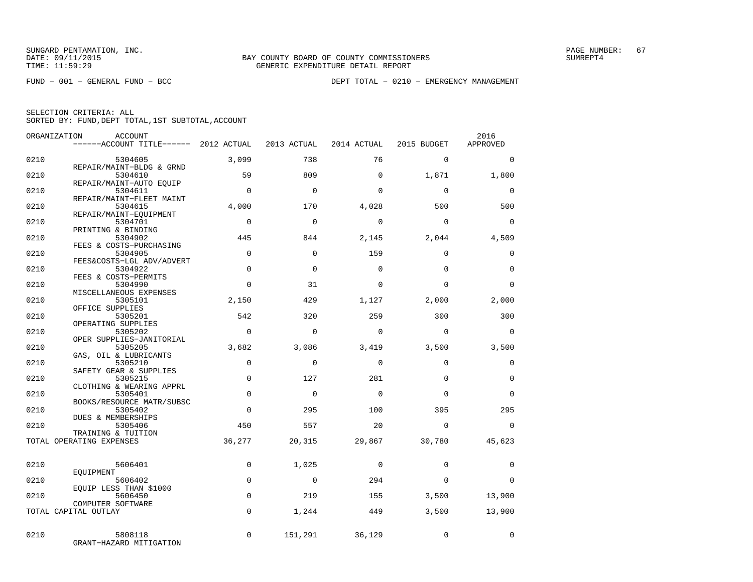SUNGARD PENTAMATION, INC.
DATE: 09/11/2015
TIME: 11:59:29

BAY COUNTY BOARD OF COUNTY COMMISSIONERS
GENERIC EXPENDITURE DETAIL REPORT

PAGE NUMBER: 67
SUMREPT4

FUND − 001 − GENERAL FUND − BCC

DEPT TOTAL − 0210 − EMERGENCY MANAGEMENT

SELECTION CRITERIA: ALL
SORTED BY: FUND,DEPT TOTAL,1ST SUBTOTAL,ACCOUNT

| ORGANIZATION | ACCOUNT / ACCOUNT TITLE | 2012 ACTUAL | 2013 ACTUAL | 2014 ACTUAL | 2015 BUDGET | 2016 APPROVED |
|---|---|---|---|---|---|---|
| 0210 | 5304605 REPAIR/MAINT−BLDG & GRND | 3,099 | 738 | 76 | 0 | 0 |
| 0210 | 5304610 REPAIR/MAINT−AUTO EQUIP | 59 | 809 | 0 | 1,871 | 1,800 |
| 0210 | 5304611 REPAIR/MAINT−FLEET MAINT | 0 | 0 | 0 | 0 | 0 |
| 0210 | 5304615 REPAIR/MAINT−EQUIPMENT | 4,000 | 170 | 4,028 | 500 | 500 |
| 0210 | 5304701 PRINTING & BINDING | 0 | 0 | 0 | 0 | 0 |
| 0210 | 5304902 FEES & COSTS−PURCHASING | 445 | 844 | 2,145 | 2,044 | 4,509 |
| 0210 | 5304905 FEES&COSTS−LGL ADV/ADVERT | 0 | 0 | 159 | 0 | 0 |
| 0210 | 5304922 FEES & COSTS−PERMITS | 0 | 0 | 0 | 0 | 0 |
| 0210 | 5304990 MISCELLANEOUS EXPENSES | 0 | 31 | 0 | 0 | 0 |
| 0210 | 5305101 OFFICE SUPPLIES | 2,150 | 429 | 1,127 | 2,000 | 2,000 |
| 0210 | 5305201 OPERATING SUPPLIES | 542 | 320 | 259 | 300 | 300 |
| 0210 | 5305202 OPER SUPPLIES−JANITORIAL | 0 | 0 | 0 | 0 | 0 |
| 0210 | 5305205 GAS, OIL & LUBRICANTS | 3,682 | 3,086 | 3,419 | 3,500 | 3,500 |
| 0210 | 5305210 SAFETY GEAR & SUPPLIES | 0 | 0 | 0 | 0 | 0 |
| 0210 | 5305215 CLOTHING & WEARING APPRL | 0 | 127 | 281 | 0 | 0 |
| 0210 | 5305401 BOOKS/RESOURCE MATR/SUBSC | 0 | 0 | 0 | 0 | 0 |
| 0210 | 5305402 DUES & MEMBERSHIPS | 0 | 295 | 100 | 395 | 295 |
| 0210 | 5305406 TRAINING & TUITION | 450 | 557 | 20 | 0 | 0 |
| TOTAL OPERATING EXPENSES | | 36,277 | 20,315 | 29,867 | 30,780 | 45,623 |
| 0210 | 5606401 EQUIPMENT | 0 | 1,025 | 0 | 0 | 0 |
| 0210 | 5606402 EQUIP LESS THAN $1000 | 0 | 0 | 294 | 0 | 0 |
| 0210 | 5606450 COMPUTER SOFTWARE | 0 | 219 | 155 | 3,500 | 13,900 |
| TOTAL CAPITAL OUTLAY | | 0 | 1,244 | 449 | 3,500 | 13,900 |
| 0210 | 5808118 GRANT−HAZARD MITIGATION | 0 | 151,291 | 36,129 | 0 | 0 |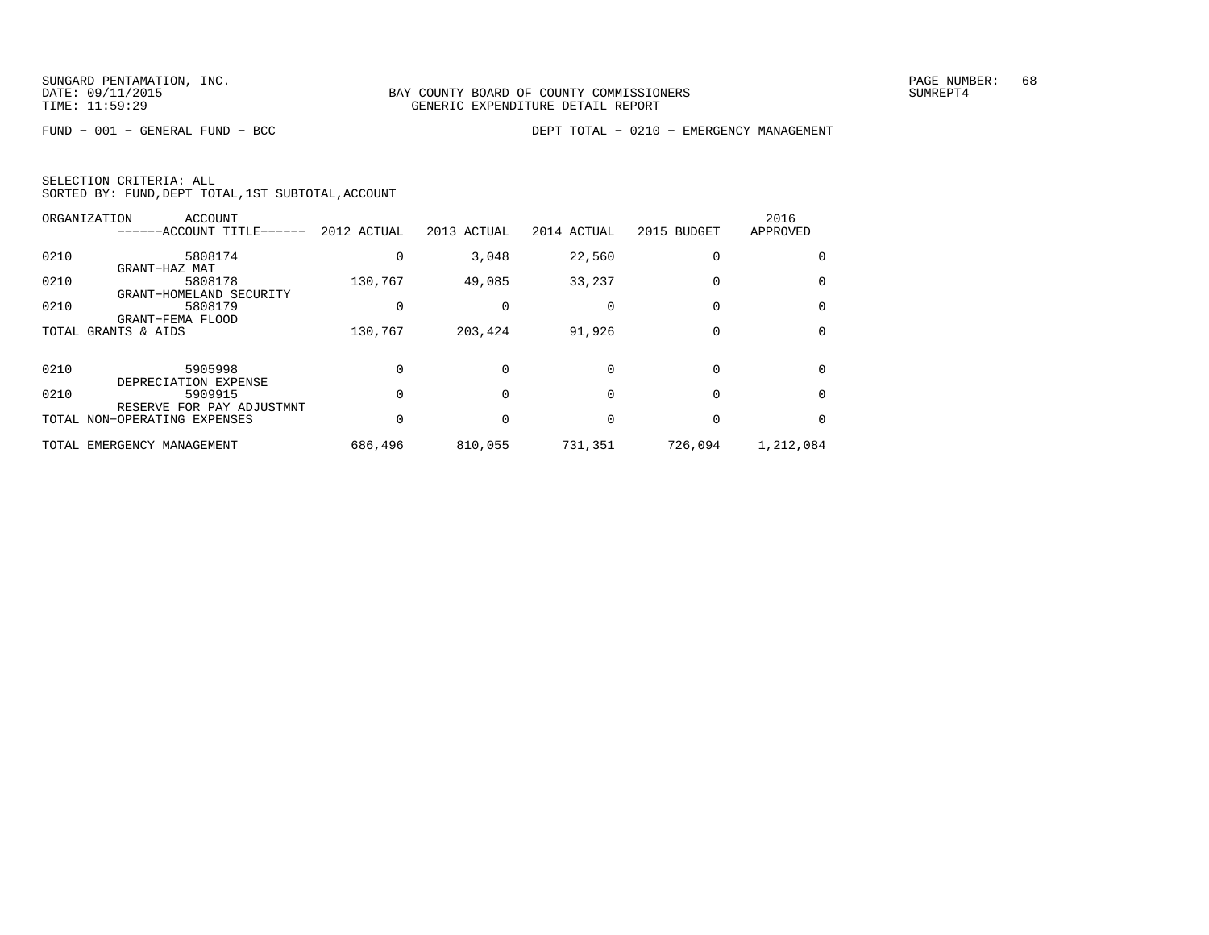BAY COUNTY BOARD OF COUNTY COMMISSIONERS
GENERIC EXPENDITURE DETAIL REPORT

FUND − 001 − GENERAL FUND − BCC

DEPT TOTAL − 0210 − EMERGENCY MANAGEMENT

SELECTION CRITERIA: ALL
SORTED BY: FUND,DEPT TOTAL,1ST SUBTOTAL,ACCOUNT

| ORGANIZATION | ACCOUNT ------ACCOUNT TITLE------ | 2012 ACTUAL | 2013 ACTUAL | 2014 ACTUAL | 2015 BUDGET | 2016 APPROVED |
|---|---|---|---|---|---|---|
| 0210 | 5808174 GRANT−HAZ MAT | 0 | 3,048 | 22,560 | 0 | 0 |
| 0210 | 5808178 GRANT−HOMELAND SECURITY | 130,767 | 49,085 | 33,237 | 0 | 0 |
| 0210 | 5808179 GRANT−FEMA FLOOD | 0 | 0 | 0 | 0 | 0 |
| TOTAL GRANTS & AIDS | | 130,767 | 203,424 | 91,926 | 0 | 0 |
| 0210 | 5905998 DEPRECIATION EXPENSE | 0 | 0 | 0 | 0 | 0 |
| 0210 | 5909915 RESERVE FOR PAY ADJUSTMNT | 0 | 0 | 0 | 0 | 0 |
| TOTAL NON−OPERATING EXPENSES | | 0 | 0 | 0 | 0 | 0 |
| TOTAL EMERGENCY MANAGEMENT | | 686,496 | 810,055 | 731,351 | 726,094 | 1,212,084 |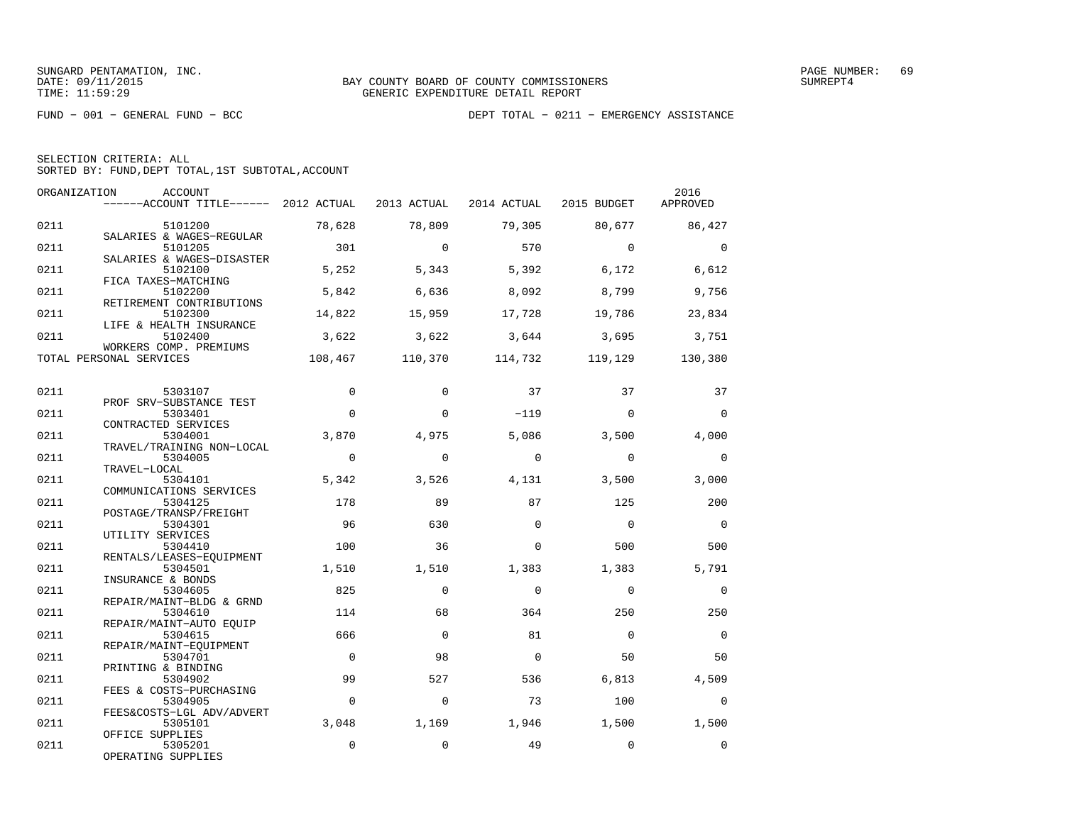BAY COUNTY BOARD OF COUNTY COMMISSIONERS
GENERIC EXPENDITURE DETAIL REPORT

SUNGARD PENTAMATION, INC.
DATE: 09/11/2015
TIME: 11:59:29

PAGE NUMBER: 69
SUMREPT4

FUND − 001 − GENERAL FUND − BCC

DEPT TOTAL − 0211 − EMERGENCY ASSISTANCE

SELECTION CRITERIA: ALL
SORTED BY: FUND,DEPT TOTAL,1ST SUBTOTAL,ACCOUNT

| ORGANIZATION | ACCOUNT ------ACCOUNT TITLE------ | 2012 ACTUAL | 2013 ACTUAL | 2014 ACTUAL | 2015 BUDGET | 2016 APPROVED |
|---|---|---|---|---|---|---|
| 0211 | 5101200 SALARIES & WAGES−REGULAR | 78,628 | 78,809 | 79,305 | 80,677 | 86,427 |
| 0211 | 5101205 SALARIES & WAGES−DISASTER | 301 | 0 | 570 | 0 | 0 |
| 0211 | 5102100 FICA TAXES−MATCHING | 5,252 | 5,343 | 5,392 | 6,172 | 6,612 |
| 0211 | 5102200 RETIREMENT CONTRIBUTIONS | 5,842 | 6,636 | 8,092 | 8,799 | 9,756 |
| 0211 | 5102300 LIFE & HEALTH INSURANCE | 14,822 | 15,959 | 17,728 | 19,786 | 23,834 |
| 0211 | 5102400 WORKERS COMP. PREMIUMS | 3,622 | 3,622 | 3,644 | 3,695 | 3,751 |
| TOTAL PERSONAL SERVICES | | 108,467 | 110,370 | 114,732 | 119,129 | 130,380 |
| 0211 | 5303107 PROF SRV−SUBSTANCE TEST | 0 | 0 | 37 | 37 | 37 |
| 0211 | 5303401 CONTRACTED SERVICES | 0 | 0 | −119 | 0 | 0 |
| 0211 | 5304001 TRAVEL/TRAINING NON−LOCAL | 3,870 | 4,975 | 5,086 | 3,500 | 4,000 |
| 0211 | 5304005 TRAVEL−LOCAL | 0 | 0 | 0 | 0 | 0 |
| 0211 | 5304101 COMMUNICATIONS SERVICES | 5,342 | 3,526 | 4,131 | 3,500 | 3,000 |
| 0211 | 5304125 POSTAGE/TRANSP/FREIGHT | 178 | 89 | 87 | 125 | 200 |
| 0211 | 5304301 UTILITY SERVICES | 96 | 630 | 0 | 0 | 0 |
| 0211 | 5304410 RENTALS/LEASES−EQUIPMENT | 100 | 36 | 0 | 500 | 500 |
| 0211 | 5304501 INSURANCE & BONDS | 1,510 | 1,510 | 1,383 | 1,383 | 5,791 |
| 0211 | 5304605 REPAIR/MAINT−BLDG & GRND | 825 | 0 | 0 | 0 | 0 |
| 0211 | 5304610 REPAIR/MAINT−AUTO EQUIP | 114 | 68 | 364 | 250 | 250 |
| 0211 | 5304615 REPAIR/MAINT−EQUIPMENT | 666 | 0 | 81 | 0 | 0 |
| 0211 | 5304701 PRINTING & BINDING | 0 | 98 | 0 | 50 | 50 |
| 0211 | 5304902 FEES & COSTS−PURCHASING | 99 | 527 | 536 | 6,813 | 4,509 |
| 0211 | 5304905 FEES&COSTS−LGL ADV/ADVERT | 0 | 0 | 73 | 100 | 0 |
| 0211 | 5305101 OFFICE SUPPLIES | 3,048 | 1,169 | 1,946 | 1,500 | 1,500 |
| 0211 | 5305201 OPERATING SUPPLIES | 0 | 0 | 49 | 0 | 0 |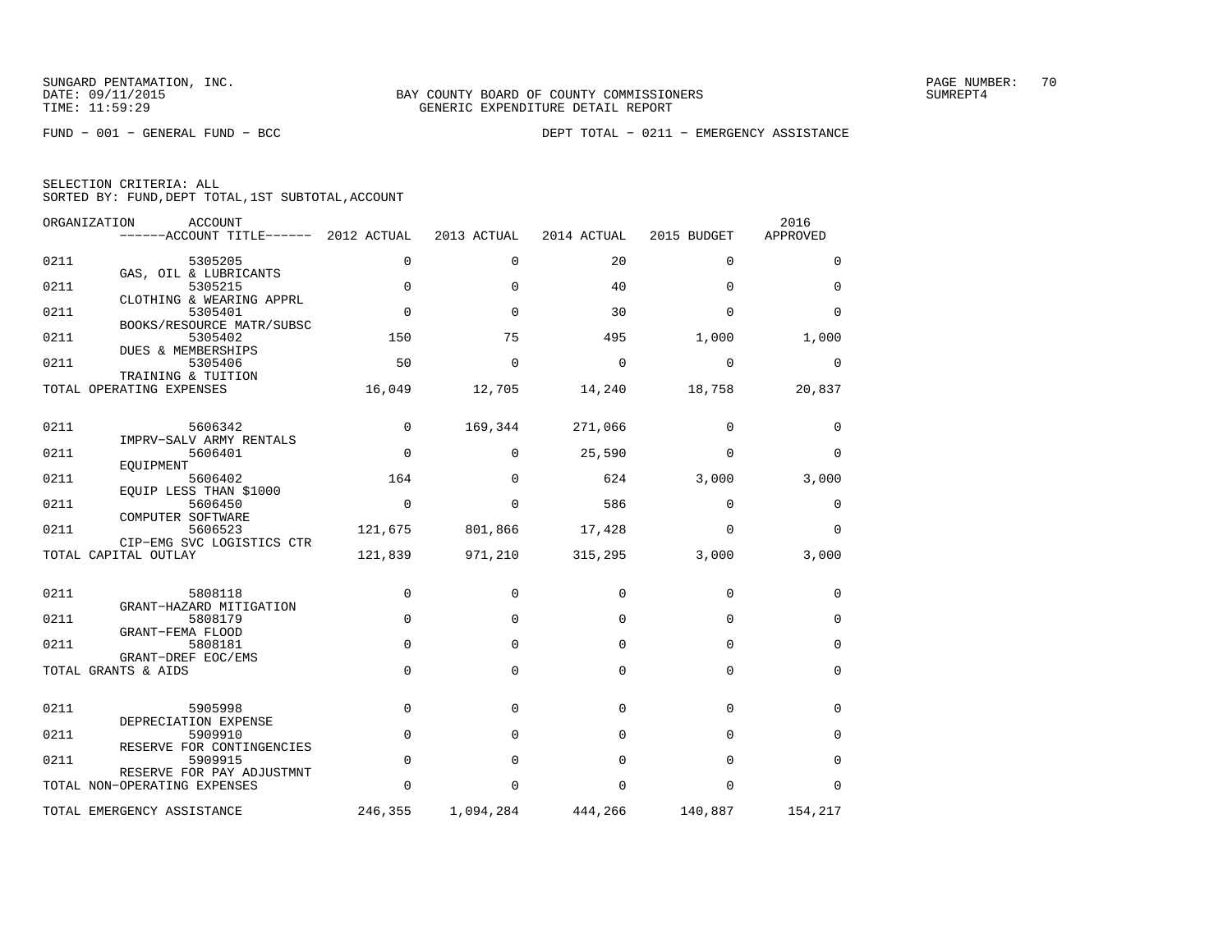BAY COUNTY BOARD OF COUNTY COMMISSIONERS
GENERIC EXPENDITURE DETAIL REPORT

FUND − 001 − GENERAL FUND − BCC

DEPT TOTAL − 0211 − EMERGENCY ASSISTANCE

SELECTION CRITERIA: ALL
SORTED BY: FUND,DEPT TOTAL,1ST SUBTOTAL,ACCOUNT

| ORGANIZATION | ACCOUNT / ACCOUNT TITLE | 2012 ACTUAL | 2013 ACTUAL | 2014 ACTUAL | 2015 BUDGET | 2016 APPROVED |
|---|---|---|---|---|---|---|
| 0211 | 5305205 GAS, OIL & LUBRICANTS | 0 | 0 | 20 | 0 | 0 |
| 0211 | 5305215 CLOTHING & WEARING APPRL | 0 | 0 | 40 | 0 | 0 |
| 0211 | 5305401 BOOKS/RESOURCE MATR/SUBSC | 0 | 0 | 30 | 0 | 0 |
| 0211 | 5305402 DUES & MEMBERSHIPS | 150 | 75 | 495 | 1,000 | 1,000 |
| 0211 | 5305406 TRAINING & TUITION | 50 | 0 | 0 | 0 | 0 |
| TOTAL OPERATING EXPENSES | | 16,049 | 12,705 | 14,240 | 18,758 | 20,837 |
| 0211 | 5606342 IMPRV−SALV ARMY RENTALS | 0 | 169,344 | 271,066 | 0 | 0 |
| 0211 | 5606401 EQUIPMENT | 0 | 0 | 25,590 | 0 | 0 |
| 0211 | 5606402 EQUIP LESS THAN $1000 | 164 | 0 | 624 | 3,000 | 3,000 |
| 0211 | 5606450 COMPUTER SOFTWARE | 0 | 0 | 586 | 0 | 0 |
| 0211 | 5606523 CIP−EMG SVC LOGISTICS CTR | 121,675 | 801,866 | 17,428 | 0 | 0 |
| TOTAL CAPITAL OUTLAY | | 121,839 | 971,210 | 315,295 | 3,000 | 3,000 |
| 0211 | 5808118 GRANT−HAZARD MITIGATION | 0 | 0 | 0 | 0 | 0 |
| 0211 | 5808179 GRANT−FEMA FLOOD | 0 | 0 | 0 | 0 | 0 |
| 0211 | 5808181 GRANT−DREF EOC/EMS | 0 | 0 | 0 | 0 | 0 |
| TOTAL GRANTS & AIDS | | 0 | 0 | 0 | 0 | 0 |
| 0211 | 5905998 DEPRECIATION EXPENSE | 0 | 0 | 0 | 0 | 0 |
| 0211 | 5909910 RESERVE FOR CONTINGENCIES | 0 | 0 | 0 | 0 | 0 |
| 0211 | 5909915 RESERVE FOR PAY ADJUSTMNT | 0 | 0 | 0 | 0 | 0 |
| TOTAL NON−OPERATING EXPENSES | | 0 | 0 | 0 | 0 | 0 |
| TOTAL EMERGENCY ASSISTANCE | | 246,355 | 1,094,284 | 444,266 | 140,887 | 154,217 |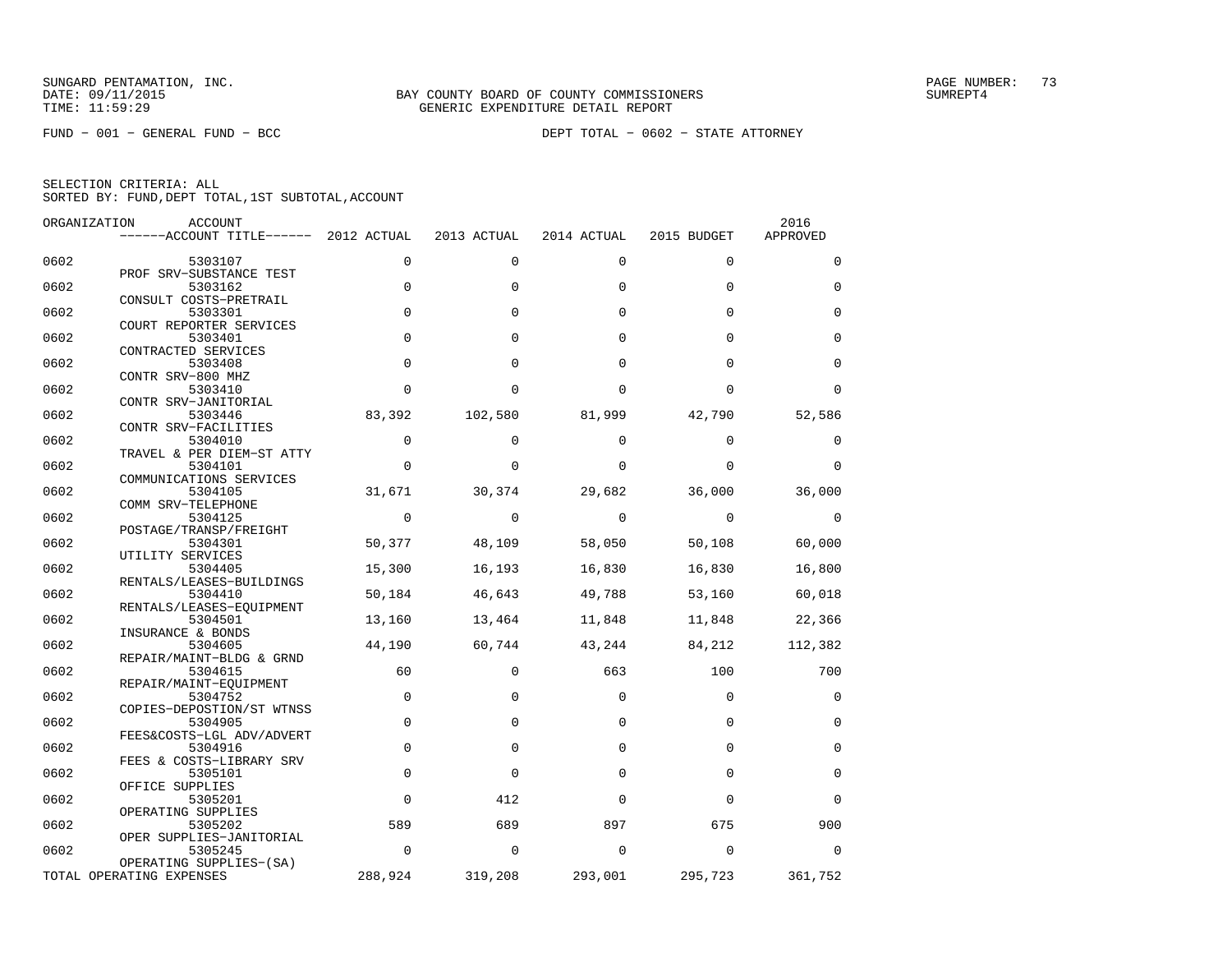SUNGARD PENTAMATION, INC.
DATE: 09/11/2015
TIME: 11:59:29

BAY COUNTY BOARD OF COUNTY COMMISSIONERS
GENERIC EXPENDITURE DETAIL REPORT

FUND − 001 − GENERAL FUND − BCC

DEPT TOTAL − 0602 − STATE ATTORNEY

SELECTION CRITERIA: ALL
SORTED BY: FUND,DEPT TOTAL,1ST SUBTOTAL,ACCOUNT

| ORGANIZATION | ACCOUNT / ACCOUNT TITLE | 2012 ACTUAL | 2013 ACTUAL | 2014 ACTUAL | 2015 BUDGET | 2016 APPROVED |
|---|---|---|---|---|---|---|
| 0602 | 5303107 PROF SRV−SUBSTANCE TEST | 0 | 0 | 0 | 0 | 0 |
| 0602 | 5303162 CONSULT COSTS−PRETRAIL | 0 | 0 | 0 | 0 | 0 |
| 0602 | 5303301 COURT REPORTER SERVICES | 0 | 0 | 0 | 0 | 0 |
| 0602 | 5303401 CONTRACTED SERVICES | 0 | 0 | 0 | 0 | 0 |
| 0602 | 5303408 CONTR SRV−800 MHZ | 0 | 0 | 0 | 0 | 0 |
| 0602 | 5303410 CONTR SRV−JANITORIAL | 0 | 0 | 0 | 0 | 0 |
| 0602 | 5303446 CONTR SRV−FACILITIES | 83,392 | 102,580 | 81,999 | 42,790 | 52,586 |
| 0602 | 5304010 TRAVEL & PER DIEM−ST ATTY | 0 | 0 | 0 | 0 | 0 |
| 0602 | 5304101 COMMUNICATIONS SERVICES | 0 | 0 | 0 | 0 | 0 |
| 0602 | 5304105 COMM SRV−TELEPHONE | 31,671 | 30,374 | 29,682 | 36,000 | 36,000 |
| 0602 | 5304125 POSTAGE/TRANSP/FREIGHT | 0 | 0 | 0 | 0 | 0 |
| 0602 | 5304301 UTILITY SERVICES | 50,377 | 48,109 | 58,050 | 50,108 | 60,000 |
| 0602 | 5304405 RENTALS/LEASES−BUILDINGS | 15,300 | 16,193 | 16,830 | 16,830 | 16,800 |
| 0602 | 5304410 RENTALS/LEASES−EQUIPMENT | 50,184 | 46,643 | 49,788 | 53,160 | 60,018 |
| 0602 | 5304501 INSURANCE & BONDS | 13,160 | 13,464 | 11,848 | 11,848 | 22,366 |
| 0602 | 5304605 REPAIR/MAINT−BLDG & GRND | 44,190 | 60,744 | 43,244 | 84,212 | 112,382 |
| 0602 | 5304615 REPAIR/MAINT−EQUIPMENT | 60 | 0 | 663 | 100 | 700 |
| 0602 | 5304752 COPIES−DEPOSTION/ST WTNSS | 0 | 0 | 0 | 0 | 0 |
| 0602 | 5304905 FEES&COSTS−LGL ADV/ADVERT | 0 | 0 | 0 | 0 | 0 |
| 0602 | 5304916 FEES & COSTS−LIBRARY SRV | 0 | 0 | 0 | 0 | 0 |
| 0602 | 5305101 OFFICE SUPPLIES | 0 | 0 | 0 | 0 | 0 |
| 0602 | 5305201 OPERATING SUPPLIES | 0 | 412 | 0 | 0 | 0 |
| 0602 | 5305202 OPER SUPPLIES−JANITORIAL | 589 | 689 | 897 | 675 | 900 |
| 0602 | 5305245 OPERATING SUPPLIES−(SA) | 0 | 0 | 0 | 0 | 0 |
| TOTAL OPERATING EXPENSES | | 288,924 | 319,208 | 293,001 | 295,723 | 361,752 |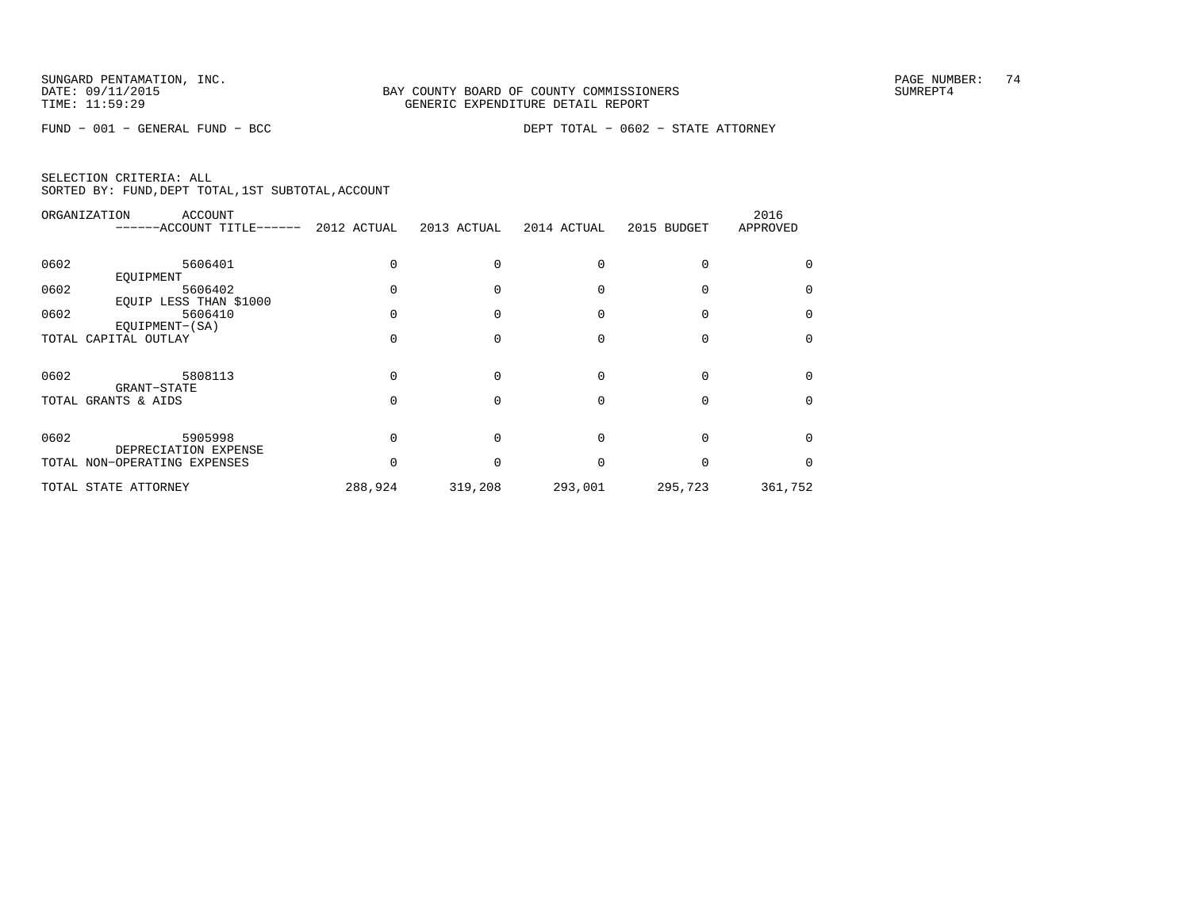BAY COUNTY BOARD OF COUNTY COMMISSIONERS
GENERIC EXPENDITURE DETAIL REPORT

FUND − 001 − GENERAL FUND − BCC    DEPT TOTAL − 0602 − STATE ATTORNEY

SELECTION CRITERIA: ALL
SORTED BY: FUND,DEPT TOTAL,1ST SUBTOTAL,ACCOUNT

| ORGANIZATION | ACCOUNT ------ACCOUNT TITLE------ | 2012 ACTUAL | 2013 ACTUAL | 2014 ACTUAL | 2015 BUDGET | 2016 APPROVED |
|---|---|---|---|---|---|---|
| 0602 | 5606401 EQUIPMENT | 0 | 0 | 0 | 0 | 0 |
| 0602 | 5606402 EQUIP LESS THAN $1000 | 0 | 0 | 0 | 0 | 0 |
| 0602 | 5606410 EQUIPMENT−(SA) | 0 | 0 | 0 | 0 | 0 |
| TOTAL CAPITAL OUTLAY | | 0 | 0 | 0 | 0 | 0 |
| 0602 | 5808113 GRANT−STATE | 0 | 0 | 0 | 0 | 0 |
| TOTAL GRANTS & AIDS | | 0 | 0 | 0 | 0 | 0 |
| 0602 | 5905998 DEPRECIATION EXPENSE | 0 | 0 | 0 | 0 | 0 |
| TOTAL NON−OPERATING EXPENSES | | 0 | 0 | 0 | 0 | 0 |
| TOTAL STATE ATTORNEY | | 288,924 | 319,208 | 293,001 | 295,723 | 361,752 |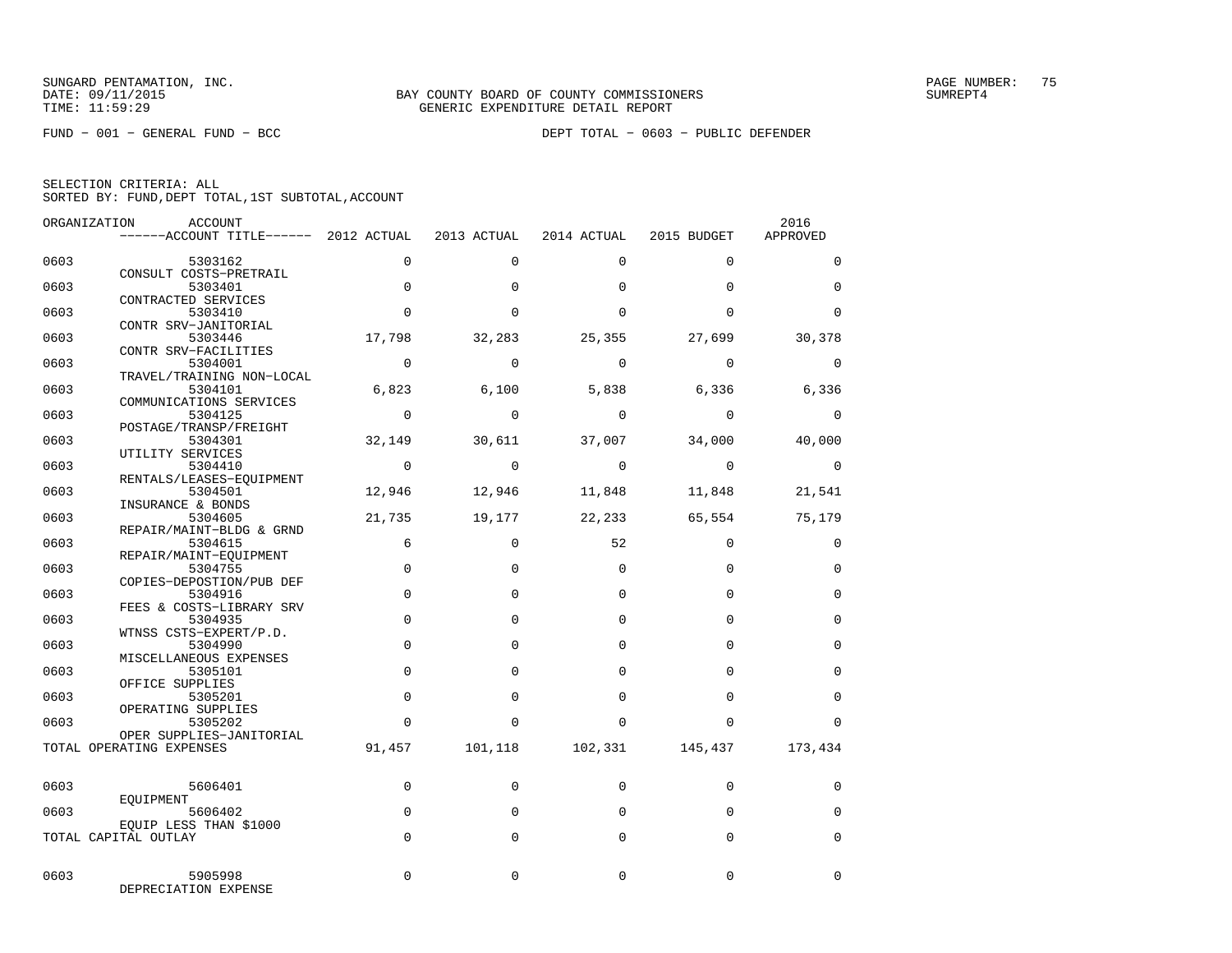SUNGARD PENTAMATION, INC.
DATE: 09/11/2015
TIME: 11:59:29

BAY COUNTY BOARD OF COUNTY COMMISSIONERS
GENERIC EXPENDITURE DETAIL REPORT

PAGE NUMBER: 75
SUMREPT4

FUND − 001 − GENERAL FUND − BCC

DEPT TOTAL − 0603 − PUBLIC DEFENDER

SELECTION CRITERIA: ALL
SORTED BY: FUND,DEPT TOTAL,1ST SUBTOTAL,ACCOUNT

| ORGANIZATION | ACCOUNT / ACCOUNT TITLE | 2012 ACTUAL | 2013 ACTUAL | 2014 ACTUAL | 2015 BUDGET | 2016 APPROVED |
|---|---|---|---|---|---|---|
| 0603 | 5303162 CONSULT COSTS−PRETRAIL | 0 | 0 | 0 | 0 | 0 |
| 0603 | 5303401 CONTRACTED SERVICES | 0 | 0 | 0 | 0 | 0 |
| 0603 | 5303410 CONTR SRV−JANITORIAL | 0 | 0 | 0 | 0 | 0 |
| 0603 | 5303446 CONTR SRV−FACILITIES | 17,798 | 32,283 | 25,355 | 27,699 | 30,378 |
| 0603 | 5304001 TRAVEL/TRAINING NON−LOCAL | 0 | 0 | 0 | 0 | 0 |
| 0603 | 5304101 COMMUNICATIONS SERVICES | 6,823 | 6,100 | 5,838 | 6,336 | 6,336 |
| 0603 | 5304125 POSTAGE/TRANSP/FREIGHT | 0 | 0 | 0 | 0 | 0 |
| 0603 | 5304301 UTILITY SERVICES | 32,149 | 30,611 | 37,007 | 34,000 | 40,000 |
| 0603 | 5304410 RENTALS/LEASES−EQUIPMENT | 0 | 0 | 0 | 0 | 0 |
| 0603 | 5304501 INSURANCE & BONDS | 12,946 | 12,946 | 11,848 | 11,848 | 21,541 |
| 0603 | 5304605 REPAIR/MAINT−BLDG & GRND | 21,735 | 19,177 | 22,233 | 65,554 | 75,179 |
| 0603 | 5304615 REPAIR/MAINT−EQUIPMENT | 6 | 0 | 52 | 0 | 0 |
| 0603 | 5304755 COPIES−DEPOSTION/PUB DEF | 0 | 0 | 0 | 0 | 0 |
| 0603 | 5304916 FEES & COSTS−LIBRARY SRV | 0 | 0 | 0 | 0 | 0 |
| 0603 | 5304935 WTNSS CSTS−EXPERT/P.D. | 0 | 0 | 0 | 0 | 0 |
| 0603 | 5304990 MISCELLANEOUS EXPENSES | 0 | 0 | 0 | 0 | 0 |
| 0603 | 5305101 OFFICE SUPPLIES | 0 | 0 | 0 | 0 | 0 |
| 0603 | 5305201 OPERATING SUPPLIES | 0 | 0 | 0 | 0 | 0 |
| 0603 | 5305202 OPER SUPPLIES−JANITORIAL | 0 | 0 | 0 | 0 | 0 |
| TOTAL OPERATING EXPENSES | | 91,457 | 101,118 | 102,331 | 145,437 | 173,434 |
| 0603 | 5606401 EQUIPMENT | 0 | 0 | 0 | 0 | 0 |
| 0603 | 5606402 EQUIP LESS THAN $1000 | 0 | 0 | 0 | 0 | 0 |
| TOTAL CAPITAL OUTLAY | | 0 | 0 | 0 | 0 | 0 |
| 0603 | 5905998 DEPRECIATION EXPENSE | 0 | 0 | 0 | 0 | 0 |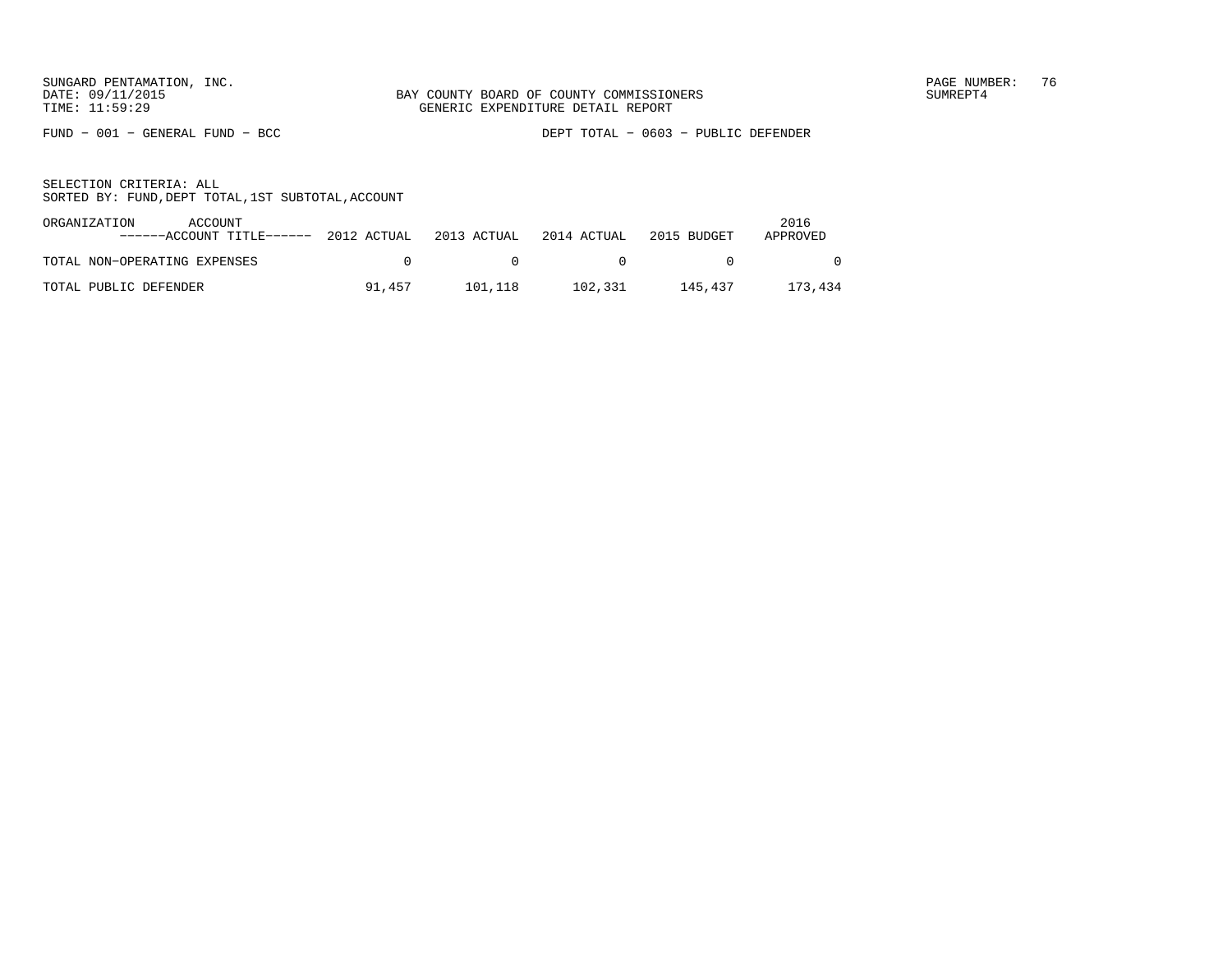SUNGARD PENTAMATION, INC.
DATE: 09/11/2015
TIME: 11:59:29

BAY COUNTY BOARD OF COUNTY COMMISSIONERS
GENERIC EXPENDITURE DETAIL REPORT

SUMREPT4

FUND − 001 − GENERAL FUND − BCC

DEPT TOTAL − 0603 − PUBLIC DEFENDER

SELECTION CRITERIA: ALL
SORTED BY: FUND,DEPT TOTAL,1ST SUBTOTAL,ACCOUNT

| ORGANIZATION ACCOUNT ------ACCOUNT TITLE------ | 2012 ACTUAL | 2013 ACTUAL | 2014 ACTUAL | 2015 BUDGET | 2016 APPROVED |
|---|---|---|---|---|---|
| TOTAL NON−OPERATING EXPENSES | 0 | 0 | 0 | 0 | 0 |
| TOTAL PUBLIC DEFENDER | 91,457 | 101,118 | 102,331 | 145,437 | 173,434 |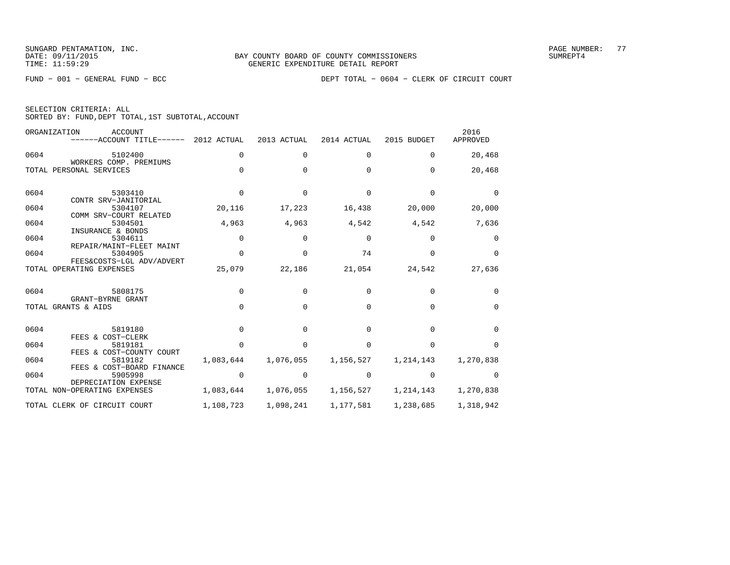BAY COUNTY BOARD OF COUNTY COMMISSIONERS
GENERIC EXPENDITURE DETAIL REPORT

FUND - 001 - GENERAL FUND - BCC

DEPT TOTAL - 0604 - CLERK OF CIRCUIT COURT

SELECTION CRITERIA: ALL
SORTED BY: FUND,DEPT TOTAL,1ST SUBTOTAL,ACCOUNT

| ORGANIZATION | ACCOUNT / ACCOUNT TITLE | 2012 ACTUAL | 2013 ACTUAL | 2014 ACTUAL | 2015 BUDGET | 2016 APPROVED |
|---|---|---|---|---|---|---|
| 0604 | 5102400 WORKERS COMP. PREMIUMS | 0 | 0 | 0 | 0 | 20,468 |
| TOTAL PERSONAL SERVICES | | 0 | 0 | 0 | 0 | 20,468 |
| 0604 | 5303410 CONTR SRV-JANITORIAL | 0 | 0 | 0 | 0 | 0 |
| 0604 | 5304107 COMM SRV-COURT RELATED | 20,116 | 17,223 | 16,438 | 20,000 | 20,000 |
| 0604 | 5304501 INSURANCE & BONDS | 4,963 | 4,963 | 4,542 | 4,542 | 7,636 |
| 0604 | 5304611 REPAIR/MAINT-FLEET MAINT | 0 | 0 | 0 | 0 | 0 |
| 0604 | 5304905 FEES&COSTS-LGL ADV/ADVERT | 0 | 0 | 74 | 0 | 0 |
| TOTAL OPERATING EXPENSES | | 25,079 | 22,186 | 21,054 | 24,542 | 27,636 |
| 0604 | 5808175 GRANT-BYRNE GRANT | 0 | 0 | 0 | 0 | 0 |
| TOTAL GRANTS & AIDS | | 0 | 0 | 0 | 0 | 0 |
| 0604 | 5819180 FEES & COST-CLERK | 0 | 0 | 0 | 0 | 0 |
| 0604 | 5819181 FEES & COST-COUNTY COURT | 0 | 0 | 0 | 0 | 0 |
| 0604 | 5819182 FEES & COST-BOARD FINANCE | 1,083,644 | 1,076,055 | 1,156,527 | 1,214,143 | 1,270,838 |
| 0604 | 5905998 DEPRECIATION EXPENSE | 0 | 0 | 0 | 0 | 0 |
| TOTAL NON-OPERATING EXPENSES | | 1,083,644 | 1,076,055 | 1,156,527 | 1,214,143 | 1,270,838 |
| TOTAL CLERK OF CIRCUIT COURT | | 1,108,723 | 1,098,241 | 1,177,581 | 1,238,685 | 1,318,942 |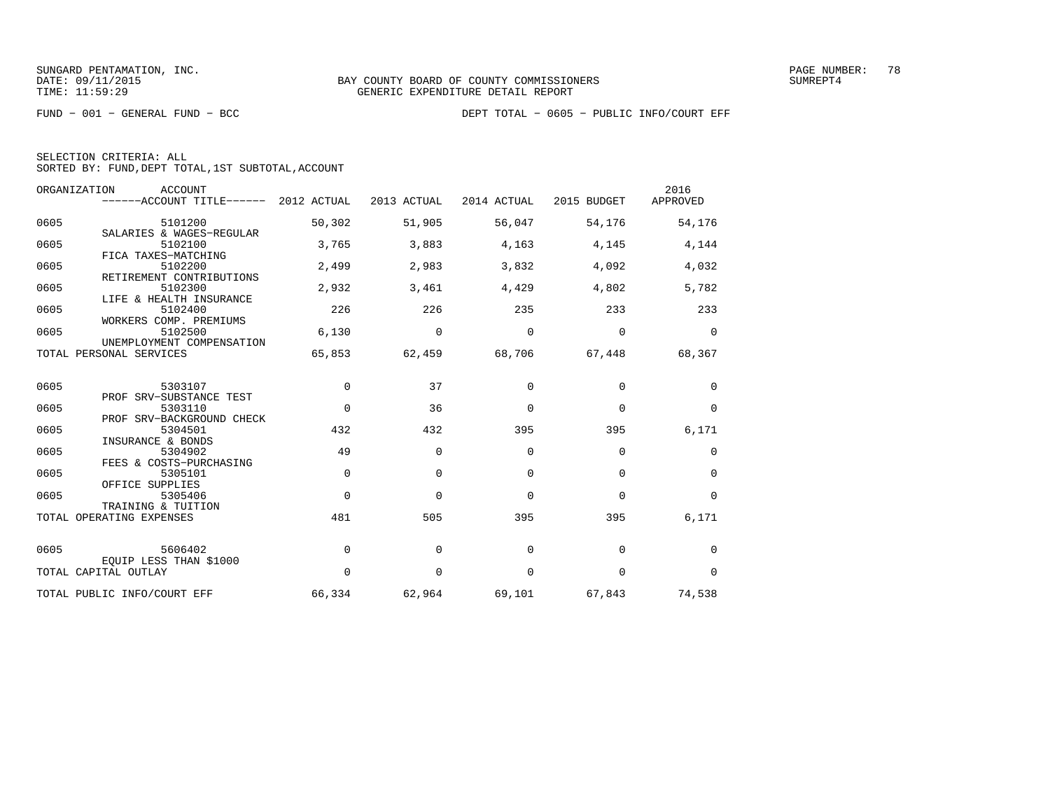BAY COUNTY BOARD OF COUNTY COMMISSIONERS
GENERIC EXPENDITURE DETAIL REPORT

SUNGARD PENTAMATION, INC.
DATE: 09/11/2015
TIME: 11:59:29

FUND − 001 − GENERAL FUND − BCC

DEPT TOTAL − 0605 − PUBLIC INFO/COURT EFF

SELECTION CRITERIA: ALL
SORTED BY: FUND,DEPT TOTAL,1ST SUBTOTAL,ACCOUNT

| ORGANIZATION | ACCOUNT / ACCOUNT TITLE | 2012 ACTUAL | 2013 ACTUAL | 2014 ACTUAL | 2015 BUDGET | 2016 APPROVED |
|---|---|---|---|---|---|---|
| 0605 | 5101200 SALARIES & WAGES−REGULAR | 50,302 | 51,905 | 56,047 | 54,176 | 54,176 |
| 0605 | 5102100 FICA TAXES−MATCHING | 3,765 | 3,883 | 4,163 | 4,145 | 4,144 |
| 0605 | 5102200 RETIREMENT CONTRIBUTIONS | 2,499 | 2,983 | 3,832 | 4,092 | 4,032 |
| 0605 | 5102300 LIFE & HEALTH INSURANCE | 2,932 | 3,461 | 4,429 | 4,802 | 5,782 |
| 0605 | 5102400 WORKERS COMP. PREMIUMS | 226 | 226 | 235 | 233 | 233 |
| 0605 | 5102500 UNEMPLOYMENT COMPENSATION | 6,130 | 0 | 0 | 0 | 0 |
| TOTAL PERSONAL SERVICES | | 65,853 | 62,459 | 68,706 | 67,448 | 68,367 |
| 0605 | 5303107 PROF SRV−SUBSTANCE TEST | 0 | 37 | 0 | 0 | 0 |
| 0605 | 5303110 PROF SRV−BACKGROUND CHECK | 0 | 36 | 0 | 0 | 0 |
| 0605 | 5304501 INSURANCE & BONDS | 432 | 432 | 395 | 395 | 6,171 |
| 0605 | 5304902 FEES & COSTS−PURCHASING | 49 | 0 | 0 | 0 | 0 |
| 0605 | 5305101 OFFICE SUPPLIES | 0 | 0 | 0 | 0 | 0 |
| 0605 | 5305406 TRAINING & TUITION | 0 | 0 | 0 | 0 | 0 |
| TOTAL OPERATING EXPENSES | | 481 | 505 | 395 | 395 | 6,171 |
| 0605 | 5606402 EQUIP LESS THAN $1000 | 0 | 0 | 0 | 0 | 0 |
| TOTAL CAPITAL OUTLAY | | 0 | 0 | 0 | 0 | 0 |
| TOTAL PUBLIC INFO/COURT EFF | | 66,334 | 62,964 | 69,101 | 67,843 | 74,538 |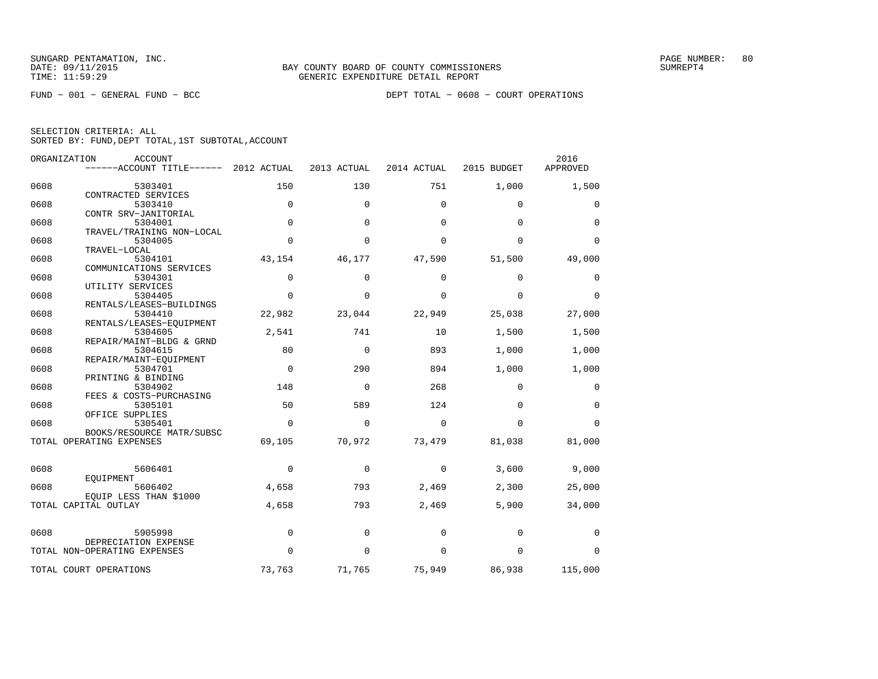SUNGARD PENTAMATION, INC.
DATE: 09/11/2015
TIME: 11:59:29

BAY COUNTY BOARD OF COUNTY COMMISSIONERS
GENERIC EXPENDITURE DETAIL REPORT

PAGE NUMBER: 80
SUMREPT4

FUND − 001 − GENERAL FUND − BCC

DEPT TOTAL − 0608 − COURT OPERATIONS

SELECTION CRITERIA: ALL
SORTED BY: FUND,DEPT TOTAL,1ST SUBTOTAL,ACCOUNT

| ORGANIZATION | ACCOUNT / ------ACCOUNT TITLE------ | 2012 ACTUAL | 2013 ACTUAL | 2014 ACTUAL | 2015 BUDGET | 2016 APPROVED |
|---|---|---|---|---|---|---|
| 0608 | 5303401 CONTRACTED SERVICES | 150 | 130 | 751 | 1,000 | 1,500 |
| 0608 | 5303410 CONTR SRV−JANITORIAL | 0 | 0 | 0 | 0 | 0 |
| 0608 | 5304001 TRAVEL/TRAINING NON−LOCAL | 0 | 0 | 0 | 0 | 0 |
| 0608 | 5304005 TRAVEL−LOCAL | 0 | 0 | 0 | 0 | 0 |
| 0608 | 5304101 COMMUNICATIONS SERVICES | 43,154 | 46,177 | 47,590 | 51,500 | 49,000 |
| 0608 | 5304301 UTILITY SERVICES | 0 | 0 | 0 | 0 | 0 |
| 0608 | 5304405 RENTALS/LEASES−BUILDINGS | 0 | 0 | 0 | 0 | 0 |
| 0608 | 5304410 RENTALS/LEASES−EQUIPMENT | 22,982 | 23,044 | 22,949 | 25,038 | 27,000 |
| 0608 | 5304605 REPAIR/MAINT−BLDG & GRND | 2,541 | 741 | 10 | 1,500 | 1,500 |
| 0608 | 5304615 REPAIR/MAINT−EQUIPMENT | 80 | 0 | 893 | 1,000 | 1,000 |
| 0608 | 5304701 PRINTING & BINDING | 0 | 290 | 894 | 1,000 | 1,000 |
| 0608 | 5304902 FEES & COSTS−PURCHASING | 148 | 0 | 268 | 0 | 0 |
| 0608 | 5305101 OFFICE SUPPLIES | 50 | 589 | 124 | 0 | 0 |
| 0608 | 5305401 BOOKS/RESOURCE MATR/SUBSC | 0 | 0 | 0 | 0 | 0 |
| TOTAL OPERATING EXPENSES | | 69,105 | 70,972 | 73,479 | 81,038 | 81,000 |
| 0608 | 5606401 EQUIPMENT | 0 | 0 | 0 | 3,600 | 9,000 |
| 0608 | 5606402 EQUIP LESS THAN $1000 | 4,658 | 793 | 2,469 | 2,300 | 25,000 |
| TOTAL CAPITAL OUTLAY | | 4,658 | 793 | 2,469 | 5,900 | 34,000 |
| 0608 | 5905998 DEPRECIATION EXPENSE | 0 | 0 | 0 | 0 | 0 |
| TOTAL NON−OPERATING EXPENSES | | 0 | 0 | 0 | 0 | 0 |
| TOTAL COURT OPERATIONS | | 73,763 | 71,765 | 75,949 | 86,938 | 115,000 |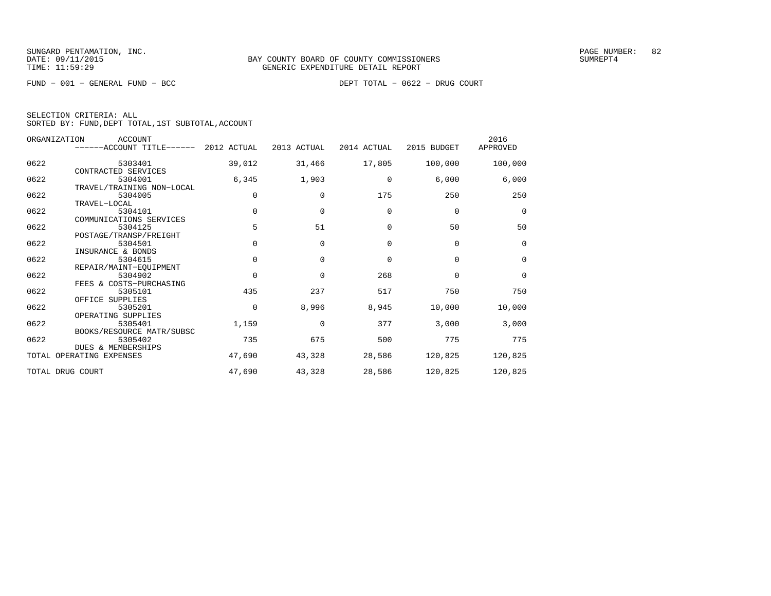SUNGARD PENTAMATION, INC.
DATE: 09/11/2015
TIME: 11:59:29

BAY COUNTY BOARD OF COUNTY COMMISSIONERS
GENERIC EXPENDITURE DETAIL REPORT

SUMREPT4

FUND − 001 − GENERAL FUND − BCC

DEPT TOTAL − 0622 − DRUG COURT

SELECTION CRITERIA: ALL
SORTED BY: FUND,DEPT TOTAL,1ST SUBTOTAL,ACCOUNT

| ORGANIZATION | ACCOUNT / ------ACCOUNT TITLE------ | 2012 ACTUAL | 2013 ACTUAL | 2014 ACTUAL | 2015 BUDGET | 2016 APPROVED |
|---|---|---|---|---|---|---|
| 0622 | 5303401 CONTRACTED SERVICES | 39,012 | 31,466 | 17,805 | 100,000 | 100,000 |
| 0622 | 5304001 TRAVEL/TRAINING NON−LOCAL | 6,345 | 1,903 | 0 | 6,000 | 6,000 |
| 0622 | 5304005 TRAVEL−LOCAL | 0 | 0 | 175 | 250 | 250 |
| 0622 | 5304101 COMMUNICATIONS SERVICES | 0 | 0 | 0 | 0 | 0 |
| 0622 | 5304125 POSTAGE/TRANSP/FREIGHT | 5 | 51 | 0 | 50 | 50 |
| 0622 | 5304501 INSURANCE & BONDS | 0 | 0 | 0 | 0 | 0 |
| 0622 | 5304615 REPAIR/MAINT−EQUIPMENT | 0 | 0 | 0 | 0 | 0 |
| 0622 | 5304902 FEES & COSTS−PURCHASING | 0 | 0 | 268 | 0 | 0 |
| 0622 | 5305101 OFFICE SUPPLIES | 435 | 237 | 517 | 750 | 750 |
| 0622 | 5305201 OPERATING SUPPLIES | 0 | 8,996 | 8,945 | 10,000 | 10,000 |
| 0622 | 5305401 BOOKS/RESOURCE MATR/SUBSC | 1,159 | 0 | 377 | 3,000 | 3,000 |
| 0622 | 5305402 DUES & MEMBERSHIPS | 735 | 675 | 500 | 775 | 775 |
| TOTAL OPERATING EXPENSES | | 47,690 | 43,328 | 28,586 | 120,825 | 120,825 |
| TOTAL DRUG COURT | | 47,690 | 43,328 | 28,586 | 120,825 | 120,825 |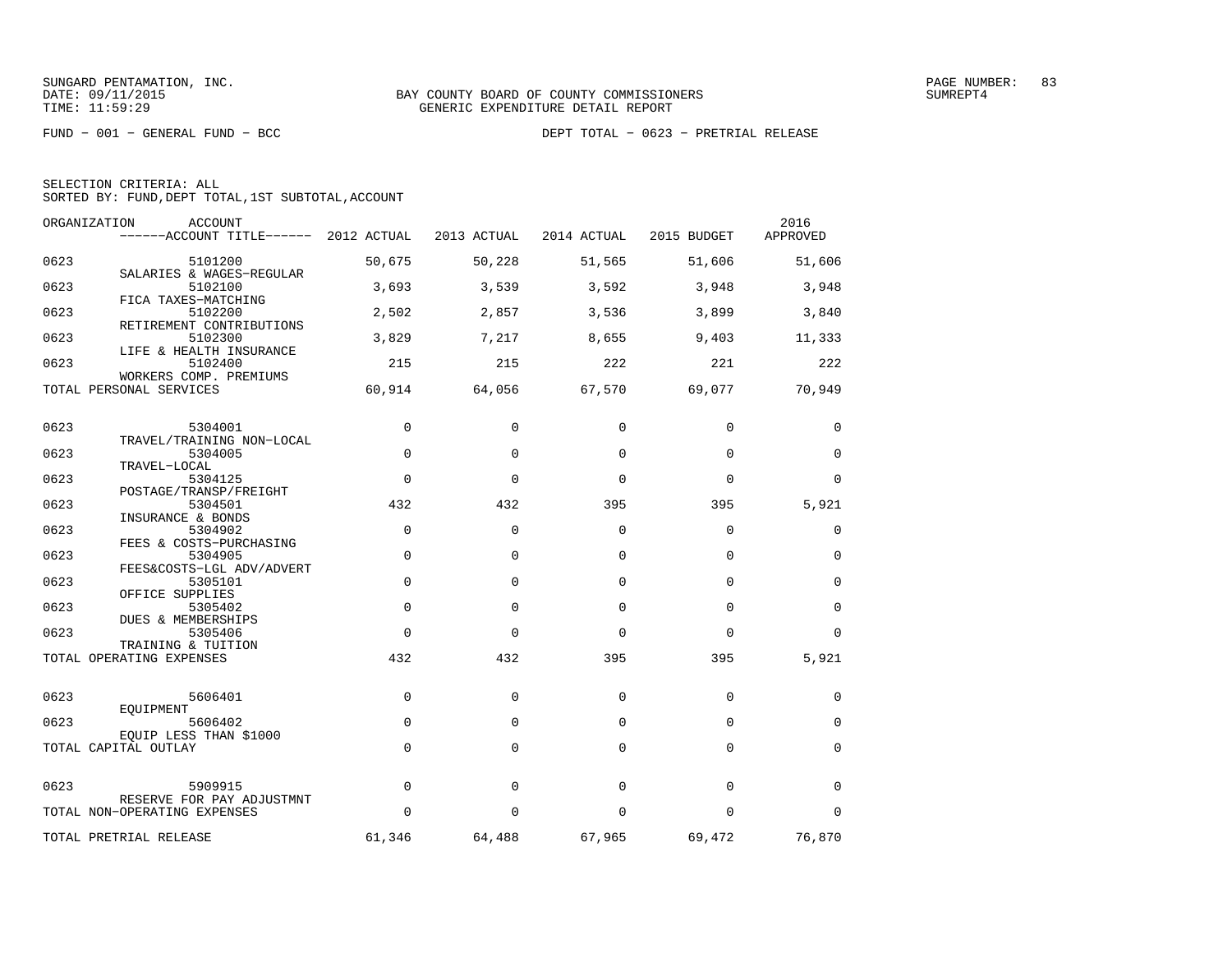SUNGARD PENTAMATION, INC.
DATE: 09/11/2015
TIME: 11:59:29

BAY COUNTY BOARD OF COUNTY COMMISSIONERS
GENERIC EXPENDITURE DETAIL REPORT

SUMREPT4

FUND − 001 − GENERAL FUND − BCC

DEPT TOTAL − 0623 − PRETRIAL RELEASE

SELECTION CRITERIA: ALL
SORTED BY: FUND,DEPT TOTAL,1ST SUBTOTAL,ACCOUNT

| ORGANIZATION | ACCOUNT / ------ACCOUNT TITLE------ | 2012 ACTUAL | 2013 ACTUAL | 2014 ACTUAL | 2015 BUDGET | 2016 APPROVED |
|---|---|---|---|---|---|---|
| 0623 | 5101200 SALARIES & WAGES−REGULAR | 50,675 | 50,228 | 51,565 | 51,606 | 51,606 |
| 0623 | 5102100 FICA TAXES−MATCHING | 3,693 | 3,539 | 3,592 | 3,948 | 3,948 |
| 0623 | 5102200 RETIREMENT CONTRIBUTIONS | 2,502 | 2,857 | 3,536 | 3,899 | 3,840 |
| 0623 | 5102300 LIFE & HEALTH INSURANCE | 3,829 | 7,217 | 8,655 | 9,403 | 11,333 |
| 0623 | 5102400 WORKERS COMP. PREMIUMS | 215 | 215 | 222 | 221 | 222 |
| TOTAL PERSONAL SERVICES | | 60,914 | 64,056 | 67,570 | 69,077 | 70,949 |
| 0623 | 5304001 TRAVEL/TRAINING NON−LOCAL | 0 | 0 | 0 | 0 | 0 |
| 0623 | 5304005 TRAVEL−LOCAL | 0 | 0 | 0 | 0 | 0 |
| 0623 | 5304125 POSTAGE/TRANSP/FREIGHT | 0 | 0 | 0 | 0 | 0 |
| 0623 | 5304501 INSURANCE & BONDS | 432 | 432 | 395 | 395 | 5,921 |
| 0623 | 5304902 FEES & COSTS−PURCHASING | 0 | 0 | 0 | 0 | 0 |
| 0623 | 5304905 FEES&COSTS−LGL ADV/ADVERT | 0 | 0 | 0 | 0 | 0 |
| 0623 | 5305101 OFFICE SUPPLIES | 0 | 0 | 0 | 0 | 0 |
| 0623 | 5305402 DUES & MEMBERSHIPS | 0 | 0 | 0 | 0 | 0 |
| 0623 | 5305406 TRAINING & TUITION | 0 | 0 | 0 | 0 | 0 |
| TOTAL OPERATING EXPENSES | | 432 | 432 | 395 | 395 | 5,921 |
| 0623 | 5606401 EQUIPMENT | 0 | 0 | 0 | 0 | 0 |
| 0623 | 5606402 EQUIP LESS THAN $1000 | 0 | 0 | 0 | 0 | 0 |
| TOTAL CAPITAL OUTLAY | | 0 | 0 | 0 | 0 | 0 |
| 0623 | 5909915 RESERVE FOR PAY ADJUSTMNT | 0 | 0 | 0 | 0 | 0 |
| TOTAL NON−OPERATING EXPENSES | | 0 | 0 | 0 | 0 | 0 |
| TOTAL PRETRIAL RELEASE | | 61,346 | 64,488 | 67,965 | 69,472 | 76,870 |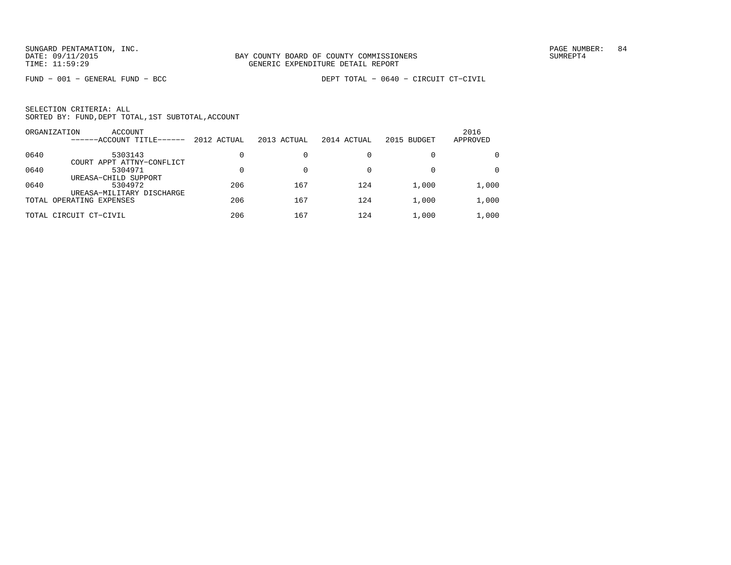FUND − 001 − GENERAL FUND − BCC DEPT TOTAL − 0640 − CIRCUIT CT−CIVIL

SELECTION CRITERIA: ALL
SORTED BY: FUND,DEPT TOTAL,1ST SUBTOTAL,ACCOUNT

| ORGANIZATION | ACCOUNT ------ACCOUNT TITLE------ | 2012 ACTUAL | 2013 ACTUAL | 2014 ACTUAL | 2015 BUDGET | 2016 APPROVED |
|---|---|---|---|---|---|---|
| 0640 | 5303143 COURT APPT ATTNY−CONFLICT | 0 | 0 | 0 | 0 | 0 |
| 0640 | 5304971 UREASA−CHILD SUPPORT | 0 | 0 | 0 | 0 | 0 |
| 0640 | 5304972 UREASA−MILITARY DISCHARGE | 206 | 167 | 124 | 1,000 | 1,000 |
| TOTAL OPERATING EXPENSES | | 206 | 167 | 124 | 1,000 | 1,000 |
| TOTAL CIRCUIT CT−CIVIL | | 206 | 167 | 124 | 1,000 | 1,000 |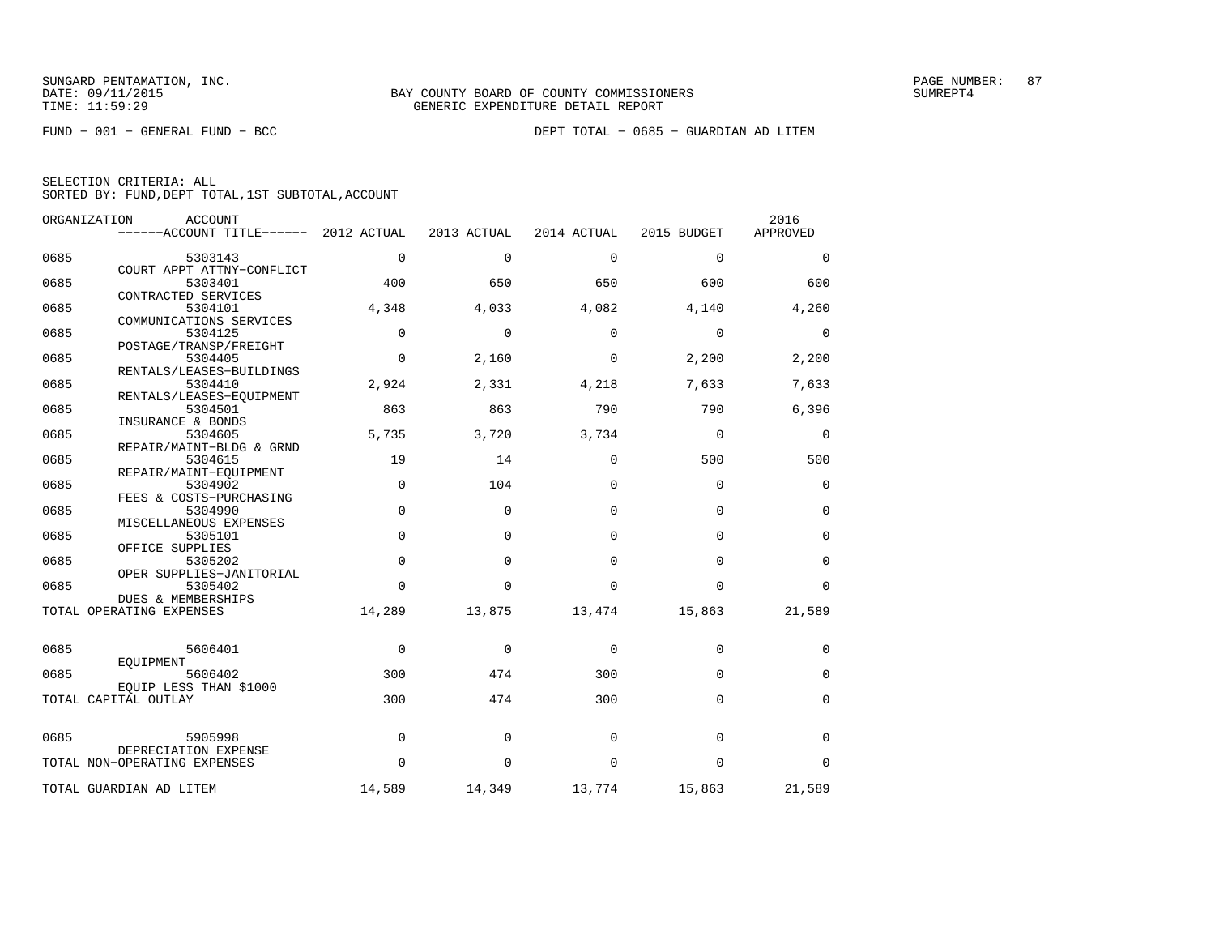SUNGARD PENTAMATION, INC.
DATE: 09/11/2015
TIME: 11:59:29

BAY COUNTY BOARD OF COUNTY COMMISSIONERS
GENERIC EXPENDITURE DETAIL REPORT

PAGE NUMBER: 87
SUMREPT4

FUND − 001 − GENERAL FUND − BCC

DEPT TOTAL − 0685 − GUARDIAN AD LITEM

SELECTION CRITERIA: ALL
SORTED BY: FUND,DEPT TOTAL,1ST SUBTOTAL,ACCOUNT

| ORGANIZATION | ACCOUNT / ------ACCOUNT TITLE------ | 2012 ACTUAL | 2013 ACTUAL | 2014 ACTUAL | 2015 BUDGET | 2016 APPROVED |
|---|---|---|---|---|---|---|
| 0685 | 5303143 COURT APPT ATTNY−CONFLICT | 0 | 0 | 0 | 0 | 0 |
| 0685 | 5303401 CONTRACTED SERVICES | 400 | 650 | 650 | 600 | 600 |
| 0685 | 5304101 COMMUNICATIONS SERVICES | 4,348 | 4,033 | 4,082 | 4,140 | 4,260 |
| 0685 | 5304125 POSTAGE/TRANSP/FREIGHT | 0 | 0 | 0 | 0 | 0 |
| 0685 | 5304405 RENTALS/LEASES−BUILDINGS | 0 | 2,160 | 0 | 2,200 | 2,200 |
| 0685 | 5304410 RENTALS/LEASES−EQUIPMENT | 2,924 | 2,331 | 4,218 | 7,633 | 7,633 |
| 0685 | 5304501 INSURANCE & BONDS | 863 | 863 | 790 | 790 | 6,396 |
| 0685 | 5304605 REPAIR/MAINT−BLDG & GRND | 5,735 | 3,720 | 3,734 | 0 | 0 |
| 0685 | 5304615 REPAIR/MAINT−EQUIPMENT | 19 | 14 | 0 | 500 | 500 |
| 0685 | 5304902 FEES & COSTS−PURCHASING | 0 | 104 | 0 | 0 | 0 |
| 0685 | 5304990 MISCELLANEOUS EXPENSES | 0 | 0 | 0 | 0 | 0 |
| 0685 | 5305101 OFFICE SUPPLIES | 0 | 0 | 0 | 0 | 0 |
| 0685 | 5305202 OPER SUPPLIES−JANITORIAL | 0 | 0 | 0 | 0 | 0 |
| 0685 | 5305402 DUES & MEMBERSHIPS | 0 | 0 | 0 | 0 | 0 |
| TOTAL OPERATING EXPENSES | | 14,289 | 13,875 | 13,474 | 15,863 | 21,589 |
| 0685 | 5606401 EQUIPMENT | 0 | 0 | 0 | 0 | 0 |
| 0685 | 5606402 EQUIP LESS THAN $1000 | 300 | 474 | 300 | 0 | 0 |
| TOTAL CAPITAL OUTLAY | | 300 | 474 | 300 | 0 | 0 |
| 0685 | 5905998 DEPRECIATION EXPENSE | 0 | 0 | 0 | 0 | 0 |
| TOTAL NON−OPERATING EXPENSES | | 0 | 0 | 0 | 0 | 0 |
| TOTAL GUARDIAN AD LITEM | | 14,589 | 14,349 | 13,774 | 15,863 | 21,589 |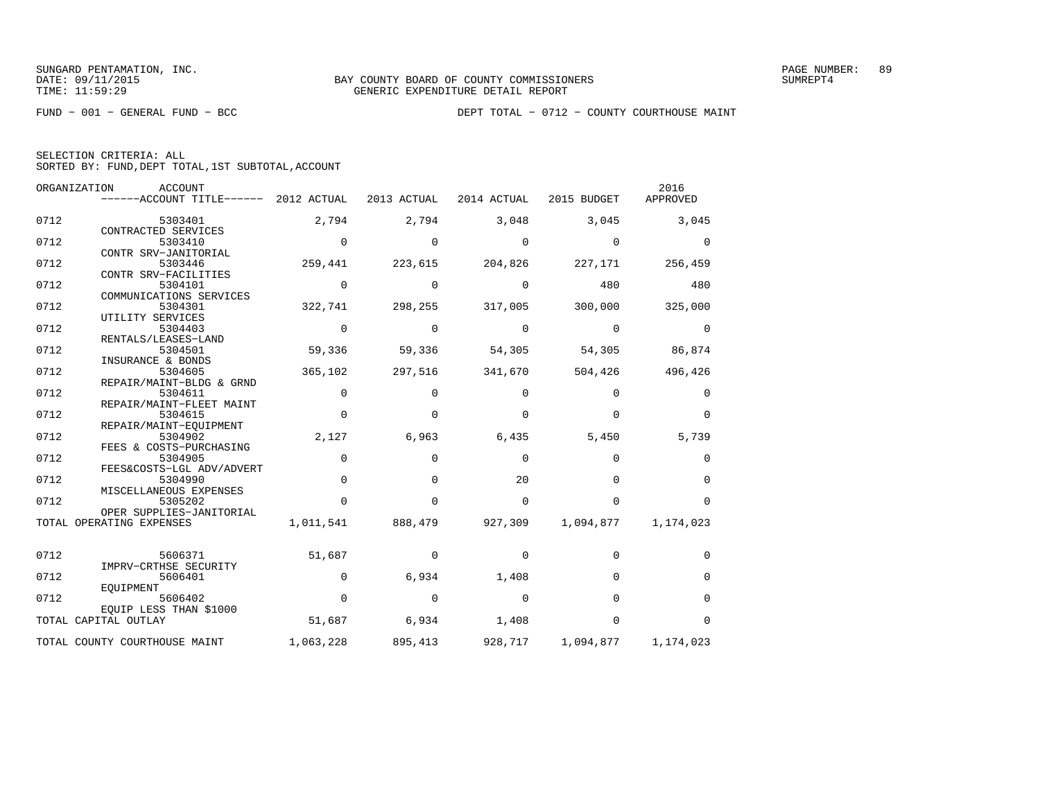SUNGARD PENTAMATION, INC.
DATE: 09/11/2015
TIME: 11:59:29

BAY COUNTY BOARD OF COUNTY COMMISSIONERS
GENERIC EXPENDITURE DETAIL REPORT

SUMREPT4

FUND − 001 − GENERAL FUND − BCC

DEPT TOTAL − 0712 − COUNTY COURTHOUSE MAINT

SELECTION CRITERIA: ALL
SORTED BY: FUND,DEPT TOTAL,1ST SUBTOTAL,ACCOUNT

| ORGANIZATION | ACCOUNT / ------ACCOUNT TITLE------ | 2012 ACTUAL | 2013 ACTUAL | 2014 ACTUAL | 2015 BUDGET | 2016 APPROVED |
|---|---|---|---|---|---|---|
| 0712 | 5303401 CONTRACTED SERVICES | 2,794 | 2,794 | 3,048 | 3,045 | 3,045 |
| 0712 | 5303410 CONTR SRV−JANITORIAL | 0 | 0 | 0 | 0 | 0 |
| 0712 | 5303446 CONTR SRV−FACILITIES | 259,441 | 223,615 | 204,826 | 227,171 | 256,459 |
| 0712 | 5304101 COMMUNICATIONS SERVICES | 0 | 0 | 0 | 480 | 480 |
| 0712 | 5304301 UTILITY SERVICES | 322,741 | 298,255 | 317,005 | 300,000 | 325,000 |
| 0712 | 5304403 RENTALS/LEASES−LAND | 0 | 0 | 0 | 0 | 0 |
| 0712 | 5304501 INSURANCE & BONDS | 59,336 | 59,336 | 54,305 | 54,305 | 86,874 |
| 0712 | 5304605 REPAIR/MAINT−BLDG & GRND | 365,102 | 297,516 | 341,670 | 504,426 | 496,426 |
| 0712 | 5304611 REPAIR/MAINT−FLEET MAINT | 0 | 0 | 0 | 0 | 0 |
| 0712 | 5304615 REPAIR/MAINT−EQUIPMENT | 0 | 0 | 0 | 0 | 0 |
| 0712 | 5304902 FEES & COSTS−PURCHASING | 2,127 | 6,963 | 6,435 | 5,450 | 5,739 |
| 0712 | 5304905 FEES&COSTS−LGL ADV/ADVERT | 0 | 0 | 0 | 0 | 0 |
| 0712 | 5304990 MISCELLANEOUS EXPENSES | 0 | 0 | 20 | 0 | 0 |
| 0712 | 5305202 OPER SUPPLIES−JANITORIAL | 0 | 0 | 0 | 0 | 0 |
| TOTAL OPERATING EXPENSES | | 1,011,541 | 888,479 | 927,309 | 1,094,877 | 1,174,023 |
| 0712 | 5606371 IMPRV−CRTHSE SECURITY | 51,687 | 0 | 0 | 0 | 0 |
| 0712 | 5606401 EQUIPMENT | 0 | 6,934 | 1,408 | 0 | 0 |
| 0712 | 5606402 EQUIP LESS THAN $1000 | 0 | 0 | 0 | 0 | 0 |
| TOTAL CAPITAL OUTLAY | | 51,687 | 6,934 | 1,408 | 0 | 0 |
| TOTAL COUNTY COURTHOUSE MAINT | | 1,063,228 | 895,413 | 928,717 | 1,094,877 | 1,174,023 |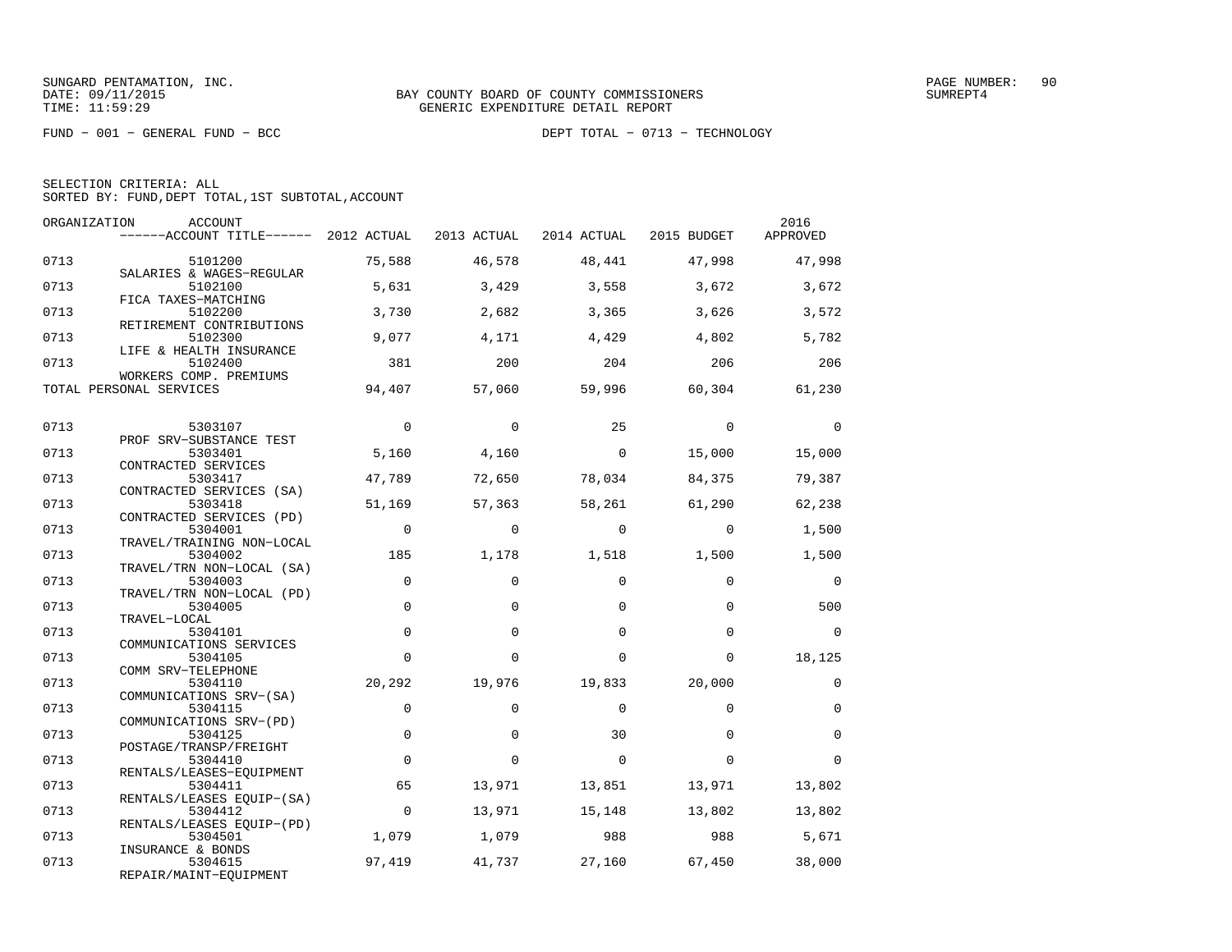SUNGARD PENTAMATION, INC.
DATE: 09/11/2015
TIME: 11:59:29

BAY COUNTY BOARD OF COUNTY COMMISSIONERS
GENERIC EXPENDITURE DETAIL REPORT

PAGE NUMBER: 90
SUMREPT4

FUND − 001 − GENERAL FUND − BCC

DEPT TOTAL − 0713 − TECHNOLOGY

SELECTION CRITERIA: ALL
SORTED BY: FUND,DEPT TOTAL,1ST SUBTOTAL,ACCOUNT

| ORGANIZATION | ACCOUNT / ------ACCOUNT TITLE------ | 2012 ACTUAL | 2013 ACTUAL | 2014 ACTUAL | 2015 BUDGET | 2016 APPROVED |
|---|---|---|---|---|---|---|
| 0713 | 5101200 SALARIES & WAGES−REGULAR | 75,588 | 46,578 | 48,441 | 47,998 | 47,998 |
| 0713 | 5102100 FICA TAXES−MATCHING | 5,631 | 3,429 | 3,558 | 3,672 | 3,672 |
| 0713 | 5102200 RETIREMENT CONTRIBUTIONS | 3,730 | 2,682 | 3,365 | 3,626 | 3,572 |
| 0713 | 5102300 LIFE & HEALTH INSURANCE | 9,077 | 4,171 | 4,429 | 4,802 | 5,782 |
| 0713 | 5102400 WORKERS COMP. PREMIUMS | 381 | 200 | 204 | 206 | 206 |
| TOTAL PERSONAL SERVICES | | 94,407 | 57,060 | 59,996 | 60,304 | 61,230 |
| 0713 | 5303107 PROF SRV−SUBSTANCE TEST | 0 | 0 | 25 | 0 | 0 |
| 0713 | 5303401 CONTRACTED SERVICES | 5,160 | 4,160 | 0 | 15,000 | 15,000 |
| 0713 | 5303417 CONTRACTED SERVICES (SA) | 47,789 | 72,650 | 78,034 | 84,375 | 79,387 |
| 0713 | 5303418 CONTRACTED SERVICES (PD) | 51,169 | 57,363 | 58,261 | 61,290 | 62,238 |
| 0713 | 5304001 TRAVEL/TRAINING NON−LOCAL | 0 | 0 | 0 | 0 | 1,500 |
| 0713 | 5304002 TRAVEL/TRN NON−LOCAL (SA) | 185 | 1,178 | 1,518 | 1,500 | 1,500 |
| 0713 | 5304003 TRAVEL/TRN NON−LOCAL (PD) | 0 | 0 | 0 | 0 | 0 |
| 0713 | 5304005 TRAVEL−LOCAL | 0 | 0 | 0 | 0 | 500 |
| 0713 | 5304101 COMMUNICATIONS SERVICES | 0 | 0 | 0 | 0 | 0 |
| 0713 | 5304105 COMM SRV−TELEPHONE | 0 | 0 | 0 | 0 | 18,125 |
| 0713 | 5304110 COMMUNICATIONS SRV−(SA) | 20,292 | 19,976 | 19,833 | 20,000 | 0 |
| 0713 | 5304115 COMMUNICATIONS SRV−(PD) | 0 | 0 | 0 | 0 | 0 |
| 0713 | 5304125 POSTAGE/TRANSP/FREIGHT | 0 | 0 | 30 | 0 | 0 |
| 0713 | 5304410 RENTALS/LEASES−EQUIPMENT | 0 | 0 | 0 | 0 | 0 |
| 0713 | 5304411 RENTALS/LEASES EQUIP−(SA) | 65 | 13,971 | 13,851 | 13,971 | 13,802 |
| 0713 | 5304412 RENTALS/LEASES EQUIP−(PD) | 0 | 13,971 | 15,148 | 13,802 | 13,802 |
| 0713 | 5304501 INSURANCE & BONDS | 1,079 | 1,079 | 988 | 988 | 5,671 |
| 0713 | 5304615 REPAIR/MAINT−EQUIPMENT | 97,419 | 41,737 | 27,160 | 67,450 | 38,000 |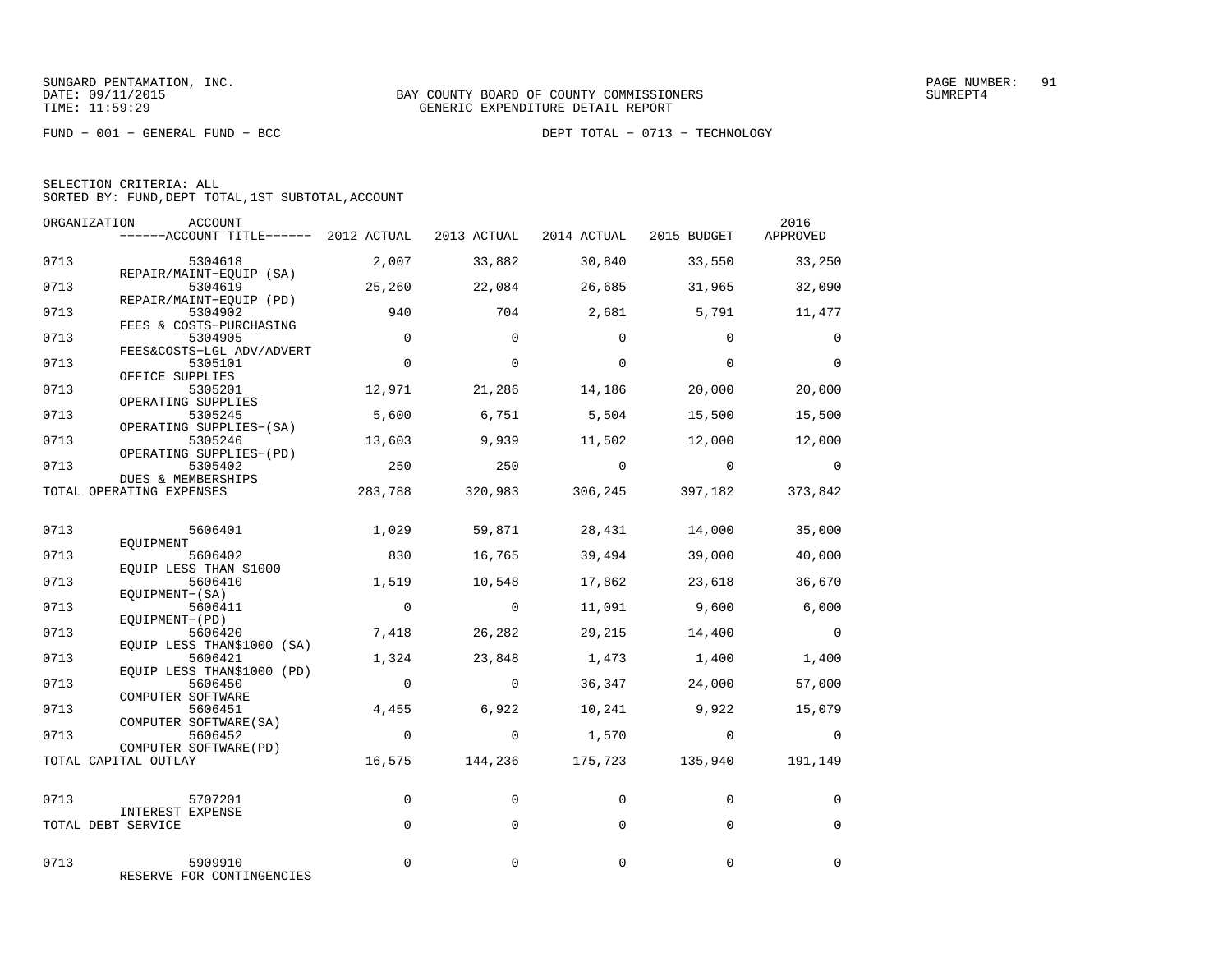BAY COUNTY BOARD OF COUNTY COMMISSIONERS
GENERIC EXPENDITURE DETAIL REPORT

SUNGARD PENTAMATION, INC.
DATE: 09/11/2015
TIME: 11:59:29

PAGE NUMBER: 91
SUMREPT4

FUND − 001 − GENERAL FUND − BCC    DEPT TOTAL − 0713 − TECHNOLOGY

SELECTION CRITERIA: ALL
SORTED BY: FUND,DEPT TOTAL,1ST SUBTOTAL,ACCOUNT

| ORGANIZATION | ACCOUNT / ACCOUNT TITLE | 2012 ACTUAL | 2013 ACTUAL | 2014 ACTUAL | 2015 BUDGET | 2016 APPROVED |
|---|---|---|---|---|---|---|
| 0713 | 5304618 REPAIR/MAINT−EQUIP (SA) | 2,007 | 33,882 | 30,840 | 33,550 | 33,250 |
| 0713 | 5304619 REPAIR/MAINT−EQUIP (PD) | 25,260 | 22,084 | 26,685 | 31,965 | 32,090 |
| 0713 | 5304902 FEES & COSTS−PURCHASING | 940 | 704 | 2,681 | 5,791 | 11,477 |
| 0713 | 5304905 FEES&COSTS−LGL ADV/ADVERT | 0 | 0 | 0 | 0 | 0 |
| 0713 | 5305101 OFFICE SUPPLIES | 0 | 0 | 0 | 0 | 0 |
| 0713 | 5305201 OPERATING SUPPLIES | 12,971 | 21,286 | 14,186 | 20,000 | 20,000 |
| 0713 | 5305245 OPERATING SUPPLIES−(SA) | 5,600 | 6,751 | 5,504 | 15,500 | 15,500 |
| 0713 | 5305246 OPERATING SUPPLIES−(PD) | 13,603 | 9,939 | 11,502 | 12,000 | 12,000 |
| 0713 | 5305402 DUES & MEMBERSHIPS | 250 | 250 | 0 | 0 | 0 |
| TOTAL OPERATING EXPENSES | | 283,788 | 320,983 | 306,245 | 397,182 | 373,842 |
| 0713 | 5606401 EQUIPMENT | 1,029 | 59,871 | 28,431 | 14,000 | 35,000 |
| 0713 | 5606402 EQUIP LESS THAN $1000 | 830 | 16,765 | 39,494 | 39,000 | 40,000 |
| 0713 | 5606410 EQUIPMENT−(SA) | 1,519 | 10,548 | 17,862 | 23,618 | 36,670 |
| 0713 | 5606411 EQUIPMENT−(PD) | 0 | 0 | 11,091 | 9,600 | 6,000 |
| 0713 | 5606420 EQUIP LESS THAN$1000 (SA) | 7,418 | 26,282 | 29,215 | 14,400 | 0 |
| 0713 | 5606421 EQUIP LESS THAN$1000 (PD) | 1,324 | 23,848 | 1,473 | 1,400 | 1,400 |
| 0713 | 5606450 COMPUTER SOFTWARE | 0 | 0 | 36,347 | 24,000 | 57,000 |
| 0713 | 5606451 COMPUTER SOFTWARE(SA) | 4,455 | 6,922 | 10,241 | 9,922 | 15,079 |
| 0713 | 5606452 COMPUTER SOFTWARE(PD) | 0 | 0 | 1,570 | 0 | 0 |
| TOTAL CAPITAL OUTLAY | | 16,575 | 144,236 | 175,723 | 135,940 | 191,149 |
| 0713 | 5707201 INTEREST EXPENSE | 0 | 0 | 0 | 0 | 0 |
| TOTAL DEBT SERVICE | | 0 | 0 | 0 | 0 | 0 |
| 0713 | 5909910 RESERVE FOR CONTINGENCIES | 0 | 0 | 0 | 0 | 0 |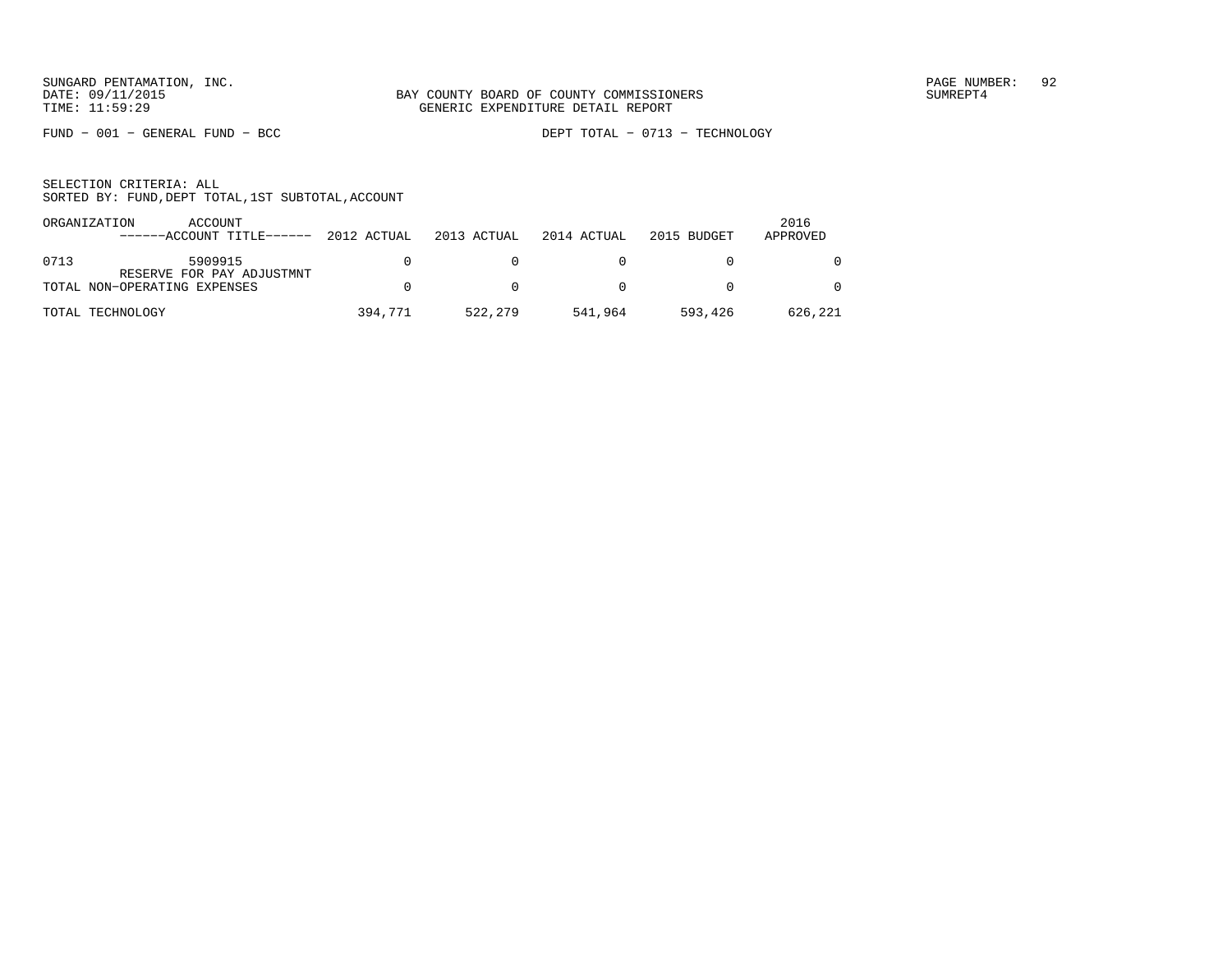BAY COUNTY BOARD OF COUNTY COMMISSIONERS
GENERIC EXPENDITURE DETAIL REPORT

FUND − 001 − GENERAL FUND − BCC

DEPT TOTAL − 0713 − TECHNOLOGY

SELECTION CRITERIA: ALL
SORTED BY: FUND,DEPT TOTAL,1ST SUBTOTAL,ACCOUNT

| ORGANIZATION | ACCOUNT ------ACCOUNT TITLE------ | 2012 ACTUAL | 2013 ACTUAL | 2014 ACTUAL | 2015 BUDGET | 2016 APPROVED |
|---|---|---|---|---|---|---|
| 0713 | 5909915 RESERVE FOR PAY ADJUSTMNT | 0 | 0 | 0 | 0 | 0 |
| TOTAL NON−OPERATING EXPENSES | | 0 | 0 | 0 | 0 | 0 |
| TOTAL TECHNOLOGY | | 394,771 | 522,279 | 541,964 | 593,426 | 626,221 |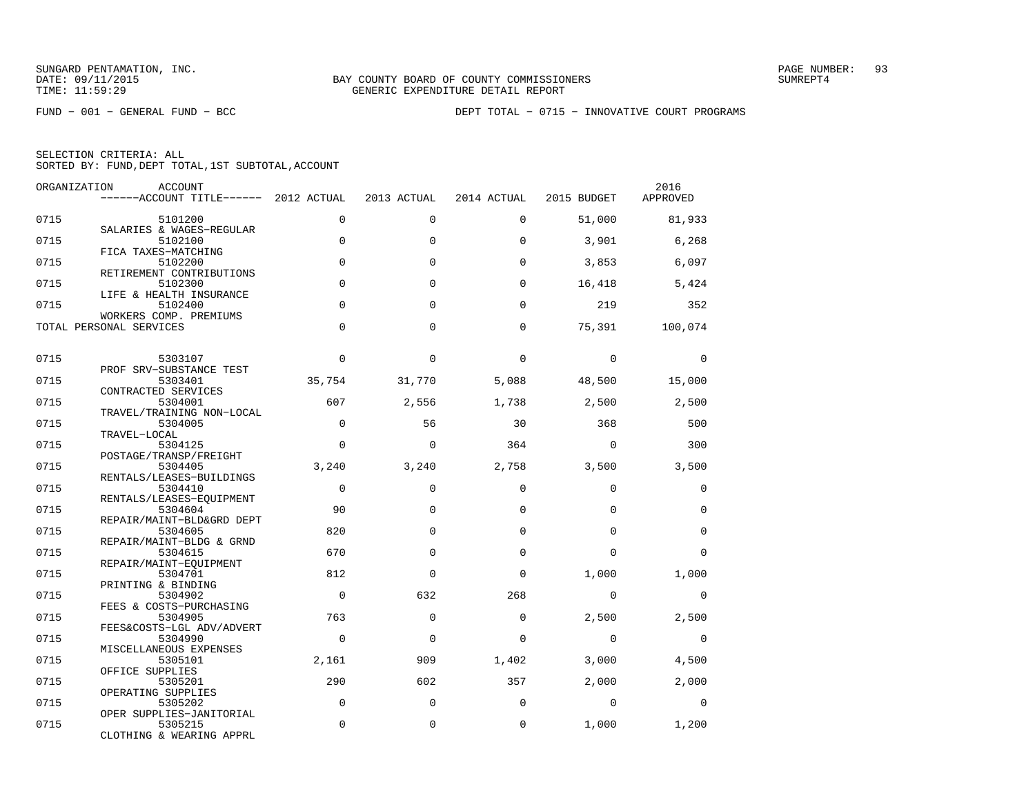SUNGARD PENTAMATION, INC.
DATE: 09/11/2015
TIME: 11:59:29

BAY COUNTY BOARD OF COUNTY COMMISSIONERS
GENERIC EXPENDITURE DETAIL REPORT

PAGE NUMBER: 93
SUMREPT4

FUND − 001 − GENERAL FUND − BCC

DEPT TOTAL − 0715 − INNOVATIVE COURT PROGRAMS

SELECTION CRITERIA: ALL
SORTED BY: FUND,DEPT TOTAL,1ST SUBTOTAL,ACCOUNT

| ORGANIZATION | ACCOUNT / ACCOUNT TITLE | 2012 ACTUAL | 2013 ACTUAL | 2014 ACTUAL | 2015 BUDGET | 2016 APPROVED |
|---|---|---|---|---|---|---|
| 0715 | 5101200 SALARIES & WAGES−REGULAR | 0 | 0 | 0 | 51,000 | 81,933 |
| 0715 | 5102100 FICA TAXES−MATCHING | 0 | 0 | 0 | 3,901 | 6,268 |
| 0715 | 5102200 RETIREMENT CONTRIBUTIONS | 0 | 0 | 0 | 3,853 | 6,097 |
| 0715 | 5102300 LIFE & HEALTH INSURANCE | 0 | 0 | 0 | 16,418 | 5,424 |
| 0715 | 5102400 WORKERS COMP. PREMIUMS | 0 | 0 | 0 | 219 | 352 |
| TOTAL PERSONAL SERVICES | | 0 | 0 | 0 | 75,391 | 100,074 |
| 0715 | 5303107 PROF SRV−SUBSTANCE TEST | 0 | 0 | 0 | 0 | 0 |
| 0715 | 5303401 CONTRACTED SERVICES | 35,754 | 31,770 | 5,088 | 48,500 | 15,000 |
| 0715 | 5304001 TRAVEL/TRAINING NON−LOCAL | 607 | 2,556 | 1,738 | 2,500 | 2,500 |
| 0715 | 5304005 TRAVEL−LOCAL | 0 | 56 | 30 | 368 | 500 |
| 0715 | 5304125 POSTAGE/TRANSP/FREIGHT | 0 | 0 | 364 | 0 | 300 |
| 0715 | 5304405 RENTALS/LEASES−BUILDINGS | 3,240 | 3,240 | 2,758 | 3,500 | 3,500 |
| 0715 | 5304410 RENTALS/LEASES−EQUIPMENT | 0 | 0 | 0 | 0 | 0 |
| 0715 | 5304604 REPAIR/MAINT−BLD&GRD DEPT | 90 | 0 | 0 | 0 | 0 |
| 0715 | 5304605 REPAIR/MAINT−BLDG & GRND | 820 | 0 | 0 | 0 | 0 |
| 0715 | 5304615 REPAIR/MAINT−EQUIPMENT | 670 | 0 | 0 | 0 | 0 |
| 0715 | 5304701 PRINTING & BINDING | 812 | 0 | 0 | 1,000 | 1,000 |
| 0715 | 5304902 FEES & COSTS−PURCHASING | 0 | 632 | 268 | 0 | 0 |
| 0715 | 5304905 FEES&COSTS−LGL ADV/ADVERT | 763 | 0 | 0 | 2,500 | 2,500 |
| 0715 | 5304990 MISCELLANEOUS EXPENSES | 0 | 0 | 0 | 0 | 0 |
| 0715 | 5305101 OFFICE SUPPLIES | 2,161 | 909 | 1,402 | 3,000 | 4,500 |
| 0715 | 5305201 OPERATING SUPPLIES | 290 | 602 | 357 | 2,000 | 2,000 |
| 0715 | 5305202 OPER SUPPLIES−JANITORIAL | 0 | 0 | 0 | 0 | 0 |
| 0715 | 5305215 CLOTHING & WEARING APPRL | 0 | 0 | 0 | 1,000 | 1,200 |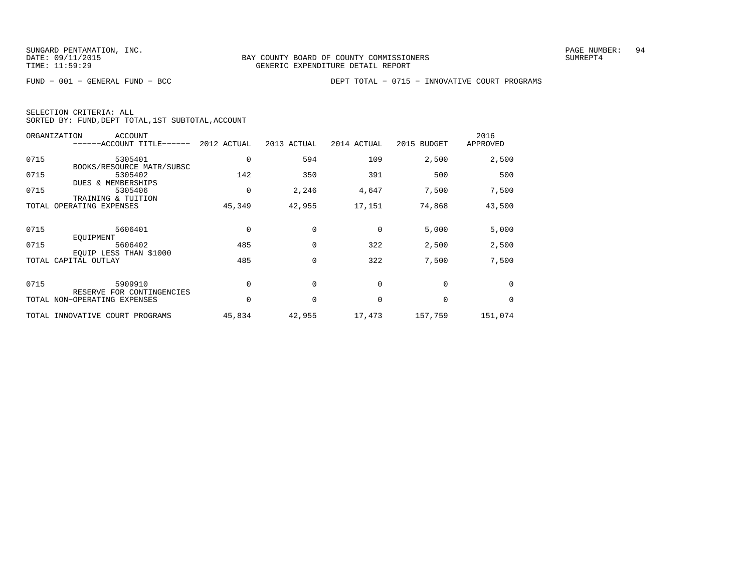BAY COUNTY BOARD OF COUNTY COMMISSIONERS
GENERIC EXPENDITURE DETAIL REPORT

SUNGARD PENTAMATION, INC.
DATE: 09/11/2015
TIME: 11:59:29

PAGE NUMBER: 94
SUMREPT4

FUND − 001 − GENERAL FUND − BCC

DEPT TOTAL − 0715 − INNOVATIVE COURT PROGRAMS

SELECTION CRITERIA: ALL
SORTED BY: FUND,DEPT TOTAL,1ST SUBTOTAL,ACCOUNT

| ORGANIZATION | ACCOUNT ------ACCOUNT TITLE------ | 2012 ACTUAL | 2013 ACTUAL | 2014 ACTUAL | 2015 BUDGET | 2016 APPROVED |
|---|---|---|---|---|---|---|
| 0715 | 5305401 BOOKS/RESOURCE MATR/SUBSC | 0 | 594 | 109 | 2,500 | 2,500 |
| 0715 | 5305402 DUES & MEMBERSHIPS | 142 | 350 | 391 | 500 | 500 |
| 0715 | 5305406 TRAINING & TUITION | 0 | 2,246 | 4,647 | 7,500 | 7,500 |
| TOTAL OPERATING EXPENSES | | 45,349 | 42,955 | 17,151 | 74,868 | 43,500 |
| 0715 | 5606401 EQUIPMENT | 0 | 0 | 0 | 5,000 | 5,000 |
| 0715 | 5606402 EQUIP LESS THAN $1000 | 485 | 0 | 322 | 2,500 | 2,500 |
| TOTAL CAPITAL OUTLAY | | 485 | 0 | 322 | 7,500 | 7,500 |
| 0715 | 5909910 RESERVE FOR CONTINGENCIES | 0 | 0 | 0 | 0 | 0 |
| TOTAL NON−OPERATING EXPENSES | | 0 | 0 | 0 | 0 | 0 |
| TOTAL INNOVATIVE COURT PROGRAMS | | 45,834 | 42,955 | 17,473 | 157,759 | 151,074 |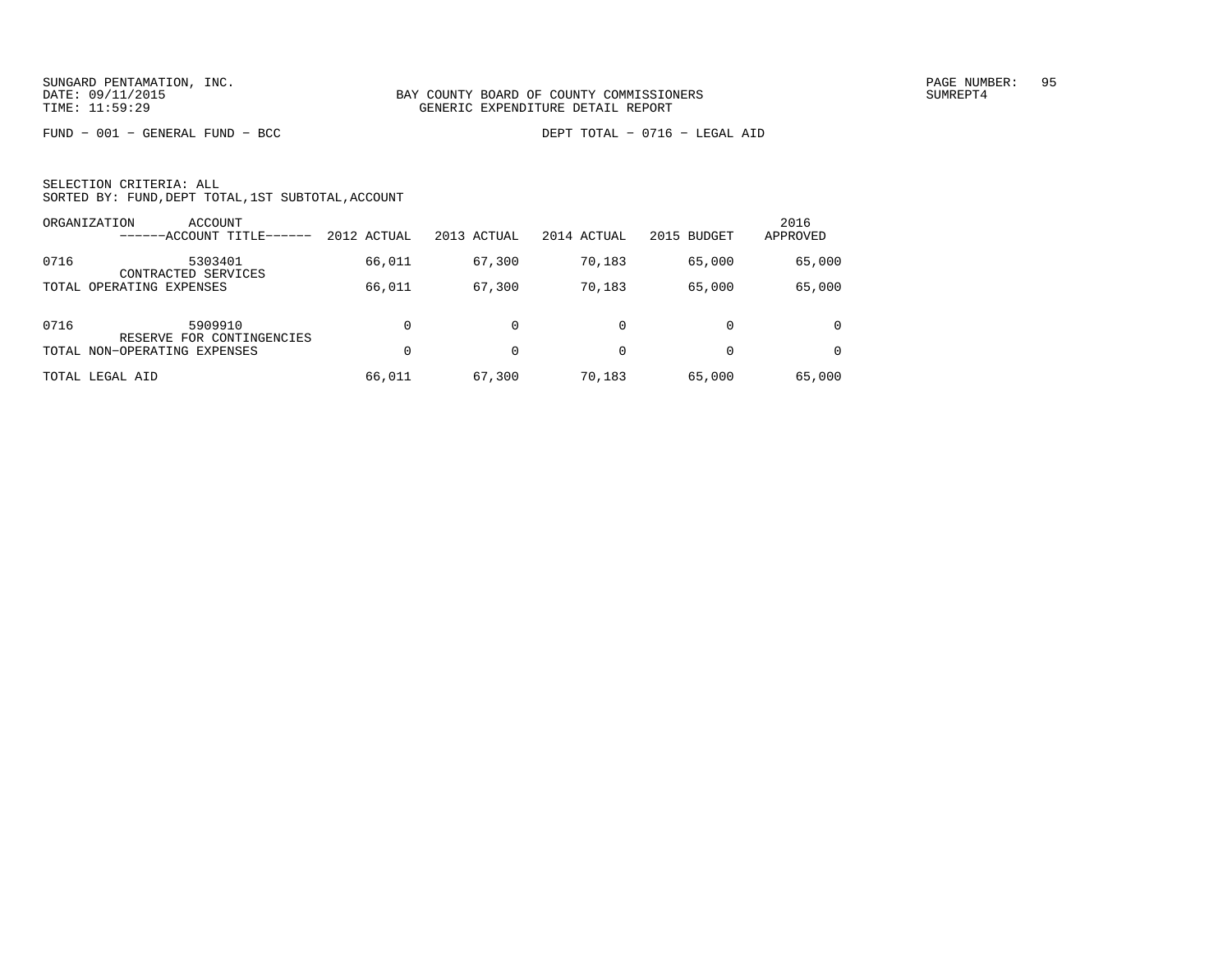BAY COUNTY BOARD OF COUNTY COMMISSIONERS
GENERIC EXPENDITURE DETAIL REPORT

FUND − 001 − GENERAL FUND − BCC

DEPT TOTAL − 0716 − LEGAL AID

SELECTION CRITERIA: ALL
SORTED BY: FUND,DEPT TOTAL,1ST SUBTOTAL,ACCOUNT

| ORGANIZATION | ACCOUNT ------ACCOUNT TITLE------ | 2012 ACTUAL | 2013 ACTUAL | 2014 ACTUAL | 2015 BUDGET | 2016 APPROVED |
|---|---|---|---|---|---|---|
| 0716 | 5303401 CONTRACTED SERVICES | 66,011 | 67,300 | 70,183 | 65,000 | 65,000 |
| TOTAL OPERATING EXPENSES | | 66,011 | 67,300 | 70,183 | 65,000 | 65,000 |
| 0716 | 5909910 RESERVE FOR CONTINGENCIES | 0 | 0 | 0 | 0 | 0 |
| TOTAL NON−OPERATING EXPENSES | | 0 | 0 | 0 | 0 | 0 |
| TOTAL LEGAL AID | | 66,011 | 67,300 | 70,183 | 65,000 | 65,000 |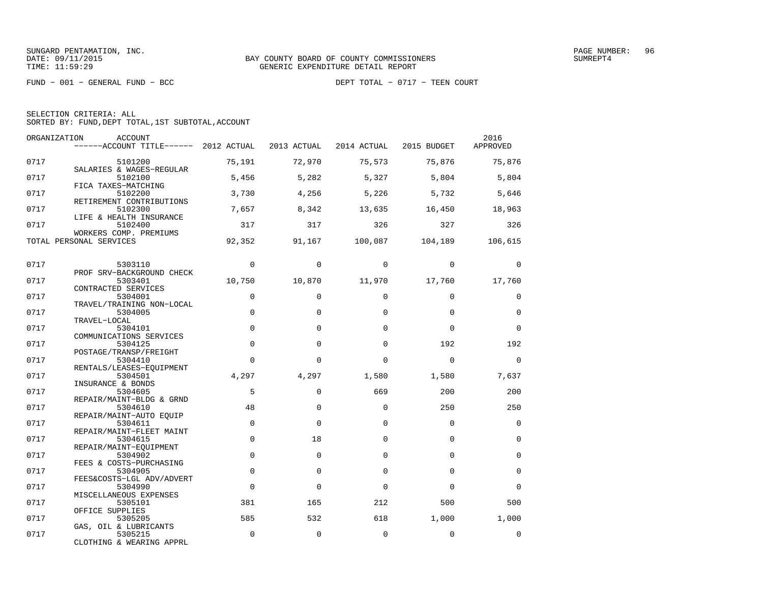BAY COUNTY BOARD OF COUNTY COMMISSIONERS
GENERIC EXPENDITURE DETAIL REPORT

SUNGARD PENTAMATION, INC.
DATE: 09/11/2015
TIME: 11:59:29

FUND − 001 − GENERAL FUND − BCC

DEPT TOTAL − 0717 − TEEN COURT

SELECTION CRITERIA: ALL
SORTED BY: FUND,DEPT TOTAL,1ST SUBTOTAL,ACCOUNT

| ORGANIZATION | ACCOUNT / ACCOUNT TITLE | 2012 ACTUAL | 2013 ACTUAL | 2014 ACTUAL | 2015 BUDGET | 2016 APPROVED |
|---|---|---|---|---|---|---|
| 0717 | 5101200 SALARIES & WAGES−REGULAR | 75,191 | 72,970 | 75,573 | 75,876 | 75,876 |
| 0717 | 5102100 FICA TAXES−MATCHING | 5,456 | 5,282 | 5,327 | 5,804 | 5,804 |
| 0717 | 5102200 RETIREMENT CONTRIBUTIONS | 3,730 | 4,256 | 5,226 | 5,732 | 5,646 |
| 0717 | 5102300 LIFE & HEALTH INSURANCE | 7,657 | 8,342 | 13,635 | 16,450 | 18,963 |
| 0717 | 5102400 WORKERS COMP. PREMIUMS | 317 | 317 | 326 | 327 | 326 |
| TOTAL PERSONAL SERVICES | | 92,352 | 91,167 | 100,087 | 104,189 | 106,615 |
| 0717 | 5303110 PROF SRV−BACKGROUND CHECK | 0 | 0 | 0 | 0 | 0 |
| 0717 | 5303401 CONTRACTED SERVICES | 10,750 | 10,870 | 11,970 | 17,760 | 17,760 |
| 0717 | 5304001 TRAVEL/TRAINING NON−LOCAL | 0 | 0 | 0 | 0 | 0 |
| 0717 | 5304005 TRAVEL−LOCAL | 0 | 0 | 0 | 0 | 0 |
| 0717 | 5304101 COMMUNICATIONS SERVICES | 0 | 0 | 0 | 0 | 0 |
| 0717 | 5304125 POSTAGE/TRANSP/FREIGHT | 0 | 0 | 0 | 192 | 192 |
| 0717 | 5304410 RENTALS/LEASES−EQUIPMENT | 0 | 0 | 0 | 0 | 0 |
| 0717 | 5304501 INSURANCE & BONDS | 4,297 | 4,297 | 1,580 | 1,580 | 7,637 |
| 0717 | 5304605 REPAIR/MAINT−BLDG & GRND | 5 | 0 | 669 | 200 | 200 |
| 0717 | 5304610 REPAIR/MAINT−AUTO EQUIP | 48 | 0 | 0 | 250 | 250 |
| 0717 | 5304611 REPAIR/MAINT−FLEET MAINT | 0 | 0 | 0 | 0 | 0 |
| 0717 | 5304615 REPAIR/MAINT−EQUIPMENT | 0 | 18 | 0 | 0 | 0 |
| 0717 | 5304902 FEES & COSTS−PURCHASING | 0 | 0 | 0 | 0 | 0 |
| 0717 | 5304905 FEES&COSTS−LGL ADV/ADVERT | 0 | 0 | 0 | 0 | 0 |
| 0717 | 5304990 MISCELLANEOUS EXPENSES | 0 | 0 | 0 | 0 | 0 |
| 0717 | 5305101 OFFICE SUPPLIES | 381 | 165 | 212 | 500 | 500 |
| 0717 | 5305205 GAS, OIL & LUBRICANTS | 585 | 532 | 618 | 1,000 | 1,000 |
| 0717 | 5305215 CLOTHING & WEARING APPRL | 0 | 0 | 0 | 0 | 0 |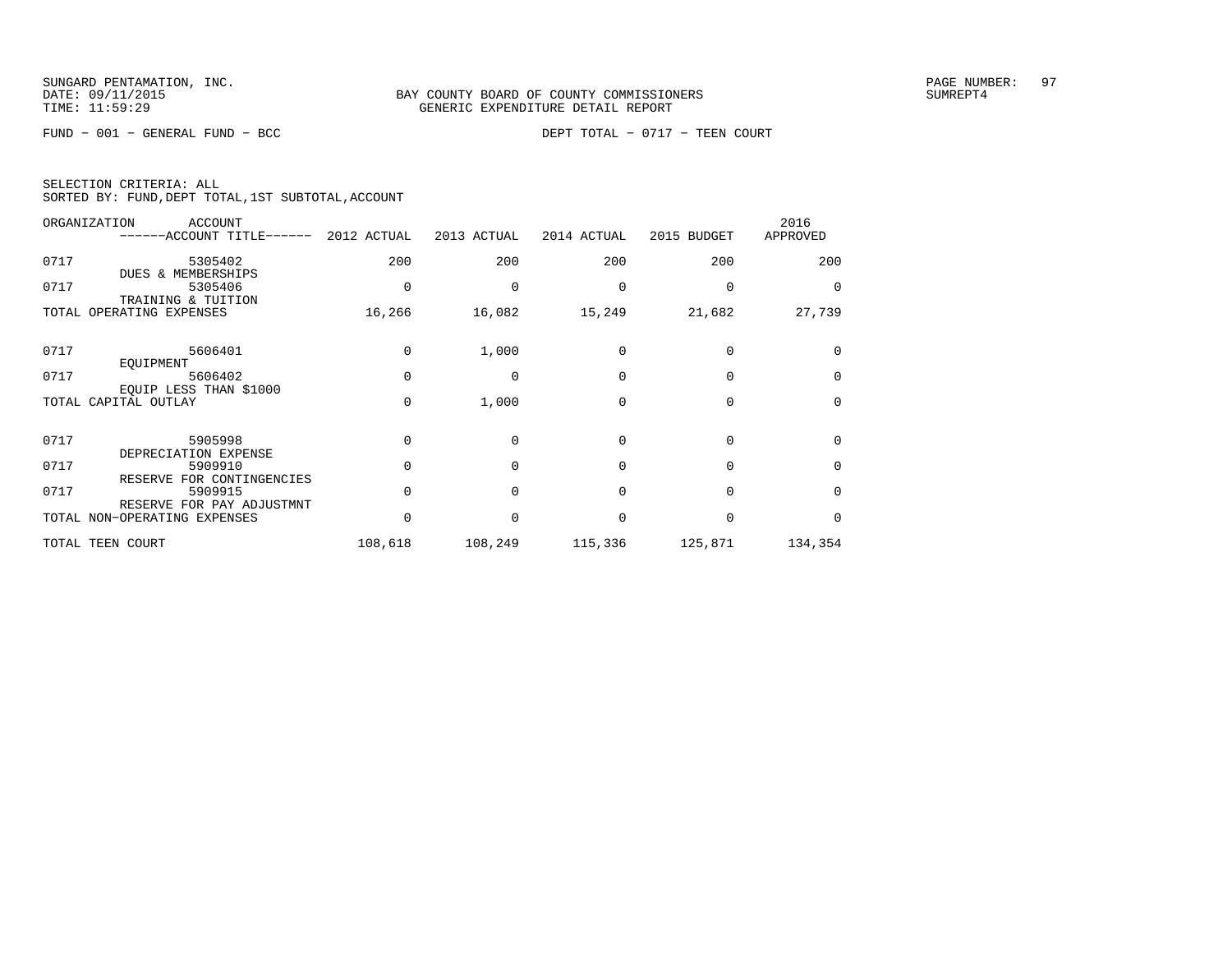BAY COUNTY BOARD OF COUNTY COMMISSIONERS
GENERIC EXPENDITURE DETAIL REPORT

FUND − 001 − GENERAL FUND − BCC

DEPT TOTAL − 0717 − TEEN COURT

SELECTION CRITERIA: ALL
SORTED BY: FUND,DEPT TOTAL,1ST SUBTOTAL,ACCOUNT

| ORGANIZATION | ACCOUNT ------ACCOUNT TITLE------ | 2012 ACTUAL | 2013 ACTUAL | 2014 ACTUAL | 2015 BUDGET | 2016 APPROVED |
|---|---|---|---|---|---|---|
| 0717 | 5305402 DUES & MEMBERSHIPS | 200 | 200 | 200 | 200 | 200 |
| 0717 | 5305406 TRAINING & TUITION | 0 | 0 | 0 | 0 | 0 |
| TOTAL OPERATING EXPENSES | | 16,266 | 16,082 | 15,249 | 21,682 | 27,739 |
| 0717 | 5606401 EQUIPMENT | 0 | 1,000 | 0 | 0 | 0 |
| 0717 | 5606402 EQUIP LESS THAN $1000 | 0 | 0 | 0 | 0 | 0 |
| TOTAL CAPITAL OUTLAY | | 0 | 1,000 | 0 | 0 | 0 |
| 0717 | 5905998 DEPRECIATION EXPENSE | 0 | 0 | 0 | 0 | 0 |
| 0717 | 5909910 RESERVE FOR CONTINGENCIES | 0 | 0 | 0 | 0 | 0 |
| 0717 | 5909915 RESERVE FOR PAY ADJUSTMNT | 0 | 0 | 0 | 0 | 0 |
| TOTAL NON−OPERATING EXPENSES | | 0 | 0 | 0 | 0 | 0 |
| TOTAL TEEN COURT | | 108,618 | 108,249 | 115,336 | 125,871 | 134,354 |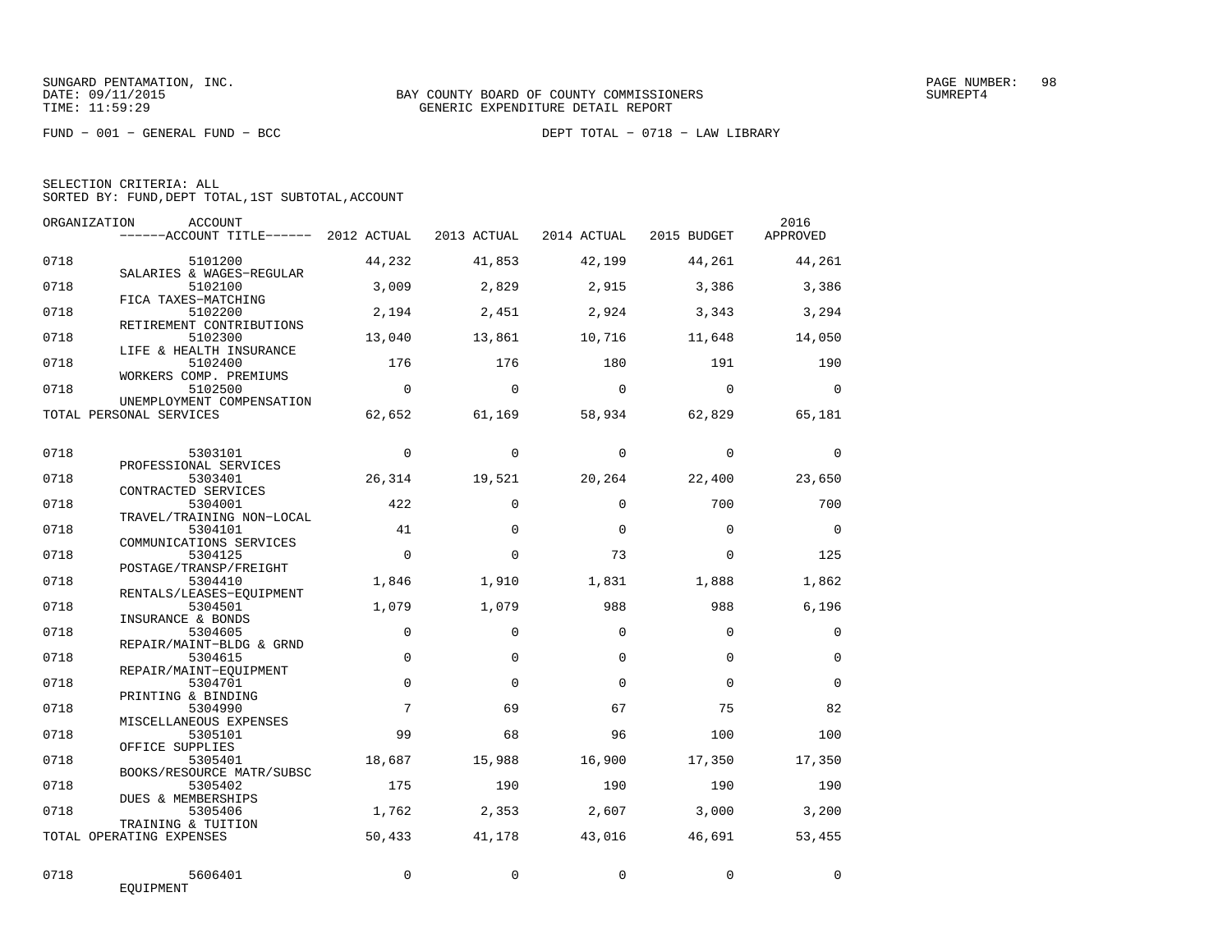SUNGARD PENTAMATION, INC.
DATE: 09/11/2015
TIME: 11:59:29

BAY COUNTY BOARD OF COUNTY COMMISSIONERS
GENERIC EXPENDITURE DETAIL REPORT

PAGE NUMBER: 98
SUMREPT4

FUND − 001 − GENERAL FUND − BCC

DEPT TOTAL − 0718 − LAW LIBRARY

SELECTION CRITERIA: ALL
SORTED BY: FUND,DEPT TOTAL,1ST SUBTOTAL,ACCOUNT

| ORGANIZATION | ACCOUNT / ------ACCOUNT TITLE------ | 2012 ACTUAL | 2013 ACTUAL | 2014 ACTUAL | 2015 BUDGET | 2016 APPROVED |
|---|---|---|---|---|---|---|
| 0718 | 5101200 SALARIES & WAGES−REGULAR | 44,232 | 41,853 | 42,199 | 44,261 | 44,261 |
| 0718 | 5102100 FICA TAXES−MATCHING | 3,009 | 2,829 | 2,915 | 3,386 | 3,386 |
| 0718 | 5102200 RETIREMENT CONTRIBUTIONS | 2,194 | 2,451 | 2,924 | 3,343 | 3,294 |
| 0718 | 5102300 LIFE & HEALTH INSURANCE | 13,040 | 13,861 | 10,716 | 11,648 | 14,050 |
| 0718 | 5102400 WORKERS COMP. PREMIUMS | 176 | 176 | 180 | 191 | 190 |
| 0718 | 5102500 UNEMPLOYMENT COMPENSATION | 0 | 0 | 0 | 0 | 0 |
| TOTAL PERSONAL SERVICES | | 62,652 | 61,169 | 58,934 | 62,829 | 65,181 |
| 0718 | 5303101 PROFESSIONAL SERVICES | 0 | 0 | 0 | 0 | 0 |
| 0718 | 5303401 CONTRACTED SERVICES | 26,314 | 19,521 | 20,264 | 22,400 | 23,650 |
| 0718 | 5304001 TRAVEL/TRAINING NON−LOCAL | 422 | 0 | 0 | 700 | 700 |
| 0718 | 5304101 COMMUNICATIONS SERVICES | 41 | 0 | 0 | 0 | 0 |
| 0718 | 5304125 POSTAGE/TRANSP/FREIGHT | 0 | 0 | 73 | 0 | 125 |
| 0718 | 5304410 RENTALS/LEASES−EQUIPMENT | 1,846 | 1,910 | 1,831 | 1,888 | 1,862 |
| 0718 | 5304501 INSURANCE & BONDS | 1,079 | 1,079 | 988 | 988 | 6,196 |
| 0718 | 5304605 REPAIR/MAINT−BLDG & GRND | 0 | 0 | 0 | 0 | 0 |
| 0718 | 5304615 REPAIR/MAINT−EQUIPMENT | 0 | 0 | 0 | 0 | 0 |
| 0718 | 5304701 PRINTING & BINDING | 0 | 0 | 0 | 0 | 0 |
| 0718 | 5304990 MISCELLANEOUS EXPENSES | 7 | 69 | 67 | 75 | 82 |
| 0718 | 5305101 OFFICE SUPPLIES | 99 | 68 | 96 | 100 | 100 |
| 0718 | 5305401 BOOKS/RESOURCE MATR/SUBSC | 18,687 | 15,988 | 16,900 | 17,350 | 17,350 |
| 0718 | 5305402 DUES & MEMBERSHIPS | 175 | 190 | 190 | 190 | 190 |
| 0718 | 5305406 TRAINING & TUITION | 1,762 | 2,353 | 2,607 | 3,000 | 3,200 |
| TOTAL OPERATING EXPENSES | | 50,433 | 41,178 | 43,016 | 46,691 | 53,455 |
| 0718 | 5606401 EQUIPMENT | 0 | 0 | 0 | 0 | 0 |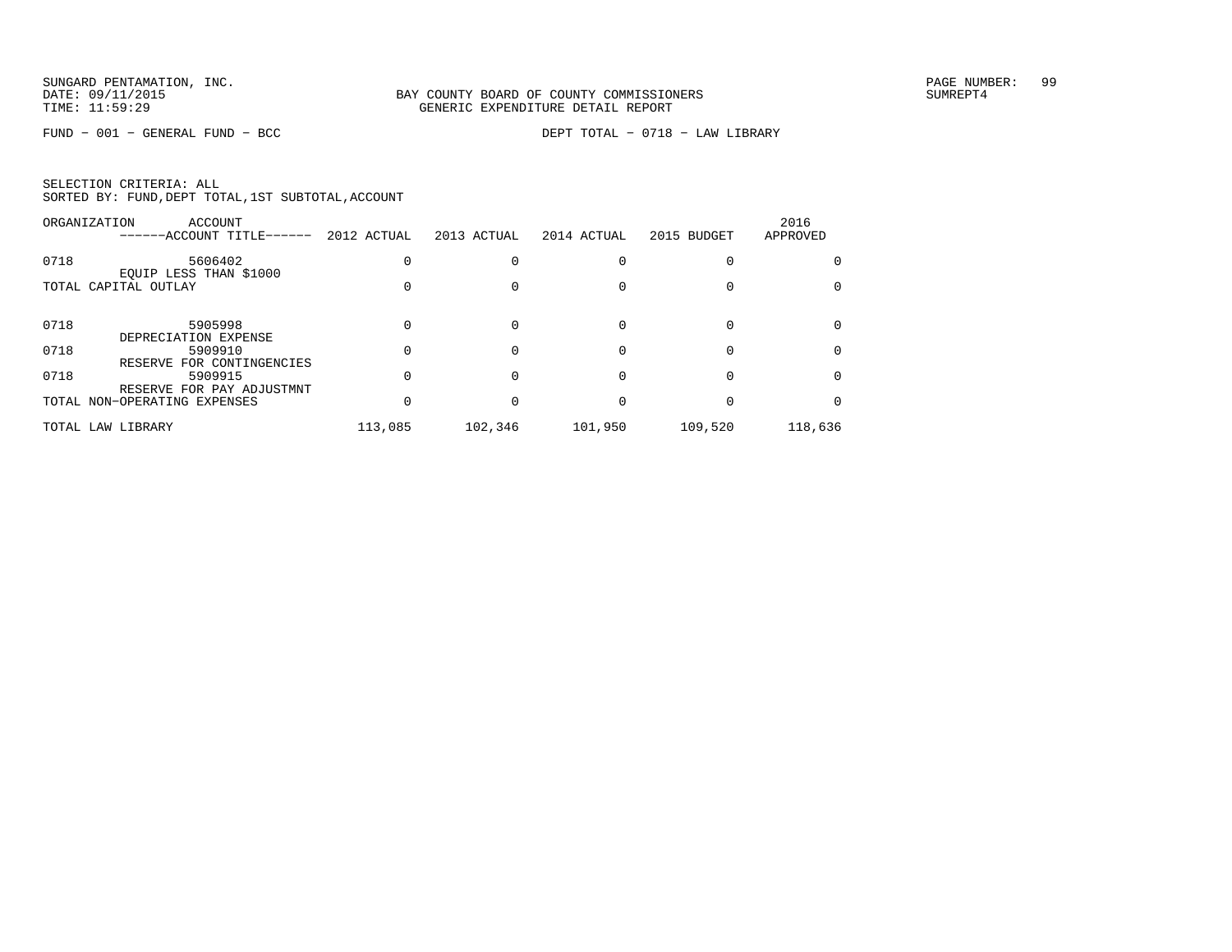BAY COUNTY BOARD OF COUNTY COMMISSIONERS
GENERIC EXPENDITURE DETAIL REPORT

SUNGARD PENTAMATION, INC.
DATE: 09/11/2015
TIME: 11:59:29

SUMREPT4

FUND − 001 − GENERAL FUND − BCC

DEPT TOTAL − 0718 − LAW LIBRARY

SELECTION CRITERIA: ALL
SORTED BY: FUND,DEPT TOTAL,1ST SUBTOTAL,ACCOUNT

| ORGANIZATION | ACCOUNT ------ACCOUNT TITLE------ | 2012 ACTUAL | 2013 ACTUAL | 2014 ACTUAL | 2015 BUDGET | 2016 APPROVED |
|---|---|---|---|---|---|---|
| 0718 | 5606402 EQUIP LESS THAN $1000 | 0 | 0 | 0 | 0 | 0 |
| TOTAL CAPITAL OUTLAY | | 0 | 0 | 0 | 0 | 0 |
| 0718 | 5905998 DEPRECIATION EXPENSE | 0 | 0 | 0 | 0 | 0 |
| 0718 | 5909910 RESERVE FOR CONTINGENCIES | 0 | 0 | 0 | 0 | 0 |
| 0718 | 5909915 RESERVE FOR PAY ADJUSTMNT | 0 | 0 | 0 | 0 | 0 |
| TOTAL NON−OPERATING EXPENSES | | 0 | 0 | 0 | 0 | 0 |
| TOTAL LAW LIBRARY | | 113,085 | 102,346 | 101,950 | 109,520 | 118,636 |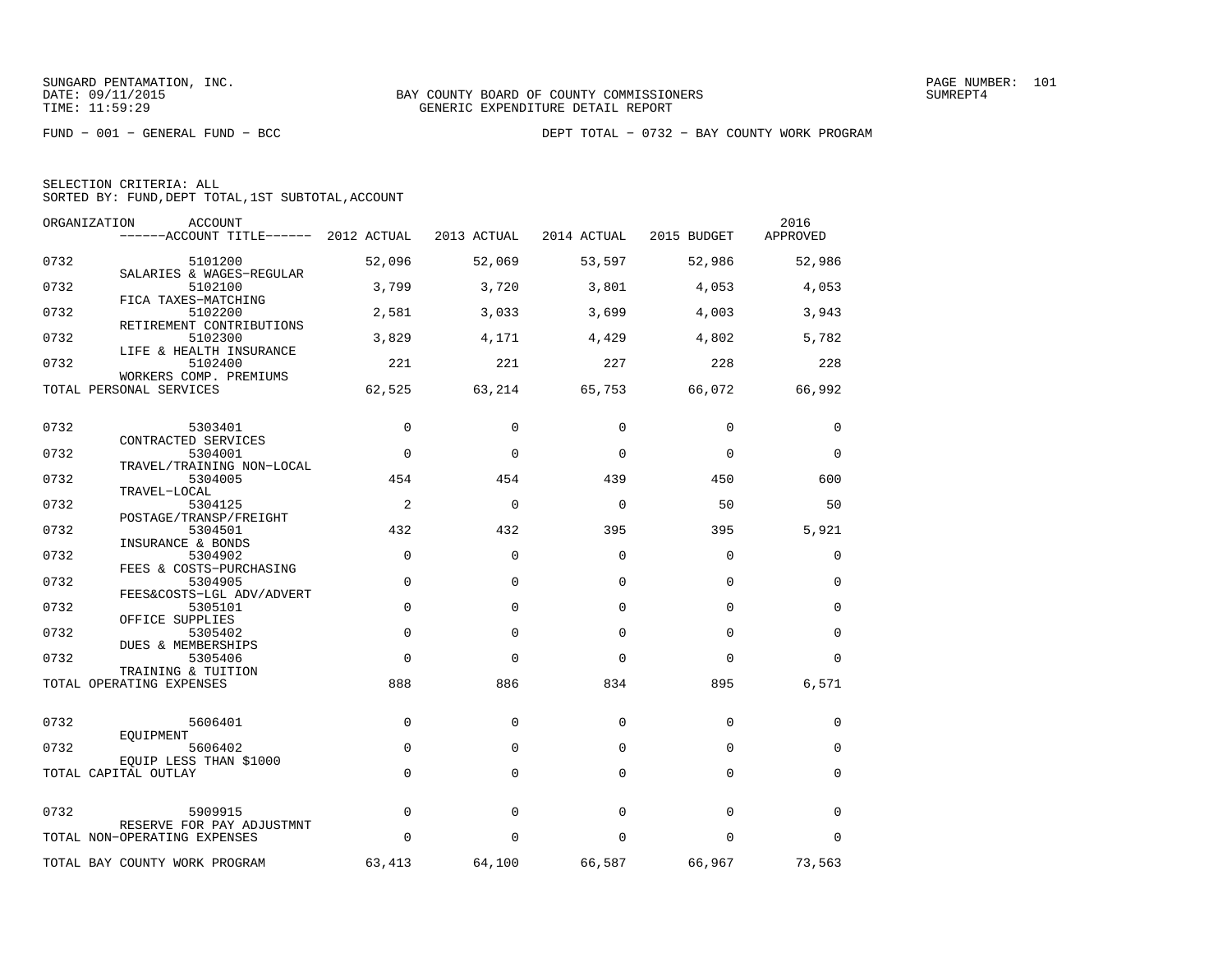BAY COUNTY BOARD OF COUNTY COMMISSIONERS
GENERIC EXPENDITURE DETAIL REPORT

SUNGARD PENTAMATION, INC.
DATE: 09/11/2015
TIME: 11:59:29

FUND − 001 − GENERAL FUND − BCC

DEPT TOTAL − 0732 − BAY COUNTY WORK PROGRAM

SELECTION CRITERIA: ALL
SORTED BY: FUND,DEPT TOTAL,1ST SUBTOTAL,ACCOUNT

| ORGANIZATION | ACCOUNT / ACCOUNT TITLE | 2012 ACTUAL | 2013 ACTUAL | 2014 ACTUAL | 2015 BUDGET | 2016 APPROVED |
|---|---|---|---|---|---|---|
| 0732 | 5101200 SALARIES & WAGES−REGULAR | 52,096 | 52,069 | 53,597 | 52,986 | 52,986 |
| 0732 | 5102100 FICA TAXES−MATCHING | 3,799 | 3,720 | 3,801 | 4,053 | 4,053 |
| 0732 | 5102200 RETIREMENT CONTRIBUTIONS | 2,581 | 3,033 | 3,699 | 4,003 | 3,943 |
| 0732 | 5102300 LIFE & HEALTH INSURANCE | 3,829 | 4,171 | 4,429 | 4,802 | 5,782 |
| 0732 | 5102400 WORKERS COMP. PREMIUMS | 221 | 221 | 227 | 228 | 228 |
| TOTAL PERSONAL SERVICES | | 62,525 | 63,214 | 65,753 | 66,072 | 66,992 |
| 0732 | 5303401 CONTRACTED SERVICES | 0 | 0 | 0 | 0 | 0 |
| 0732 | 5304001 TRAVEL/TRAINING NON−LOCAL | 0 | 0 | 0 | 0 | 0 |
| 0732 | 5304005 TRAVEL−LOCAL | 454 | 454 | 439 | 450 | 600 |
| 0732 | 5304125 POSTAGE/TRANSP/FREIGHT | 2 | 0 | 0 | 50 | 50 |
| 0732 | 5304501 INSURANCE & BONDS | 432 | 432 | 395 | 395 | 5,921 |
| 0732 | 5304902 FEES & COSTS−PURCHASING | 0 | 0 | 0 | 0 | 0 |
| 0732 | 5304905 FEES&COSTS−LGL ADV/ADVERT | 0 | 0 | 0 | 0 | 0 |
| 0732 | 5305101 OFFICE SUPPLIES | 0 | 0 | 0 | 0 | 0 |
| 0732 | 5305402 DUES & MEMBERSHIPS | 0 | 0 | 0 | 0 | 0 |
| 0732 | 5305406 TRAINING & TUITION | 0 | 0 | 0 | 0 | 0 |
| TOTAL OPERATING EXPENSES | | 888 | 886 | 834 | 895 | 6,571 |
| 0732 | 5606401 EQUIPMENT | 0 | 0 | 0 | 0 | 0 |
| 0732 | 5606402 EQUIP LESS THAN $1000 | 0 | 0 | 0 | 0 | 0 |
| TOTAL CAPITAL OUTLAY | | 0 | 0 | 0 | 0 | 0 |
| 0732 | 5909915 RESERVE FOR PAY ADJUSTMNT | 0 | 0 | 0 | 0 | 0 |
| TOTAL NON−OPERATING EXPENSES | | 0 | 0 | 0 | 0 | 0 |
| TOTAL BAY COUNTY WORK PROGRAM | | 63,413 | 64,100 | 66,587 | 66,967 | 73,563 |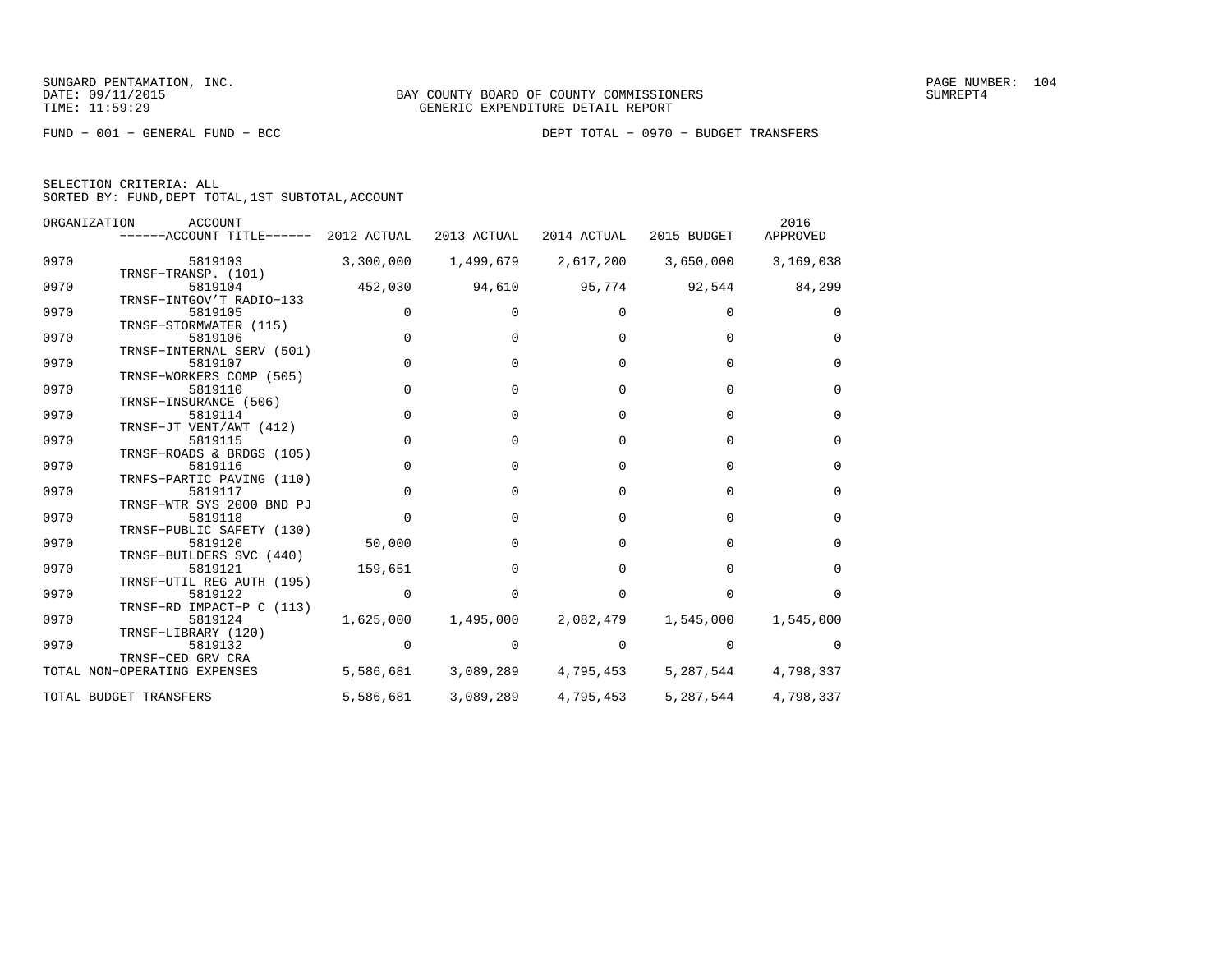SUNGARD PENTAMATION, INC.
DATE: 09/11/2015
TIME: 11:59:29

BAY COUNTY BOARD OF COUNTY COMMISSIONERS
GENERIC EXPENDITURE DETAIL REPORT

SUMREPT4

FUND − 001 − GENERAL FUND − BCC

DEPT TOTAL − 0970 − BUDGET TRANSFERS

SELECTION CRITERIA: ALL
SORTED BY: FUND,DEPT TOTAL,1ST SUBTOTAL,ACCOUNT

| ORGANIZATION | ACCOUNT / ACCOUNT TITLE | 2012 ACTUAL | 2013 ACTUAL | 2014 ACTUAL | 2015 BUDGET | 2016 APPROVED |
|---|---|---|---|---|---|---|
| 0970 | 5819103 TRNSF−TRANSP. (101) | 3,300,000 | 1,499,679 | 2,617,200 | 3,650,000 | 3,169,038 |
| 0970 | 5819104 TRNSF−INTGOV'T RADIO−133 | 452,030 | 94,610 | 95,774 | 92,544 | 84,299 |
| 0970 | 5819105 TRNSF−STORMWATER (115) | 0 | 0 | 0 | 0 | 0 |
| 0970 | 5819106 TRNSF−INTERNAL SERV (501) | 0 | 0 | 0 | 0 | 0 |
| 0970 | 5819107 TRNSF−WORKERS COMP (505) | 0 | 0 | 0 | 0 | 0 |
| 0970 | 5819110 TRNSF−INSURANCE (506) | 0 | 0 | 0 | 0 | 0 |
| 0970 | 5819114 TRNSF−JT VENT/AWT (412) | 0 | 0 | 0 | 0 | 0 |
| 0970 | 5819115 TRNSF−ROADS & BRDGS (105) | 0 | 0 | 0 | 0 | 0 |
| 0970 | 5819116 TRNFS−PARTIC PAVING (110) | 0 | 0 | 0 | 0 | 0 |
| 0970 | 5819117 TRNSF−WTR SYS 2000 BND PJ | 0 | 0 | 0 | 0 | 0 |
| 0970 | 5819118 TRNSF−PUBLIC SAFETY (130) | 0 | 0 | 0 | 0 | 0 |
| 0970 | 5819120 TRNSF−BUILDERS SVC (440) | 50,000 | 0 | 0 | 0 | 0 |
| 0970 | 5819121 TRNSF−UTIL REG AUTH (195) | 159,651 | 0 | 0 | 0 | 0 |
| 0970 | 5819122 TRNSF−RD IMPACT−P C (113) | 0 | 0 | 0 | 0 | 0 |
| 0970 | 5819124 TRNSF−LIBRARY (120) | 1,625,000 | 1,495,000 | 2,082,479 | 1,545,000 | 1,545,000 |
| 0970 | 5819132 TRNSF−CED GRV CRA | 0 | 0 | 0 | 0 | 0 |
| TOTAL NON−OPERATING EXPENSES | | 5,586,681 | 3,089,289 | 4,795,453 | 5,287,544 | 4,798,337 |
| TOTAL BUDGET TRANSFERS | | 5,586,681 | 3,089,289 | 4,795,453 | 5,287,544 | 4,798,337 |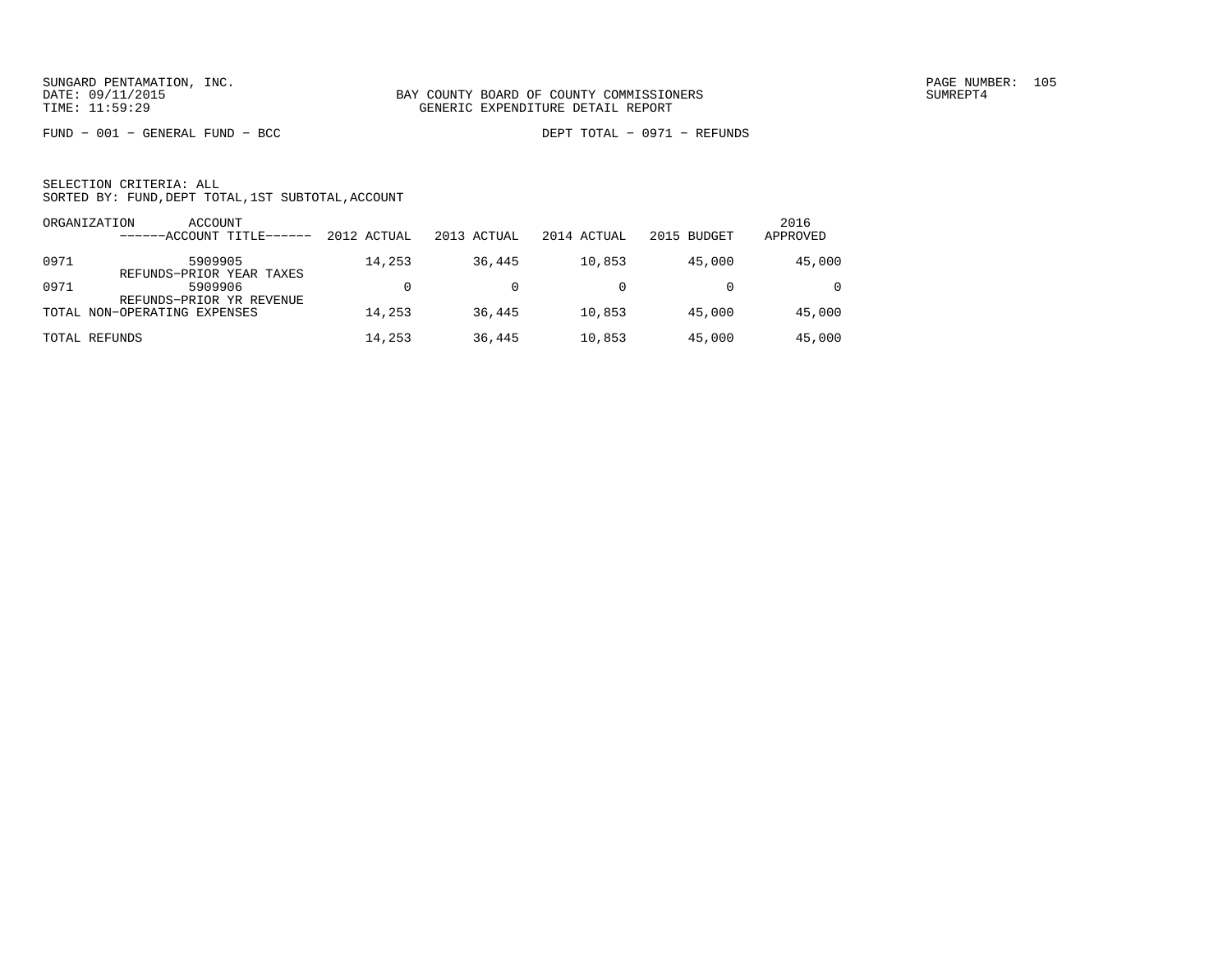SUNGARD PENTAMATION, INC.
DATE: 09/11/2015
TIME: 11:59:29

BAY COUNTY BOARD OF COUNTY COMMISSIONERS
GENERIC EXPENDITURE DETAIL REPORT

PAGE NUMBER: 105
SUMREPT4

FUND − 001 − GENERAL FUND − BCC

DEPT TOTAL − 0971 − REFUNDS

SELECTION CRITERIA: ALL
SORTED BY: FUND,DEPT TOTAL,1ST SUBTOTAL,ACCOUNT

| ORGANIZATION | ACCOUNT ------ACCOUNT TITLE------ | 2012 ACTUAL | 2013 ACTUAL | 2014 ACTUAL | 2015 BUDGET | 2016 APPROVED |
|---|---|---|---|---|---|---|
| 0971 | 5909905 REFUNDS−PRIOR YEAR TAXES | 14,253 | 36,445 | 10,853 | 45,000 | 45,000 |
| 0971 | 5909906 REFUNDS−PRIOR YR REVENUE | 0 | 0 | 0 | 0 | 0 |
| TOTAL NON−OPERATING EXPENSES | | 14,253 | 36,445 | 10,853 | 45,000 | 45,000 |
| TOTAL REFUNDS | | 14,253 | 36,445 | 10,853 | 45,000 | 45,000 |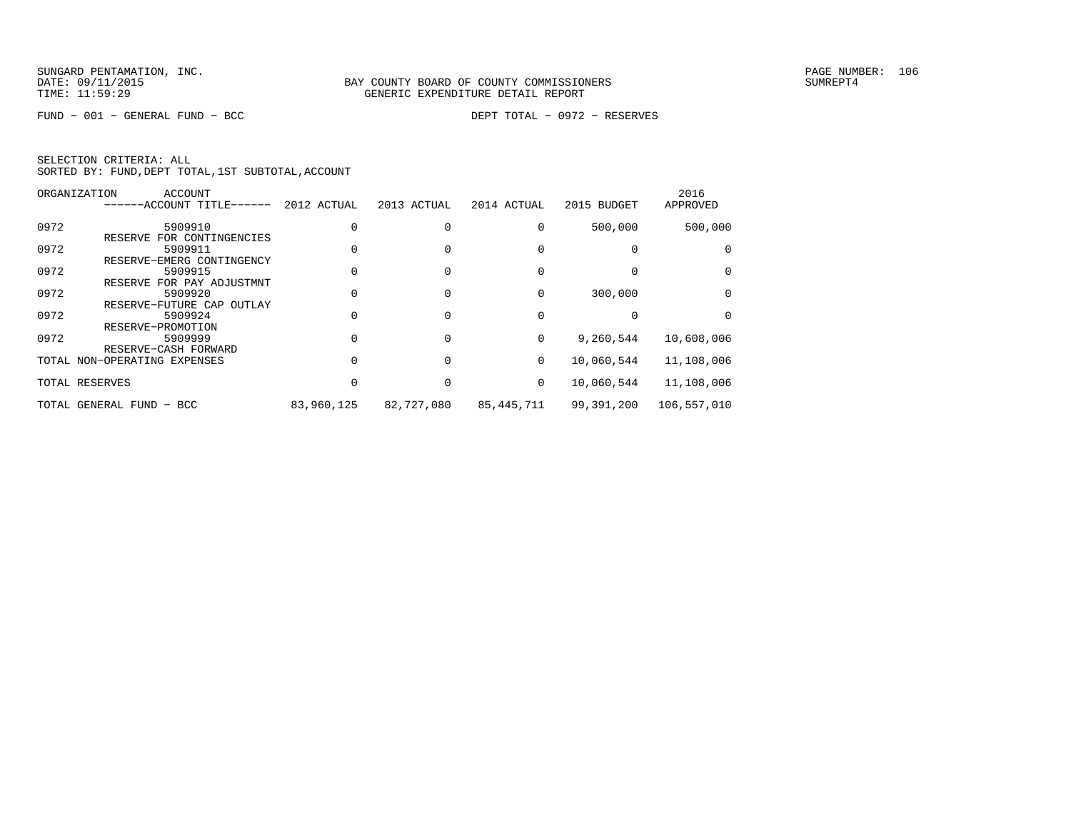SUNGARD PENTAMATION, INC.
DATE: 09/11/2015
TIME: 11:59:29

BAY COUNTY BOARD OF COUNTY COMMISSIONERS
GENERIC EXPENDITURE DETAIL REPORT

SUMREPT4

FUND - 001 - GENERAL FUND - BCC

DEPT TOTAL - 0972 - RESERVES

SELECTION CRITERIA: ALL
SORTED BY: FUND,DEPT TOTAL,1ST SUBTOTAL,ACCOUNT

| ORGANIZATION | ACCOUNT ------ACCOUNT TITLE------ | 2012 ACTUAL | 2013 ACTUAL | 2014 ACTUAL | 2015 BUDGET | 2016 APPROVED |
|---|---|---|---|---|---|---|
| 0972 | 5909910 RESERVE FOR CONTINGENCIES | 0 | 0 | 0 | 500,000 | 500,000 |
| 0972 | 5909911 RESERVE-EMERG CONTINGENCY | 0 | 0 | 0 | 0 | 0 |
| 0972 | 5909915 RESERVE FOR PAY ADJUSTMNT | 0 | 0 | 0 | 0 | 0 |
| 0972 | 5909920 RESERVE-FUTURE CAP OUTLAY | 0 | 0 | 0 | 300,000 | 0 |
| 0972 | 5909924 RESERVE-PROMOTION | 0 | 0 | 0 | 0 | 0 |
| 0972 | 5909999 RESERVE-CASH FORWARD | 0 | 0 | 0 | 9,260,544 | 10,608,006 |
| TOTAL NON-OPERATING EXPENSES | | 0 | 0 | 0 | 10,060,544 | 11,108,006 |
| TOTAL RESERVES | | 0 | 0 | 0 | 10,060,544 | 11,108,006 |
| TOTAL GENERAL FUND - BCC | | 83,960,125 | 82,727,080 | 85,445,711 | 99,391,200 | 106,557,010 |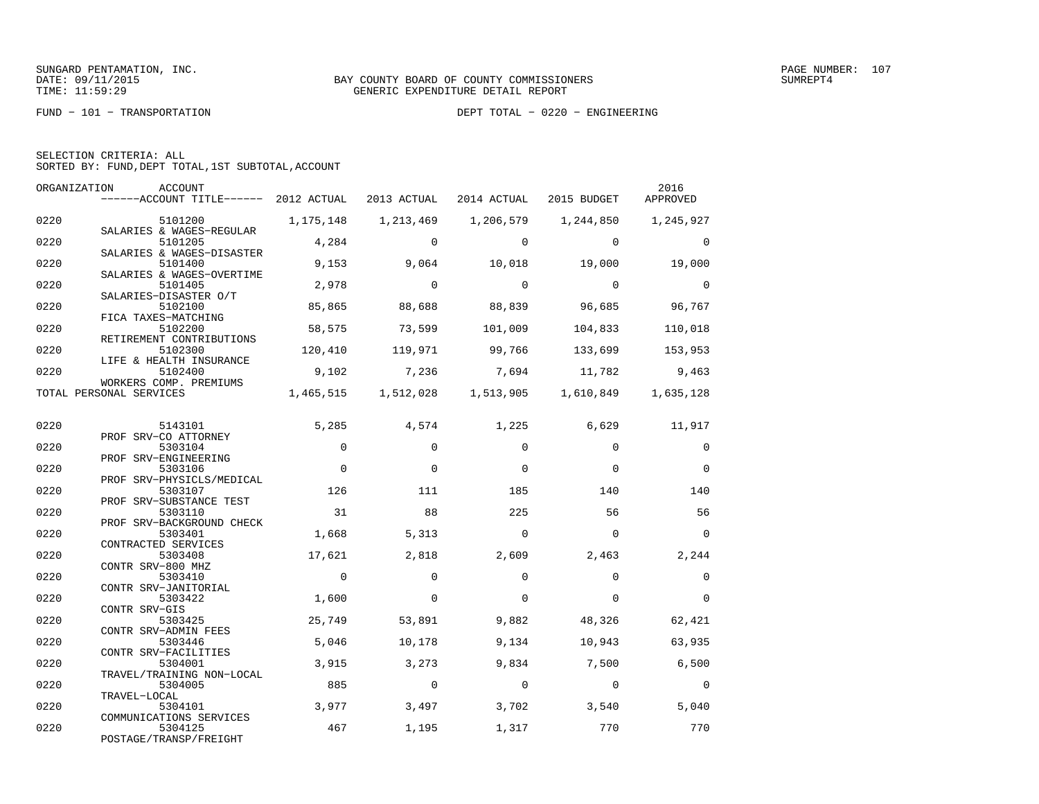SUNGARD PENTAMATION, INC.
DATE: 09/11/2015
TIME: 11:59:29

BAY COUNTY BOARD OF COUNTY COMMISSIONERS
GENERIC EXPENDITURE DETAIL REPORT

FUND − 101 − TRANSPORTATION

DEPT TOTAL − 0220 − ENGINEERING

SELECTION CRITERIA: ALL
SORTED BY: FUND,DEPT TOTAL,1ST SUBTOTAL,ACCOUNT

| ORGANIZATION | ACCOUNT / ACCOUNT TITLE | 2012 ACTUAL | 2013 ACTUAL | 2014 ACTUAL | 2015 BUDGET | 2016 APPROVED |
|---|---|---|---|---|---|---|
| 0220 | 5101200 SALARIES & WAGES−REGULAR | 1,175,148 | 1,213,469 | 1,206,579 | 1,244,850 | 1,245,927 |
| 0220 | 5101205 SALARIES & WAGES−DISASTER | 4,284 | 0 | 0 | 0 | 0 |
| 0220 | 5101400 SALARIES & WAGES−OVERTIME | 9,153 | 9,064 | 10,018 | 19,000 | 19,000 |
| 0220 | 5101405 SALARIES−DISASTER O/T | 2,978 | 0 | 0 | 0 | 0 |
| 0220 | 5102100 FICA TAXES−MATCHING | 85,865 | 88,688 | 88,839 | 96,685 | 96,767 |
| 0220 | 5102200 RETIREMENT CONTRIBUTIONS | 58,575 | 73,599 | 101,009 | 104,833 | 110,018 |
| 0220 | 5102300 LIFE & HEALTH INSURANCE | 120,410 | 119,971 | 99,766 | 133,699 | 153,953 |
| 0220 | 5102400 WORKERS COMP. PREMIUMS | 9,102 | 7,236 | 7,694 | 11,782 | 9,463 |
| TOTAL PERSONAL SERVICES | | 1,465,515 | 1,512,028 | 1,513,905 | 1,610,849 | 1,635,128 |
| 0220 | 5143101 PROF SRV−CO ATTORNEY | 5,285 | 4,574 | 1,225 | 6,629 | 11,917 |
| 0220 | 5303104 PROF SRV−ENGINEERING | 0 | 0 | 0 | 0 | 0 |
| 0220 | 5303106 PROF SRV−PHYSICLS/MEDICAL | 0 | 0 | 0 | 0 | 0 |
| 0220 | 5303107 PROF SRV−SUBSTANCE TEST | 126 | 111 | 185 | 140 | 140 |
| 0220 | 5303110 PROF SRV−BACKGROUND CHECK | 31 | 88 | 225 | 56 | 56 |
| 0220 | 5303401 CONTRACTED SERVICES | 1,668 | 5,313 | 0 | 0 | 0 |
| 0220 | 5303408 CONTR SRV−800 MHZ | 17,621 | 2,818 | 2,609 | 2,463 | 2,244 |
| 0220 | 5303410 CONTR SRV−JANITORIAL | 0 | 0 | 0 | 0 | 0 |
| 0220 | 5303422 CONTR SRV−GIS | 1,600 | 0 | 0 | 0 | 0 |
| 0220 | 5303425 CONTR SRV−ADMIN FEES | 25,749 | 53,891 | 9,882 | 48,326 | 62,421 |
| 0220 | 5303446 CONTR SRV−FACILITIES | 5,046 | 10,178 | 9,134 | 10,943 | 63,935 |
| 0220 | 5304001 TRAVEL/TRAINING NON−LOCAL | 3,915 | 3,273 | 9,834 | 7,500 | 6,500 |
| 0220 | 5304005 TRAVEL−LOCAL | 885 | 0 | 0 | 0 | 0 |
| 0220 | 5304101 COMMUNICATIONS SERVICES | 3,977 | 3,497 | 3,702 | 3,540 | 5,040 |
| 0220 | 5304125 POSTAGE/TRANSP/FREIGHT | 467 | 1,195 | 1,317 | 770 | 770 |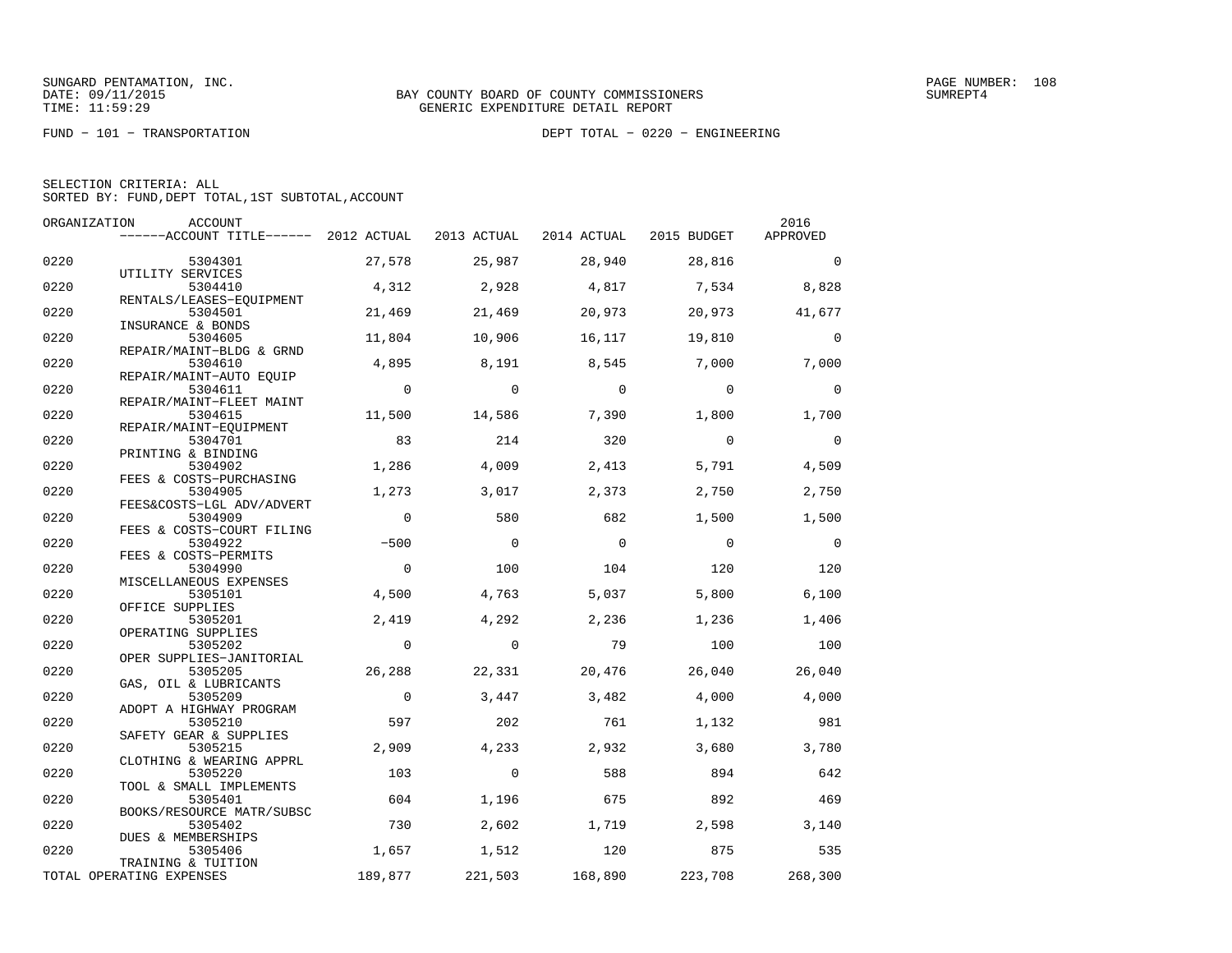SUNGARD PENTAMATION, INC.
DATE: 09/11/2015
TIME: 11:59:29

BAY COUNTY BOARD OF COUNTY COMMISSIONERS
GENERIC EXPENDITURE DETAIL REPORT

SUMREPT4

FUND − 101 − TRANSPORTATION

DEPT TOTAL − 0220 − ENGINEERING

SELECTION CRITERIA: ALL
SORTED BY: FUND,DEPT TOTAL,1ST SUBTOTAL,ACCOUNT

| ORGANIZATION | ACCOUNT / ACCOUNT TITLE | 2012 ACTUAL | 2013 ACTUAL | 2014 ACTUAL | 2015 BUDGET | 2016 APPROVED |
|---|---|---|---|---|---|---|
| 0220 | 5304301 UTILITY SERVICES | 27,578 | 25,987 | 28,940 | 28,816 | 0 |
| 0220 | 5304410 RENTALS/LEASES−EQUIPMENT | 4,312 | 2,928 | 4,817 | 7,534 | 8,828 |
| 0220 | 5304501 INSURANCE & BONDS | 21,469 | 21,469 | 20,973 | 20,973 | 41,677 |
| 0220 | 5304605 REPAIR/MAINT−BLDG & GRND | 11,804 | 10,906 | 16,117 | 19,810 | 0 |
| 0220 | 5304610 REPAIR/MAINT−AUTO EQUIP | 4,895 | 8,191 | 8,545 | 7,000 | 7,000 |
| 0220 | 5304611 REPAIR/MAINT−FLEET MAINT | 0 | 0 | 0 | 0 | 0 |
| 0220 | 5304615 REPAIR/MAINT−EQUIPMENT | 11,500 | 14,586 | 7,390 | 1,800 | 1,700 |
| 0220 | 5304701 PRINTING & BINDING | 83 | 214 | 320 | 0 | 0 |
| 0220 | 5304902 FEES & COSTS−PURCHASING | 1,286 | 4,009 | 2,413 | 5,791 | 4,509 |
| 0220 | 5304905 FEES&COSTS−LGL ADV/ADVERT | 1,273 | 3,017 | 2,373 | 2,750 | 2,750 |
| 0220 | 5304909 FEES & COSTS−COURT FILING | 0 | 580 | 682 | 1,500 | 1,500 |
| 0220 | 5304922 FEES & COSTS−PERMITS | −500 | 0 | 0 | 0 | 0 |
| 0220 | 5304990 MISCELLANEOUS EXPENSES | 0 | 100 | 104 | 120 | 120 |
| 0220 | 5305101 OFFICE SUPPLIES | 4,500 | 4,763 | 5,037 | 5,800 | 6,100 |
| 0220 | 5305201 OPERATING SUPPLIES | 2,419 | 4,292 | 2,236 | 1,236 | 1,406 |
| 0220 | 5305202 OPER SUPPLIES−JANITORIAL | 0 | 0 | 79 | 100 | 100 |
| 0220 | 5305205 GAS, OIL & LUBRICANTS | 26,288 | 22,331 | 20,476 | 26,040 | 26,040 |
| 0220 | 5305209 ADOPT A HIGHWAY PROGRAM | 0 | 3,447 | 3,482 | 4,000 | 4,000 |
| 0220 | 5305210 SAFETY GEAR & SUPPLIES | 597 | 202 | 761 | 1,132 | 981 |
| 0220 | 5305215 CLOTHING & WEARING APPRL | 2,909 | 4,233 | 2,932 | 3,680 | 3,780 |
| 0220 | 5305220 TOOL & SMALL IMPLEMENTS | 103 | 0 | 588 | 894 | 642 |
| 0220 | 5305401 BOOKS/RESOURCE MATR/SUBSC | 604 | 1,196 | 675 | 892 | 469 |
| 0220 | 5305402 DUES & MEMBERSHIPS | 730 | 2,602 | 1,719 | 2,598 | 3,140 |
| 0220 | 5305406 TRAINING & TUITION | 1,657 | 1,512 | 120 | 875 | 535 |
| TOTAL OPERATING EXPENSES | | 189,877 | 221,503 | 168,890 | 223,708 | 268,300 |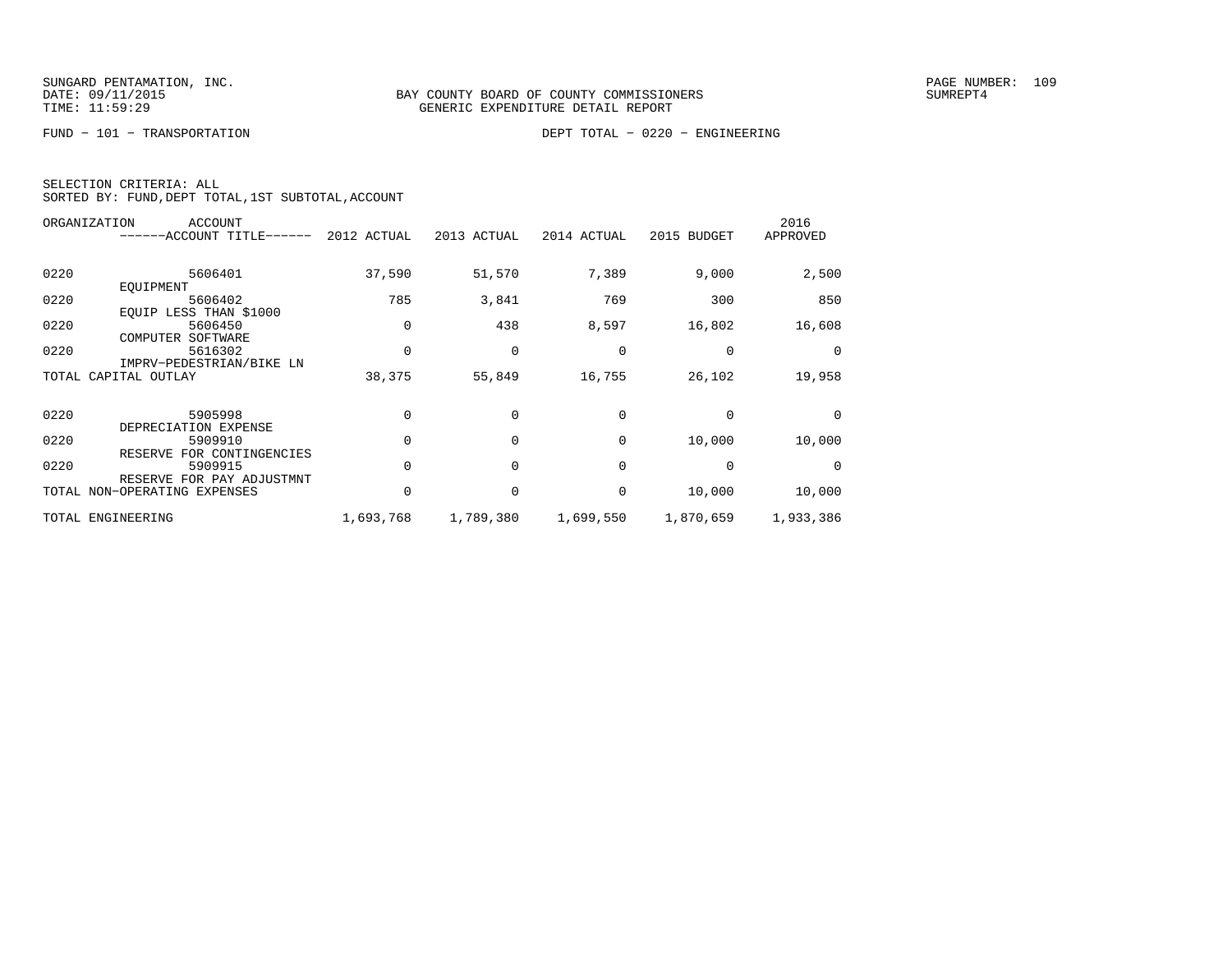BAY COUNTY BOARD OF COUNTY COMMISSIONERS
GENERIC EXPENDITURE DETAIL REPORT

FUND − 101 − TRANSPORTATION

DEPT TOTAL − 0220 − ENGINEERING

SELECTION CRITERIA: ALL
SORTED BY: FUND,DEPT TOTAL,1ST SUBTOTAL,ACCOUNT

| ORGANIZATION | ACCOUNT / ACCOUNT TITLE | 2012 ACTUAL | 2013 ACTUAL | 2014 ACTUAL | 2015 BUDGET | 2016 APPROVED |
|---|---|---|---|---|---|---|
| 0220 | 5606401 EQUIPMENT | 37,590 | 51,570 | 7,389 | 9,000 | 2,500 |
| 0220 | 5606402 EQUIP LESS THAN $1000 | 785 | 3,841 | 769 | 300 | 850 |
| 0220 | 5606450 COMPUTER SOFTWARE | 0 | 438 | 8,597 | 16,802 | 16,608 |
| 0220 | 5616302 IMPRV−PEDESTRIAN/BIKE LN | 0 | 0 | 0 | 0 | 0 |
| TOTAL CAPITAL OUTLAY | | 38,375 | 55,849 | 16,755 | 26,102 | 19,958 |
| 0220 | 5905998 DEPRECIATION EXPENSE | 0 | 0 | 0 | 0 | 0 |
| 0220 | 5909910 RESERVE FOR CONTINGENCIES | 0 | 0 | 0 | 10,000 | 10,000 |
| 0220 | 5909915 RESERVE FOR PAY ADJUSTMNT | 0 | 0 | 0 | 0 | 0 |
| TOTAL NON−OPERATING EXPENSES | | 0 | 0 | 0 | 10,000 | 10,000 |
| TOTAL ENGINEERING | | 1,693,768 | 1,789,380 | 1,699,550 | 1,870,659 | 1,933,386 |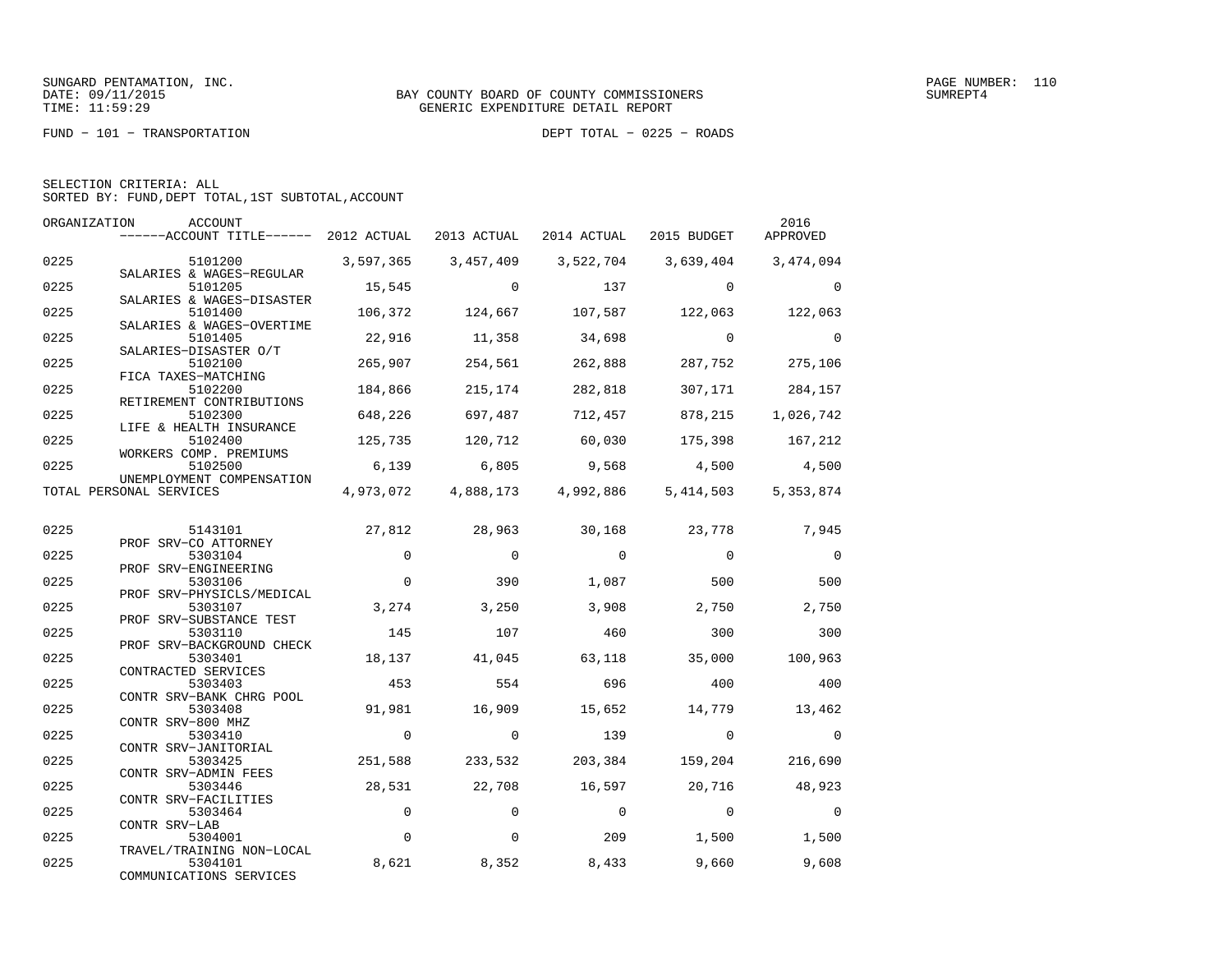SUNGARD PENTAMATION, INC.
DATE: 09/11/2015
TIME: 11:59:29

BAY COUNTY BOARD OF COUNTY COMMISSIONERS
GENERIC EXPENDITURE DETAIL REPORT

FUND − 101 − TRANSPORTATION

DEPT TOTAL − 0225 − ROADS

SELECTION CRITERIA: ALL
SORTED BY: FUND,DEPT TOTAL,1ST SUBTOTAL,ACCOUNT

| ORGANIZATION | ACCOUNT / ACCOUNT TITLE | 2012 ACTUAL | 2013 ACTUAL | 2014 ACTUAL | 2015 BUDGET | 2016 APPROVED |
|---|---|---|---|---|---|---|
| 0225 | 5101200 SALARIES & WAGES−REGULAR | 3,597,365 | 3,457,409 | 3,522,704 | 3,639,404 | 3,474,094 |
| 0225 | 5101205 SALARIES & WAGES−DISASTER | 15,545 | 0 | 137 | 0 | 0 |
| 0225 | 5101400 SALARIES & WAGES−OVERTIME | 106,372 | 124,667 | 107,587 | 122,063 | 122,063 |
| 0225 | 5101405 SALARIES−DISASTER O/T | 22,916 | 11,358 | 34,698 | 0 | 0 |
| 0225 | 5102100 FICA TAXES−MATCHING | 265,907 | 254,561 | 262,888 | 287,752 | 275,106 |
| 0225 | 5102200 RETIREMENT CONTRIBUTIONS | 184,866 | 215,174 | 282,818 | 307,171 | 284,157 |
| 0225 | 5102300 LIFE & HEALTH INSURANCE | 648,226 | 697,487 | 712,457 | 878,215 | 1,026,742 |
| 0225 | 5102400 WORKERS COMP. PREMIUMS | 125,735 | 120,712 | 60,030 | 175,398 | 167,212 |
| 0225 | 5102500 UNEMPLOYMENT COMPENSATION | 6,139 | 6,805 | 9,568 | 4,500 | 4,500 |
| TOTAL PERSONAL SERVICES | | 4,973,072 | 4,888,173 | 4,992,886 | 5,414,503 | 5,353,874 |
| 0225 | 5143101 PROF SRV−CO ATTORNEY | 27,812 | 28,963 | 30,168 | 23,778 | 7,945 |
| 0225 | 5303104 PROF SRV−ENGINEERING | 0 | 0 | 0 | 0 | 0 |
| 0225 | 5303106 PROF SRV−PHYSICLS/MEDICAL | 0 | 390 | 1,087 | 500 | 500 |
| 0225 | 5303107 PROF SRV−SUBSTANCE TEST | 3,274 | 3,250 | 3,908 | 2,750 | 2,750 |
| 0225 | 5303110 PROF SRV−BACKGROUND CHECK | 145 | 107 | 460 | 300 | 300 |
| 0225 | 5303401 CONTRACTED SERVICES | 18,137 | 41,045 | 63,118 | 35,000 | 100,963 |
| 0225 | 5303403 CONTR SRV−BANK CHRG POOL | 453 | 554 | 696 | 400 | 400 |
| 0225 | 5303408 CONTR SRV−800 MHZ | 91,981 | 16,909 | 15,652 | 14,779 | 13,462 |
| 0225 | 5303410 CONTR SRV−JANITORIAL | 0 | 0 | 139 | 0 | 0 |
| 0225 | 5303425 CONTR SRV−ADMIN FEES | 251,588 | 233,532 | 203,384 | 159,204 | 216,690 |
| 0225 | 5303446 CONTR SRV−FACILITIES | 28,531 | 22,708 | 16,597 | 20,716 | 48,923 |
| 0225 | 5303464 CONTR SRV−LAB | 0 | 0 | 0 | 0 | 0 |
| 0225 | 5304001 TRAVEL/TRAINING NON−LOCAL | 0 | 0 | 209 | 1,500 | 1,500 |
| 0225 | 5304101 COMMUNICATIONS SERVICES | 8,621 | 8,352 | 8,433 | 9,660 | 9,608 |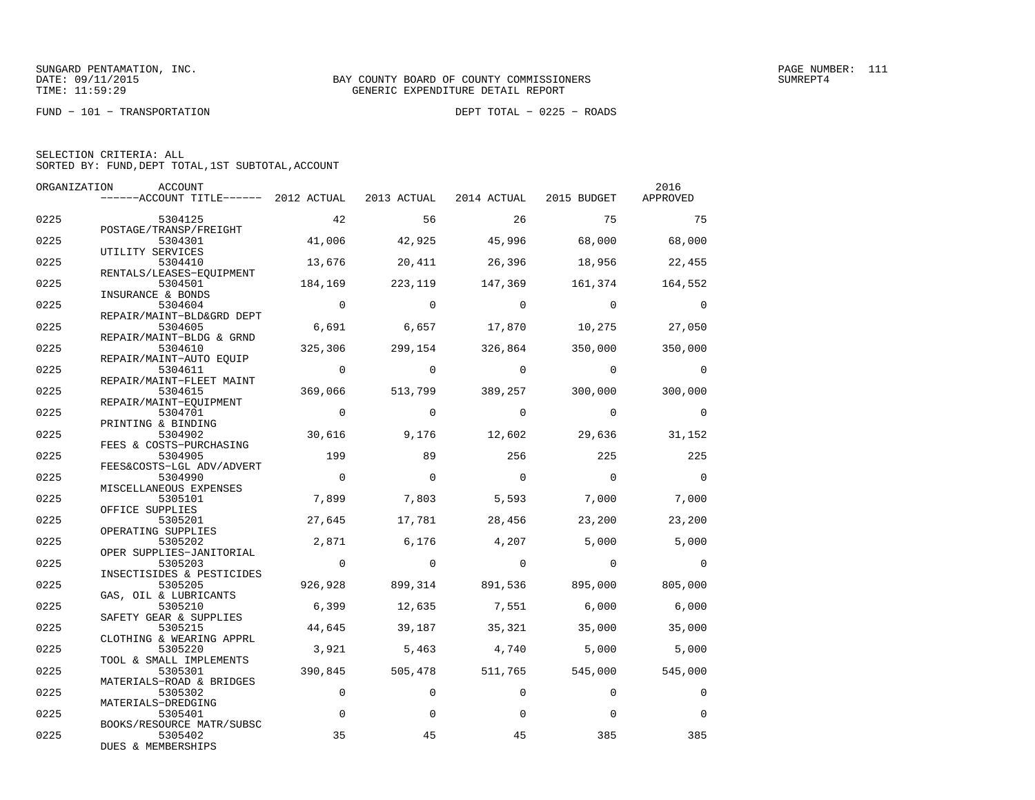SUNGARD PENTAMATION, INC.
DATE: 09/11/2015
TIME: 11:59:29

BAY COUNTY BOARD OF COUNTY COMMISSIONERS
GENERIC EXPENDITURE DETAIL REPORT

PAGE NUMBER: 111
SUMREPT4

FUND − 101 − TRANSPORTATION

DEPT TOTAL − 0225 − ROADS

SELECTION CRITERIA: ALL
SORTED BY: FUND,DEPT TOTAL,1ST SUBTOTAL,ACCOUNT

| ORGANIZATION | ACCOUNT / ACCOUNT TITLE | 2012 ACTUAL | 2013 ACTUAL | 2014 ACTUAL | 2015 BUDGET | 2016 APPROVED |
|---|---|---|---|---|---|---|
| 0225 | 5304125 POSTAGE/TRANSP/FREIGHT | 42 | 56 | 26 | 75 | 75 |
| 0225 | 5304301 UTILITY SERVICES | 41,006 | 42,925 | 45,996 | 68,000 | 68,000 |
| 0225 | 5304410 RENTALS/LEASES−EQUIPMENT | 13,676 | 20,411 | 26,396 | 18,956 | 22,455 |
| 0225 | 5304501 INSURANCE & BONDS | 184,169 | 223,119 | 147,369 | 161,374 | 164,552 |
| 0225 | 5304604 REPAIR/MAINT−BLD&GRD DEPT | 0 | 0 | 0 | 0 | 0 |
| 0225 | 5304605 REPAIR/MAINT−BLDG & GRND | 6,691 | 6,657 | 17,870 | 10,275 | 27,050 |
| 0225 | 5304610 REPAIR/MAINT−AUTO EQUIP | 325,306 | 299,154 | 326,864 | 350,000 | 350,000 |
| 0225 | 5304611 REPAIR/MAINT−FLEET MAINT | 0 | 0 | 0 | 0 | 0 |
| 0225 | 5304615 REPAIR/MAINT−EQUIPMENT | 369,066 | 513,799 | 389,257 | 300,000 | 300,000 |
| 0225 | 5304701 PRINTING & BINDING | 0 | 0 | 0 | 0 | 0 |
| 0225 | 5304902 FEES & COSTS−PURCHASING | 30,616 | 9,176 | 12,602 | 29,636 | 31,152 |
| 0225 | 5304905 FEES&COSTS−LGL ADV/ADVERT | 199 | 89 | 256 | 225 | 225 |
| 0225 | 5304990 MISCELLANEOUS EXPENSES | 0 | 0 | 0 | 0 | 0 |
| 0225 | 5305101 OFFICE SUPPLIES | 7,899 | 7,803 | 5,593 | 7,000 | 7,000 |
| 0225 | 5305201 OPERATING SUPPLIES | 27,645 | 17,781 | 28,456 | 23,200 | 23,200 |
| 0225 | 5305202 OPER SUPPLIES−JANITORIAL | 2,871 | 6,176 | 4,207 | 5,000 | 5,000 |
| 0225 | 5305203 INSECTISIDES & PESTICIDES | 0 | 0 | 0 | 0 | 0 |
| 0225 | 5305205 GAS, OIL & LUBRICANTS | 926,928 | 899,314 | 891,536 | 895,000 | 805,000 |
| 0225 | 5305210 SAFETY GEAR & SUPPLIES | 6,399 | 12,635 | 7,551 | 6,000 | 6,000 |
| 0225 | 5305215 CLOTHING & WEARING APPRL | 44,645 | 39,187 | 35,321 | 35,000 | 35,000 |
| 0225 | 5305220 TOOL & SMALL IMPLEMENTS | 3,921 | 5,463 | 4,740 | 5,000 | 5,000 |
| 0225 | 5305301 MATERIALS−ROAD & BRIDGES | 390,845 | 505,478 | 511,765 | 545,000 | 545,000 |
| 0225 | 5305302 MATERIALS−DREDGING | 0 | 0 | 0 | 0 | 0 |
| 0225 | 5305401 BOOKS/RESOURCE MATR/SUBSC | 0 | 0 | 0 | 0 | 0 |
| 0225 | 5305402 DUES & MEMBERSHIPS | 35 | 45 | 45 | 385 | 385 |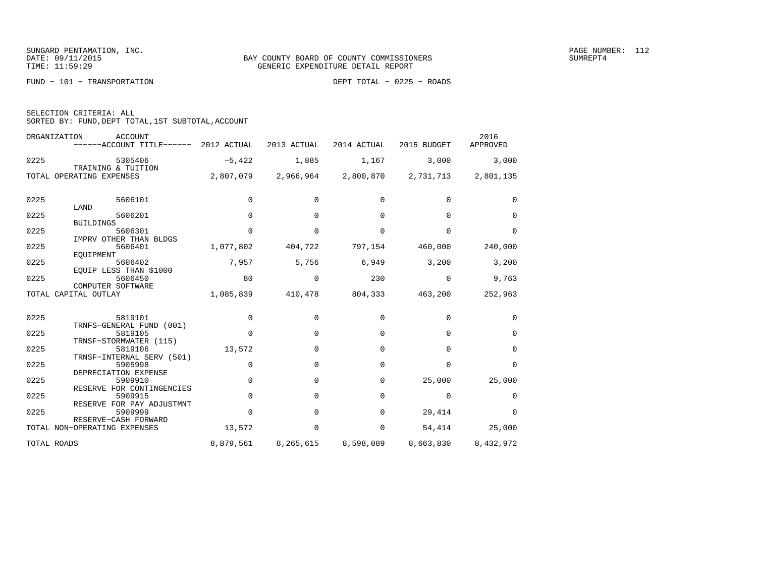SUNGARD PENTAMATION, INC.
DATE: 09/11/2015
TIME: 11:59:29

BAY COUNTY BOARD OF COUNTY COMMISSIONERS
GENERIC EXPENDITURE DETAIL REPORT

SUMREPT4

FUND − 101 − TRANSPORTATION

DEPT TOTAL − 0225 − ROADS

SELECTION CRITERIA: ALL
SORTED BY: FUND,DEPT TOTAL,1ST SUBTOTAL,ACCOUNT

| ORGANIZATION | ACCOUNT / ACCOUNT TITLE | 2012 ACTUAL | 2013 ACTUAL | 2014 ACTUAL | 2015 BUDGET | 2016 APPROVED |
|---|---|---|---|---|---|---|
| 0225 | 5305406 TRAINING & TUITION | −5,422 | 1,885 | 1,167 | 3,000 | 3,000 |
| TOTAL OPERATING EXPENSES | | 2,807,079 | 2,966,964 | 2,800,870 | 2,731,713 | 2,801,135 |
| 0225 | 5606101 LAND | 0 | 0 | 0 | 0 | 0 |
| 0225 | 5606201 BUILDINGS | 0 | 0 | 0 | 0 | 0 |
| 0225 | 5606301 IMPRV OTHER THAN BLDGS | 0 | 0 | 0 | 0 | 0 |
| 0225 | 5606401 EQUIPMENT | 1,077,802 | 404,722 | 797,154 | 460,000 | 240,000 |
| 0225 | 5606402 EQUIP LESS THAN $1000 | 7,957 | 5,756 | 6,949 | 3,200 | 3,200 |
| 0225 | 5606450 COMPUTER SOFTWARE | 80 | 0 | 230 | 0 | 9,763 |
| TOTAL CAPITAL OUTLAY | | 1,085,839 | 410,478 | 804,333 | 463,200 | 252,963 |
| 0225 | 5819101 TRNFS−GENERAL FUND (001) | 0 | 0 | 0 | 0 | 0 |
| 0225 | 5819105 TRNSF−STORMWATER (115) | 0 | 0 | 0 | 0 | 0 |
| 0225 | 5819106 TRNSF−INTERNAL SERV (501) | 13,572 | 0 | 0 | 0 | 0 |
| 0225 | 5905998 DEPRECIATION EXPENSE | 0 | 0 | 0 | 0 | 0 |
| 0225 | 5909910 RESERVE FOR CONTINGENCIES | 0 | 0 | 0 | 25,000 | 25,000 |
| 0225 | 5909915 RESERVE FOR PAY ADJUSTMNT | 0 | 0 | 0 | 0 | 0 |
| 0225 | 5909999 RESERVE−CASH FORWARD | 0 | 0 | 0 | 29,414 | 0 |
| TOTAL NON−OPERATING EXPENSES | | 13,572 | 0 | 0 | 54,414 | 25,000 |
| TOTAL ROADS | | 8,879,561 | 8,265,615 | 8,598,089 | 8,663,830 | 8,432,972 |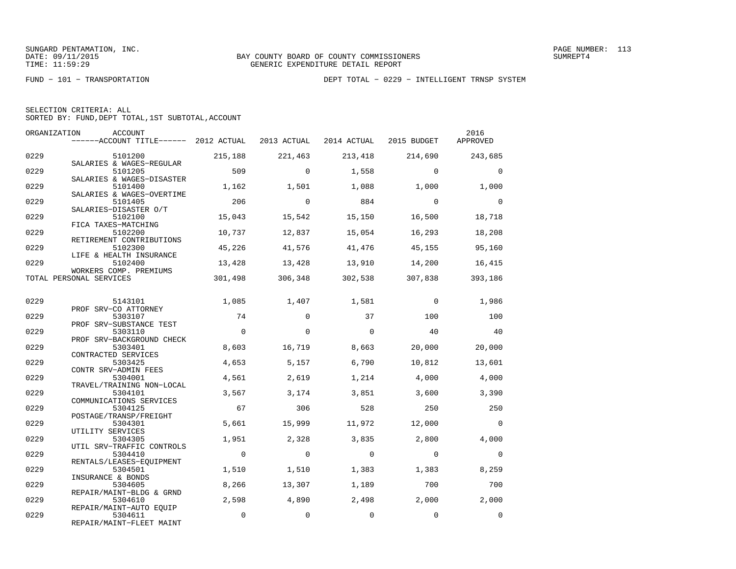SUNGARD PENTAMATION, INC.
DATE: 09/11/2015
TIME: 11:59:29

BAY COUNTY BOARD OF COUNTY COMMISSIONERS
GENERIC EXPENDITURE DETAIL REPORT

PAGE NUMBER: 113
SUMREPT4

FUND − 101 − TRANSPORTATION

DEPT TOTAL − 0229 − INTELLIGENT TRNSP SYSTEM

SELECTION CRITERIA: ALL
SORTED BY: FUND,DEPT TOTAL,1ST SUBTOTAL,ACCOUNT

| ORGANIZATION | ACCOUNT / ------ACCOUNT TITLE------ | 2012 ACTUAL | 2013 ACTUAL | 2014 ACTUAL | 2015 BUDGET | 2016 APPROVED |
|---|---|---|---|---|---|---|
| 0229 | 5101200 SALARIES & WAGES−REGULAR | 215,188 | 221,463 | 213,418 | 214,690 | 243,685 |
| 0229 | 5101205 SALARIES & WAGES−DISASTER | 509 | 0 | 1,558 | 0 | 0 |
| 0229 | 5101400 SALARIES & WAGES−OVERTIME | 1,162 | 1,501 | 1,088 | 1,000 | 1,000 |
| 0229 | 5101405 SALARIES−DISASTER O/T | 206 | 0 | 884 | 0 | 0 |
| 0229 | 5102100 FICA TAXES−MATCHING | 15,043 | 15,542 | 15,150 | 16,500 | 18,718 |
| 0229 | 5102200 RETIREMENT CONTRIBUTIONS | 10,737 | 12,837 | 15,054 | 16,293 | 18,208 |
| 0229 | 5102300 LIFE & HEALTH INSURANCE | 45,226 | 41,576 | 41,476 | 45,155 | 95,160 |
| 0229 | 5102400 WORKERS COMP. PREMIUMS | 13,428 | 13,428 | 13,910 | 14,200 | 16,415 |
| TOTAL PERSONAL SERVICES | | 301,498 | 306,348 | 302,538 | 307,838 | 393,186 |
| 0229 | 5143101 PROF SRV−CO ATTORNEY | 1,085 | 1,407 | 1,581 | 0 | 1,986 |
| 0229 | 5303107 PROF SRV−SUBSTANCE TEST | 74 | 0 | 37 | 100 | 100 |
| 0229 | 5303110 PROF SRV−BACKGROUND CHECK | 0 | 0 | 0 | 40 | 40 |
| 0229 | 5303401 CONTRACTED SERVICES | 8,603 | 16,719 | 8,663 | 20,000 | 20,000 |
| 0229 | 5303425 CONTR SRV−ADMIN FEES | 4,653 | 5,157 | 6,790 | 10,812 | 13,601 |
| 0229 | 5304001 TRAVEL/TRAINING NON−LOCAL | 4,561 | 2,619 | 1,214 | 4,000 | 4,000 |
| 0229 | 5304101 COMMUNICATIONS SERVICES | 3,567 | 3,174 | 3,851 | 3,600 | 3,390 |
| 0229 | 5304125 POSTAGE/TRANSP/FREIGHT | 67 | 306 | 528 | 250 | 250 |
| 0229 | 5304301 UTILITY SERVICES | 5,661 | 15,999 | 11,972 | 12,000 | 0 |
| 0229 | 5304305 UTIL SRV−TRAFFIC CONTROLS | 1,951 | 2,328 | 3,835 | 2,800 | 4,000 |
| 0229 | 5304410 RENTALS/LEASES−EQUIPMENT | 0 | 0 | 0 | 0 | 0 |
| 0229 | 5304501 INSURANCE & BONDS | 1,510 | 1,510 | 1,383 | 1,383 | 8,259 |
| 0229 | 5304605 REPAIR/MAINT−BLDG & GRND | 8,266 | 13,307 | 1,189 | 700 | 700 |
| 0229 | 5304610 REPAIR/MAINT−AUTO EQUIP | 2,598 | 4,890 | 2,498 | 2,000 | 2,000 |
| 0229 | 5304611 REPAIR/MAINT−FLEET MAINT | 0 | 0 | 0 | 0 | 0 |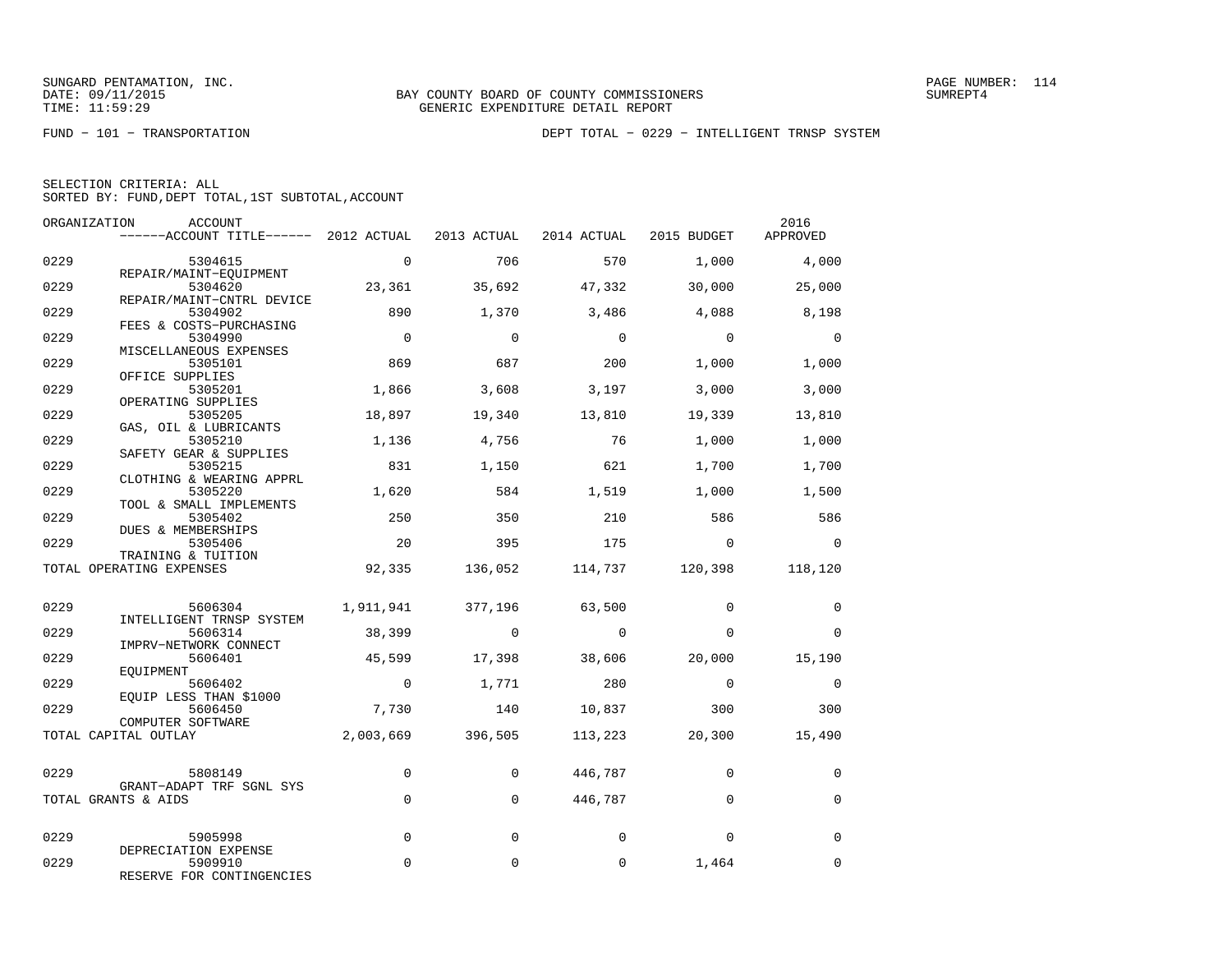SUNGARD PENTAMATION, INC.
DATE: 09/11/2015
TIME: 11:59:29

BAY COUNTY BOARD OF COUNTY COMMISSIONERS
GENERIC EXPENDITURE DETAIL REPORT

SUMREPT4

FUND - 101 - TRANSPORTATION

DEPT TOTAL - 0229 - INTELLIGENT TRNSP SYSTEM

SELECTION CRITERIA: ALL
SORTED BY: FUND,DEPT TOTAL,1ST SUBTOTAL,ACCOUNT

| ORGANIZATION | ACCOUNT / ACCOUNT TITLE | 2012 ACTUAL | 2013 ACTUAL | 2014 ACTUAL | 2015 BUDGET | 2016 APPROVED |
|---|---|---|---|---|---|---|
| 0229 | 5304615 REPAIR/MAINT-EQUIPMENT | 0 | 706 | 570 | 1,000 | 4,000 |
| 0229 | 5304620 REPAIR/MAINT-CNTRL DEVICE | 23,361 | 35,692 | 47,332 | 30,000 | 25,000 |
| 0229 | 5304902 FEES & COSTS-PURCHASING | 890 | 1,370 | 3,486 | 4,088 | 8,198 |
| 0229 | 5304990 MISCELLANEOUS EXPENSES | 0 | 0 | 0 | 0 | 0 |
| 0229 | 5305101 OFFICE SUPPLIES | 869 | 687 | 200 | 1,000 | 1,000 |
| 0229 | 5305201 OPERATING SUPPLIES | 1,866 | 3,608 | 3,197 | 3,000 | 3,000 |
| 0229 | 5305205 GAS, OIL & LUBRICANTS | 18,897 | 19,340 | 13,810 | 19,339 | 13,810 |
| 0229 | 5305210 SAFETY GEAR & SUPPLIES | 1,136 | 4,756 | 76 | 1,000 | 1,000 |
| 0229 | 5305215 CLOTHING & WEARING APPRL | 831 | 1,150 | 621 | 1,700 | 1,700 |
| 0229 | 5305220 TOOL & SMALL IMPLEMENTS | 1,620 | 584 | 1,519 | 1,000 | 1,500 |
| 0229 | 5305402 DUES & MEMBERSHIPS | 250 | 350 | 210 | 586 | 586 |
| 0229 | 5305406 TRAINING & TUITION | 20 | 395 | 175 | 0 | 0 |
| TOTAL OPERATING EXPENSES | | 92,335 | 136,052 | 114,737 | 120,398 | 118,120 |
| 0229 | 5606304 INTELLIGENT TRNSP SYSTEM | 1,911,941 | 377,196 | 63,500 | 0 | 0 |
| 0229 | 5606314 IMPRV-NETWORK CONNECT | 38,399 | 0 | 0 | 0 | 0 |
| 0229 | 5606401 EQUIPMENT | 45,599 | 17,398 | 38,606 | 20,000 | 15,190 |
| 0229 | 5606402 EQUIP LESS THAN $1000 | 0 | 1,771 | 280 | 0 | 0 |
| 0229 | 5606450 COMPUTER SOFTWARE | 7,730 | 140 | 10,837 | 300 | 300 |
| TOTAL CAPITAL OUTLAY | | 2,003,669 | 396,505 | 113,223 | 20,300 | 15,490 |
| 0229 | 5808149 GRANT-ADAPT TRF SGNL SYS | 0 | 0 | 446,787 | 0 | 0 |
| TOTAL GRANTS & AIDS | | 0 | 0 | 446,787 | 0 | 0 |
| 0229 | 5905998 DEPRECIATION EXPENSE | 0 | 0 | 0 | 0 | 0 |
| 0229 | 5909910 RESERVE FOR CONTINGENCIES | 0 | 0 | 0 | 1,464 | 0 |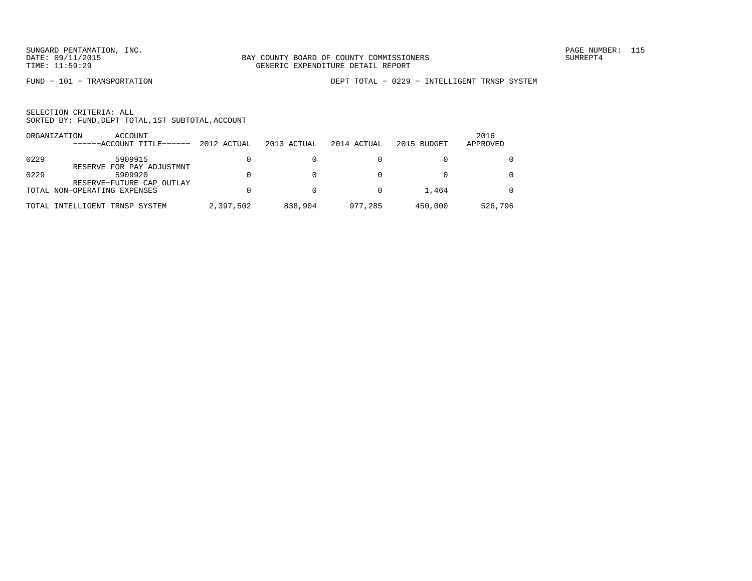BAY COUNTY BOARD OF COUNTY COMMISSIONERS
GENERIC EXPENDITURE DETAIL REPORT

FUND − 101 − TRANSPORTATION

DEPT TOTAL − 0229 − INTELLIGENT TRNSP SYSTEM

SELECTION CRITERIA: ALL
SORTED BY: FUND,DEPT TOTAL,1ST SUBTOTAL,ACCOUNT

| ORGANIZATION | ACCOUNT ------ACCOUNT TITLE------ | 2012 ACTUAL | 2013 ACTUAL | 2014 ACTUAL | 2015 BUDGET | 2016 APPROVED |
|---|---|---|---|---|---|---|
| 0229 | 5909915 RESERVE FOR PAY ADJUSTMNT | 0 | 0 | 0 | 0 | 0 |
| 0229 | 5909920 RESERVE−FUTURE CAP OUTLAY | 0 | 0 | 0 | 0 | 0 |
| TOTAL NON−OPERATING EXPENSES | | 0 | 0 | 0 | 1,464 | 0 |
| TOTAL INTELLIGENT TRNSP SYSTEM | | 2,397,502 | 838,904 | 977,285 | 450,000 | 526,796 |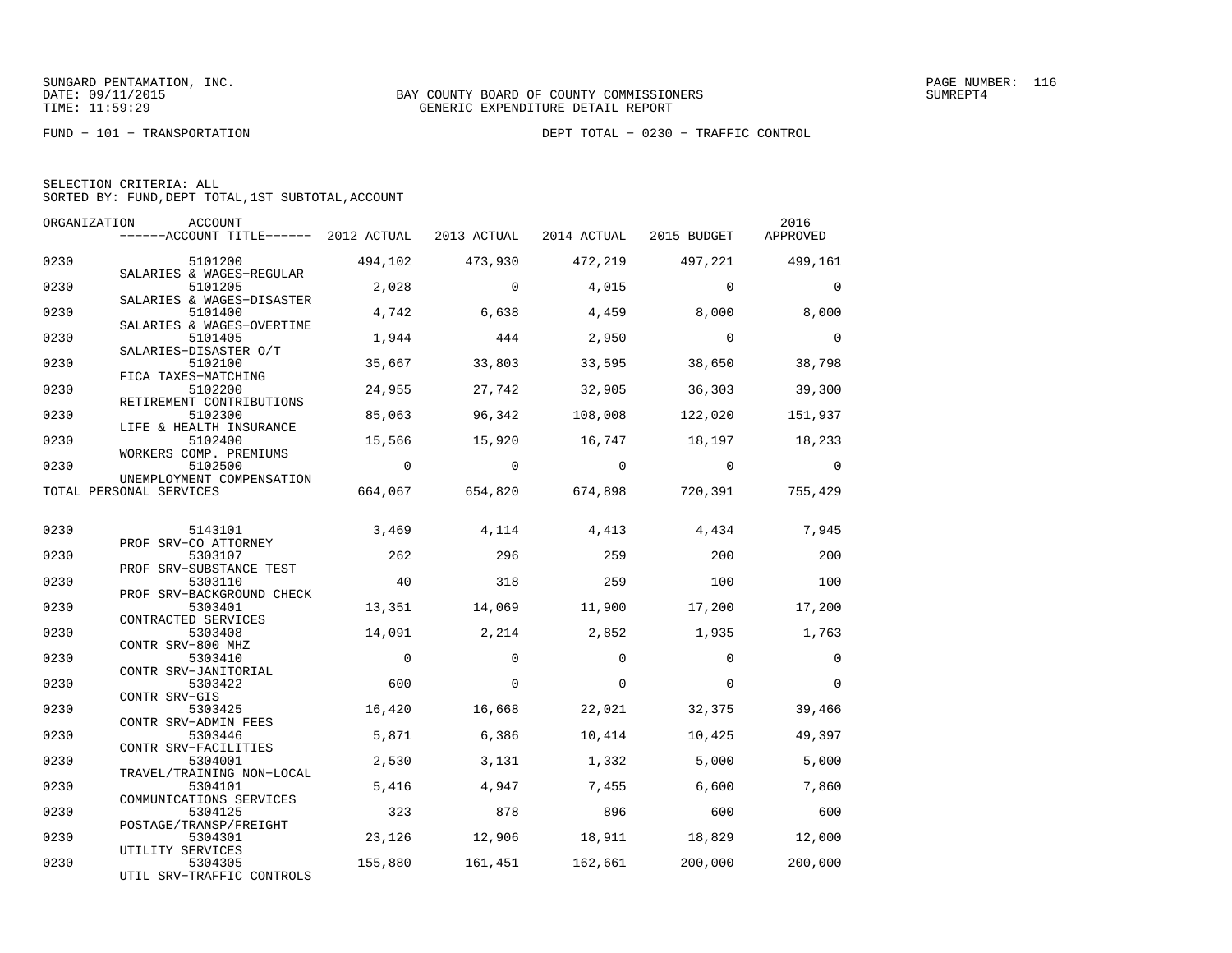BAY COUNTY BOARD OF COUNTY COMMISSIONERS
GENERIC EXPENDITURE DETAIL REPORT

FUND − 101 − TRANSPORTATION

DEPT TOTAL − 0230 − TRAFFIC CONTROL

SELECTION CRITERIA: ALL
SORTED BY: FUND,DEPT TOTAL,1ST SUBTOTAL,ACCOUNT

| ORGANIZATION | ACCOUNT / ACCOUNT TITLE | 2012 ACTUAL | 2013 ACTUAL | 2014 ACTUAL | 2015 BUDGET | 2016 APPROVED |
|---|---|---|---|---|---|---|
| 0230 | 5101200 SALARIES & WAGES−REGULAR | 494,102 | 473,930 | 472,219 | 497,221 | 499,161 |
| 0230 | 5101205 SALARIES & WAGES−DISASTER | 2,028 | 0 | 4,015 | 0 | 0 |
| 0230 | 5101400 SALARIES & WAGES−OVERTIME | 4,742 | 6,638 | 4,459 | 8,000 | 8,000 |
| 0230 | 5101405 SALARIES−DISASTER O/T | 1,944 | 444 | 2,950 | 0 | 0 |
| 0230 | 5102100 FICA TAXES−MATCHING | 35,667 | 33,803 | 33,595 | 38,650 | 38,798 |
| 0230 | 5102200 RETIREMENT CONTRIBUTIONS | 24,955 | 27,742 | 32,905 | 36,303 | 39,300 |
| 0230 | 5102300 LIFE & HEALTH INSURANCE | 85,063 | 96,342 | 108,008 | 122,020 | 151,937 |
| 0230 | 5102400 WORKERS COMP. PREMIUMS | 15,566 | 15,920 | 16,747 | 18,197 | 18,233 |
| 0230 | 5102500 UNEMPLOYMENT COMPENSATION | 0 | 0 | 0 | 0 | 0 |
| TOTAL PERSONAL SERVICES | | 664,067 | 654,820 | 674,898 | 720,391 | 755,429 |
| 0230 | 5143101 PROF SRV−CO ATTORNEY | 3,469 | 4,114 | 4,413 | 4,434 | 7,945 |
| 0230 | 5303107 PROF SRV−SUBSTANCE TEST | 262 | 296 | 259 | 200 | 200 |
| 0230 | 5303110 PROF SRV−BACKGROUND CHECK | 40 | 318 | 259 | 100 | 100 |
| 0230 | 5303401 CONTRACTED SERVICES | 13,351 | 14,069 | 11,900 | 17,200 | 17,200 |
| 0230 | 5303408 CONTR SRV−800 MHZ | 14,091 | 2,214 | 2,852 | 1,935 | 1,763 |
| 0230 | 5303410 CONTR SRV−JANITORIAL | 0 | 0 | 0 | 0 | 0 |
| 0230 | 5303422 CONTR SRV−GIS | 600 | 0 | 0 | 0 | 0 |
| 0230 | 5303425 CONTR SRV−ADMIN FEES | 16,420 | 16,668 | 22,021 | 32,375 | 39,466 |
| 0230 | 5303446 CONTR SRV−FACILITIES | 5,871 | 6,386 | 10,414 | 10,425 | 49,397 |
| 0230 | 5304001 TRAVEL/TRAINING NON−LOCAL | 2,530 | 3,131 | 1,332 | 5,000 | 5,000 |
| 0230 | 5304101 COMMUNICATIONS SERVICES | 5,416 | 4,947 | 7,455 | 6,600 | 7,860 |
| 0230 | 5304125 POSTAGE/TRANSP/FREIGHT | 323 | 878 | 896 | 600 | 600 |
| 0230 | 5304301 UTILITY SERVICES | 23,126 | 12,906 | 18,911 | 18,829 | 12,000 |
| 0230 | 5304305 UTIL SRV−TRAFFIC CONTROLS | 155,880 | 161,451 | 162,661 | 200,000 | 200,000 |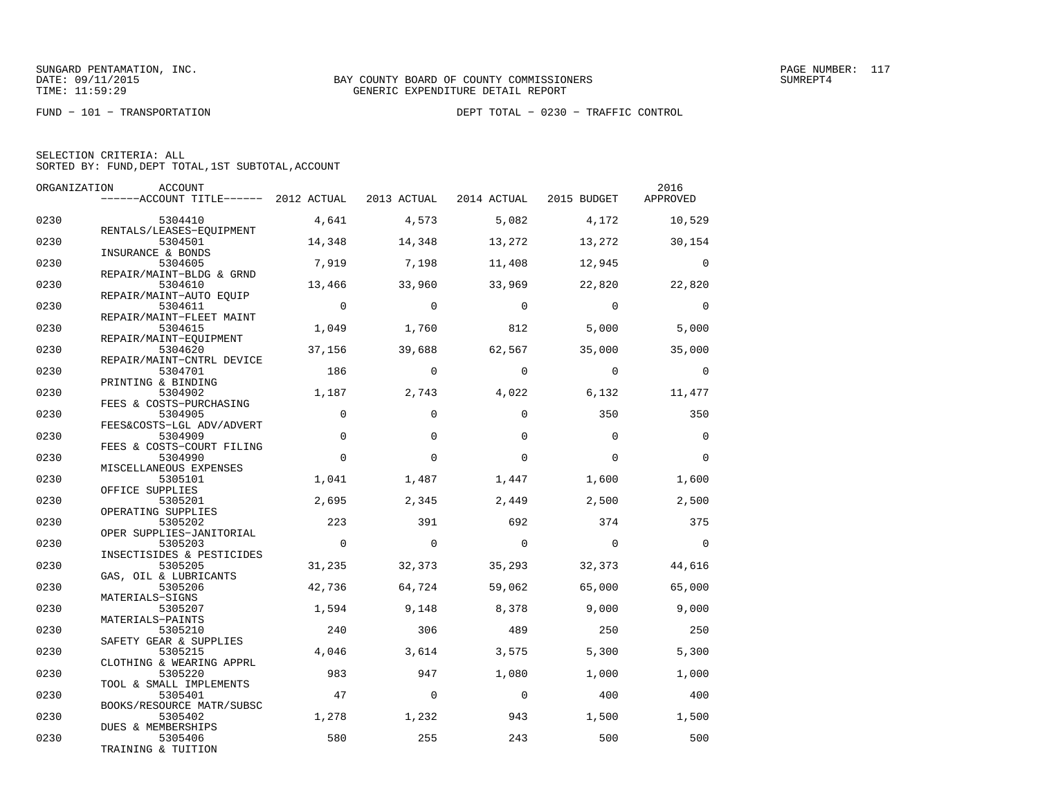SUNGARD PENTAMATION, INC.
DATE: 09/11/2015
TIME: 11:59:29

BAY COUNTY BOARD OF COUNTY COMMISSIONERS
GENERIC EXPENDITURE DETAIL REPORT

PAGE NUMBER: 117
SUMREPT4

FUND − 101 − TRANSPORTATION

DEPT TOTAL − 0230 − TRAFFIC CONTROL

SELECTION CRITERIA: ALL
SORTED BY: FUND,DEPT TOTAL,1ST SUBTOTAL,ACCOUNT

| ORGANIZATION | ACCOUNT / ACCOUNT TITLE | 2012 ACTUAL | 2013 ACTUAL | 2014 ACTUAL | 2015 BUDGET | 2016 APPROVED |
|---|---|---|---|---|---|---|
| 0230 | 5304410 RENTALS/LEASES−EQUIPMENT | 4,641 | 4,573 | 5,082 | 4,172 | 10,529 |
| 0230 | 5304501 INSURANCE & BONDS | 14,348 | 14,348 | 13,272 | 13,272 | 30,154 |
| 0230 | 5304605 REPAIR/MAINT−BLDG & GRND | 7,919 | 7,198 | 11,408 | 12,945 | 0 |
| 0230 | 5304610 REPAIR/MAINT−AUTO EQUIP | 13,466 | 33,960 | 33,969 | 22,820 | 22,820 |
| 0230 | 5304611 REPAIR/MAINT−FLEET MAINT | 0 | 0 | 0 | 0 | 0 |
| 0230 | 5304615 REPAIR/MAINT−EQUIPMENT | 1,049 | 1,760 | 812 | 5,000 | 5,000 |
| 0230 | 5304620 REPAIR/MAINT−CNTRL DEVICE | 37,156 | 39,688 | 62,567 | 35,000 | 35,000 |
| 0230 | 5304701 PRINTING & BINDING | 186 | 0 | 0 | 0 | 0 |
| 0230 | 5304902 FEES & COSTS−PURCHASING | 1,187 | 2,743 | 4,022 | 6,132 | 11,477 |
| 0230 | 5304905 FEES&COSTS−LGL ADV/ADVERT | 0 | 0 | 0 | 350 | 350 |
| 0230 | 5304909 FEES & COSTS−COURT FILING | 0 | 0 | 0 | 0 | 0 |
| 0230 | 5304990 MISCELLANEOUS EXPENSES | 0 | 0 | 0 | 0 | 0 |
| 0230 | 5305101 OFFICE SUPPLIES | 1,041 | 1,487 | 1,447 | 1,600 | 1,600 |
| 0230 | 5305201 OPERATING SUPPLIES | 2,695 | 2,345 | 2,449 | 2,500 | 2,500 |
| 0230 | 5305202 OPER SUPPLIES−JANITORIAL | 223 | 391 | 692 | 374 | 375 |
| 0230 | 5305203 INSECTISIDES & PESTICIDES | 0 | 0 | 0 | 0 | 0 |
| 0230 | 5305205 GAS, OIL & LUBRICANTS | 31,235 | 32,373 | 35,293 | 32,373 | 44,616 |
| 0230 | 5305206 MATERIALS−SIGNS | 42,736 | 64,724 | 59,062 | 65,000 | 65,000 |
| 0230 | 5305207 MATERIALS−PAINTS | 1,594 | 9,148 | 8,378 | 9,000 | 9,000 |
| 0230 | 5305210 SAFETY GEAR & SUPPLIES | 240 | 306 | 489 | 250 | 250 |
| 0230 | 5305215 CLOTHING & WEARING APPRL | 4,046 | 3,614 | 3,575 | 5,300 | 5,300 |
| 0230 | 5305220 TOOL & SMALL IMPLEMENTS | 983 | 947 | 1,080 | 1,000 | 1,000 |
| 0230 | 5305401 BOOKS/RESOURCE MATR/SUBSC | 47 | 0 | 0 | 400 | 400 |
| 0230 | 5305402 DUES & MEMBERSHIPS | 1,278 | 1,232 | 943 | 1,500 | 1,500 |
| 0230 | 5305406 TRAINING & TUITION | 580 | 255 | 243 | 500 | 500 |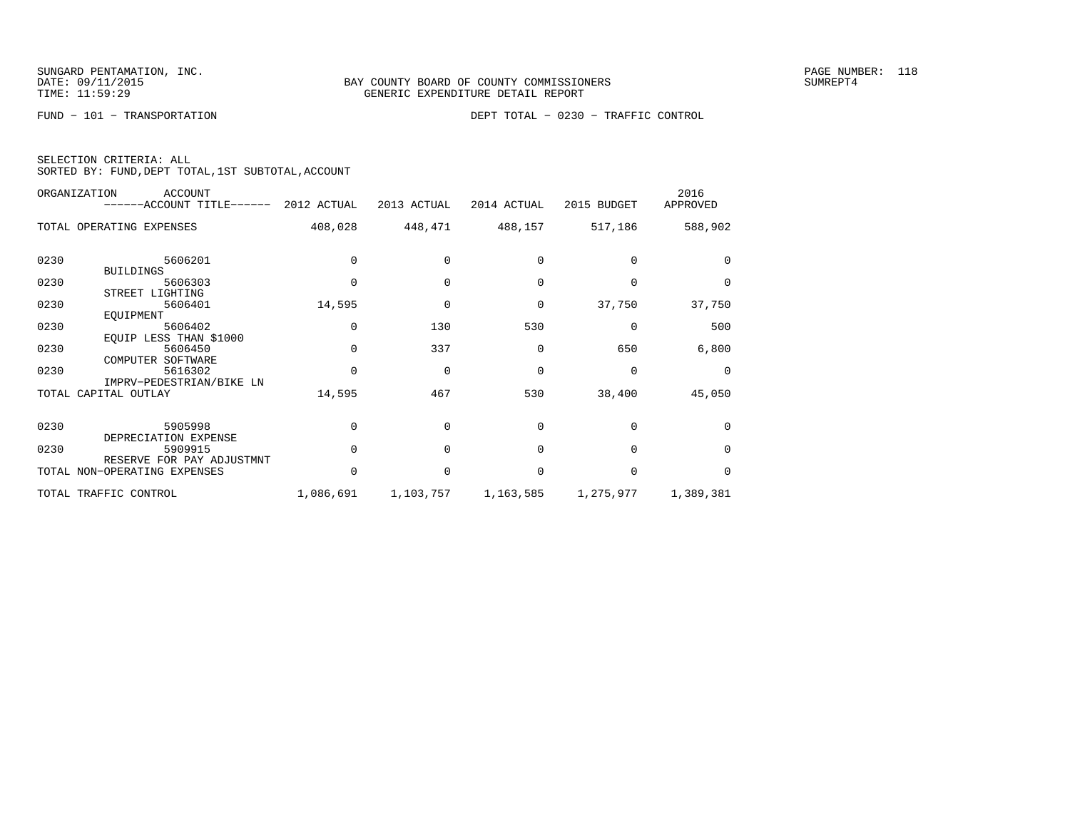SUNGARD PENTAMATION, INC.
DATE: 09/11/2015
TIME: 11:59:29

BAY COUNTY BOARD OF COUNTY COMMISSIONERS
GENERIC EXPENDITURE DETAIL REPORT

PAGE NUMBER: 118
SUMREPT4

FUND − 101 − TRANSPORTATION

DEPT TOTAL − 0230 − TRAFFIC CONTROL

SELECTION CRITERIA: ALL
SORTED BY: FUND,DEPT TOTAL,1ST SUBTOTAL,ACCOUNT

| ORGANIZATION | ACCOUNT / ------ACCOUNT TITLE------ | 2012 ACTUAL | 2013 ACTUAL | 2014 ACTUAL | 2015 BUDGET | 2016 APPROVED |
|---|---|---|---|---|---|---|
| TOTAL OPERATING EXPENSES | | 408,028 | 448,471 | 488,157 | 517,186 | 588,902 |
| 0230 | 5606201 BUILDINGS | 0 | 0 | 0 | 0 | 0 |
| 0230 | 5606303 STREET LIGHTING | 0 | 0 | 0 | 0 | 0 |
| 0230 | 5606401 EQUIPMENT | 14,595 | 0 | 0 | 37,750 | 37,750 |
| 0230 | 5606402 EQUIP LESS THAN $1000 | 0 | 130 | 530 | 0 | 500 |
| 0230 | 5606450 COMPUTER SOFTWARE | 0 | 337 | 0 | 650 | 6,800 |
| 0230 | 5616302 IMPRV−PEDESTRIAN/BIKE LN | 0 | 0 | 0 | 0 | 0 |
| TOTAL CAPITAL OUTLAY | | 14,595 | 467 | 530 | 38,400 | 45,050 |
| 0230 | 5905998 DEPRECIATION EXPENSE | 0 | 0 | 0 | 0 | 0 |
| 0230 | 5909915 RESERVE FOR PAY ADJUSTMNT | 0 | 0 | 0 | 0 | 0 |
| TOTAL NON−OPERATING EXPENSES | | 0 | 0 | 0 | 0 | 0 |
| TOTAL TRAFFIC CONTROL | | 1,086,691 | 1,103,757 | 1,163,585 | 1,275,977 | 1,389,381 |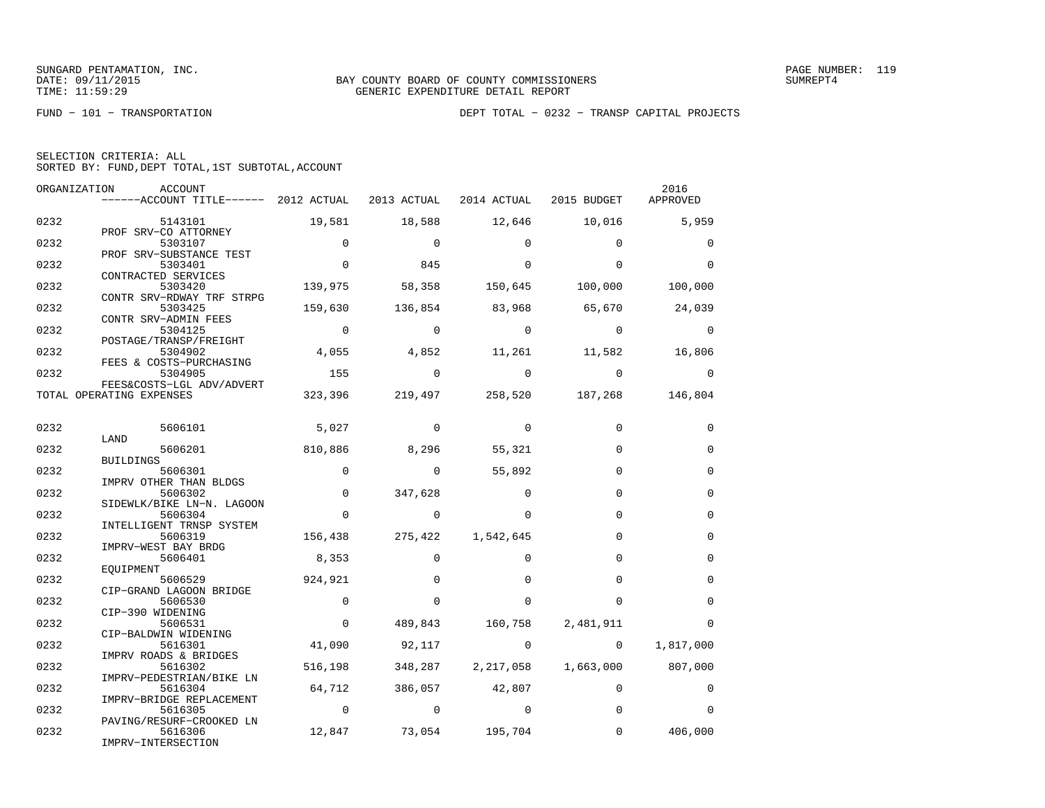SUNGARD PENTAMATION, INC.
DATE: 09/11/2015
TIME: 11:59:29

BAY COUNTY BOARD OF COUNTY COMMISSIONERS
GENERIC EXPENDITURE DETAIL REPORT

PAGE NUMBER: 119
SUMREPT4

FUND - 101 - TRANSPORTATION

DEPT TOTAL - 0232 - TRANSP CAPITAL PROJECTS

SELECTION CRITERIA: ALL
SORTED BY: FUND,DEPT TOTAL,1ST SUBTOTAL,ACCOUNT

| ORGANIZATION | ACCOUNT / ACCOUNT TITLE | 2012 ACTUAL | 2013 ACTUAL | 2014 ACTUAL | 2015 BUDGET | 2016 APPROVED |
|---|---|---|---|---|---|---|
| 0232 | 5143101 PROF SRV-CO ATTORNEY | 19,581 | 18,588 | 12,646 | 10,016 | 5,959 |
| 0232 | 5303107 PROF SRV-SUBSTANCE TEST | 0 | 0 | 0 | 0 | 0 |
| 0232 | 5303401 CONTRACTED SERVICES | 0 | 845 | 0 | 0 | 0 |
| 0232 | 5303420 CONTR SRV-RDWAY TRF STRPG | 139,975 | 58,358 | 150,645 | 100,000 | 100,000 |
| 0232 | 5303425 CONTR SRV-ADMIN FEES | 159,630 | 136,854 | 83,968 | 65,670 | 24,039 |
| 0232 | 5304125 POSTAGE/TRANSP/FREIGHT | 0 | 0 | 0 | 0 | 0 |
| 0232 | 5304902 FEES & COSTS-PURCHASING | 4,055 | 4,852 | 11,261 | 11,582 | 16,806 |
| 0232 | 5304905 FEES&COSTS-LGL ADV/ADVERT | 155 | 0 | 0 | 0 | 0 |
| TOTAL OPERATING EXPENSES | | 323,396 | 219,497 | 258,520 | 187,268 | 146,804 |
| 0232 | 5606101 LAND | 5,027 | 0 | 0 | 0 | 0 |
| 0232 | 5606201 BUILDINGS | 810,886 | 8,296 | 55,321 | 0 | 0 |
| 0232 | 5606301 IMPRV OTHER THAN BLDGS | 0 | 0 | 55,892 | 0 | 0 |
| 0232 | 5606302 SIDEWLK/BIKE LN-N. LAGOON | 0 | 347,628 | 0 | 0 | 0 |
| 0232 | 5606304 INTELLIGENT TRNSP SYSTEM | 0 | 0 | 0 | 0 | 0 |
| 0232 | 5606319 IMPRV-WEST BAY BRDG | 156,438 | 275,422 | 1,542,645 | 0 | 0 |
| 0232 | 5606401 EQUIPMENT | 8,353 | 0 | 0 | 0 | 0 |
| 0232 | 5606529 CIP-GRAND LAGOON BRIDGE | 924,921 | 0 | 0 | 0 | 0 |
| 0232 | 5606530 CIP-390 WIDENING | 0 | 0 | 0 | 0 | 0 |
| 0232 | 5606531 CIP-BALDWIN WIDENING | 0 | 489,843 | 160,758 | 2,481,911 | 0 |
| 0232 | 5616301 IMPRV ROADS & BRIDGES | 41,090 | 92,117 | 0 | 0 | 1,817,000 |
| 0232 | 5616302 IMPRV-PEDESTRIAN/BIKE LN | 516,198 | 348,287 | 2,217,058 | 1,663,000 | 807,000 |
| 0232 | 5616304 IMPRV-BRIDGE REPLACEMENT | 64,712 | 386,057 | 42,807 | 0 | 0 |
| 0232 | 5616305 PAVING/RESURF-CROOKED LN | 0 | 0 | 0 | 0 | 0 |
| 0232 | 5616306 IMPRV-INTERSECTION | 12,847 | 73,054 | 195,704 | 0 | 406,000 |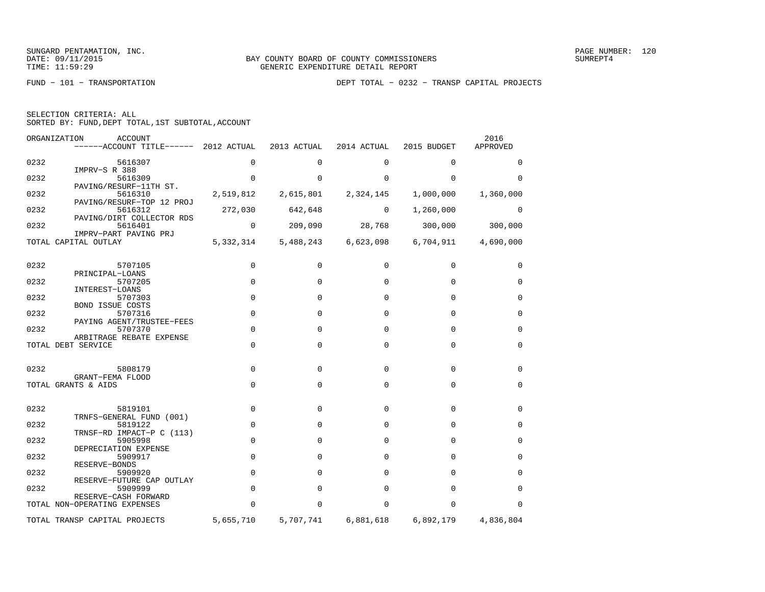BAY COUNTY BOARD OF COUNTY COMMISSIONERS
GENERIC EXPENDITURE DETAIL REPORT

FUND − 101 − TRANSPORTATION    DEPT TOTAL − 0232 − TRANSP CAPITAL PROJECTS

SELECTION CRITERIA: ALL
SORTED BY: FUND,DEPT TOTAL,1ST SUBTOTAL,ACCOUNT

| ORGANIZATION | ACCOUNT / ACCOUNT TITLE | 2012 ACTUAL | 2013 ACTUAL | 2014 ACTUAL | 2015 BUDGET | 2016 APPROVED |
|---|---|---|---|---|---|---|
| 0232 | 5616307 IMPRV−S R 388 | 0 | 0 | 0 | 0 | 0 |
| 0232 | 5616309 PAVING/RESURF−11TH ST. | 0 | 0 | 0 | 0 | 0 |
| 0232 | 5616310 PAVING/RESURF−TOP 12 PROJ | 2,519,812 | 2,615,801 | 2,324,145 | 1,000,000 | 1,360,000 |
| 0232 | 5616312 PAVING/DIRT COLLECTOR RDS | 272,030 | 642,648 | 0 | 1,260,000 | 0 |
| 0232 | 5616401 IMPRV−PART PAVING PRJ | 0 | 209,090 | 28,768 | 300,000 | 300,000 |
| TOTAL CAPITAL OUTLAY | | 5,332,314 | 5,488,243 | 6,623,098 | 6,704,911 | 4,690,000 |
| 0232 | 5707105 PRINCIPAL−LOANS | 0 | 0 | 0 | 0 | 0 |
| 0232 | 5707205 INTEREST−LOANS | 0 | 0 | 0 | 0 | 0 |
| 0232 | 5707303 BOND ISSUE COSTS | 0 | 0 | 0 | 0 | 0 |
| 0232 | 5707316 PAYING AGENT/TRUSTEE−FEES | 0 | 0 | 0 | 0 | 0 |
| 0232 | 5707370 ARBITRAGE REBATE EXPENSE | 0 | 0 | 0 | 0 | 0 |
| TOTAL DEBT SERVICE | | 0 | 0 | 0 | 0 | 0 |
| 0232 | 5808179 GRANT−FEMA FLOOD | 0 | 0 | 0 | 0 | 0 |
| TOTAL GRANTS & AIDS | | 0 | 0 | 0 | 0 | 0 |
| 0232 | 5819101 TRNFS−GENERAL FUND (001) | 0 | 0 | 0 | 0 | 0 |
| 0232 | 5819122 TRNSF−RD IMPACT−P C (113) | 0 | 0 | 0 | 0 | 0 |
| 0232 | 5905998 DEPRECIATION EXPENSE | 0 | 0 | 0 | 0 | 0 |
| 0232 | 5909917 RESERVE−BONDS | 0 | 0 | 0 | 0 | 0 |
| 0232 | 5909920 RESERVE−FUTURE CAP OUTLAY | 0 | 0 | 0 | 0 | 0 |
| 0232 | 5909999 RESERVE−CASH FORWARD | 0 | 0 | 0 | 0 | 0 |
| TOTAL NON−OPERATING EXPENSES | | 0 | 0 | 0 | 0 | 0 |
| TOTAL TRANSP CAPITAL PROJECTS | | 5,655,710 | 5,707,741 | 6,881,618 | 6,892,179 | 4,836,804 |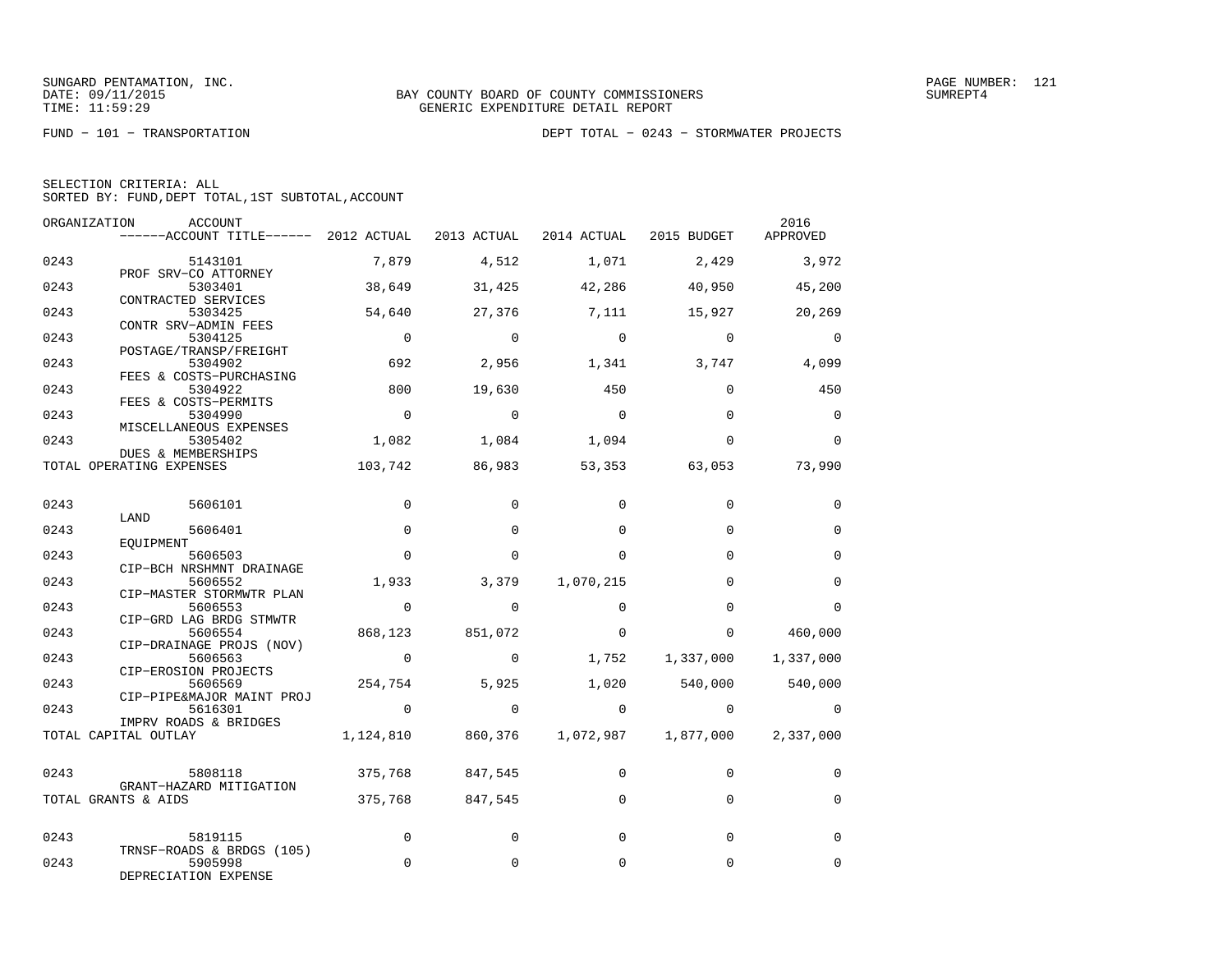SUNGARD PENTAMATION, INC.
DATE: 09/11/2015
TIME: 11:59:29

BAY COUNTY BOARD OF COUNTY COMMISSIONERS
GENERIC EXPENDITURE DETAIL REPORT

SUMREPT4

FUND − 101 − TRANSPORTATION

DEPT TOTAL − 0243 − STORMWATER PROJECTS

SELECTION CRITERIA: ALL
SORTED BY: FUND,DEPT TOTAL,1ST SUBTOTAL,ACCOUNT

| ORGANIZATION | ACCOUNT / ------ACCOUNT TITLE------ | 2012 ACTUAL | 2013 ACTUAL | 2014 ACTUAL | 2015 BUDGET | 2016 APPROVED |
|---|---|---|---|---|---|---|
| 0243 | 5143101 PROF SRV−CO ATTORNEY | 7,879 | 4,512 | 1,071 | 2,429 | 3,972 |
| 0243 | 5303401 CONTRACTED SERVICES | 38,649 | 31,425 | 42,286 | 40,950 | 45,200 |
| 0243 | 5303425 CONTR SRV−ADMIN FEES | 54,640 | 27,376 | 7,111 | 15,927 | 20,269 |
| 0243 | 5304125 POSTAGE/TRANSP/FREIGHT | 0 | 0 | 0 | 0 | 0 |
| 0243 | 5304902 FEES & COSTS−PURCHASING | 692 | 2,956 | 1,341 | 3,747 | 4,099 |
| 0243 | 5304922 FEES & COSTS−PERMITS | 800 | 19,630 | 450 | 0 | 450 |
| 0243 | 5304990 MISCELLANEOUS EXPENSES | 0 | 0 | 0 | 0 | 0 |
| 0243 | 5305402 DUES & MEMBERSHIPS | 1,082 | 1,084 | 1,094 | 0 | 0 |
| TOTAL OPERATING EXPENSES | | 103,742 | 86,983 | 53,353 | 63,053 | 73,990 |
| 0243 | 5606101 LAND | 0 | 0 | 0 | 0 | 0 |
| 0243 | 5606401 EQUIPMENT | 0 | 0 | 0 | 0 | 0 |
| 0243 | 5606503 CIP−BCH NRSHMNT DRAINAGE | 0 | 0 | 0 | 0 | 0 |
| 0243 | 5606552 CIP−MASTER STORMWTR PLAN | 1,933 | 3,379 | 1,070,215 | 0 | 0 |
| 0243 | 5606553 CIP−GRD LAG BRDG STMWTR | 0 | 0 | 0 | 0 | 0 |
| 0243 | 5606554 CIP−DRAINAGE PROJS (NOV) | 868,123 | 851,072 | 0 | 0 | 460,000 |
| 0243 | 5606563 CIP−EROSION PROJECTS | 0 | 0 | 1,752 | 1,337,000 | 1,337,000 |
| 0243 | 5606569 CIP−PIPE&MAJOR MAINT PROJ | 254,754 | 5,925 | 1,020 | 540,000 | 540,000 |
| 0243 | 5616301 IMPRV ROADS & BRIDGES | 0 | 0 | 0 | 0 | 0 |
| TOTAL CAPITAL OUTLAY | | 1,124,810 | 860,376 | 1,072,987 | 1,877,000 | 2,337,000 |
| 0243 | 5808118 GRANT−HAZARD MITIGATION | 375,768 | 847,545 | 0 | 0 | 0 |
| TOTAL GRANTS & AIDS | | 375,768 | 847,545 | 0 | 0 | 0 |
| 0243 | 5819115 TRNSF−ROADS & BRDGS (105) | 0 | 0 | 0 | 0 | 0 |
| 0243 | 5905998 DEPRECIATION EXPENSE | 0 | 0 | 0 | 0 | 0 |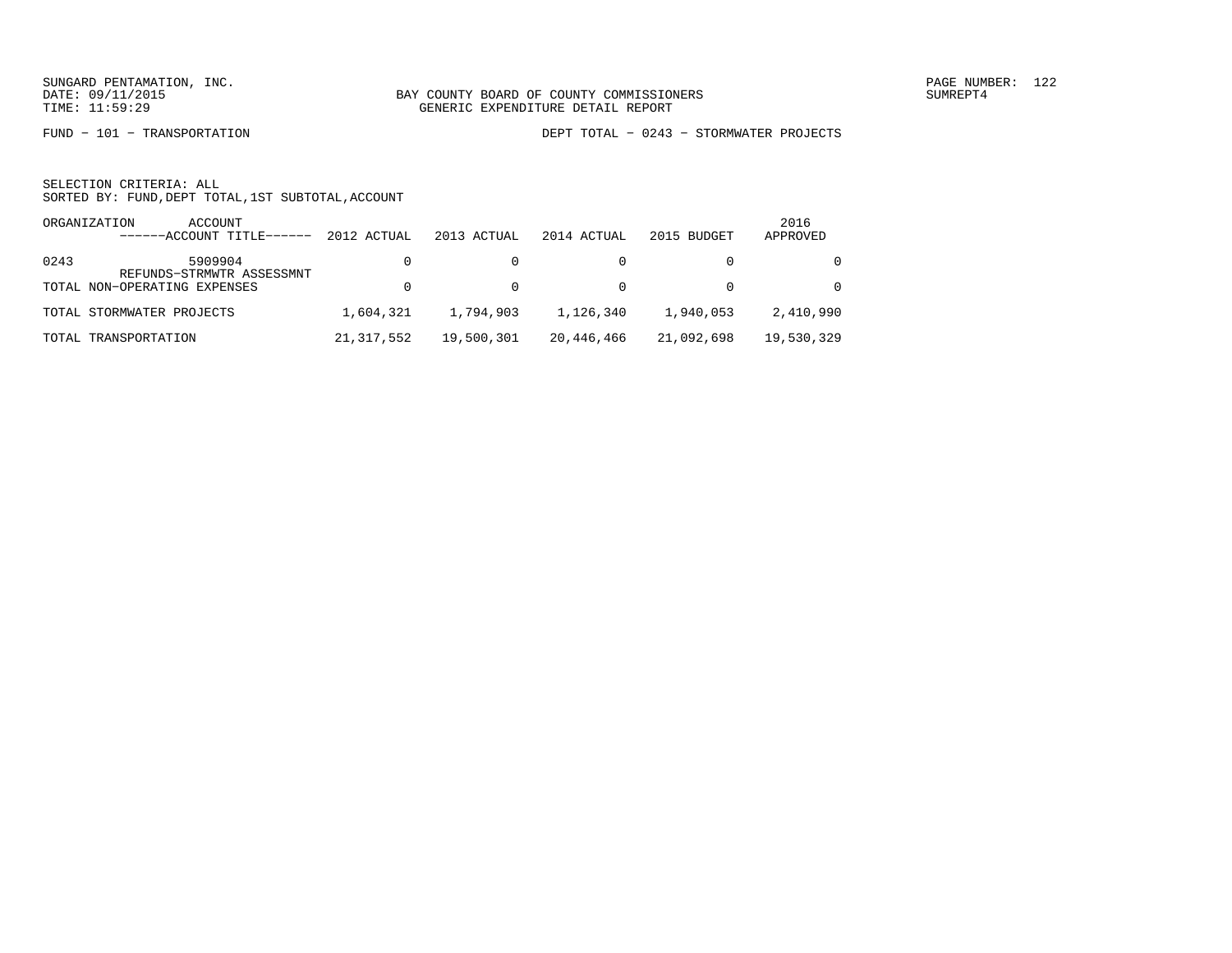BAY COUNTY BOARD OF COUNTY COMMISSIONERS
GENERIC EXPENDITURE DETAIL REPORT

FUND − 101 − TRANSPORTATION

DEPT TOTAL − 0243 − STORMWATER PROJECTS

SELECTION CRITERIA: ALL
SORTED BY: FUND,DEPT TOTAL,1ST SUBTOTAL,ACCOUNT

| ORGANIZATION | ACCOUNT ------ACCOUNT TITLE------ | 2012 ACTUAL | 2013 ACTUAL | 2014 ACTUAL | 2015 BUDGET | 2016 APPROVED |
|---|---|---|---|---|---|---|
| 0243 | 5909904 REFUNDS−STRMWTR ASSESSMNT | 0 | 0 | 0 | 0 | 0 |
| TOTAL NON−OPERATING EXPENSES | | 0 | 0 | 0 | 0 | 0 |
| TOTAL STORMWATER PROJECTS | | 1,604,321 | 1,794,903 | 1,126,340 | 1,940,053 | 2,410,990 |
| TOTAL TRANSPORTATION | | 21,317,552 | 19,500,301 | 20,446,466 | 21,092,698 | 19,530,329 |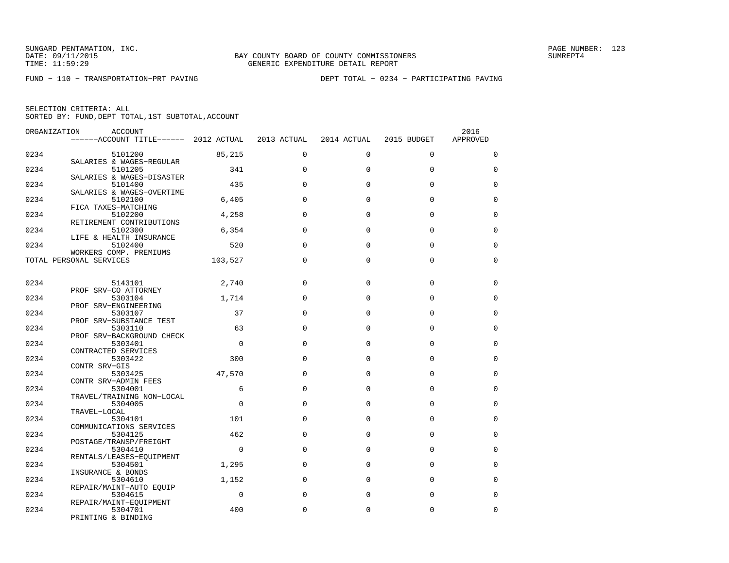SUNGARD PENTAMATION, INC.
DATE: 09/11/2015
TIME: 11:59:29

BAY COUNTY BOARD OF COUNTY COMMISSIONERS
GENERIC EXPENDITURE DETAIL REPORT

PAGE NUMBER: 123
SUMREPT4

FUND − 110 − TRANSPORTATION−PRT PAVING

DEPT TOTAL − 0234 − PARTICIPATING PAVING

SELECTION CRITERIA: ALL
SORTED BY: FUND,DEPT TOTAL,1ST SUBTOTAL,ACCOUNT

| ORGANIZATION | ACCOUNT / ACCOUNT TITLE | 2012 ACTUAL | 2013 ACTUAL | 2014 ACTUAL | 2015 BUDGET | 2016 APPROVED |
|---|---|---|---|---|---|---|
| 0234 | 5101200 SALARIES & WAGES−REGULAR | 85,215 | 0 | 0 | 0 | 0 |
| 0234 | 5101205 SALARIES & WAGES−DISASTER | 341 | 0 | 0 | 0 | 0 |
| 0234 | 5101400 SALARIES & WAGES−OVERTIME | 435 | 0 | 0 | 0 | 0 |
| 0234 | 5102100 FICA TAXES−MATCHING | 6,405 | 0 | 0 | 0 | 0 |
| 0234 | 5102200 RETIREMENT CONTRIBUTIONS | 4,258 | 0 | 0 | 0 | 0 |
| 0234 | 5102300 LIFE & HEALTH INSURANCE | 6,354 | 0 | 0 | 0 | 0 |
| 0234 | 5102400 WORKERS COMP. PREMIUMS | 520 | 0 | 0 | 0 | 0 |
| TOTAL PERSONAL SERVICES | | 103,527 | 0 | 0 | 0 | 0 |
| 0234 | 5143101 PROF SRV−CO ATTORNEY | 2,740 | 0 | 0 | 0 | 0 |
| 0234 | 5303104 PROF SRV−ENGINEERING | 1,714 | 0 | 0 | 0 | 0 |
| 0234 | 5303107 PROF SRV−SUBSTANCE TEST | 37 | 0 | 0 | 0 | 0 |
| 0234 | 5303110 PROF SRV−BACKGROUND CHECK | 63 | 0 | 0 | 0 | 0 |
| 0234 | 5303401 CONTRACTED SERVICES | 0 | 0 | 0 | 0 | 0 |
| 0234 | 5303422 CONTR SRV−GIS | 300 | 0 | 0 | 0 | 0 |
| 0234 | 5303425 CONTR SRV−ADMIN FEES | 47,570 | 0 | 0 | 0 | 0 |
| 0234 | 5304001 TRAVEL/TRAINING NON−LOCAL | 6 | 0 | 0 | 0 | 0 |
| 0234 | 5304005 TRAVEL−LOCAL | 0 | 0 | 0 | 0 | 0 |
| 0234 | 5304101 COMMUNICATIONS SERVICES | 101 | 0 | 0 | 0 | 0 |
| 0234 | 5304125 POSTAGE/TRANSP/FREIGHT | 462 | 0 | 0 | 0 | 0 |
| 0234 | 5304410 RENTALS/LEASES−EQUIPMENT | 0 | 0 | 0 | 0 | 0 |
| 0234 | 5304501 INSURANCE & BONDS | 1,295 | 0 | 0 | 0 | 0 |
| 0234 | 5304610 REPAIR/MAINT−AUTO EQUIP | 1,152 | 0 | 0 | 0 | 0 |
| 0234 | 5304615 REPAIR/MAINT−EQUIPMENT | 0 | 0 | 0 | 0 | 0 |
| 0234 | 5304701 PRINTING & BINDING | 400 | 0 | 0 | 0 | 0 |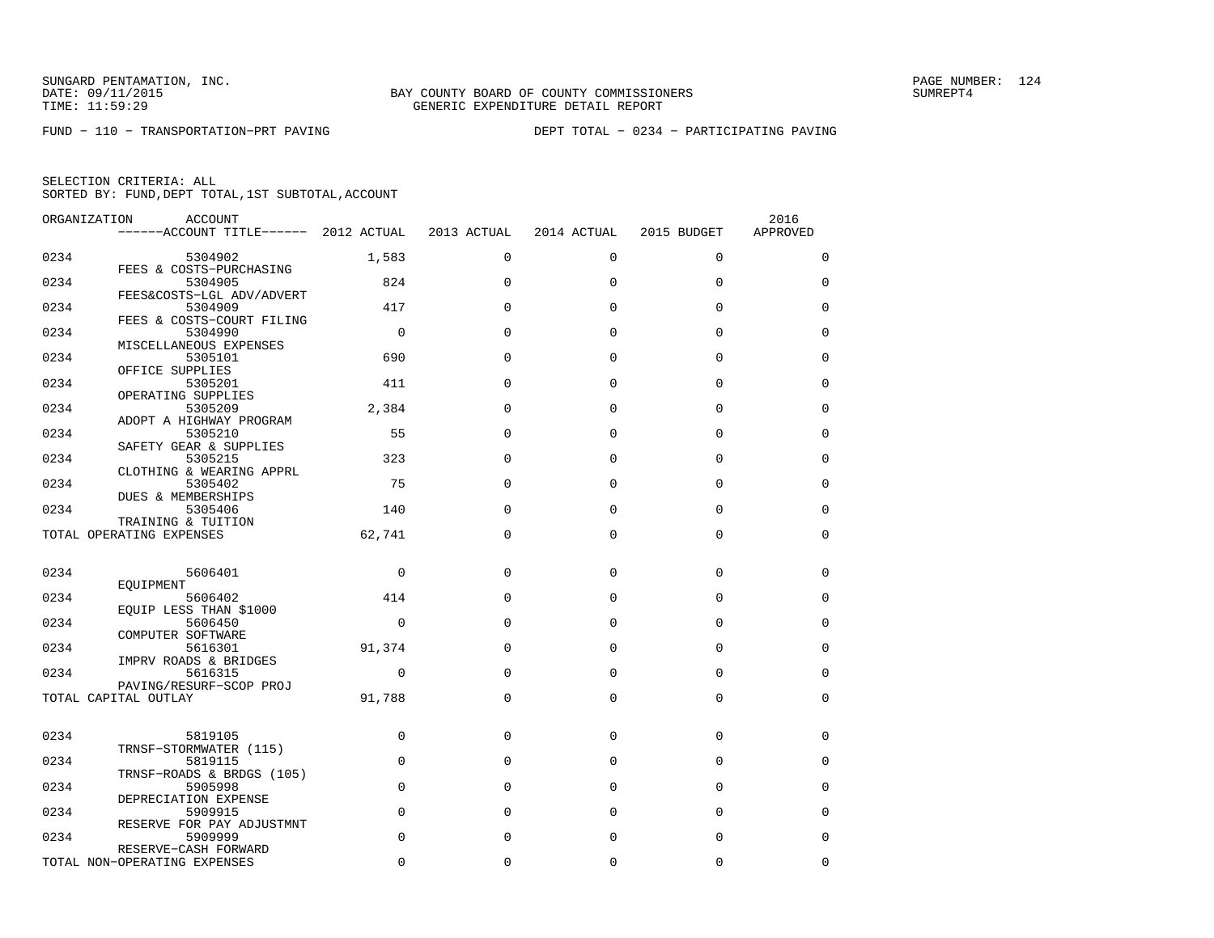FUND − 110 − TRANSPORTATION−PRT PAVING

DEPT TOTAL − 0234 − PARTICIPATING PAVING

SELECTION CRITERIA: ALL
SORTED BY: FUND,DEPT TOTAL,1ST SUBTOTAL,ACCOUNT

| ORGANIZATION | ACCOUNT / ACCOUNT TITLE | 2012 ACTUAL | 2013 ACTUAL | 2014 ACTUAL | 2015 BUDGET | 2016 APPROVED |
|---|---|---|---|---|---|---|
| 0234 | 5304902 FEES & COSTS−PURCHASING | 1,583 | 0 | 0 | 0 | 0 |
| 0234 | 5304905 FEES&COSTS−LGL ADV/ADVERT | 824 | 0 | 0 | 0 | 0 |
| 0234 | 5304909 FEES & COSTS−COURT FILING | 417 | 0 | 0 | 0 | 0 |
| 0234 | 5304990 MISCELLANEOUS EXPENSES | 0 | 0 | 0 | 0 | 0 |
| 0234 | 5305101 OFFICE SUPPLIES | 690 | 0 | 0 | 0 | 0 |
| 0234 | 5305201 OPERATING SUPPLIES | 411 | 0 | 0 | 0 | 0 |
| 0234 | 5305209 ADOPT A HIGHWAY PROGRAM | 2,384 | 0 | 0 | 0 | 0 |
| 0234 | 5305210 SAFETY GEAR & SUPPLIES | 55 | 0 | 0 | 0 | 0 |
| 0234 | 5305215 CLOTHING & WEARING APPRL | 323 | 0 | 0 | 0 | 0 |
| 0234 | 5305402 DUES & MEMBERSHIPS | 75 | 0 | 0 | 0 | 0 |
| 0234 | 5305406 TRAINING & TUITION | 140 | 0 | 0 | 0 | 0 |
| TOTAL OPERATING EXPENSES | | 62,741 | 0 | 0 | 0 | 0 |
| 0234 | 5606401 EQUIPMENT | 0 | 0 | 0 | 0 | 0 |
| 0234 | 5606402 EQUIP LESS THAN $1000 | 414 | 0 | 0 | 0 | 0 |
| 0234 | 5606450 COMPUTER SOFTWARE | 0 | 0 | 0 | 0 | 0 |
| 0234 | 5616301 IMPRV ROADS & BRIDGES | 91,374 | 0 | 0 | 0 | 0 |
| 0234 | 5616315 PAVING/RESURF−SCOP PROJ | 0 | 0 | 0 | 0 | 0 |
| TOTAL CAPITAL OUTLAY | | 91,788 | 0 | 0 | 0 | 0 |
| 0234 | 5819105 TRNSF−STORMWATER (115) | 0 | 0 | 0 | 0 | 0 |
| 0234 | 5819115 TRNSF−ROADS & BRDGS (105) | 0 | 0 | 0 | 0 | 0 |
| 0234 | 5905998 DEPRECIATION EXPENSE | 0 | 0 | 0 | 0 | 0 |
| 0234 | 5909915 RESERVE FOR PAY ADJUSTMNT | 0 | 0 | 0 | 0 | 0 |
| 0234 | 5909999 RESERVE−CASH FORWARD | 0 | 0 | 0 | 0 | 0 |
| TOTAL NON−OPERATING EXPENSES | | 0 | 0 | 0 | 0 | 0 |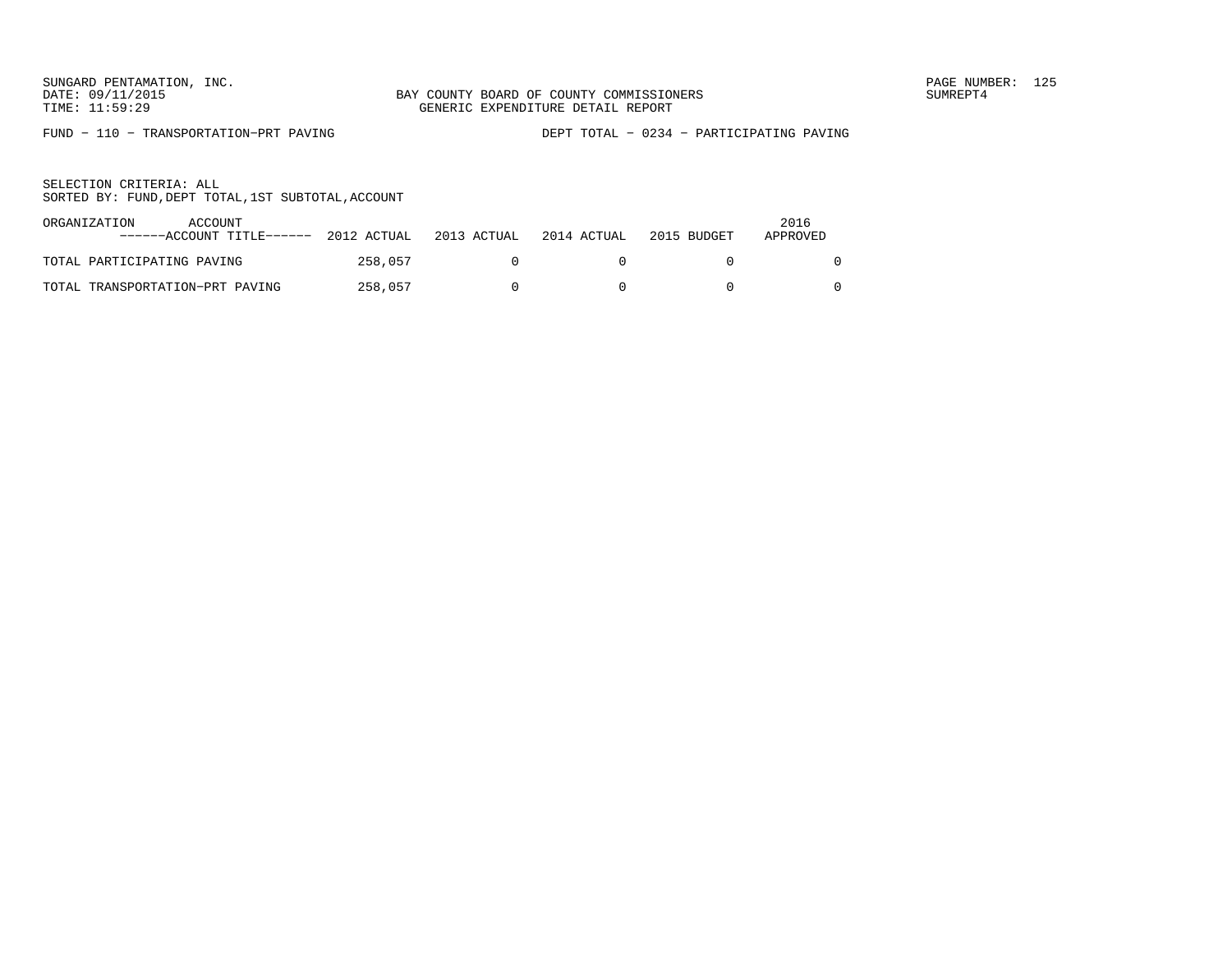SUNGARD PENTAMATION, INC.
DATE: 09/11/2015
TIME: 11:59:29

BAY COUNTY BOARD OF COUNTY COMMISSIONERS
GENERIC EXPENDITURE DETAIL REPORT

SUMREPT4

FUND − 110 − TRANSPORTATION−PRT PAVING

DEPT TOTAL − 0234 − PARTICIPATING PAVING

SELECTION CRITERIA: ALL
SORTED BY: FUND,DEPT TOTAL,1ST SUBTOTAL,ACCOUNT

| ORGANIZATION ACCOUNT ------ACCOUNT TITLE------ | 2012 ACTUAL | 2013 ACTUAL | 2014 ACTUAL | 2015 BUDGET | 2016 APPROVED |
|---|---|---|---|---|---|
| TOTAL PARTICIPATING PAVING | 258,057 | 0 | 0 | 0 | 0 |
| TOTAL TRANSPORTATION−PRT PAVING | 258,057 | 0 | 0 | 0 | 0 |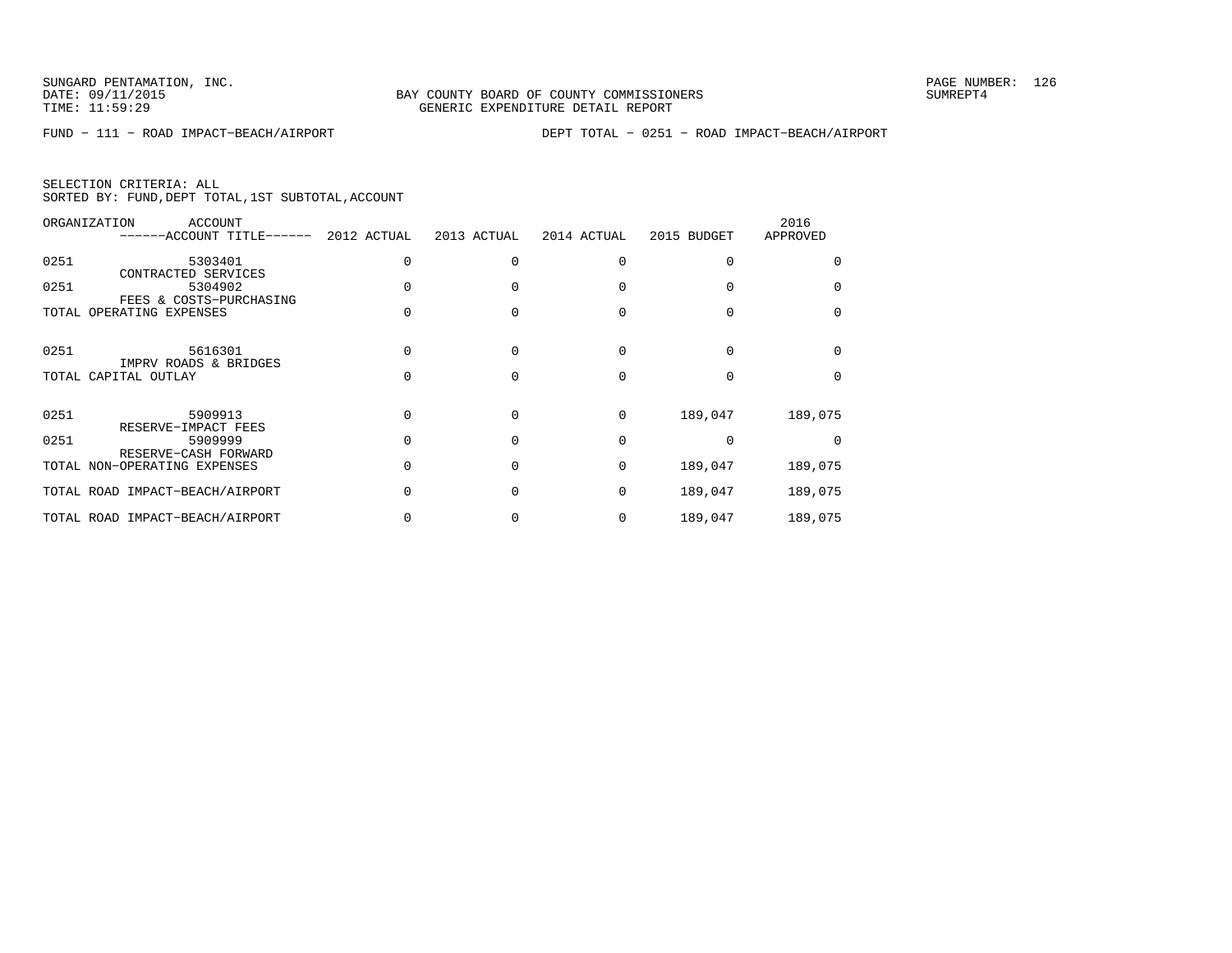BAY COUNTY BOARD OF COUNTY COMMISSIONERS
GENERIC EXPENDITURE DETAIL REPORT

SUNGARD PENTAMATION, INC.
DATE: 09/11/2015
TIME: 11:59:29

PAGE NUMBER: 126
SUMREPT4

FUND - 111 - ROAD IMPACT-BEACH/AIRPORT          DEPT TOTAL - 0251 - ROAD IMPACT-BEACH/AIRPORT

SELECTION CRITERIA: ALL
SORTED BY: FUND,DEPT TOTAL,1ST SUBTOTAL,ACCOUNT

| ORGANIZATION | ACCOUNT / ------ACCOUNT TITLE------ | 2012 ACTUAL | 2013 ACTUAL | 2014 ACTUAL | 2015 BUDGET | 2016 APPROVED |
|---|---|---|---|---|---|---|
| 0251 | 5303401 CONTRACTED SERVICES | 0 | 0 | 0 | 0 | 0 |
| 0251 | 5304902 FEES & COSTS-PURCHASING | 0 | 0 | 0 | 0 | 0 |
| TOTAL OPERATING EXPENSES | | 0 | 0 | 0 | 0 | 0 |
| 0251 | 5616301 IMPRV ROADS & BRIDGES | 0 | 0 | 0 | 0 | 0 |
| TOTAL CAPITAL OUTLAY | | 0 | 0 | 0 | 0 | 0 |
| 0251 | 5909913 RESERVE-IMPACT FEES | 0 | 0 | 0 | 189,047 | 189,075 |
| 0251 | 5909999 RESERVE-CASH FORWARD | 0 | 0 | 0 | 0 | 0 |
| TOTAL NON-OPERATING EXPENSES | | 0 | 0 | 0 | 189,047 | 189,075 |
| TOTAL ROAD IMPACT-BEACH/AIRPORT | | 0 | 0 | 0 | 189,047 | 189,075 |
| TOTAL ROAD IMPACT-BEACH/AIRPORT | | 0 | 0 | 0 | 189,047 | 189,075 |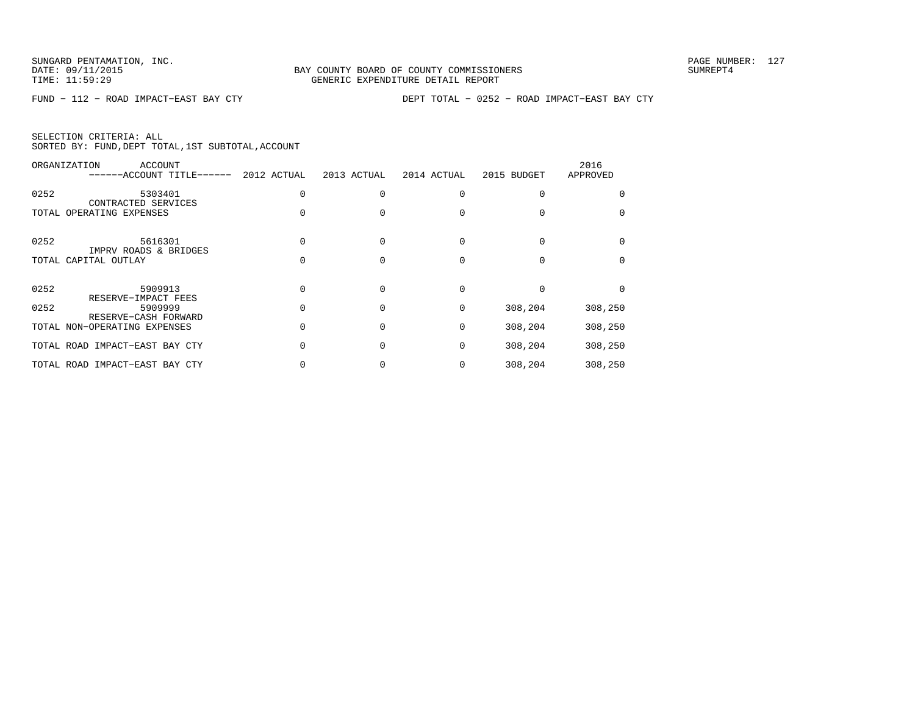BAY COUNTY BOARD OF COUNTY COMMISSIONERS
GENERIC EXPENDITURE DETAIL REPORT

FUND − 112 − ROAD IMPACT−EAST BAY CTY

DEPT TOTAL − 0252 − ROAD IMPACT−EAST BAY CTY

SELECTION CRITERIA: ALL
SORTED BY: FUND,DEPT TOTAL,1ST SUBTOTAL,ACCOUNT

| ORGANIZATION | ACCOUNT / ------ACCOUNT TITLE------ | 2012 ACTUAL | 2013 ACTUAL | 2014 ACTUAL | 2015 BUDGET | 2016 APPROVED |
|---|---|---|---|---|---|---|
| 0252 | 5303401 CONTRACTED SERVICES | 0 | 0 | 0 | 0 | 0 |
| TOTAL OPERATING EXPENSES | | 0 | 0 | 0 | 0 | 0 |
| 0252 | 5616301 IMPRV ROADS & BRIDGES | 0 | 0 | 0 | 0 | 0 |
| TOTAL CAPITAL OUTLAY | | 0 | 0 | 0 | 0 | 0 |
| 0252 | 5909913 RESERVE−IMPACT FEES | 0 | 0 | 0 | 0 | 0 |
| 0252 | 5909999 RESERVE−CASH FORWARD | 0 | 0 | 0 | 308,204 | 308,250 |
| TOTAL NON−OPERATING EXPENSES | | 0 | 0 | 0 | 308,204 | 308,250 |
| TOTAL ROAD IMPACT−EAST BAY CTY | | 0 | 0 | 0 | 308,204 | 308,250 |
| TOTAL ROAD IMPACT−EAST BAY CTY | | 0 | 0 | 0 | 308,204 | 308,250 |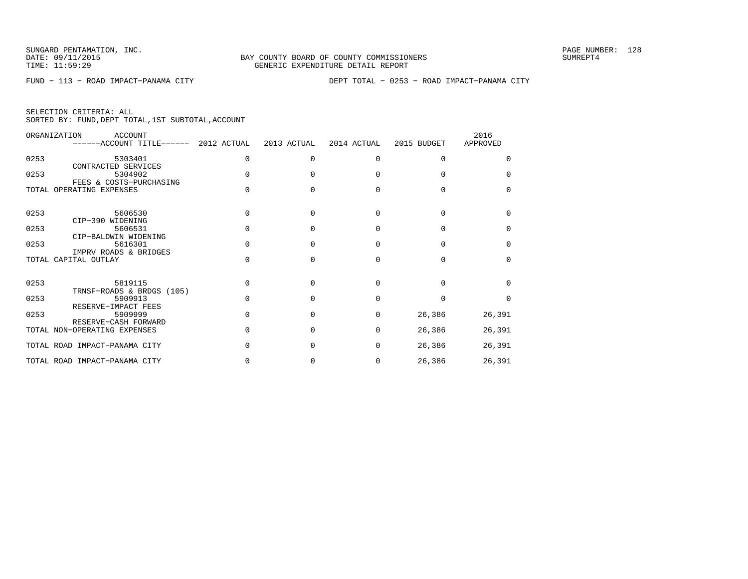BAY COUNTY BOARD OF COUNTY COMMISSIONERS
GENERIC EXPENDITURE DETAIL REPORT

FUND − 113 − ROAD IMPACT−PANAMA CITY

DEPT TOTAL − 0253 − ROAD IMPACT−PANAMA CITY

SELECTION CRITERIA: ALL
SORTED BY: FUND,DEPT TOTAL,1ST SUBTOTAL,ACCOUNT

| ORGANIZATION | ACCOUNT / ACCOUNT TITLE | 2012 ACTUAL | 2013 ACTUAL | 2014 ACTUAL | 2015 BUDGET | 2016 APPROVED |
|---|---|---|---|---|---|---|
| 0253 | 5303401 CONTRACTED SERVICES | 0 | 0 | 0 | 0 | 0 |
| 0253 | 5304902 FEES & COSTS−PURCHASING | 0 | 0 | 0 | 0 | 0 |
| TOTAL OPERATING EXPENSES | | 0 | 0 | 0 | 0 | 0 |
| 0253 | 5606530 CIP−390 WIDENING | 0 | 0 | 0 | 0 | 0 |
| 0253 | 5606531 CIP−BALDWIN WIDENING | 0 | 0 | 0 | 0 | 0 |
| 0253 | 5616301 IMPRV ROADS & BRIDGES | 0 | 0 | 0 | 0 | 0 |
| TOTAL CAPITAL OUTLAY | | 0 | 0 | 0 | 0 | 0 |
| 0253 | 5819115 TRNSF−ROADS & BRDGS (105) | 0 | 0 | 0 | 0 | 0 |
| 0253 | 5909913 RESERVE−IMPACT FEES | 0 | 0 | 0 | 0 | 0 |
| 0253 | 5909999 RESERVE−CASH FORWARD | 0 | 0 | 0 | 26,386 | 26,391 |
| TOTAL NON−OPERATING EXPENSES | | 0 | 0 | 0 | 26,386 | 26,391 |
| TOTAL ROAD IMPACT−PANAMA CITY | | 0 | 0 | 0 | 26,386 | 26,391 |
| TOTAL ROAD IMPACT−PANAMA CITY | | 0 | 0 | 0 | 26,386 | 26,391 |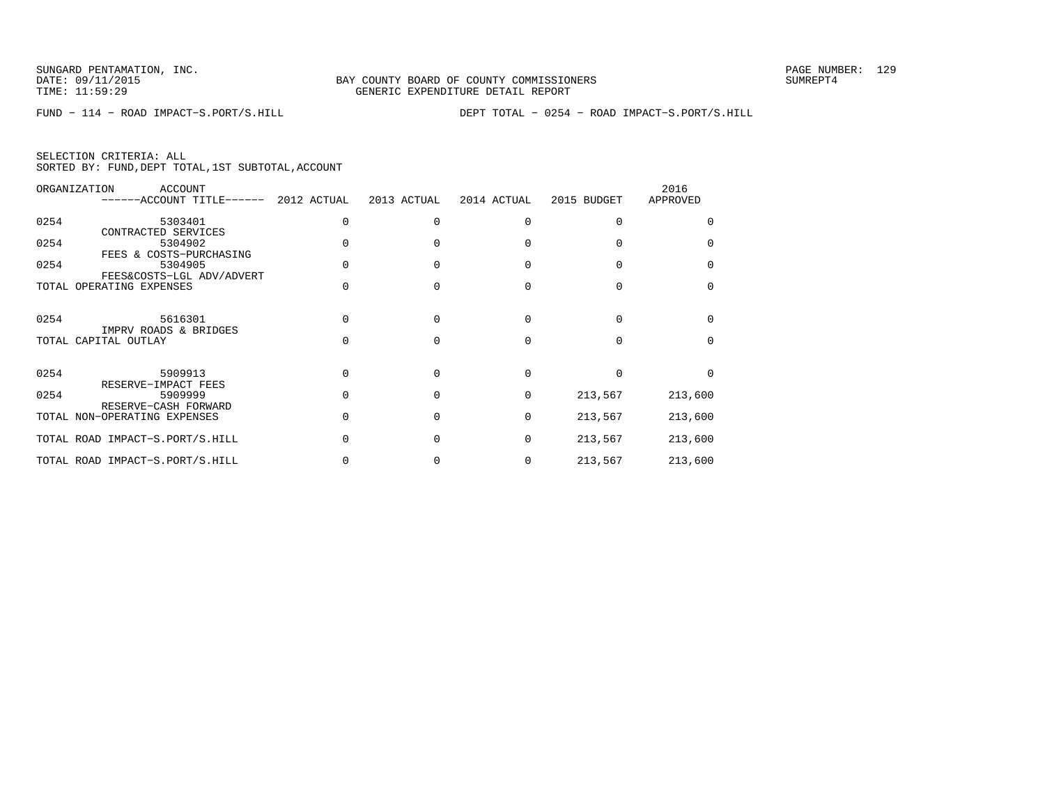SUNGARD PENTAMATION, INC.
DATE: 09/11/2015
TIME: 11:59:29

BAY COUNTY BOARD OF COUNTY COMMISSIONERS
GENERIC EXPENDITURE DETAIL REPORT

PAGE NUMBER: 129
SUMREPT4

FUND − 114 − ROAD IMPACT−S.PORT/S.HILL

DEPT TOTAL − 0254 − ROAD IMPACT−S.PORT/S.HILL

SELECTION CRITERIA: ALL
SORTED BY: FUND,DEPT TOTAL,1ST SUBTOTAL,ACCOUNT

| ORGANIZATION | ACCOUNT ------ACCOUNT TITLE------ | 2012 ACTUAL | 2013 ACTUAL | 2014 ACTUAL | 2015 BUDGET | 2016 APPROVED |
|---|---|---|---|---|---|---|
| 0254 | 5303401 CONTRACTED SERVICES | 0 | 0 | 0 | 0 | 0 |
| 0254 | 5304902 FEES & COSTS−PURCHASING | 0 | 0 | 0 | 0 | 0 |
| 0254 | 5304905 FEES&COSTS−LGL ADV/ADVERT | 0 | 0 | 0 | 0 | 0 |
| TOTAL OPERATING EXPENSES | | 0 | 0 | 0 | 0 | 0 |
| 0254 | 5616301 IMPRV ROADS & BRIDGES | 0 | 0 | 0 | 0 | 0 |
| TOTAL CAPITAL OUTLAY | | 0 | 0 | 0 | 0 | 0 |
| 0254 | 5909913 RESERVE−IMPACT FEES | 0 | 0 | 0 | 0 | 0 |
| 0254 | 5909999 RESERVE−CASH FORWARD | 0 | 0 | 0 | 213,567 | 213,600 |
| TOTAL NON−OPERATING EXPENSES | | 0 | 0 | 0 | 213,567 | 213,600 |
| TOTAL ROAD IMPACT−S.PORT/S.HILL | | 0 | 0 | 0 | 213,567 | 213,600 |
| TOTAL ROAD IMPACT−S.PORT/S.HILL | | 0 | 0 | 0 | 213,567 | 213,600 |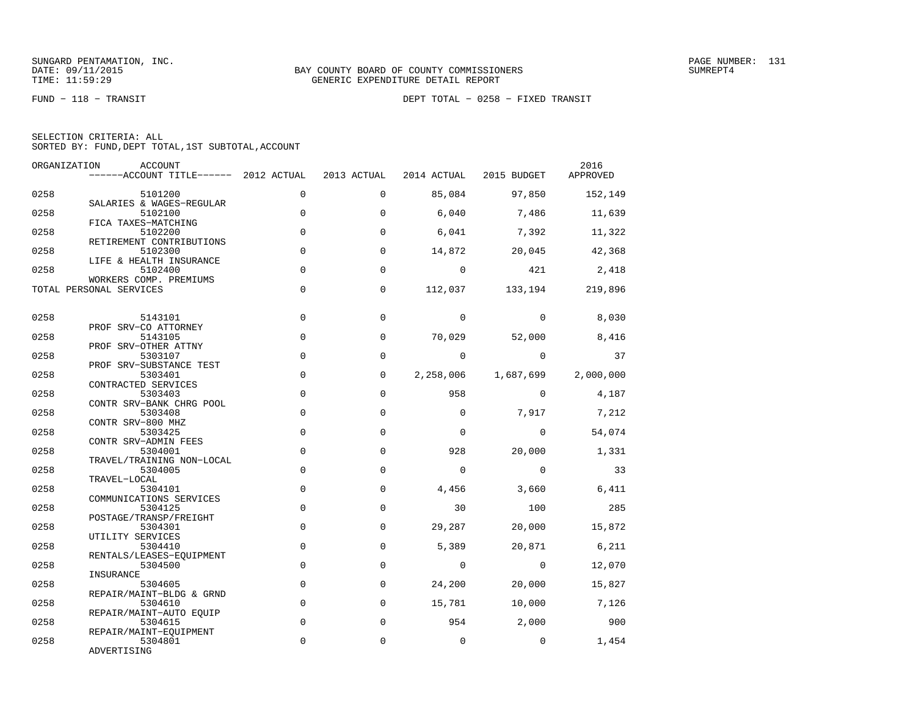SUNGARD PENTAMATION, INC.
DATE: 09/11/2015
TIME: 11:59:29

BAY COUNTY BOARD OF COUNTY COMMISSIONERS
GENERIC EXPENDITURE DETAIL REPORT

PAGE NUMBER: 131
SUMREPT4

FUND - 118 - TRANSIT

DEPT TOTAL - 0258 - FIXED TRANSIT

SELECTION CRITERIA: ALL
SORTED BY: FUND,DEPT TOTAL,1ST SUBTOTAL,ACCOUNT

| ORGANIZATION | ACCOUNT / ------ACCOUNT TITLE------ | 2012 ACTUAL | 2013 ACTUAL | 2014 ACTUAL | 2015 BUDGET | 2016 APPROVED |
|---|---|---|---|---|---|---|
| 0258 | 5101200 SALARIES & WAGES-REGULAR | 0 | 0 | 85,084 | 97,850 | 152,149 |
| 0258 | 5102100 FICA TAXES-MATCHING | 0 | 0 | 6,040 | 7,486 | 11,639 |
| 0258 | 5102200 RETIREMENT CONTRIBUTIONS | 0 | 0 | 6,041 | 7,392 | 11,322 |
| 0258 | 5102300 LIFE & HEALTH INSURANCE | 0 | 0 | 14,872 | 20,045 | 42,368 |
| 0258 | 5102400 WORKERS COMP. PREMIUMS | 0 | 0 | 0 | 421 | 2,418 |
| TOTAL PERSONAL SERVICES | | 0 | 0 | 112,037 | 133,194 | 219,896 |
| 0258 | 5143101 PROF SRV-CO ATTORNEY | 0 | 0 | 0 | 0 | 8,030 |
| 0258 | 5143105 PROF SRV-OTHER ATTNY | 0 | 0 | 70,029 | 52,000 | 8,416 |
| 0258 | 5303107 PROF SRV-SUBSTANCE TEST | 0 | 0 | 0 | 0 | 37 |
| 0258 | 5303401 CONTRACTED SERVICES | 0 | 0 | 2,258,006 | 1,687,699 | 2,000,000 |
| 0258 | 5303403 CONTR SRV-BANK CHRG POOL | 0 | 0 | 958 | 0 | 4,187 |
| 0258 | 5303408 CONTR SRV-800 MHZ | 0 | 0 | 0 | 7,917 | 7,212 |
| 0258 | 5303425 CONTR SRV-ADMIN FEES | 0 | 0 | 0 | 0 | 54,074 |
| 0258 | 5304001 TRAVEL/TRAINING NON-LOCAL | 0 | 0 | 928 | 20,000 | 1,331 |
| 0258 | 5304005 TRAVEL-LOCAL | 0 | 0 | 0 | 0 | 33 |
| 0258 | 5304101 COMMUNICATIONS SERVICES | 0 | 0 | 4,456 | 3,660 | 6,411 |
| 0258 | 5304125 POSTAGE/TRANSP/FREIGHT | 0 | 0 | 30 | 100 | 285 |
| 0258 | 5304301 UTILITY SERVICES | 0 | 0 | 29,287 | 20,000 | 15,872 |
| 0258 | 5304410 RENTALS/LEASES-EQUIPMENT | 0 | 0 | 5,389 | 20,871 | 6,211 |
| 0258 | 5304500 INSURANCE | 0 | 0 | 0 | 0 | 12,070 |
| 0258 | 5304605 REPAIR/MAINT-BLDG & GRND | 0 | 0 | 24,200 | 20,000 | 15,827 |
| 0258 | 5304610 REPAIR/MAINT-AUTO EQUIP | 0 | 0 | 15,781 | 10,000 | 7,126 |
| 0258 | 5304615 REPAIR/MAINT-EQUIPMENT | 0 | 0 | 954 | 2,000 | 900 |
| 0258 | 5304801 ADVERTISING | 0 | 0 | 0 | 0 | 1,454 |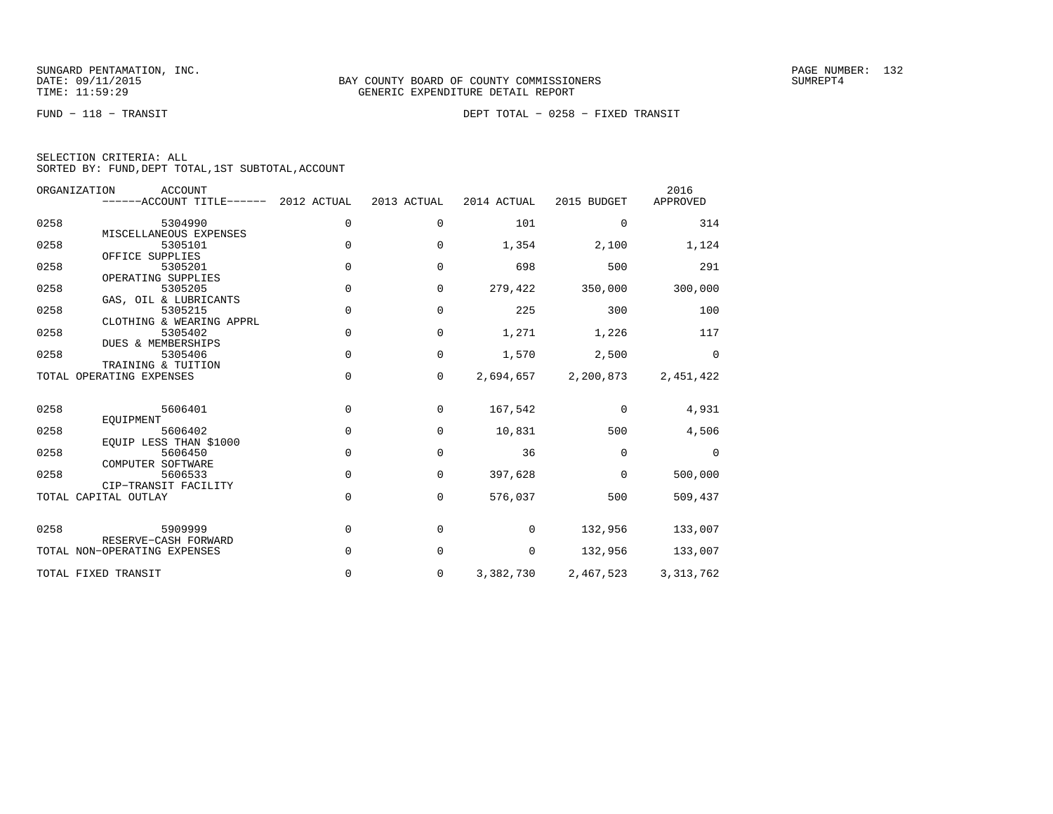BAY COUNTY BOARD OF COUNTY COMMISSIONERS
GENERIC EXPENDITURE DETAIL REPORT

FUND − 118 − TRANSIT

DEPT TOTAL − 0258 − FIXED TRANSIT

SELECTION CRITERIA: ALL
SORTED BY: FUND,DEPT TOTAL,1ST SUBTOTAL,ACCOUNT

| ORGANIZATION | ACCOUNT / ACCOUNT TITLE | 2012 ACTUAL | 2013 ACTUAL | 2014 ACTUAL | 2015 BUDGET | 2016 APPROVED |
|---|---|---|---|---|---|---|
| 0258 | 5304990 MISCELLANEOUS EXPENSES | 0 | 0 | 101 | 0 | 314 |
| 0258 | 5305101 OFFICE SUPPLIES | 0 | 0 | 1,354 | 2,100 | 1,124 |
| 0258 | 5305201 OPERATING SUPPLIES | 0 | 0 | 698 | 500 | 291 |
| 0258 | 5305205 GAS, OIL & LUBRICANTS | 0 | 0 | 279,422 | 350,000 | 300,000 |
| 0258 | 5305215 CLOTHING & WEARING APPRL | 0 | 0 | 225 | 300 | 100 |
| 0258 | 5305402 DUES & MEMBERSHIPS | 0 | 0 | 1,271 | 1,226 | 117 |
| 0258 | 5305406 TRAINING & TUITION | 0 | 0 | 1,570 | 2,500 | 0 |
| TOTAL OPERATING EXPENSES | | 0 | 0 | 2,694,657 | 2,200,873 | 2,451,422 |
| 0258 | 5606401 EQUIPMENT | 0 | 0 | 167,542 | 0 | 4,931 |
| 0258 | 5606402 EQUIP LESS THAN $1000 | 0 | 0 | 10,831 | 500 | 4,506 |
| 0258 | 5606450 COMPUTER SOFTWARE | 0 | 0 | 36 | 0 | 0 |
| 0258 | 5606533 CIP−TRANSIT FACILITY | 0 | 0 | 397,628 | 0 | 500,000 |
| TOTAL CAPITAL OUTLAY | | 0 | 0 | 576,037 | 500 | 509,437 |
| 0258 | 5909999 RESERVE−CASH FORWARD | 0 | 0 | 0 | 132,956 | 133,007 |
| TOTAL NON−OPERATING EXPENSES | | 0 | 0 | 0 | 132,956 | 133,007 |
| TOTAL FIXED TRANSIT | | 0 | 0 | 3,382,730 | 2,467,523 | 3,313,762 |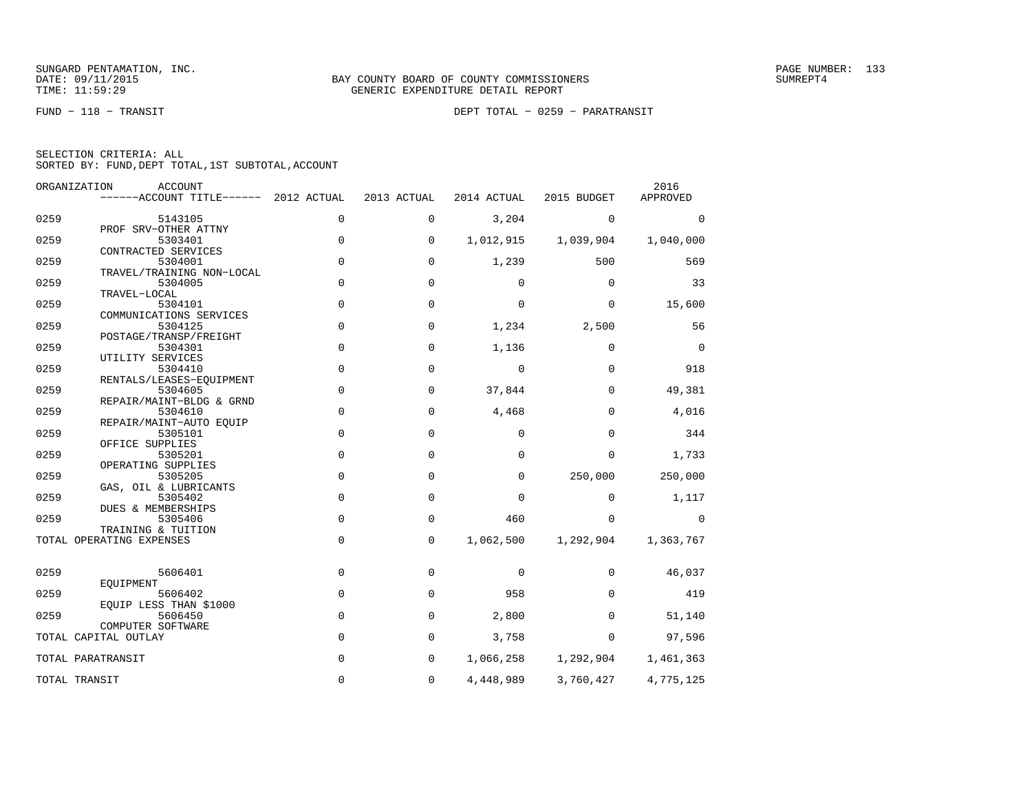SUNGARD PENTAMATION, INC.
DATE: 09/11/2015
TIME: 11:59:29

BAY COUNTY BOARD OF COUNTY COMMISSIONERS
GENERIC EXPENDITURE DETAIL REPORT

SUMREPT4

FUND − 118 − TRANSIT

DEPT TOTAL − 0259 − PARATRANSIT

SELECTION CRITERIA: ALL
SORTED BY: FUND,DEPT TOTAL,1ST SUBTOTAL,ACCOUNT

| ORGANIZATION | ACCOUNT / ACCOUNT TITLE | 2012 ACTUAL | 2013 ACTUAL | 2014 ACTUAL | 2015 BUDGET | 2016 APPROVED |
|---|---|---|---|---|---|---|
| 0259 | 5143105 PROF SRV−OTHER ATTNY | 0 | 0 | 3,204 | 0 | 0 |
| 0259 | 5303401 CONTRACTED SERVICES | 0 | 0 | 1,012,915 | 1,039,904 | 1,040,000 |
| 0259 | 5304001 TRAVEL/TRAINING NON−LOCAL | 0 | 0 | 1,239 | 500 | 569 |
| 0259 | 5304005 TRAVEL−LOCAL | 0 | 0 | 0 | 0 | 33 |
| 0259 | 5304101 COMMUNICATIONS SERVICES | 0 | 0 | 0 | 0 | 15,600 |
| 0259 | 5304125 POSTAGE/TRANSP/FREIGHT | 0 | 0 | 1,234 | 2,500 | 56 |
| 0259 | 5304301 UTILITY SERVICES | 0 | 0 | 1,136 | 0 | 0 |
| 0259 | 5304410 RENTALS/LEASES−EQUIPMENT | 0 | 0 | 0 | 0 | 918 |
| 0259 | 5304605 REPAIR/MAINT−BLDG & GRND | 0 | 0 | 37,844 | 0 | 49,381 |
| 0259 | 5304610 REPAIR/MAINT−AUTO EQUIP | 0 | 0 | 4,468 | 0 | 4,016 |
| 0259 | 5305101 OFFICE SUPPLIES | 0 | 0 | 0 | 0 | 344 |
| 0259 | 5305201 OPERATING SUPPLIES | 0 | 0 | 0 | 0 | 1,733 |
| 0259 | 5305205 GAS, OIL & LUBRICANTS | 0 | 0 | 0 | 250,000 | 250,000 |
| 0259 | 5305402 DUES & MEMBERSHIPS | 0 | 0 | 0 | 0 | 1,117 |
| 0259 | 5305406 TRAINING & TUITION | 0 | 0 | 460 | 0 | 0 |
| TOTAL OPERATING EXPENSES | | 0 | 0 | 1,062,500 | 1,292,904 | 1,363,767 |
| 0259 | 5606401 EQUIPMENT | 0 | 0 | 0 | 0 | 46,037 |
| 0259 | 5606402 EQUIP LESS THAN $1000 | 0 | 0 | 958 | 0 | 419 |
| 0259 | 5606450 COMPUTER SOFTWARE | 0 | 0 | 2,800 | 0 | 51,140 |
| TOTAL CAPITAL OUTLAY | | 0 | 0 | 3,758 | 0 | 97,596 |
| TOTAL PARATRANSIT | | 0 | 0 | 1,066,258 | 1,292,904 | 1,461,363 |
| TOTAL TRANSIT | | 0 | 0 | 4,448,989 | 3,760,427 | 4,775,125 |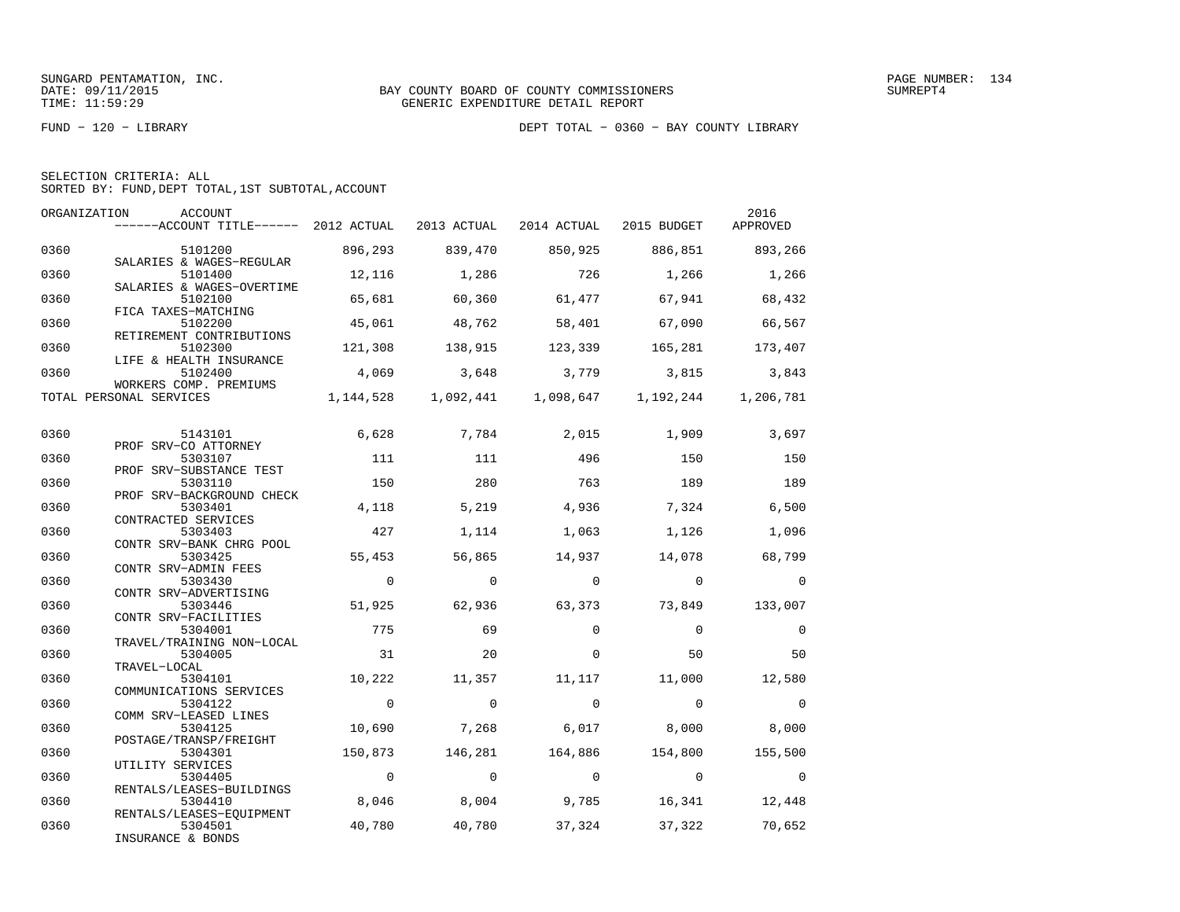SUNGARD PENTAMATION, INC.
DATE: 09/11/2015
TIME: 11:59:29

BAY COUNTY BOARD OF COUNTY COMMISSIONERS
GENERIC EXPENDITURE DETAIL REPORT

SUMREPT4

FUND - 120 - LIBRARY

DEPT TOTAL - 0360 - BAY COUNTY LIBRARY

SELECTION CRITERIA: ALL
SORTED BY: FUND,DEPT TOTAL,1ST SUBTOTAL,ACCOUNT

| ORGANIZATION | ACCOUNT / ------ACCOUNT TITLE------ | 2012 ACTUAL | 2013 ACTUAL | 2014 ACTUAL | 2015 BUDGET | 2016 APPROVED |
|---|---|---|---|---|---|---|
| 0360 | 5101200 SALARIES & WAGES-REGULAR | 896,293 | 839,470 | 850,925 | 886,851 | 893,266 |
| 0360 | 5101400 SALARIES & WAGES-OVERTIME | 12,116 | 1,286 | 726 | 1,266 | 1,266 |
| 0360 | 5102100 FICA TAXES-MATCHING | 65,681 | 60,360 | 61,477 | 67,941 | 68,432 |
| 0360 | 5102200 RETIREMENT CONTRIBUTIONS | 45,061 | 48,762 | 58,401 | 67,090 | 66,567 |
| 0360 | 5102300 LIFE & HEALTH INSURANCE | 121,308 | 138,915 | 123,339 | 165,281 | 173,407 |
| 0360 | 5102400 WORKERS COMP. PREMIUMS | 4,069 | 3,648 | 3,779 | 3,815 | 3,843 |
| TOTAL PERSONAL SERVICES | | 1,144,528 | 1,092,441 | 1,098,647 | 1,192,244 | 1,206,781 |
| 0360 | 5143101 PROF SRV-CO ATTORNEY | 6,628 | 7,784 | 2,015 | 1,909 | 3,697 |
| 0360 | 5303107 PROF SRV-SUBSTANCE TEST | 111 | 111 | 496 | 150 | 150 |
| 0360 | 5303110 PROF SRV-BACKGROUND CHECK | 150 | 280 | 763 | 189 | 189 |
| 0360 | 5303401 CONTRACTED SERVICES | 4,118 | 5,219 | 4,936 | 7,324 | 6,500 |
| 0360 | 5303403 CONTR SRV-BANK CHRG POOL | 427 | 1,114 | 1,063 | 1,126 | 1,096 |
| 0360 | 5303425 CONTR SRV-ADMIN FEES | 55,453 | 56,865 | 14,937 | 14,078 | 68,799 |
| 0360 | 5303430 CONTR SRV-ADVERTISING | 0 | 0 | 0 | 0 | 0 |
| 0360 | 5303446 CONTR SRV-FACILITIES | 51,925 | 62,936 | 63,373 | 73,849 | 133,007 |
| 0360 | 5304001 TRAVEL/TRAINING NON-LOCAL | 775 | 69 | 0 | 0 | 0 |
| 0360 | 5304005 TRAVEL-LOCAL | 31 | 20 | 0 | 50 | 50 |
| 0360 | 5304101 COMMUNICATIONS SERVICES | 10,222 | 11,357 | 11,117 | 11,000 | 12,580 |
| 0360 | 5304122 COMM SRV-LEASED LINES | 0 | 0 | 0 | 0 | 0 |
| 0360 | 5304125 POSTAGE/TRANSP/FREIGHT | 10,690 | 7,268 | 6,017 | 8,000 | 8,000 |
| 0360 | 5304301 UTILITY SERVICES | 150,873 | 146,281 | 164,886 | 154,800 | 155,500 |
| 0360 | 5304405 RENTALS/LEASES-BUILDINGS | 0 | 0 | 0 | 0 | 0 |
| 0360 | 5304410 RENTALS/LEASES-EQUIPMENT | 8,046 | 8,004 | 9,785 | 16,341 | 12,448 |
| 0360 | 5304501 INSURANCE & BONDS | 40,780 | 40,780 | 37,324 | 37,322 | 70,652 |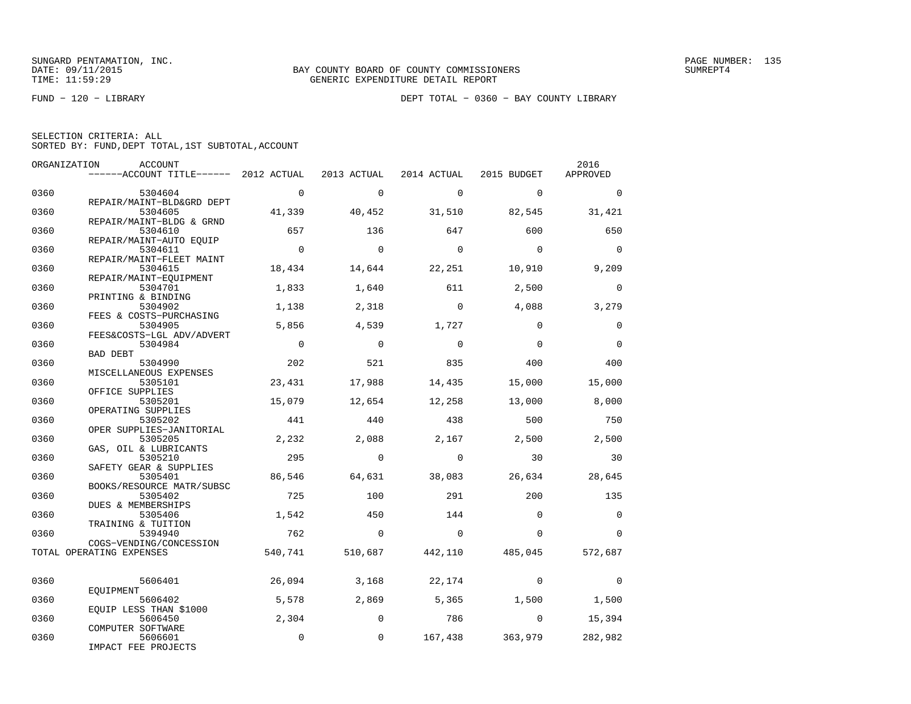SUNGARD PENTAMATION, INC.
DATE: 09/11/2015
TIME: 11:59:29

BAY COUNTY BOARD OF COUNTY COMMISSIONERS
GENERIC EXPENDITURE DETAIL REPORT

PAGE NUMBER: 135
SUMREPT4

FUND - 120 - LIBRARY

DEPT TOTAL - 0360 - BAY COUNTY LIBRARY

SELECTION CRITERIA: ALL
SORTED BY: FUND,DEPT TOTAL,1ST SUBTOTAL,ACCOUNT

| ORGANIZATION | ACCOUNT / ACCOUNT TITLE | 2012 ACTUAL | 2013 ACTUAL | 2014 ACTUAL | 2015 BUDGET | 2016 APPROVED |
|---|---|---|---|---|---|---|
| 0360 | 5304604 REPAIR/MAINT-BLD&GRD DEPT | 0 | 0 | 0 | 0 | 0 |
| 0360 | 5304605 REPAIR/MAINT-BLDG & GRND | 41,339 | 40,452 | 31,510 | 82,545 | 31,421 |
| 0360 | 5304610 REPAIR/MAINT-AUTO EQUIP | 657 | 136 | 647 | 600 | 650 |
| 0360 | 5304611 REPAIR/MAINT-FLEET MAINT | 0 | 0 | 0 | 0 | 0 |
| 0360 | 5304615 REPAIR/MAINT-EQUIPMENT | 18,434 | 14,644 | 22,251 | 10,910 | 9,209 |
| 0360 | 5304701 PRINTING & BINDING | 1,833 | 1,640 | 611 | 2,500 | 0 |
| 0360 | 5304902 FEES & COSTS-PURCHASING | 1,138 | 2,318 | 0 | 4,088 | 3,279 |
| 0360 | 5304905 FEES&COSTS-LGL ADV/ADVERT | 5,856 | 4,539 | 1,727 | 0 | 0 |
| 0360 | 5304984 BAD DEBT | 0 | 0 | 0 | 0 | 0 |
| 0360 | 5304990 MISCELLANEOUS EXPENSES | 202 | 521 | 835 | 400 | 400 |
| 0360 | 5305101 OFFICE SUPPLIES | 23,431 | 17,988 | 14,435 | 15,000 | 15,000 |
| 0360 | 5305201 OPERATING SUPPLIES | 15,079 | 12,654 | 12,258 | 13,000 | 8,000 |
| 0360 | 5305202 OPER SUPPLIES-JANITORIAL | 441 | 440 | 438 | 500 | 750 |
| 0360 | 5305205 GAS, OIL & LUBRICANTS | 2,232 | 2,088 | 2,167 | 2,500 | 2,500 |
| 0360 | 5305210 SAFETY GEAR & SUPPLIES | 295 | 0 | 0 | 30 | 30 |
| 0360 | 5305401 BOOKS/RESOURCE MATR/SUBSC | 86,546 | 64,631 | 38,083 | 26,634 | 28,645 |
| 0360 | 5305402 DUES & MEMBERSHIPS | 725 | 100 | 291 | 200 | 135 |
| 0360 | 5305406 TRAINING & TUITION | 1,542 | 450 | 144 | 0 | 0 |
| 0360 | 5394940 COGS-VENDING/CONCESSION | 762 | 0 | 0 | 0 | 0 |
| TOTAL OPERATING EXPENSES | | 540,741 | 510,687 | 442,110 | 485,045 | 572,687 |
| 0360 | 5606401 EQUIPMENT | 26,094 | 3,168 | 22,174 | 0 | 0 |
| 0360 | 5606402 EQUIP LESS THAN $1000 | 5,578 | 2,869 | 5,365 | 1,500 | 1,500 |
| 0360 | 5606450 COMPUTER SOFTWARE | 2,304 | 0 | 786 | 0 | 15,394 |
| 0360 | 5606601 IMPACT FEE PROJECTS | 0 | 0 | 167,438 | 363,979 | 282,982 |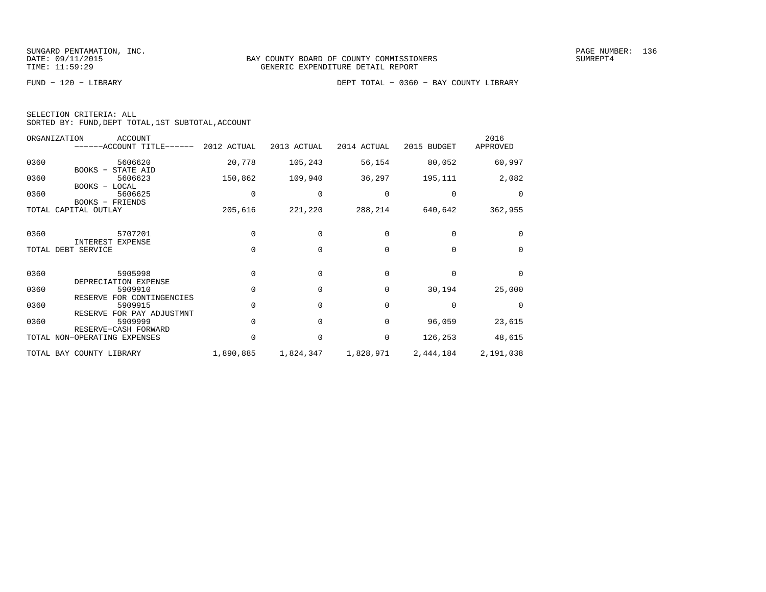BAY COUNTY BOARD OF COUNTY COMMISSIONERS
GENERIC EXPENDITURE DETAIL REPORT

FUND − 120 − LIBRARY

DEPT TOTAL − 0360 − BAY COUNTY LIBRARY

SELECTION CRITERIA: ALL
SORTED BY: FUND,DEPT TOTAL,1ST SUBTOTAL,ACCOUNT

| ORGANIZATION | ACCOUNT ------ACCOUNT TITLE------ | 2012 ACTUAL | 2013 ACTUAL | 2014 ACTUAL | 2015 BUDGET | 2016 APPROVED |
|---|---|---|---|---|---|---|
| 0360 | 5606620 BOOKS − STATE AID | 20,778 | 105,243 | 56,154 | 80,052 | 60,997 |
| 0360 | 5606623 BOOKS − LOCAL | 150,862 | 109,940 | 36,297 | 195,111 | 2,082 |
| 0360 | 5606625 BOOKS − FRIENDS | 0 | 0 | 0 | 0 | 0 |
| TOTAL CAPITAL OUTLAY | | 205,616 | 221,220 | 288,214 | 640,642 | 362,955 |
| 0360 | 5707201 INTEREST EXPENSE | 0 | 0 | 0 | 0 | 0 |
| TOTAL DEBT SERVICE | | 0 | 0 | 0 | 0 | 0 |
| 0360 | 5905998 DEPRECIATION EXPENSE | 0 | 0 | 0 | 0 | 0 |
| 0360 | 5909910 RESERVE FOR CONTINGENCIES | 0 | 0 | 0 | 30,194 | 25,000 |
| 0360 | 5909915 RESERVE FOR PAY ADJUSTMNT | 0 | 0 | 0 | 0 | 0 |
| 0360 | 5909999 RESERVE−CASH FORWARD | 0 | 0 | 0 | 96,059 | 23,615 |
| TOTAL NON−OPERATING EXPENSES | | 0 | 0 | 0 | 126,253 | 48,615 |
| TOTAL BAY COUNTY LIBRARY | | 1,890,885 | 1,824,347 | 1,828,971 | 2,444,184 | 2,191,038 |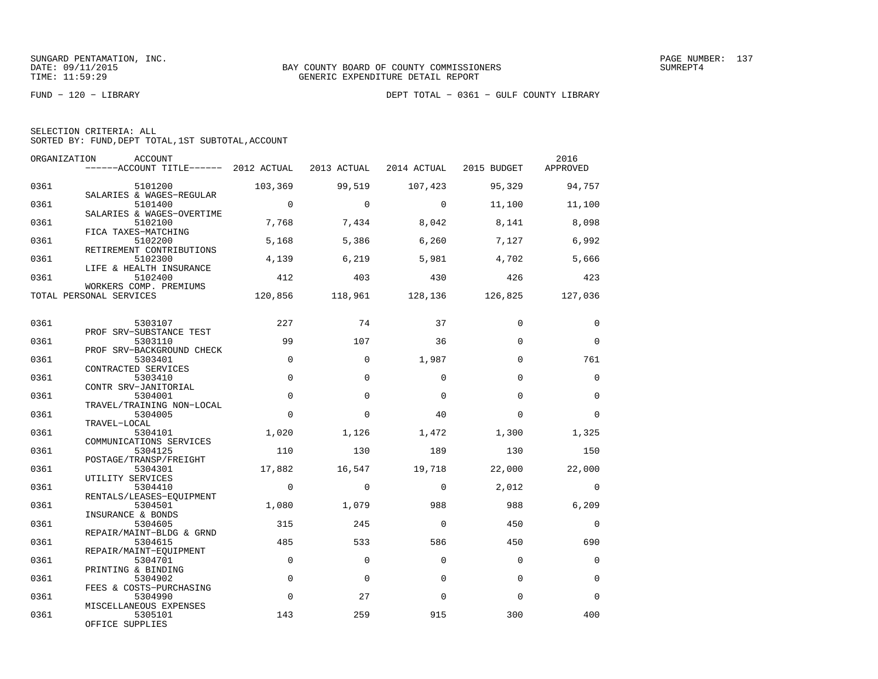BAY COUNTY BOARD OF COUNTY COMMISSIONERS
GENERIC EXPENDITURE DETAIL REPORT

FUND − 120 − LIBRARY

DEPT TOTAL − 0361 − GULF COUNTY LIBRARY

SELECTION CRITERIA: ALL
SORTED BY: FUND,DEPT TOTAL,1ST SUBTOTAL,ACCOUNT

| ORGANIZATION | ACCOUNT / ACCOUNT TITLE | 2012 ACTUAL | 2013 ACTUAL | 2014 ACTUAL | 2015 BUDGET | 2016 APPROVED |
|---|---|---|---|---|---|---|
| 0361 | 5101200 SALARIES & WAGES−REGULAR | 103,369 | 99,519 | 107,423 | 95,329 | 94,757 |
| 0361 | 5101400 SALARIES & WAGES−OVERTIME | 0 | 0 | 0 | 11,100 | 11,100 |
| 0361 | 5102100 FICA TAXES−MATCHING | 7,768 | 7,434 | 8,042 | 8,141 | 8,098 |
| 0361 | 5102200 RETIREMENT CONTRIBUTIONS | 5,168 | 5,386 | 6,260 | 7,127 | 6,992 |
| 0361 | 5102300 LIFE & HEALTH INSURANCE | 4,139 | 6,219 | 5,981 | 4,702 | 5,666 |
| 0361 | 5102400 WORKERS COMP. PREMIUMS | 412 | 403 | 430 | 426 | 423 |
| TOTAL PERSONAL SERVICES | | 120,856 | 118,961 | 128,136 | 126,825 | 127,036 |
| 0361 | 5303107 PROF SRV−SUBSTANCE TEST | 227 | 74 | 37 | 0 | 0 |
| 0361 | 5303110 PROF SRV−BACKGROUND CHECK | 99 | 107 | 36 | 0 | 0 |
| 0361 | 5303401 CONTRACTED SERVICES | 0 | 0 | 1,987 | 0 | 761 |
| 0361 | 5303410 CONTR SRV−JANITORIAL | 0 | 0 | 0 | 0 | 0 |
| 0361 | 5304001 TRAVEL/TRAINING NON−LOCAL | 0 | 0 | 0 | 0 | 0 |
| 0361 | 5304005 TRAVEL−LOCAL | 0 | 0 | 40 | 0 | 0 |
| 0361 | 5304101 COMMUNICATIONS SERVICES | 1,020 | 1,126 | 1,472 | 1,300 | 1,325 |
| 0361 | 5304125 POSTAGE/TRANSP/FREIGHT | 110 | 130 | 189 | 130 | 150 |
| 0361 | 5304301 UTILITY SERVICES | 17,882 | 16,547 | 19,718 | 22,000 | 22,000 |
| 0361 | 5304410 RENTALS/LEASES−EQUIPMENT | 0 | 0 | 0 | 2,012 | 0 |
| 0361 | 5304501 INSURANCE & BONDS | 1,080 | 1,079 | 988 | 988 | 6,209 |
| 0361 | 5304605 REPAIR/MAINT−BLDG & GRND | 315 | 245 | 0 | 450 | 0 |
| 0361 | 5304615 REPAIR/MAINT−EQUIPMENT | 485 | 533 | 586 | 450 | 690 |
| 0361 | 5304701 PRINTING & BINDING | 0 | 0 | 0 | 0 | 0 |
| 0361 | 5304902 FEES & COSTS−PURCHASING | 0 | 0 | 0 | 0 | 0 |
| 0361 | 5304990 MISCELLANEOUS EXPENSES | 0 | 27 | 0 | 0 | 0 |
| 0361 | 5305101 OFFICE SUPPLIES | 143 | 259 | 915 | 300 | 400 |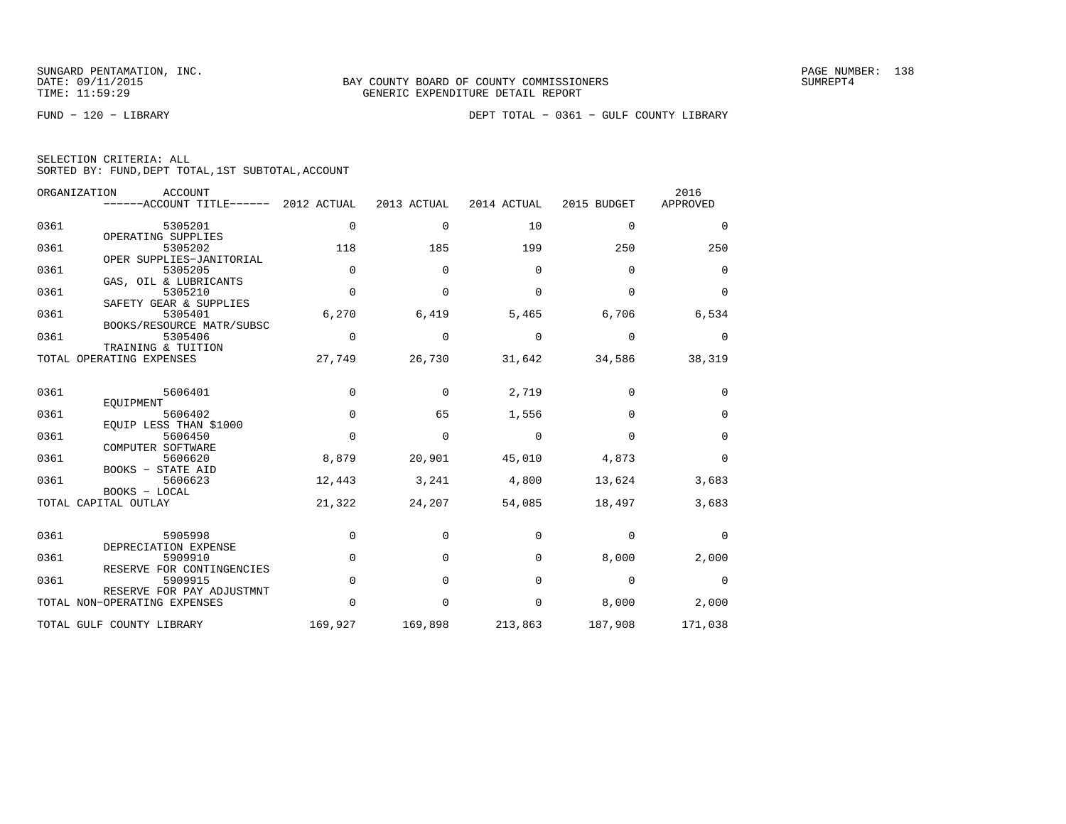SUNGARD PENTAMATION, INC.
DATE: 09/11/2015
TIME: 11:59:29

BAY COUNTY BOARD OF COUNTY COMMISSIONERS
GENERIC EXPENDITURE DETAIL REPORT

SUMREPT4

FUND - 120 - LIBRARY

DEPT TOTAL - 0361 - GULF COUNTY LIBRARY

SELECTION CRITERIA: ALL
SORTED BY: FUND,DEPT TOTAL,1ST SUBTOTAL,ACCOUNT

| ORGANIZATION | ACCOUNT / ------ACCOUNT TITLE------ | 2012 ACTUAL | 2013 ACTUAL | 2014 ACTUAL | 2015 BUDGET | 2016 APPROVED |
|---|---|---|---|---|---|---|
| 0361 | 5305201 OPERATING SUPPLIES | 0 | 0 | 10 | 0 | 0 |
| 0361 | 5305202 OPER SUPPLIES-JANITORIAL | 118 | 185 | 199 | 250 | 250 |
| 0361 | 5305205 GAS, OIL & LUBRICANTS | 0 | 0 | 0 | 0 | 0 |
| 0361 | 5305210 SAFETY GEAR & SUPPLIES | 0 | 0 | 0 | 0 | 0 |
| 0361 | 5305401 BOOKS/RESOURCE MATR/SUBSC | 6,270 | 6,419 | 5,465 | 6,706 | 6,534 |
| 0361 | 5305406 TRAINING & TUITION | 0 | 0 | 0 | 0 | 0 |
| TOTAL OPERATING EXPENSES | | 27,749 | 26,730 | 31,642 | 34,586 | 38,319 |
| 0361 | 5606401 EQUIPMENT | 0 | 0 | 2,719 | 0 | 0 |
| 0361 | 5606402 EQUIP LESS THAN $1000 | 0 | 65 | 1,556 | 0 | 0 |
| 0361 | 5606450 COMPUTER SOFTWARE | 0 | 0 | 0 | 0 | 0 |
| 0361 | 5606620 BOOKS - STATE AID | 8,879 | 20,901 | 45,010 | 4,873 | 0 |
| 0361 | 5606623 BOOKS - LOCAL | 12,443 | 3,241 | 4,800 | 13,624 | 3,683 |
| TOTAL CAPITAL OUTLAY | | 21,322 | 24,207 | 54,085 | 18,497 | 3,683 |
| 0361 | 5905998 DEPRECIATION EXPENSE | 0 | 0 | 0 | 0 | 0 |
| 0361 | 5909910 RESERVE FOR CONTINGENCIES | 0 | 0 | 0 | 8,000 | 2,000 |
| 0361 | 5909915 RESERVE FOR PAY ADJUSTMNT | 0 | 0 | 0 | 0 | 0 |
| TOTAL NON-OPERATING EXPENSES | | 0 | 0 | 0 | 8,000 | 2,000 |
| TOTAL GULF COUNTY LIBRARY | | 169,927 | 169,898 | 213,863 | 187,908 | 171,038 |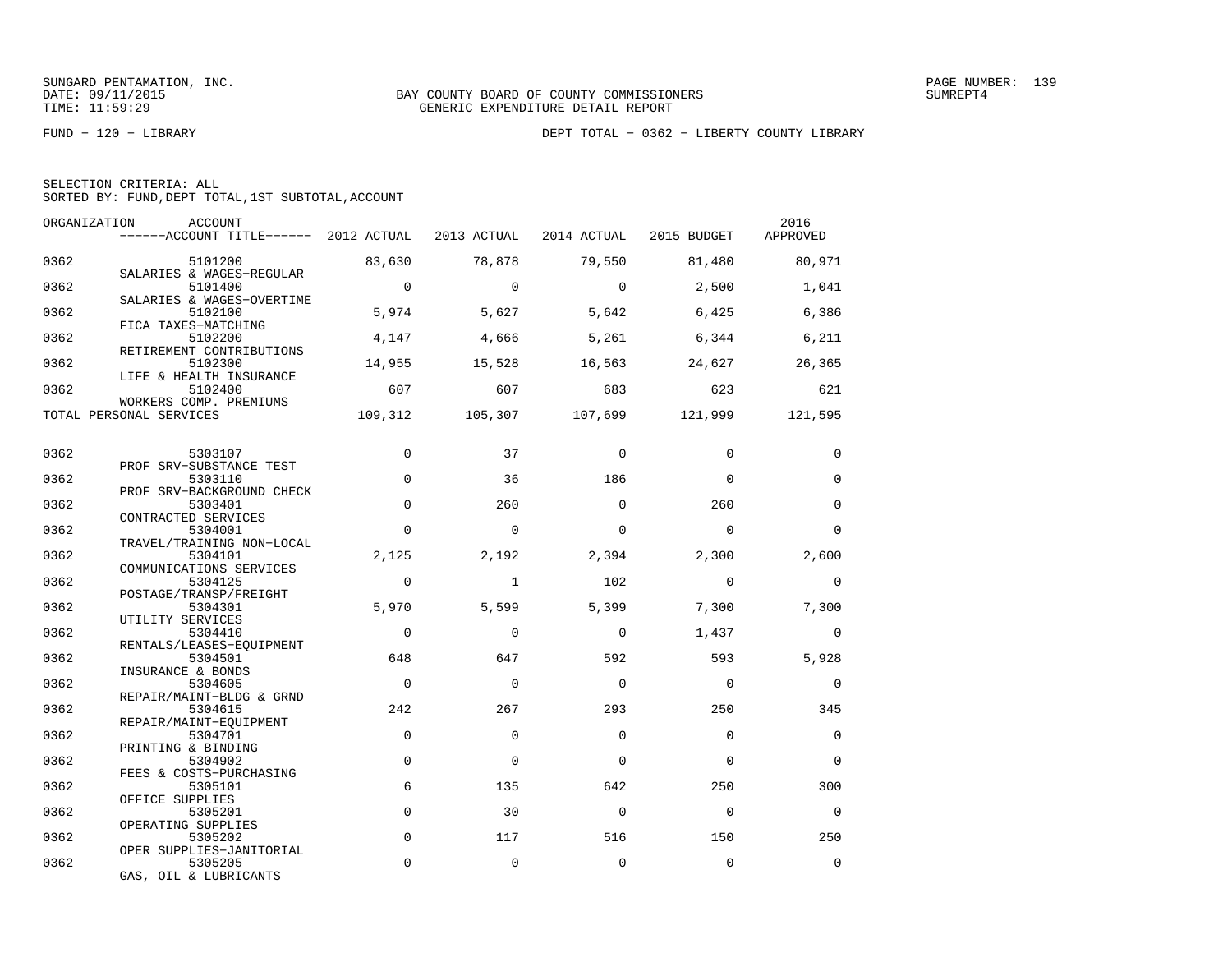SUNGARD PENTAMATION, INC.
DATE: 09/11/2015
TIME: 11:59:29

BAY COUNTY BOARD OF COUNTY COMMISSIONERS
GENERIC EXPENDITURE DETAIL REPORT

SUMREPT4

FUND − 120 − LIBRARY

DEPT TOTAL − 0362 − LIBERTY COUNTY LIBRARY

SELECTION CRITERIA: ALL
SORTED BY: FUND,DEPT TOTAL,1ST SUBTOTAL,ACCOUNT

| ORGANIZATION | ACCOUNT / ------ACCOUNT TITLE------ | 2012 ACTUAL | 2013 ACTUAL | 2014 ACTUAL | 2015 BUDGET | 2016 APPROVED |
|---|---|---|---|---|---|---|
| 0362 | 5101200 SALARIES & WAGES−REGULAR | 83,630 | 78,878 | 79,550 | 81,480 | 80,971 |
| 0362 | 5101400 SALARIES & WAGES−OVERTIME | 0 | 0 | 0 | 2,500 | 1,041 |
| 0362 | 5102100 FICA TAXES−MATCHING | 5,974 | 5,627 | 5,642 | 6,425 | 6,386 |
| 0362 | 5102200 RETIREMENT CONTRIBUTIONS | 4,147 | 4,666 | 5,261 | 6,344 | 6,211 |
| 0362 | 5102300 LIFE & HEALTH INSURANCE | 14,955 | 15,528 | 16,563 | 24,627 | 26,365 |
| 0362 | 5102400 WORKERS COMP. PREMIUMS | 607 | 607 | 683 | 623 | 621 |
| TOTAL PERSONAL SERVICES | | 109,312 | 105,307 | 107,699 | 121,999 | 121,595 |
| 0362 | 5303107 PROF SRV−SUBSTANCE TEST | 0 | 37 | 0 | 0 | 0 |
| 0362 | 5303110 PROF SRV−BACKGROUND CHECK | 0 | 36 | 186 | 0 | 0 |
| 0362 | 5303401 CONTRACTED SERVICES | 0 | 260 | 0 | 260 | 0 |
| 0362 | 5304001 TRAVEL/TRAINING NON−LOCAL | 0 | 0 | 0 | 0 | 0 |
| 0362 | 5304101 COMMUNICATIONS SERVICES | 2,125 | 2,192 | 2,394 | 2,300 | 2,600 |
| 0362 | 5304125 POSTAGE/TRANSP/FREIGHT | 0 | 1 | 102 | 0 | 0 |
| 0362 | 5304301 UTILITY SERVICES | 5,970 | 5,599 | 5,399 | 7,300 | 7,300 |
| 0362 | 5304410 RENTALS/LEASES−EQUIPMENT | 0 | 0 | 0 | 1,437 | 0 |
| 0362 | 5304501 INSURANCE & BONDS | 648 | 647 | 592 | 593 | 5,928 |
| 0362 | 5304605 REPAIR/MAINT−BLDG & GRND | 0 | 0 | 0 | 0 | 0 |
| 0362 | 5304615 REPAIR/MAINT−EQUIPMENT | 242 | 267 | 293 | 250 | 345 |
| 0362 | 5304701 PRINTING & BINDING | 0 | 0 | 0 | 0 | 0 |
| 0362 | 5304902 FEES & COSTS−PURCHASING | 0 | 0 | 0 | 0 | 0 |
| 0362 | 5305101 OFFICE SUPPLIES | 6 | 135 | 642 | 250 | 300 |
| 0362 | 5305201 OPERATING SUPPLIES | 0 | 30 | 0 | 0 | 0 |
| 0362 | 5305202 OPER SUPPLIES−JANITORIAL | 0 | 117 | 516 | 150 | 250 |
| 0362 | 5305205 GAS, OIL & LUBRICANTS | 0 | 0 | 0 | 0 | 0 |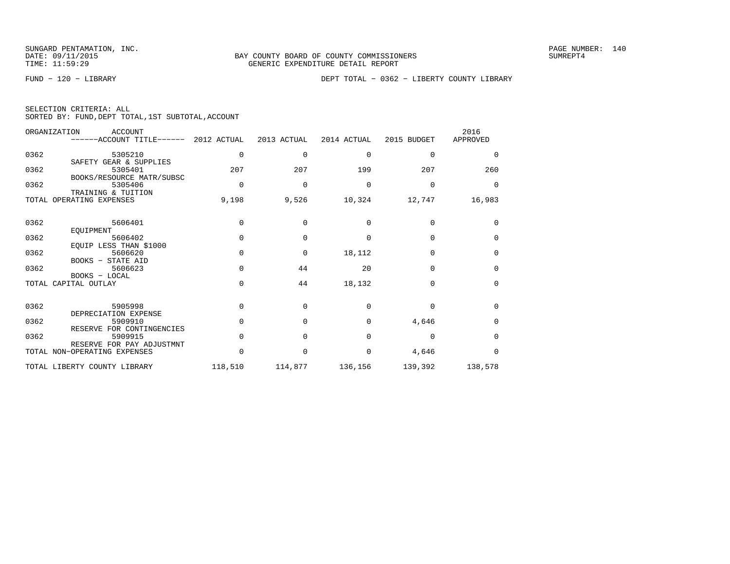BAY COUNTY BOARD OF COUNTY COMMISSIONERS
GENERIC EXPENDITURE DETAIL REPORT

FUND − 120 − LIBRARY

DEPT TOTAL − 0362 − LIBERTY COUNTY LIBRARY

SELECTION CRITERIA: ALL
SORTED BY: FUND,DEPT TOTAL,1ST SUBTOTAL,ACCOUNT

| ORGANIZATION | ACCOUNT / ACCOUNT TITLE | 2012 ACTUAL | 2013 ACTUAL | 2014 ACTUAL | 2015 BUDGET | 2016 APPROVED |
|---|---|---|---|---|---|---|
| 0362 | 5305210 SAFETY GEAR & SUPPLIES | 0 | 0 | 0 | 0 | 0 |
| 0362 | 5305401 BOOKS/RESOURCE MATR/SUBSC | 207 | 207 | 199 | 207 | 260 |
| 0362 | 5305406 TRAINING & TUITION | 0 | 0 | 0 | 0 | 0 |
| TOTAL OPERATING EXPENSES | | 9,198 | 9,526 | 10,324 | 12,747 | 16,983 |
| 0362 | 5606401 EQUIPMENT | 0 | 0 | 0 | 0 | 0 |
| 0362 | 5606402 EQUIP LESS THAN $1000 | 0 | 0 | 0 | 0 | 0 |
| 0362 | 5606620 BOOKS − STATE AID | 0 | 0 | 18,112 | 0 | 0 |
| 0362 | 5606623 BOOKS − LOCAL | 0 | 44 | 20 | 0 | 0 |
| TOTAL CAPITAL OUTLAY | | 0 | 44 | 18,132 | 0 | 0 |
| 0362 | 5905998 DEPRECIATION EXPENSE | 0 | 0 | 0 | 0 | 0 |
| 0362 | 5909910 RESERVE FOR CONTINGENCIES | 0 | 0 | 0 | 4,646 | 0 |
| 0362 | 5909915 RESERVE FOR PAY ADJUSTMNT | 0 | 0 | 0 | 0 | 0 |
| TOTAL NON−OPERATING EXPENSES | | 0 | 0 | 0 | 4,646 | 0 |
| TOTAL LIBERTY COUNTY LIBRARY | | 118,510 | 114,877 | 136,156 | 139,392 | 138,578 |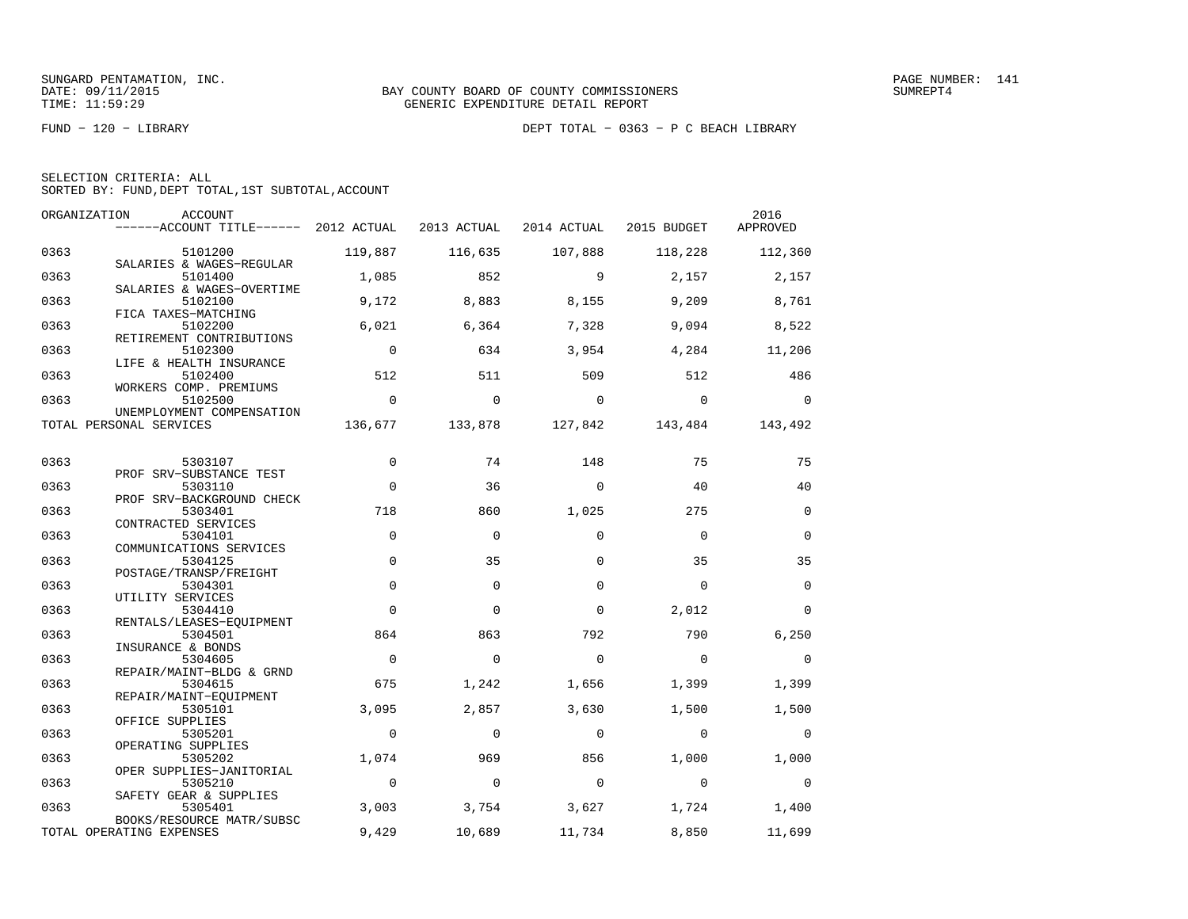SUNGARD PENTAMATION, INC.
DATE: 09/11/2015
TIME: 11:59:29

BAY COUNTY BOARD OF COUNTY COMMISSIONERS
GENERIC EXPENDITURE DETAIL REPORT

PAGE NUMBER: 141
SUMREPT4

FUND − 120 − LIBRARY

DEPT TOTAL − 0363 − P C BEACH LIBRARY

SELECTION CRITERIA: ALL
SORTED BY: FUND,DEPT TOTAL,1ST SUBTOTAL,ACCOUNT

| ORGANIZATION | ACCOUNT / ACCOUNT TITLE | 2012 ACTUAL | 2013 ACTUAL | 2014 ACTUAL | 2015 BUDGET | 2016 APPROVED |
|---|---|---|---|---|---|---|
| 0363 | 5101200 SALARIES & WAGES−REGULAR | 119,887 | 116,635 | 107,888 | 118,228 | 112,360 |
| 0363 | 5101400 SALARIES & WAGES−OVERTIME | 1,085 | 852 | 9 | 2,157 | 2,157 |
| 0363 | 5102100 FICA TAXES−MATCHING | 9,172 | 8,883 | 8,155 | 9,209 | 8,761 |
| 0363 | 5102200 RETIREMENT CONTRIBUTIONS | 6,021 | 6,364 | 7,328 | 9,094 | 8,522 |
| 0363 | 5102300 LIFE & HEALTH INSURANCE | 0 | 634 | 3,954 | 4,284 | 11,206 |
| 0363 | 5102400 WORKERS COMP. PREMIUMS | 512 | 511 | 509 | 512 | 486 |
| 0363 | 5102500 UNEMPLOYMENT COMPENSATION | 0 | 0 | 0 | 0 | 0 |
| TOTAL PERSONAL SERVICES | | 136,677 | 133,878 | 127,842 | 143,484 | 143,492 |
| 0363 | 5303107 PROF SRV−SUBSTANCE TEST | 0 | 74 | 148 | 75 | 75 |
| 0363 | 5303110 PROF SRV−BACKGROUND CHECK | 0 | 36 | 0 | 40 | 40 |
| 0363 | 5303401 CONTRACTED SERVICES | 718 | 860 | 1,025 | 275 | 0 |
| 0363 | 5304101 COMMUNICATIONS SERVICES | 0 | 0 | 0 | 0 | 0 |
| 0363 | 5304125 POSTAGE/TRANSP/FREIGHT | 0 | 35 | 0 | 35 | 35 |
| 0363 | 5304301 UTILITY SERVICES | 0 | 0 | 0 | 0 | 0 |
| 0363 | 5304410 RENTALS/LEASES−EQUIPMENT | 0 | 0 | 0 | 2,012 | 0 |
| 0363 | 5304501 INSURANCE & BONDS | 864 | 863 | 792 | 790 | 6,250 |
| 0363 | 5304605 REPAIR/MAINT−BLDG & GRND | 0 | 0 | 0 | 0 | 0 |
| 0363 | 5304615 REPAIR/MAINT−EQUIPMENT | 675 | 1,242 | 1,656 | 1,399 | 1,399 |
| 0363 | 5305101 OFFICE SUPPLIES | 3,095 | 2,857 | 3,630 | 1,500 | 1,500 |
| 0363 | 5305201 OPERATING SUPPLIES | 0 | 0 | 0 | 0 | 0 |
| 0363 | 5305202 OPER SUPPLIES−JANITORIAL | 1,074 | 969 | 856 | 1,000 | 1,000 |
| 0363 | 5305210 SAFETY GEAR & SUPPLIES | 0 | 0 | 0 | 0 | 0 |
| 0363 | 5305401 BOOKS/RESOURCE MATR/SUBSC | 3,003 | 3,754 | 3,627 | 1,724 | 1,400 |
| TOTAL OPERATING EXPENSES | | 9,429 | 10,689 | 11,734 | 8,850 | 11,699 |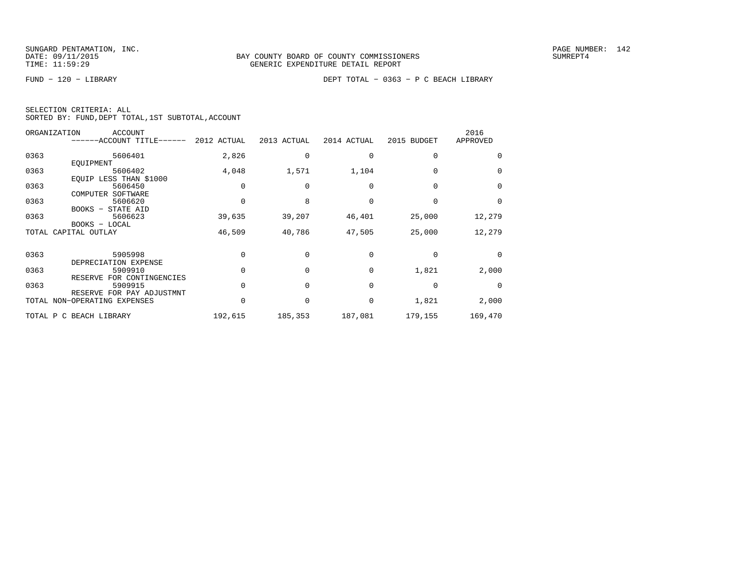SUNGARD PENTAMATION, INC.
DATE: 09/11/2015
TIME: 11:59:29

BAY COUNTY BOARD OF COUNTY COMMISSIONERS
GENERIC EXPENDITURE DETAIL REPORT

PAGE NUMBER: 142
SUMREPT4

FUND − 120 − LIBRARY

DEPT TOTAL − 0363 − P C BEACH LIBRARY

SELECTION CRITERIA: ALL
SORTED BY: FUND,DEPT TOTAL,1ST SUBTOTAL,ACCOUNT

| ORGANIZATION | ACCOUNT ------ACCOUNT TITLE------ | 2012 ACTUAL | 2013 ACTUAL | 2014 ACTUAL | 2015 BUDGET | 2016 APPROVED |
|---|---|---|---|---|---|---|
| 0363 | 5606401 EQUIPMENT | 2,826 | 0 | 0 | 0 | 0 |
| 0363 | 5606402 EQUIP LESS THAN $1000 | 4,048 | 1,571 | 1,104 | 0 | 0 |
| 0363 | 5606450 COMPUTER SOFTWARE | 0 | 0 | 0 | 0 | 0 |
| 0363 | 5606620 BOOKS − STATE AID | 0 | 8 | 0 | 0 | 0 |
| 0363 | 5606623 BOOKS − LOCAL | 39,635 | 39,207 | 46,401 | 25,000 | 12,279 |
| TOTAL CAPITAL OUTLAY | | 46,509 | 40,786 | 47,505 | 25,000 | 12,279 |
| 0363 | 5905998 DEPRECIATION EXPENSE | 0 | 0 | 0 | 0 | 0 |
| 0363 | 5909910 RESERVE FOR CONTINGENCIES | 0 | 0 | 0 | 1,821 | 2,000 |
| 0363 | 5909915 RESERVE FOR PAY ADJUSTMNT | 0 | 0 | 0 | 0 | 0 |
| TOTAL NON−OPERATING EXPENSES | | 0 | 0 | 0 | 1,821 | 2,000 |
| TOTAL P C BEACH LIBRARY | | 192,615 | 185,353 | 187,081 | 179,155 | 169,470 |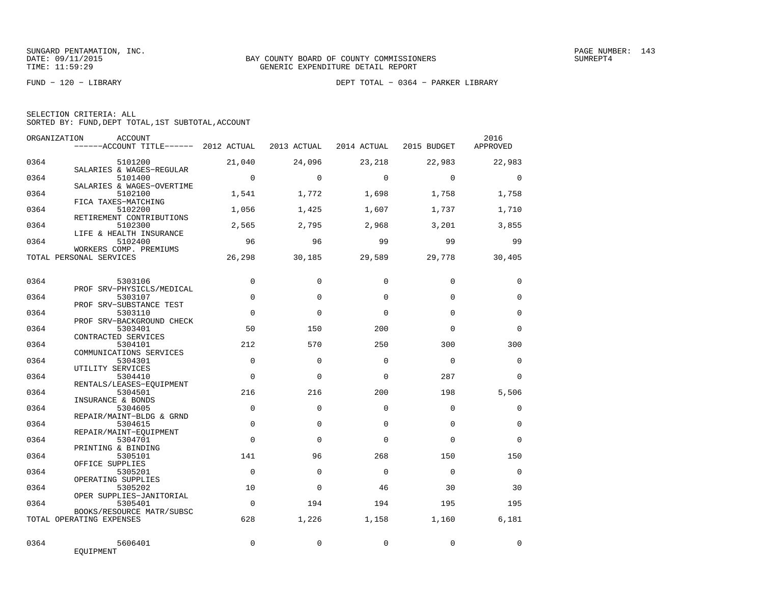SUNGARD PENTAMATION, INC.
DATE: 09/11/2015
TIME: 11:59:29

BAY COUNTY BOARD OF COUNTY COMMISSIONERS
GENERIC EXPENDITURE DETAIL REPORT

PAGE NUMBER: 143
SUMREPT4

FUND − 120 − LIBRARY

DEPT TOTAL − 0364 − PARKER LIBRARY

SELECTION CRITERIA: ALL
SORTED BY: FUND,DEPT TOTAL,1ST SUBTOTAL,ACCOUNT

| ORGANIZATION | ACCOUNT / ACCOUNT TITLE | 2012 ACTUAL | 2013 ACTUAL | 2014 ACTUAL | 2015 BUDGET | 2016 APPROVED |
|---|---|---|---|---|---|---|
| 0364 | 5101200 SALARIES & WAGES−REGULAR | 21,040 | 24,096 | 23,218 | 22,983 | 22,983 |
| 0364 | 5101400 SALARIES & WAGES−OVERTIME | 0 | 0 | 0 | 0 | 0 |
| 0364 | 5102100 FICA TAXES−MATCHING | 1,541 | 1,772 | 1,698 | 1,758 | 1,758 |
| 0364 | 5102200 RETIREMENT CONTRIBUTIONS | 1,056 | 1,425 | 1,607 | 1,737 | 1,710 |
| 0364 | 5102300 LIFE & HEALTH INSURANCE | 2,565 | 2,795 | 2,968 | 3,201 | 3,855 |
| 0364 | 5102400 WORKERS COMP. PREMIUMS | 96 | 96 | 99 | 99 | 99 |
| TOTAL PERSONAL SERVICES | | 26,298 | 30,185 | 29,589 | 29,778 | 30,405 |
| 0364 | 5303106 PROF SRV−PHYSICLS/MEDICAL | 0 | 0 | 0 | 0 | 0 |
| 0364 | 5303107 PROF SRV−SUBSTANCE TEST | 0 | 0 | 0 | 0 | 0 |
| 0364 | 5303110 PROF SRV−BACKGROUND CHECK | 0 | 0 | 0 | 0 | 0 |
| 0364 | 5303401 CONTRACTED SERVICES | 50 | 150 | 200 | 0 | 0 |
| 0364 | 5304101 COMMUNICATIONS SERVICES | 212 | 570 | 250 | 300 | 300 |
| 0364 | 5304301 UTILITY SERVICES | 0 | 0 | 0 | 0 | 0 |
| 0364 | 5304410 RENTALS/LEASES−EQUIPMENT | 0 | 0 | 0 | 287 | 0 |
| 0364 | 5304501 INSURANCE & BONDS | 216 | 216 | 200 | 198 | 5,506 |
| 0364 | 5304605 REPAIR/MAINT−BLDG & GRND | 0 | 0 | 0 | 0 | 0 |
| 0364 | 5304615 REPAIR/MAINT−EQUIPMENT | 0 | 0 | 0 | 0 | 0 |
| 0364 | 5304701 PRINTING & BINDING | 0 | 0 | 0 | 0 | 0 |
| 0364 | 5305101 OFFICE SUPPLIES | 141 | 96 | 268 | 150 | 150 |
| 0364 | 5305201 OPERATING SUPPLIES | 0 | 0 | 0 | 0 | 0 |
| 0364 | 5305202 OPER SUPPLIES−JANITORIAL | 10 | 0 | 46 | 30 | 30 |
| 0364 | 5305401 BOOKS/RESOURCE MATR/SUBSC | 0 | 194 | 194 | 195 | 195 |
| TOTAL OPERATING EXPENSES | | 628 | 1,226 | 1,158 | 1,160 | 6,181 |
| 0364 | 5606401 EQUIPMENT | 0 | 0 | 0 | 0 | 0 |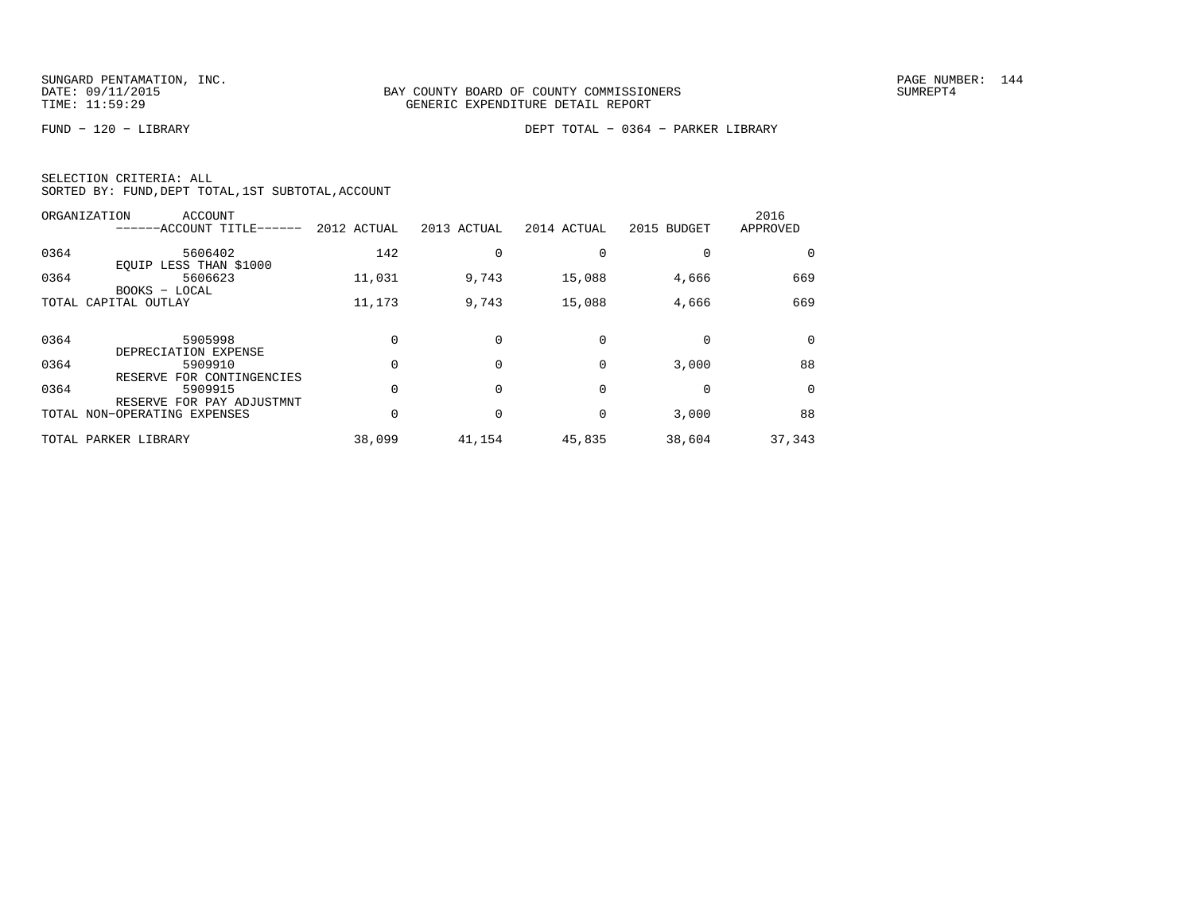SUNGARD PENTAMATION, INC.
DATE: 09/11/2015
TIME: 11:59:29

BAY COUNTY BOARD OF COUNTY COMMISSIONERS
GENERIC EXPENDITURE DETAIL REPORT

PAGE NUMBER: 144
SUMREPT4

FUND - 120 - LIBRARY

DEPT TOTAL - 0364 - PARKER LIBRARY

SELECTION CRITERIA: ALL
SORTED BY: FUND,DEPT TOTAL,1ST SUBTOTAL,ACCOUNT

| ORGANIZATION | ACCOUNT / ------ACCOUNT TITLE------ | 2012 ACTUAL | 2013 ACTUAL | 2014 ACTUAL | 2015 BUDGET | 2016 APPROVED |
|---|---|---|---|---|---|---|
| 0364 | 5606402 EQUIP LESS THAN $1000 | 142 | 0 | 0 | 0 | 0 |
| 0364 | 5606623 BOOKS - LOCAL | 11,031 | 9,743 | 15,088 | 4,666 | 669 |
| TOTAL CAPITAL OUTLAY | | 11,173 | 9,743 | 15,088 | 4,666 | 669 |
| 0364 | 5905998 DEPRECIATION EXPENSE | 0 | 0 | 0 | 0 | 0 |
| 0364 | 5909910 RESERVE FOR CONTINGENCIES | 0 | 0 | 0 | 3,000 | 88 |
| 0364 | 5909915 RESERVE FOR PAY ADJUSTMNT | 0 | 0 | 0 | 0 | 0 |
| TOTAL NON-OPERATING EXPENSES | | 0 | 0 | 0 | 3,000 | 88 |
| TOTAL PARKER LIBRARY | | 38,099 | 41,154 | 45,835 | 38,604 | 37,343 |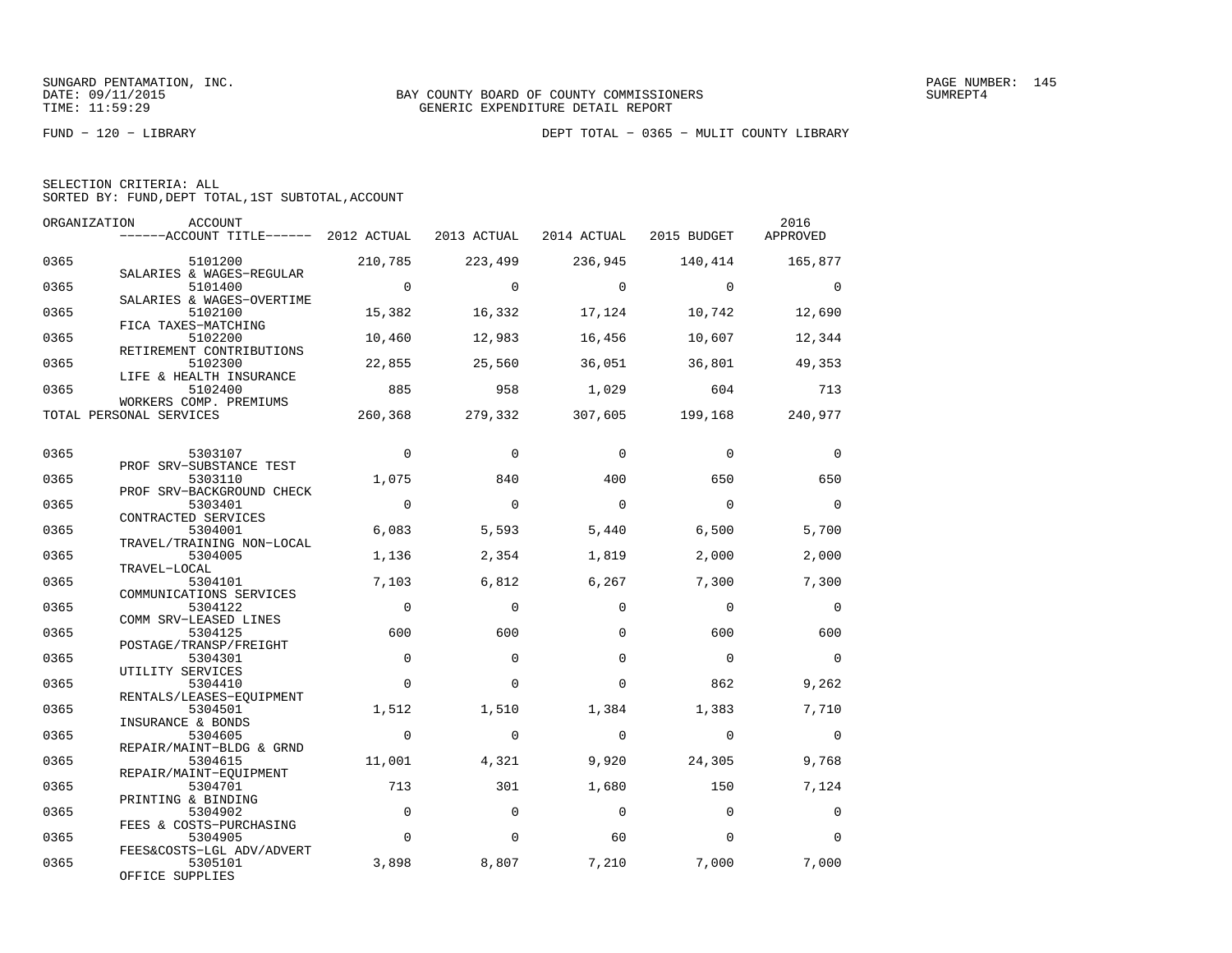SUNGARD PENTAMATION, INC.
DATE: 09/11/2015
TIME: 11:59:29

BAY COUNTY BOARD OF COUNTY COMMISSIONERS
GENERIC EXPENDITURE DETAIL REPORT

FUND − 120 − LIBRARY

DEPT TOTAL − 0365 − MULIT COUNTY LIBRARY

SELECTION CRITERIA: ALL
SORTED BY: FUND,DEPT TOTAL,1ST SUBTOTAL,ACCOUNT

| ORGANIZATION | ACCOUNT / ACCOUNT TITLE | 2012 ACTUAL | 2013 ACTUAL | 2014 ACTUAL | 2015 BUDGET | 2016 APPROVED |
|---|---|---|---|---|---|---|
| 0365 | 5101200 SALARIES & WAGES−REGULAR | 210,785 | 223,499 | 236,945 | 140,414 | 165,877 |
| 0365 | 5101400 SALARIES & WAGES−OVERTIME | 0 | 0 | 0 | 0 | 0 |
| 0365 | 5102100 FICA TAXES−MATCHING | 15,382 | 16,332 | 17,124 | 10,742 | 12,690 |
| 0365 | 5102200 RETIREMENT CONTRIBUTIONS | 10,460 | 12,983 | 16,456 | 10,607 | 12,344 |
| 0365 | 5102300 LIFE & HEALTH INSURANCE | 22,855 | 25,560 | 36,051 | 36,801 | 49,353 |
| 0365 | 5102400 WORKERS COMP. PREMIUMS | 885 | 958 | 1,029 | 604 | 713 |
| TOTAL PERSONAL SERVICES | | 260,368 | 279,332 | 307,605 | 199,168 | 240,977 |
| 0365 | 5303107 PROF SRV−SUBSTANCE TEST | 0 | 0 | 0 | 0 | 0 |
| 0365 | 5303110 PROF SRV−BACKGROUND CHECK | 1,075 | 840 | 400 | 650 | 650 |
| 0365 | 5303401 CONTRACTED SERVICES | 0 | 0 | 0 | 0 | 0 |
| 0365 | 5304001 TRAVEL/TRAINING NON−LOCAL | 6,083 | 5,593 | 5,440 | 6,500 | 5,700 |
| 0365 | 5304005 TRAVEL−LOCAL | 1,136 | 2,354 | 1,819 | 2,000 | 2,000 |
| 0365 | 5304101 COMMUNICATIONS SERVICES | 7,103 | 6,812 | 6,267 | 7,300 | 7,300 |
| 0365 | 5304122 COMM SRV−LEASED LINES | 0 | 0 | 0 | 0 | 0 |
| 0365 | 5304125 POSTAGE/TRANSP/FREIGHT | 600 | 600 | 0 | 600 | 600 |
| 0365 | 5304301 UTILITY SERVICES | 0 | 0 | 0 | 0 | 0 |
| 0365 | 5304410 RENTALS/LEASES−EQUIPMENT | 0 | 0 | 0 | 862 | 9,262 |
| 0365 | 5304501 INSURANCE & BONDS | 1,512 | 1,510 | 1,384 | 1,383 | 7,710 |
| 0365 | 5304605 REPAIR/MAINT−BLDG & GRND | 0 | 0 | 0 | 0 | 0 |
| 0365 | 5304615 REPAIR/MAINT−EQUIPMENT | 11,001 | 4,321 | 9,920 | 24,305 | 9,768 |
| 0365 | 5304701 PRINTING & BINDING | 713 | 301 | 1,680 | 150 | 7,124 |
| 0365 | 5304902 FEES & COSTS−PURCHASING | 0 | 0 | 0 | 0 | 0 |
| 0365 | 5304905 FEES&COSTS−LGL ADV/ADVERT | 0 | 0 | 60 | 0 | 0 |
| 0365 | 5305101 OFFICE SUPPLIES | 3,898 | 8,807 | 7,210 | 7,000 | 7,000 |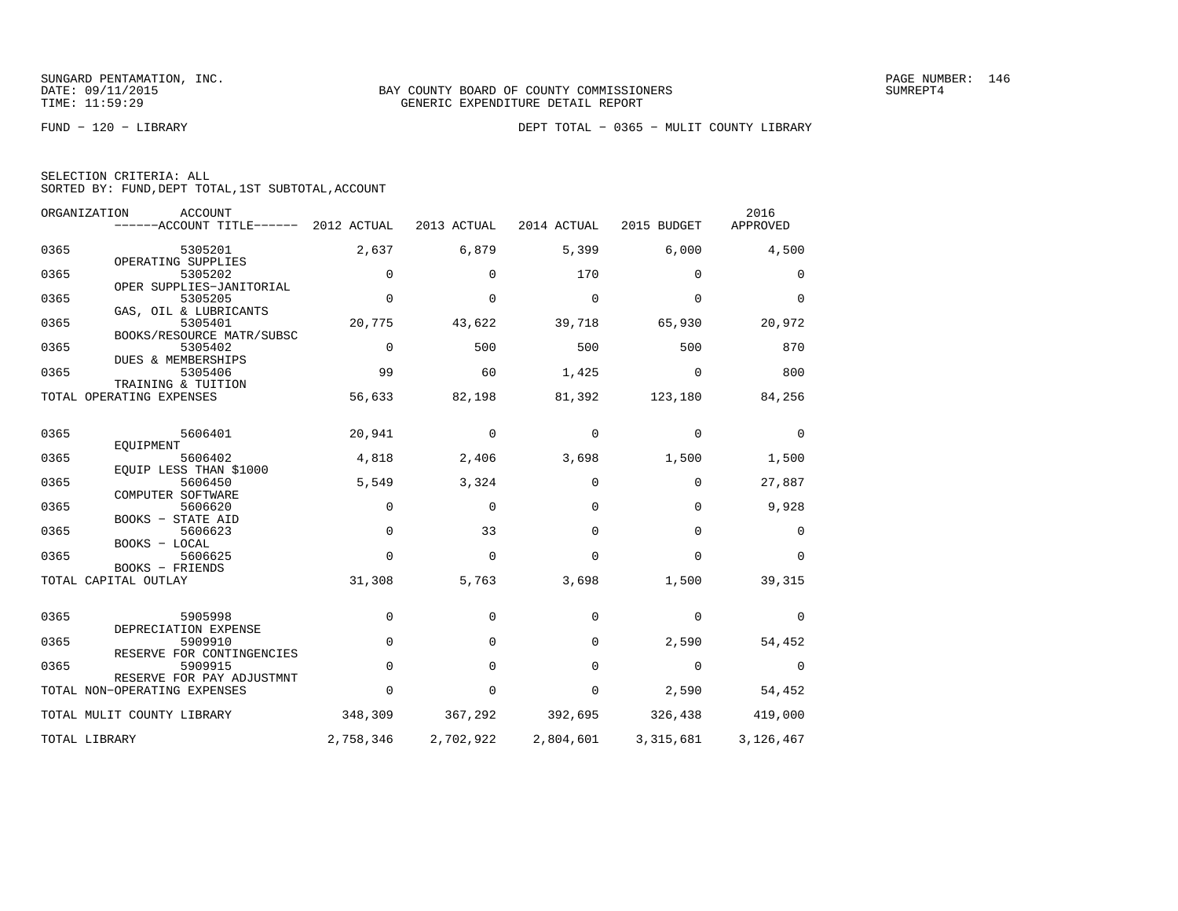SUNGARD PENTAMATION, INC.
DATE: 09/11/2015
TIME: 11:59:29

BAY COUNTY BOARD OF COUNTY COMMISSIONERS
GENERIC EXPENDITURE DETAIL REPORT

SUMREPT4

FUND - 120 - LIBRARY

DEPT TOTAL - 0365 - MULIT COUNTY LIBRARY

SELECTION CRITERIA: ALL
SORTED BY: FUND,DEPT TOTAL,1ST SUBTOTAL,ACCOUNT

| ORGANIZATION | ACCOUNT / ------ACCOUNT TITLE------ | 2012 ACTUAL | 2013 ACTUAL | 2014 ACTUAL | 2015 BUDGET | 2016 APPROVED |
|---|---|---|---|---|---|---|
| 0365 | 5305201 OPERATING SUPPLIES | 2,637 | 6,879 | 5,399 | 6,000 | 4,500 |
| 0365 | 5305202 OPER SUPPLIES-JANITORIAL | 0 | 0 | 170 | 0 | 0 |
| 0365 | 5305205 GAS, OIL & LUBRICANTS | 0 | 0 | 0 | 0 | 0 |
| 0365 | 5305401 BOOKS/RESOURCE MATR/SUBSC | 20,775 | 43,622 | 39,718 | 65,930 | 20,972 |
| 0365 | 5305402 DUES & MEMBERSHIPS | 0 | 500 | 500 | 500 | 870 |
| 0365 | 5305406 TRAINING & TUITION | 99 | 60 | 1,425 | 0 | 800 |
| TOTAL OPERATING EXPENSES | | 56,633 | 82,198 | 81,392 | 123,180 | 84,256 |
| 0365 | 5606401 EQUIPMENT | 20,941 | 0 | 0 | 0 | 0 |
| 0365 | 5606402 EQUIP LESS THAN $1000 | 4,818 | 2,406 | 3,698 | 1,500 | 1,500 |
| 0365 | 5606450 COMPUTER SOFTWARE | 5,549 | 3,324 | 0 | 0 | 27,887 |
| 0365 | 5606620 BOOKS - STATE AID | 0 | 0 | 0 | 0 | 9,928 |
| 0365 | 5606623 BOOKS - LOCAL | 0 | 33 | 0 | 0 | 0 |
| 0365 | 5606625 BOOKS - FRIENDS | 0 | 0 | 0 | 0 | 0 |
| TOTAL CAPITAL OUTLAY | | 31,308 | 5,763 | 3,698 | 1,500 | 39,315 |
| 0365 | 5905998 DEPRECIATION EXPENSE | 0 | 0 | 0 | 0 | 0 |
| 0365 | 5909910 RESERVE FOR CONTINGENCIES | 0 | 0 | 0 | 2,590 | 54,452 |
| 0365 | 5909915 RESERVE FOR PAY ADJUSTMNT | 0 | 0 | 0 | 0 | 0 |
| TOTAL NON-OPERATING EXPENSES | | 0 | 0 | 0 | 2,590 | 54,452 |
| TOTAL MULIT COUNTY LIBRARY | | 348,309 | 367,292 | 392,695 | 326,438 | 419,000 |
| TOTAL LIBRARY | | 2,758,346 | 2,702,922 | 2,804,601 | 3,315,681 | 3,126,467 |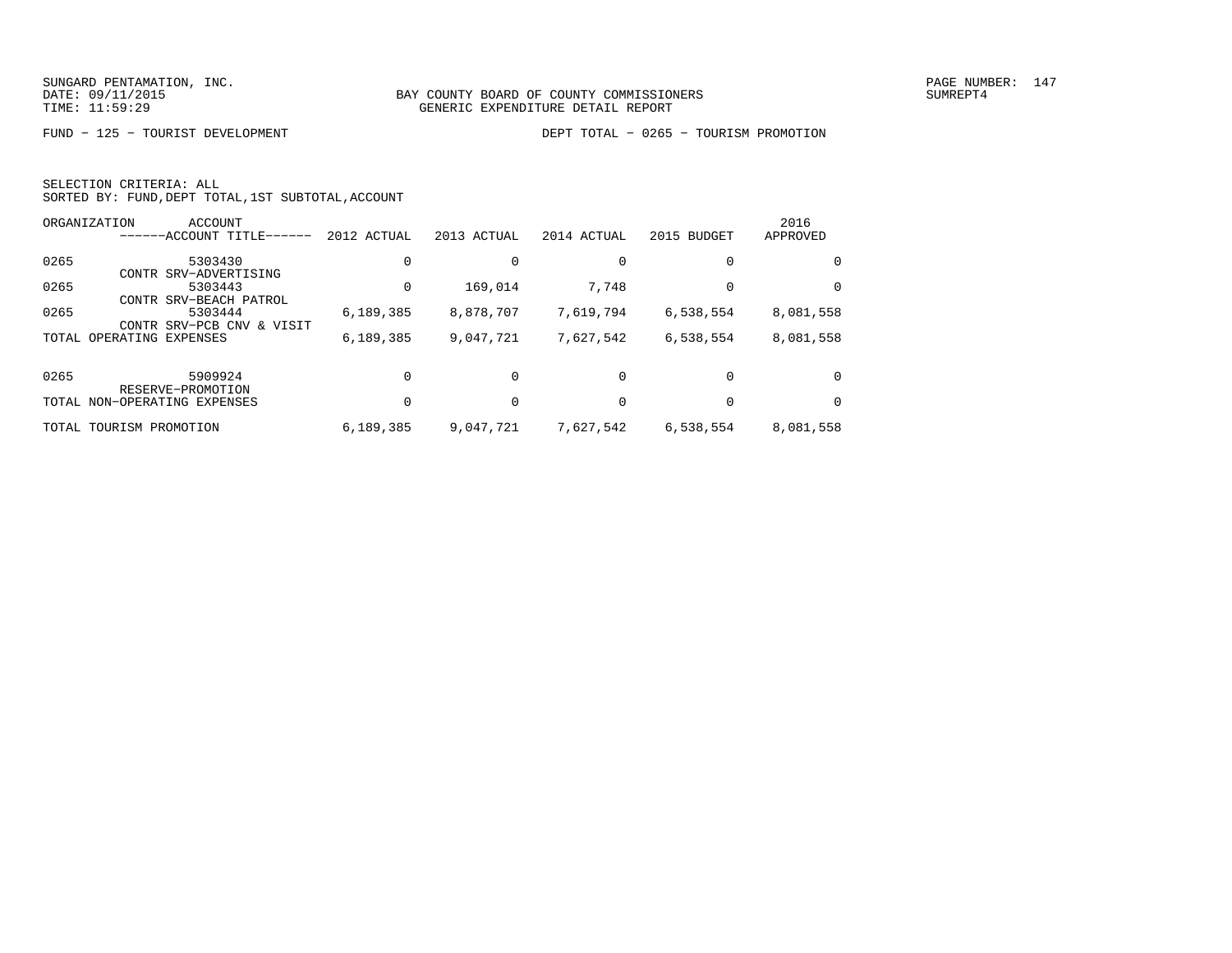SUNGARD PENTAMATION, INC.
DATE: 09/11/2015
TIME: 11:59:29

BAY COUNTY BOARD OF COUNTY COMMISSIONERS
GENERIC EXPENDITURE DETAIL REPORT

PAGE NUMBER: 147
SUMREPT4

FUND − 125 − TOURIST DEVELOPMENT

DEPT TOTAL − 0265 − TOURISM PROMOTION

SELECTION CRITERIA: ALL
SORTED BY: FUND,DEPT TOTAL,1ST SUBTOTAL,ACCOUNT

| ORGANIZATION | ACCOUNT ------ACCOUNT TITLE------ | 2012 ACTUAL | 2013 ACTUAL | 2014 ACTUAL | 2015 BUDGET | 2016 APPROVED |
|---|---|---|---|---|---|---|
| 0265 | 5303430 CONTR SRV−ADVERTISING | 0 | 0 | 0 | 0 | 0 |
| 0265 | 5303443 CONTR SRV−BEACH PATROL | 0 | 169,014 | 7,748 | 0 | 0 |
| 0265 | 5303444 CONTR SRV−PCB CNV & VISIT | 6,189,385 | 8,878,707 | 7,619,794 | 6,538,554 | 8,081,558 |
| TOTAL OPERATING EXPENSES | | 6,189,385 | 9,047,721 | 7,627,542 | 6,538,554 | 8,081,558 |
| 0265 | 5909924 RESERVE−PROMOTION | 0 | 0 | 0 | 0 | 0 |
| TOTAL NON−OPERATING EXPENSES | | 0 | 0 | 0 | 0 | 0 |
| TOTAL TOURISM PROMOTION | | 6,189,385 | 9,047,721 | 7,627,542 | 6,538,554 | 8,081,558 |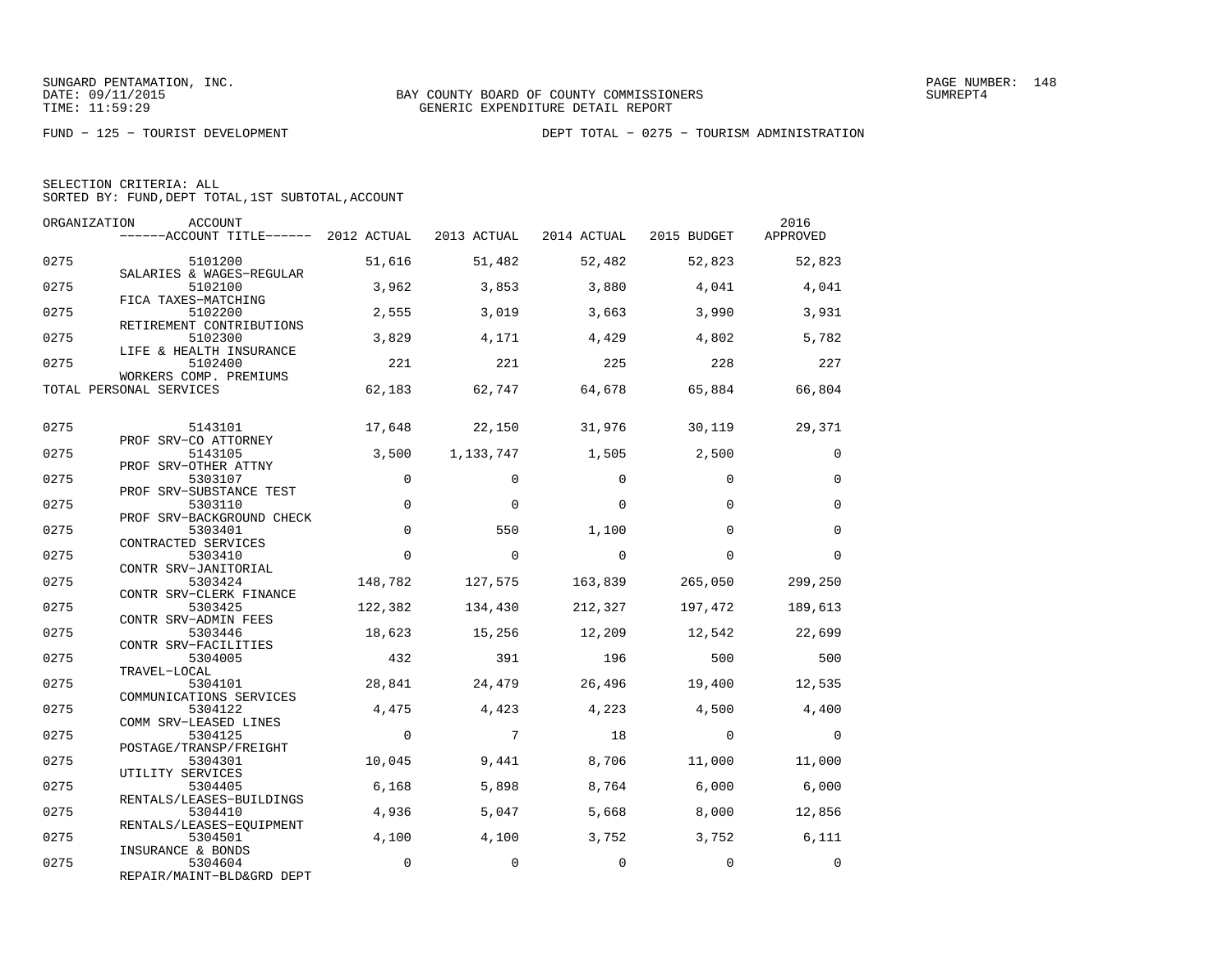SUNGARD PENTAMATION, INC.
DATE: 09/11/2015
TIME: 11:59:29

BAY COUNTY BOARD OF COUNTY COMMISSIONERS
GENERIC EXPENDITURE DETAIL REPORT

SUMREPT4

FUND − 125 − TOURIST DEVELOPMENT

DEPT TOTAL − 0275 − TOURISM ADMINISTRATION

SELECTION CRITERIA: ALL
SORTED BY: FUND,DEPT TOTAL,1ST SUBTOTAL,ACCOUNT

| ORGANIZATION | ACCOUNT / ------ACCOUNT TITLE------ | 2012 ACTUAL | 2013 ACTUAL | 2014 ACTUAL | 2015 BUDGET | 2016 APPROVED |
|---|---|---|---|---|---|---|
| 0275 | 5101200 SALARIES & WAGES−REGULAR | 51,616 | 51,482 | 52,482 | 52,823 | 52,823 |
| 0275 | 5102100 FICA TAXES−MATCHING | 3,962 | 3,853 | 3,880 | 4,041 | 4,041 |
| 0275 | 5102200 RETIREMENT CONTRIBUTIONS | 2,555 | 3,019 | 3,663 | 3,990 | 3,931 |
| 0275 | 5102300 LIFE & HEALTH INSURANCE | 3,829 | 4,171 | 4,429 | 4,802 | 5,782 |
| 0275 | 5102400 WORKERS COMP. PREMIUMS | 221 | 221 | 225 | 228 | 227 |
| TOTAL PERSONAL SERVICES | | 62,183 | 62,747 | 64,678 | 65,884 | 66,804 |
| 0275 | 5143101 PROF SRV−CO ATTORNEY | 17,648 | 22,150 | 31,976 | 30,119 | 29,371 |
| 0275 | 5143105 PROF SRV−OTHER ATTNY | 3,500 | 1,133,747 | 1,505 | 2,500 | 0 |
| 0275 | 5303107 PROF SRV−SUBSTANCE TEST | 0 | 0 | 0 | 0 | 0 |
| 0275 | 5303110 PROF SRV−BACKGROUND CHECK | 0 | 0 | 0 | 0 | 0 |
| 0275 | 5303401 CONTRACTED SERVICES | 0 | 550 | 1,100 | 0 | 0 |
| 0275 | 5303410 CONTR SRV−JANITORIAL | 0 | 0 | 0 | 0 | 0 |
| 0275 | 5303424 CONTR SRV−CLERK FINANCE | 148,782 | 127,575 | 163,839 | 265,050 | 299,250 |
| 0275 | 5303425 CONTR SRV−ADMIN FEES | 122,382 | 134,430 | 212,327 | 197,472 | 189,613 |
| 0275 | 5303446 CONTR SRV−FACILITIES | 18,623 | 15,256 | 12,209 | 12,542 | 22,699 |
| 0275 | 5304005 TRAVEL−LOCAL | 432 | 391 | 196 | 500 | 500 |
| 0275 | 5304101 COMMUNICATIONS SERVICES | 28,841 | 24,479 | 26,496 | 19,400 | 12,535 |
| 0275 | 5304122 COMM SRV−LEASED LINES | 4,475 | 4,423 | 4,223 | 4,500 | 4,400 |
| 0275 | 5304125 POSTAGE/TRANSP/FREIGHT | 0 | 7 | 18 | 0 | 0 |
| 0275 | 5304301 UTILITY SERVICES | 10,045 | 9,441 | 8,706 | 11,000 | 11,000 |
| 0275 | 5304405 RENTALS/LEASES−BUILDINGS | 6,168 | 5,898 | 8,764 | 6,000 | 6,000 |
| 0275 | 5304410 RENTALS/LEASES−EQUIPMENT | 4,936 | 5,047 | 5,668 | 8,000 | 12,856 |
| 0275 | 5304501 INSURANCE & BONDS | 4,100 | 4,100 | 3,752 | 3,752 | 6,111 |
| 0275 | 5304604 REPAIR/MAINT−BLD&GRD DEPT | 0 | 0 | 0 | 0 | 0 |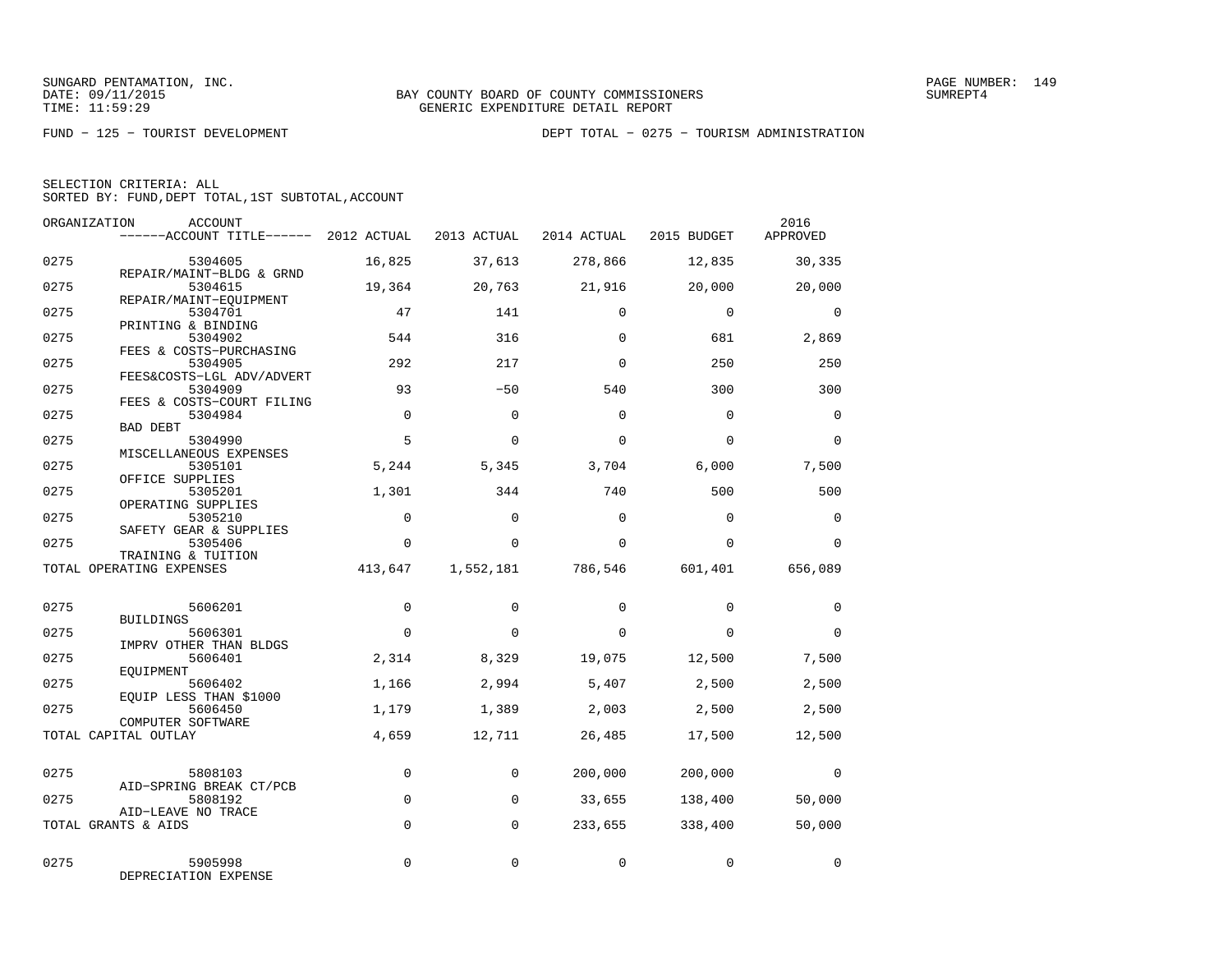FUND − 125 − TOURIST DEVELOPMENT

DEPT TOTAL − 0275 − TOURISM ADMINISTRATION

SELECTION CRITERIA: ALL
SORTED BY: FUND,DEPT TOTAL,1ST SUBTOTAL,ACCOUNT

| ORGANIZATION | ACCOUNT / ACCOUNT TITLE | 2012 ACTUAL | 2013 ACTUAL | 2014 ACTUAL | 2015 BUDGET | 2016 APPROVED |
|---|---|---|---|---|---|---|
| 0275 | 5304605 REPAIR/MAINT−BLDG & GRND | 16,825 | 37,613 | 278,866 | 12,835 | 30,335 |
| 0275 | 5304615 REPAIR/MAINT−EQUIPMENT | 19,364 | 20,763 | 21,916 | 20,000 | 20,000 |
| 0275 | 5304701 PRINTING & BINDING | 47 | 141 | 0 | 0 | 0 |
| 0275 | 5304902 FEES & COSTS−PURCHASING | 544 | 316 | 0 | 681 | 2,869 |
| 0275 | 5304905 FEES&COSTS−LGL ADV/ADVERT | 292 | 217 | 0 | 250 | 250 |
| 0275 | 5304909 FEES & COSTS−COURT FILING | 93 | −50 | 540 | 300 | 300 |
| 0275 | 5304984 BAD DEBT | 0 | 0 | 0 | 0 | 0 |
| 0275 | 5304990 MISCELLANEOUS EXPENSES | 5 | 0 | 0 | 0 | 0 |
| 0275 | 5305101 OFFICE SUPPLIES | 5,244 | 5,345 | 3,704 | 6,000 | 7,500 |
| 0275 | 5305201 OPERATING SUPPLIES | 1,301 | 344 | 740 | 500 | 500 |
| 0275 | 5305210 SAFETY GEAR & SUPPLIES | 0 | 0 | 0 | 0 | 0 |
| 0275 | 5305406 TRAINING & TUITION | 0 | 0 | 0 | 0 | 0 |
| TOTAL OPERATING EXPENSES | | 413,647 | 1,552,181 | 786,546 | 601,401 | 656,089 |
| 0275 | 5606201 BUILDINGS | 0 | 0 | 0 | 0 | 0 |
| 0275 | 5606301 IMPRV OTHER THAN BLDGS | 0 | 0 | 0 | 0 | 0 |
| 0275 | 5606401 EQUIPMENT | 2,314 | 8,329 | 19,075 | 12,500 | 7,500 |
| 0275 | 5606402 EQUIP LESS THAN $1000 | 1,166 | 2,994 | 5,407 | 2,500 | 2,500 |
| 0275 | 5606450 COMPUTER SOFTWARE | 1,179 | 1,389 | 2,003 | 2,500 | 2,500 |
| TOTAL CAPITAL OUTLAY | | 4,659 | 12,711 | 26,485 | 17,500 | 12,500 |
| 0275 | 5808103 AID−SPRING BREAK CT/PCB | 0 | 0 | 200,000 | 200,000 | 0 |
| 0275 | 5808192 AID−LEAVE NO TRACE | 0 | 0 | 33,655 | 138,400 | 50,000 |
| TOTAL GRANTS & AIDS | | 0 | 0 | 233,655 | 338,400 | 50,000 |
| 0275 | 5905998 DEPRECIATION EXPENSE | 0 | 0 | 0 | 0 | 0 |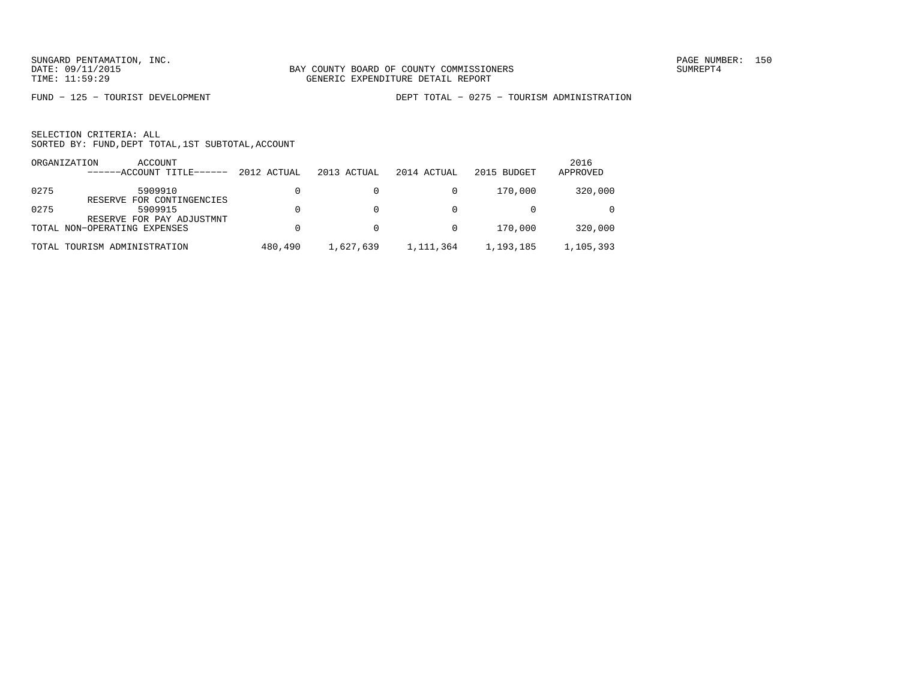SUNGARD PENTAMATION, INC.
DATE: 09/11/2015
TIME: 11:59:29

BAY COUNTY BOARD OF COUNTY COMMISSIONERS
GENERIC EXPENDITURE DETAIL REPORT

PAGE NUMBER: 150
SUMREPT4

FUND − 125 − TOURIST DEVELOPMENT

DEPT TOTAL − 0275 − TOURISM ADMINISTRATION

SELECTION CRITERIA: ALL
SORTED BY: FUND,DEPT TOTAL,1ST SUBTOTAL,ACCOUNT

| ORGANIZATION | ACCOUNT ------ACCOUNT TITLE------ | 2012 ACTUAL | 2013 ACTUAL | 2014 ACTUAL | 2015 BUDGET | 2016 APPROVED |
|---|---|---|---|---|---|---|
| 0275 | 5909910 RESERVE FOR CONTINGENCIES | 0 | 0 | 0 | 170,000 | 320,000 |
| 0275 | 5909915 RESERVE FOR PAY ADJUSTMNT | 0 | 0 | 0 | 0 | 0 |
| TOTAL NON−OPERATING EXPENSES | | 0 | 0 | 0 | 170,000 | 320,000 |
| TOTAL TOURISM ADMINISTRATION | | 480,490 | 1,627,639 | 1,111,364 | 1,193,185 | 1,105,393 |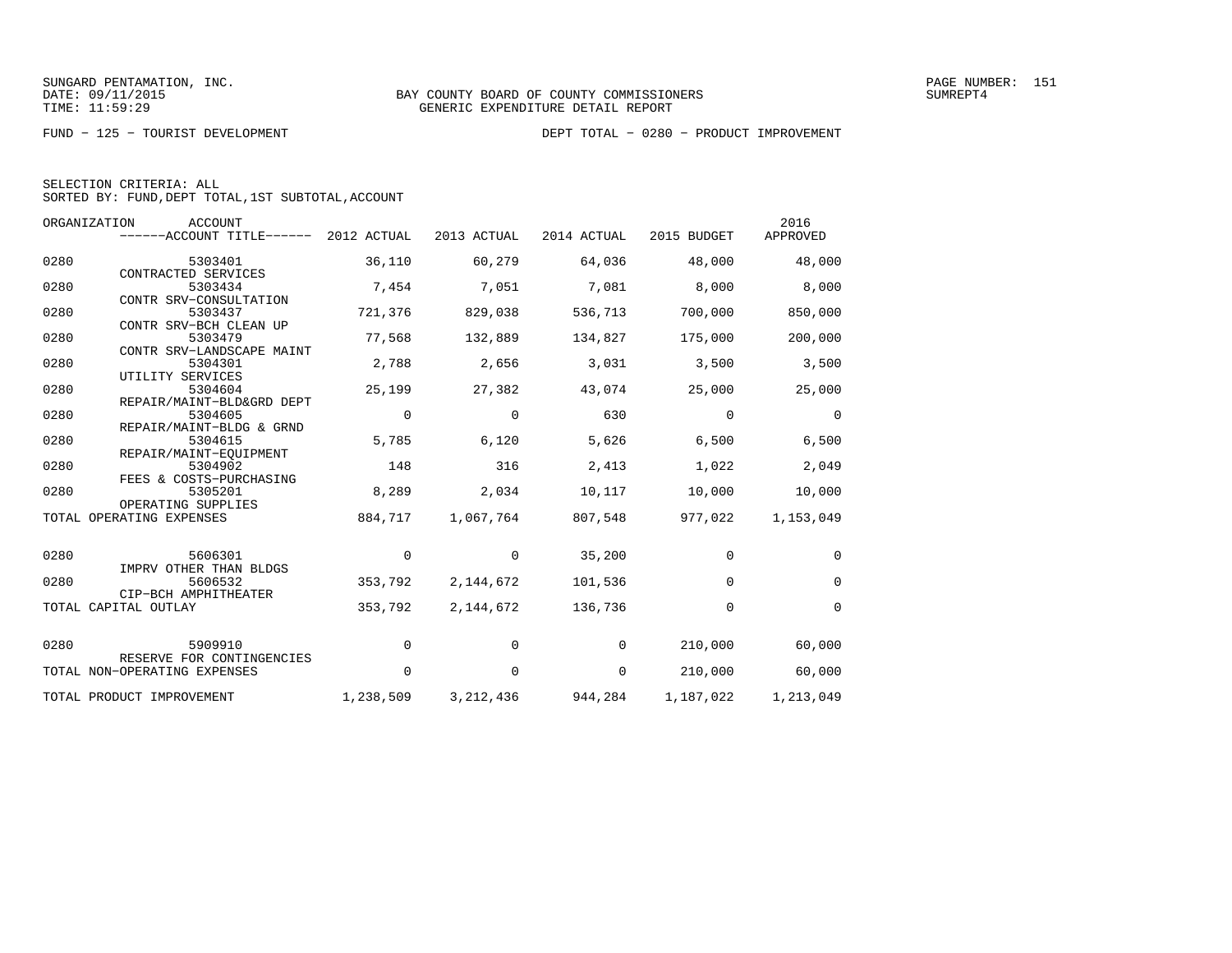BAY COUNTY BOARD OF COUNTY COMMISSIONERS
GENERIC EXPENDITURE DETAIL REPORT

FUND − 125 − TOURIST DEVELOPMENT

DEPT TOTAL − 0280 − PRODUCT IMPROVEMENT

SELECTION CRITERIA: ALL
SORTED BY: FUND,DEPT TOTAL,1ST SUBTOTAL,ACCOUNT

| ORGANIZATION | ACCOUNT / ACCOUNT TITLE | 2012 ACTUAL | 2013 ACTUAL | 2014 ACTUAL | 2015 BUDGET | 2016 APPROVED |
|---|---|---|---|---|---|---|
| 0280 | 5303401 CONTRACTED SERVICES | 36,110 | 60,279 | 64,036 | 48,000 | 48,000 |
| 0280 | 5303434 CONTR SRV−CONSULTATION | 7,454 | 7,051 | 7,081 | 8,000 | 8,000 |
| 0280 | 5303437 CONTR SRV−BCH CLEAN UP | 721,376 | 829,038 | 536,713 | 700,000 | 850,000 |
| 0280 | 5303479 CONTR SRV−LANDSCAPE MAINT | 77,568 | 132,889 | 134,827 | 175,000 | 200,000 |
| 0280 | 5304301 UTILITY SERVICES | 2,788 | 2,656 | 3,031 | 3,500 | 3,500 |
| 0280 | 5304604 REPAIR/MAINT−BLD&GRD DEPT | 25,199 | 27,382 | 43,074 | 25,000 | 25,000 |
| 0280 | 5304605 REPAIR/MAINT−BLDG & GRND | 0 | 0 | 630 | 0 | 0 |
| 0280 | 5304615 REPAIR/MAINT−EQUIPMENT | 5,785 | 6,120 | 5,626 | 6,500 | 6,500 |
| 0280 | 5304902 FEES & COSTS−PURCHASING | 148 | 316 | 2,413 | 1,022 | 2,049 |
| 0280 | 5305201 OPERATING SUPPLIES | 8,289 | 2,034 | 10,117 | 10,000 | 10,000 |
| TOTAL OPERATING EXPENSES | | 884,717 | 1,067,764 | 807,548 | 977,022 | 1,153,049 |
| 0280 | 5606301 IMPRV OTHER THAN BLDGS | 0 | 0 | 35,200 | 0 | 0 |
| 0280 | 5606532 CIP−BCH AMPHITHEATER | 353,792 | 2,144,672 | 101,536 | 0 | 0 |
| TOTAL CAPITAL OUTLAY | | 353,792 | 2,144,672 | 136,736 | 0 | 0 |
| 0280 | 5909910 RESERVE FOR CONTINGENCIES | 0 | 0 | 0 | 210,000 | 60,000 |
| TOTAL NON−OPERATING EXPENSES | | 0 | 0 | 0 | 210,000 | 60,000 |
| TOTAL PRODUCT IMPROVEMENT | | 1,238,509 | 3,212,436 | 944,284 | 1,187,022 | 1,213,049 |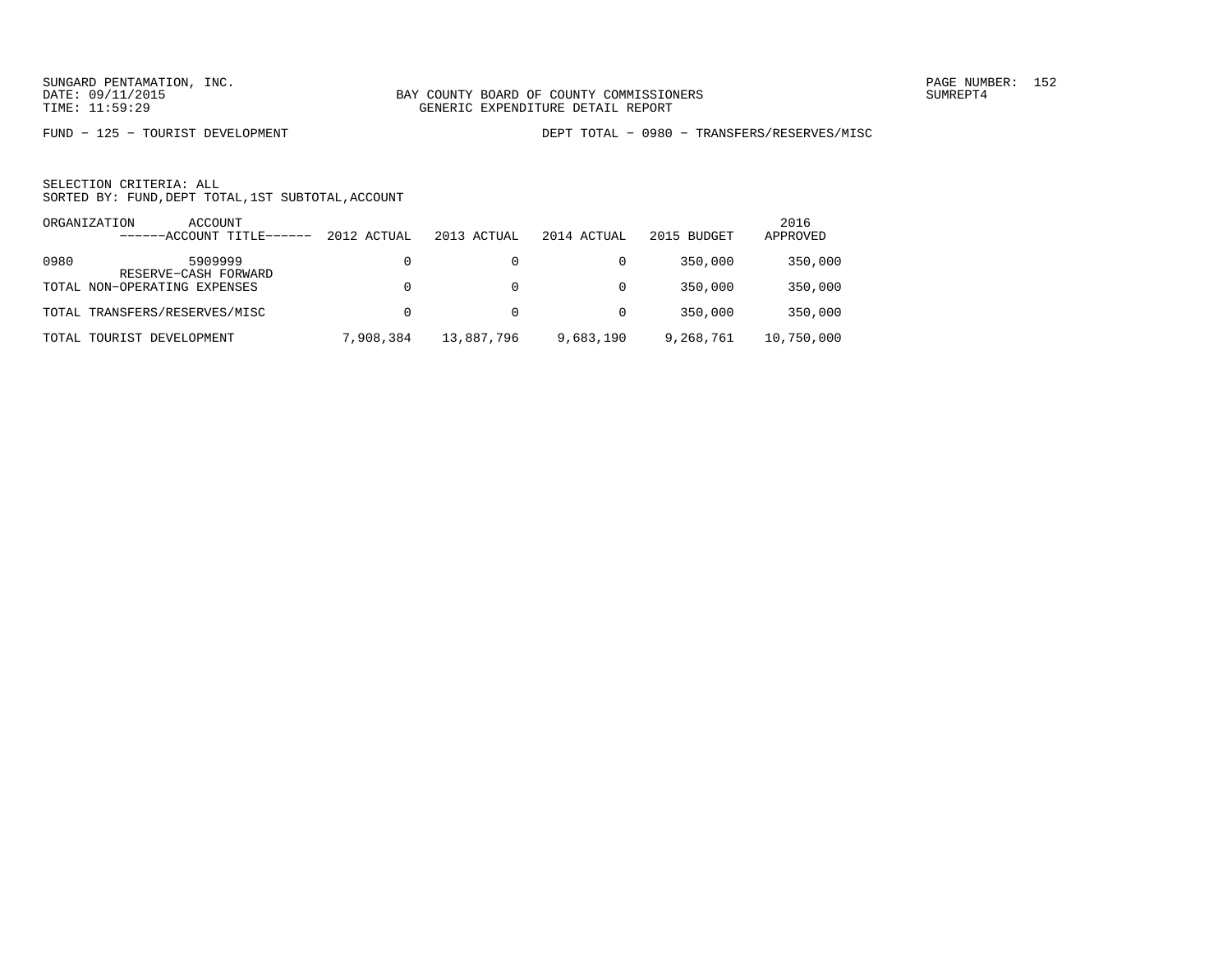SUNGARD PENTAMATION, INC.
DATE: 09/11/2015
TIME: 11:59:29

BAY COUNTY BOARD OF COUNTY COMMISSIONERS
GENERIC EXPENDITURE DETAIL REPORT

PAGE NUMBER: 152
SUMREPT4

FUND − 125 − TOURIST DEVELOPMENT

DEPT TOTAL − 0980 − TRANSFERS/RESERVES/MISC

SELECTION CRITERIA: ALL
SORTED BY: FUND,DEPT TOTAL,1ST SUBTOTAL,ACCOUNT

| ORGANIZATION | ACCOUNT ------ACCOUNT TITLE------ | 2012 ACTUAL | 2013 ACTUAL | 2014 ACTUAL | 2015 BUDGET | 2016 APPROVED |
|---|---|---|---|---|---|---|
| 0980 | 5909999 RESERVE−CASH FORWARD | 0 | 0 | 0 | 350,000 | 350,000 |
| TOTAL NON−OPERATING EXPENSES | | 0 | 0 | 0 | 350,000 | 350,000 |
| TOTAL TRANSFERS/RESERVES/MISC | | 0 | 0 | 0 | 350,000 | 350,000 |
| TOTAL TOURIST DEVELOPMENT | | 7,908,384 | 13,887,796 | 9,683,190 | 9,268,761 | 10,750,000 |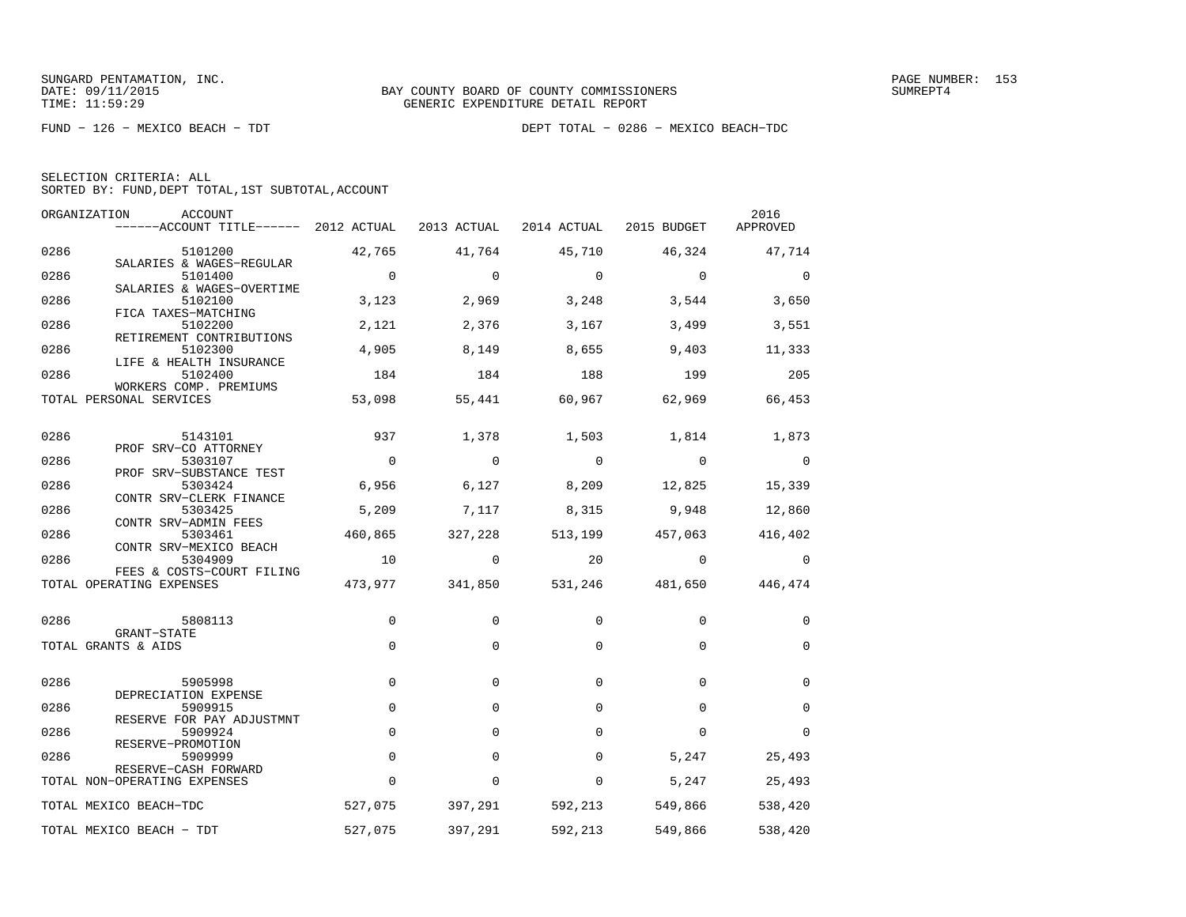SUNGARD PENTAMATION, INC.
DATE: 09/11/2015
TIME: 11:59:29

BAY COUNTY BOARD OF COUNTY COMMISSIONERS
GENERIC EXPENDITURE DETAIL REPORT

PAGE NUMBER: 153
SUMREPT4

FUND − 126 − MEXICO BEACH − TDT

DEPT TOTAL − 0286 − MEXICO BEACH−TDC

SELECTION CRITERIA: ALL
SORTED BY: FUND,DEPT TOTAL,1ST SUBTOTAL,ACCOUNT

| ORGANIZATION | ACCOUNT ------ACCOUNT TITLE------ | 2012 ACTUAL | 2013 ACTUAL | 2014 ACTUAL | 2015 BUDGET | 2016 APPROVED |
|---|---|---|---|---|---|---|
| 0286 | 5101200 SALARIES & WAGES−REGULAR | 42,765 | 41,764 | 45,710 | 46,324 | 47,714 |
| 0286 | 5101400 SALARIES & WAGES−OVERTIME | 0 | 0 | 0 | 0 | 0 |
| 0286 | 5102100 FICA TAXES−MATCHING | 3,123 | 2,969 | 3,248 | 3,544 | 3,650 |
| 0286 | 5102200 RETIREMENT CONTRIBUTIONS | 2,121 | 2,376 | 3,167 | 3,499 | 3,551 |
| 0286 | 5102300 LIFE & HEALTH INSURANCE | 4,905 | 8,149 | 8,655 | 9,403 | 11,333 |
| 0286 | 5102400 WORKERS COMP. PREMIUMS | 184 | 184 | 188 | 199 | 205 |
| TOTAL PERSONAL SERVICES | | 53,098 | 55,441 | 60,967 | 62,969 | 66,453 |
| 0286 | 5143101 PROF SRV−CO ATTORNEY | 937 | 1,378 | 1,503 | 1,814 | 1,873 |
| 0286 | 5303107 PROF SRV−SUBSTANCE TEST | 0 | 0 | 0 | 0 | 0 |
| 0286 | 5303424 CONTR SRV−CLERK FINANCE | 6,956 | 6,127 | 8,209 | 12,825 | 15,339 |
| 0286 | 5303425 CONTR SRV−ADMIN FEES | 5,209 | 7,117 | 8,315 | 9,948 | 12,860 |
| 0286 | 5303461 CONTR SRV−MEXICO BEACH | 460,865 | 327,228 | 513,199 | 457,063 | 416,402 |
| 0286 | 5304909 FEES & COSTS−COURT FILING | 10 | 0 | 20 | 0 | 0 |
| TOTAL OPERATING EXPENSES | | 473,977 | 341,850 | 531,246 | 481,650 | 446,474 |
| 0286 | 5808113 GRANT−STATE | 0 | 0 | 0 | 0 | 0 |
| TOTAL GRANTS & AIDS | | 0 | 0 | 0 | 0 | 0 |
| 0286 | 5905998 DEPRECIATION EXPENSE | 0 | 0 | 0 | 0 | 0 |
| 0286 | 5909915 RESERVE FOR PAY ADJUSTMNT | 0 | 0 | 0 | 0 | 0 |
| 0286 | 5909924 RESERVE−PROMOTION | 0 | 0 | 0 | 0 | 0 |
| 0286 | 5909999 RESERVE−CASH FORWARD | 0 | 0 | 0 | 5,247 | 25,493 |
| TOTAL NON−OPERATING EXPENSES | | 0 | 0 | 0 | 5,247 | 25,493 |
| TOTAL MEXICO BEACH−TDC | | 527,075 | 397,291 | 592,213 | 549,866 | 538,420 |
| TOTAL MEXICO BEACH − TDT | | 527,075 | 397,291 | 592,213 | 549,866 | 538,420 |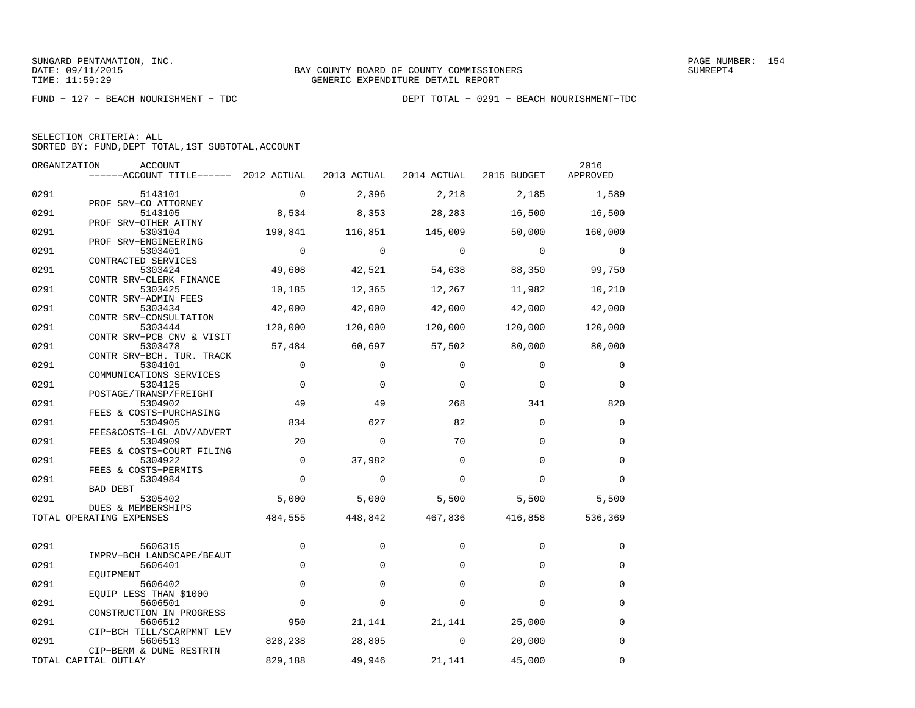SUNGARD PENTAMATION, INC.
DATE: 09/11/2015
TIME: 11:59:29

BAY COUNTY BOARD OF COUNTY COMMISSIONERS
GENERIC EXPENDITURE DETAIL REPORT

SUMREPT4

FUND − 127 − BEACH NOURISHMENT − TDC

DEPT TOTAL − 0291 − BEACH NOURISHMENT−TDC

SELECTION CRITERIA: ALL
SORTED BY: FUND,DEPT TOTAL,1ST SUBTOTAL,ACCOUNT

| ORGANIZATION | ACCOUNT / ACCOUNT TITLE | 2012 ACTUAL | 2013 ACTUAL | 2014 ACTUAL | 2015 BUDGET | 2016 APPROVED |
|---|---|---|---|---|---|---|
| 0291 | 5143101 PROF SRV−CO ATTORNEY | 0 | 2,396 | 2,218 | 2,185 | 1,589 |
| 0291 | 5143105 PROF SRV−OTHER ATTNY | 8,534 | 8,353 | 28,283 | 16,500 | 16,500 |
| 0291 | 5303104 PROF SRV−ENGINEERING | 190,841 | 116,851 | 145,009 | 50,000 | 160,000 |
| 0291 | 5303401 CONTRACTED SERVICES | 0 | 0 | 0 | 0 | 0 |
| 0291 | 5303424 CONTR SRV−CLERK FINANCE | 49,608 | 42,521 | 54,638 | 88,350 | 99,750 |
| 0291 | 5303425 CONTR SRV−ADMIN FEES | 10,185 | 12,365 | 12,267 | 11,982 | 10,210 |
| 0291 | 5303434 CONTR SRV−CONSULTATION | 42,000 | 42,000 | 42,000 | 42,000 | 42,000 |
| 0291 | 5303444 CONTR SRV−PCB CNV & VISIT | 120,000 | 120,000 | 120,000 | 120,000 | 120,000 |
| 0291 | 5303478 CONTR SRV−BCH. TUR. TRACK | 57,484 | 60,697 | 57,502 | 80,000 | 80,000 |
| 0291 | 5304101 COMMUNICATIONS SERVICES | 0 | 0 | 0 | 0 | 0 |
| 0291 | 5304125 POSTAGE/TRANSP/FREIGHT | 0 | 0 | 0 | 0 | 0 |
| 0291 | 5304902 FEES & COSTS−PURCHASING | 49 | 49 | 268 | 341 | 820 |
| 0291 | 5304905 FEES&COSTS−LGL ADV/ADVERT | 834 | 627 | 82 | 0 | 0 |
| 0291 | 5304909 FEES & COSTS−COURT FILING | 20 | 0 | 70 | 0 | 0 |
| 0291 | 5304922 FEES & COSTS−PERMITS | 0 | 37,982 | 0 | 0 | 0 |
| 0291 | 5304984 BAD DEBT | 0 | 0 | 0 | 0 | 0 |
| 0291 | 5305402 DUES & MEMBERSHIPS | 5,000 | 5,000 | 5,500 | 5,500 | 5,500 |
| TOTAL OPERATING EXPENSES | | 484,555 | 448,842 | 467,836 | 416,858 | 536,369 |
| 0291 | 5606315 IMPRV−BCH LANDSCAPE/BEAUT | 0 | 0 | 0 | 0 | 0 |
| 0291 | 5606401 EQUIPMENT | 0 | 0 | 0 | 0 | 0 |
| 0291 | 5606402 EQUIP LESS THAN $1000 | 0 | 0 | 0 | 0 | 0 |
| 0291 | 5606501 CONSTRUCTION IN PROGRESS | 0 | 0 | 0 | 0 | 0 |
| 0291 | 5606512 CIP−BCH TILL/SCARPMNT LEV | 950 | 21,141 | 21,141 | 25,000 | 0 |
| 0291 | 5606513 CIP−BERM & DUNE RESTRTN | 828,238 | 28,805 | 0 | 20,000 | 0 |
| TOTAL CAPITAL OUTLAY | | 829,188 | 49,946 | 21,141 | 45,000 | 0 |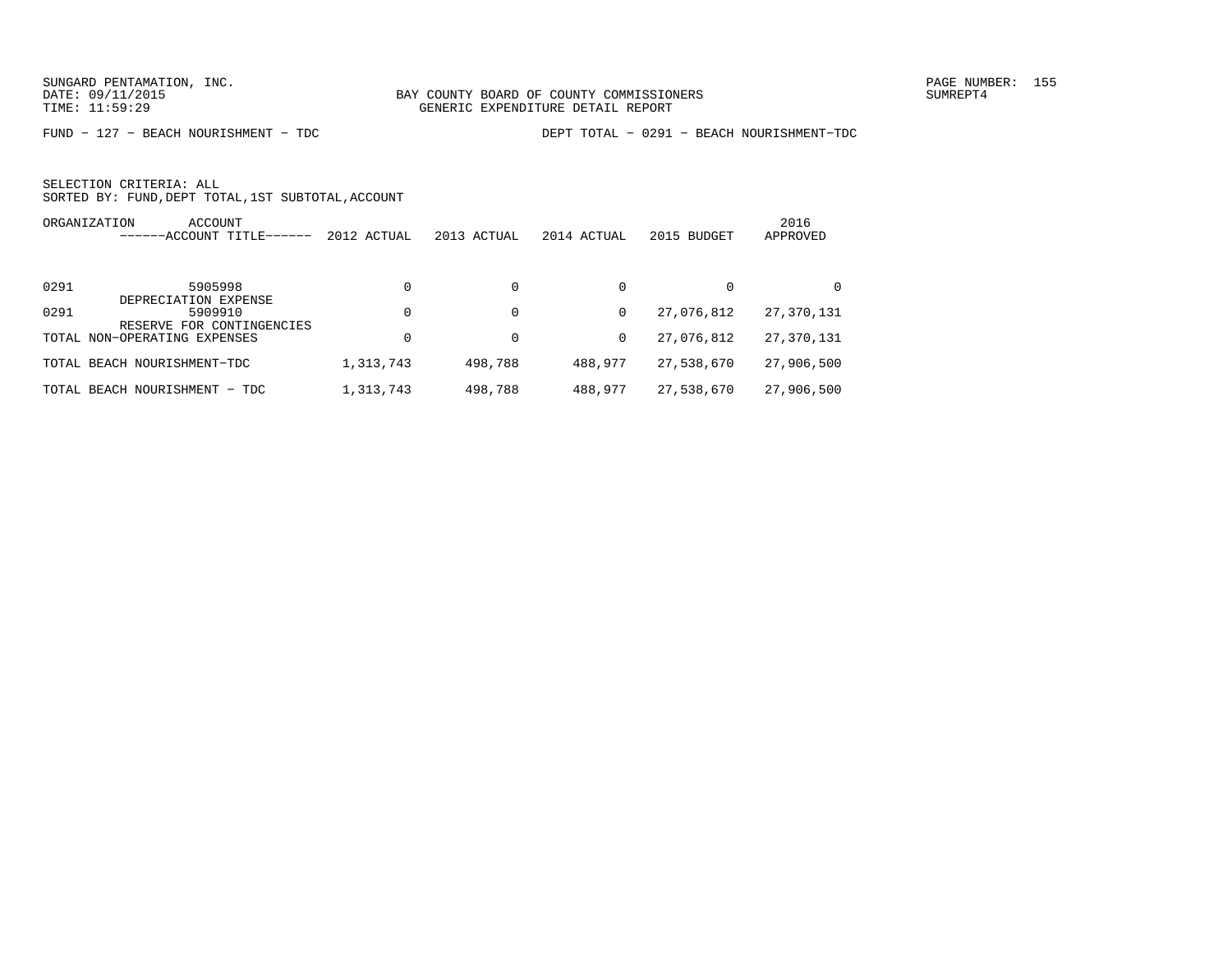SUNGARD PENTAMATION, INC.
DATE: 09/11/2015
TIME: 11:59:29

BAY COUNTY BOARD OF COUNTY COMMISSIONERS
GENERIC EXPENDITURE DETAIL REPORT

PAGE NUMBER: 155
SUMREPT4

FUND − 127 − BEACH NOURISHMENT − TDC

DEPT TOTAL − 0291 − BEACH NOURISHMENT−TDC

SELECTION CRITERIA: ALL
SORTED BY: FUND,DEPT TOTAL,1ST SUBTOTAL,ACCOUNT

| ORGANIZATION | ACCOUNT ------ACCOUNT TITLE------ | 2012 ACTUAL | 2013 ACTUAL | 2014 ACTUAL | 2015 BUDGET | 2016 APPROVED |
|---|---|---|---|---|---|---|
| 0291 | 5905998 DEPRECIATION EXPENSE | 0 | 0 | 0 | 0 | 0 |
| 0291 | 5909910 RESERVE FOR CONTINGENCIES | 0 | 0 | 0 | 27,076,812 | 27,370,131 |
| TOTAL NON−OPERATING EXPENSES | | 0 | 0 | 0 | 27,076,812 | 27,370,131 |
| TOTAL BEACH NOURISHMENT−TDC | | 1,313,743 | 498,788 | 488,977 | 27,538,670 | 27,906,500 |
| TOTAL BEACH NOURISHMENT − TDC | | 1,313,743 | 498,788 | 488,977 | 27,538,670 | 27,906,500 |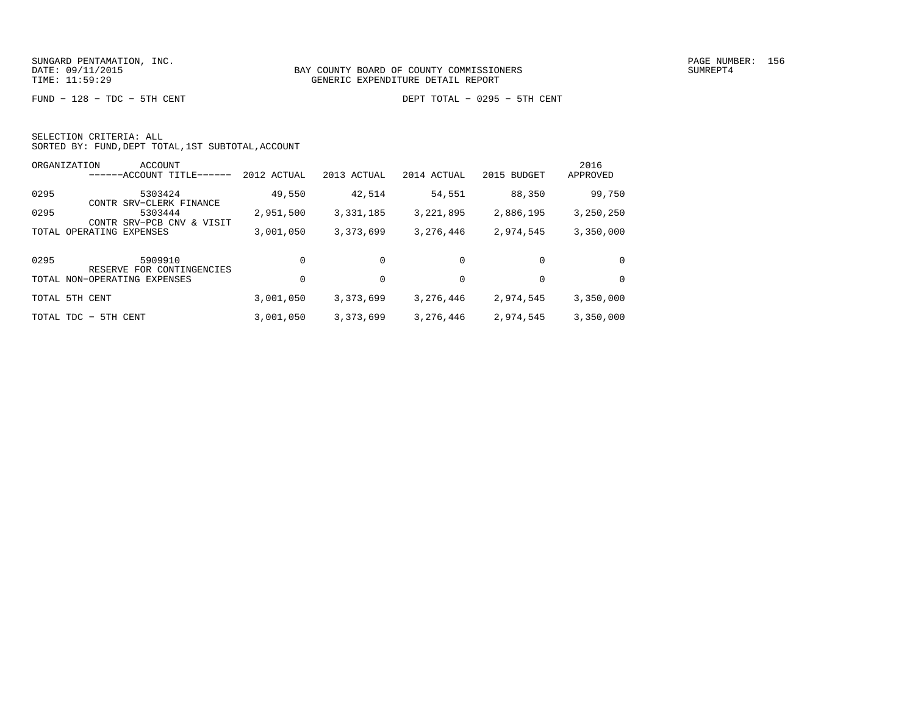SUNGARD PENTAMATION, INC.
DATE: 09/11/2015
TIME: 11:59:29

BAY COUNTY BOARD OF COUNTY COMMISSIONERS
GENERIC EXPENDITURE DETAIL REPORT

SUMREPT4

FUND − 128 − TDC − 5TH CENT

DEPT TOTAL − 0295 − 5TH CENT

SELECTION CRITERIA: ALL
SORTED BY: FUND,DEPT TOTAL,1ST SUBTOTAL,ACCOUNT

| ORGANIZATION | ACCOUNT ------ACCOUNT TITLE------ | 2012 ACTUAL | 2013 ACTUAL | 2014 ACTUAL | 2015 BUDGET | 2016 APPROVED |
|---|---|---|---|---|---|---|
| 0295 | 5303424 CONTR SRV−CLERK FINANCE | 49,550 | 42,514 | 54,551 | 88,350 | 99,750 |
| 0295 | 5303444 CONTR SRV−PCB CNV & VISIT | 2,951,500 | 3,331,185 | 3,221,895 | 2,886,195 | 3,250,250 |
| TOTAL OPERATING EXPENSES | | 3,001,050 | 3,373,699 | 3,276,446 | 2,974,545 | 3,350,000 |
| 0295 | 5909910 RESERVE FOR CONTINGENCIES | 0 | 0 | 0 | 0 | 0 |
| TOTAL NON−OPERATING EXPENSES | | 0 | 0 | 0 | 0 | 0 |
| TOTAL 5TH CENT | | 3,001,050 | 3,373,699 | 3,276,446 | 2,974,545 | 3,350,000 |
| TOTAL TDC − 5TH CENT | | 3,001,050 | 3,373,699 | 3,276,446 | 2,974,545 | 3,350,000 |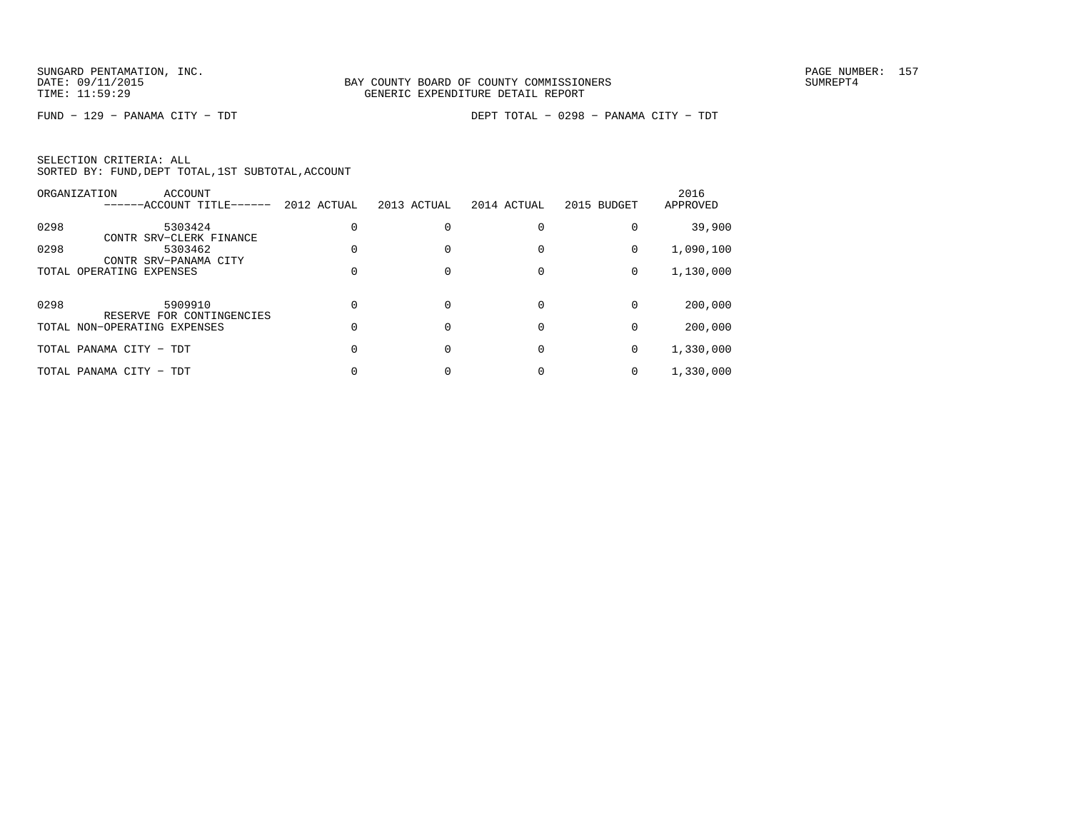BAY COUNTY BOARD OF COUNTY COMMISSIONERS
GENERIC EXPENDITURE DETAIL REPORT

FUND − 129 − PANAMA CITY − TDT

DEPT TOTAL − 0298 − PANAMA CITY − TDT

SELECTION CRITERIA: ALL
SORTED BY: FUND,DEPT TOTAL,1ST SUBTOTAL,ACCOUNT

| ORGANIZATION | ACCOUNT ------ACCOUNT TITLE------ | 2012 ACTUAL | 2013 ACTUAL | 2014 ACTUAL | 2015 BUDGET | 2016 APPROVED |
|---|---|---|---|---|---|---|
| 0298 | 5303424 CONTR SRV−CLERK FINANCE | 0 | 0 | 0 | 0 | 39,900 |
| 0298 | 5303462 CONTR SRV−PANAMA CITY | 0 | 0 | 0 | 0 | 1,090,100 |
| TOTAL OPERATING EXPENSES | | 0 | 0 | 0 | 0 | 1,130,000 |
| 0298 | 5909910 RESERVE FOR CONTINGENCIES | 0 | 0 | 0 | 0 | 200,000 |
| TOTAL NON−OPERATING EXPENSES | | 0 | 0 | 0 | 0 | 200,000 |
| TOTAL PANAMA CITY − TDT | | 0 | 0 | 0 | 0 | 1,330,000 |
| TOTAL PANAMA CITY − TDT | | 0 | 0 | 0 | 0 | 1,330,000 |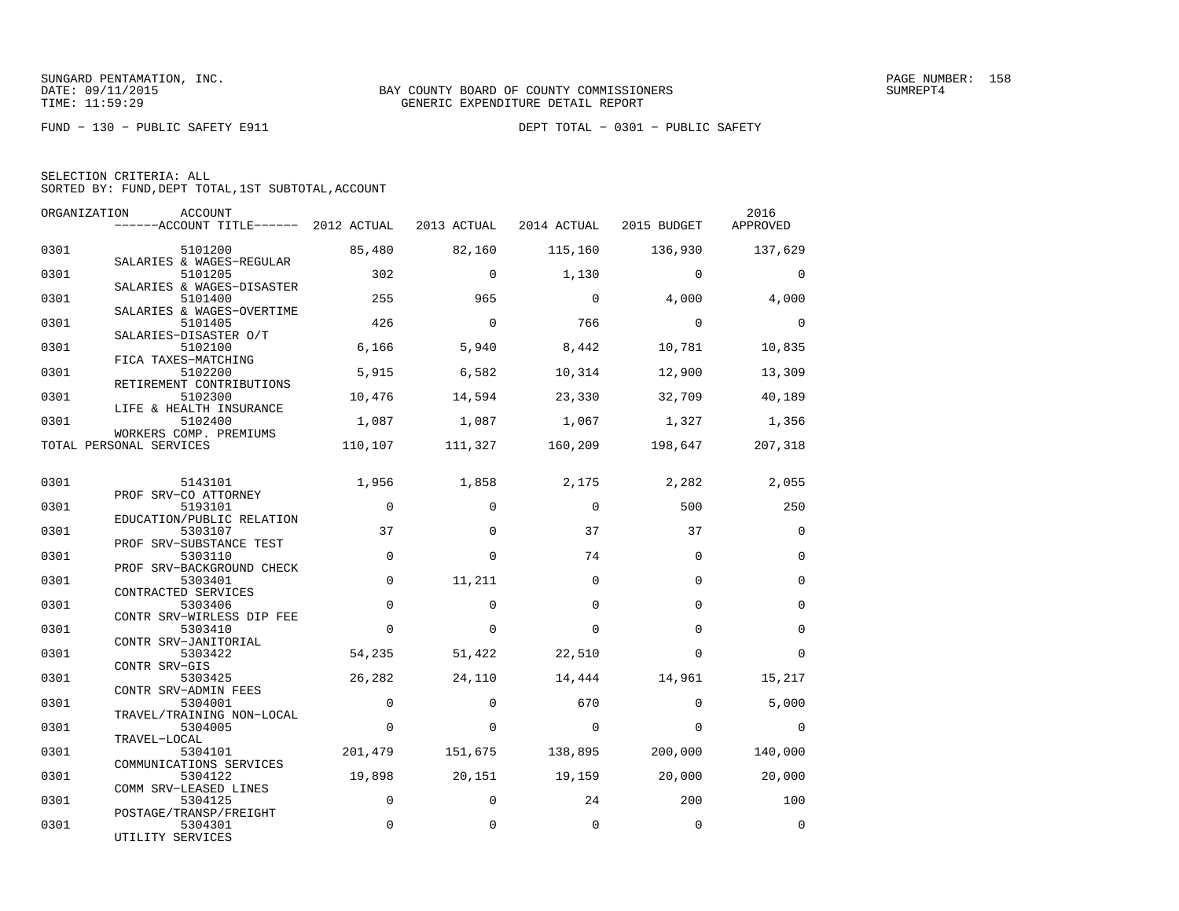SUNGARD PENTAMATION, INC.
DATE: 09/11/2015
TIME: 11:59:29

BAY COUNTY BOARD OF COUNTY COMMISSIONERS
GENERIC EXPENDITURE DETAIL REPORT

PAGE NUMBER: 158
SUMREPT4

FUND - 130 - PUBLIC SAFETY E911

DEPT TOTAL - 0301 - PUBLIC SAFETY

SELECTION CRITERIA: ALL
SORTED BY: FUND,DEPT TOTAL,1ST SUBTOTAL,ACCOUNT

| ORGANIZATION | ACCOUNT / ------ACCOUNT TITLE------ | 2012 ACTUAL | 2013 ACTUAL | 2014 ACTUAL | 2015 BUDGET | 2016 APPROVED |
|---|---|---|---|---|---|---|
| 0301 | 5101200 SALARIES & WAGES-REGULAR | 85,480 | 82,160 | 115,160 | 136,930 | 137,629 |
| 0301 | 5101205 SALARIES & WAGES-DISASTER | 302 | 0 | 1,130 | 0 | 0 |
| 0301 | 5101400 SALARIES & WAGES-OVERTIME | 255 | 965 | 0 | 4,000 | 4,000 |
| 0301 | 5101405 SALARIES-DISASTER O/T | 426 | 0 | 766 | 0 | 0 |
| 0301 | 5102100 FICA TAXES-MATCHING | 6,166 | 5,940 | 8,442 | 10,781 | 10,835 |
| 0301 | 5102200 RETIREMENT CONTRIBUTIONS | 5,915 | 6,582 | 10,314 | 12,900 | 13,309 |
| 0301 | 5102300 LIFE & HEALTH INSURANCE | 10,476 | 14,594 | 23,330 | 32,709 | 40,189 |
| 0301 | 5102400 WORKERS COMP. PREMIUMS | 1,087 | 1,087 | 1,067 | 1,327 | 1,356 |
| TOTAL PERSONAL SERVICES | | 110,107 | 111,327 | 160,209 | 198,647 | 207,318 |
| 0301 | 5143101 PROF SRV-CO ATTORNEY | 1,956 | 1,858 | 2,175 | 2,282 | 2,055 |
| 0301 | 5193101 EDUCATION/PUBLIC RELATION | 0 | 0 | 0 | 500 | 250 |
| 0301 | 5303107 PROF SRV-SUBSTANCE TEST | 37 | 0 | 37 | 37 | 0 |
| 0301 | 5303110 PROF SRV-BACKGROUND CHECK | 0 | 0 | 74 | 0 | 0 |
| 0301 | 5303401 CONTRACTED SERVICES | 0 | 11,211 | 0 | 0 | 0 |
| 0301 | 5303406 CONTR SRV-WIRLESS DIP FEE | 0 | 0 | 0 | 0 | 0 |
| 0301 | 5303410 CONTR SRV-JANITORIAL | 0 | 0 | 0 | 0 | 0 |
| 0301 | 5303422 CONTR SRV-GIS | 54,235 | 51,422 | 22,510 | 0 | 0 |
| 0301 | 5303425 CONTR SRV-ADMIN FEES | 26,282 | 24,110 | 14,444 | 14,961 | 15,217 |
| 0301 | 5304001 TRAVEL/TRAINING NON-LOCAL | 0 | 0 | 670 | 0 | 5,000 |
| 0301 | 5304005 TRAVEL-LOCAL | 0 | 0 | 0 | 0 | 0 |
| 0301 | 5304101 COMMUNICATIONS SERVICES | 201,479 | 151,675 | 138,895 | 200,000 | 140,000 |
| 0301 | 5304122 COMM SRV-LEASED LINES | 19,898 | 20,151 | 19,159 | 20,000 | 20,000 |
| 0301 | 5304125 POSTAGE/TRANSP/FREIGHT | 0 | 0 | 24 | 200 | 100 |
| 0301 | 5304301 UTILITY SERVICES | 0 | 0 | 0 | 0 | 0 |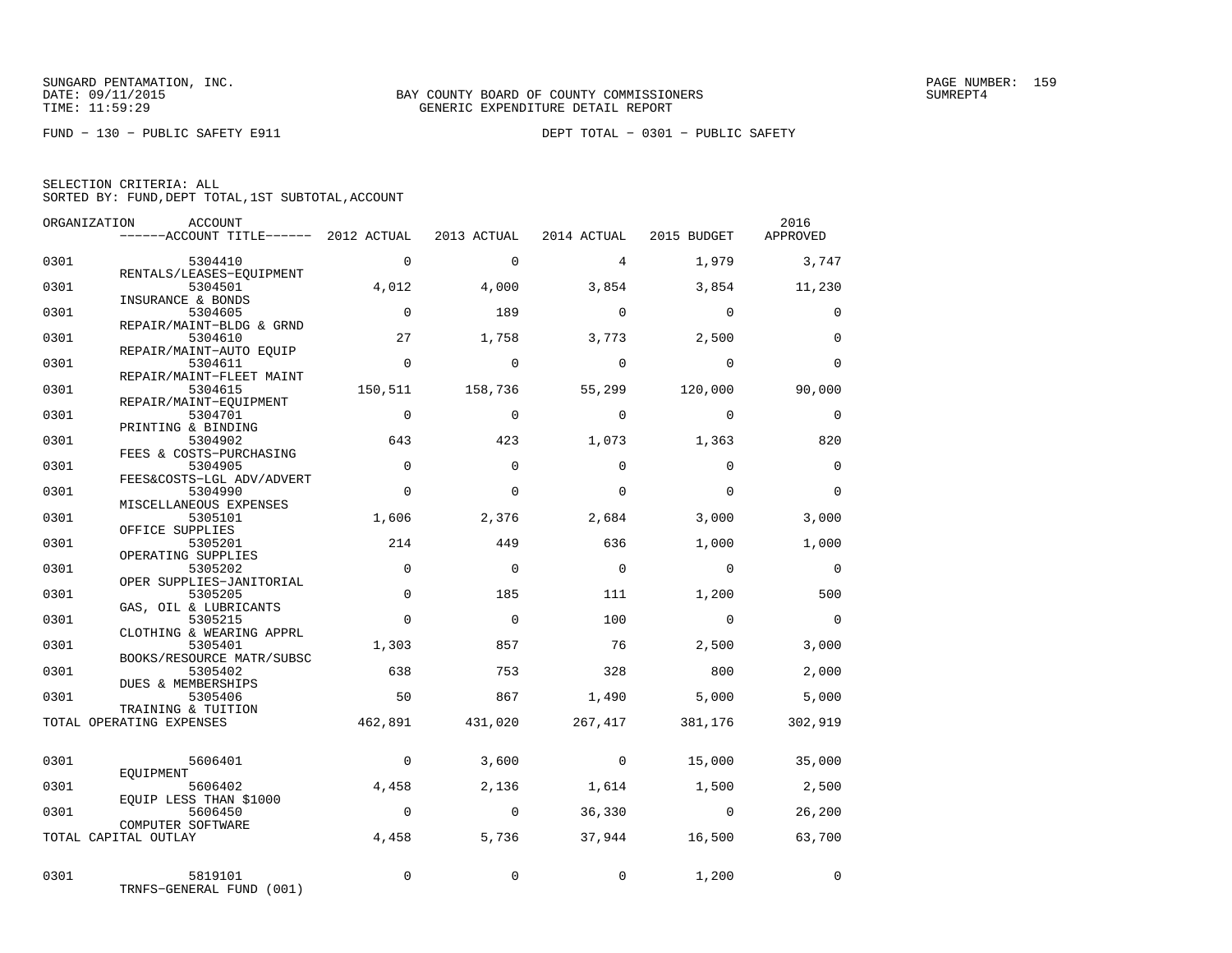SUNGARD PENTAMATION, INC.
DATE: 09/11/2015
TIME: 11:59:29

BAY COUNTY BOARD OF COUNTY COMMISSIONERS
GENERIC EXPENDITURE DETAIL REPORT

PAGE NUMBER: 159
SUMREPT4

FUND - 130 - PUBLIC SAFETY E911

DEPT TOTAL - 0301 - PUBLIC SAFETY

SELECTION CRITERIA: ALL
SORTED BY: FUND,DEPT TOTAL,1ST SUBTOTAL,ACCOUNT

| ORGANIZATION | ACCOUNT ------ACCOUNT TITLE------ | 2012 ACTUAL | 2013 ACTUAL | 2014 ACTUAL | 2015 BUDGET | 2016 APPROVED |
|---|---|---|---|---|---|---|
| 0301 | 5304410 RENTALS/LEASES-EQUIPMENT | 0 | 0 | 4 | 1,979 | 3,747 |
| 0301 | 5304501 INSURANCE & BONDS | 4,012 | 4,000 | 3,854 | 3,854 | 11,230 |
| 0301 | 5304605 REPAIR/MAINT-BLDG & GRND | 0 | 189 | 0 | 0 | 0 |
| 0301 | 5304610 REPAIR/MAINT-AUTO EQUIP | 27 | 1,758 | 3,773 | 2,500 | 0 |
| 0301 | 5304611 REPAIR/MAINT-FLEET MAINT | 0 | 0 | 0 | 0 | 0 |
| 0301 | 5304615 REPAIR/MAINT-EQUIPMENT | 150,511 | 158,736 | 55,299 | 120,000 | 90,000 |
| 0301 | 5304701 PRINTING & BINDING | 0 | 0 | 0 | 0 | 0 |
| 0301 | 5304902 FEES & COSTS-PURCHASING | 643 | 423 | 1,073 | 1,363 | 820 |
| 0301 | 5304905 FEES&COSTS-LGL ADV/ADVERT | 0 | 0 | 0 | 0 | 0 |
| 0301 | 5304990 MISCELLANEOUS EXPENSES | 0 | 0 | 0 | 0 | 0 |
| 0301 | 5305101 OFFICE SUPPLIES | 1,606 | 2,376 | 2,684 | 3,000 | 3,000 |
| 0301 | 5305201 OPERATING SUPPLIES | 214 | 449 | 636 | 1,000 | 1,000 |
| 0301 | 5305202 OPER SUPPLIES-JANITORIAL | 0 | 0 | 0 | 0 | 0 |
| 0301 | 5305205 GAS, OIL & LUBRICANTS | 0 | 185 | 111 | 1,200 | 500 |
| 0301 | 5305215 CLOTHING & WEARING APPRL | 0 | 0 | 100 | 0 | 0 |
| 0301 | 5305401 BOOKS/RESOURCE MATR/SUBSC | 1,303 | 857 | 76 | 2,500 | 3,000 |
| 0301 | 5305402 DUES & MEMBERSHIPS | 638 | 753 | 328 | 800 | 2,000 |
| 0301 | 5305406 TRAINING & TUITION | 50 | 867 | 1,490 | 5,000 | 5,000 |
| TOTAL OPERATING EXPENSES | | 462,891 | 431,020 | 267,417 | 381,176 | 302,919 |
| 0301 | 5606401 EQUIPMENT | 0 | 3,600 | 0 | 15,000 | 35,000 |
| 0301 | 5606402 EQUIP LESS THAN $1000 | 4,458 | 2,136 | 1,614 | 1,500 | 2,500 |
| 0301 | 5606450 COMPUTER SOFTWARE | 0 | 0 | 36,330 | 0 | 26,200 |
| TOTAL CAPITAL OUTLAY | | 4,458 | 5,736 | 37,944 | 16,500 | 63,700 |
| 0301 | 5819101 TRNFS-GENERAL FUND (001) | 0 | 0 | 0 | 1,200 | 0 |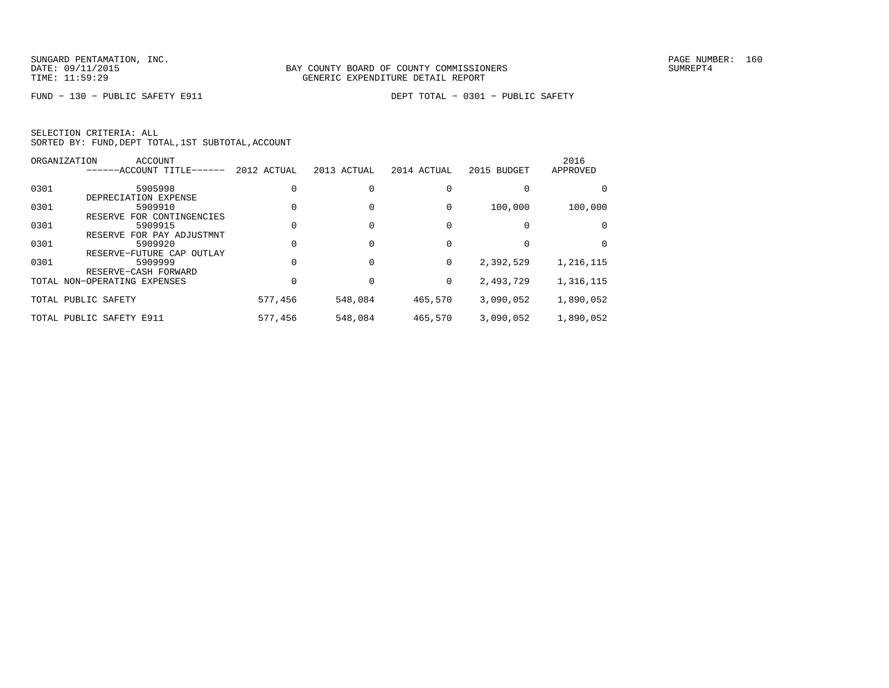SUNGARD PENTAMATION, INC.
DATE: 09/11/2015
TIME: 11:59:29

BAY COUNTY BOARD OF COUNTY COMMISSIONERS
GENERIC EXPENDITURE DETAIL REPORT

SUMREPT4

FUND − 130 − PUBLIC SAFETY E911

DEPT TOTAL − 0301 − PUBLIC SAFETY

SELECTION CRITERIA: ALL
SORTED BY: FUND,DEPT TOTAL,1ST SUBTOTAL,ACCOUNT

| ORGANIZATION | ACCOUNT ------ACCOUNT TITLE------ | 2012 ACTUAL | 2013 ACTUAL | 2014 ACTUAL | 2015 BUDGET | 2016 APPROVED |
|---|---|---|---|---|---|---|
| 0301 | 5905998 DEPRECIATION EXPENSE | 0 | 0 | 0 | 0 | 0 |
| 0301 | 5909910 RESERVE FOR CONTINGENCIES | 0 | 0 | 0 | 100,000 | 100,000 |
| 0301 | 5909915 RESERVE FOR PAY ADJUSTMNT | 0 | 0 | 0 | 0 | 0 |
| 0301 | 5909920 RESERVE−FUTURE CAP OUTLAY | 0 | 0 | 0 | 0 | 0 |
| 0301 | 5909999 RESERVE−CASH FORWARD | 0 | 0 | 0 | 2,392,529 | 1,216,115 |
| TOTAL NON−OPERATING EXPENSES | | 0 | 0 | 0 | 2,493,729 | 1,316,115 |
| TOTAL PUBLIC SAFETY | | 577,456 | 548,084 | 465,570 | 3,090,052 | 1,890,052 |
| TOTAL PUBLIC SAFETY E911 | | 577,456 | 548,084 | 465,570 | 3,090,052 | 1,890,052 |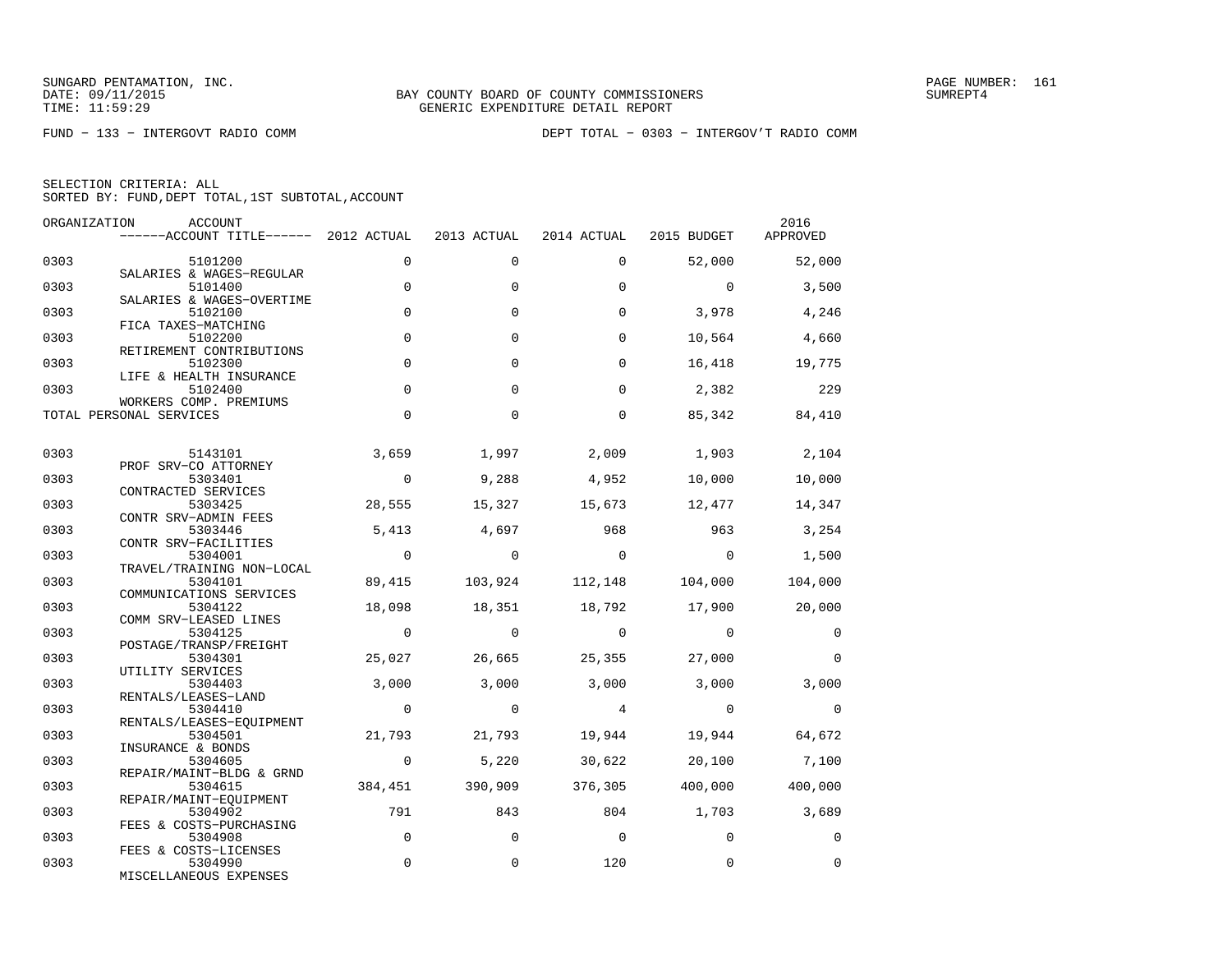SUNGARD PENTAMATION, INC.
DATE: 09/11/2015
TIME: 11:59:29

BAY COUNTY BOARD OF COUNTY COMMISSIONERS
GENERIC EXPENDITURE DETAIL REPORT

FUND − 133 − INTERGOVT RADIO COMM

DEPT TOTAL − 0303 − INTERGOV'T RADIO COMM

SELECTION CRITERIA: ALL
SORTED BY: FUND,DEPT TOTAL,1ST SUBTOTAL,ACCOUNT

| ORGANIZATION | ACCOUNT / ACCOUNT TITLE | 2012 ACTUAL | 2013 ACTUAL | 2014 ACTUAL | 2015 BUDGET | 2016 APPROVED |
|---|---|---|---|---|---|---|
| 0303 | 5101200 SALARIES & WAGES−REGULAR | 0 | 0 | 0 | 52,000 | 52,000 |
| 0303 | 5101400 SALARIES & WAGES−OVERTIME | 0 | 0 | 0 | 0 | 3,500 |
| 0303 | 5102100 FICA TAXES−MATCHING | 0 | 0 | 0 | 3,978 | 4,246 |
| 0303 | 5102200 RETIREMENT CONTRIBUTIONS | 0 | 0 | 0 | 10,564 | 4,660 |
| 0303 | 5102300 LIFE & HEALTH INSURANCE | 0 | 0 | 0 | 16,418 | 19,775 |
| 0303 | 5102400 WORKERS COMP. PREMIUMS | 0 | 0 | 0 | 2,382 | 229 |
| TOTAL PERSONAL SERVICES | | 0 | 0 | 0 | 85,342 | 84,410 |
| 0303 | 5143101 PROF SRV−CO ATTORNEY | 3,659 | 1,997 | 2,009 | 1,903 | 2,104 |
| 0303 | 5303401 CONTRACTED SERVICES | 0 | 9,288 | 4,952 | 10,000 | 10,000 |
| 0303 | 5303425 CONTR SRV−ADMIN FEES | 28,555 | 15,327 | 15,673 | 12,477 | 14,347 |
| 0303 | 5303446 CONTR SRV−FACILITIES | 5,413 | 4,697 | 968 | 963 | 3,254 |
| 0303 | 5304001 TRAVEL/TRAINING NON−LOCAL | 0 | 0 | 0 | 0 | 1,500 |
| 0303 | 5304101 COMMUNICATIONS SERVICES | 89,415 | 103,924 | 112,148 | 104,000 | 104,000 |
| 0303 | 5304122 COMM SRV−LEASED LINES | 18,098 | 18,351 | 18,792 | 17,900 | 20,000 |
| 0303 | 5304125 POSTAGE/TRANSP/FREIGHT | 0 | 0 | 0 | 0 | 0 |
| 0303 | 5304301 UTILITY SERVICES | 25,027 | 26,665 | 25,355 | 27,000 | 0 |
| 0303 | 5304403 RENTALS/LEASES−LAND | 3,000 | 3,000 | 3,000 | 3,000 | 3,000 |
| 0303 | 5304410 RENTALS/LEASES−EQUIPMENT | 0 | 0 | 4 | 0 | 0 |
| 0303 | 5304501 INSURANCE & BONDS | 21,793 | 21,793 | 19,944 | 19,944 | 64,672 |
| 0303 | 5304605 REPAIR/MAINT−BLDG & GRND | 0 | 5,220 | 30,622 | 20,100 | 7,100 |
| 0303 | 5304615 REPAIR/MAINT−EQUIPMENT | 384,451 | 390,909 | 376,305 | 400,000 | 400,000 |
| 0303 | 5304902 FEES & COSTS−PURCHASING | 791 | 843 | 804 | 1,703 | 3,689 |
| 0303 | 5304908 FEES & COSTS−LICENSES | 0 | 0 | 0 | 0 | 0 |
| 0303 | 5304990 MISCELLANEOUS EXPENSES | 0 | 0 | 120 | 0 | 0 |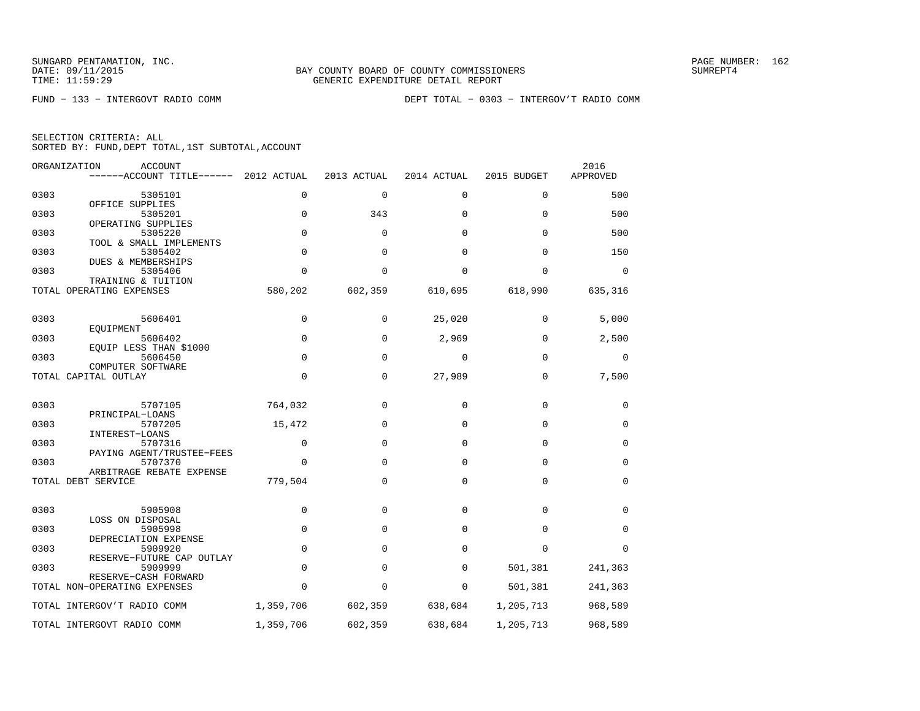SUNGARD PENTAMATION, INC.
DATE: 09/11/2015
TIME: 11:59:29

BAY COUNTY BOARD OF COUNTY COMMISSIONERS
GENERIC EXPENDITURE DETAIL REPORT

FUND − 133 − INTERGOVT RADIO COMM

DEPT TOTAL − 0303 − INTERGOV'T RADIO COMM

SELECTION CRITERIA: ALL
SORTED BY: FUND,DEPT TOTAL,1ST SUBTOTAL,ACCOUNT

| ORGANIZATION | ACCOUNT / ACCOUNT TITLE | 2012 ACTUAL | 2013 ACTUAL | 2014 ACTUAL | 2015 BUDGET | 2016 APPROVED |
|---|---|---|---|---|---|---|
| 0303 | 5305101 OFFICE SUPPLIES | 0 | 0 | 0 | 0 | 500 |
| 0303 | 5305201 OPERATING SUPPLIES | 0 | 343 | 0 | 0 | 500 |
| 0303 | 5305220 TOOL & SMALL IMPLEMENTS | 0 | 0 | 0 | 0 | 500 |
| 0303 | 5305402 DUES & MEMBERSHIPS | 0 | 0 | 0 | 0 | 150 |
| 0303 | 5305406 TRAINING & TUITION | 0 | 0 | 0 | 0 | 0 |
| TOTAL OPERATING EXPENSES | | 580,202 | 602,359 | 610,695 | 618,990 | 635,316 |
| 0303 | 5606401 EQUIPMENT | 0 | 0 | 25,020 | 0 | 5,000 |
| 0303 | 5606402 EQUIP LESS THAN $1000 | 0 | 0 | 2,969 | 0 | 2,500 |
| 0303 | 5606450 COMPUTER SOFTWARE | 0 | 0 | 0 | 0 | 0 |
| TOTAL CAPITAL OUTLAY | | 0 | 0 | 27,989 | 0 | 7,500 |
| 0303 | 5707105 PRINCIPAL−LOANS | 764,032 | 0 | 0 | 0 | 0 |
| 0303 | 5707205 INTEREST−LOANS | 15,472 | 0 | 0 | 0 | 0 |
| 0303 | 5707316 PAYING AGENT/TRUSTEE−FEES | 0 | 0 | 0 | 0 | 0 |
| 0303 | 5707370 ARBITRAGE REBATE EXPENSE | 0 | 0 | 0 | 0 | 0 |
| TOTAL DEBT SERVICE | | 779,504 | 0 | 0 | 0 | 0 |
| 0303 | 5905908 LOSS ON DISPOSAL | 0 | 0 | 0 | 0 | 0 |
| 0303 | 5905998 DEPRECIATION EXPENSE | 0 | 0 | 0 | 0 | 0 |
| 0303 | 5909920 RESERVE−FUTURE CAP OUTLAY | 0 | 0 | 0 | 0 | 0 |
| 0303 | 5909999 RESERVE−CASH FORWARD | 0 | 0 | 0 | 501,381 | 241,363 |
| TOTAL NON−OPERATING EXPENSES | | 0 | 0 | 0 | 501,381 | 241,363 |
| TOTAL INTERGOV'T RADIO COMM | | 1,359,706 | 602,359 | 638,684 | 1,205,713 | 968,589 |
| TOTAL INTERGOVT RADIO COMM | | 1,359,706 | 602,359 | 638,684 | 1,205,713 | 968,589 |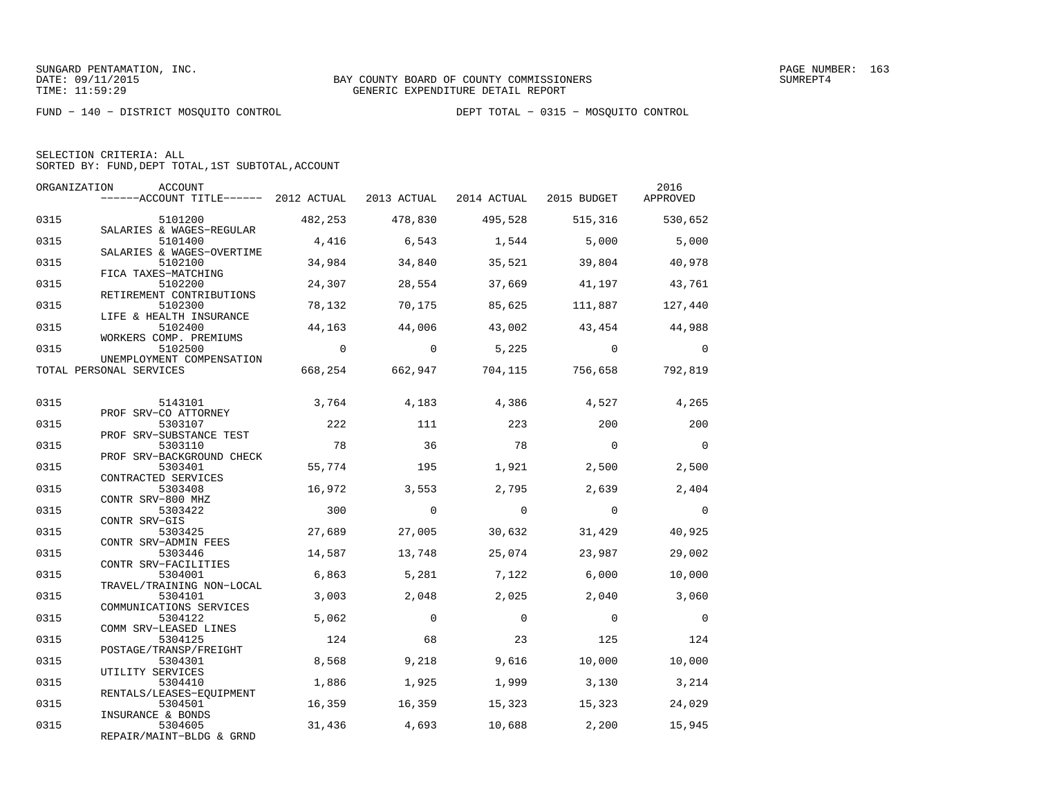SUNGARD PENTAMATION, INC.
DATE: 09/11/2015
TIME: 11:59:29

BAY COUNTY BOARD OF COUNTY COMMISSIONERS
GENERIC EXPENDITURE DETAIL REPORT

SUMREPT4

FUND − 140 − DISTRICT MOSQUITO CONTROL

DEPT TOTAL − 0315 − MOSQUITO CONTROL

SELECTION CRITERIA: ALL
SORTED BY: FUND,DEPT TOTAL,1ST SUBTOTAL,ACCOUNT

| ORGANIZATION | ACCOUNT / ACCOUNT TITLE | 2012 ACTUAL | 2013 ACTUAL | 2014 ACTUAL | 2015 BUDGET | 2016 APPROVED |
|---|---|---|---|---|---|---|
| 0315 | 5101200 SALARIES & WAGES−REGULAR | 482,253 | 478,830 | 495,528 | 515,316 | 530,652 |
| 0315 | 5101400 SALARIES & WAGES−OVERTIME | 4,416 | 6,543 | 1,544 | 5,000 | 5,000 |
| 0315 | 5102100 FICA TAXES−MATCHING | 34,984 | 34,840 | 35,521 | 39,804 | 40,978 |
| 0315 | 5102200 RETIREMENT CONTRIBUTIONS | 24,307 | 28,554 | 37,669 | 41,197 | 43,761 |
| 0315 | 5102300 LIFE & HEALTH INSURANCE | 78,132 | 70,175 | 85,625 | 111,887 | 127,440 |
| 0315 | 5102400 WORKERS COMP. PREMIUMS | 44,163 | 44,006 | 43,002 | 43,454 | 44,988 |
| 0315 | 5102500 UNEMPLOYMENT COMPENSATION | 0 | 0 | 5,225 | 0 | 0 |
| TOTAL PERSONAL SERVICES | | 668,254 | 662,947 | 704,115 | 756,658 | 792,819 |
| 0315 | 5143101 PROF SRV−CO ATTORNEY | 3,764 | 4,183 | 4,386 | 4,527 | 4,265 |
| 0315 | 5303107 PROF SRV−SUBSTANCE TEST | 222 | 111 | 223 | 200 | 200 |
| 0315 | 5303110 PROF SRV−BACKGROUND CHECK | 78 | 36 | 78 | 0 | 0 |
| 0315 | 5303401 CONTRACTED SERVICES | 55,774 | 195 | 1,921 | 2,500 | 2,500 |
| 0315 | 5303408 CONTR SRV−800 MHZ | 16,972 | 3,553 | 2,795 | 2,639 | 2,404 |
| 0315 | 5303422 CONTR SRV−GIS | 300 | 0 | 0 | 0 | 0 |
| 0315 | 5303425 CONTR SRV−ADMIN FEES | 27,689 | 27,005 | 30,632 | 31,429 | 40,925 |
| 0315 | 5303446 CONTR SRV−FACILITIES | 14,587 | 13,748 | 25,074 | 23,987 | 29,002 |
| 0315 | 5304001 TRAVEL/TRAINING NON−LOCAL | 6,863 | 5,281 | 7,122 | 6,000 | 10,000 |
| 0315 | 5304101 COMMUNICATIONS SERVICES | 3,003 | 2,048 | 2,025 | 2,040 | 3,060 |
| 0315 | 5304122 COMM SRV−LEASED LINES | 5,062 | 0 | 0 | 0 | 0 |
| 0315 | 5304125 POSTAGE/TRANSP/FREIGHT | 124 | 68 | 23 | 125 | 124 |
| 0315 | 5304301 UTILITY SERVICES | 8,568 | 9,218 | 9,616 | 10,000 | 10,000 |
| 0315 | 5304410 RENTALS/LEASES−EQUIPMENT | 1,886 | 1,925 | 1,999 | 3,130 | 3,214 |
| 0315 | 5304501 INSURANCE & BONDS | 16,359 | 16,359 | 15,323 | 15,323 | 24,029 |
| 0315 | 5304605 REPAIR/MAINT−BLDG & GRND | 31,436 | 4,693 | 10,688 | 2,200 | 15,945 |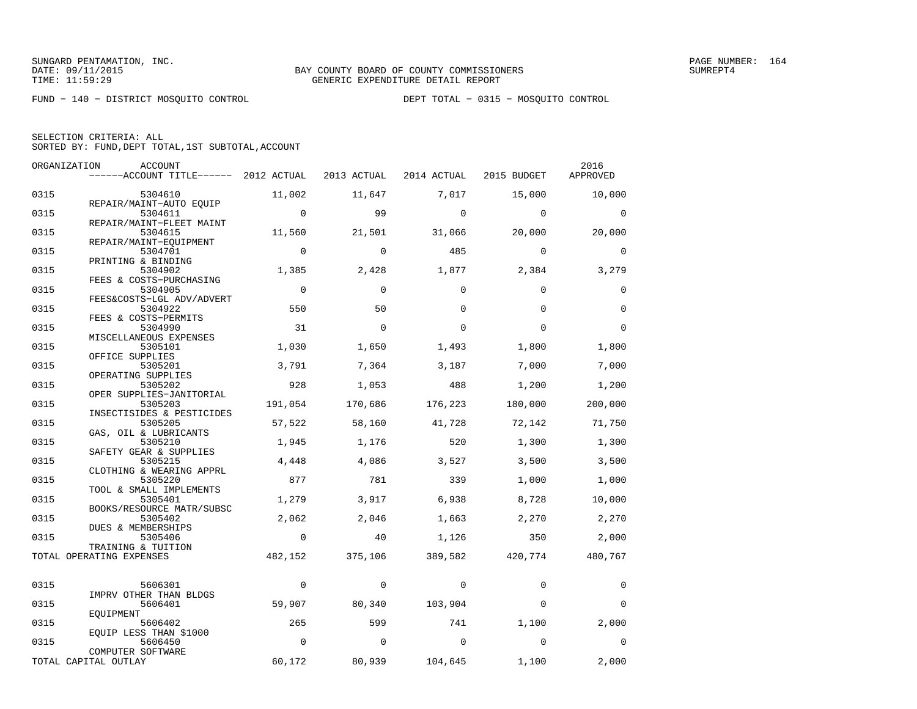SUNGARD PENTAMATION, INC.
DATE: 09/11/2015
TIME: 11:59:29

BAY COUNTY BOARD OF COUNTY COMMISSIONERS
GENERIC EXPENDITURE DETAIL REPORT

SUMREPT4

FUND − 140 − DISTRICT MOSQUITO CONTROL

DEPT TOTAL − 0315 − MOSQUITO CONTROL

SELECTION CRITERIA: ALL
SORTED BY: FUND,DEPT TOTAL,1ST SUBTOTAL,ACCOUNT

| ORGANIZATION | ACCOUNT / ACCOUNT TITLE | 2012 ACTUAL | 2013 ACTUAL | 2014 ACTUAL | 2015 BUDGET | 2016 APPROVED |
|---|---|---|---|---|---|---|
| 0315 | 5304610 REPAIR/MAINT−AUTO EQUIP | 11,002 | 11,647 | 7,017 | 15,000 | 10,000 |
| 0315 | 5304611 REPAIR/MAINT−FLEET MAINT | 0 | 99 | 0 | 0 | 0 |
| 0315 | 5304615 REPAIR/MAINT−EQUIPMENT | 11,560 | 21,501 | 31,066 | 20,000 | 20,000 |
| 0315 | 5304701 PRINTING & BINDING | 0 | 0 | 485 | 0 | 0 |
| 0315 | 5304902 FEES & COSTS−PURCHASING | 1,385 | 2,428 | 1,877 | 2,384 | 3,279 |
| 0315 | 5304905 FEES&COSTS−LGL ADV/ADVERT | 0 | 0 | 0 | 0 | 0 |
| 0315 | 5304922 FEES & COSTS−PERMITS | 550 | 50 | 0 | 0 | 0 |
| 0315 | 5304990 MISCELLANEOUS EXPENSES | 31 | 0 | 0 | 0 | 0 |
| 0315 | 5305101 OFFICE SUPPLIES | 1,030 | 1,650 | 1,493 | 1,800 | 1,800 |
| 0315 | 5305201 OPERATING SUPPLIES | 3,791 | 7,364 | 3,187 | 7,000 | 7,000 |
| 0315 | 5305202 OPER SUPPLIES−JANITORIAL | 928 | 1,053 | 488 | 1,200 | 1,200 |
| 0315 | 5305203 INSECTISIDES & PESTICIDES | 191,054 | 170,686 | 176,223 | 180,000 | 200,000 |
| 0315 | 5305205 GAS, OIL & LUBRICANTS | 57,522 | 58,160 | 41,728 | 72,142 | 71,750 |
| 0315 | 5305210 SAFETY GEAR & SUPPLIES | 1,945 | 1,176 | 520 | 1,300 | 1,300 |
| 0315 | 5305215 CLOTHING & WEARING APPRL | 4,448 | 4,086 | 3,527 | 3,500 | 3,500 |
| 0315 | 5305220 TOOL & SMALL IMPLEMENTS | 877 | 781 | 339 | 1,000 | 1,000 |
| 0315 | 5305401 BOOKS/RESOURCE MATR/SUBSC | 1,279 | 3,917 | 6,938 | 8,728 | 10,000 |
| 0315 | 5305402 DUES & MEMBERSHIPS | 2,062 | 2,046 | 1,663 | 2,270 | 2,270 |
| 0315 | 5305406 TRAINING & TUITION | 0 | 40 | 1,126 | 350 | 2,000 |
| TOTAL OPERATING EXPENSES | | 482,152 | 375,106 | 389,582 | 420,774 | 480,767 |
| 0315 | 5606301 IMPRV OTHER THAN BLDGS | 0 | 0 | 0 | 0 | 0 |
| 0315 | 5606401 EQUIPMENT | 59,907 | 80,340 | 103,904 | 0 | 0 |
| 0315 | 5606402 EQUIP LESS THAN $1000 | 265 | 599 | 741 | 1,100 | 2,000 |
| 0315 | 5606450 COMPUTER SOFTWARE | 0 | 0 | 0 | 0 | 0 |
| TOTAL CAPITAL OUTLAY | | 60,172 | 80,939 | 104,645 | 1,100 | 2,000 |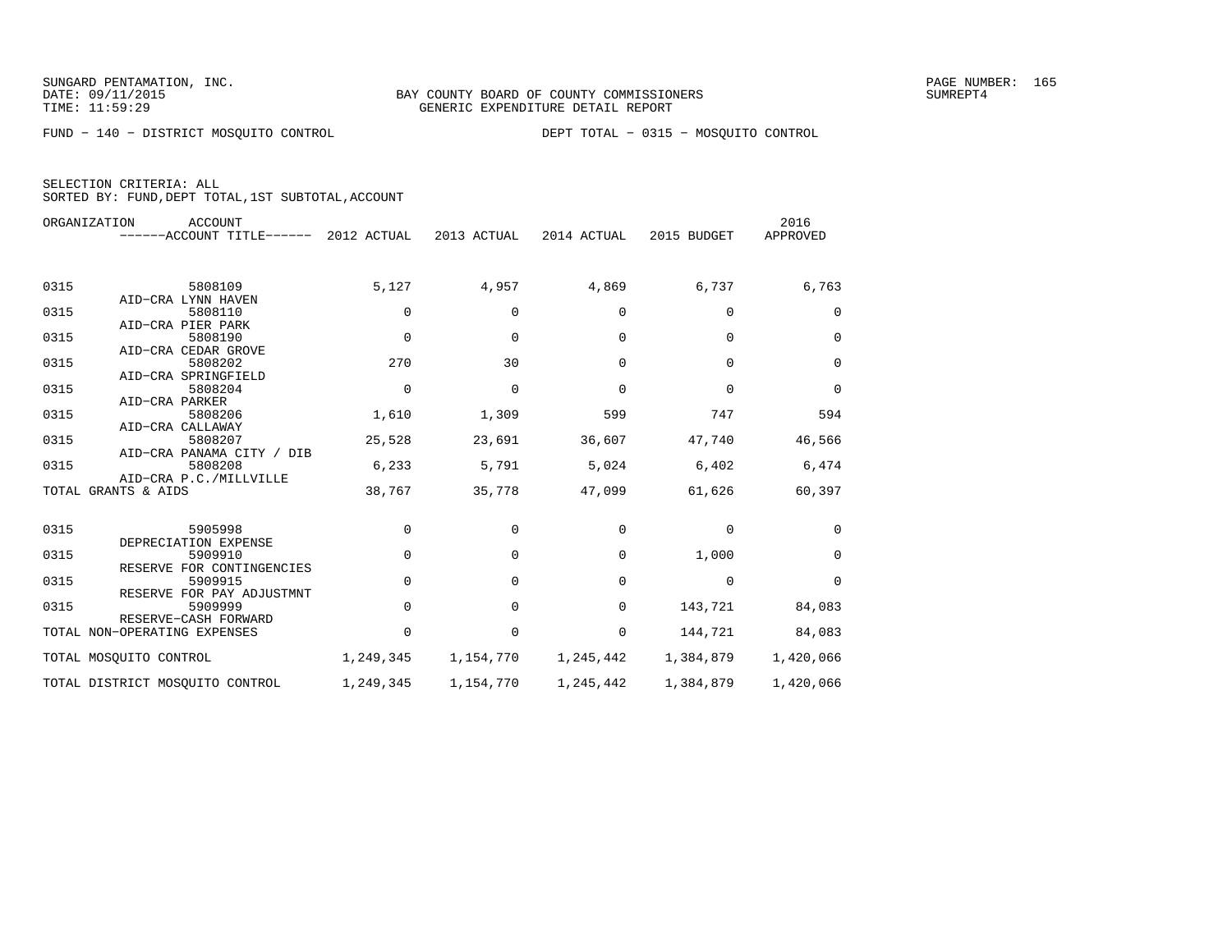SUNGARD PENTAMATION, INC.
DATE: 09/11/2015
TIME: 11:59:29

BAY COUNTY BOARD OF COUNTY COMMISSIONERS
GENERIC EXPENDITURE DETAIL REPORT

SUMREPT4

FUND − 140 − DISTRICT MOSQUITO CONTROL

DEPT TOTAL − 0315 − MOSQUITO CONTROL

SELECTION CRITERIA: ALL
SORTED BY: FUND,DEPT TOTAL,1ST SUBTOTAL,ACCOUNT

| ORGANIZATION | ACCOUNT / ACCOUNT TITLE | 2012 ACTUAL | 2013 ACTUAL | 2014 ACTUAL | 2015 BUDGET | 2016 APPROVED |
|---|---|---|---|---|---|---|
| 0315 | 5808109 AID−CRA LYNN HAVEN | 5,127 | 4,957 | 4,869 | 6,737 | 6,763 |
| 0315 | 5808110 AID−CRA PIER PARK | 0 | 0 | 0 | 0 | 0 |
| 0315 | 5808190 AID−CRA CEDAR GROVE | 0 | 0 | 0 | 0 | 0 |
| 0315 | 5808202 AID−CRA SPRINGFIELD | 270 | 30 | 0 | 0 | 0 |
| 0315 | 5808204 AID−CRA PARKER | 0 | 0 | 0 | 0 | 0 |
| 0315 | 5808206 AID−CRA CALLAWAY | 1,610 | 1,309 | 599 | 747 | 594 |
| 0315 | 5808207 AID−CRA PANAMA CITY / DIB | 25,528 | 23,691 | 36,607 | 47,740 | 46,566 |
| 0315 | 5808208 AID−CRA P.C./MILLVILLE | 6,233 | 5,791 | 5,024 | 6,402 | 6,474 |
| TOTAL GRANTS & AIDS | | 38,767 | 35,778 | 47,099 | 61,626 | 60,397 |
| 0315 | 5905998 DEPRECIATION EXPENSE | 0 | 0 | 0 | 0 | 0 |
| 0315 | 5909910 RESERVE FOR CONTINGENCIES | 0 | 0 | 0 | 1,000 | 0 |
| 0315 | 5909915 RESERVE FOR PAY ADJUSTMNT | 0 | 0 | 0 | 0 | 0 |
| 0315 | 5909999 RESERVE−CASH FORWARD | 0 | 0 | 0 | 143,721 | 84,083 |
| TOTAL NON−OPERATING EXPENSES | | 0 | 0 | 0 | 144,721 | 84,083 |
| TOTAL MOSQUITO CONTROL | | 1,249,345 | 1,154,770 | 1,245,442 | 1,384,879 | 1,420,066 |
| TOTAL DISTRICT MOSQUITO CONTROL | | 1,249,345 | 1,154,770 | 1,245,442 | 1,384,879 | 1,420,066 |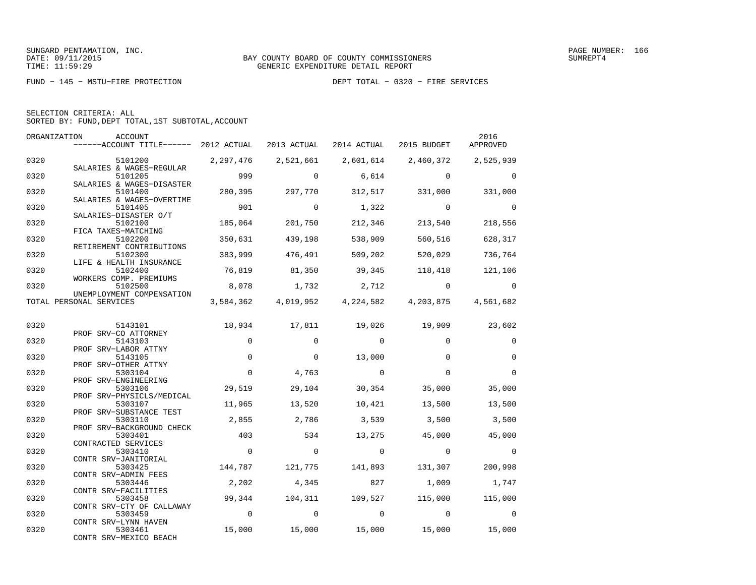SUNGARD PENTAMATION, INC.
DATE: 09/11/2015
TIME: 11:59:29

BAY COUNTY BOARD OF COUNTY COMMISSIONERS
GENERIC EXPENDITURE DETAIL REPORT

SUMREPT4

FUND − 145 − MSTU−FIRE PROTECTION

DEPT TOTAL − 0320 − FIRE SERVICES

SELECTION CRITERIA: ALL
SORTED BY: FUND,DEPT TOTAL,1ST SUBTOTAL,ACCOUNT

| ORGANIZATION | ACCOUNT ------ACCOUNT TITLE------ | 2012 ACTUAL | 2013 ACTUAL | 2014 ACTUAL | 2015 BUDGET | 2016 APPROVED |
|---|---|---|---|---|---|---|
| 0320 | 5101200 SALARIES & WAGES−REGULAR | 2,297,476 | 2,521,661 | 2,601,614 | 2,460,372 | 2,525,939 |
| 0320 | 5101205 SALARIES & WAGES−DISASTER | 999 | 0 | 6,614 | 0 | 0 |
| 0320 | 5101400 SALARIES & WAGES−OVERTIME | 280,395 | 297,770 | 312,517 | 331,000 | 331,000 |
| 0320 | 5101405 SALARIES−DISASTER O/T | 901 | 0 | 1,322 | 0 | 0 |
| 0320 | 5102100 FICA TAXES−MATCHING | 185,064 | 201,750 | 212,346 | 213,540 | 218,556 |
| 0320 | 5102200 RETIREMENT CONTRIBUTIONS | 350,631 | 439,198 | 538,909 | 560,516 | 628,317 |
| 0320 | 5102300 LIFE & HEALTH INSURANCE | 383,999 | 476,491 | 509,202 | 520,029 | 736,764 |
| 0320 | 5102400 WORKERS COMP. PREMIUMS | 76,819 | 81,350 | 39,345 | 118,418 | 121,106 |
| 0320 | 5102500 UNEMPLOYMENT COMPENSATION | 8,078 | 1,732 | 2,712 | 0 | 0 |
| TOTAL PERSONAL SERVICES | | 3,584,362 | 4,019,952 | 4,224,582 | 4,203,875 | 4,561,682 |
| 0320 | 5143101 PROF SRV−CO ATTORNEY | 18,934 | 17,811 | 19,026 | 19,909 | 23,602 |
| 0320 | 5143103 PROF SRV−LABOR ATTNY | 0 | 0 | 0 | 0 | 0 |
| 0320 | 5143105 PROF SRV−OTHER ATTNY | 0 | 0 | 13,000 | 0 | 0 |
| 0320 | 5303104 PROF SRV−ENGINEERING | 0 | 4,763 | 0 | 0 | 0 |
| 0320 | 5303106 PROF SRV−PHYSICLS/MEDICAL | 29,519 | 29,104 | 30,354 | 35,000 | 35,000 |
| 0320 | 5303107 PROF SRV−SUBSTANCE TEST | 11,965 | 13,520 | 10,421 | 13,500 | 13,500 |
| 0320 | 5303110 PROF SRV−BACKGROUND CHECK | 2,855 | 2,786 | 3,539 | 3,500 | 3,500 |
| 0320 | 5303401 CONTRACTED SERVICES | 403 | 534 | 13,275 | 45,000 | 45,000 |
| 0320 | 5303410 CONTR SRV−JANITORIAL | 0 | 0 | 0 | 0 | 0 |
| 0320 | 5303425 CONTR SRV−ADMIN FEES | 144,787 | 121,775 | 141,893 | 131,307 | 200,998 |
| 0320 | 5303446 CONTR SRV−FACILITIES | 2,202 | 4,345 | 827 | 1,009 | 1,747 |
| 0320 | 5303458 CONTR SRV−CTY OF CALLAWAY | 99,344 | 104,311 | 109,527 | 115,000 | 115,000 |
| 0320 | 5303459 CONTR SRV−LYNN HAVEN | 0 | 0 | 0 | 0 | 0 |
| 0320 | 5303461 CONTR SRV−MEXICO BEACH | 15,000 | 15,000 | 15,000 | 15,000 | 15,000 |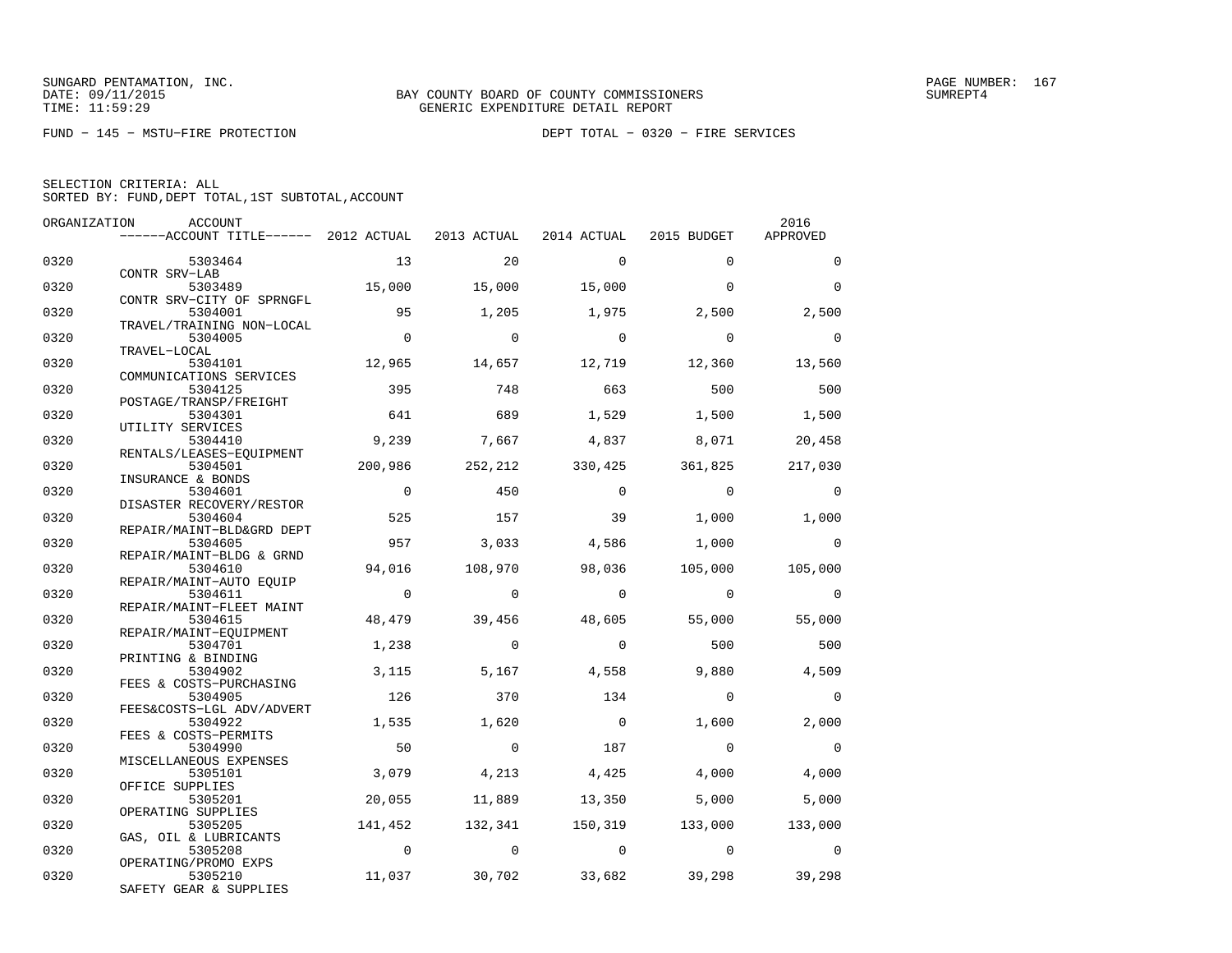SUNGARD PENTAMATION, INC.
DATE: 09/11/2015
TIME: 11:59:29

BAY COUNTY BOARD OF COUNTY COMMISSIONERS
GENERIC EXPENDITURE DETAIL REPORT

PAGE NUMBER: 167
SUMREPT4

FUND − 145 − MSTU−FIRE PROTECTION

DEPT TOTAL − 0320 − FIRE SERVICES

SELECTION CRITERIA: ALL
SORTED BY: FUND,DEPT TOTAL,1ST SUBTOTAL,ACCOUNT

| ORGANIZATION | ACCOUNT / ACCOUNT TITLE | 2012 ACTUAL | 2013 ACTUAL | 2014 ACTUAL | 2015 BUDGET | 2016 APPROVED |
|---|---|---|---|---|---|---|
| 0320 | 5303464 CONTR SRV−LAB | 13 | 20 | 0 | 0 | 0 |
| 0320 | 5303489 CONTR SRV−CITY OF SPRNGFL | 15,000 | 15,000 | 15,000 | 0 | 0 |
| 0320 | 5304001 TRAVEL/TRAINING NON−LOCAL | 95 | 1,205 | 1,975 | 2,500 | 2,500 |
| 0320 | 5304005 TRAVEL−LOCAL | 0 | 0 | 0 | 0 | 0 |
| 0320 | 5304101 COMMUNICATIONS SERVICES | 12,965 | 14,657 | 12,719 | 12,360 | 13,560 |
| 0320 | 5304125 POSTAGE/TRANSP/FREIGHT | 395 | 748 | 663 | 500 | 500 |
| 0320 | 5304301 UTILITY SERVICES | 641 | 689 | 1,529 | 1,500 | 1,500 |
| 0320 | 5304410 RENTALS/LEASES−EQUIPMENT | 9,239 | 7,667 | 4,837 | 8,071 | 20,458 |
| 0320 | 5304501 INSURANCE & BONDS | 200,986 | 252,212 | 330,425 | 361,825 | 217,030 |
| 0320 | 5304601 DISASTER RECOVERY/RESTOR | 0 | 450 | 0 | 0 | 0 |
| 0320 | 5304604 REPAIR/MAINT−BLD&GRD DEPT | 525 | 157 | 39 | 1,000 | 1,000 |
| 0320 | 5304605 REPAIR/MAINT−BLDG & GRND | 957 | 3,033 | 4,586 | 1,000 | 0 |
| 0320 | 5304610 REPAIR/MAINT−AUTO EQUIP | 94,016 | 108,970 | 98,036 | 105,000 | 105,000 |
| 0320 | 5304611 REPAIR/MAINT−FLEET MAINT | 0 | 0 | 0 | 0 | 0 |
| 0320 | 5304615 REPAIR/MAINT−EQUIPMENT | 48,479 | 39,456 | 48,605 | 55,000 | 55,000 |
| 0320 | 5304701 PRINTING & BINDING | 1,238 | 0 | 0 | 500 | 500 |
| 0320 | 5304902 FEES & COSTS−PURCHASING | 3,115 | 5,167 | 4,558 | 9,880 | 4,509 |
| 0320 | 5304905 FEES&COSTS−LGL ADV/ADVERT | 126 | 370 | 134 | 0 | 0 |
| 0320 | 5304922 FEES & COSTS−PERMITS | 1,535 | 1,620 | 0 | 1,600 | 2,000 |
| 0320 | 5304990 MISCELLANEOUS EXPENSES | 50 | 0 | 187 | 0 | 0 |
| 0320 | 5305101 OFFICE SUPPLIES | 3,079 | 4,213 | 4,425 | 4,000 | 4,000 |
| 0320 | 5305201 OPERATING SUPPLIES | 20,055 | 11,889 | 13,350 | 5,000 | 5,000 |
| 0320 | 5305205 GAS, OIL & LUBRICANTS | 141,452 | 132,341 | 150,319 | 133,000 | 133,000 |
| 0320 | 5305208 OPERATING/PROMO EXPS | 0 | 0 | 0 | 0 | 0 |
| 0320 | 5305210 SAFETY GEAR & SUPPLIES | 11,037 | 30,702 | 33,682 | 39,298 | 39,298 |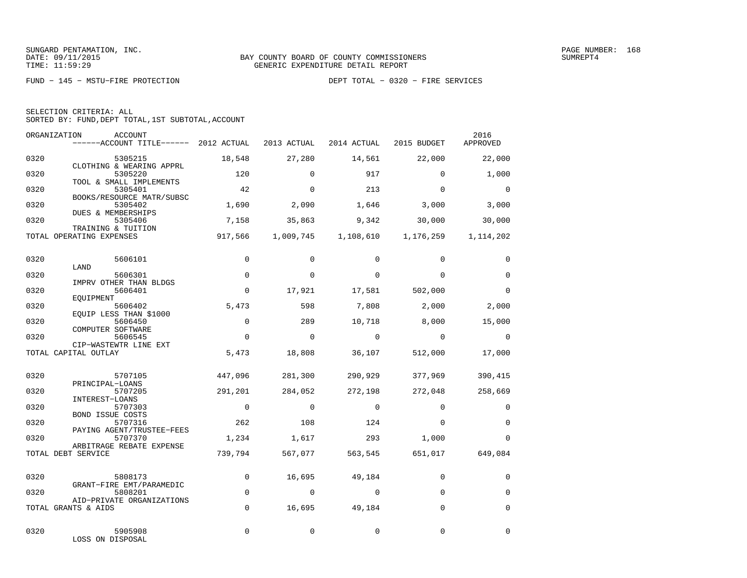SUNGARD PENTAMATION, INC.
DATE: 09/11/2015
TIME: 11:59:29

BAY COUNTY BOARD OF COUNTY COMMISSIONERS
GENERIC EXPENDITURE DETAIL REPORT

PAGE NUMBER: 168
SUMREPT4

FUND − 145 − MSTU−FIRE PROTECTION

DEPT TOTAL − 0320 − FIRE SERVICES

SELECTION CRITERIA: ALL
SORTED BY: FUND,DEPT TOTAL,1ST SUBTOTAL,ACCOUNT

| ORGANIZATION | ACCOUNT / ACCOUNT TITLE | 2012 ACTUAL | 2013 ACTUAL | 2014 ACTUAL | 2015 BUDGET | 2016 APPROVED |
|---|---|---|---|---|---|---|
| 0320 | 5305215 CLOTHING & WEARING APPRL | 18,548 | 27,280 | 14,561 | 22,000 | 22,000 |
| 0320 | 5305220 TOOL & SMALL IMPLEMENTS | 120 | 0 | 917 | 0 | 1,000 |
| 0320 | 5305401 BOOKS/RESOURCE MATR/SUBSC | 42 | 0 | 213 | 0 | 0 |
| 0320 | 5305402 DUES & MEMBERSHIPS | 1,690 | 2,090 | 1,646 | 3,000 | 3,000 |
| 0320 | 5305406 TRAINING & TUITION | 7,158 | 35,863 | 9,342 | 30,000 | 30,000 |
| TOTAL OPERATING EXPENSES | | 917,566 | 1,009,745 | 1,108,610 | 1,176,259 | 1,114,202 |
| 0320 | 5606101 LAND | 0 | 0 | 0 | 0 | 0 |
| 0320 | 5606301 IMPRV OTHER THAN BLDGS | 0 | 0 | 0 | 0 | 0 |
| 0320 | 5606401 EQUIPMENT | 0 | 17,921 | 17,581 | 502,000 | 0 |
| 0320 | 5606402 EQUIP LESS THAN $1000 | 5,473 | 598 | 7,808 | 2,000 | 2,000 |
| 0320 | 5606450 COMPUTER SOFTWARE | 0 | 289 | 10,718 | 8,000 | 15,000 |
| 0320 | 5606545 CIP−WASTEWTR LINE EXT | 0 | 0 | 0 | 0 | 0 |
| TOTAL CAPITAL OUTLAY | | 5,473 | 18,808 | 36,107 | 512,000 | 17,000 |
| 0320 | 5707105 PRINCIPAL−LOANS | 447,096 | 281,300 | 290,929 | 377,969 | 390,415 |
| 0320 | 5707205 INTEREST−LOANS | 291,201 | 284,052 | 272,198 | 272,048 | 258,669 |
| 0320 | 5707303 BOND ISSUE COSTS | 0 | 0 | 0 | 0 | 0 |
| 0320 | 5707316 PAYING AGENT/TRUSTEE−FEES | 262 | 108 | 124 | 0 | 0 |
| 0320 | 5707370 ARBITRAGE REBATE EXPENSE | 1,234 | 1,617 | 293 | 1,000 | 0 |
| TOTAL DEBT SERVICE | | 739,794 | 567,077 | 563,545 | 651,017 | 649,084 |
| 0320 | 5808173 GRANT−FIRE EMT/PARAMEDIC | 0 | 16,695 | 49,184 | 0 | 0 |
| 0320 | 5808201 AID−PRIVATE ORGANIZATIONS | 0 | 0 | 0 | 0 | 0 |
| TOTAL GRANTS & AIDS | | 0 | 16,695 | 49,184 | 0 | 0 |
| 0320 | 5905908 LOSS ON DISPOSAL | 0 | 0 | 0 | 0 | 0 |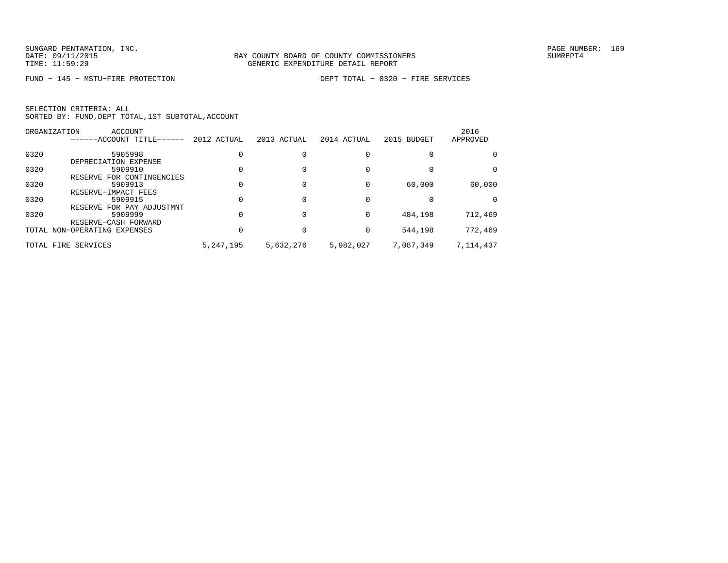BAY COUNTY BOARD OF COUNTY COMMISSIONERS
GENERIC EXPENDITURE DETAIL REPORT

FUND − 145 − MSTU−FIRE PROTECTION　　　　DEPT TOTAL − 0320 − FIRE SERVICES

SELECTION CRITERIA: ALL
SORTED BY: FUND,DEPT TOTAL,1ST SUBTOTAL,ACCOUNT

| ORGANIZATION | ACCOUNT<br>------ACCOUNT TITLE------ | 2012 ACTUAL | 2013 ACTUAL | 2014 ACTUAL | 2015 BUDGET | 2016 APPROVED |
|---|---|---|---|---|---|---|
| 0320 | 5905998<br>DEPRECIATION EXPENSE | 0 | 0 | 0 | 0 | 0 |
| 0320 | 5909910<br>RESERVE FOR CONTINGENCIES | 0 | 0 | 0 | 0 | 0 |
| 0320 | 5909913<br>RESERVE−IMPACT FEES | 0 | 0 | 0 | 60,000 | 60,000 |
| 0320 | 5909915<br>RESERVE FOR PAY ADJUSTMNT | 0 | 0 | 0 | 0 | 0 |
| 0320 | 5909999<br>RESERVE−CASH FORWARD | 0 | 0 | 0 | 484,198 | 712,469 |
| TOTAL NON−OPERATING EXPENSES | | 0 | 0 | 0 | 544,198 | 772,469 |
| TOTAL FIRE SERVICES | | 5,247,195 | 5,632,276 | 5,982,027 | 7,087,349 | 7,114,437 |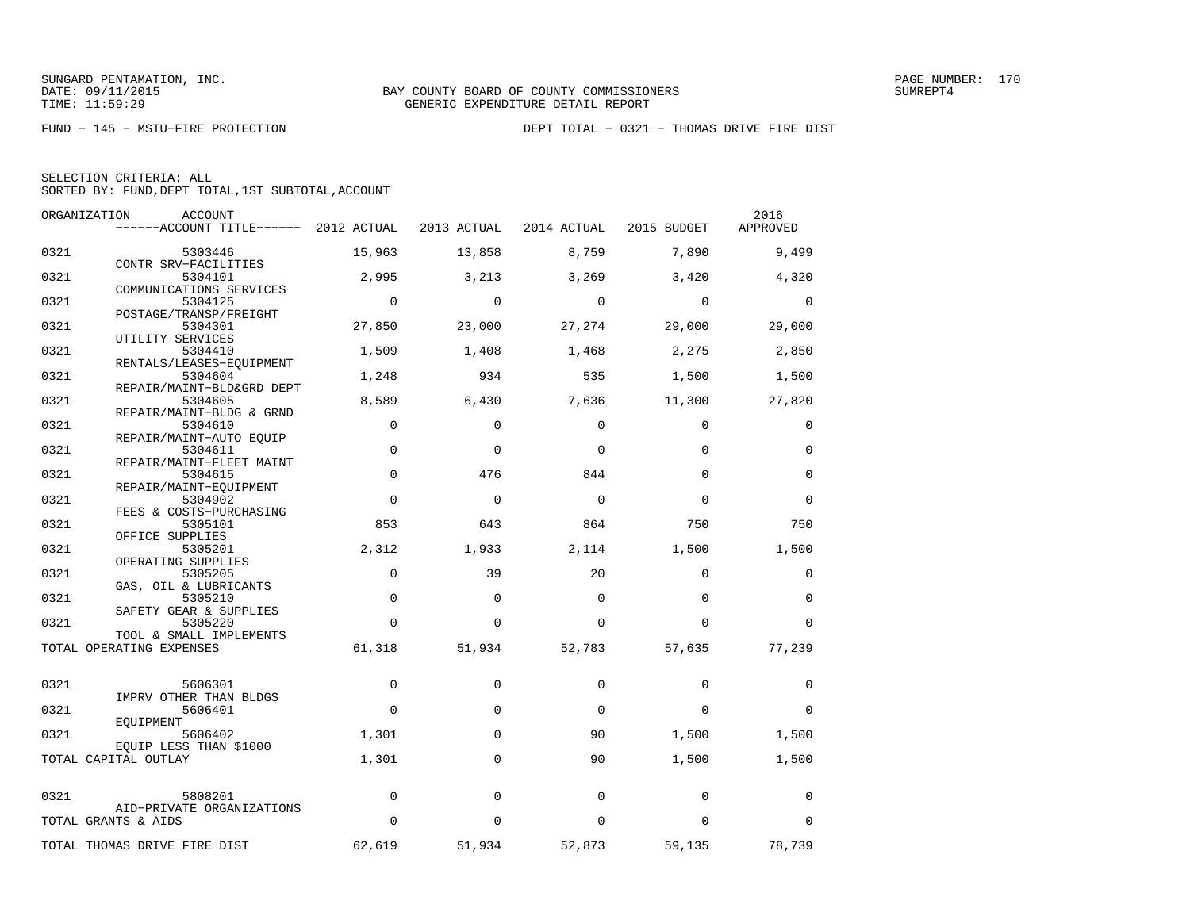SUNGARD PENTAMATION, INC.
DATE: 09/11/2015
TIME: 11:59:29

BAY COUNTY BOARD OF COUNTY COMMISSIONERS
GENERIC EXPENDITURE DETAIL REPORT

PAGE NUMBER: 170
SUMREPT4

FUND − 145 − MSTU−FIRE PROTECTION

DEPT TOTAL − 0321 − THOMAS DRIVE FIRE DIST

SELECTION CRITERIA: ALL
SORTED BY: FUND,DEPT TOTAL,1ST SUBTOTAL,ACCOUNT

| ORGANIZATION | ACCOUNT ------ACCOUNT TITLE------ | 2012 ACTUAL | 2013 ACTUAL | 2014 ACTUAL | 2015 BUDGET | 2016 APPROVED |
|---|---|---|---|---|---|---|
| 0321 | 5303446 CONTR SRV−FACILITIES | 15,963 | 13,858 | 8,759 | 7,890 | 9,499 |
| 0321 | 5304101 COMMUNICATIONS SERVICES | 2,995 | 3,213 | 3,269 | 3,420 | 4,320 |
| 0321 | 5304125 POSTAGE/TRANSP/FREIGHT | 0 | 0 | 0 | 0 | 0 |
| 0321 | 5304301 UTILITY SERVICES | 27,850 | 23,000 | 27,274 | 29,000 | 29,000 |
| 0321 | 5304410 RENTALS/LEASES−EQUIPMENT | 1,509 | 1,408 | 1,468 | 2,275 | 2,850 |
| 0321 | 5304604 REPAIR/MAINT−BLD&GRD DEPT | 1,248 | 934 | 535 | 1,500 | 1,500 |
| 0321 | 5304605 REPAIR/MAINT−BLDG & GRND | 8,589 | 6,430 | 7,636 | 11,300 | 27,820 |
| 0321 | 5304610 REPAIR/MAINT−AUTO EQUIP | 0 | 0 | 0 | 0 | 0 |
| 0321 | 5304611 REPAIR/MAINT−FLEET MAINT | 0 | 0 | 0 | 0 | 0 |
| 0321 | 5304615 REPAIR/MAINT−EQUIPMENT | 0 | 476 | 844 | 0 | 0 |
| 0321 | 5304902 FEES & COSTS−PURCHASING | 0 | 0 | 0 | 0 | 0 |
| 0321 | 5305101 OFFICE SUPPLIES | 853 | 643 | 864 | 750 | 750 |
| 0321 | 5305201 OPERATING SUPPLIES | 2,312 | 1,933 | 2,114 | 1,500 | 1,500 |
| 0321 | 5305205 GAS, OIL & LUBRICANTS | 0 | 39 | 20 | 0 | 0 |
| 0321 | 5305210 SAFETY GEAR & SUPPLIES | 0 | 0 | 0 | 0 | 0 |
| 0321 | 5305220 TOOL & SMALL IMPLEMENTS | 0 | 0 | 0 | 0 | 0 |
| TOTAL OPERATING EXPENSES | | 61,318 | 51,934 | 52,783 | 57,635 | 77,239 |
| 0321 | 5606301 IMPRV OTHER THAN BLDGS | 0 | 0 | 0 | 0 | 0 |
| 0321 | 5606401 EQUIPMENT | 0 | 0 | 0 | 0 | 0 |
| 0321 | 5606402 EQUIP LESS THAN $1000 | 1,301 | 0 | 90 | 1,500 | 1,500 |
| TOTAL CAPITAL OUTLAY | | 1,301 | 0 | 90 | 1,500 | 1,500 |
| 0321 | 5808201 AID−PRIVATE ORGANIZATIONS | 0 | 0 | 0 | 0 | 0 |
| TOTAL GRANTS & AIDS | | 0 | 0 | 0 | 0 | 0 |
| TOTAL THOMAS DRIVE FIRE DIST | | 62,619 | 51,934 | 52,873 | 59,135 | 78,739 |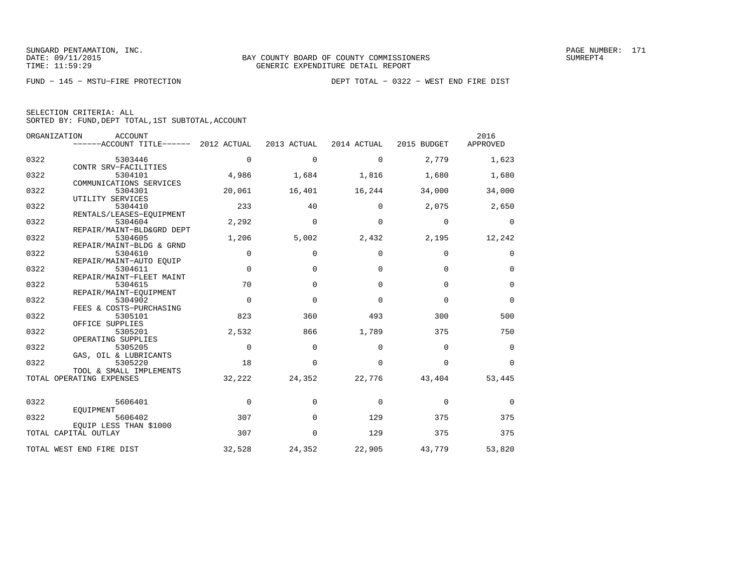SUNGARD PENTAMATION, INC.
DATE: 09/11/2015
TIME: 11:59:29

BAY COUNTY BOARD OF COUNTY COMMISSIONERS
GENERIC EXPENDITURE DETAIL REPORT

SUMREPT4

FUND − 145 − MSTU−FIRE PROTECTION

DEPT TOTAL − 0322 − WEST END FIRE DIST

SELECTION CRITERIA: ALL
SORTED BY: FUND,DEPT TOTAL,1ST SUBTOTAL,ACCOUNT

| ORGANIZATION | ACCOUNT / ACCOUNT TITLE | 2012 ACTUAL | 2013 ACTUAL | 2014 ACTUAL | 2015 BUDGET | 2016 APPROVED |
|---|---|---|---|---|---|---|
| 0322 | 5303446 CONTR SRV−FACILITIES | 0 | 0 | 0 | 2,779 | 1,623 |
| 0322 | 5304101 COMMUNICATIONS SERVICES | 4,986 | 1,684 | 1,816 | 1,680 | 1,680 |
| 0322 | 5304301 UTILITY SERVICES | 20,061 | 16,401 | 16,244 | 34,000 | 34,000 |
| 0322 | 5304410 RENTALS/LEASES−EQUIPMENT | 233 | 40 | 0 | 2,075 | 2,650 |
| 0322 | 5304604 REPAIR/MAINT−BLD&GRD DEPT | 2,292 | 0 | 0 | 0 | 0 |
| 0322 | 5304605 REPAIR/MAINT−BLDG & GRND | 1,206 | 5,002 | 2,432 | 2,195 | 12,242 |
| 0322 | 5304610 REPAIR/MAINT−AUTO EQUIP | 0 | 0 | 0 | 0 | 0 |
| 0322 | 5304611 REPAIR/MAINT−FLEET MAINT | 0 | 0 | 0 | 0 | 0 |
| 0322 | 5304615 REPAIR/MAINT−EQUIPMENT | 70 | 0 | 0 | 0 | 0 |
| 0322 | 5304902 FEES & COSTS−PURCHASING | 0 | 0 | 0 | 0 | 0 |
| 0322 | 5305101 OFFICE SUPPLIES | 823 | 360 | 493 | 300 | 500 |
| 0322 | 5305201 OPERATING SUPPLIES | 2,532 | 866 | 1,789 | 375 | 750 |
| 0322 | 5305205 GAS, OIL & LUBRICANTS | 0 | 0 | 0 | 0 | 0 |
| 0322 | 5305220 TOOL & SMALL IMPLEMENTS | 18 | 0 | 0 | 0 | 0 |
| TOTAL OPERATING EXPENSES | | 32,222 | 24,352 | 22,776 | 43,404 | 53,445 |
| 0322 | 5606401 EQUIPMENT | 0 | 0 | 0 | 0 | 0 |
| 0322 | 5606402 EQUIP LESS THAN $1000 | 307 | 0 | 129 | 375 | 375 |
| TOTAL CAPITAL OUTLAY | | 307 | 0 | 129 | 375 | 375 |
| TOTAL WEST END FIRE DIST | | 32,528 | 24,352 | 22,905 | 43,779 | 53,820 |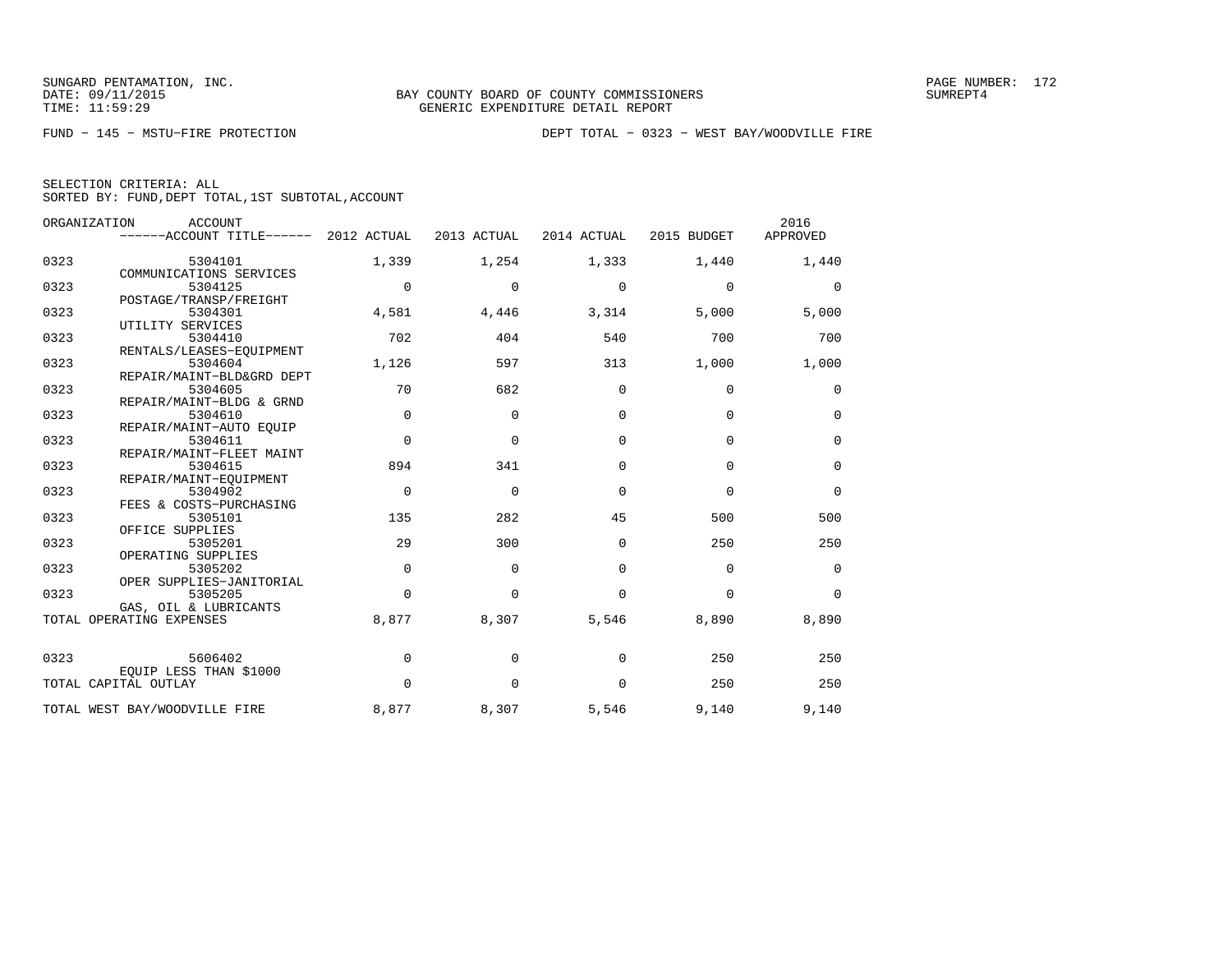SUNGARD PENTAMATION, INC.
DATE: 09/11/2015
TIME: 11:59:29

BAY COUNTY BOARD OF COUNTY COMMISSIONERS
GENERIC EXPENDITURE DETAIL REPORT

SUMREPT4

FUND − 145 − MSTU−FIRE PROTECTION

DEPT TOTAL − 0323 − WEST BAY/WOODVILLE FIRE

SELECTION CRITERIA: ALL
SORTED BY: FUND,DEPT TOTAL,1ST SUBTOTAL,ACCOUNT

| ORGANIZATION | ACCOUNT / ------ACCOUNT TITLE------ | 2012 ACTUAL | 2013 ACTUAL | 2014 ACTUAL | 2015 BUDGET | 2016 APPROVED |
|---|---|---|---|---|---|---|
| 0323 | 5304101 COMMUNICATIONS SERVICES | 1,339 | 1,254 | 1,333 | 1,440 | 1,440 |
| 0323 | 5304125 POSTAGE/TRANSP/FREIGHT | 0 | 0 | 0 | 0 | 0 |
| 0323 | 5304301 UTILITY SERVICES | 4,581 | 4,446 | 3,314 | 5,000 | 5,000 |
| 0323 | 5304410 RENTALS/LEASES−EQUIPMENT | 702 | 404 | 540 | 700 | 700 |
| 0323 | 5304604 REPAIR/MAINT−BLD&GRD DEPT | 1,126 | 597 | 313 | 1,000 | 1,000 |
| 0323 | 5304605 REPAIR/MAINT−BLDG & GRND | 70 | 682 | 0 | 0 | 0 |
| 0323 | 5304610 REPAIR/MAINT−AUTO EQUIP | 0 | 0 | 0 | 0 | 0 |
| 0323 | 5304611 REPAIR/MAINT−FLEET MAINT | 0 | 0 | 0 | 0 | 0 |
| 0323 | 5304615 REPAIR/MAINT−EQUIPMENT | 894 | 341 | 0 | 0 | 0 |
| 0323 | 5304902 FEES & COSTS−PURCHASING | 0 | 0 | 0 | 0 | 0 |
| 0323 | 5305101 OFFICE SUPPLIES | 135 | 282 | 45 | 500 | 500 |
| 0323 | 5305201 OPERATING SUPPLIES | 29 | 300 | 0 | 250 | 250 |
| 0323 | 5305202 OPER SUPPLIES−JANITORIAL | 0 | 0 | 0 | 0 | 0 |
| 0323 | 5305205 GAS, OIL & LUBRICANTS | 0 | 0 | 0 | 0 | 0 |
| TOTAL OPERATING EXPENSES | | 8,877 | 8,307 | 5,546 | 8,890 | 8,890 |
| 0323 | 5606402 EQUIP LESS THAN $1000 | 0 | 0 | 0 | 250 | 250 |
| TOTAL CAPITAL OUTLAY | | 0 | 0 | 0 | 250 | 250 |
| TOTAL WEST BAY/WOODVILLE FIRE | | 8,877 | 8,307 | 5,546 | 9,140 | 9,140 |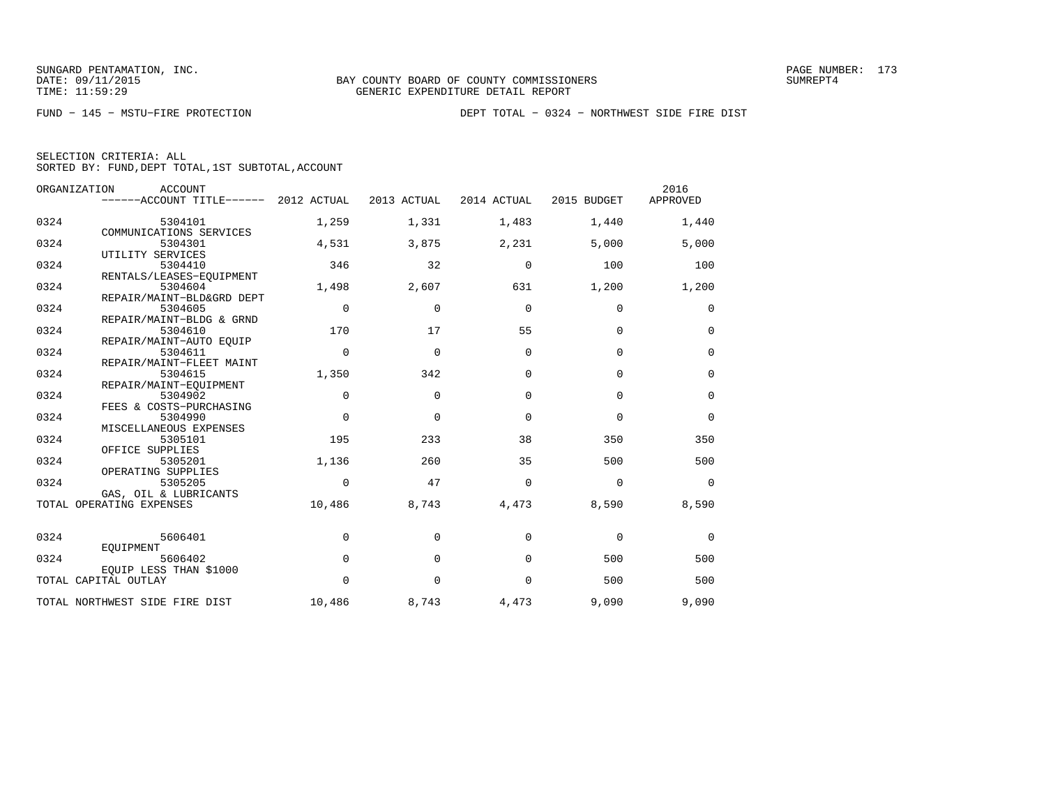SUNGARD PENTAMATION, INC.
DATE: 09/11/2015
TIME: 11:59:29

BAY COUNTY BOARD OF COUNTY COMMISSIONERS
GENERIC EXPENDITURE DETAIL REPORT

SUMREPT4

FUND − 145 − MSTU−FIRE PROTECTION DEPT TOTAL − 0324 − NORTHWEST SIDE FIRE DIST

SELECTION CRITERIA: ALL
SORTED BY: FUND,DEPT TOTAL,1ST SUBTOTAL,ACCOUNT

| ORGANIZATION | ACCOUNT ------ACCOUNT TITLE------ | 2012 ACTUAL | 2013 ACTUAL | 2014 ACTUAL | 2015 BUDGET | 2016 APPROVED |
|---|---|---|---|---|---|---|
| 0324 | 5304101 COMMUNICATIONS SERVICES | 1,259 | 1,331 | 1,483 | 1,440 | 1,440 |
| 0324 | 5304301 UTILITY SERVICES | 4,531 | 3,875 | 2,231 | 5,000 | 5,000 |
| 0324 | 5304410 RENTALS/LEASES−EQUIPMENT | 346 | 32 | 0 | 100 | 100 |
| 0324 | 5304604 REPAIR/MAINT−BLD&GRD DEPT | 1,498 | 2,607 | 631 | 1,200 | 1,200 |
| 0324 | 5304605 REPAIR/MAINT−BLDG & GRND | 0 | 0 | 0 | 0 | 0 |
| 0324 | 5304610 REPAIR/MAINT−AUTO EQUIP | 170 | 17 | 55 | 0 | 0 |
| 0324 | 5304611 REPAIR/MAINT−FLEET MAINT | 0 | 0 | 0 | 0 | 0 |
| 0324 | 5304615 REPAIR/MAINT−EQUIPMENT | 1,350 | 342 | 0 | 0 | 0 |
| 0324 | 5304902 FEES & COSTS−PURCHASING | 0 | 0 | 0 | 0 | 0 |
| 0324 | 5304990 MISCELLANEOUS EXPENSES | 0 | 0 | 0 | 0 | 0 |
| 0324 | 5305101 OFFICE SUPPLIES | 195 | 233 | 38 | 350 | 350 |
| 0324 | 5305201 OPERATING SUPPLIES | 1,136 | 260 | 35 | 500 | 500 |
| 0324 | 5305205 GAS, OIL & LUBRICANTS | 0 | 47 | 0 | 0 | 0 |
| TOTAL OPERATING EXPENSES | | 10,486 | 8,743 | 4,473 | 8,590 | 8,590 |
| 0324 | 5606401 EQUIPMENT | 0 | 0 | 0 | 0 | 0 |
| 0324 | 5606402 EQUIP LESS THAN $1000 | 0 | 0 | 0 | 500 | 500 |
| TOTAL CAPITAL OUTLAY | | 0 | 0 | 0 | 500 | 500 |
| TOTAL NORTHWEST SIDE FIRE DIST | | 10,486 | 8,743 | 4,473 | 9,090 | 9,090 |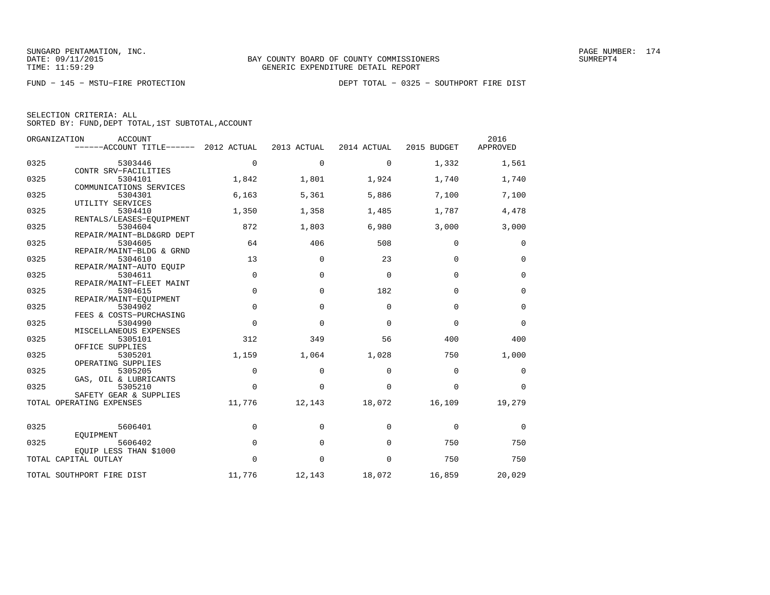SUNGARD PENTAMATION, INC.
DATE: 09/11/2015
TIME: 11:59:29

BAY COUNTY BOARD OF COUNTY COMMISSIONERS
GENERIC EXPENDITURE DETAIL REPORT

PAGE NUMBER: 174
SUMREPT4

FUND − 145 − MSTU−FIRE PROTECTION

DEPT TOTAL − 0325 − SOUTHPORT FIRE DIST

SELECTION CRITERIA: ALL
SORTED BY: FUND,DEPT TOTAL,1ST SUBTOTAL,ACCOUNT

| ORGANIZATION | ACCOUNT / ACCOUNT TITLE | 2012 ACTUAL | 2013 ACTUAL | 2014 ACTUAL | 2015 BUDGET | 2016 APPROVED |
|---|---|---|---|---|---|---|
| 0325 | 5303446 CONTR SRV−FACILITIES | 0 | 0 | 0 | 1,332 | 1,561 |
| 0325 | 5304101 COMMUNICATIONS SERVICES | 1,842 | 1,801 | 1,924 | 1,740 | 1,740 |
| 0325 | 5304301 UTILITY SERVICES | 6,163 | 5,361 | 5,886 | 7,100 | 7,100 |
| 0325 | 5304410 RENTALS/LEASES−EQUIPMENT | 1,350 | 1,358 | 1,485 | 1,787 | 4,478 |
| 0325 | 5304604 REPAIR/MAINT−BLD&GRD DEPT | 872 | 1,803 | 6,980 | 3,000 | 3,000 |
| 0325 | 5304605 REPAIR/MAINT−BLDG & GRND | 64 | 406 | 508 | 0 | 0 |
| 0325 | 5304610 REPAIR/MAINT−AUTO EQUIP | 13 | 0 | 23 | 0 | 0 |
| 0325 | 5304611 REPAIR/MAINT−FLEET MAINT | 0 | 0 | 0 | 0 | 0 |
| 0325 | 5304615 REPAIR/MAINT−EQUIPMENT | 0 | 0 | 182 | 0 | 0 |
| 0325 | 5304902 FEES & COSTS−PURCHASING | 0 | 0 | 0 | 0 | 0 |
| 0325 | 5304990 MISCELLANEOUS EXPENSES | 0 | 0 | 0 | 0 | 0 |
| 0325 | 5305101 OFFICE SUPPLIES | 312 | 349 | 56 | 400 | 400 |
| 0325 | 5305201 OPERATING SUPPLIES | 1,159 | 1,064 | 1,028 | 750 | 1,000 |
| 0325 | 5305205 GAS, OIL & LUBRICANTS | 0 | 0 | 0 | 0 | 0 |
| 0325 | 5305210 SAFETY GEAR & SUPPLIES | 0 | 0 | 0 | 0 | 0 |
| TOTAL OPERATING EXPENSES | | 11,776 | 12,143 | 18,072 | 16,109 | 19,279 |
| 0325 | 5606401 EQUIPMENT | 0 | 0 | 0 | 0 | 0 |
| 0325 | 5606402 EQUIP LESS THAN $1000 | 0 | 0 | 0 | 750 | 750 |
| TOTAL CAPITAL OUTLAY | | 0 | 0 | 0 | 750 | 750 |
| TOTAL SOUTHPORT FIRE DIST | | 11,776 | 12,143 | 18,072 | 16,859 | 20,029 |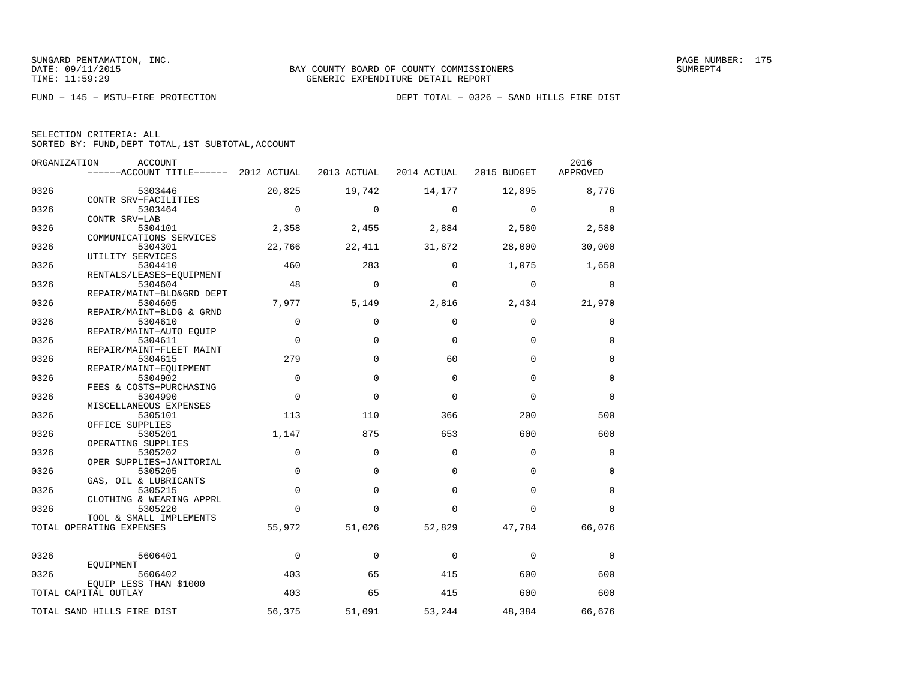SUNGARD PENTAMATION, INC.
DATE: 09/11/2015
TIME: 11:59:29

BAY COUNTY BOARD OF COUNTY COMMISSIONERS
GENERIC EXPENDITURE DETAIL REPORT

SUMREPT4

FUND − 145 − MSTU−FIRE PROTECTION

DEPT TOTAL − 0326 − SAND HILLS FIRE DIST

SELECTION CRITERIA: ALL
SORTED BY: FUND,DEPT TOTAL,1ST SUBTOTAL,ACCOUNT

| ORGANIZATION | ACCOUNT / ACCOUNT TITLE | 2012 ACTUAL | 2013 ACTUAL | 2014 ACTUAL | 2015 BUDGET | 2016 APPROVED |
|---|---|---|---|---|---|---|
| 0326 | 5303446 CONTR SRV−FACILITIES | 20,825 | 19,742 | 14,177 | 12,895 | 8,776 |
| 0326 | 5303464 CONTR SRV−LAB | 0 | 0 | 0 | 0 | 0 |
| 0326 | 5304101 COMMUNICATIONS SERVICES | 2,358 | 2,455 | 2,884 | 2,580 | 2,580 |
| 0326 | 5304301 UTILITY SERVICES | 22,766 | 22,411 | 31,872 | 28,000 | 30,000 |
| 0326 | 5304410 RENTALS/LEASES−EQUIPMENT | 460 | 283 | 0 | 1,075 | 1,650 |
| 0326 | 5304604 REPAIR/MAINT−BLD&GRD DEPT | 48 | 0 | 0 | 0 | 0 |
| 0326 | 5304605 REPAIR/MAINT−BLDG & GRND | 7,977 | 5,149 | 2,816 | 2,434 | 21,970 |
| 0326 | 5304610 REPAIR/MAINT−AUTO EQUIP | 0 | 0 | 0 | 0 | 0 |
| 0326 | 5304611 REPAIR/MAINT−FLEET MAINT | 0 | 0 | 0 | 0 | 0 |
| 0326 | 5304615 REPAIR/MAINT−EQUIPMENT | 279 | 0 | 60 | 0 | 0 |
| 0326 | 5304902 FEES & COSTS−PURCHASING | 0 | 0 | 0 | 0 | 0 |
| 0326 | 5304990 MISCELLANEOUS EXPENSES | 0 | 0 | 0 | 0 | 0 |
| 0326 | 5305101 OFFICE SUPPLIES | 113 | 110 | 366 | 200 | 500 |
| 0326 | 5305201 OPERATING SUPPLIES | 1,147 | 875 | 653 | 600 | 600 |
| 0326 | 5305202 OPER SUPPLIES−JANITORIAL | 0 | 0 | 0 | 0 | 0 |
| 0326 | 5305205 GAS, OIL & LUBRICANTS | 0 | 0 | 0 | 0 | 0 |
| 0326 | 5305215 CLOTHING & WEARING APPRL | 0 | 0 | 0 | 0 | 0 |
| 0326 | 5305220 TOOL & SMALL IMPLEMENTS | 0 | 0 | 0 | 0 | 0 |
| TOTAL OPERATING EXPENSES | | 55,972 | 51,026 | 52,829 | 47,784 | 66,076 |
| 0326 | 5606401 EQUIPMENT | 0 | 0 | 0 | 0 | 0 |
| 0326 | 5606402 EQUIP LESS THAN $1000 | 403 | 65 | 415 | 600 | 600 |
| TOTAL CAPITAL OUTLAY | | 403 | 65 | 415 | 600 | 600 |
| TOTAL SAND HILLS FIRE DIST | | 56,375 | 51,091 | 53,244 | 48,384 | 66,676 |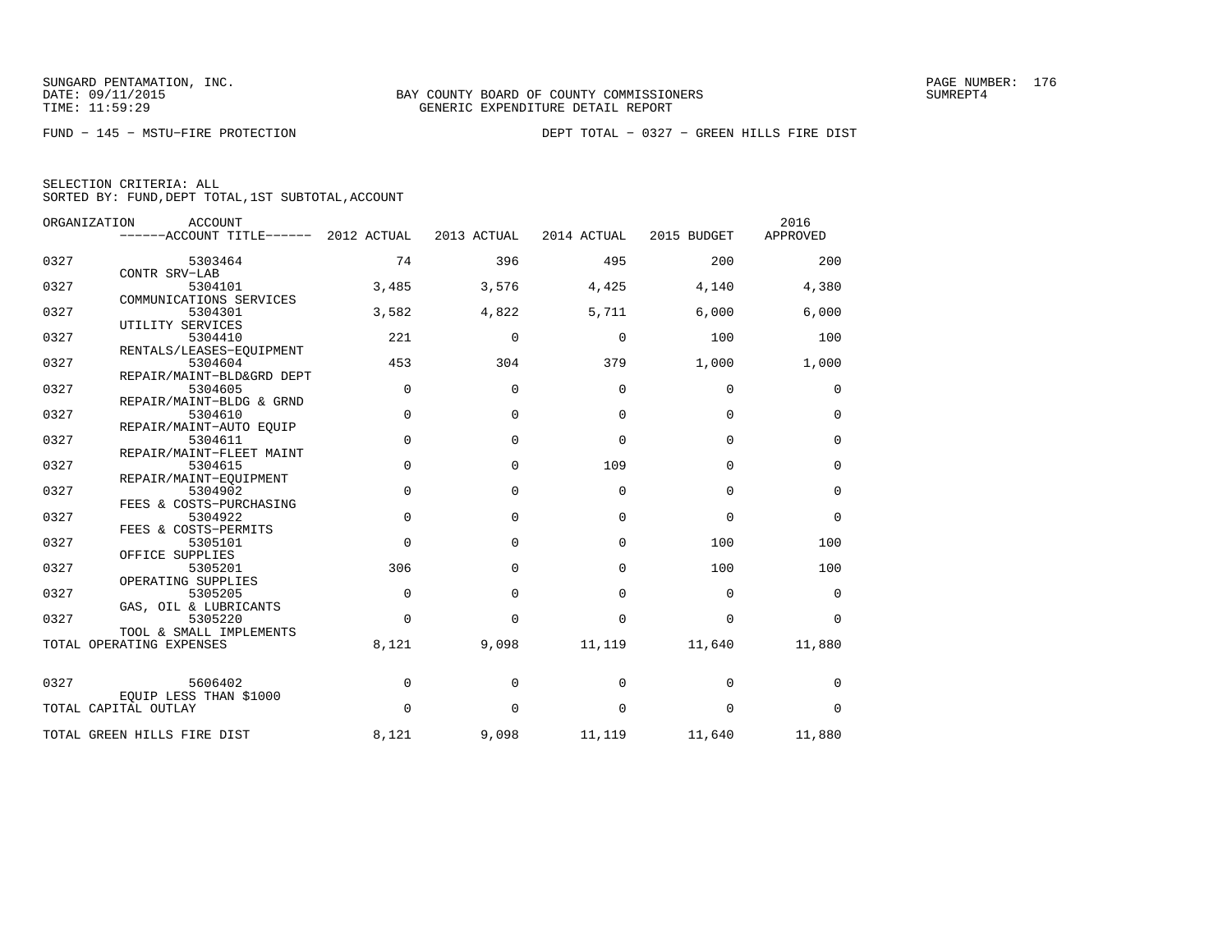BAY COUNTY BOARD OF COUNTY COMMISSIONERS
GENERIC EXPENDITURE DETAIL REPORT

FUND − 145 − MSTU−FIRE PROTECTION

DEPT TOTAL − 0327 − GREEN HILLS FIRE DIST

SELECTION CRITERIA: ALL
SORTED BY: FUND,DEPT TOTAL,1ST SUBTOTAL,ACCOUNT

| ORGANIZATION | ACCOUNT / ACCOUNT TITLE | 2012 ACTUAL | 2013 ACTUAL | 2014 ACTUAL | 2015 BUDGET | 2016 APPROVED |
|---|---|---|---|---|---|---|
| 0327 | 5303464 CONTR SRV−LAB | 74 | 396 | 495 | 200 | 200 |
| 0327 | 5304101 COMMUNICATIONS SERVICES | 3,485 | 3,576 | 4,425 | 4,140 | 4,380 |
| 0327 | 5304301 UTILITY SERVICES | 3,582 | 4,822 | 5,711 | 6,000 | 6,000 |
| 0327 | 5304410 RENTALS/LEASES−EQUIPMENT | 221 | 0 | 0 | 100 | 100 |
| 0327 | 5304604 REPAIR/MAINT−BLD&GRD DEPT | 453 | 304 | 379 | 1,000 | 1,000 |
| 0327 | 5304605 REPAIR/MAINT−BLDG & GRND | 0 | 0 | 0 | 0 | 0 |
| 0327 | 5304610 REPAIR/MAINT−AUTO EQUIP | 0 | 0 | 0 | 0 | 0 |
| 0327 | 5304611 REPAIR/MAINT−FLEET MAINT | 0 | 0 | 0 | 0 | 0 |
| 0327 | 5304615 REPAIR/MAINT−EQUIPMENT | 0 | 0 | 109 | 0 | 0 |
| 0327 | 5304902 FEES & COSTS−PURCHASING | 0 | 0 | 0 | 0 | 0 |
| 0327 | 5304922 FEES & COSTS−PERMITS | 0 | 0 | 0 | 0 | 0 |
| 0327 | 5305101 OFFICE SUPPLIES | 0 | 0 | 0 | 100 | 100 |
| 0327 | 5305201 OPERATING SUPPLIES | 306 | 0 | 0 | 100 | 100 |
| 0327 | 5305205 GAS, OIL & LUBRICANTS | 0 | 0 | 0 | 0 | 0 |
| 0327 | 5305220 TOOL & SMALL IMPLEMENTS | 0 | 0 | 0 | 0 | 0 |
| TOTAL OPERATING EXPENSES | | 8,121 | 9,098 | 11,119 | 11,640 | 11,880 |
| 0327 | 5606402 EQUIP LESS THAN $1000 | 0 | 0 | 0 | 0 | 0 |
| TOTAL CAPITAL OUTLAY | | 0 | 0 | 0 | 0 | 0 |
| TOTAL GREEN HILLS FIRE DIST | | 8,121 | 9,098 | 11,119 | 11,640 | 11,880 |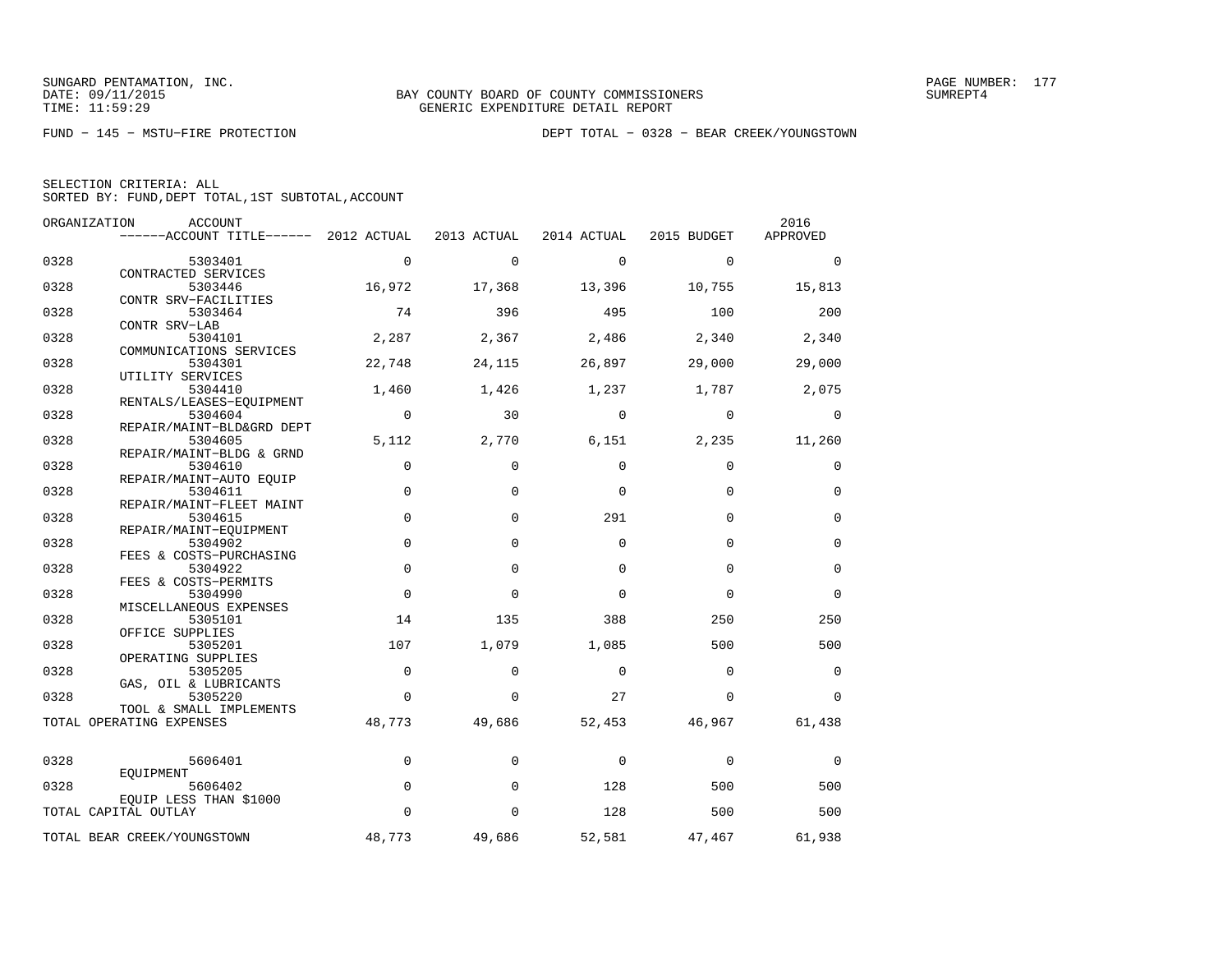SUNGARD PENTAMATION, INC.
DATE: 09/11/2015
TIME: 11:59:29

BAY COUNTY BOARD OF COUNTY COMMISSIONERS
GENERIC EXPENDITURE DETAIL REPORT

SUMREPT4

FUND − 145 − MSTU−FIRE PROTECTION

DEPT TOTAL − 0328 − BEAR CREEK/YOUNGSTOWN

SELECTION CRITERIA: ALL
SORTED BY: FUND,DEPT TOTAL,1ST SUBTOTAL,ACCOUNT

| ORGANIZATION | ACCOUNT ------ACCOUNT TITLE------ | 2012 ACTUAL | 2013 ACTUAL | 2014 ACTUAL | 2015 BUDGET | 2016 APPROVED |
|---|---|---|---|---|---|---|
| 0328 | 5303401 CONTRACTED SERVICES | 0 | 0 | 0 | 0 | 0 |
| 0328 | 5303446 CONTR SRV−FACILITIES | 16,972 | 17,368 | 13,396 | 10,755 | 15,813 |
| 0328 | 5303464 CONTR SRV−LAB | 74 | 396 | 495 | 100 | 200 |
| 0328 | 5304101 COMMUNICATIONS SERVICES | 2,287 | 2,367 | 2,486 | 2,340 | 2,340 |
| 0328 | 5304301 UTILITY SERVICES | 22,748 | 24,115 | 26,897 | 29,000 | 29,000 |
| 0328 | 5304410 RENTALS/LEASES−EQUIPMENT | 1,460 | 1,426 | 1,237 | 1,787 | 2,075 |
| 0328 | 5304604 REPAIR/MAINT−BLD&GRD DEPT | 0 | 30 | 0 | 0 | 0 |
| 0328 | 5304605 REPAIR/MAINT−BLDG & GRND | 5,112 | 2,770 | 6,151 | 2,235 | 11,260 |
| 0328 | 5304610 REPAIR/MAINT−AUTO EQUIP | 0 | 0 | 0 | 0 | 0 |
| 0328 | 5304611 REPAIR/MAINT−FLEET MAINT | 0 | 0 | 0 | 0 | 0 |
| 0328 | 5304615 REPAIR/MAINT−EQUIPMENT | 0 | 0 | 291 | 0 | 0 |
| 0328 | 5304902 FEES & COSTS−PURCHASING | 0 | 0 | 0 | 0 | 0 |
| 0328 | 5304922 FEES & COSTS−PERMITS | 0 | 0 | 0 | 0 | 0 |
| 0328 | 5304990 MISCELLANEOUS EXPENSES | 0 | 0 | 0 | 0 | 0 |
| 0328 | 5305101 OFFICE SUPPLIES | 14 | 135 | 388 | 250 | 250 |
| 0328 | 5305201 OPERATING SUPPLIES | 107 | 1,079 | 1,085 | 500 | 500 |
| 0328 | 5305205 GAS, OIL & LUBRICANTS | 0 | 0 | 0 | 0 | 0 |
| 0328 | 5305220 TOOL & SMALL IMPLEMENTS | 0 | 0 | 27 | 0 | 0 |
| TOTAL OPERATING EXPENSES | | 48,773 | 49,686 | 52,453 | 46,967 | 61,438 |
| 0328 | 5606401 EQUIPMENT | 0 | 0 | 0 | 0 | 0 |
| 0328 | 5606402 EQUIP LESS THAN $1000 | 0 | 0 | 128 | 500 | 500 |
| TOTAL CAPITAL OUTLAY | | 0 | 0 | 128 | 500 | 500 |
| TOTAL BEAR CREEK/YOUNGSTOWN | | 48,773 | 49,686 | 52,581 | 47,467 | 61,938 |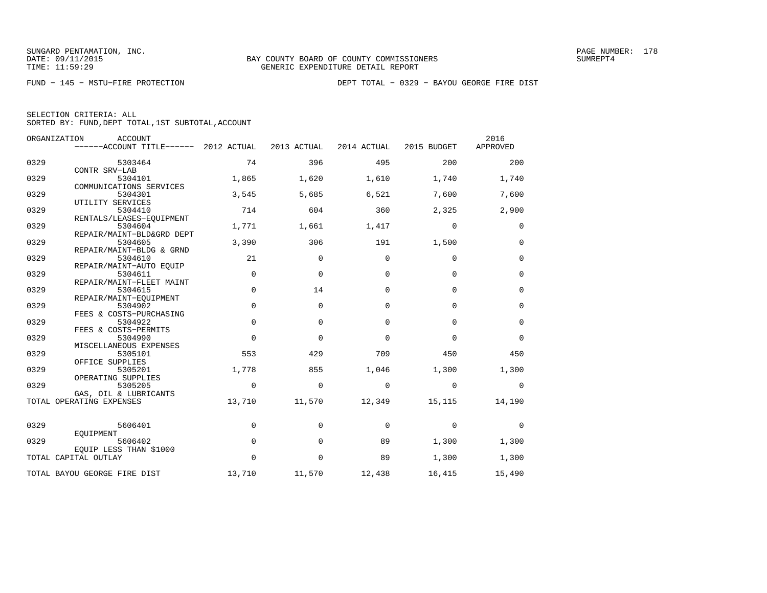SUNGARD PENTAMATION, INC.
DATE: 09/11/2015
TIME: 11:59:29

BAY COUNTY BOARD OF COUNTY COMMISSIONERS
GENERIC EXPENDITURE DETAIL REPORT

SUMREPT4

FUND − 145 − MSTU−FIRE PROTECTION

DEPT TOTAL − 0329 − BAYOU GEORGE FIRE DIST

SELECTION CRITERIA: ALL
SORTED BY: FUND,DEPT TOTAL,1ST SUBTOTAL,ACCOUNT

| ORGANIZATION | ACCOUNT / ACCOUNT TITLE | 2012 ACTUAL | 2013 ACTUAL | 2014 ACTUAL | 2015 BUDGET | 2016 APPROVED |
|---|---|---|---|---|---|---|
| 0329 | 5303464 CONTR SRV−LAB | 74 | 396 | 495 | 200 | 200 |
| 0329 | 5304101 COMMUNICATIONS SERVICES | 1,865 | 1,620 | 1,610 | 1,740 | 1,740 |
| 0329 | 5304301 UTILITY SERVICES | 3,545 | 5,685 | 6,521 | 7,600 | 7,600 |
| 0329 | 5304410 RENTALS/LEASES−EQUIPMENT | 714 | 604 | 360 | 2,325 | 2,900 |
| 0329 | 5304604 REPAIR/MAINT−BLD&GRD DEPT | 1,771 | 1,661 | 1,417 | 0 | 0 |
| 0329 | 5304605 REPAIR/MAINT−BLDG & GRND | 3,390 | 306 | 191 | 1,500 | 0 |
| 0329 | 5304610 REPAIR/MAINT−AUTO EQUIP | 21 | 0 | 0 | 0 | 0 |
| 0329 | 5304611 REPAIR/MAINT−FLEET MAINT | 0 | 0 | 0 | 0 | 0 |
| 0329 | 5304615 REPAIR/MAINT−EQUIPMENT | 0 | 14 | 0 | 0 | 0 |
| 0329 | 5304902 FEES & COSTS−PURCHASING | 0 | 0 | 0 | 0 | 0 |
| 0329 | 5304922 FEES & COSTS−PERMITS | 0 | 0 | 0 | 0 | 0 |
| 0329 | 5304990 MISCELLANEOUS EXPENSES | 0 | 0 | 0 | 0 | 0 |
| 0329 | 5305101 OFFICE SUPPLIES | 553 | 429 | 709 | 450 | 450 |
| 0329 | 5305201 OPERATING SUPPLIES | 1,778 | 855 | 1,046 | 1,300 | 1,300 |
| 0329 | 5305205 GAS, OIL & LUBRICANTS | 0 | 0 | 0 | 0 | 0 |
| TOTAL OPERATING EXPENSES | | 13,710 | 11,570 | 12,349 | 15,115 | 14,190 |
| 0329 | 5606401 EQUIPMENT | 0 | 0 | 0 | 0 | 0 |
| 0329 | 5606402 EQUIP LESS THAN $1000 | 0 | 0 | 89 | 1,300 | 1,300 |
| TOTAL CAPITAL OUTLAY | | 0 | 0 | 89 | 1,300 | 1,300 |
| TOTAL BAYOU GEORGE FIRE DIST | | 13,710 | 11,570 | 12,438 | 16,415 | 15,490 |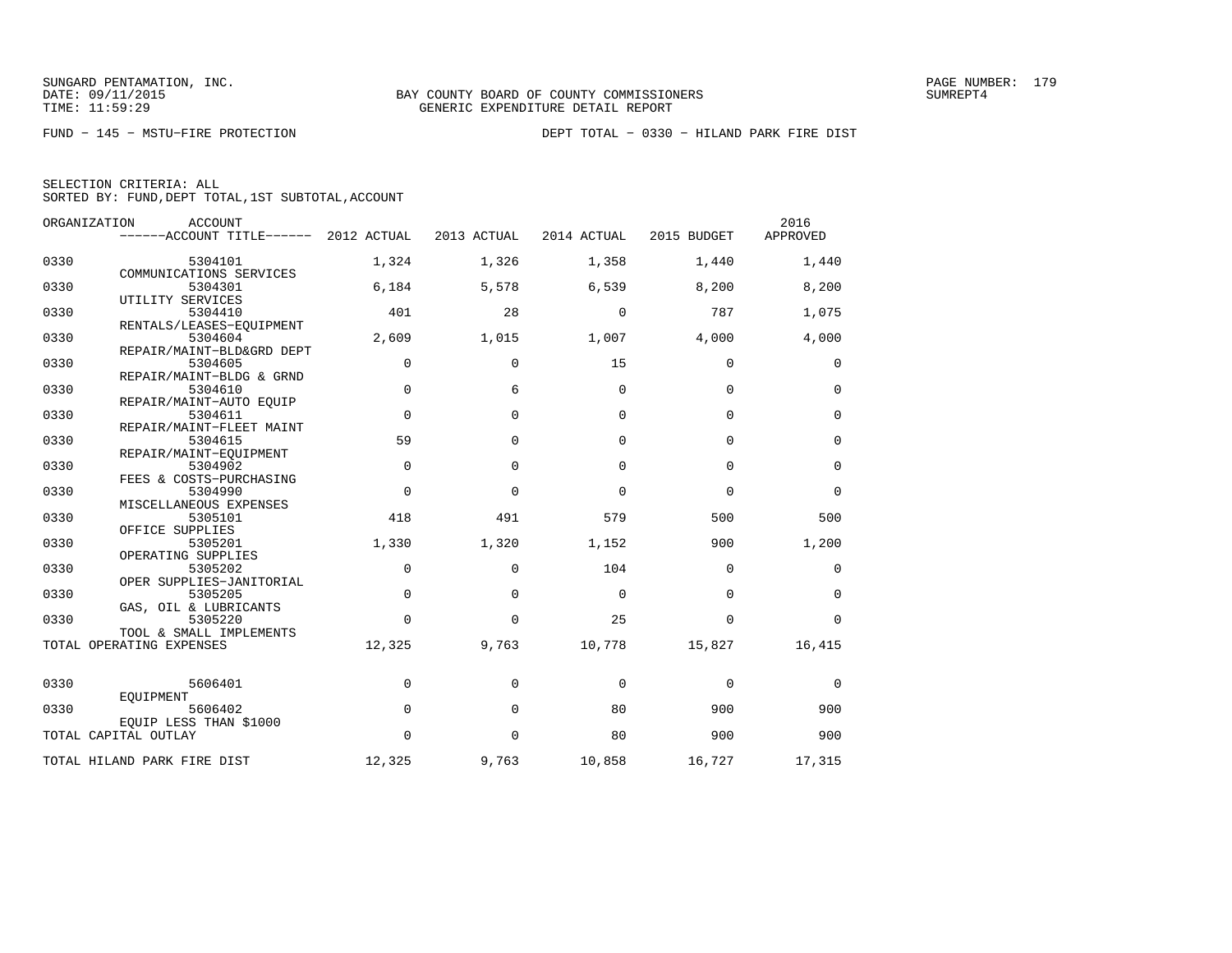SUNGARD PENTAMATION, INC.
DATE: 09/11/2015
TIME: 11:59:29

BAY COUNTY BOARD OF COUNTY COMMISSIONERS
GENERIC EXPENDITURE DETAIL REPORT

SUMREPT4

FUND − 145 − MSTU−FIRE PROTECTION    DEPT TOTAL − 0330 − HILAND PARK FIRE DIST

SELECTION CRITERIA: ALL
SORTED BY: FUND,DEPT TOTAL,1ST SUBTOTAL,ACCOUNT

| ORGANIZATION | ACCOUNT / ------ACCOUNT TITLE------ | 2012 ACTUAL | 2013 ACTUAL | 2014 ACTUAL | 2015 BUDGET | 2016 APPROVED |
|---|---|---|---|---|---|---|
| 0330 | 5304101 COMMUNICATIONS SERVICES | 1,324 | 1,326 | 1,358 | 1,440 | 1,440 |
| 0330 | 5304301 UTILITY SERVICES | 6,184 | 5,578 | 6,539 | 8,200 | 8,200 |
| 0330 | 5304410 RENTALS/LEASES−EQUIPMENT | 401 | 28 | 0 | 787 | 1,075 |
| 0330 | 5304604 REPAIR/MAINT−BLD&GRD DEPT | 2,609 | 1,015 | 1,007 | 4,000 | 4,000 |
| 0330 | 5304605 REPAIR/MAINT−BLDG & GRND | 0 | 0 | 15 | 0 | 0 |
| 0330 | 5304610 REPAIR/MAINT−AUTO EQUIP | 0 | 6 | 0 | 0 | 0 |
| 0330 | 5304611 REPAIR/MAINT−FLEET MAINT | 0 | 0 | 0 | 0 | 0 |
| 0330 | 5304615 REPAIR/MAINT−EQUIPMENT | 59 | 0 | 0 | 0 | 0 |
| 0330 | 5304902 FEES & COSTS−PURCHASING | 0 | 0 | 0 | 0 | 0 |
| 0330 | 5304990 MISCELLANEOUS EXPENSES | 0 | 0 | 0 | 0 | 0 |
| 0330 | 5305101 OFFICE SUPPLIES | 418 | 491 | 579 | 500 | 500 |
| 0330 | 5305201 OPERATING SUPPLIES | 1,330 | 1,320 | 1,152 | 900 | 1,200 |
| 0330 | 5305202 OPER SUPPLIES−JANITORIAL | 0 | 0 | 104 | 0 | 0 |
| 0330 | 5305205 GAS, OIL & LUBRICANTS | 0 | 0 | 0 | 0 | 0 |
| 0330 | 5305220 TOOL & SMALL IMPLEMENTS | 0 | 0 | 25 | 0 | 0 |
| TOTAL OPERATING EXPENSES | | 12,325 | 9,763 | 10,778 | 15,827 | 16,415 |
| 0330 | 5606401 EQUIPMENT | 0 | 0 | 0 | 0 | 0 |
| 0330 | 5606402 EQUIP LESS THAN $1000 | 0 | 0 | 80 | 900 | 900 |
| TOTAL CAPITAL OUTLAY | | 0 | 0 | 80 | 900 | 900 |
| TOTAL HILAND PARK FIRE DIST | | 12,325 | 9,763 | 10,858 | 16,727 | 17,315 |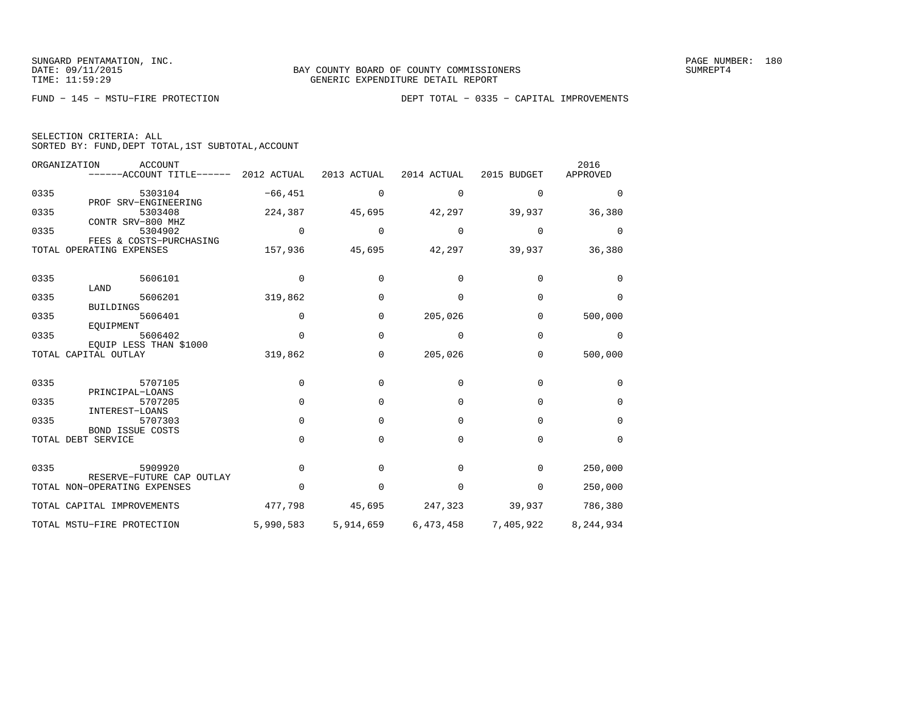SUNGARD PENTAMATION, INC.
DATE: 09/11/2015
TIME: 11:59:29

BAY COUNTY BOARD OF COUNTY COMMISSIONERS
GENERIC EXPENDITURE DETAIL REPORT

FUND − 145 − MSTU−FIRE PROTECTION

DEPT TOTAL − 0335 − CAPITAL IMPROVEMENTS

SELECTION CRITERIA: ALL
SORTED BY: FUND,DEPT TOTAL,1ST SUBTOTAL,ACCOUNT

| ORGANIZATION | ACCOUNT / ACCOUNT TITLE | 2012 ACTUAL | 2013 ACTUAL | 2014 ACTUAL | 2015 BUDGET | 2016 APPROVED |
|---|---|---|---|---|---|---|
| 0335 | 5303104 PROF SRV−ENGINEERING | −66,451 | 0 | 0 | 0 | 0 |
| 0335 | 5303408 CONTR SRV−800 MHZ | 224,387 | 45,695 | 42,297 | 39,937 | 36,380 |
| 0335 | 5304902 FEES & COSTS−PURCHASING | 0 | 0 | 0 | 0 | 0 |
| TOTAL OPERATING EXPENSES | | 157,936 | 45,695 | 42,297 | 39,937 | 36,380 |
| 0335 | 5606101 LAND | 0 | 0 | 0 | 0 | 0 |
| 0335 | 5606201 BUILDINGS | 319,862 | 0 | 0 | 0 | 0 |
| 0335 | 5606401 EQUIPMENT | 0 | 0 | 205,026 | 0 | 500,000 |
| 0335 | 5606402 EQUIP LESS THAN $1000 | 0 | 0 | 0 | 0 | 0 |
| TOTAL CAPITAL OUTLAY | | 319,862 | 0 | 205,026 | 0 | 500,000 |
| 0335 | 5707105 PRINCIPAL−LOANS | 0 | 0 | 0 | 0 | 0 |
| 0335 | 5707205 INTEREST−LOANS | 0 | 0 | 0 | 0 | 0 |
| 0335 | 5707303 BOND ISSUE COSTS | 0 | 0 | 0 | 0 | 0 |
| TOTAL DEBT SERVICE | | 0 | 0 | 0 | 0 | 0 |
| 0335 | 5909920 RESERVE−FUTURE CAP OUTLAY | 0 | 0 | 0 | 0 | 250,000 |
| TOTAL NON−OPERATING EXPENSES | | 0 | 0 | 0 | 0 | 250,000 |
| TOTAL CAPITAL IMPROVEMENTS | | 477,798 | 45,695 | 247,323 | 39,937 | 786,380 |
| TOTAL MSTU−FIRE PROTECTION | | 5,990,583 | 5,914,659 | 6,473,458 | 7,405,922 | 8,244,934 |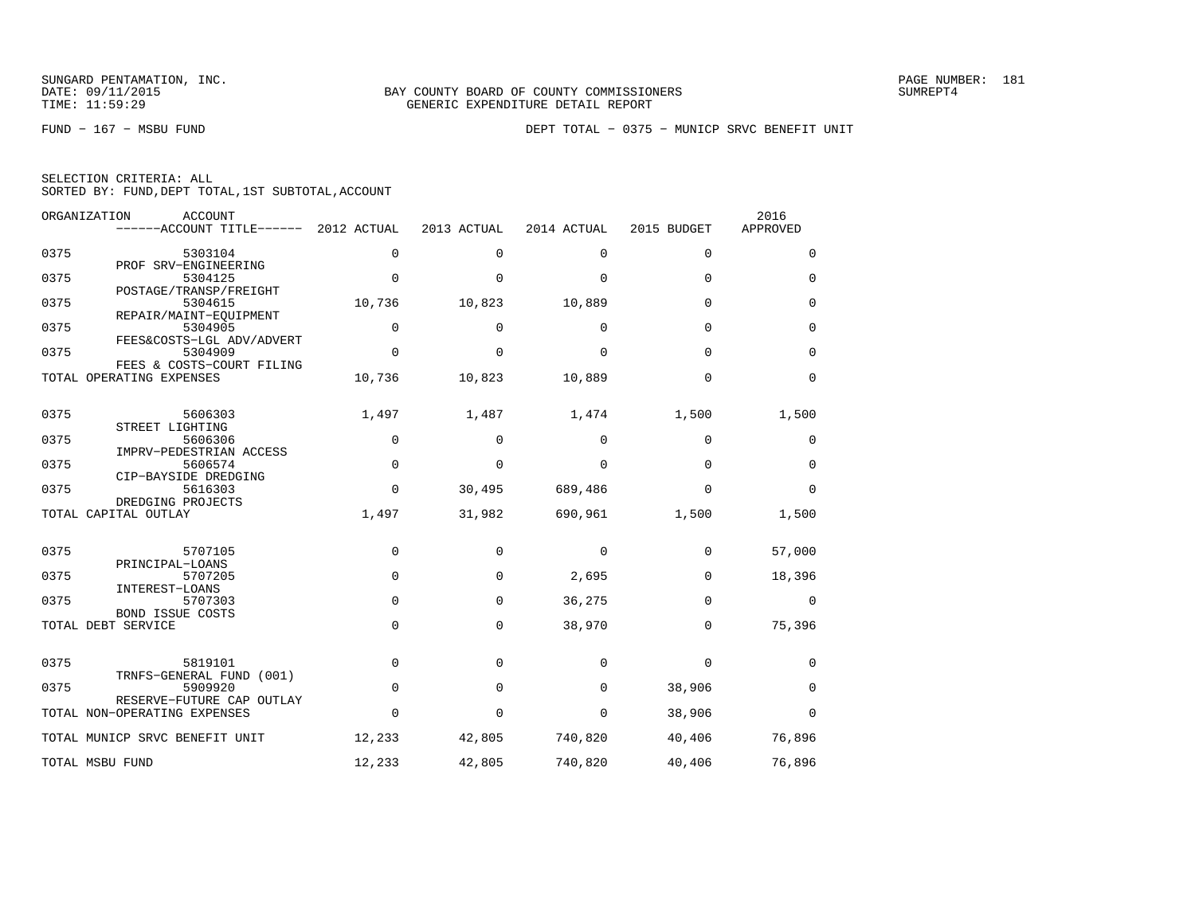SUNGARD PENTAMATION, INC.
DATE: 09/11/2015
TIME: 11:59:29

BAY COUNTY BOARD OF COUNTY COMMISSIONERS
GENERIC EXPENDITURE DETAIL REPORT

PAGE NUMBER: 181
SUMREPT4

FUND - 167 - MSBU FUND

DEPT TOTAL - 0375 - MUNICP SRVC BENEFIT UNIT

SELECTION CRITERIA: ALL
SORTED BY: FUND,DEPT TOTAL,1ST SUBTOTAL,ACCOUNT

| ORGANIZATION | ACCOUNT ------ACCOUNT TITLE------ | 2012 ACTUAL | 2013 ACTUAL | 2014 ACTUAL | 2015 BUDGET | 2016 APPROVED |
|---|---|---|---|---|---|---|
| 0375 | 5303104 PROF SRV-ENGINEERING | 0 | 0 | 0 | 0 | 0 |
| 0375 | 5304125 POSTAGE/TRANSP/FREIGHT | 0 | 0 | 0 | 0 | 0 |
| 0375 | 5304615 REPAIR/MAINT-EQUIPMENT | 10,736 | 10,823 | 10,889 | 0 | 0 |
| 0375 | 5304905 FEES&COSTS-LGL ADV/ADVERT | 0 | 0 | 0 | 0 | 0 |
| 0375 | 5304909 FEES & COSTS-COURT FILING | 0 | 0 | 0 | 0 | 0 |
| TOTAL OPERATING EXPENSES | | 10,736 | 10,823 | 10,889 | 0 | 0 |
| 0375 | 5606303 STREET LIGHTING | 1,497 | 1,487 | 1,474 | 1,500 | 1,500 |
| 0375 | 5606306 IMPRV-PEDESTRIAN ACCESS | 0 | 0 | 0 | 0 | 0 |
| 0375 | 5606574 CIP-BAYSIDE DREDGING | 0 | 0 | 0 | 0 | 0 |
| 0375 | 5616303 DREDGING PROJECTS | 0 | 30,495 | 689,486 | 0 | 0 |
| TOTAL CAPITAL OUTLAY | | 1,497 | 31,982 | 690,961 | 1,500 | 1,500 |
| 0375 | 5707105 PRINCIPAL-LOANS | 0 | 0 | 0 | 0 | 57,000 |
| 0375 | 5707205 INTEREST-LOANS | 0 | 0 | 2,695 | 0 | 18,396 |
| 0375 | 5707303 BOND ISSUE COSTS | 0 | 0 | 36,275 | 0 | 0 |
| TOTAL DEBT SERVICE | | 0 | 0 | 38,970 | 0 | 75,396 |
| 0375 | 5819101 TRNFS-GENERAL FUND (001) | 0 | 0 | 0 | 0 | 0 |
| 0375 | 5909920 RESERVE-FUTURE CAP OUTLAY | 0 | 0 | 0 | 38,906 | 0 |
| TOTAL NON-OPERATING EXPENSES | | 0 | 0 | 0 | 38,906 | 0 |
| TOTAL MUNICP SRVC BENEFIT UNIT | | 12,233 | 42,805 | 740,820 | 40,406 | 76,896 |
| TOTAL MSBU FUND | | 12,233 | 42,805 | 740,820 | 40,406 | 76,896 |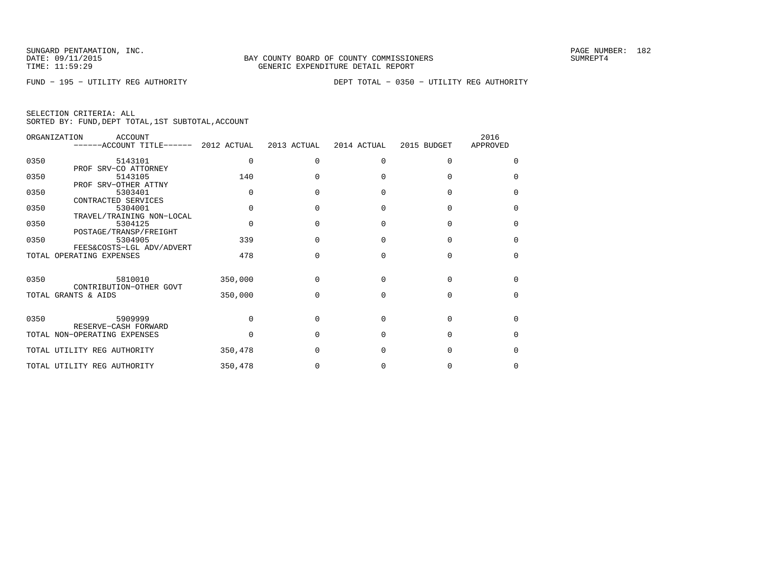SUNGARD PENTAMATION, INC.
DATE: 09/11/2015
TIME: 11:59:29

BAY COUNTY BOARD OF COUNTY COMMISSIONERS
GENERIC EXPENDITURE DETAIL REPORT

SUMREPT4

FUND − 195 − UTILITY REG AUTHORITY

DEPT TOTAL − 0350 − UTILITY REG AUTHORITY

SELECTION CRITERIA: ALL
SORTED BY: FUND,DEPT TOTAL,1ST SUBTOTAL,ACCOUNT

| ORGANIZATION | ACCOUNT ------ACCOUNT TITLE------ | 2012 ACTUAL | 2013 ACTUAL | 2014 ACTUAL | 2015 BUDGET | 2016 APPROVED |
|---|---|---|---|---|---|---|
| 0350 | 5143101 PROF SRV−CO ATTORNEY | 0 | 0 | 0 | 0 | 0 |
| 0350 | 5143105 PROF SRV−OTHER ATTNY | 140 | 0 | 0 | 0 | 0 |
| 0350 | 5303401 CONTRACTED SERVICES | 0 | 0 | 0 | 0 | 0 |
| 0350 | 5304001 TRAVEL/TRAINING NON−LOCAL | 0 | 0 | 0 | 0 | 0 |
| 0350 | 5304125 POSTAGE/TRANSP/FREIGHT | 0 | 0 | 0 | 0 | 0 |
| 0350 | 5304905 FEES&COSTS−LGL ADV/ADVERT | 339 | 0 | 0 | 0 | 0 |
| TOTAL OPERATING EXPENSES | | 478 | 0 | 0 | 0 | 0 |
| 0350 | 5810010 CONTRIBUTION−OTHER GOVT | 350,000 | 0 | 0 | 0 | 0 |
| TOTAL GRANTS & AIDS | | 350,000 | 0 | 0 | 0 | 0 |
| 0350 | 5909999 RESERVE−CASH FORWARD | 0 | 0 | 0 | 0 | 0 |
| TOTAL NON−OPERATING EXPENSES | | 0 | 0 | 0 | 0 | 0 |
| TOTAL UTILITY REG AUTHORITY | | 350,478 | 0 | 0 | 0 | 0 |
| TOTAL UTILITY REG AUTHORITY | | 350,478 | 0 | 0 | 0 | 0 |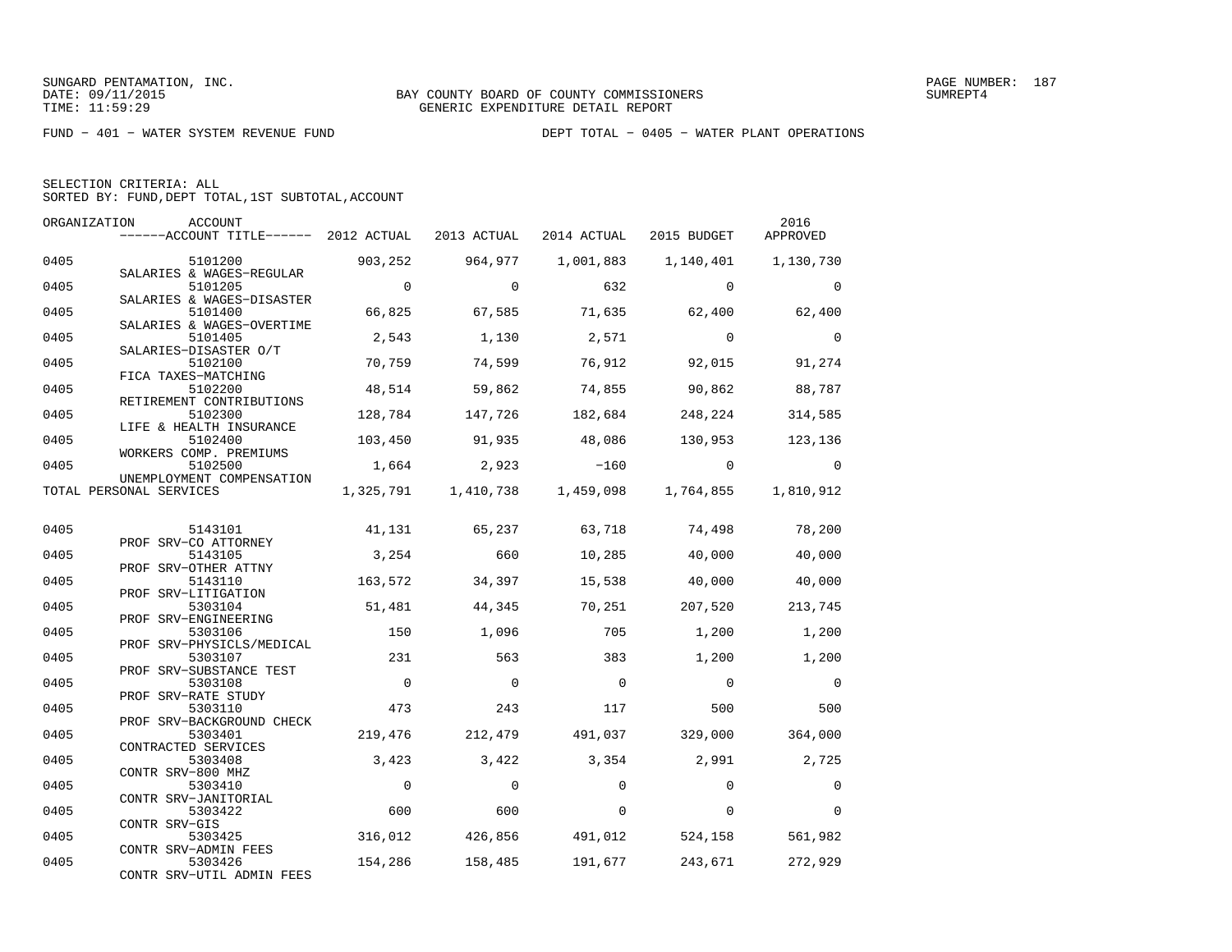SUNGARD PENTAMATION, INC.
DATE: 09/11/2015
TIME: 11:59:29

BAY COUNTY BOARD OF COUNTY COMMISSIONERS
GENERIC EXPENDITURE DETAIL REPORT

SUMREPT4

FUND − 401 − WATER SYSTEM REVENUE FUND    DEPT TOTAL − 0405 − WATER PLANT OPERATIONS

SELECTION CRITERIA: ALL
SORTED BY: FUND,DEPT TOTAL,1ST SUBTOTAL,ACCOUNT

| ORGANIZATION | ACCOUNT / ACCOUNT TITLE | 2012 ACTUAL | 2013 ACTUAL | 2014 ACTUAL | 2015 BUDGET | 2016 APPROVED |
|---|---|---|---|---|---|---|
| 0405 | 5101200 SALARIES & WAGES−REGULAR | 903,252 | 964,977 | 1,001,883 | 1,140,401 | 1,130,730 |
| 0405 | 5101205 SALARIES & WAGES−DISASTER | 0 | 0 | 632 | 0 | 0 |
| 0405 | 5101400 SALARIES & WAGES−OVERTIME | 66,825 | 67,585 | 71,635 | 62,400 | 62,400 |
| 0405 | 5101405 SALARIES−DISASTER O/T | 2,543 | 1,130 | 2,571 | 0 | 0 |
| 0405 | 5102100 FICA TAXES−MATCHING | 70,759 | 74,599 | 76,912 | 92,015 | 91,274 |
| 0405 | 5102200 RETIREMENT CONTRIBUTIONS | 48,514 | 59,862 | 74,855 | 90,862 | 88,787 |
| 0405 | 5102300 LIFE & HEALTH INSURANCE | 128,784 | 147,726 | 182,684 | 248,224 | 314,585 |
| 0405 | 5102400 WORKERS COMP. PREMIUMS | 103,450 | 91,935 | 48,086 | 130,953 | 123,136 |
| 0405 | 5102500 UNEMPLOYMENT COMPENSATION | 1,664 | 2,923 | −160 | 0 | 0 |
| TOTAL PERSONAL SERVICES | | 1,325,791 | 1,410,738 | 1,459,098 | 1,764,855 | 1,810,912 |
| 0405 | 5143101 PROF SRV−CO ATTORNEY | 41,131 | 65,237 | 63,718 | 74,498 | 78,200 |
| 0405 | 5143105 PROF SRV−OTHER ATTNY | 3,254 | 660 | 10,285 | 40,000 | 40,000 |
| 0405 | 5143110 PROF SRV−LITIGATION | 163,572 | 34,397 | 15,538 | 40,000 | 40,000 |
| 0405 | 5303104 PROF SRV−ENGINEERING | 51,481 | 44,345 | 70,251 | 207,520 | 213,745 |
| 0405 | 5303106 PROF SRV−PHYSICLS/MEDICAL | 150 | 1,096 | 705 | 1,200 | 1,200 |
| 0405 | 5303107 PROF SRV−SUBSTANCE TEST | 231 | 563 | 383 | 1,200 | 1,200 |
| 0405 | 5303108 PROF SRV−RATE STUDY | 0 | 0 | 0 | 0 | 0 |
| 0405 | 5303110 PROF SRV−BACKGROUND CHECK | 473 | 243 | 117 | 500 | 500 |
| 0405 | 5303401 CONTRACTED SERVICES | 219,476 | 212,479 | 491,037 | 329,000 | 364,000 |
| 0405 | 5303408 CONTR SRV−800 MHZ | 3,423 | 3,422 | 3,354 | 2,991 | 2,725 |
| 0405 | 5303410 CONTR SRV−JANITORIAL | 0 | 0 | 0 | 0 | 0 |
| 0405 | 5303422 CONTR SRV−GIS | 600 | 600 | 0 | 0 | 0 |
| 0405 | 5303425 CONTR SRV−ADMIN FEES | 316,012 | 426,856 | 491,012 | 524,158 | 561,982 |
| 0405 | 5303426 CONTR SRV−UTIL ADMIN FEES | 154,286 | 158,485 | 191,677 | 243,671 | 272,929 |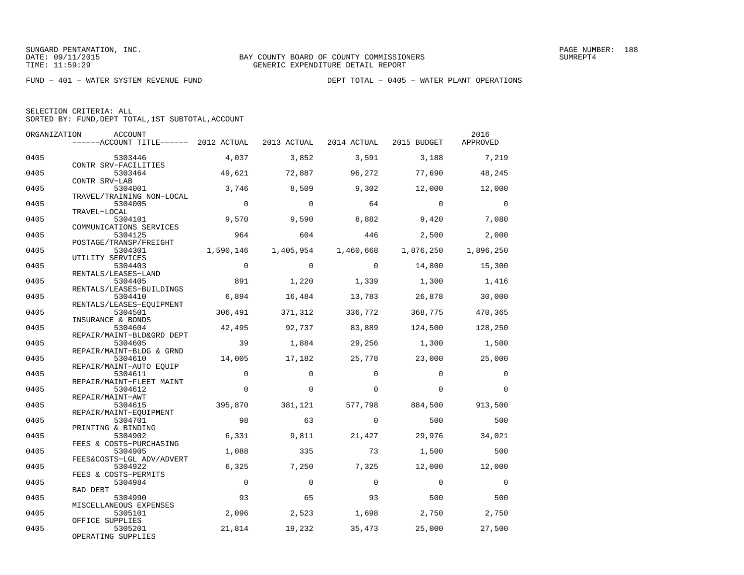SUNGARD PENTAMATION, INC.
DATE: 09/11/2015
TIME: 11:59:29

BAY COUNTY BOARD OF COUNTY COMMISSIONERS
GENERIC EXPENDITURE DETAIL REPORT

PAGE NUMBER: 188
SUMREPT4

FUND − 401 − WATER SYSTEM REVENUE FUND

DEPT TOTAL − 0405 − WATER PLANT OPERATIONS

SELECTION CRITERIA: ALL
SORTED BY: FUND,DEPT TOTAL,1ST SUBTOTAL,ACCOUNT

| ORGANIZATION | ACCOUNT / ------ACCOUNT TITLE------ | 2012 ACTUAL | 2013 ACTUAL | 2014 ACTUAL | 2015 BUDGET | 2016 APPROVED |
|---|---|---|---|---|---|---|
| 0405 | 5303446 CONTR SRV−FACILITIES | 4,037 | 3,852 | 3,591 | 3,188 | 7,219 |
| 0405 | 5303464 CONTR SRV−LAB | 49,621 | 72,887 | 96,272 | 77,690 | 48,245 |
| 0405 | 5304001 TRAVEL/TRAINING NON−LOCAL | 3,746 | 8,509 | 9,302 | 12,000 | 12,000 |
| 0405 | 5304005 TRAVEL−LOCAL | 0 | 0 | 64 | 0 | 0 |
| 0405 | 5304101 COMMUNICATIONS SERVICES | 9,570 | 9,590 | 8,882 | 9,420 | 7,080 |
| 0405 | 5304125 POSTAGE/TRANSP/FREIGHT | 964 | 604 | 446 | 2,500 | 2,000 |
| 0405 | 5304301 UTILITY SERVICES | 1,590,146 | 1,405,954 | 1,460,668 | 1,876,250 | 1,896,250 |
| 0405 | 5304403 RENTALS/LEASES−LAND | 0 | 0 | 0 | 14,800 | 15,300 |
| 0405 | 5304405 RENTALS/LEASES−BUILDINGS | 891 | 1,220 | 1,339 | 1,300 | 1,416 |
| 0405 | 5304410 RENTALS/LEASES−EQUIPMENT | 6,894 | 16,484 | 13,783 | 26,878 | 30,000 |
| 0405 | 5304501 INSURANCE & BONDS | 306,491 | 371,312 | 336,772 | 368,775 | 470,365 |
| 0405 | 5304604 REPAIR/MAINT−BLD&GRD DEPT | 42,495 | 92,737 | 83,889 | 124,500 | 128,250 |
| 0405 | 5304605 REPAIR/MAINT−BLDG & GRND | 39 | 1,884 | 29,256 | 1,300 | 1,500 |
| 0405 | 5304610 REPAIR/MAINT−AUTO EQUIP | 14,005 | 17,182 | 25,778 | 23,000 | 25,000 |
| 0405 | 5304611 REPAIR/MAINT−FLEET MAINT | 0 | 0 | 0 | 0 | 0 |
| 0405 | 5304612 REPAIR/MAINT−AWT | 0 | 0 | 0 | 0 | 0 |
| 0405 | 5304615 REPAIR/MAINT−EQUIPMENT | 395,870 | 381,121 | 577,798 | 884,500 | 913,500 |
| 0405 | 5304701 PRINTING & BINDING | 98 | 63 | 0 | 500 | 500 |
| 0405 | 5304902 FEES & COSTS−PURCHASING | 6,331 | 9,811 | 21,427 | 29,976 | 34,021 |
| 0405 | 5304905 FEES&COSTS−LGL ADV/ADVERT | 1,088 | 335 | 73 | 1,500 | 500 |
| 0405 | 5304922 FEES & COSTS−PERMITS | 6,325 | 7,250 | 7,325 | 12,000 | 12,000 |
| 0405 | 5304984 BAD DEBT | 0 | 0 | 0 | 0 | 0 |
| 0405 | 5304990 MISCELLANEOUS EXPENSES | 93 | 65 | 93 | 500 | 500 |
| 0405 | 5305101 OFFICE SUPPLIES | 2,096 | 2,523 | 1,698 | 2,750 | 2,750 |
| 0405 | 5305201 OPERATING SUPPLIES | 21,814 | 19,232 | 35,473 | 25,000 | 27,500 |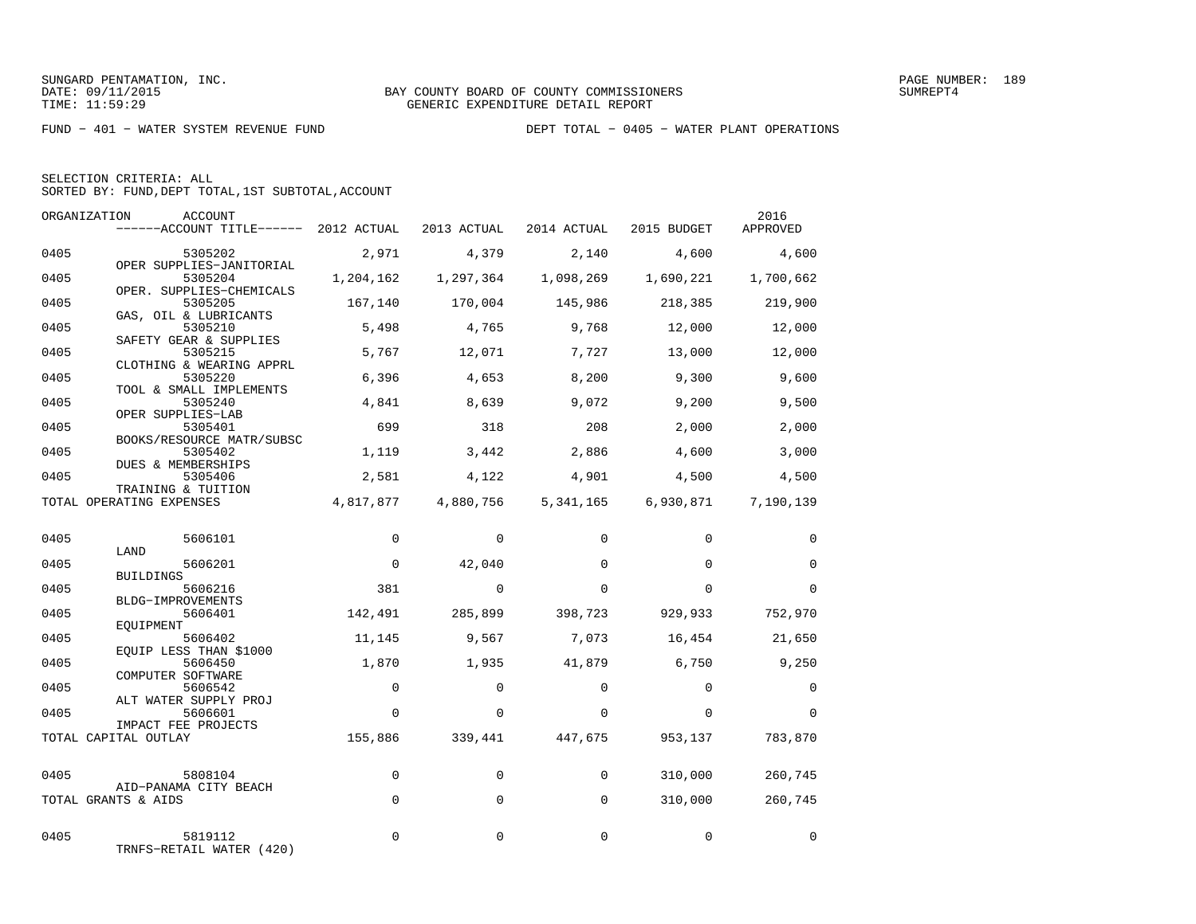SUNGARD PENTAMATION, INC.
DATE: 09/11/2015
TIME: 11:59:29

BAY COUNTY BOARD OF COUNTY COMMISSIONERS
GENERIC EXPENDITURE DETAIL REPORT

SUMREPT4

FUND − 401 − WATER SYSTEM REVENUE FUND

DEPT TOTAL − 0405 − WATER PLANT OPERATIONS

SELECTION CRITERIA: ALL
SORTED BY: FUND,DEPT TOTAL,1ST SUBTOTAL,ACCOUNT

| ORGANIZATION | ACCOUNT / ACCOUNT TITLE | 2012 ACTUAL | 2013 ACTUAL | 2014 ACTUAL | 2015 BUDGET | 2016 APPROVED |
|---|---|---|---|---|---|---|
| 0405 | 5305202 OPER SUPPLIES−JANITORIAL | 2,971 | 4,379 | 2,140 | 4,600 | 4,600 |
| 0405 | 5305204 OPER. SUPPLIES−CHEMICALS | 1,204,162 | 1,297,364 | 1,098,269 | 1,690,221 | 1,700,662 |
| 0405 | 5305205 GAS, OIL & LUBRICANTS | 167,140 | 170,004 | 145,986 | 218,385 | 219,900 |
| 0405 | 5305210 SAFETY GEAR & SUPPLIES | 5,498 | 4,765 | 9,768 | 12,000 | 12,000 |
| 0405 | 5305215 CLOTHING & WEARING APPRL | 5,767 | 12,071 | 7,727 | 13,000 | 12,000 |
| 0405 | 5305220 TOOL & SMALL IMPLEMENTS | 6,396 | 4,653 | 8,200 | 9,300 | 9,600 |
| 0405 | 5305240 OPER SUPPLIES−LAB | 4,841 | 8,639 | 9,072 | 9,200 | 9,500 |
| 0405 | 5305401 BOOKS/RESOURCE MATR/SUBSC | 699 | 318 | 208 | 2,000 | 2,000 |
| 0405 | 5305402 DUES & MEMBERSHIPS | 1,119 | 3,442 | 2,886 | 4,600 | 3,000 |
| 0405 | 5305406 TRAINING & TUITION | 2,581 | 4,122 | 4,901 | 4,500 | 4,500 |
| TOTAL OPERATING EXPENSES | | 4,817,877 | 4,880,756 | 5,341,165 | 6,930,871 | 7,190,139 |
| 0405 | 5606101 LAND | 0 | 0 | 0 | 0 | 0 |
| 0405 | 5606201 BUILDINGS | 0 | 42,040 | 0 | 0 | 0 |
| 0405 | 5606216 BLDG−IMPROVEMENTS | 381 | 0 | 0 | 0 | 0 |
| 0405 | 5606401 EQUIPMENT | 142,491 | 285,899 | 398,723 | 929,933 | 752,970 |
| 0405 | 5606402 EQUIP LESS THAN $1000 | 11,145 | 9,567 | 7,073 | 16,454 | 21,650 |
| 0405 | 5606450 COMPUTER SOFTWARE | 1,870 | 1,935 | 41,879 | 6,750 | 9,250 |
| 0405 | 5606542 ALT WATER SUPPLY PROJ | 0 | 0 | 0 | 0 | 0 |
| 0405 | 5606601 IMPACT FEE PROJECTS | 0 | 0 | 0 | 0 | 0 |
| TOTAL CAPITAL OUTLAY | | 155,886 | 339,441 | 447,675 | 953,137 | 783,870 |
| 0405 | 5808104 AID−PANAMA CITY BEACH | 0 | 0 | 0 | 310,000 | 260,745 |
| TOTAL GRANTS & AIDS | | 0 | 0 | 0 | 310,000 | 260,745 |
| 0405 | 5819112 TRNFS−RETAIL WATER (420) | 0 | 0 | 0 | 0 | 0 |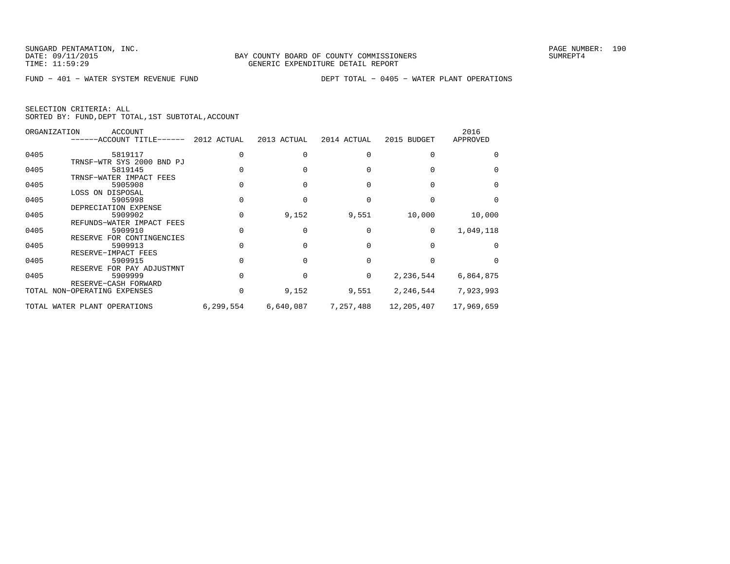SUNGARD PENTAMATION, INC.
DATE: 09/11/2015
TIME: 11:59:29

BAY COUNTY BOARD OF COUNTY COMMISSIONERS
GENERIC EXPENDITURE DETAIL REPORT

PAGE NUMBER: 190
SUMREPT4

FUND − 401 − WATER SYSTEM REVENUE FUND          DEPT TOTAL − 0405 − WATER PLANT OPERATIONS

SELECTION CRITERIA: ALL
SORTED BY: FUND,DEPT TOTAL,1ST SUBTOTAL,ACCOUNT

| ORGANIZATION | ACCOUNT / ACCOUNT TITLE | 2012 ACTUAL | 2013 ACTUAL | 2014 ACTUAL | 2015 BUDGET | 2016 APPROVED |
|---|---|---|---|---|---|---|
| 0405 | 5819117 TRNSF−WTR SYS 2000 BND PJ | 0 | 0 | 0 | 0 | 0 |
| 0405 | 5819145 TRNSF−WATER IMPACT FEES | 0 | 0 | 0 | 0 | 0 |
| 0405 | 5905908 LOSS ON DISPOSAL | 0 | 0 | 0 | 0 | 0 |
| 0405 | 5905998 DEPRECIATION EXPENSE | 0 | 0 | 0 | 0 | 0 |
| 0405 | 5909902 REFUNDS−WATER IMPACT FEES | 0 | 9,152 | 9,551 | 10,000 | 10,000 |
| 0405 | 5909910 RESERVE FOR CONTINGENCIES | 0 | 0 | 0 | 0 | 1,049,118 |
| 0405 | 5909913 RESERVE−IMPACT FEES | 0 | 0 | 0 | 0 | 0 |
| 0405 | 5909915 RESERVE FOR PAY ADJUSTMNT | 0 | 0 | 0 | 0 | 0 |
| 0405 | 5909999 RESERVE−CASH FORWARD | 0 | 0 | 0 | 2,236,544 | 6,864,875 |
| TOTAL NON−OPERATING EXPENSES | | 0 | 9,152 | 9,551 | 2,246,544 | 7,923,993 |
| TOTAL WATER PLANT OPERATIONS | | 6,299,554 | 6,640,087 | 7,257,488 | 12,205,407 | 17,969,659 |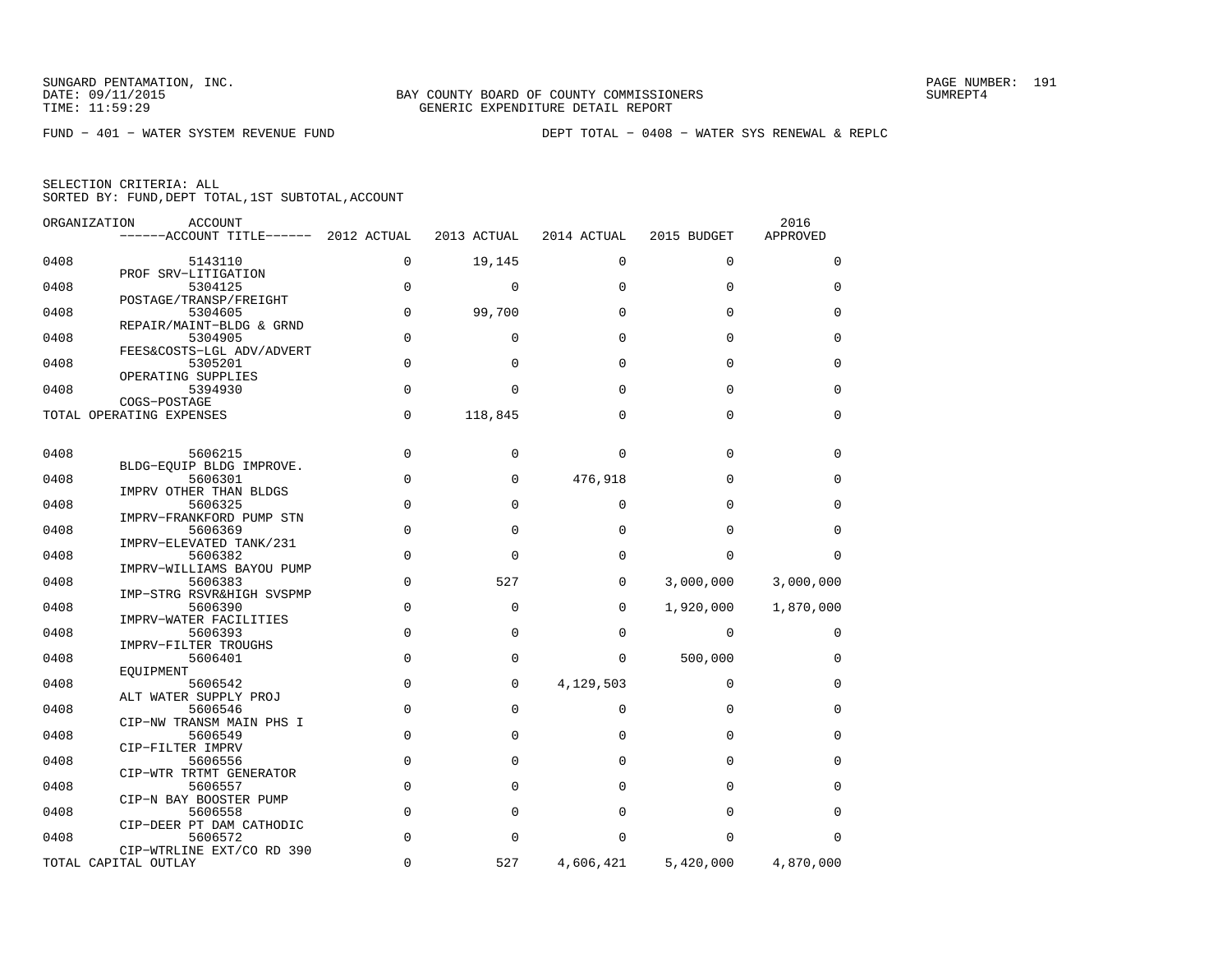SUNGARD PENTAMATION, INC.
DATE: 09/11/2015
TIME: 11:59:29

BAY COUNTY BOARD OF COUNTY COMMISSIONERS
GENERIC EXPENDITURE DETAIL REPORT

PAGE NUMBER: 191
SUMREPT4

FUND − 401 − WATER SYSTEM REVENUE FUND

DEPT TOTAL − 0408 − WATER SYS RENEWAL & REPLC

SELECTION CRITERIA: ALL
SORTED BY: FUND,DEPT TOTAL,1ST SUBTOTAL,ACCOUNT

| ORGANIZATION | ACCOUNT / ------ACCOUNT TITLE------ | 2012 ACTUAL | 2013 ACTUAL | 2014 ACTUAL | 2015 BUDGET | 2016 APPROVED |
|---|---|---|---|---|---|---|
| 0408 | 5143110 PROF SRV−LITIGATION | 0 | 19,145 | 0 | 0 | 0 |
| 0408 | 5304125 POSTAGE/TRANSP/FREIGHT | 0 | 0 | 0 | 0 | 0 |
| 0408 | 5304605 REPAIR/MAINT−BLDG & GRND | 0 | 99,700 | 0 | 0 | 0 |
| 0408 | 5304905 FEES&COSTS−LGL ADV/ADVERT | 0 | 0 | 0 | 0 | 0 |
| 0408 | 5305201 OPERATING SUPPLIES | 0 | 0 | 0 | 0 | 0 |
| 0408 | 5394930 COGS−POSTAGE | 0 | 0 | 0 | 0 | 0 |
| TOTAL OPERATING EXPENSES | | 0 | 118,845 | 0 | 0 | 0 |
| 0408 | 5606215 BLDG−EQUIP BLDG IMPROVE. | 0 | 0 | 0 | 0 | 0 |
| 0408 | 5606301 IMPRV OTHER THAN BLDGS | 0 | 0 | 476,918 | 0 | 0 |
| 0408 | 5606325 IMPRV−FRANKFORD PUMP STN | 0 | 0 | 0 | 0 | 0 |
| 0408 | 5606369 IMPRV−ELEVATED TANK/231 | 0 | 0 | 0 | 0 | 0 |
| 0408 | 5606382 IMPRV−WILLIAMS BAYOU PUMP | 0 | 0 | 0 | 0 | 0 |
| 0408 | 5606383 IMP−STRG RSVR&HIGH SVSPMP | 0 | 527 | 0 | 3,000,000 | 3,000,000 |
| 0408 | 5606390 IMPRV−WATER FACILITIES | 0 | 0 | 0 | 1,920,000 | 1,870,000 |
| 0408 | 5606393 IMPRV−FILTER TROUGHS | 0 | 0 | 0 | 0 | 0 |
| 0408 | 5606401 EQUIPMENT | 0 | 0 | 0 | 500,000 | 0 |
| 0408 | 5606542 ALT WATER SUPPLY PROJ | 0 | 0 | 4,129,503 | 0 | 0 |
| 0408 | 5606546 CIP−NW TRANSM MAIN PHS I | 0 | 0 | 0 | 0 | 0 |
| 0408 | 5606549 CIP−FILTER IMPRV | 0 | 0 | 0 | 0 | 0 |
| 0408 | 5606556 CIP−WTR TRTMT GENERATOR | 0 | 0 | 0 | 0 | 0 |
| 0408 | 5606557 CIP−N BAY BOOSTER PUMP | 0 | 0 | 0 | 0 | 0 |
| 0408 | 5606558 CIP−DEER PT DAM CATHODIC | 0 | 0 | 0 | 0 | 0 |
| 0408 | 5606572 CIP−WTRLINE EXT/CO RD 390 | 0 | 0 | 0 | 0 | 0 |
| TOTAL CAPITAL OUTLAY | | 0 | 527 | 4,606,421 | 5,420,000 | 4,870,000 |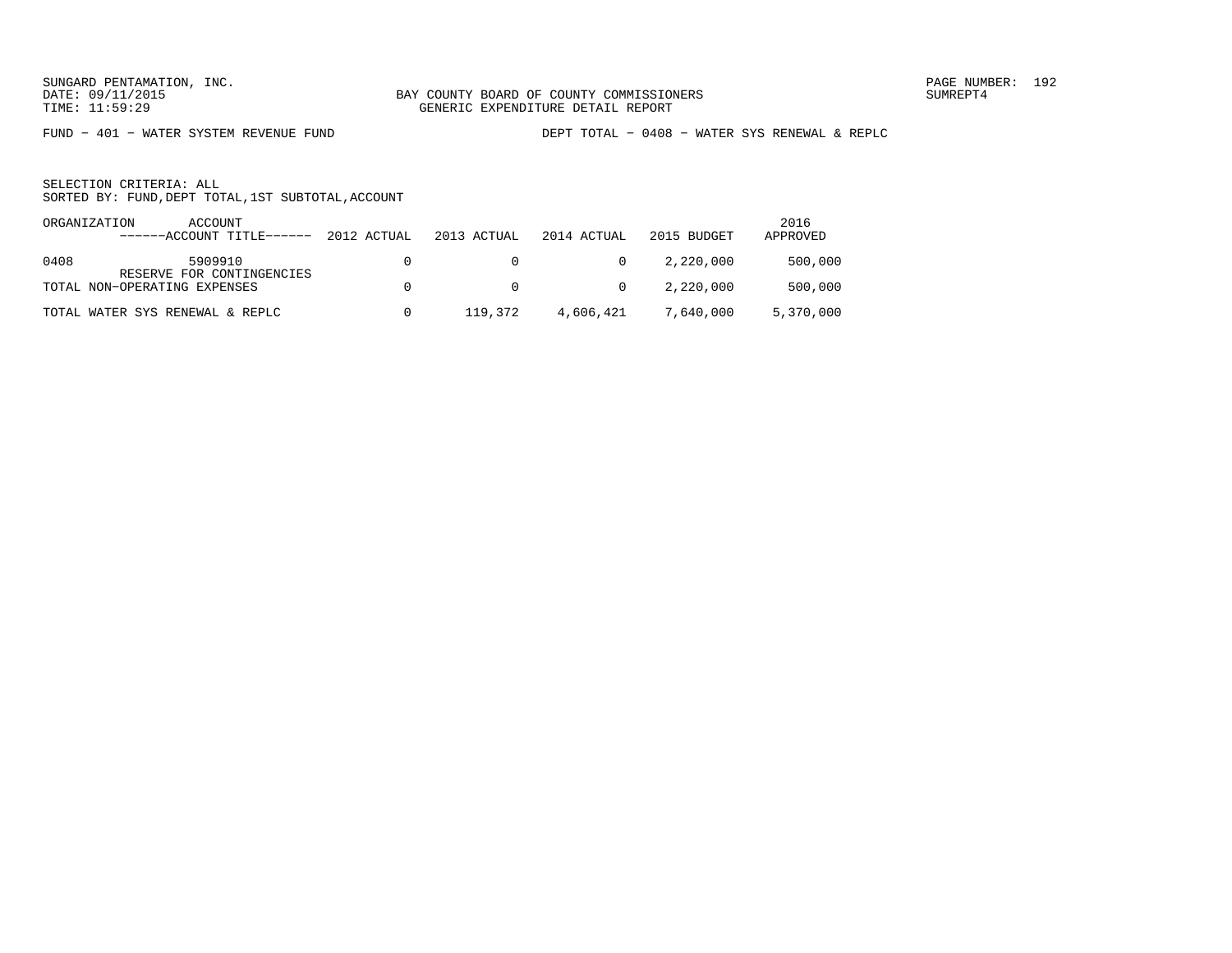SUNGARD PENTAMATION, INC.
DATE: 09/11/2015
TIME: 11:59:29

BAY COUNTY BOARD OF COUNTY COMMISSIONERS
GENERIC EXPENDITURE DETAIL REPORT

PAGE NUMBER: 192
SUMREPT4

FUND − 401 − WATER SYSTEM REVENUE FUND

DEPT TOTAL − 0408 − WATER SYS RENEWAL & REPLC

SELECTION CRITERIA: ALL
SORTED BY: FUND,DEPT TOTAL,1ST SUBTOTAL,ACCOUNT

| ORGANIZATION | ACCOUNT ------ACCOUNT TITLE------ | 2012 ACTUAL | 2013 ACTUAL | 2014 ACTUAL | 2015 BUDGET | 2016 APPROVED |
|---|---|---|---|---|---|---|
| 0408 | 5909910 RESERVE FOR CONTINGENCIES | 0 | 0 | 0 | 2,220,000 | 500,000 |
| TOTAL NON−OPERATING EXPENSES | | 0 | 0 | 0 | 2,220,000 | 500,000 |
| TOTAL WATER SYS RENEWAL & REPLC | | 0 | 119,372 | 4,606,421 | 7,640,000 | 5,370,000 |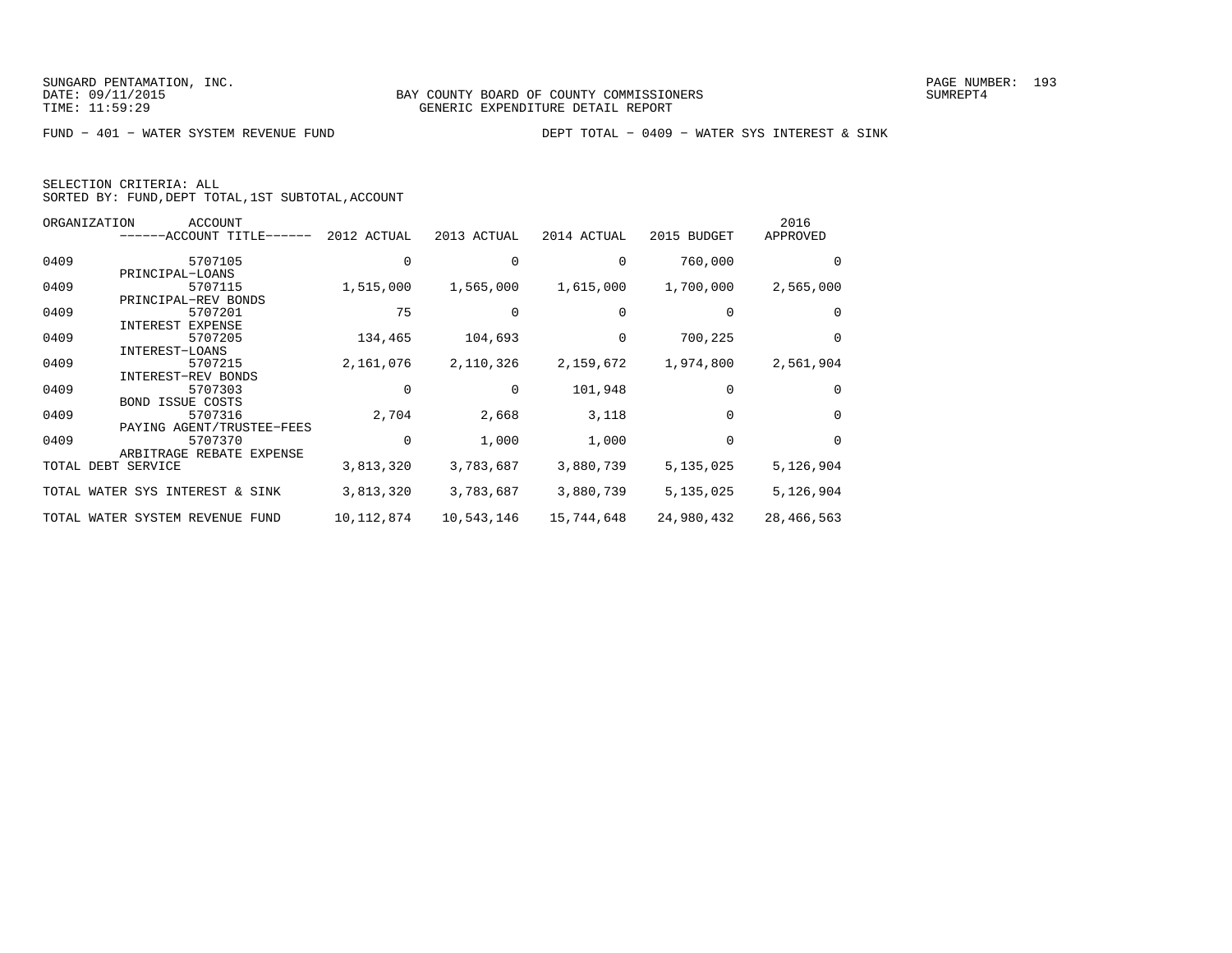SUNGARD PENTAMATION, INC.
DATE: 09/11/2015
TIME: 11:59:29

BAY COUNTY BOARD OF COUNTY COMMISSIONERS
GENERIC EXPENDITURE DETAIL REPORT

SUMREPT4

FUND - 401 - WATER SYSTEM REVENUE FUND　　　　DEPT TOTAL - 0409 - WATER SYS INTEREST & SINK

SELECTION CRITERIA: ALL
SORTED BY: FUND,DEPT TOTAL,1ST SUBTOTAL,ACCOUNT

| ORGANIZATION | ACCOUNT ------ACCOUNT TITLE------ | 2012 ACTUAL | 2013 ACTUAL | 2014 ACTUAL | 2015 BUDGET | 2016 APPROVED |
|---|---|---|---|---|---|---|
| 0409 | 5707105 PRINCIPAL-LOANS | 0 | 0 | 0 | 760,000 | 0 |
| 0409 | 5707115 PRINCIPAL-REV BONDS | 1,515,000 | 1,565,000 | 1,615,000 | 1,700,000 | 2,565,000 |
| 0409 | 5707201 INTEREST EXPENSE | 75 | 0 | 0 | 0 | 0 |
| 0409 | 5707205 INTEREST-LOANS | 134,465 | 104,693 | 0 | 700,225 | 0 |
| 0409 | 5707215 INTEREST-REV BONDS | 2,161,076 | 2,110,326 | 2,159,672 | 1,974,800 | 2,561,904 |
| 0409 | 5707303 BOND ISSUE COSTS | 0 | 0 | 101,948 | 0 | 0 |
| 0409 | 5707316 PAYING AGENT/TRUSTEE-FEES | 2,704 | 2,668 | 3,118 | 0 | 0 |
| 0409 | 5707370 ARBITRAGE REBATE EXPENSE | 0 | 1,000 | 1,000 | 0 | 0 |
| TOTAL DEBT SERVICE | | 3,813,320 | 3,783,687 | 3,880,739 | 5,135,025 | 5,126,904 |
| TOTAL WATER SYS INTEREST & SINK | | 3,813,320 | 3,783,687 | 3,880,739 | 5,135,025 | 5,126,904 |
| TOTAL WATER SYSTEM REVENUE FUND | | 10,112,874 | 10,543,146 | 15,744,648 | 24,980,432 | 28,466,563 |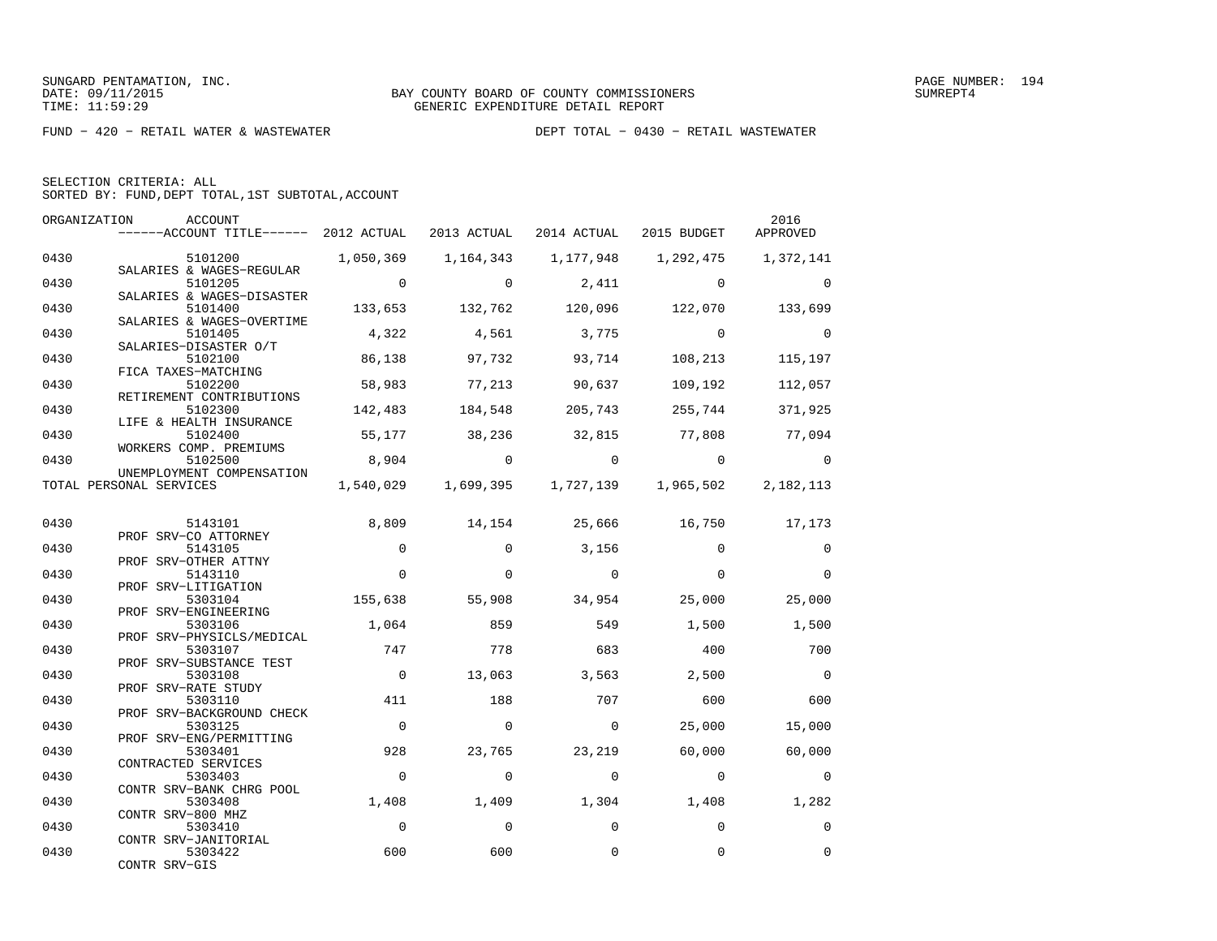SUNGARD PENTAMATION, INC.
DATE: 09/11/2015
TIME: 11:59:29

BAY COUNTY BOARD OF COUNTY COMMISSIONERS
GENERIC EXPENDITURE DETAIL REPORT

PAGE NUMBER: 194
SUMREPT4

FUND - 420 - RETAIL WATER & WASTEWATER        DEPT TOTAL - 0430 - RETAIL WASTEWATER

SELECTION CRITERIA: ALL
SORTED BY: FUND,DEPT TOTAL,1ST SUBTOTAL,ACCOUNT

| ORGANIZATION | ACCOUNT / ------ACCOUNT TITLE------ | 2012 ACTUAL | 2013 ACTUAL | 2014 ACTUAL | 2015 BUDGET | 2016 APPROVED |
|---|---|---|---|---|---|---|
| 0430 | 5101200 SALARIES & WAGES-REGULAR | 1,050,369 | 1,164,343 | 1,177,948 | 1,292,475 | 1,372,141 |
| 0430 | 5101205 SALARIES & WAGES-DISASTER | 0 | 0 | 2,411 | 0 | 0 |
| 0430 | 5101400 SALARIES & WAGES-OVERTIME | 133,653 | 132,762 | 120,096 | 122,070 | 133,699 |
| 0430 | 5101405 SALARIES-DISASTER O/T | 4,322 | 4,561 | 3,775 | 0 | 0 |
| 0430 | 5102100 FICA TAXES-MATCHING | 86,138 | 97,732 | 93,714 | 108,213 | 115,197 |
| 0430 | 5102200 RETIREMENT CONTRIBUTIONS | 58,983 | 77,213 | 90,637 | 109,192 | 112,057 |
| 0430 | 5102300 LIFE & HEALTH INSURANCE | 142,483 | 184,548 | 205,743 | 255,744 | 371,925 |
| 0430 | 5102400 WORKERS COMP. PREMIUMS | 55,177 | 38,236 | 32,815 | 77,808 | 77,094 |
| 0430 | 5102500 UNEMPLOYMENT COMPENSATION | 8,904 | 0 | 0 | 0 | 0 |
| TOTAL PERSONAL SERVICES | | 1,540,029 | 1,699,395 | 1,727,139 | 1,965,502 | 2,182,113 |
| 0430 | 5143101 PROF SRV-CO ATTORNEY | 8,809 | 14,154 | 25,666 | 16,750 | 17,173 |
| 0430 | 5143105 PROF SRV-OTHER ATTNY | 0 | 0 | 3,156 | 0 | 0 |
| 0430 | 5143110 PROF SRV-LITIGATION | 0 | 0 | 0 | 0 | 0 |
| 0430 | 5303104 PROF SRV-ENGINEERING | 155,638 | 55,908 | 34,954 | 25,000 | 25,000 |
| 0430 | 5303106 PROF SRV-PHYSICLS/MEDICAL | 1,064 | 859 | 549 | 1,500 | 1,500 |
| 0430 | 5303107 PROF SRV-SUBSTANCE TEST | 747 | 778 | 683 | 400 | 700 |
| 0430 | 5303108 PROF SRV-RATE STUDY | 0 | 13,063 | 3,563 | 2,500 | 0 |
| 0430 | 5303110 PROF SRV-BACKGROUND CHECK | 411 | 188 | 707 | 600 | 600 |
| 0430 | 5303125 PROF SRV-ENG/PERMITTING | 0 | 0 | 0 | 25,000 | 15,000 |
| 0430 | 5303401 CONTRACTED SERVICES | 928 | 23,765 | 23,219 | 60,000 | 60,000 |
| 0430 | 5303403 CONTR SRV-BANK CHRG POOL | 0 | 0 | 0 | 0 | 0 |
| 0430 | 5303408 CONTR SRV-800 MHZ | 1,408 | 1,409 | 1,304 | 1,408 | 1,282 |
| 0430 | 5303410 CONTR SRV-JANITORIAL | 0 | 0 | 0 | 0 | 0 |
| 0430 | 5303422 CONTR SRV-GIS | 600 | 600 | 0 | 0 | 0 |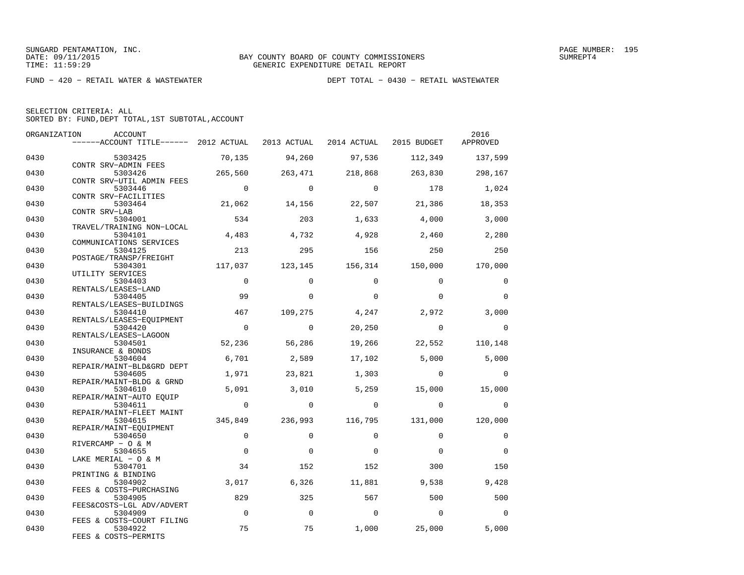SUNGARD PENTAMATION, INC.
DATE: 09/11/2015
TIME: 11:59:29

BAY COUNTY BOARD OF COUNTY COMMISSIONERS
GENERIC EXPENDITURE DETAIL REPORT

PAGE NUMBER: 195
SUMREPT4

FUND − 420 − RETAIL WATER & WASTEWATER

DEPT TOTAL − 0430 − RETAIL WASTEWATER

SELECTION CRITERIA: ALL
SORTED BY: FUND,DEPT TOTAL,1ST SUBTOTAL,ACCOUNT

| ORGANIZATION | ACCOUNT / ACCOUNT TITLE | 2012 ACTUAL | 2013 ACTUAL | 2014 ACTUAL | 2015 BUDGET | 2016 APPROVED |
|---|---|---|---|---|---|---|
| 0430 | 5303425 CONTR SRV−ADMIN FEES | 70,135 | 94,260 | 97,536 | 112,349 | 137,599 |
| 0430 | 5303426 CONTR SRV−UTIL ADMIN FEES | 265,560 | 263,471 | 218,868 | 263,830 | 298,167 |
| 0430 | 5303446 CONTR SRV−FACILITIES | 0 | 0 | 0 | 178 | 1,024 |
| 0430 | 5303464 CONTR SRV−LAB | 21,062 | 14,156 | 22,507 | 21,386 | 18,353 |
| 0430 | 5304001 TRAVEL/TRAINING NON−LOCAL | 534 | 203 | 1,633 | 4,000 | 3,000 |
| 0430 | 5304101 COMMUNICATIONS SERVICES | 4,483 | 4,732 | 4,928 | 2,460 | 2,280 |
| 0430 | 5304125 POSTAGE/TRANSP/FREIGHT | 213 | 295 | 156 | 250 | 250 |
| 0430 | 5304301 UTILITY SERVICES | 117,037 | 123,145 | 156,314 | 150,000 | 170,000 |
| 0430 | 5304403 RENTALS/LEASES−LAND | 0 | 0 | 0 | 0 | 0 |
| 0430 | 5304405 RENTALS/LEASES−BUILDINGS | 99 | 0 | 0 | 0 | 0 |
| 0430 | 5304410 RENTALS/LEASES−EQUIPMENT | 467 | 109,275 | 4,247 | 2,972 | 3,000 |
| 0430 | 5304420 RENTALS/LEASES−LAGOON | 0 | 0 | 20,250 | 0 | 0 |
| 0430 | 5304501 INSURANCE & BONDS | 52,236 | 56,286 | 19,266 | 22,552 | 110,148 |
| 0430 | 5304604 REPAIR/MAINT−BLD&GRD DEPT | 6,701 | 2,589 | 17,102 | 5,000 | 5,000 |
| 0430 | 5304605 REPAIR/MAINT−BLDG & GRND | 1,971 | 23,821 | 1,303 | 0 | 0 |
| 0430 | 5304610 REPAIR/MAINT−AUTO EQUIP | 5,091 | 3,010 | 5,259 | 15,000 | 15,000 |
| 0430 | 5304611 REPAIR/MAINT−FLEET MAINT | 0 | 0 | 0 | 0 | 0 |
| 0430 | 5304615 REPAIR/MAINT−EQUIPMENT | 345,849 | 236,993 | 116,795 | 131,000 | 120,000 |
| 0430 | 5304650 RIVERCAMP − O & M | 0 | 0 | 0 | 0 | 0 |
| 0430 | 5304655 LAKE MERIAL − O & M | 0 | 0 | 0 | 0 | 0 |
| 0430 | 5304701 PRINTING & BINDING | 34 | 152 | 152 | 300 | 150 |
| 0430 | 5304902 FEES & COSTS−PURCHASING | 3,017 | 6,326 | 11,881 | 9,538 | 9,428 |
| 0430 | 5304905 FEES&COSTS−LGL ADV/ADVERT | 829 | 325 | 567 | 500 | 500 |
| 0430 | 5304909 FEES & COSTS−COURT FILING | 0 | 0 | 0 | 0 | 0 |
| 0430 | 5304922 FEES & COSTS−PERMITS | 75 | 75 | 1,000 | 25,000 | 5,000 |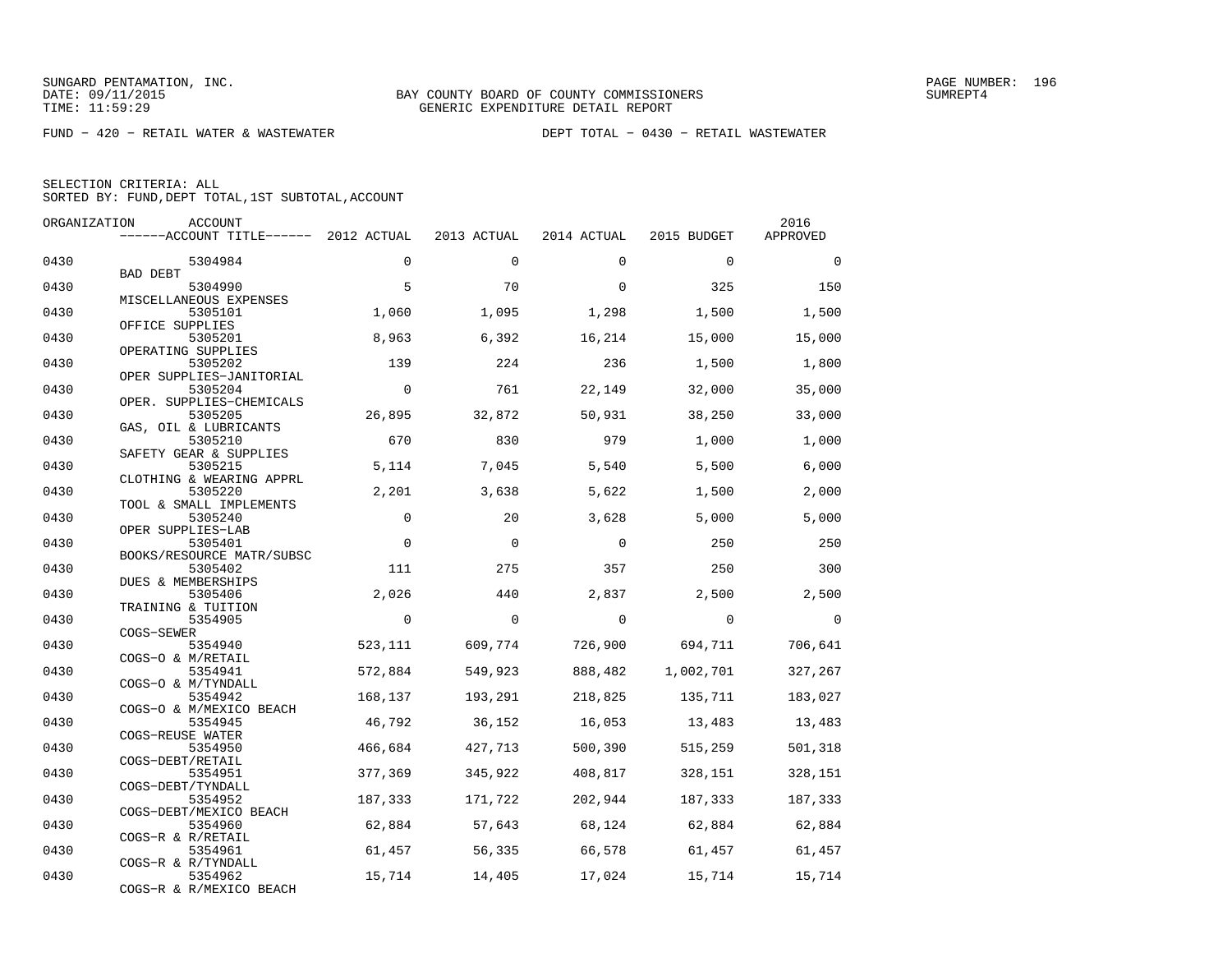SUNGARD PENTAMATION, INC.
DATE: 09/11/2015
TIME: 11:59:29

BAY COUNTY BOARD OF COUNTY COMMISSIONERS
GENERIC EXPENDITURE DETAIL REPORT

PAGE NUMBER: 196
SUMREPT4

FUND - 420 - RETAIL WATER & WASTEWATER　　　　DEPT TOTAL - 0430 - RETAIL WASTEWATER

SELECTION CRITERIA: ALL
SORTED BY: FUND,DEPT TOTAL,1ST SUBTOTAL,ACCOUNT

| ORGANIZATION | ACCOUNT / ACCOUNT TITLE | 2012 ACTUAL | 2013 ACTUAL | 2014 ACTUAL | 2015 BUDGET | 2016 APPROVED |
|---|---|---|---|---|---|---|
| 0430 | 5304984 BAD DEBT | 0 | 0 | 0 | 0 | 0 |
| 0430 | 5304990 MISCELLANEOUS EXPENSES | 5 | 70 | 0 | 325 | 150 |
| 0430 | 5305101 OFFICE SUPPLIES | 1,060 | 1,095 | 1,298 | 1,500 | 1,500 |
| 0430 | 5305201 OPERATING SUPPLIES | 8,963 | 6,392 | 16,214 | 15,000 | 15,000 |
| 0430 | 5305202 OPER SUPPLIES-JANITORIAL | 139 | 224 | 236 | 1,500 | 1,800 |
| 0430 | 5305204 OPER. SUPPLIES-CHEMICALS | 0 | 761 | 22,149 | 32,000 | 35,000 |
| 0430 | 5305205 GAS, OIL & LUBRICANTS | 26,895 | 32,872 | 50,931 | 38,250 | 33,000 |
| 0430 | 5305210 SAFETY GEAR & SUPPLIES | 670 | 830 | 979 | 1,000 | 1,000 |
| 0430 | 5305215 CLOTHING & WEARING APPRL | 5,114 | 7,045 | 5,540 | 5,500 | 6,000 |
| 0430 | 5305220 TOOL & SMALL IMPLEMENTS | 2,201 | 3,638 | 5,622 | 1,500 | 2,000 |
| 0430 | 5305240 OPER SUPPLIES-LAB | 0 | 20 | 3,628 | 5,000 | 5,000 |
| 0430 | 5305401 BOOKS/RESOURCE MATR/SUBSC | 0 | 0 | 0 | 250 | 250 |
| 0430 | 5305402 DUES & MEMBERSHIPS | 111 | 275 | 357 | 250 | 300 |
| 0430 | 5305406 TRAINING & TUITION | 2,026 | 440 | 2,837 | 2,500 | 2,500 |
| 0430 | 5354905 COGS-SEWER | 0 | 0 | 0 | 0 | 0 |
| 0430 | 5354940 COGS-O & M/RETAIL | 523,111 | 609,774 | 726,900 | 694,711 | 706,641 |
| 0430 | 5354941 COGS-O & M/TYNDALL | 572,884 | 549,923 | 888,482 | 1,002,701 | 327,267 |
| 0430 | 5354942 COGS-O & M/MEXICO BEACH | 168,137 | 193,291 | 218,825 | 135,711 | 183,027 |
| 0430 | 5354945 COGS-REUSE WATER | 46,792 | 36,152 | 16,053 | 13,483 | 13,483 |
| 0430 | 5354950 COGS-DEBT/RETAIL | 466,684 | 427,713 | 500,390 | 515,259 | 501,318 |
| 0430 | 5354951 COGS-DEBT/TYNDALL | 377,369 | 345,922 | 408,817 | 328,151 | 328,151 |
| 0430 | 5354952 COGS-DEBT/MEXICO BEACH | 187,333 | 171,722 | 202,944 | 187,333 | 187,333 |
| 0430 | 5354960 COGS-R & R/RETAIL | 62,884 | 57,643 | 68,124 | 62,884 | 62,884 |
| 0430 | 5354961 COGS-R & R/TYNDALL | 61,457 | 56,335 | 66,578 | 61,457 | 61,457 |
| 0430 | 5354962 COGS-R & R/MEXICO BEACH | 15,714 | 14,405 | 17,024 | 15,714 | 15,714 |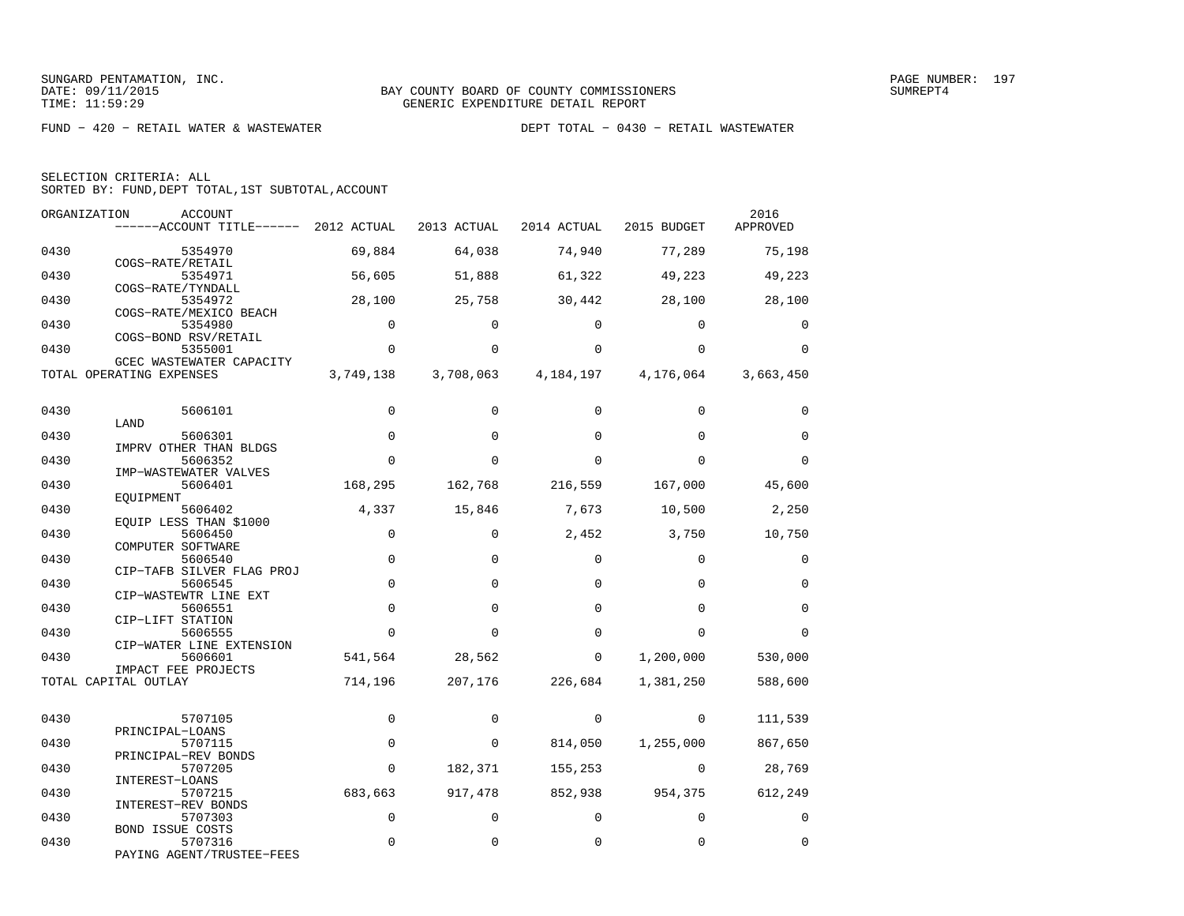SUNGARD PENTAMATION, INC.
DATE: 09/11/2015
TIME: 11:59:29

BAY COUNTY BOARD OF COUNTY COMMISSIONERS
GENERIC EXPENDITURE DETAIL REPORT

SUMREPT4

FUND − 420 − RETAIL WATER & WASTEWATER

DEPT TOTAL − 0430 − RETAIL WASTEWATER

SELECTION CRITERIA: ALL
SORTED BY: FUND,DEPT TOTAL,1ST SUBTOTAL,ACCOUNT

| ORGANIZATION | ACCOUNT / ------ACCOUNT TITLE------ | 2012 ACTUAL | 2013 ACTUAL | 2014 ACTUAL | 2015 BUDGET | 2016 APPROVED |
|---|---|---|---|---|---|---|
| 0430 | 5354970 COGS−RATE/RETAIL | 69,884 | 64,038 | 74,940 | 77,289 | 75,198 |
| 0430 | 5354971 COGS−RATE/TYNDALL | 56,605 | 51,888 | 61,322 | 49,223 | 49,223 |
| 0430 | 5354972 COGS−RATE/MEXICO BEACH | 28,100 | 25,758 | 30,442 | 28,100 | 28,100 |
| 0430 | 5354980 COGS−BOND RSV/RETAIL | 0 | 0 | 0 | 0 | 0 |
| 0430 | 5355001 GCEC WASTEWATER CAPACITY | 0 | 0 | 0 | 0 | 0 |
| TOTAL OPERATING EXPENSES | | 3,749,138 | 3,708,063 | 4,184,197 | 4,176,064 | 3,663,450 |
| 0430 | 5606101 LAND | 0 | 0 | 0 | 0 | 0 |
| 0430 | 5606301 IMPRV OTHER THAN BLDGS | 0 | 0 | 0 | 0 | 0 |
| 0430 | 5606352 IMP−WASTEWATER VALVES | 0 | 0 | 0 | 0 | 0 |
| 0430 | 5606401 EQUIPMENT | 168,295 | 162,768 | 216,559 | 167,000 | 45,600 |
| 0430 | 5606402 EQUIP LESS THAN $1000 | 4,337 | 15,846 | 7,673 | 10,500 | 2,250 |
| 0430 | 5606450 COMPUTER SOFTWARE | 0 | 0 | 2,452 | 3,750 | 10,750 |
| 0430 | 5606540 CIP−TAFB SILVER FLAG PROJ | 0 | 0 | 0 | 0 | 0 |
| 0430 | 5606545 CIP−WASTEWTR LINE EXT | 0 | 0 | 0 | 0 | 0 |
| 0430 | 5606551 CIP−LIFT STATION | 0 | 0 | 0 | 0 | 0 |
| 0430 | 5606555 CIP−WATER LINE EXTENSION | 0 | 0 | 0 | 0 | 0 |
| 0430 | 5606601 IMPACT FEE PROJECTS | 541,564 | 28,562 | 0 | 1,200,000 | 530,000 |
| TOTAL CAPITAL OUTLAY | | 714,196 | 207,176 | 226,684 | 1,381,250 | 588,600 |
| 0430 | 5707105 PRINCIPAL−LOANS | 0 | 0 | 0 | 0 | 111,539 |
| 0430 | 5707115 PRINCIPAL−REV BONDS | 0 | 0 | 814,050 | 1,255,000 | 867,650 |
| 0430 | 5707205 INTEREST−LOANS | 0 | 182,371 | 155,253 | 0 | 28,769 |
| 0430 | 5707215 INTEREST−REV BONDS | 683,663 | 917,478 | 852,938 | 954,375 | 612,249 |
| 0430 | 5707303 BOND ISSUE COSTS | 0 | 0 | 0 | 0 | 0 |
| 0430 | 5707316 PAYING AGENT/TRUSTEE−FEES | 0 | 0 | 0 | 0 | 0 |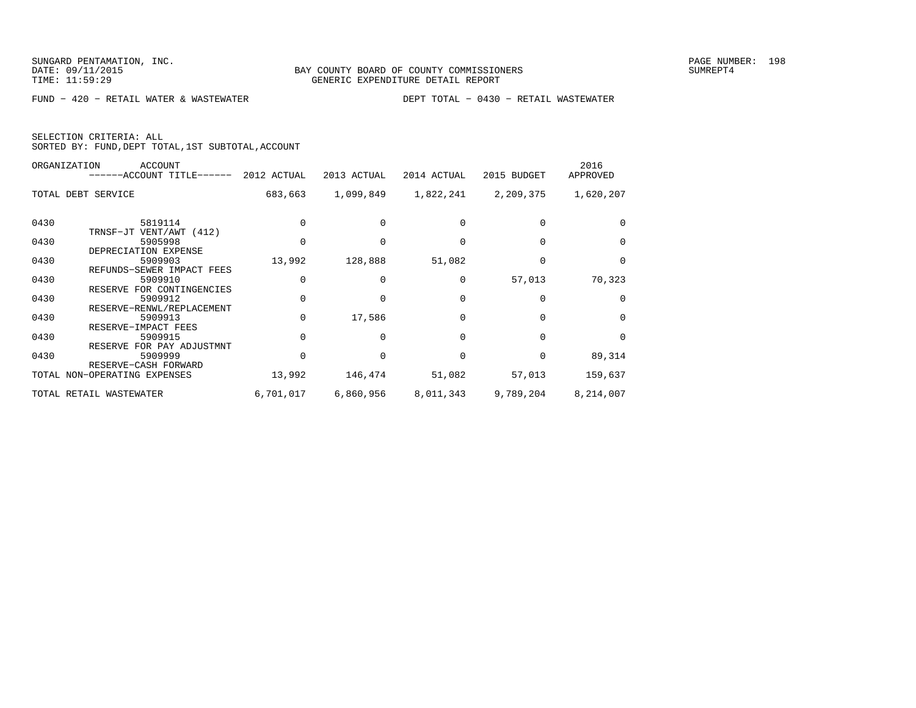BAY COUNTY BOARD OF COUNTY COMMISSIONERS
GENERIC EXPENDITURE DETAIL REPORT

FUND − 420 − RETAIL WATER & WASTEWATER

DEPT TOTAL − 0430 − RETAIL WASTEWATER

SELECTION CRITERIA: ALL
SORTED BY: FUND,DEPT TOTAL,1ST SUBTOTAL,ACCOUNT

| ORGANIZATION | ACCOUNT ------ACCOUNT TITLE------ | 2012 ACTUAL | 2013 ACTUAL | 2014 ACTUAL | 2015 BUDGET | 2016 APPROVED |
|---|---|---|---|---|---|---|
| TOTAL DEBT SERVICE | | 683,663 | 1,099,849 | 1,822,241 | 2,209,375 | 1,620,207 |
| 0430 | 5819114 TRNSF−JT VENT/AWT (412) | 0 | 0 | 0 | 0 | 0 |
| 0430 | 5905998 DEPRECIATION EXPENSE | 0 | 0 | 0 | 0 | 0 |
| 0430 | 5909903 REFUNDS−SEWER IMPACT FEES | 13,992 | 128,888 | 51,082 | 0 | 0 |
| 0430 | 5909910 RESERVE FOR CONTINGENCIES | 0 | 0 | 0 | 57,013 | 70,323 |
| 0430 | 5909912 RESERVE−RENWL/REPLACEMENT | 0 | 0 | 0 | 0 | 0 |
| 0430 | 5909913 RESERVE−IMPACT FEES | 0 | 17,586 | 0 | 0 | 0 |
| 0430 | 5909915 RESERVE FOR PAY ADJUSTMNT | 0 | 0 | 0 | 0 | 0 |
| 0430 | 5909999 RESERVE−CASH FORWARD | 0 | 0 | 0 | 0 | 89,314 |
| TOTAL NON−OPERATING EXPENSES | | 13,992 | 146,474 | 51,082 | 57,013 | 159,637 |
| TOTAL RETAIL WASTEWATER | | 6,701,017 | 6,860,956 | 8,011,343 | 9,789,204 | 8,214,007 |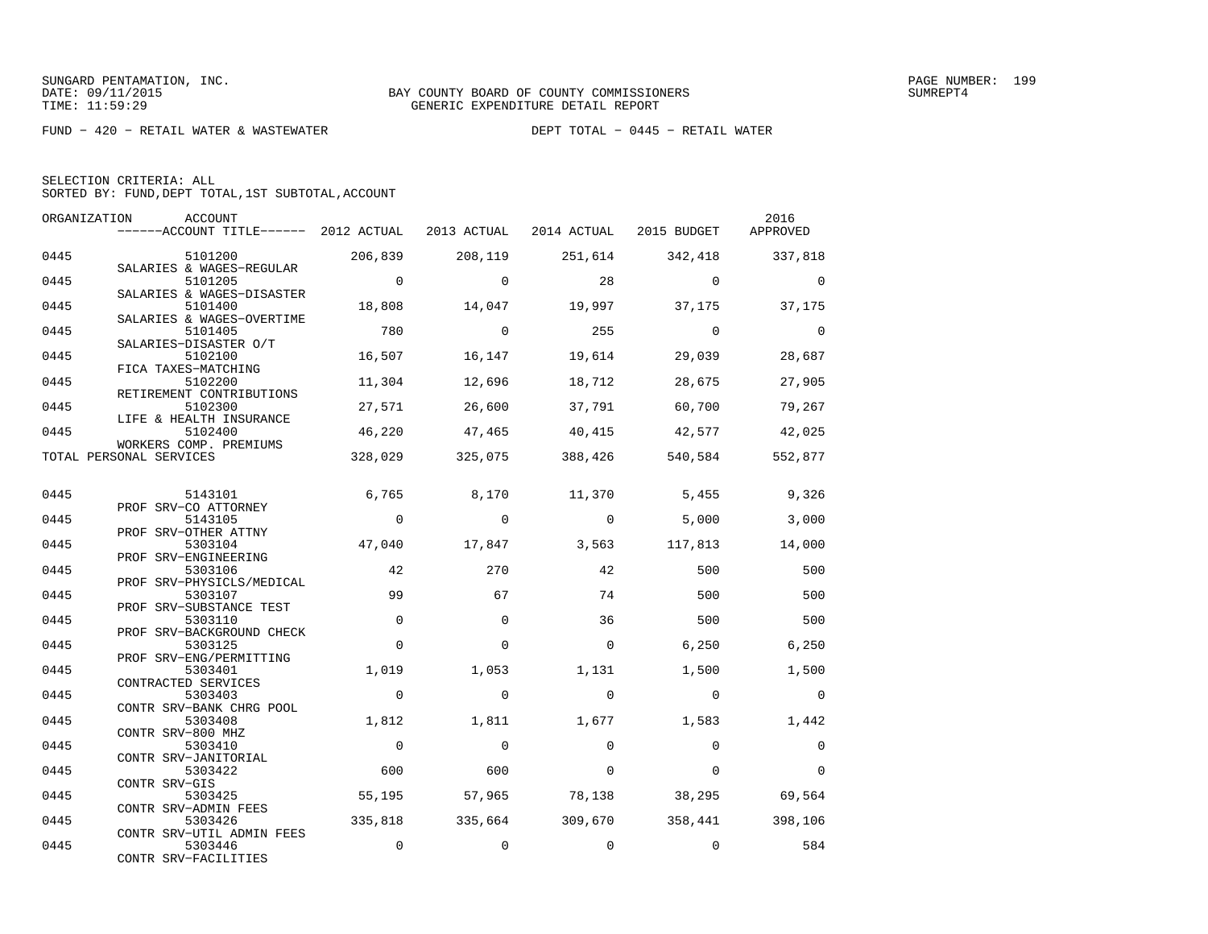SUNGARD PENTAMATION, INC.
DATE: 09/11/2015
TIME: 11:59:29

BAY COUNTY BOARD OF COUNTY COMMISSIONERS
GENERIC EXPENDITURE DETAIL REPORT

SUMREPT4

FUND − 420 − RETAIL WATER & WASTEWATER

DEPT TOTAL − 0445 − RETAIL WATER

SELECTION CRITERIA: ALL
SORTED BY: FUND,DEPT TOTAL,1ST SUBTOTAL,ACCOUNT

| ORGANIZATION | ACCOUNT / ACCOUNT TITLE | 2012 ACTUAL | 2013 ACTUAL | 2014 ACTUAL | 2015 BUDGET | 2016 APPROVED |
|---|---|---|---|---|---|---|
| 0445 | 5101200 SALARIES & WAGES−REGULAR | 206,839 | 208,119 | 251,614 | 342,418 | 337,818 |
| 0445 | 5101205 SALARIES & WAGES−DISASTER | 0 | 0 | 28 | 0 | 0 |
| 0445 | 5101400 SALARIES & WAGES−OVERTIME | 18,808 | 14,047 | 19,997 | 37,175 | 37,175 |
| 0445 | 5101405 SALARIES−DISASTER O/T | 780 | 0 | 255 | 0 | 0 |
| 0445 | 5102100 FICA TAXES−MATCHING | 16,507 | 16,147 | 19,614 | 29,039 | 28,687 |
| 0445 | 5102200 RETIREMENT CONTRIBUTIONS | 11,304 | 12,696 | 18,712 | 28,675 | 27,905 |
| 0445 | 5102300 LIFE & HEALTH INSURANCE | 27,571 | 26,600 | 37,791 | 60,700 | 79,267 |
| 0445 | 5102400 WORKERS COMP. PREMIUMS | 46,220 | 47,465 | 40,415 | 42,577 | 42,025 |
| TOTAL PERSONAL SERVICES | | 328,029 | 325,075 | 388,426 | 540,584 | 552,877 |
| 0445 | 5143101 PROF SRV−CO ATTORNEY | 6,765 | 8,170 | 11,370 | 5,455 | 9,326 |
| 0445 | 5143105 PROF SRV−OTHER ATTNY | 0 | 0 | 0 | 5,000 | 3,000 |
| 0445 | 5303104 PROF SRV−ENGINEERING | 47,040 | 17,847 | 3,563 | 117,813 | 14,000 |
| 0445 | 5303106 PROF SRV−PHYSICLS/MEDICAL | 42 | 270 | 42 | 500 | 500 |
| 0445 | 5303107 PROF SRV−SUBSTANCE TEST | 99 | 67 | 74 | 500 | 500 |
| 0445 | 5303110 PROF SRV−BACKGROUND CHECK | 0 | 0 | 36 | 500 | 500 |
| 0445 | 5303125 PROF SRV−ENG/PERMITTING | 0 | 0 | 0 | 6,250 | 6,250 |
| 0445 | 5303401 CONTRACTED SERVICES | 1,019 | 1,053 | 1,131 | 1,500 | 1,500 |
| 0445 | 5303403 CONTR SRV−BANK CHRG POOL | 0 | 0 | 0 | 0 | 0 |
| 0445 | 5303408 CONTR SRV−800 MHZ | 1,812 | 1,811 | 1,677 | 1,583 | 1,442 |
| 0445 | 5303410 CONTR SRV−JANITORIAL | 0 | 0 | 0 | 0 | 0 |
| 0445 | 5303422 CONTR SRV−GIS | 600 | 600 | 0 | 0 | 0 |
| 0445 | 5303425 CONTR SRV−ADMIN FEES | 55,195 | 57,965 | 78,138 | 38,295 | 69,564 |
| 0445 | 5303426 CONTR SRV−UTIL ADMIN FEES | 335,818 | 335,664 | 309,670 | 358,441 | 398,106 |
| 0445 | 5303446 CONTR SRV−FACILITIES | 0 | 0 | 0 | 0 | 584 |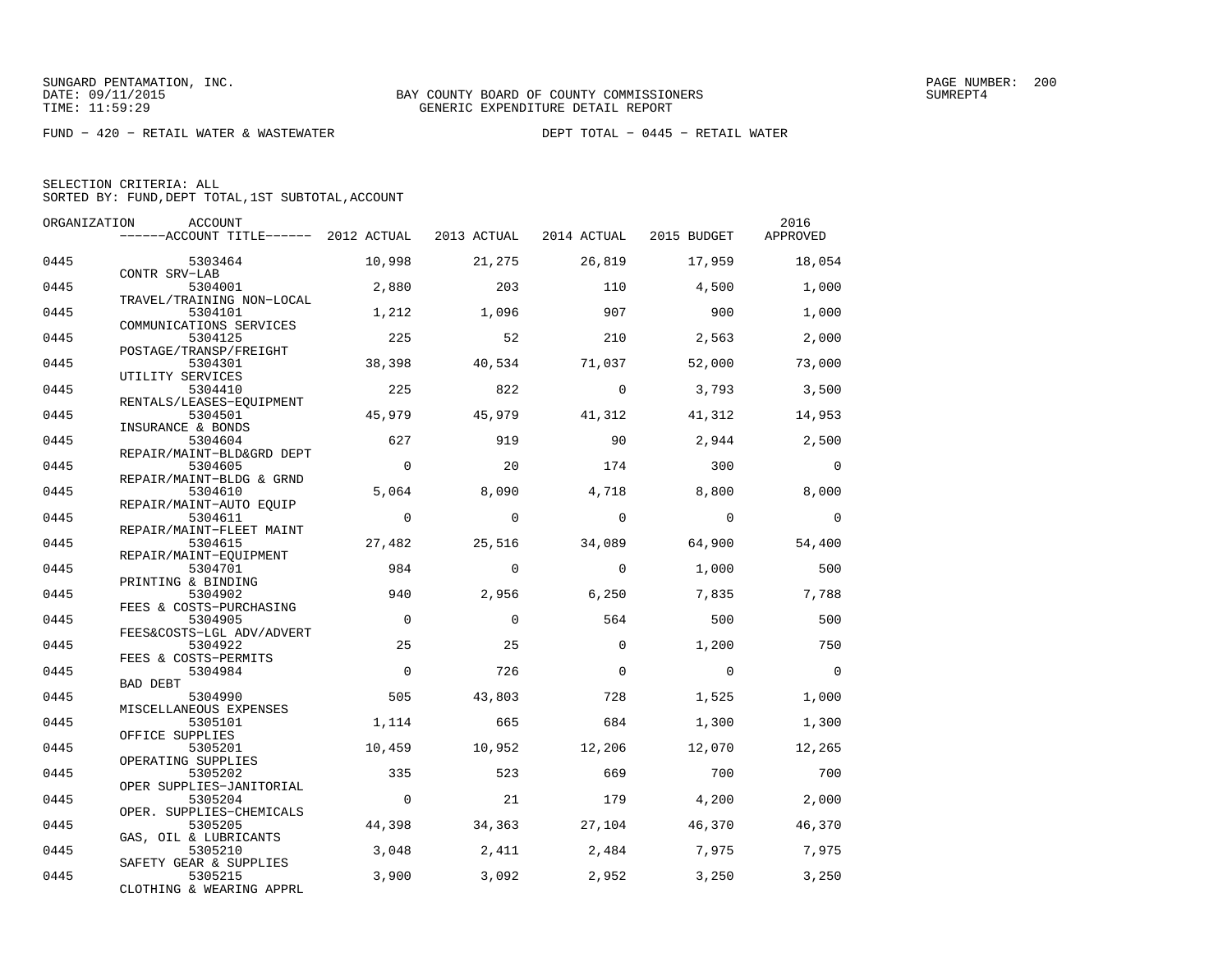SUNGARD PENTAMATION, INC.
DATE: 09/11/2015
TIME: 11:59:29

BAY COUNTY BOARD OF COUNTY COMMISSIONERS
GENERIC EXPENDITURE DETAIL REPORT

SUMREPT4

FUND - 420 - RETAIL WATER & WASTEWATER

DEPT TOTAL - 0445 - RETAIL WATER

SELECTION CRITERIA: ALL
SORTED BY: FUND,DEPT TOTAL,1ST SUBTOTAL,ACCOUNT

| ORGANIZATION | ACCOUNT / ACCOUNT TITLE | 2012 ACTUAL | 2013 ACTUAL | 2014 ACTUAL | 2015 BUDGET | 2016 APPROVED |
|---|---|---|---|---|---|---|
| 0445 | 5303464 CONTR SRV-LAB | 10,998 | 21,275 | 26,819 | 17,959 | 18,054 |
| 0445 | 5304001 TRAVEL/TRAINING NON-LOCAL | 2,880 | 203 | 110 | 4,500 | 1,000 |
| 0445 | 5304101 COMMUNICATIONS SERVICES | 1,212 | 1,096 | 907 | 900 | 1,000 |
| 0445 | 5304125 POSTAGE/TRANSP/FREIGHT | 225 | 52 | 210 | 2,563 | 2,000 |
| 0445 | 5304301 UTILITY SERVICES | 38,398 | 40,534 | 71,037 | 52,000 | 73,000 |
| 0445 | 5304410 RENTALS/LEASES-EQUIPMENT | 225 | 822 | 0 | 3,793 | 3,500 |
| 0445 | 5304501 INSURANCE & BONDS | 45,979 | 45,979 | 41,312 | 41,312 | 14,953 |
| 0445 | 5304604 REPAIR/MAINT-BLD&GRD DEPT | 627 | 919 | 90 | 2,944 | 2,500 |
| 0445 | 5304605 REPAIR/MAINT-BLDG & GRND | 0 | 20 | 174 | 300 | 0 |
| 0445 | 5304610 REPAIR/MAINT-AUTO EQUIP | 5,064 | 8,090 | 4,718 | 8,800 | 8,000 |
| 0445 | 5304611 REPAIR/MAINT-FLEET MAINT | 0 | 0 | 0 | 0 | 0 |
| 0445 | 5304615 REPAIR/MAINT-EQUIPMENT | 27,482 | 25,516 | 34,089 | 64,900 | 54,400 |
| 0445 | 5304701 PRINTING & BINDING | 984 | 0 | 0 | 1,000 | 500 |
| 0445 | 5304902 FEES & COSTS-PURCHASING | 940 | 2,956 | 6,250 | 7,835 | 7,788 |
| 0445 | 5304905 FEES&COSTS-LGL ADV/ADVERT | 0 | 0 | 564 | 500 | 500 |
| 0445 | 5304922 FEES & COSTS-PERMITS | 25 | 25 | 0 | 1,200 | 750 |
| 0445 | 5304984 BAD DEBT | 0 | 726 | 0 | 0 | 0 |
| 0445 | 5304990 MISCELLANEOUS EXPENSES | 505 | 43,803 | 728 | 1,525 | 1,000 |
| 0445 | 5305101 OFFICE SUPPLIES | 1,114 | 665 | 684 | 1,300 | 1,300 |
| 0445 | 5305201 OPERATING SUPPLIES | 10,459 | 10,952 | 12,206 | 12,070 | 12,265 |
| 0445 | 5305202 OPER SUPPLIES-JANITORIAL | 335 | 523 | 669 | 700 | 700 |
| 0445 | 5305204 OPER. SUPPLIES-CHEMICALS | 0 | 21 | 179 | 4,200 | 2,000 |
| 0445 | 5305205 GAS, OIL & LUBRICANTS | 44,398 | 34,363 | 27,104 | 46,370 | 46,370 |
| 0445 | 5305210 SAFETY GEAR & SUPPLIES | 3,048 | 2,411 | 2,484 | 7,975 | 7,975 |
| 0445 | 5305215 CLOTHING & WEARING APPRL | 3,900 | 3,092 | 2,952 | 3,250 | 3,250 |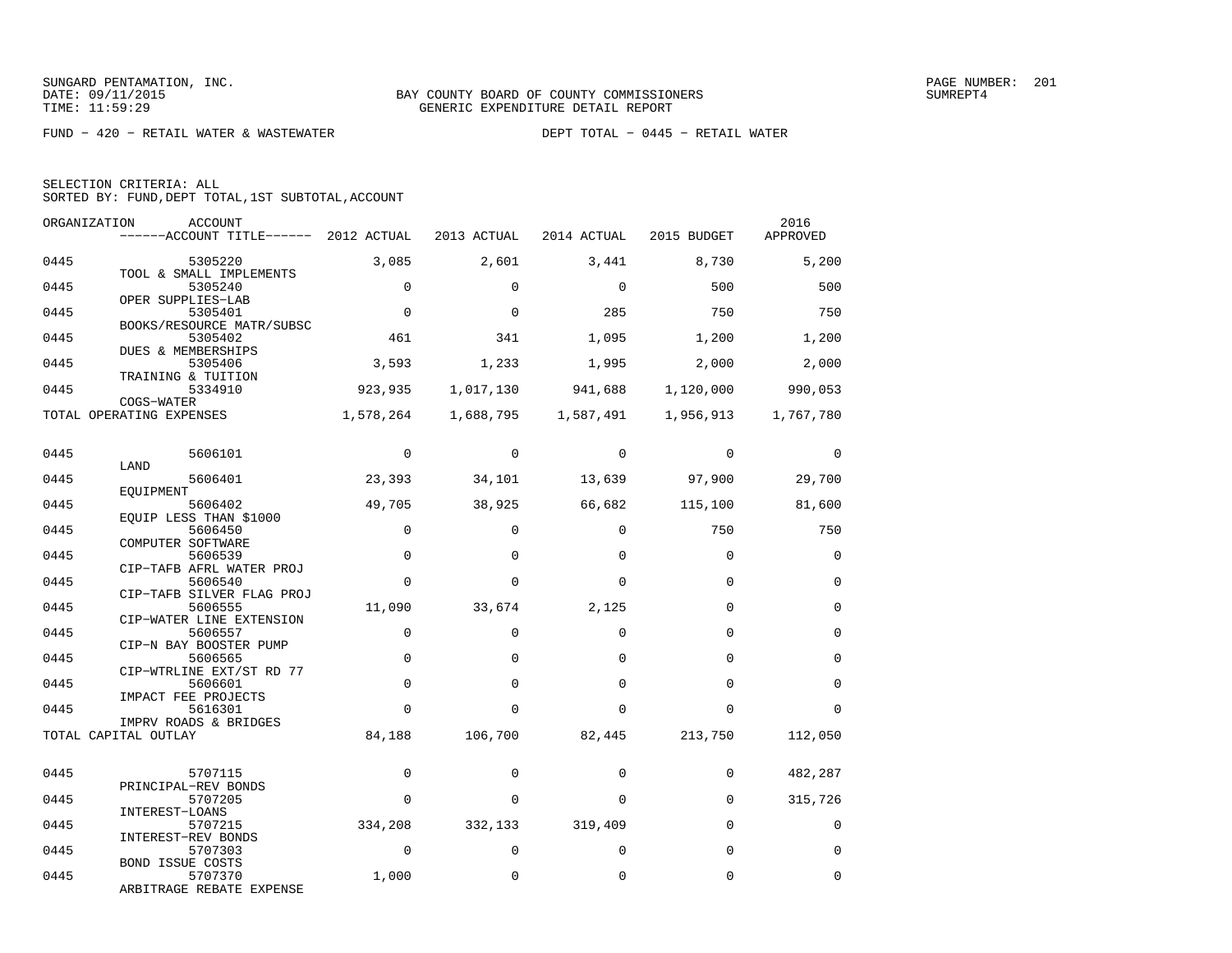SUNGARD PENTAMATION, INC.
DATE: 09/11/2015
TIME: 11:59:29

BAY COUNTY BOARD OF COUNTY COMMISSIONERS
GENERIC EXPENDITURE DETAIL REPORT

PAGE NUMBER: 201
SUMREPT4

FUND − 420 − RETAIL WATER & WASTEWATER        DEPT TOTAL − 0445 − RETAIL WATER

SELECTION CRITERIA: ALL
SORTED BY: FUND,DEPT TOTAL,1ST SUBTOTAL,ACCOUNT

| ORGANIZATION | ACCOUNT / ACCOUNT TITLE | 2012 ACTUAL | 2013 ACTUAL | 2014 ACTUAL | 2015 BUDGET | 2016 APPROVED |
|---|---|---|---|---|---|---|
| 0445 | 5305220 TOOL & SMALL IMPLEMENTS | 3,085 | 2,601 | 3,441 | 8,730 | 5,200 |
| 0445 | 5305240 OPER SUPPLIES−LAB | 0 | 0 | 0 | 500 | 500 |
| 0445 | 5305401 BOOKS/RESOURCE MATR/SUBSC | 0 | 0 | 285 | 750 | 750 |
| 0445 | 5305402 DUES & MEMBERSHIPS | 461 | 341 | 1,095 | 1,200 | 1,200 |
| 0445 | 5305406 TRAINING & TUITION | 3,593 | 1,233 | 1,995 | 2,000 | 2,000 |
| 0445 | 5334910 COGS−WATER | 923,935 | 1,017,130 | 941,688 | 1,120,000 | 990,053 |
| TOTAL OPERATING EXPENSES | | 1,578,264 | 1,688,795 | 1,587,491 | 1,956,913 | 1,767,780 |
| 0445 | 5606101 LAND | 0 | 0 | 0 | 0 | 0 |
| 0445 | 5606401 EQUIPMENT | 23,393 | 34,101 | 13,639 | 97,900 | 29,700 |
| 0445 | 5606402 EQUIP LESS THAN $1000 | 49,705 | 38,925 | 66,682 | 115,100 | 81,600 |
| 0445 | 5606450 COMPUTER SOFTWARE | 0 | 0 | 0 | 750 | 750 |
| 0445 | 5606539 CIP−TAFB AFRL WATER PROJ | 0 | 0 | 0 | 0 | 0 |
| 0445 | 5606540 CIP−TAFB SILVER FLAG PROJ | 0 | 0 | 0 | 0 | 0 |
| 0445 | 5606555 CIP−WATER LINE EXTENSION | 11,090 | 33,674 | 2,125 | 0 | 0 |
| 0445 | 5606557 CIP−N BAY BOOSTER PUMP | 0 | 0 | 0 | 0 | 0 |
| 0445 | 5606565 CIP−WTRLINE EXT/ST RD 77 | 0 | 0 | 0 | 0 | 0 |
| 0445 | 5606601 IMPACT FEE PROJECTS | 0 | 0 | 0 | 0 | 0 |
| 0445 | 5616301 IMPRV ROADS & BRIDGES | 0 | 0 | 0 | 0 | 0 |
| TOTAL CAPITAL OUTLAY | | 84,188 | 106,700 | 82,445 | 213,750 | 112,050 |
| 0445 | 5707115 PRINCIPAL−REV BONDS | 0 | 0 | 0 | 0 | 482,287 |
| 0445 | 5707205 INTEREST−LOANS | 0 | 0 | 0 | 0 | 315,726 |
| 0445 | 5707215 INTEREST−REV BONDS | 334,208 | 332,133 | 319,409 | 0 | 0 |
| 0445 | 5707303 BOND ISSUE COSTS | 0 | 0 | 0 | 0 | 0 |
| 0445 | 5707370 ARBITRAGE REBATE EXPENSE | 1,000 | 0 | 0 | 0 | 0 |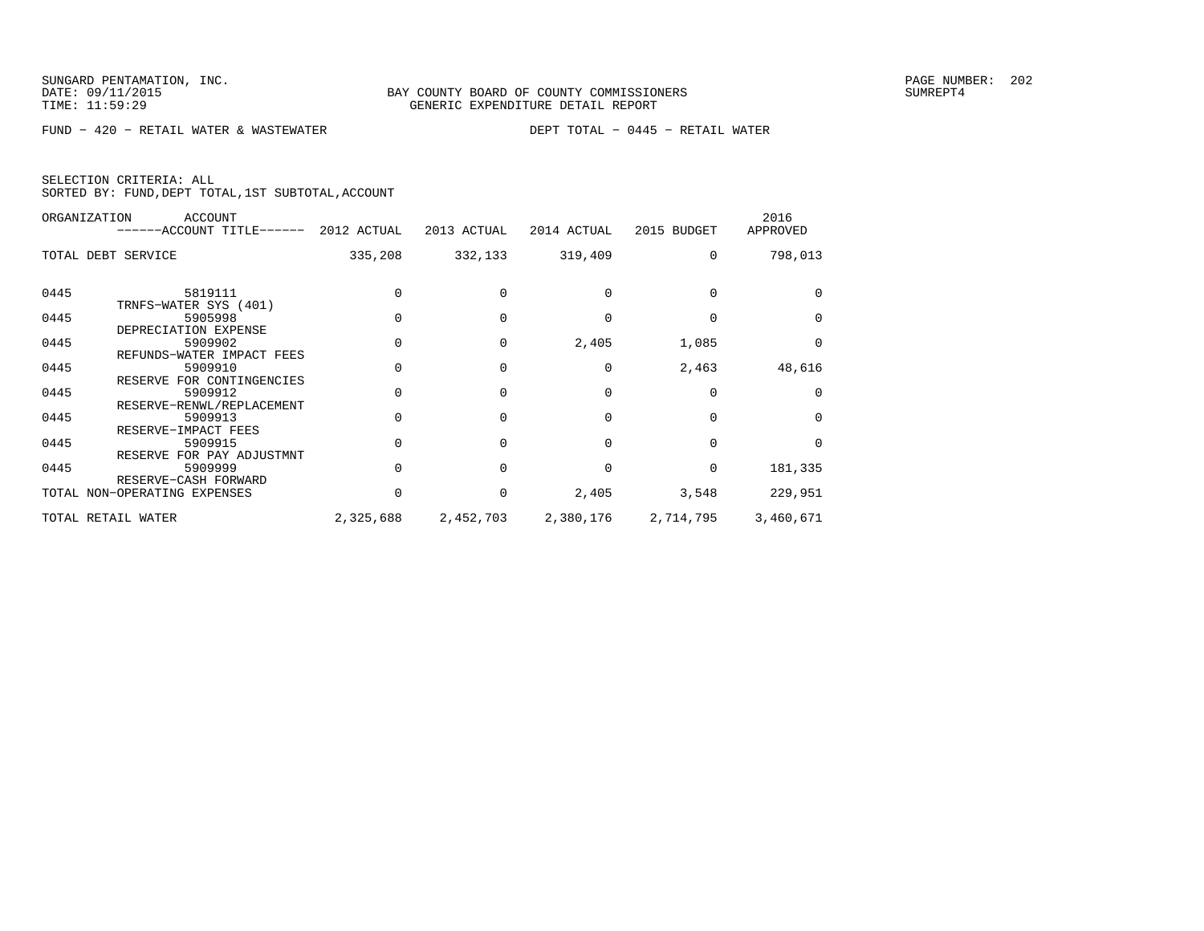SUNGARD PENTAMATION, INC.
DATE: 09/11/2015
TIME: 11:59:29

BAY COUNTY BOARD OF COUNTY COMMISSIONERS
GENERIC EXPENDITURE DETAIL REPORT

SUMREPT4

FUND - 420 - RETAIL WATER & WASTEWATER　　　　DEPT TOTAL - 0445 - RETAIL WATER

SELECTION CRITERIA: ALL
SORTED BY: FUND,DEPT TOTAL,1ST SUBTOTAL,ACCOUNT

| ORGANIZATION | ACCOUNT ------ACCOUNT TITLE------ | 2012 ACTUAL | 2013 ACTUAL | 2014 ACTUAL | 2015 BUDGET | 2016 APPROVED |
|---|---|---|---|---|---|---|
| TOTAL DEBT SERVICE | | 335,208 | 332,133 | 319,409 | 0 | 798,013 |
| 0445 | 5819111 TRNFS-WATER SYS (401) | 0 | 0 | 0 | 0 | 0 |
| 0445 | 5905998 DEPRECIATION EXPENSE | 0 | 0 | 0 | 0 | 0 |
| 0445 | 5909902 REFUNDS-WATER IMPACT FEES | 0 | 0 | 2,405 | 1,085 | 0 |
| 0445 | 5909910 RESERVE FOR CONTINGENCIES | 0 | 0 | 0 | 2,463 | 48,616 |
| 0445 | 5909912 RESERVE-RENWL/REPLACEMENT | 0 | 0 | 0 | 0 | 0 |
| 0445 | 5909913 RESERVE-IMPACT FEES | 0 | 0 | 0 | 0 | 0 |
| 0445 | 5909915 RESERVE FOR PAY ADJUSTMNT | 0 | 0 | 0 | 0 | 0 |
| 0445 | 5909999 RESERVE-CASH FORWARD | 0 | 0 | 0 | 0 | 181,335 |
| TOTAL NON-OPERATING EXPENSES | | 0 | 0 | 2,405 | 3,548 | 229,951 |
| TOTAL RETAIL WATER | | 2,325,688 | 2,452,703 | 2,380,176 | 2,714,795 | 3,460,671 |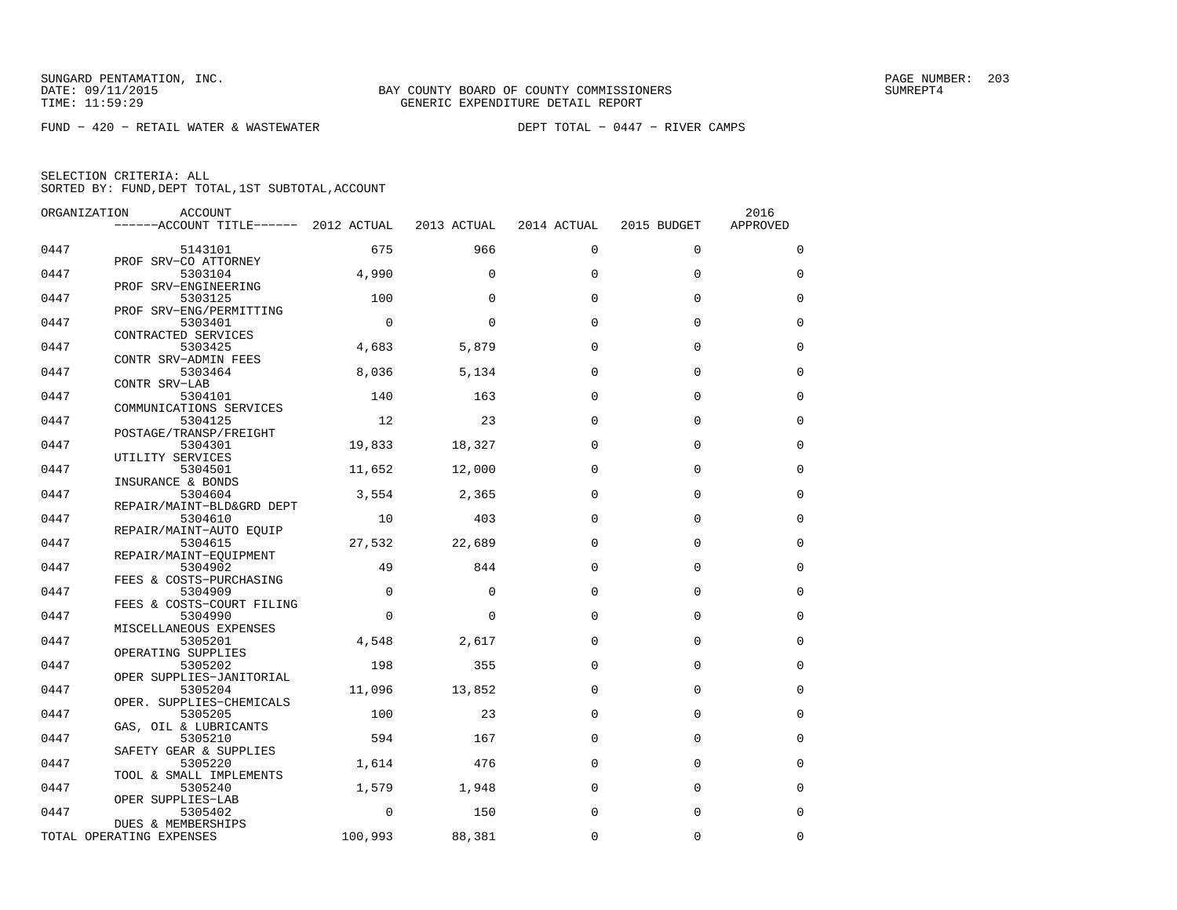SUNGARD PENTAMATION, INC.
DATE: 09/11/2015
TIME: 11:59:29

BAY COUNTY BOARD OF COUNTY COMMISSIONERS
GENERIC EXPENDITURE DETAIL REPORT

SUMREPT4

FUND − 420 − RETAIL WATER & WASTEWATER    DEPT TOTAL − 0447 − RIVER CAMPS

SELECTION CRITERIA: ALL
SORTED BY: FUND,DEPT TOTAL,1ST SUBTOTAL,ACCOUNT

| ORGANIZATION | ACCOUNT / ACCOUNT TITLE | 2012 ACTUAL | 2013 ACTUAL | 2014 ACTUAL | 2015 BUDGET | 2016 APPROVED |
|---|---|---|---|---|---|---|
| 0447 | 5143101 PROF SRV−CO ATTORNEY | 675 | 966 | 0 | 0 | 0 |
| 0447 | 5303104 PROF SRV−ENGINEERING | 4,990 | 0 | 0 | 0 | 0 |
| 0447 | 5303125 PROF SRV−ENG/PERMITTING | 100 | 0 | 0 | 0 | 0 |
| 0447 | 5303401 CONTRACTED SERVICES | 0 | 0 | 0 | 0 | 0 |
| 0447 | 5303425 CONTR SRV−ADMIN FEES | 4,683 | 5,879 | 0 | 0 | 0 |
| 0447 | 5303464 CONTR SRV−LAB | 8,036 | 5,134 | 0 | 0 | 0 |
| 0447 | 5304101 COMMUNICATIONS SERVICES | 140 | 163 | 0 | 0 | 0 |
| 0447 | 5304125 POSTAGE/TRANSP/FREIGHT | 12 | 23 | 0 | 0 | 0 |
| 0447 | 5304301 UTILITY SERVICES | 19,833 | 18,327 | 0 | 0 | 0 |
| 0447 | 5304501 INSURANCE & BONDS | 11,652 | 12,000 | 0 | 0 | 0 |
| 0447 | 5304604 REPAIR/MAINT−BLD&GRD DEPT | 3,554 | 2,365 | 0 | 0 | 0 |
| 0447 | 5304610 REPAIR/MAINT−AUTO EQUIP | 10 | 403 | 0 | 0 | 0 |
| 0447 | 5304615 REPAIR/MAINT−EQUIPMENT | 27,532 | 22,689 | 0 | 0 | 0 |
| 0447 | 5304902 FEES & COSTS−PURCHASING | 49 | 844 | 0 | 0 | 0 |
| 0447 | 5304909 FEES & COSTS−COURT FILING | 0 | 0 | 0 | 0 | 0 |
| 0447 | 5304990 MISCELLANEOUS EXPENSES | 0 | 0 | 0 | 0 | 0 |
| 0447 | 5305201 OPERATING SUPPLIES | 4,548 | 2,617 | 0 | 0 | 0 |
| 0447 | 5305202 OPER SUPPLIES−JANITORIAL | 198 | 355 | 0 | 0 | 0 |
| 0447 | 5305204 OPER. SUPPLIES−CHEMICALS | 11,096 | 13,852 | 0 | 0 | 0 |
| 0447 | 5305205 GAS, OIL & LUBRICANTS | 100 | 23 | 0 | 0 | 0 |
| 0447 | 5305210 SAFETY GEAR & SUPPLIES | 594 | 167 | 0 | 0 | 0 |
| 0447 | 5305220 TOOL & SMALL IMPLEMENTS | 1,614 | 476 | 0 | 0 | 0 |
| 0447 | 5305240 OPER SUPPLIES−LAB | 1,579 | 1,948 | 0 | 0 | 0 |
| 0447 | 5305402 DUES & MEMBERSHIPS | 0 | 150 | 0 | 0 | 0 |
| TOTAL OPERATING EXPENSES | | 100,993 | 88,381 | 0 | 0 | 0 |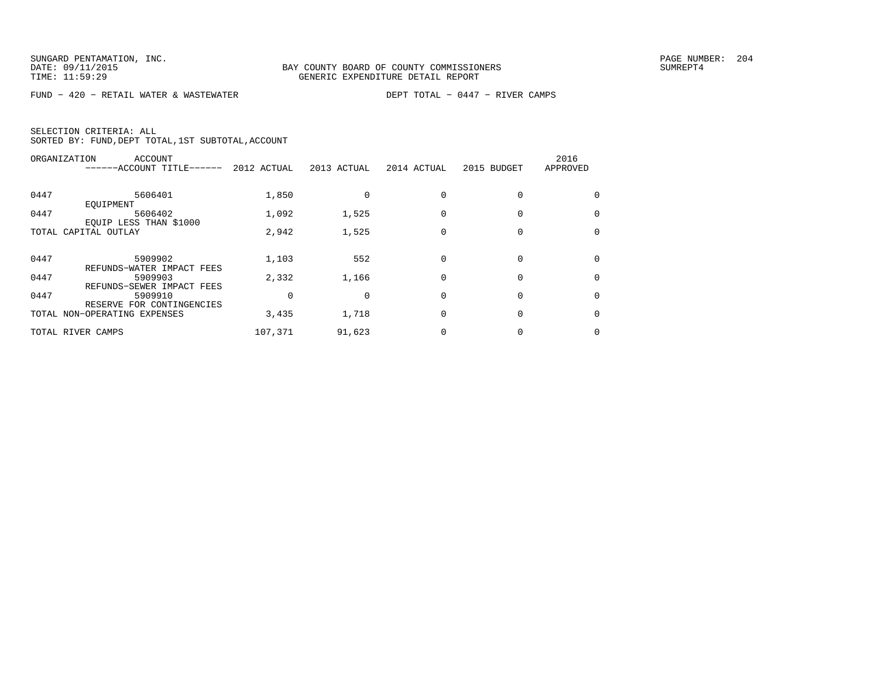SUNGARD PENTAMATION, INC.
DATE: 09/11/2015
TIME: 11:59:29

BAY COUNTY BOARD OF COUNTY COMMISSIONERS
GENERIC EXPENDITURE DETAIL REPORT

SUMREPT4

FUND - 420 - RETAIL WATER & WASTEWATER

DEPT TOTAL - 0447 - RIVER CAMPS

SELECTION CRITERIA: ALL
SORTED BY: FUND,DEPT TOTAL,1ST SUBTOTAL,ACCOUNT

| ORGANIZATION | ACCOUNT ------ACCOUNT TITLE------ | 2012 ACTUAL | 2013 ACTUAL | 2014 ACTUAL | 2015 BUDGET | 2016 APPROVED |
|---|---|---|---|---|---|---|
| 0447 | 5606401 EQUIPMENT | 1,850 | 0 | 0 | 0 | 0 |
| 0447 | 5606402 EQUIP LESS THAN $1000 | 1,092 | 1,525 | 0 | 0 | 0 |
| TOTAL CAPITAL OUTLAY | | 2,942 | 1,525 | 0 | 0 | 0 |
| 0447 | 5909902 REFUNDS-WATER IMPACT FEES | 1,103 | 552 | 0 | 0 | 0 |
| 0447 | 5909903 REFUNDS-SEWER IMPACT FEES | 2,332 | 1,166 | 0 | 0 | 0 |
| 0447 | 5909910 RESERVE FOR CONTINGENCIES | 0 | 0 | 0 | 0 | 0 |
| TOTAL NON-OPERATING EXPENSES | | 3,435 | 1,718 | 0 | 0 | 0 |
| TOTAL RIVER CAMPS | | 107,371 | 91,623 | 0 | 0 | 0 |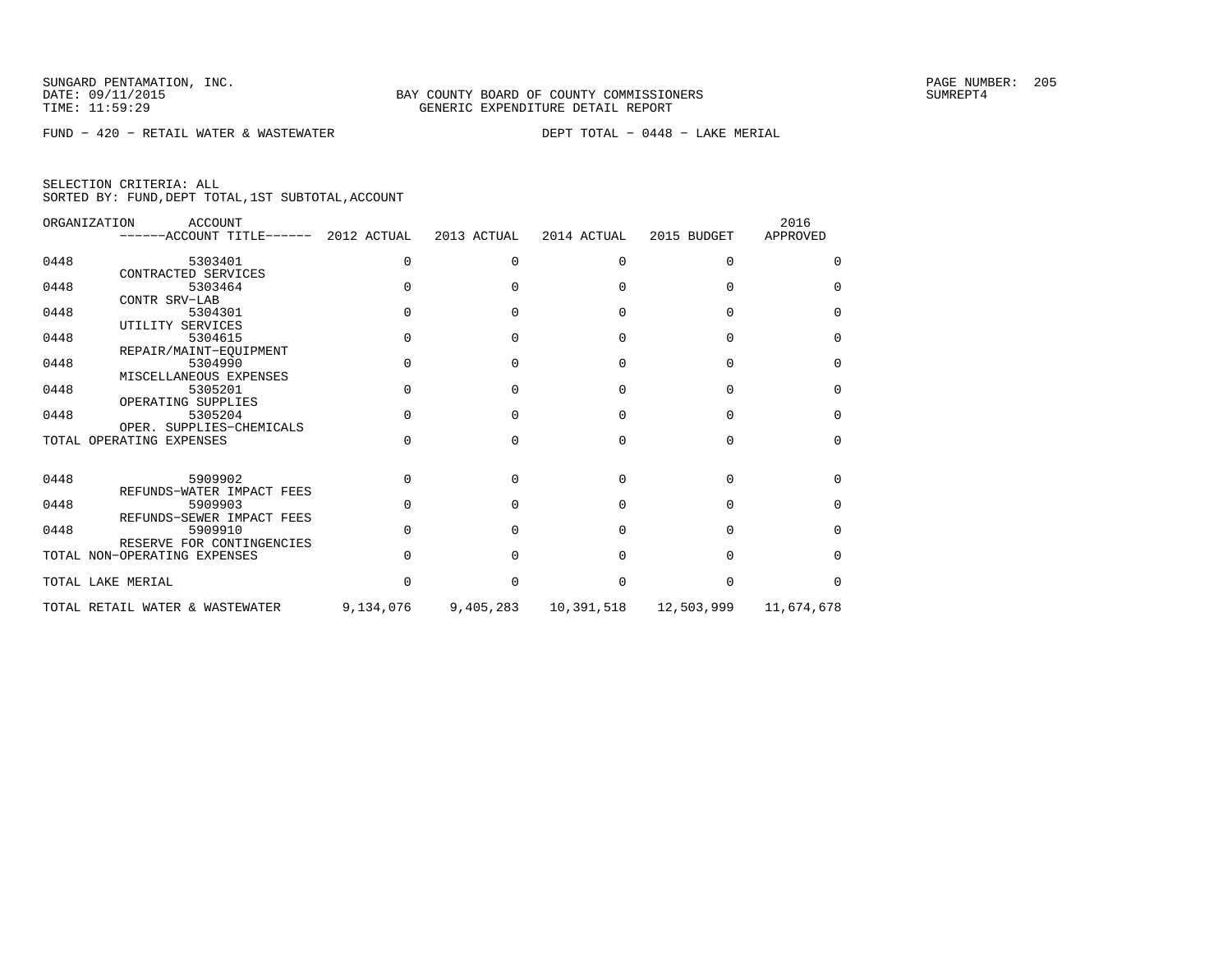SUNGARD PENTAMATION, INC.
DATE: 09/11/2015
TIME: 11:59:29

BAY COUNTY BOARD OF COUNTY COMMISSIONERS
GENERIC EXPENDITURE DETAIL REPORT

SUMREPT4

FUND - 420 - RETAIL WATER & WASTEWATER DEPT TOTAL - 0448 - LAKE MERIAL

SELECTION CRITERIA: ALL
SORTED BY: FUND,DEPT TOTAL,1ST SUBTOTAL,ACCOUNT

| ORGANIZATION | ACCOUNT / ------ACCOUNT TITLE------ | 2012 ACTUAL | 2013 ACTUAL | 2014 ACTUAL | 2015 BUDGET | 2016 APPROVED |
|---|---|---|---|---|---|---|
| 0448 | 5303401 CONTRACTED SERVICES | 0 | 0 | 0 | 0 | 0 |
| 0448 | 5303464 CONTR SRV-LAB | 0 | 0 | 0 | 0 | 0 |
| 0448 | 5304301 UTILITY SERVICES | 0 | 0 | 0 | 0 | 0 |
| 0448 | 5304615 REPAIR/MAINT-EQUIPMENT | 0 | 0 | 0 | 0 | 0 |
| 0448 | 5304990 MISCELLANEOUS EXPENSES | 0 | 0 | 0 | 0 | 0 |
| 0448 | 5305201 OPERATING SUPPLIES | 0 | 0 | 0 | 0 | 0 |
| 0448 | 5305204 OPER. SUPPLIES-CHEMICALS | 0 | 0 | 0 | 0 | 0 |
| TOTAL OPERATING EXPENSES | | 0 | 0 | 0 | 0 | 0 |
| 0448 | 5909902 REFUNDS-WATER IMPACT FEES | 0 | 0 | 0 | 0 | 0 |
| 0448 | 5909903 REFUNDS-SEWER IMPACT FEES | 0 | 0 | 0 | 0 | 0 |
| 0448 | 5909910 RESERVE FOR CONTINGENCIES | 0 | 0 | 0 | 0 | 0 |
| TOTAL NON-OPERATING EXPENSES | | 0 | 0 | 0 | 0 | 0 |
| TOTAL LAKE MERIAL | | 0 | 0 | 0 | 0 | 0 |
| TOTAL RETAIL WATER & WASTEWATER | | 9,134,076 | 9,405,283 | 10,391,518 | 12,503,999 | 11,674,678 |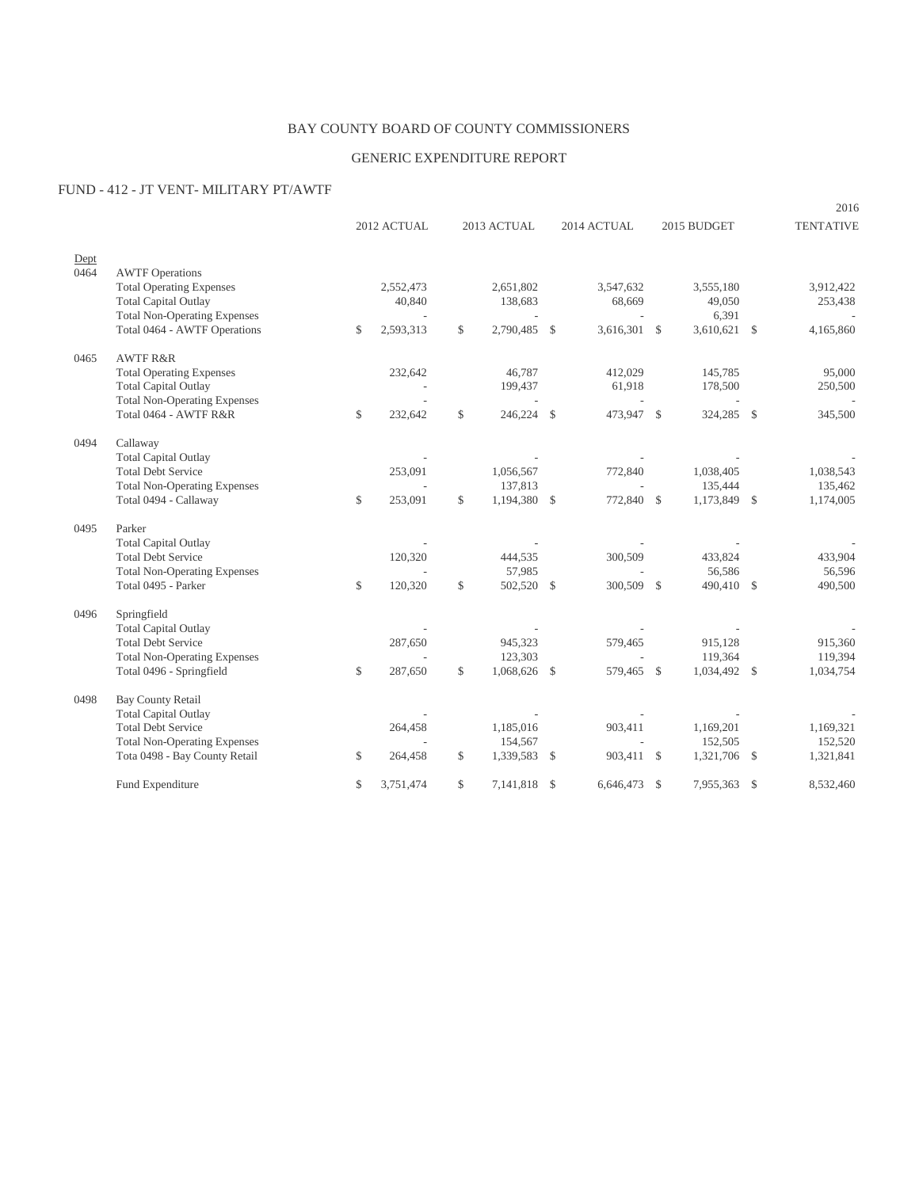# BAY COUNTY BOARD OF COUNTY COMMISSIONERS

## GENERIC EXPENDITURE REPORT

### FUND - 412 - JT VENT- MILITARY PT/AWTF

| Dept | | 2012 ACTUAL | 2013 ACTUAL | 2014 ACTUAL | 2015 BUDGET | 2016 TENTATIVE |
|---|---|---|---|---|---|---|
| 0464 | AWTF Operations | | | | | |
| | Total Operating Expenses | 2,552,473 | 2,651,802 | 3,547,632 | 3,555,180 | 3,912,422 |
| | Total Capital Outlay | 40,840 | 138,683 | 68,669 | 49,050 | 253,438 |
| | Total Non-Operating Expenses | - | - | - | 6,391 | - |
| | Total 0464 - AWTF Operations | $ 2,593,313 | $ 2,790,485 | $ 3,616,301 | $ 3,610,621 | $ 4,165,860 |
| 0465 | AWTF R&R | | | | | |
| | Total Operating Expenses | 232,642 | 46,787 | 412,029 | 145,785 | 95,000 |
| | Total Capital Outlay | - | 199,437 | 61,918 | 178,500 | 250,500 |
| | Total Non-Operating Expenses | - | - | - | - | - |
| | Total 0464 - AWTF R&R | $ 232,642 | $ 246,224 | $ 473,947 | $ 324,285 | $ 345,500 |
| 0494 | Callaway | | | | | |
| | Total Capital Outlay | - | - | - | - | - |
| | Total Debt Service | 253,091 | 1,056,567 | 772,840 | 1,038,405 | 1,038,543 |
| | Total Non-Operating Expenses | - | 137,813 | - | 135,444 | 135,462 |
| | Total 0494 - Callaway | $ 253,091 | $ 1,194,380 | $ 772,840 | $ 1,173,849 | $ 1,174,005 |
| 0495 | Parker | | | | | |
| | Total Capital Outlay | - | - | - | - | - |
| | Total Debt Service | 120,320 | 444,535 | 300,509 | 433,824 | 433,904 |
| | Total Non-Operating Expenses | - | 57,985 | - | 56,586 | 56,596 |
| | Total 0495 - Parker | $ 120,320 | $ 502,520 | $ 300,509 | $ 490,410 | $ 490,500 |
| 0496 | Springfield | | | | | |
| | Total Capital Outlay | - | - | - | - | - |
| | Total Debt Service | 287,650 | 945,323 | 579,465 | 915,128 | 915,360 |
| | Total Non-Operating Expenses | - | 123,303 | - | 119,364 | 119,394 |
| | Total 0496 - Springfield | $ 287,650 | $ 1,068,626 | $ 579,465 | $ 1,034,492 | $ 1,034,754 |
| 0498 | Bay County Retail | | | | | |
| | Total Capital Outlay | - | - | - | - | - |
| | Total Debt Service | 264,458 | 1,185,016 | 903,411 | 1,169,201 | 1,169,321 |
| | Total Non-Operating Expenses | - | 154,567 | - | 152,505 | 152,520 |
| | Tota 0498 - Bay County Retail | $ 264,458 | $ 1,339,583 | $ 903,411 | $ 1,321,706 | $ 1,321,841 |
| | Fund Expenditure | $ 3,751,474 | $ 7,141,818 | $ 6,646,473 | $ 7,955,363 | $ 8,532,460 |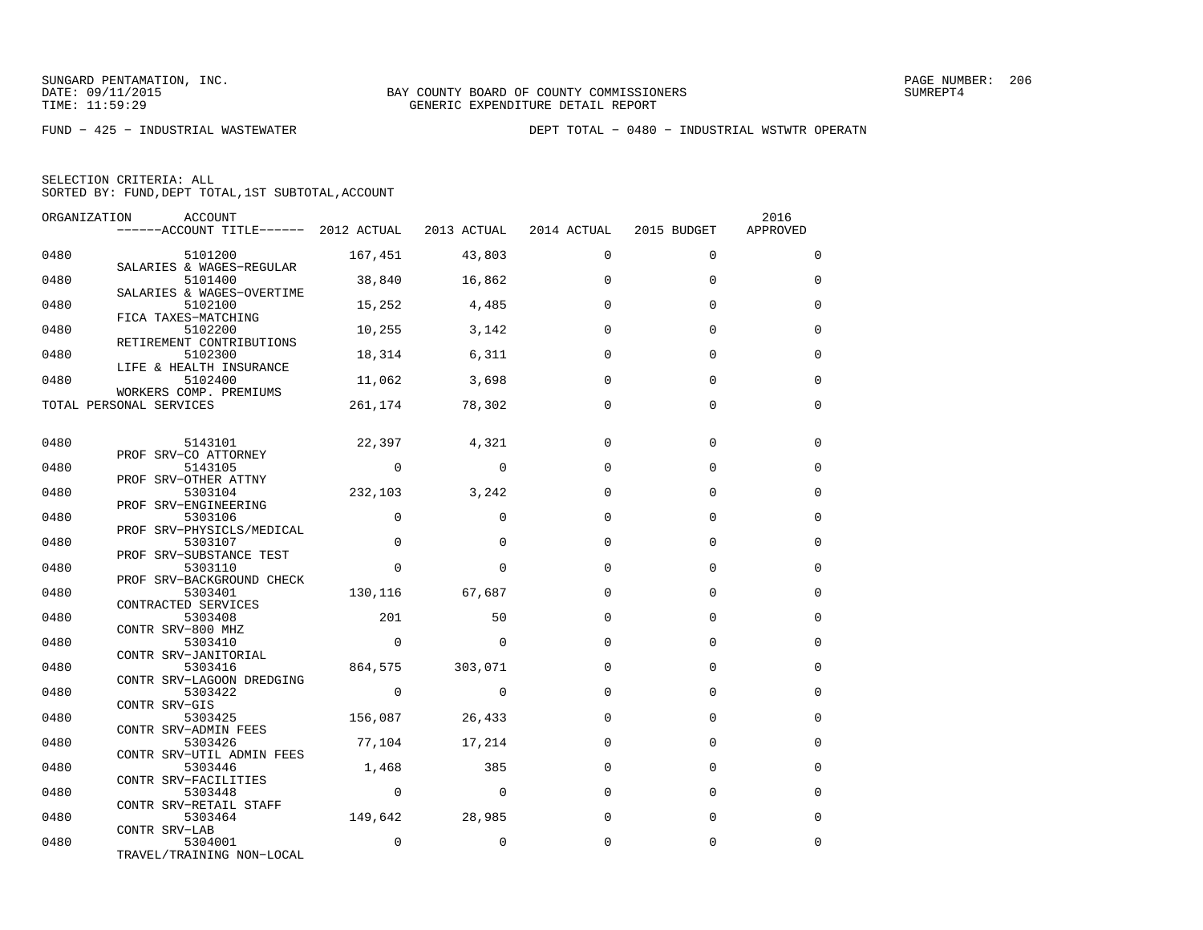SUNGARD PENTAMATION, INC.
DATE: 09/11/2015
TIME: 11:59:29

BAY COUNTY BOARD OF COUNTY COMMISSIONERS
GENERIC EXPENDITURE DETAIL REPORT

SUMREPT4

FUND − 425 − INDUSTRIAL WASTEWATER

DEPT TOTAL − 0480 − INDUSTRIAL WSTWTR OPERATN

SELECTION CRITERIA: ALL
SORTED BY: FUND,DEPT TOTAL,1ST SUBTOTAL,ACCOUNT

| ORGANIZATION | ACCOUNT / ACCOUNT TITLE | 2012 ACTUAL | 2013 ACTUAL | 2014 ACTUAL | 2015 BUDGET | 2016 APPROVED |
|---|---|---|---|---|---|---|
| 0480 | 5101200 SALARIES & WAGES−REGULAR | 167,451 | 43,803 | 0 | 0 | 0 |
| 0480 | 5101400 SALARIES & WAGES−OVERTIME | 38,840 | 16,862 | 0 | 0 | 0 |
| 0480 | 5102100 FICA TAXES−MATCHING | 15,252 | 4,485 | 0 | 0 | 0 |
| 0480 | 5102200 RETIREMENT CONTRIBUTIONS | 10,255 | 3,142 | 0 | 0 | 0 |
| 0480 | 5102300 LIFE & HEALTH INSURANCE | 18,314 | 6,311 | 0 | 0 | 0 |
| 0480 | 5102400 WORKERS COMP. PREMIUMS | 11,062 | 3,698 | 0 | 0 | 0 |
| TOTAL PERSONAL SERVICES | | 261,174 | 78,302 | 0 | 0 | 0 |
| 0480 | 5143101 PROF SRV−CO ATTORNEY | 22,397 | 4,321 | 0 | 0 | 0 |
| 0480 | 5143105 PROF SRV−OTHER ATTNY | 0 | 0 | 0 | 0 | 0 |
| 0480 | 5303104 PROF SRV−ENGINEERING | 232,103 | 3,242 | 0 | 0 | 0 |
| 0480 | 5303106 PROF SRV−PHYSICLS/MEDICAL | 0 | 0 | 0 | 0 | 0 |
| 0480 | 5303107 PROF SRV−SUBSTANCE TEST | 0 | 0 | 0 | 0 | 0 |
| 0480 | 5303110 PROF SRV−BACKGROUND CHECK | 0 | 0 | 0 | 0 | 0 |
| 0480 | 5303401 CONTRACTED SERVICES | 130,116 | 67,687 | 0 | 0 | 0 |
| 0480 | 5303408 CONTR SRV−800 MHZ | 201 | 50 | 0 | 0 | 0 |
| 0480 | 5303410 CONTR SRV−JANITORIAL | 0 | 0 | 0 | 0 | 0 |
| 0480 | 5303416 CONTR SRV−LAGOON DREDGING | 864,575 | 303,071 | 0 | 0 | 0 |
| 0480 | 5303422 CONTR SRV−GIS | 0 | 0 | 0 | 0 | 0 |
| 0480 | 5303425 CONTR SRV−ADMIN FEES | 156,087 | 26,433 | 0 | 0 | 0 |
| 0480 | 5303426 CONTR SRV−UTIL ADMIN FEES | 77,104 | 17,214 | 0 | 0 | 0 |
| 0480 | 5303446 CONTR SRV−FACILITIES | 1,468 | 385 | 0 | 0 | 0 |
| 0480 | 5303448 CONTR SRV−RETAIL STAFF | 0 | 0 | 0 | 0 | 0 |
| 0480 | 5303464 CONTR SRV−LAB | 149,642 | 28,985 | 0 | 0 | 0 |
| 0480 | 5304001 TRAVEL/TRAINING NON−LOCAL | 0 | 0 | 0 | 0 | 0 |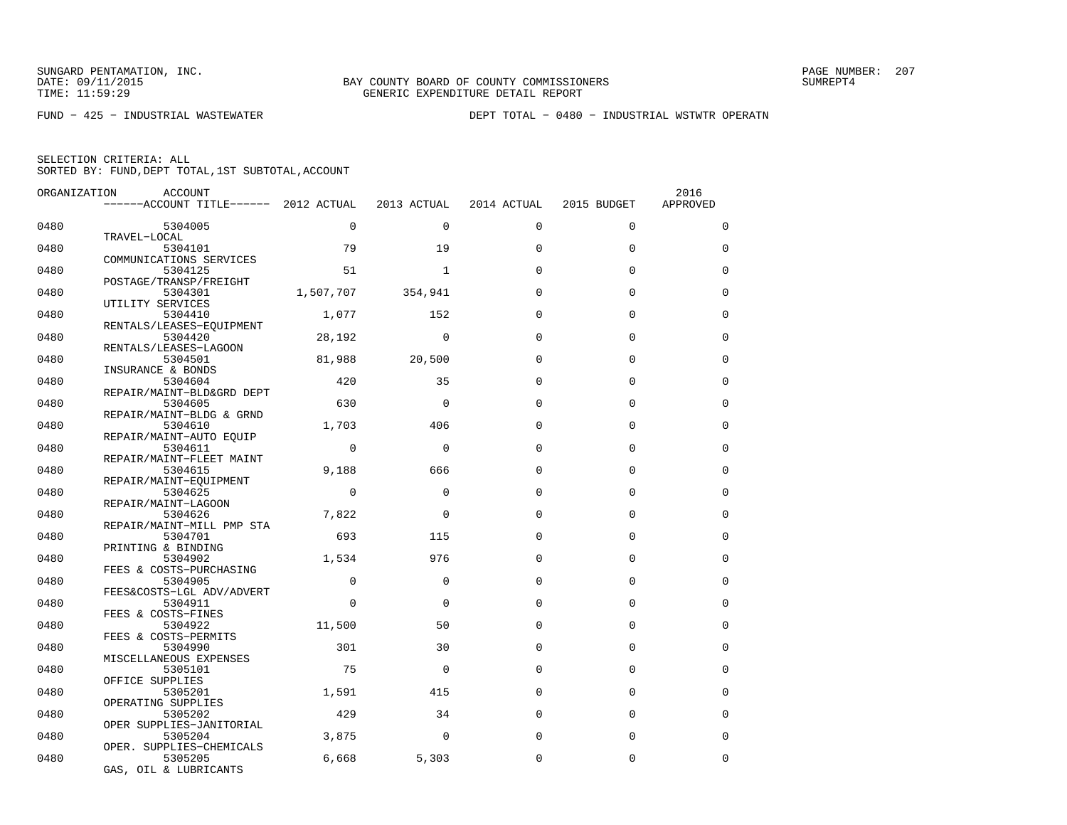SUNGARD PENTAMATION, INC.
DATE: 09/11/2015
TIME: 11:59:29

BAY COUNTY BOARD OF COUNTY COMMISSIONERS
GENERIC EXPENDITURE DETAIL REPORT

PAGE NUMBER: 207
SUMREPT4

FUND − 425 − INDUSTRIAL WASTEWATER

DEPT TOTAL − 0480 − INDUSTRIAL WSTWTR OPERATN

SELECTION CRITERIA: ALL
SORTED BY: FUND,DEPT TOTAL,1ST SUBTOTAL,ACCOUNT

| ORGANIZATION | ACCOUNT / ACCOUNT TITLE | 2012 ACTUAL | 2013 ACTUAL | 2014 ACTUAL | 2015 BUDGET | 2016 APPROVED |
|---|---|---|---|---|---|---|
| 0480 | 5304005 TRAVEL−LOCAL | 0 | 0 | 0 | 0 | 0 |
| 0480 | 5304101 COMMUNICATIONS SERVICES | 79 | 19 | 0 | 0 | 0 |
| 0480 | 5304125 POSTAGE/TRANSP/FREIGHT | 51 | 1 | 0 | 0 | 0 |
| 0480 | 5304301 UTILITY SERVICES | 1,507,707 | 354,941 | 0 | 0 | 0 |
| 0480 | 5304410 RENTALS/LEASES−EQUIPMENT | 1,077 | 152 | 0 | 0 | 0 |
| 0480 | 5304420 RENTALS/LEASES−LAGOON | 28,192 | 0 | 0 | 0 | 0 |
| 0480 | 5304501 INSURANCE & BONDS | 81,988 | 20,500 | 0 | 0 | 0 |
| 0480 | 5304604 REPAIR/MAINT−BLD&GRD DEPT | 420 | 35 | 0 | 0 | 0 |
| 0480 | 5304605 REPAIR/MAINT−BLDG & GRND | 630 | 0 | 0 | 0 | 0 |
| 0480 | 5304610 REPAIR/MAINT−AUTO EQUIP | 1,703 | 406 | 0 | 0 | 0 |
| 0480 | 5304611 REPAIR/MAINT−FLEET MAINT | 0 | 0 | 0 | 0 | 0 |
| 0480 | 5304615 REPAIR/MAINT−EQUIPMENT | 9,188 | 666 | 0 | 0 | 0 |
| 0480 | 5304625 REPAIR/MAINT−LAGOON | 0 | 0 | 0 | 0 | 0 |
| 0480 | 5304626 REPAIR/MAINT−MILL PMP STA | 7,822 | 0 | 0 | 0 | 0 |
| 0480 | 5304701 PRINTING & BINDING | 693 | 115 | 0 | 0 | 0 |
| 0480 | 5304902 FEES & COSTS−PURCHASING | 1,534 | 976 | 0 | 0 | 0 |
| 0480 | 5304905 FEES&COSTS−LGL ADV/ADVERT | 0 | 0 | 0 | 0 | 0 |
| 0480 | 5304911 FEES & COSTS−FINES | 0 | 0 | 0 | 0 | 0 |
| 0480 | 5304922 FEES & COSTS−PERMITS | 11,500 | 50 | 0 | 0 | 0 |
| 0480 | 5304990 MISCELLANEOUS EXPENSES | 301 | 30 | 0 | 0 | 0 |
| 0480 | 5305101 OFFICE SUPPLIES | 75 | 0 | 0 | 0 | 0 |
| 0480 | 5305201 OPERATING SUPPLIES | 1,591 | 415 | 0 | 0 | 0 |
| 0480 | 5305202 OPER SUPPLIES−JANITORIAL | 429 | 34 | 0 | 0 | 0 |
| 0480 | 5305204 OPER. SUPPLIES−CHEMICALS | 3,875 | 0 | 0 | 0 | 0 |
| 0480 | 5305205 GAS, OIL & LUBRICANTS | 6,668 | 5,303 | 0 | 0 | 0 |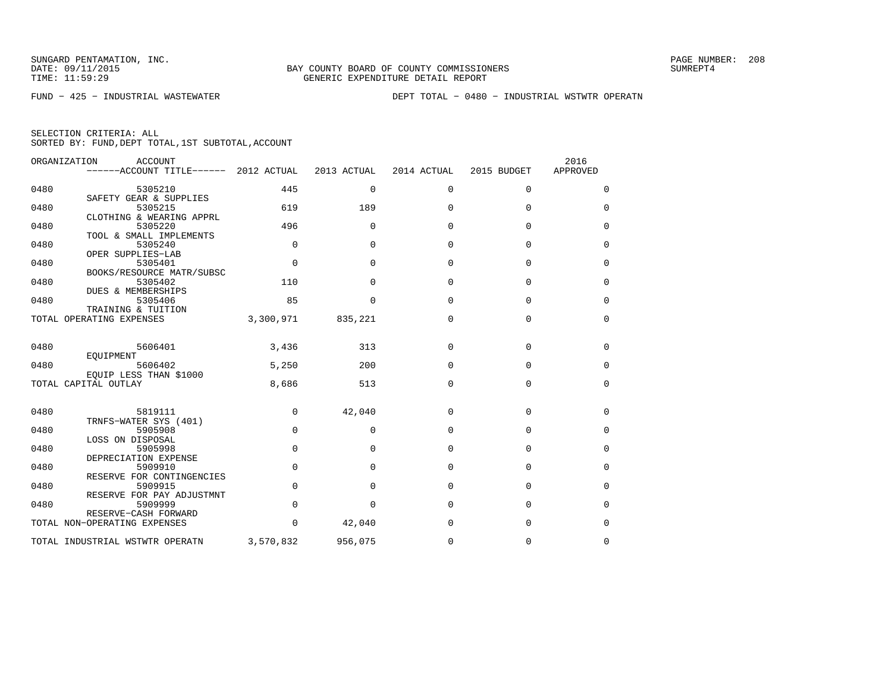BAY COUNTY BOARD OF COUNTY COMMISSIONERS
GENERIC EXPENDITURE DETAIL REPORT

SUNGARD PENTAMATION, INC.
DATE: 09/11/2015
TIME: 11:59:29

FUND − 425 − INDUSTRIAL WASTEWATER

DEPT TOTAL − 0480 − INDUSTRIAL WSTWTR OPERATN

SELECTION CRITERIA: ALL
SORTED BY: FUND,DEPT TOTAL,1ST SUBTOTAL,ACCOUNT

| ORGANIZATION | ACCOUNT / ACCOUNT TITLE | 2012 ACTUAL | 2013 ACTUAL | 2014 ACTUAL | 2015 BUDGET | 2016 APPROVED |
|---|---|---|---|---|---|---|
| 0480 | 5305210 SAFETY GEAR & SUPPLIES | 445 | 0 | 0 | 0 | 0 |
| 0480 | 5305215 CLOTHING & WEARING APPRL | 619 | 189 | 0 | 0 | 0 |
| 0480 | 5305220 TOOL & SMALL IMPLEMENTS | 496 | 0 | 0 | 0 | 0 |
| 0480 | 5305240 OPER SUPPLIES−LAB | 0 | 0 | 0 | 0 | 0 |
| 0480 | 5305401 BOOKS/RESOURCE MATR/SUBSC | 0 | 0 | 0 | 0 | 0 |
| 0480 | 5305402 DUES & MEMBERSHIPS | 110 | 0 | 0 | 0 | 0 |
| 0480 | 5305406 TRAINING & TUITION | 85 | 0 | 0 | 0 | 0 |
| TOTAL OPERATING EXPENSES | | 3,300,971 | 835,221 | 0 | 0 | 0 |
| 0480 | 5606401 EQUIPMENT | 3,436 | 313 | 0 | 0 | 0 |
| 0480 | 5606402 EQUIP LESS THAN $1000 | 5,250 | 200 | 0 | 0 | 0 |
| TOTAL CAPITAL OUTLAY | | 8,686 | 513 | 0 | 0 | 0 |
| 0480 | 5819111 TRNFS−WATER SYS (401) | 0 | 42,040 | 0 | 0 | 0 |
| 0480 | 5905908 LOSS ON DISPOSAL | 0 | 0 | 0 | 0 | 0 |
| 0480 | 5905998 DEPRECIATION EXPENSE | 0 | 0 | 0 | 0 | 0 |
| 0480 | 5909910 RESERVE FOR CONTINGENCIES | 0 | 0 | 0 | 0 | 0 |
| 0480 | 5909915 RESERVE FOR PAY ADJUSTMNT | 0 | 0 | 0 | 0 | 0 |
| 0480 | 5909999 RESERVE−CASH FORWARD | 0 | 0 | 0 | 0 | 0 |
| TOTAL NON−OPERATING EXPENSES | | 0 | 42,040 | 0 | 0 | 0 |
| TOTAL INDUSTRIAL WSTWTR OPERATN | | 3,570,832 | 956,075 | 0 | 0 | 0 |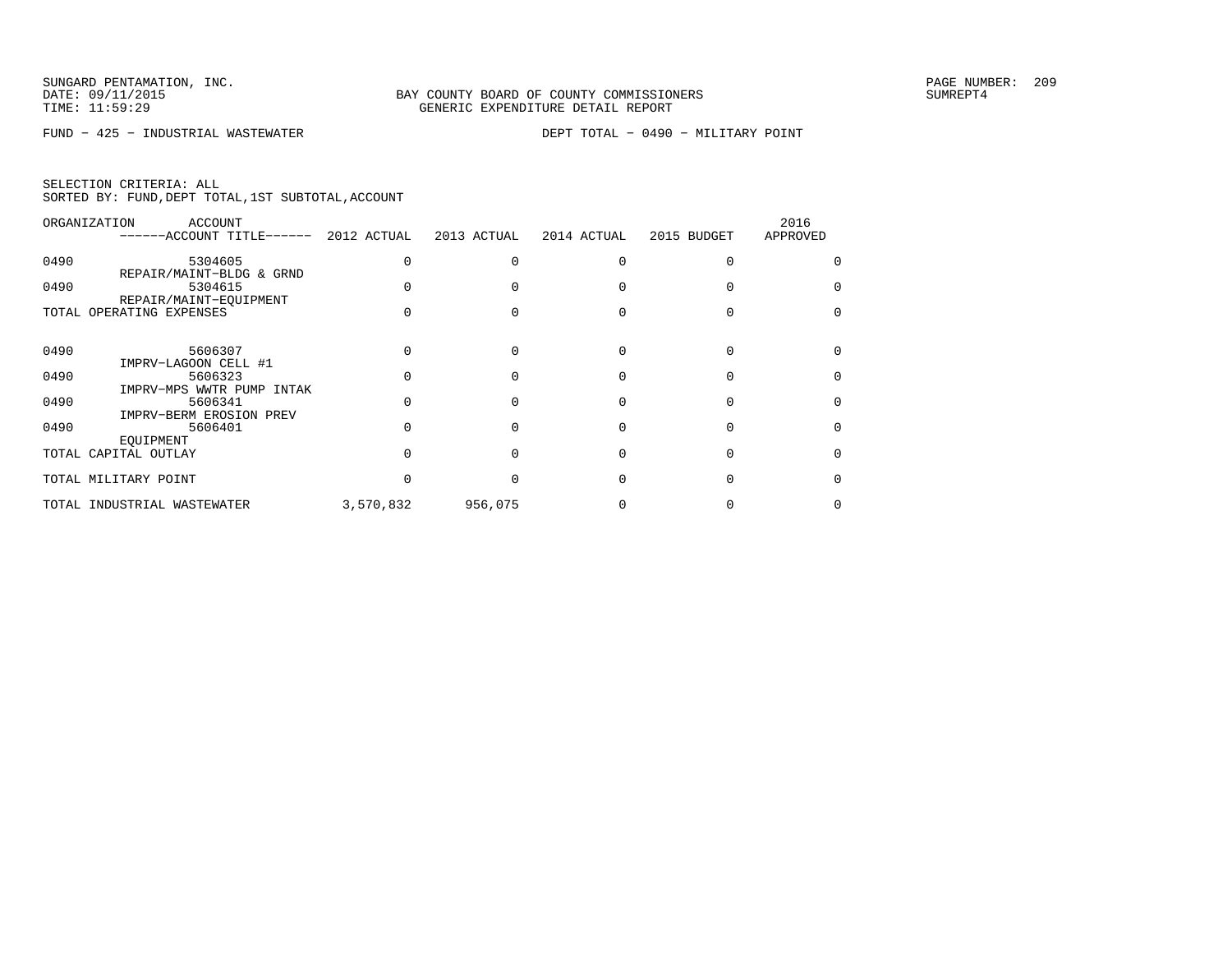SUNGARD PENTAMATION, INC.
DATE: 09/11/2015
TIME: 11:59:29

BAY COUNTY BOARD OF COUNTY COMMISSIONERS
GENERIC EXPENDITURE DETAIL REPORT

SUMREPT4

FUND − 425 − INDUSTRIAL WASTEWATER

DEPT TOTAL − 0490 − MILITARY POINT

SELECTION CRITERIA: ALL
SORTED BY: FUND,DEPT TOTAL,1ST SUBTOTAL,ACCOUNT

| ORGANIZATION | ACCOUNT / ------ACCOUNT TITLE------ | 2012 ACTUAL | 2013 ACTUAL | 2014 ACTUAL | 2015 BUDGET | 2016 APPROVED |
|---|---|---|---|---|---|---|
| 0490 | 5304605 REPAIR/MAINT−BLDG & GRND | 0 | 0 | 0 | 0 | 0 |
| 0490 | 5304615 REPAIR/MAINT−EQUIPMENT | 0 | 0 | 0 | 0 | 0 |
| TOTAL OPERATING EXPENSES | | 0 | 0 | 0 | 0 | 0 |
| 0490 | 5606307 IMPRV−LAGOON CELL #1 | 0 | 0 | 0 | 0 | 0 |
| 0490 | 5606323 IMPRV−MPS WWTR PUMP INTAK | 0 | 0 | 0 | 0 | 0 |
| 0490 | 5606341 IMPRV−BERM EROSION PREV | 0 | 0 | 0 | 0 | 0 |
| 0490 | 5606401 EQUIPMENT | 0 | 0 | 0 | 0 | 0 |
| TOTAL CAPITAL OUTLAY | | 0 | 0 | 0 | 0 | 0 |
| TOTAL MILITARY POINT | | 0 | 0 | 0 | 0 | 0 |
| TOTAL INDUSTRIAL WASTEWATER | | 3,570,832 | 956,075 | 0 | 0 | 0 |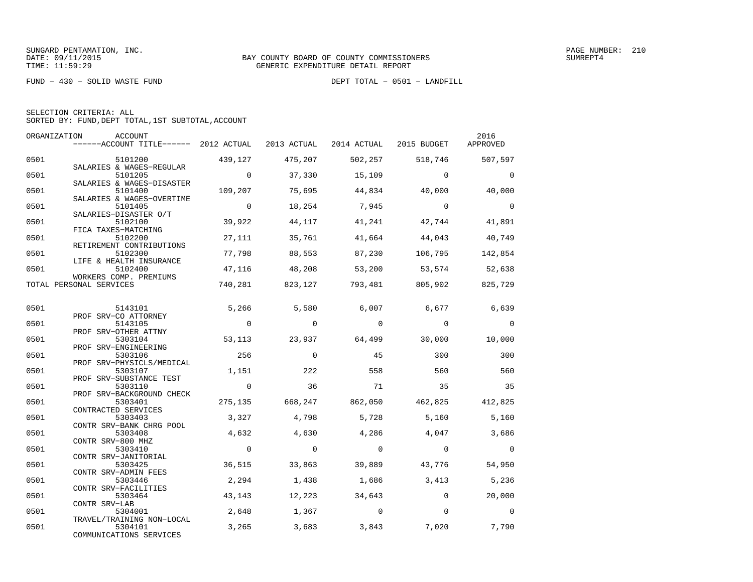SUNGARD PENTAMATION, INC.
DATE: 09/11/2015
TIME: 11:59:29

BAY COUNTY BOARD OF COUNTY COMMISSIONERS
GENERIC EXPENDITURE DETAIL REPORT

PAGE NUMBER: 210
SUMREPT4

FUND - 430 - SOLID WASTE FUND

DEPT TOTAL - 0501 - LANDFILL

SELECTION CRITERIA: ALL
SORTED BY: FUND,DEPT TOTAL,1ST SUBTOTAL,ACCOUNT

| ORGANIZATION | ACCOUNT / ACCOUNT TITLE | 2012 ACTUAL | 2013 ACTUAL | 2014 ACTUAL | 2015 BUDGET | 2016 APPROVED |
|---|---|---|---|---|---|---|
| 0501 | 5101200 SALARIES & WAGES-REGULAR | 439,127 | 475,207 | 502,257 | 518,746 | 507,597 |
| 0501 | 5101205 SALARIES & WAGES-DISASTER | 0 | 37,330 | 15,109 | 0 | 0 |
| 0501 | 5101400 SALARIES & WAGES-OVERTIME | 109,207 | 75,695 | 44,834 | 40,000 | 40,000 |
| 0501 | 5101405 SALARIES-DISASTER O/T | 0 | 18,254 | 7,945 | 0 | 0 |
| 0501 | 5102100 FICA TAXES-MATCHING | 39,922 | 44,117 | 41,241 | 42,744 | 41,891 |
| 0501 | 5102200 RETIREMENT CONTRIBUTIONS | 27,111 | 35,761 | 41,664 | 44,043 | 40,749 |
| 0501 | 5102300 LIFE & HEALTH INSURANCE | 77,798 | 88,553 | 87,230 | 106,795 | 142,854 |
| 0501 | 5102400 WORKERS COMP. PREMIUMS | 47,116 | 48,208 | 53,200 | 53,574 | 52,638 |
| TOTAL PERSONAL SERVICES | | 740,281 | 823,127 | 793,481 | 805,902 | 825,729 |
| 0501 | 5143101 PROF SRV-CO ATTORNEY | 5,266 | 5,580 | 6,007 | 6,677 | 6,639 |
| 0501 | 5143105 PROF SRV-OTHER ATTNY | 0 | 0 | 0 | 0 | 0 |
| 0501 | 5303104 PROF SRV-ENGINEERING | 53,113 | 23,937 | 64,499 | 30,000 | 10,000 |
| 0501 | 5303106 PROF SRV-PHYSICLS/MEDICAL | 256 | 0 | 45 | 300 | 300 |
| 0501 | 5303107 PROF SRV-SUBSTANCE TEST | 1,151 | 222 | 558 | 560 | 560 |
| 0501 | 5303110 PROF SRV-BACKGROUND CHECK | 0 | 36 | 71 | 35 | 35 |
| 0501 | 5303401 CONTRACTED SERVICES | 275,135 | 668,247 | 862,050 | 462,825 | 412,825 |
| 0501 | 5303403 CONTR SRV-BANK CHRG POOL | 3,327 | 4,798 | 5,728 | 5,160 | 5,160 |
| 0501 | 5303408 CONTR SRV-800 MHZ | 4,632 | 4,630 | 4,286 | 4,047 | 3,686 |
| 0501 | 5303410 CONTR SRV-JANITORIAL | 0 | 0 | 0 | 0 | 0 |
| 0501 | 5303425 CONTR SRV-ADMIN FEES | 36,515 | 33,863 | 39,889 | 43,776 | 54,950 |
| 0501 | 5303446 CONTR SRV-FACILITIES | 2,294 | 1,438 | 1,686 | 3,413 | 5,236 |
| 0501 | 5303464 CONTR SRV-LAB | 43,143 | 12,223 | 34,643 | 0 | 20,000 |
| 0501 | 5304001 TRAVEL/TRAINING NON-LOCAL | 2,648 | 1,367 | 0 | 0 | 0 |
| 0501 | 5304101 COMMUNICATIONS SERVICES | 3,265 | 3,683 | 3,843 | 7,020 | 7,790 |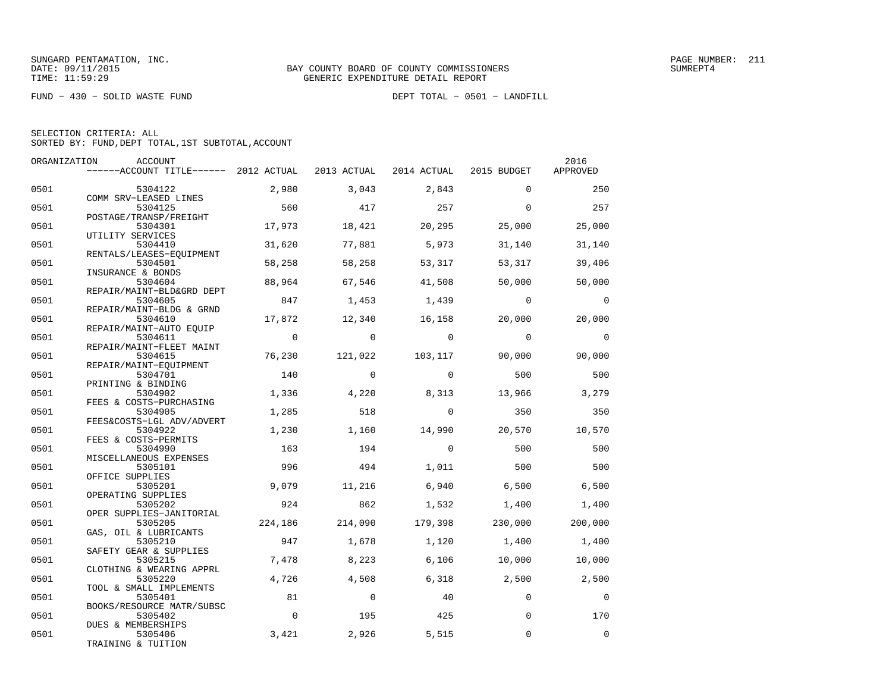SUNGARD PENTAMATION, INC.
DATE: 09/11/2015
TIME: 11:59:29

BAY COUNTY BOARD OF COUNTY COMMISSIONERS
GENERIC EXPENDITURE DETAIL REPORT

SUMREPT4

FUND − 430 − SOLID WASTE FUND

DEPT TOTAL − 0501 − LANDFILL

SELECTION CRITERIA: ALL
SORTED BY: FUND,DEPT TOTAL,1ST SUBTOTAL,ACCOUNT

| ORGANIZATION | ACCOUNT / ACCOUNT TITLE | 2012 ACTUAL | 2013 ACTUAL | 2014 ACTUAL | 2015 BUDGET | 2016 APPROVED |
|---|---|---|---|---|---|---|
| 0501 | 5304122 COMM SRV−LEASED LINES | 2,980 | 3,043 | 2,843 | 0 | 250 |
| 0501 | 5304125 POSTAGE/TRANSP/FREIGHT | 560 | 417 | 257 | 0 | 257 |
| 0501 | 5304301 UTILITY SERVICES | 17,973 | 18,421 | 20,295 | 25,000 | 25,000 |
| 0501 | 5304410 RENTALS/LEASES−EQUIPMENT | 31,620 | 77,881 | 5,973 | 31,140 | 31,140 |
| 0501 | 5304501 INSURANCE & BONDS | 58,258 | 58,258 | 53,317 | 53,317 | 39,406 |
| 0501 | 5304604 REPAIR/MAINT−BLD&GRD DEPT | 88,964 | 67,546 | 41,508 | 50,000 | 50,000 |
| 0501 | 5304605 REPAIR/MAINT−BLDG & GRND | 847 | 1,453 | 1,439 | 0 | 0 |
| 0501 | 5304610 REPAIR/MAINT−AUTO EQUIP | 17,872 | 12,340 | 16,158 | 20,000 | 20,000 |
| 0501 | 5304611 REPAIR/MAINT−FLEET MAINT | 0 | 0 | 0 | 0 | 0 |
| 0501 | 5304615 REPAIR/MAINT−EQUIPMENT | 76,230 | 121,022 | 103,117 | 90,000 | 90,000 |
| 0501 | 5304701 PRINTING & BINDING | 140 | 0 | 0 | 500 | 500 |
| 0501 | 5304902 FEES & COSTS−PURCHASING | 1,336 | 4,220 | 8,313 | 13,966 | 3,279 |
| 0501 | 5304905 FEES&COSTS−LGL ADV/ADVERT | 1,285 | 518 | 0 | 350 | 350 |
| 0501 | 5304922 FEES & COSTS−PERMITS | 1,230 | 1,160 | 14,990 | 20,570 | 10,570 |
| 0501 | 5304990 MISCELLANEOUS EXPENSES | 163 | 194 | 0 | 500 | 500 |
| 0501 | 5305101 OFFICE SUPPLIES | 996 | 494 | 1,011 | 500 | 500 |
| 0501 | 5305201 OPERATING SUPPLIES | 9,079 | 11,216 | 6,940 | 6,500 | 6,500 |
| 0501 | 5305202 OPER SUPPLIES−JANITORIAL | 924 | 862 | 1,532 | 1,400 | 1,400 |
| 0501 | 5305205 GAS, OIL & LUBRICANTS | 224,186 | 214,090 | 179,398 | 230,000 | 200,000 |
| 0501 | 5305210 SAFETY GEAR & SUPPLIES | 947 | 1,678 | 1,120 | 1,400 | 1,400 |
| 0501 | 5305215 CLOTHING & WEARING APPRL | 7,478 | 8,223 | 6,106 | 10,000 | 10,000 |
| 0501 | 5305220 TOOL & SMALL IMPLEMENTS | 4,726 | 4,508 | 6,318 | 2,500 | 2,500 |
| 0501 | 5305401 BOOKS/RESOURCE MATR/SUBSC | 81 | 0 | 40 | 0 | 0 |
| 0501 | 5305402 DUES & MEMBERSHIPS | 0 | 195 | 425 | 0 | 170 |
| 0501 | 5305406 TRAINING & TUITION | 3,421 | 2,926 | 5,515 | 0 | 0 |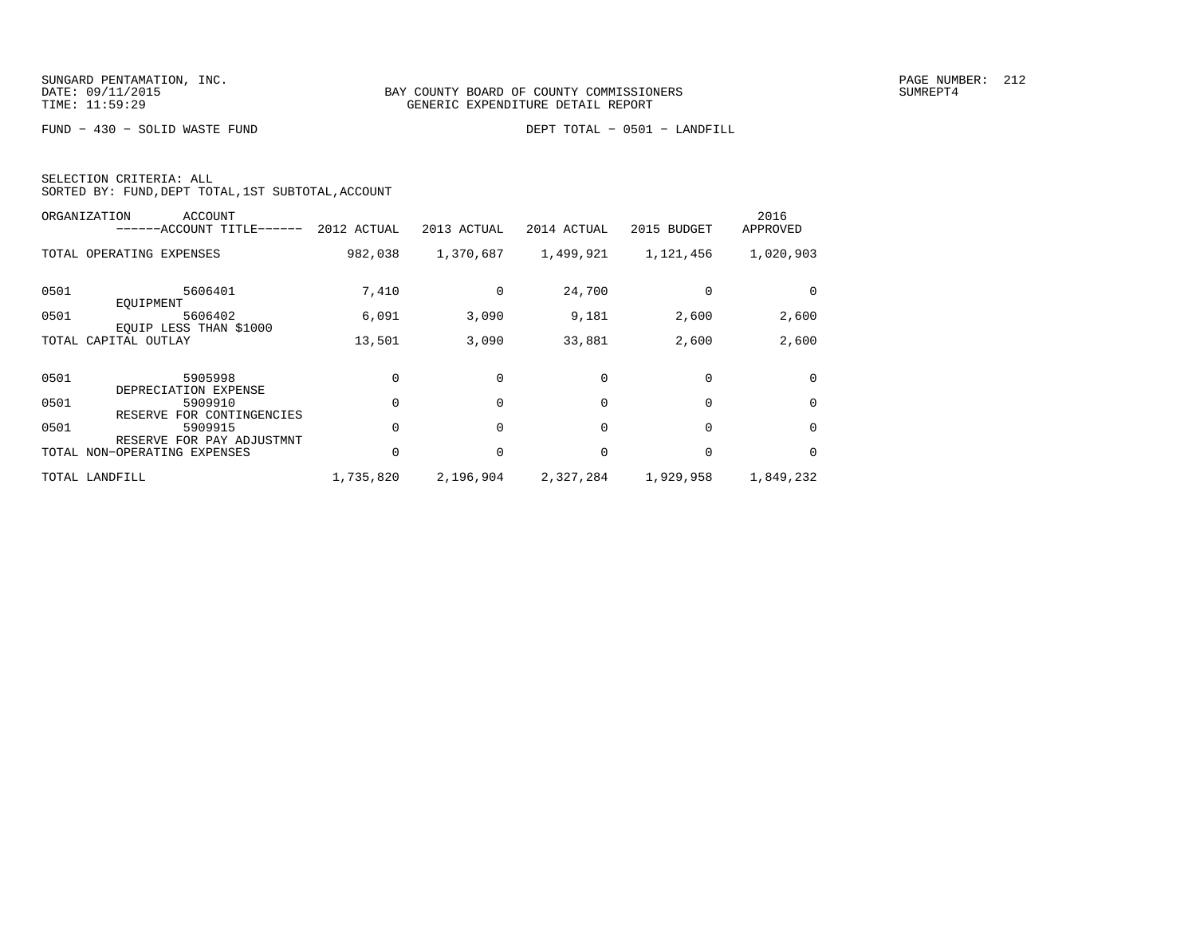BAY COUNTY BOARD OF COUNTY COMMISSIONERS
GENERIC EXPENDITURE DETAIL REPORT

FUND − 430 − SOLID WASTE FUND | DEPT TOTAL − 0501 − LANDFILL

SELECTION CRITERIA: ALL
SORTED BY: FUND,DEPT TOTAL,1ST SUBTOTAL,ACCOUNT

| ORGANIZATION | ACCOUNT / ACCOUNT TITLE | 2012 ACTUAL | 2013 ACTUAL | 2014 ACTUAL | 2015 BUDGET | 2016 APPROVED |
|---|---|---|---|---|---|---|
| TOTAL OPERATING EXPENSES | | 982,038 | 1,370,687 | 1,499,921 | 1,121,456 | 1,020,903 |
| 0501 | 5606401 EQUIPMENT | 7,410 | 0 | 24,700 | 0 | 0 |
| 0501 | 5606402 EQUIP LESS THAN $1000 | 6,091 | 3,090 | 9,181 | 2,600 | 2,600 |
| TOTAL CAPITAL OUTLAY | | 13,501 | 3,090 | 33,881 | 2,600 | 2,600 |
| 0501 | 5905998 DEPRECIATION EXPENSE | 0 | 0 | 0 | 0 | 0 |
| 0501 | 5909910 RESERVE FOR CONTINGENCIES | 0 | 0 | 0 | 0 | 0 |
| 0501 | 5909915 RESERVE FOR PAY ADJUSTMNT | 0 | 0 | 0 | 0 | 0 |
| TOTAL NON−OPERATING EXPENSES | | 0 | 0 | 0 | 0 | 0 |
| TOTAL LANDFILL | | 1,735,820 | 2,196,904 | 2,327,284 | 1,929,958 | 1,849,232 |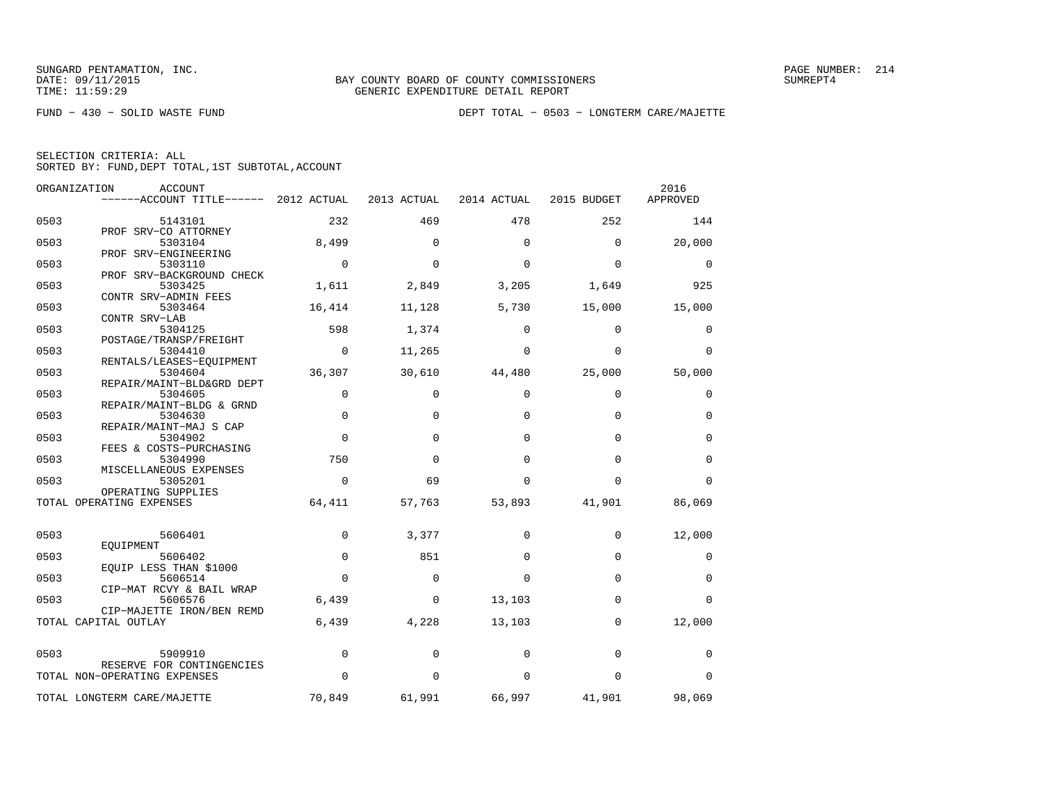SUNGARD PENTAMATION, INC.
DATE: 09/11/2015
TIME: 11:59:29

BAY COUNTY BOARD OF COUNTY COMMISSIONERS
GENERIC EXPENDITURE DETAIL REPORT

SUMREPT4

FUND − 430 − SOLID WASTE FUND

DEPT TOTAL − 0503 − LONGTERM CARE/MAJETTE

SELECTION CRITERIA: ALL
SORTED BY: FUND,DEPT TOTAL,1ST SUBTOTAL,ACCOUNT

| ORGANIZATION | ACCOUNT / ------ACCOUNT TITLE------ | 2012 ACTUAL | 2013 ACTUAL | 2014 ACTUAL | 2015 BUDGET | 2016 APPROVED |
|---|---|---|---|---|---|---|
| 0503 | 5143101 PROF SRV−CO ATTORNEY | 232 | 469 | 478 | 252 | 144 |
| 0503 | 5303104 PROF SRV−ENGINEERING | 8,499 | 0 | 0 | 0 | 20,000 |
| 0503 | 5303110 PROF SRV−BACKGROUND CHECK | 0 | 0 | 0 | 0 | 0 |
| 0503 | 5303425 CONTR SRV−ADMIN FEES | 1,611 | 2,849 | 3,205 | 1,649 | 925 |
| 0503 | 5303464 CONTR SRV−LAB | 16,414 | 11,128 | 5,730 | 15,000 | 15,000 |
| 0503 | 5304125 POSTAGE/TRANSP/FREIGHT | 598 | 1,374 | 0 | 0 | 0 |
| 0503 | 5304410 RENTALS/LEASES−EQUIPMENT | 0 | 11,265 | 0 | 0 | 0 |
| 0503 | 5304604 REPAIR/MAINT−BLD&GRD DEPT | 36,307 | 30,610 | 44,480 | 25,000 | 50,000 |
| 0503 | 5304605 REPAIR/MAINT−BLDG & GRND | 0 | 0 | 0 | 0 | 0 |
| 0503 | 5304630 REPAIR/MAINT−MAJ S CAP | 0 | 0 | 0 | 0 | 0 |
| 0503 | 5304902 FEES & COSTS−PURCHASING | 0 | 0 | 0 | 0 | 0 |
| 0503 | 5304990 MISCELLANEOUS EXPENSES | 750 | 0 | 0 | 0 | 0 |
| 0503 | 5305201 OPERATING SUPPLIES | 0 | 69 | 0 | 0 | 0 |
| TOTAL OPERATING EXPENSES | | 64,411 | 57,763 | 53,893 | 41,901 | 86,069 |
| 0503 | 5606401 EQUIPMENT | 0 | 3,377 | 0 | 0 | 12,000 |
| 0503 | 5606402 EQUIP LESS THAN $1000 | 0 | 851 | 0 | 0 | 0 |
| 0503 | 5606514 CIP−MAT RCVY & BAIL WRAP | 0 | 0 | 0 | 0 | 0 |
| 0503 | 5606576 CIP−MAJETTE IRON/BEN REMD | 6,439 | 0 | 13,103 | 0 | 0 |
| TOTAL CAPITAL OUTLAY | | 6,439 | 4,228 | 13,103 | 0 | 12,000 |
| 0503 | 5909910 RESERVE FOR CONTINGENCIES | 0 | 0 | 0 | 0 | 0 |
| TOTAL NON−OPERATING EXPENSES | | 0 | 0 | 0 | 0 | 0 |
| TOTAL LONGTERM CARE/MAJETTE | | 70,849 | 61,991 | 66,997 | 41,901 | 98,069 |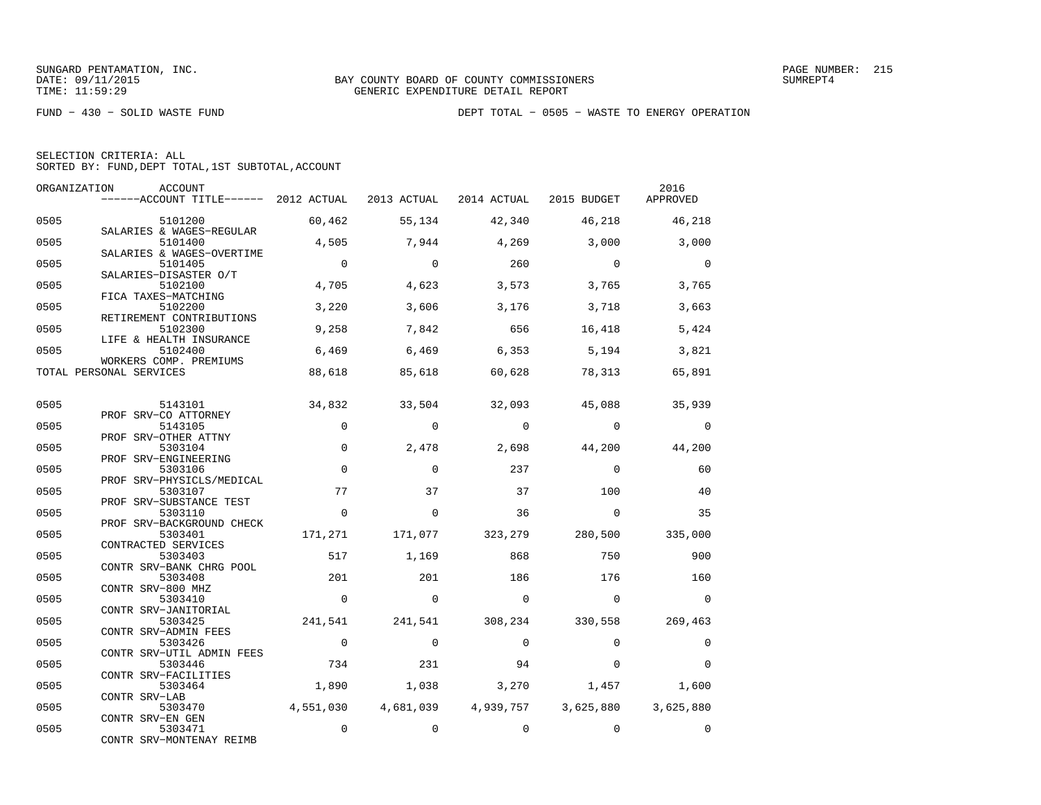SUNGARD PENTAMATION, INC.
DATE: 09/11/2015
TIME: 11:59:29

BAY COUNTY BOARD OF COUNTY COMMISSIONERS
GENERIC EXPENDITURE DETAIL REPORT

SUMREPT4

FUND − 430 − SOLID WASTE FUND

DEPT TOTAL − 0505 − WASTE TO ENERGY OPERATION

SELECTION CRITERIA: ALL
SORTED BY: FUND,DEPT TOTAL,1ST SUBTOTAL,ACCOUNT

| ORGANIZATION | ACCOUNT / ACCOUNT TITLE | 2012 ACTUAL | 2013 ACTUAL | 2014 ACTUAL | 2015 BUDGET | 2016 APPROVED |
|---|---|---|---|---|---|---|
| 0505 | 5101200 SALARIES & WAGES−REGULAR | 60,462 | 55,134 | 42,340 | 46,218 | 46,218 |
| 0505 | 5101400 SALARIES & WAGES−OVERTIME | 4,505 | 7,944 | 4,269 | 3,000 | 3,000 |
| 0505 | 5101405 SALARIES−DISASTER O/T | 0 | 0 | 260 | 0 | 0 |
| 0505 | 5102100 FICA TAXES−MATCHING | 4,705 | 4,623 | 3,573 | 3,765 | 3,765 |
| 0505 | 5102200 RETIREMENT CONTRIBUTIONS | 3,220 | 3,606 | 3,176 | 3,718 | 3,663 |
| 0505 | 5102300 LIFE & HEALTH INSURANCE | 9,258 | 7,842 | 656 | 16,418 | 5,424 |
| 0505 | 5102400 WORKERS COMP. PREMIUMS | 6,469 | 6,469 | 6,353 | 5,194 | 3,821 |
| TOTAL PERSONAL SERVICES | | 88,618 | 85,618 | 60,628 | 78,313 | 65,891 |
| 0505 | 5143101 PROF SRV−CO ATTORNEY | 34,832 | 33,504 | 32,093 | 45,088 | 35,939 |
| 0505 | 5143105 PROF SRV−OTHER ATTNY | 0 | 0 | 0 | 0 | 0 |
| 0505 | 5303104 PROF SRV−ENGINEERING | 0 | 2,478 | 2,698 | 44,200 | 44,200 |
| 0505 | 5303106 PROF SRV−PHYSICLS/MEDICAL | 0 | 0 | 237 | 0 | 60 |
| 0505 | 5303107 PROF SRV−SUBSTANCE TEST | 77 | 37 | 37 | 100 | 40 |
| 0505 | 5303110 PROF SRV−BACKGROUND CHECK | 0 | 0 | 36 | 0 | 35 |
| 0505 | 5303401 CONTRACTED SERVICES | 171,271 | 171,077 | 323,279 | 280,500 | 335,000 |
| 0505 | 5303403 CONTR SRV−BANK CHRG POOL | 517 | 1,169 | 868 | 750 | 900 |
| 0505 | 5303408 CONTR SRV−800 MHZ | 201 | 201 | 186 | 176 | 160 |
| 0505 | 5303410 CONTR SRV−JANITORIAL | 0 | 0 | 0 | 0 | 0 |
| 0505 | 5303425 CONTR SRV−ADMIN FEES | 241,541 | 241,541 | 308,234 | 330,558 | 269,463 |
| 0505 | 5303426 CONTR SRV−UTIL ADMIN FEES | 0 | 0 | 0 | 0 | 0 |
| 0505 | 5303446 CONTR SRV−FACILITIES | 734 | 231 | 94 | 0 | 0 |
| 0505 | 5303464 CONTR SRV−LAB | 1,890 | 1,038 | 3,270 | 1,457 | 1,600 |
| 0505 | 5303470 CONTR SRV−EN GEN | 4,551,030 | 4,681,039 | 4,939,757 | 3,625,880 | 3,625,880 |
| 0505 | 5303471 CONTR SRV−MONTENAY REIMB | 0 | 0 | 0 | 0 | 0 |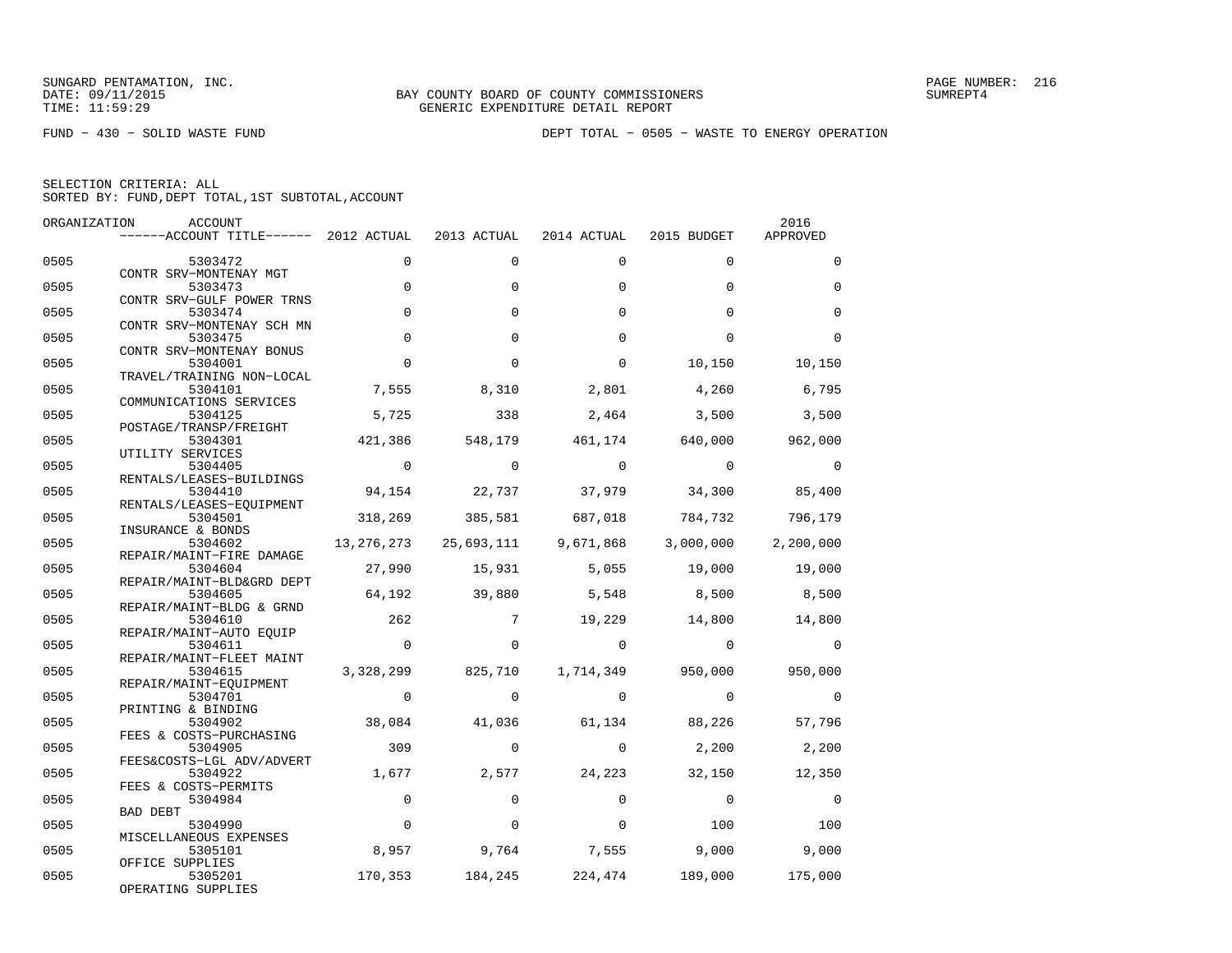SUNGARD PENTAMATION, INC.
DATE: 09/11/2015
TIME: 11:59:29

BAY COUNTY BOARD OF COUNTY COMMISSIONERS
GENERIC EXPENDITURE DETAIL REPORT

SUMREPT4

FUND − 430 − SOLID WASTE FUND

DEPT TOTAL − 0505 − WASTE TO ENERGY OPERATION

SELECTION CRITERIA: ALL
SORTED BY: FUND,DEPT TOTAL,1ST SUBTOTAL,ACCOUNT

| ORGANIZATION | ACCOUNT / ACCOUNT TITLE | 2012 ACTUAL | 2013 ACTUAL | 2014 ACTUAL | 2015 BUDGET | 2016 APPROVED |
|---|---|---|---|---|---|---|
| 0505 | 5303472 CONTR SRV−MONTENAY MGT | 0 | 0 | 0 | 0 | 0 |
| 0505 | 5303473 CONTR SRV−GULF POWER TRNS | 0 | 0 | 0 | 0 | 0 |
| 0505 | 5303474 CONTR SRV−MONTENAY SCH MN | 0 | 0 | 0 | 0 | 0 |
| 0505 | 5303475 CONTR SRV−MONTENAY BONUS | 0 | 0 | 0 | 0 | 0 |
| 0505 | 5304001 TRAVEL/TRAINING NON−LOCAL | 0 | 0 | 0 | 10,150 | 10,150 |
| 0505 | 5304101 COMMUNICATIONS SERVICES | 7,555 | 8,310 | 2,801 | 4,260 | 6,795 |
| 0505 | 5304125 POSTAGE/TRANSP/FREIGHT | 5,725 | 338 | 2,464 | 3,500 | 3,500 |
| 0505 | 5304301 UTILITY SERVICES | 421,386 | 548,179 | 461,174 | 640,000 | 962,000 |
| 0505 | 5304405 RENTALS/LEASES−BUILDINGS | 0 | 0 | 0 | 0 | 0 |
| 0505 | 5304410 RENTALS/LEASES−EQUIPMENT | 94,154 | 22,737 | 37,979 | 34,300 | 85,400 |
| 0505 | 5304501 INSURANCE & BONDS | 318,269 | 385,581 | 687,018 | 784,732 | 796,179 |
| 0505 | 5304602 REPAIR/MAINT−FIRE DAMAGE | 13,276,273 | 25,693,111 | 9,671,868 | 3,000,000 | 2,200,000 |
| 0505 | 5304604 REPAIR/MAINT−BLD&GRD DEPT | 27,990 | 15,931 | 5,055 | 19,000 | 19,000 |
| 0505 | 5304605 REPAIR/MAINT−BLDG & GRND | 64,192 | 39,880 | 5,548 | 8,500 | 8,500 |
| 0505 | 5304610 REPAIR/MAINT−AUTO EQUIP | 262 | 7 | 19,229 | 14,800 | 14,800 |
| 0505 | 5304611 REPAIR/MAINT−FLEET MAINT | 0 | 0 | 0 | 0 | 0 |
| 0505 | 5304615 REPAIR/MAINT−EQUIPMENT | 3,328,299 | 825,710 | 1,714,349 | 950,000 | 950,000 |
| 0505 | 5304701 PRINTING & BINDING | 0 | 0 | 0 | 0 | 0 |
| 0505 | 5304902 FEES & COSTS−PURCHASING | 38,084 | 41,036 | 61,134 | 88,226 | 57,796 |
| 0505 | 5304905 FEES&COSTS−LGL ADV/ADVERT | 309 | 0 | 0 | 2,200 | 2,200 |
| 0505 | 5304922 FEES & COSTS−PERMITS | 1,677 | 2,577 | 24,223 | 32,150 | 12,350 |
| 0505 | 5304984 BAD DEBT | 0 | 0 | 0 | 0 | 0 |
| 0505 | 5304990 MISCELLANEOUS EXPENSES | 0 | 0 | 0 | 100 | 100 |
| 0505 | 5305101 OFFICE SUPPLIES | 8,957 | 9,764 | 7,555 | 9,000 | 9,000 |
| 0505 | 5305201 OPERATING SUPPLIES | 170,353 | 184,245 | 224,474 | 189,000 | 175,000 |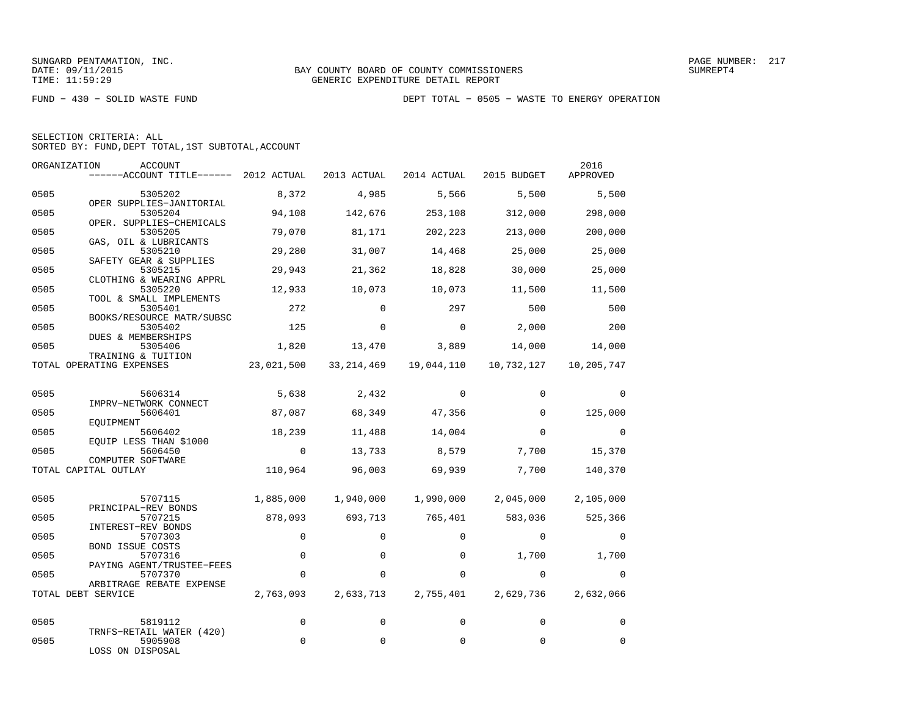SUNGARD PENTAMATION, INC.
DATE: 09/11/2015
TIME: 11:59:29

BAY COUNTY BOARD OF COUNTY COMMISSIONERS
GENERIC EXPENDITURE DETAIL REPORT

FUND − 430 − SOLID WASTE FUND

DEPT TOTAL − 0505 − WASTE TO ENERGY OPERATION

SELECTION CRITERIA: ALL
SORTED BY: FUND,DEPT TOTAL,1ST SUBTOTAL,ACCOUNT

| ORGANIZATION | ACCOUNT ------ACCOUNT TITLE------ | 2012 ACTUAL | 2013 ACTUAL | 2014 ACTUAL | 2015 BUDGET | 2016 APPROVED |
|---|---|---|---|---|---|---|
| 0505 | 5305202 OPER SUPPLIES−JANITORIAL | 8,372 | 4,985 | 5,566 | 5,500 | 5,500 |
| 0505 | 5305204 OPER. SUPPLIES−CHEMICALS | 94,108 | 142,676 | 253,108 | 312,000 | 298,000 |
| 0505 | 5305205 GAS, OIL & LUBRICANTS | 79,070 | 81,171 | 202,223 | 213,000 | 200,000 |
| 0505 | 5305210 SAFETY GEAR & SUPPLIES | 29,280 | 31,007 | 14,468 | 25,000 | 25,000 |
| 0505 | 5305215 CLOTHING & WEARING APPRL | 29,943 | 21,362 | 18,828 | 30,000 | 25,000 |
| 0505 | 5305220 TOOL & SMALL IMPLEMENTS | 12,933 | 10,073 | 10,073 | 11,500 | 11,500 |
| 0505 | 5305401 BOOKS/RESOURCE MATR/SUBSC | 272 | 0 | 297 | 500 | 500 |
| 0505 | 5305402 DUES & MEMBERSHIPS | 125 | 0 | 0 | 2,000 | 200 |
| 0505 | 5305406 TRAINING & TUITION | 1,820 | 13,470 | 3,889 | 14,000 | 14,000 |
| TOTAL OPERATING EXPENSES | | 23,021,500 | 33,214,469 | 19,044,110 | 10,732,127 | 10,205,747 |
| 0505 | 5606314 IMPRV−NETWORK CONNECT | 5,638 | 2,432 | 0 | 0 | 0 |
| 0505 | 5606401 EQUIPMENT | 87,087 | 68,349 | 47,356 | 0 | 125,000 |
| 0505 | 5606402 EQUIP LESS THAN $1000 | 18,239 | 11,488 | 14,004 | 0 | 0 |
| 0505 | 5606450 COMPUTER SOFTWARE | 0 | 13,733 | 8,579 | 7,700 | 15,370 |
| TOTAL CAPITAL OUTLAY | | 110,964 | 96,003 | 69,939 | 7,700 | 140,370 |
| 0505 | 5707115 PRINCIPAL−REV BONDS | 1,885,000 | 1,940,000 | 1,990,000 | 2,045,000 | 2,105,000 |
| 0505 | 5707215 INTEREST−REV BONDS | 878,093 | 693,713 | 765,401 | 583,036 | 525,366 |
| 0505 | 5707303 BOND ISSUE COSTS | 0 | 0 | 0 | 0 | 0 |
| 0505 | 5707316 PAYING AGENT/TRUSTEE−FEES | 0 | 0 | 0 | 1,700 | 1,700 |
| 0505 | 5707370 ARBITRAGE REBATE EXPENSE | 0 | 0 | 0 | 0 | 0 |
| TOTAL DEBT SERVICE | | 2,763,093 | 2,633,713 | 2,755,401 | 2,629,736 | 2,632,066 |
| 0505 | 5819112 TRNFS−RETAIL WATER (420) | 0 | 0 | 0 | 0 | 0 |
| 0505 | 5905908 LOSS ON DISPOSAL | 0 | 0 | 0 | 0 | 0 |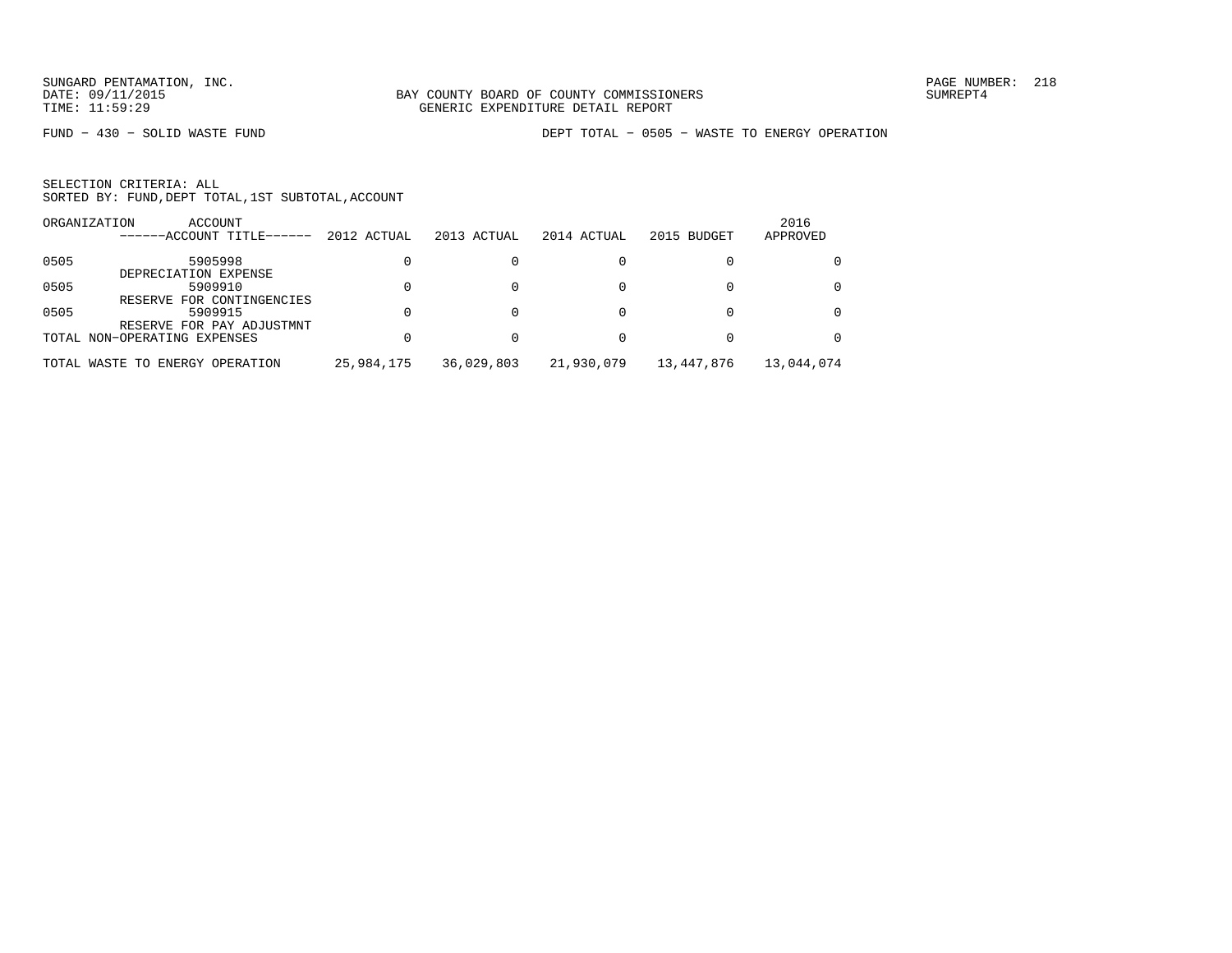FUND − 430 − SOLID WASTE FUND DEPT TOTAL − 0505 − WASTE TO ENERGY OPERATION

SELECTION CRITERIA: ALL
SORTED BY: FUND,DEPT TOTAL,1ST SUBTOTAL,ACCOUNT

| ORGANIZATION | ACCOUNT ------ACCOUNT TITLE------ | 2012 ACTUAL | 2013 ACTUAL | 2014 ACTUAL | 2015 BUDGET | 2016 APPROVED |
|---|---|---|---|---|---|---|
| 0505 | 5905998 DEPRECIATION EXPENSE | 0 | 0 | 0 | 0 | 0 |
| 0505 | 5909910 RESERVE FOR CONTINGENCIES | 0 | 0 | 0 | 0 | 0 |
| 0505 | 5909915 RESERVE FOR PAY ADJUSTMNT | 0 | 0 | 0 | 0 | 0 |
| TOTAL NON−OPERATING EXPENSES | | 0 | 0 | 0 | 0 | 0 |
| TOTAL WASTE TO ENERGY OPERATION | | 25,984,175 | 36,029,803 | 21,930,079 | 13,447,876 | 13,044,074 |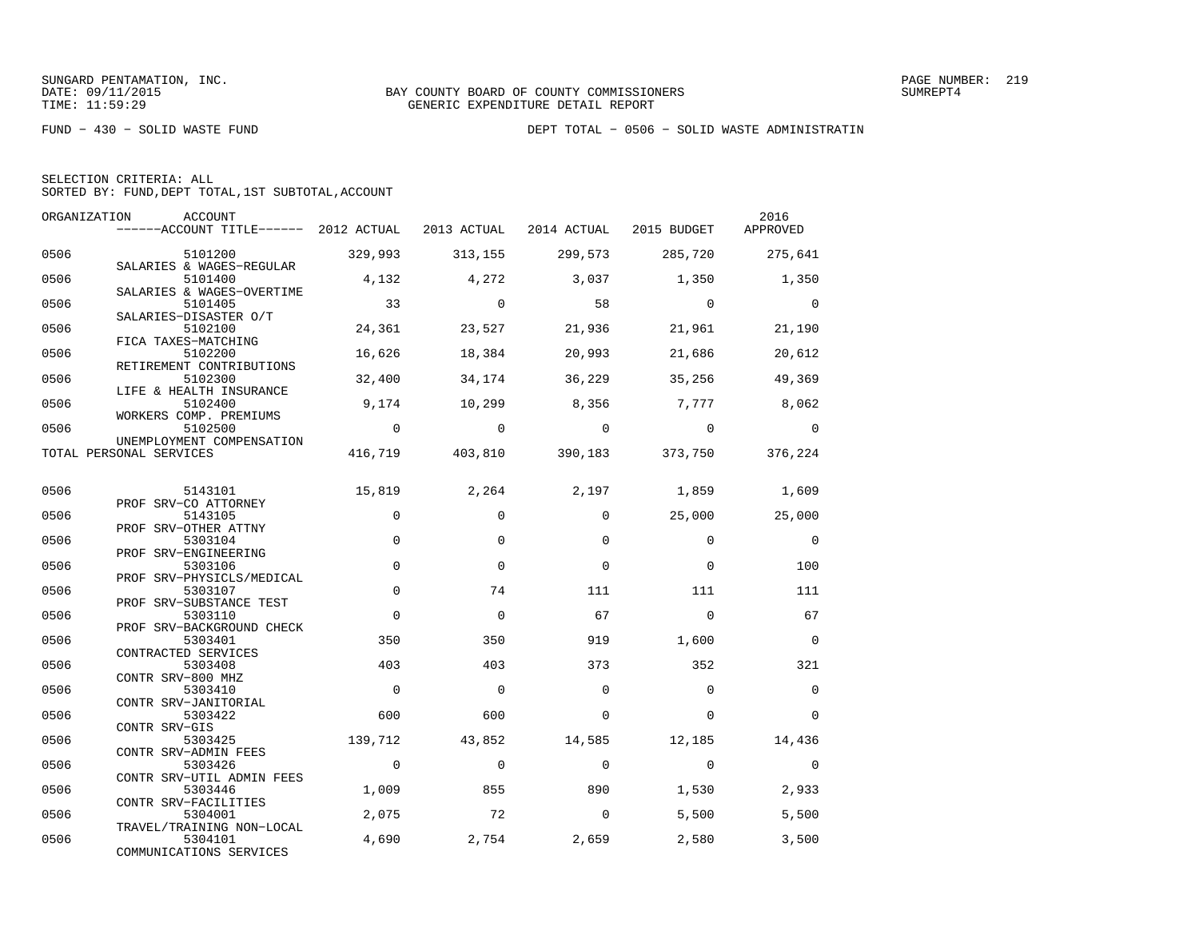SUNGARD PENTAMATION, INC.
DATE: 09/11/2015
TIME: 11:59:29

BAY COUNTY BOARD OF COUNTY COMMISSIONERS
GENERIC EXPENDITURE DETAIL REPORT

PAGE NUMBER: 219
SUMREPT4

FUND − 430 − SOLID WASTE FUND

DEPT TOTAL − 0506 − SOLID WASTE ADMINISTRATIN

SELECTION CRITERIA: ALL
SORTED BY: FUND,DEPT TOTAL,1ST SUBTOTAL,ACCOUNT

| ORGANIZATION | ACCOUNT / ACCOUNT TITLE | 2012 ACTUAL | 2013 ACTUAL | 2014 ACTUAL | 2015 BUDGET | 2016 APPROVED |
|---|---|---|---|---|---|---|
| 0506 | 5101200 SALARIES & WAGES−REGULAR | 329,993 | 313,155 | 299,573 | 285,720 | 275,641 |
| 0506 | 5101400 SALARIES & WAGES−OVERTIME | 4,132 | 4,272 | 3,037 | 1,350 | 1,350 |
| 0506 | 5101405 SALARIES−DISASTER O/T | 33 | 0 | 58 | 0 | 0 |
| 0506 | 5102100 FICA TAXES−MATCHING | 24,361 | 23,527 | 21,936 | 21,961 | 21,190 |
| 0506 | 5102200 RETIREMENT CONTRIBUTIONS | 16,626 | 18,384 | 20,993 | 21,686 | 20,612 |
| 0506 | 5102300 LIFE & HEALTH INSURANCE | 32,400 | 34,174 | 36,229 | 35,256 | 49,369 |
| 0506 | 5102400 WORKERS COMP. PREMIUMS | 9,174 | 10,299 | 8,356 | 7,777 | 8,062 |
| 0506 | 5102500 UNEMPLOYMENT COMPENSATION | 0 | 0 | 0 | 0 | 0 |
| TOTAL PERSONAL SERVICES | | 416,719 | 403,810 | 390,183 | 373,750 | 376,224 |
| 0506 | 5143101 PROF SRV−CO ATTORNEY | 15,819 | 2,264 | 2,197 | 1,859 | 1,609 |
| 0506 | 5143105 PROF SRV−OTHER ATTNY | 0 | 0 | 0 | 25,000 | 25,000 |
| 0506 | 5303104 PROF SRV−ENGINEERING | 0 | 0 | 0 | 0 | 0 |
| 0506 | 5303106 PROF SRV−PHYSICLS/MEDICAL | 0 | 0 | 0 | 0 | 100 |
| 0506 | 5303107 PROF SRV−SUBSTANCE TEST | 0 | 74 | 111 | 111 | 111 |
| 0506 | 5303110 PROF SRV−BACKGROUND CHECK | 0 | 0 | 67 | 0 | 67 |
| 0506 | 5303401 CONTRACTED SERVICES | 350 | 350 | 919 | 1,600 | 0 |
| 0506 | 5303408 CONTR SRV−800 MHZ | 403 | 403 | 373 | 352 | 321 |
| 0506 | 5303410 CONTR SRV−JANITORIAL | 0 | 0 | 0 | 0 | 0 |
| 0506 | 5303422 CONTR SRV−GIS | 600 | 600 | 0 | 0 | 0 |
| 0506 | 5303425 CONTR SRV−ADMIN FEES | 139,712 | 43,852 | 14,585 | 12,185 | 14,436 |
| 0506 | 5303426 CONTR SRV−UTIL ADMIN FEES | 0 | 0 | 0 | 0 | 0 |
| 0506 | 5303446 CONTR SRV−FACILITIES | 1,009 | 855 | 890 | 1,530 | 2,933 |
| 0506 | 5304001 TRAVEL/TRAINING NON−LOCAL | 2,075 | 72 | 0 | 5,500 | 5,500 |
| 0506 | 5304101 COMMUNICATIONS SERVICES | 4,690 | 2,754 | 2,659 | 2,580 | 3,500 |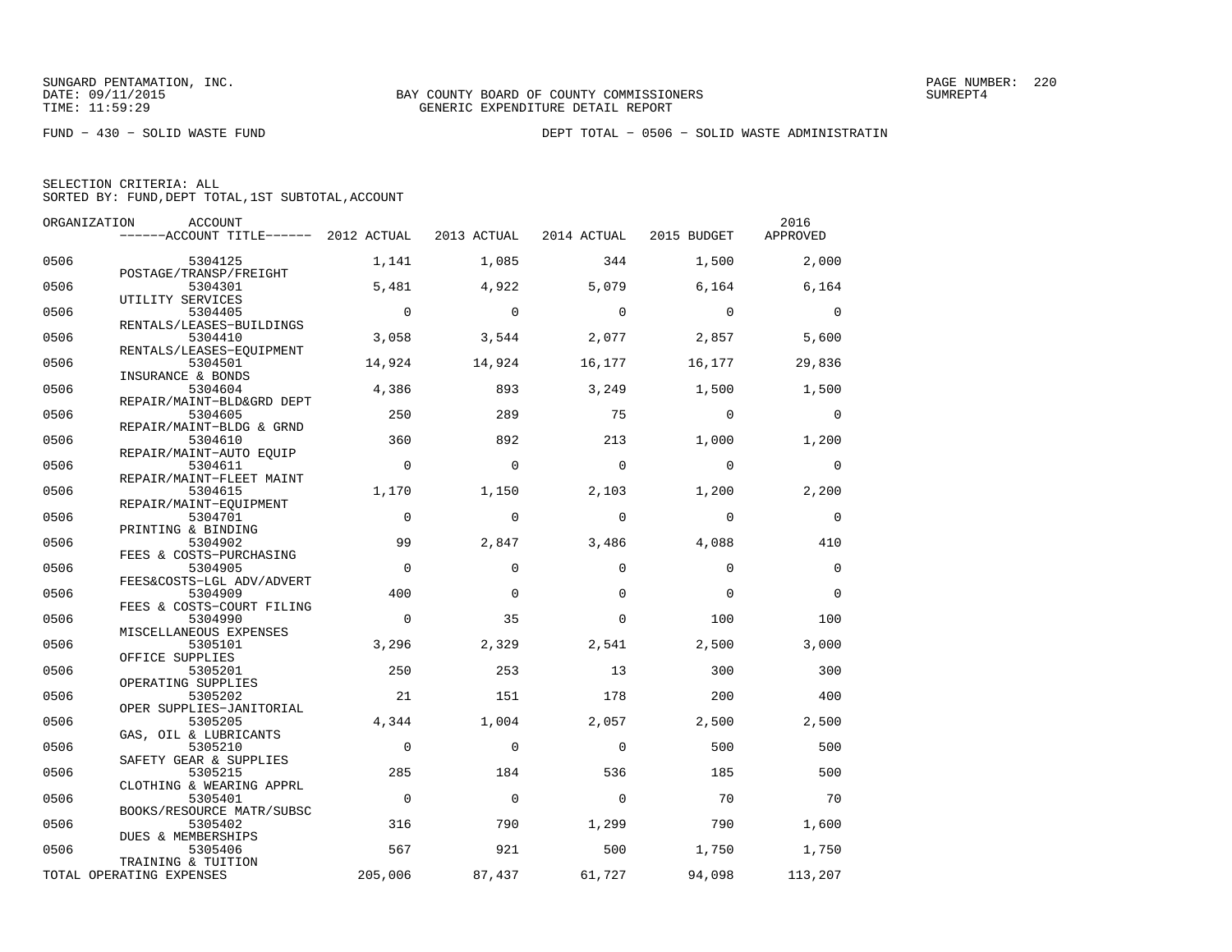SUNGARD PENTAMATION, INC.
DATE: 09/11/2015
TIME: 11:59:29

BAY COUNTY BOARD OF COUNTY COMMISSIONERS
GENERIC EXPENDITURE DETAIL REPORT

PAGE NUMBER: 220
SUMREPT4

FUND − 430 − SOLID WASTE FUND

DEPT TOTAL − 0506 − SOLID WASTE ADMINISTRATIN

SELECTION CRITERIA: ALL
SORTED BY: FUND,DEPT TOTAL,1ST SUBTOTAL,ACCOUNT

| ORGANIZATION | ACCOUNT / ACCOUNT TITLE | 2012 ACTUAL | 2013 ACTUAL | 2014 ACTUAL | 2015 BUDGET | 2016 APPROVED |
|---|---|---|---|---|---|---|
| 0506 | 5304125 POSTAGE/TRANSP/FREIGHT | 1,141 | 1,085 | 344 | 1,500 | 2,000 |
| 0506 | 5304301 UTILITY SERVICES | 5,481 | 4,922 | 5,079 | 6,164 | 6,164 |
| 0506 | 5304405 RENTALS/LEASES−BUILDINGS | 0 | 0 | 0 | 0 | 0 |
| 0506 | 5304410 RENTALS/LEASES−EQUIPMENT | 3,058 | 3,544 | 2,077 | 2,857 | 5,600 |
| 0506 | 5304501 INSURANCE & BONDS | 14,924 | 14,924 | 16,177 | 16,177 | 29,836 |
| 0506 | 5304604 REPAIR/MAINT−BLD&GRD DEPT | 4,386 | 893 | 3,249 | 1,500 | 1,500 |
| 0506 | 5304605 REPAIR/MAINT−BLDG & GRND | 250 | 289 | 75 | 0 | 0 |
| 0506 | 5304610 REPAIR/MAINT−AUTO EQUIP | 360 | 892 | 213 | 1,000 | 1,200 |
| 0506 | 5304611 REPAIR/MAINT−FLEET MAINT | 0 | 0 | 0 | 0 | 0 |
| 0506 | 5304615 REPAIR/MAINT−EQUIPMENT | 1,170 | 1,150 | 2,103 | 1,200 | 2,200 |
| 0506 | 5304701 PRINTING & BINDING | 0 | 0 | 0 | 0 | 0 |
| 0506 | 5304902 FEES & COSTS−PURCHASING | 99 | 2,847 | 3,486 | 4,088 | 410 |
| 0506 | 5304905 FEES&COSTS−LGL ADV/ADVERT | 0 | 0 | 0 | 0 | 0 |
| 0506 | 5304909 FEES & COSTS−COURT FILING | 400 | 0 | 0 | 0 | 0 |
| 0506 | 5304990 MISCELLANEOUS EXPENSES | 0 | 35 | 0 | 100 | 100 |
| 0506 | 5305101 OFFICE SUPPLIES | 3,296 | 2,329 | 2,541 | 2,500 | 3,000 |
| 0506 | 5305201 OPERATING SUPPLIES | 250 | 253 | 13 | 300 | 300 |
| 0506 | 5305202 OPER SUPPLIES−JANITORIAL | 21 | 151 | 178 | 200 | 400 |
| 0506 | 5305205 GAS, OIL & LUBRICANTS | 4,344 | 1,004 | 2,057 | 2,500 | 2,500 |
| 0506 | 5305210 SAFETY GEAR & SUPPLIES | 0 | 0 | 0 | 500 | 500 |
| 0506 | 5305215 CLOTHING & WEARING APPRL | 285 | 184 | 536 | 185 | 500 |
| 0506 | 5305401 BOOKS/RESOURCE MATR/SUBSC | 0 | 0 | 0 | 70 | 70 |
| 0506 | 5305402 DUES & MEMBERSHIPS | 316 | 790 | 1,299 | 790 | 1,600 |
| 0506 | 5305406 TRAINING & TUITION | 567 | 921 | 500 | 1,750 | 1,750 |
| TOTAL OPERATING EXPENSES | | 205,006 | 87,437 | 61,727 | 94,098 | 113,207 |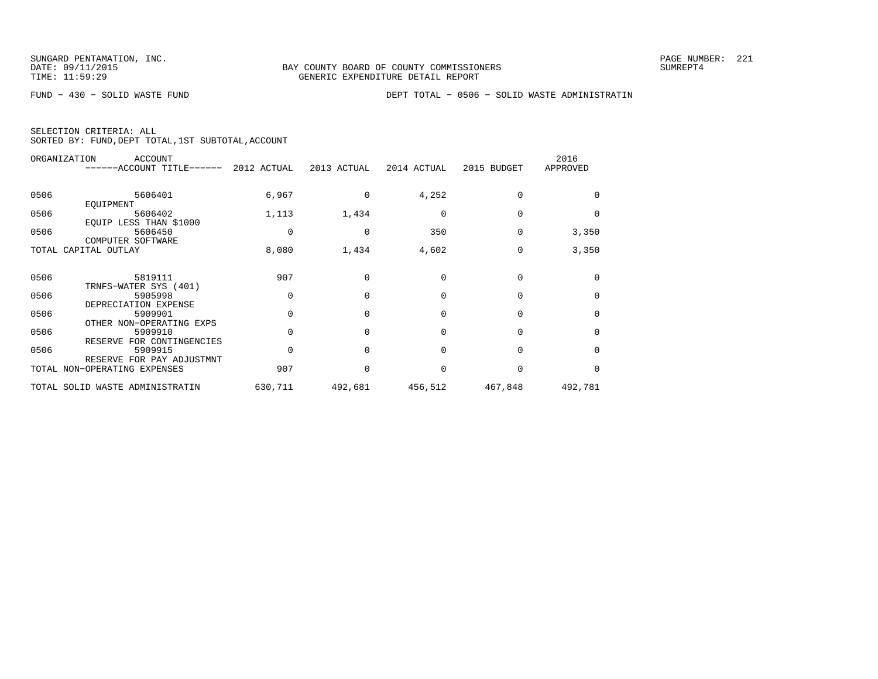SUNGARD PENTAMATION, INC.
DATE: 09/11/2015
TIME: 11:59:29

BAY COUNTY BOARD OF COUNTY COMMISSIONERS
GENERIC EXPENDITURE DETAIL REPORT

SUMREPT4

FUND − 430 − SOLID WASTE FUND

DEPT TOTAL − 0506 − SOLID WASTE ADMINISTRATIN

SELECTION CRITERIA: ALL
SORTED BY: FUND,DEPT TOTAL,1ST SUBTOTAL,ACCOUNT

| ORGANIZATION | ACCOUNT ------ACCOUNT TITLE------ | 2012 ACTUAL | 2013 ACTUAL | 2014 ACTUAL | 2015 BUDGET | 2016 APPROVED |
|---|---|---|---|---|---|---|
| 0506 | 5606401 EQUIPMENT | 6,967 | 0 | 4,252 | 0 | 0 |
| 0506 | 5606402 EQUIP LESS THAN $1000 | 1,113 | 1,434 | 0 | 0 | 0 |
| 0506 | 5606450 COMPUTER SOFTWARE | 0 | 0 | 350 | 0 | 3,350 |
| TOTAL CAPITAL OUTLAY | | 8,080 | 1,434 | 4,602 | 0 | 3,350 |
| 0506 | 5819111 TRNFS−WATER SYS (401) | 907 | 0 | 0 | 0 | 0 |
| 0506 | 5905998 DEPRECIATION EXPENSE | 0 | 0 | 0 | 0 | 0 |
| 0506 | 5909901 OTHER NON−OPERATING EXPS | 0 | 0 | 0 | 0 | 0 |
| 0506 | 5909910 RESERVE FOR CONTINGENCIES | 0 | 0 | 0 | 0 | 0 |
| 0506 | 5909915 RESERVE FOR PAY ADJUSTMNT | 0 | 0 | 0 | 0 | 0 |
| TOTAL NON−OPERATING EXPENSES | | 907 | 0 | 0 | 0 | 0 |
| TOTAL SOLID WASTE ADMINISTRATIN | | 630,711 | 492,681 | 456,512 | 467,848 | 492,781 |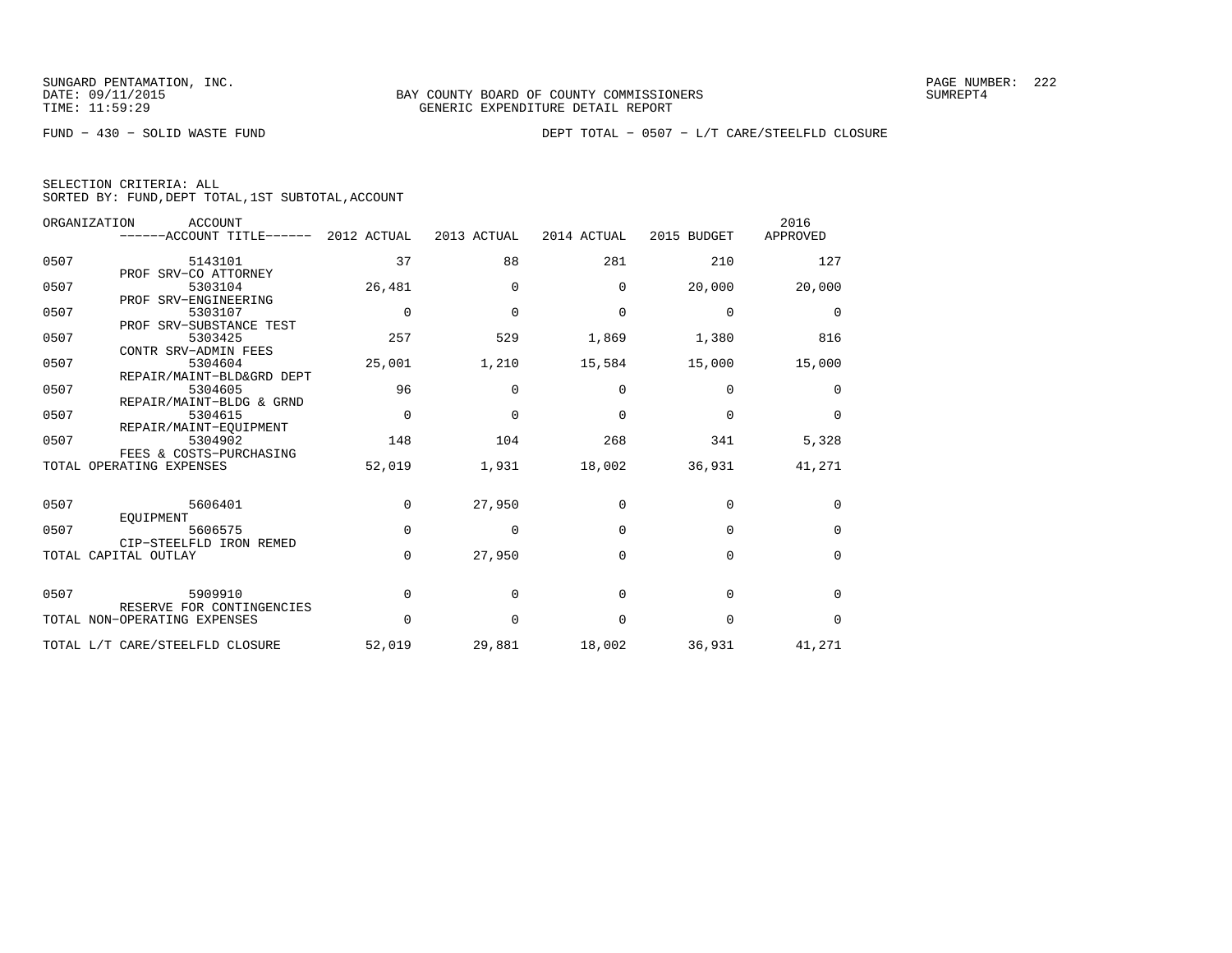SUNGARD PENTAMATION, INC.
DATE: 09/11/2015
TIME: 11:59:29

BAY COUNTY BOARD OF COUNTY COMMISSIONERS
GENERIC EXPENDITURE DETAIL REPORT

SUMREPT4

FUND − 430 − SOLID WASTE FUND

DEPT TOTAL − 0507 − L/T CARE/STEELFLD CLOSURE

SELECTION CRITERIA: ALL
SORTED BY: FUND,DEPT TOTAL,1ST SUBTOTAL,ACCOUNT

| ORGANIZATION | ACCOUNT / ACCOUNT TITLE | 2012 ACTUAL | 2013 ACTUAL | 2014 ACTUAL | 2015 BUDGET | 2016 APPROVED |
|---|---|---|---|---|---|---|
| 0507 | 5143101 PROF SRV−CO ATTORNEY | 37 | 88 | 281 | 210 | 127 |
| 0507 | 5303104 PROF SRV−ENGINEERING | 26,481 | 0 | 0 | 20,000 | 20,000 |
| 0507 | 5303107 PROF SRV−SUBSTANCE TEST | 0 | 0 | 0 | 0 | 0 |
| 0507 | 5303425 CONTR SRV−ADMIN FEES | 257 | 529 | 1,869 | 1,380 | 816 |
| 0507 | 5304604 REPAIR/MAINT−BLD&GRD DEPT | 25,001 | 1,210 | 15,584 | 15,000 | 15,000 |
| 0507 | 5304605 REPAIR/MAINT−BLDG & GRND | 96 | 0 | 0 | 0 | 0 |
| 0507 | 5304615 REPAIR/MAINT−EQUIPMENT | 0 | 0 | 0 | 0 | 0 |
| 0507 | 5304902 FEES & COSTS−PURCHASING | 148 | 104 | 268 | 341 | 5,328 |
| TOTAL OPERATING EXPENSES | | 52,019 | 1,931 | 18,002 | 36,931 | 41,271 |
| 0507 | 5606401 EQUIPMENT | 0 | 27,950 | 0 | 0 | 0 |
| 0507 | 5606575 CIP−STEELFLD IRON REMED | 0 | 0 | 0 | 0 | 0 |
| TOTAL CAPITAL OUTLAY | | 0 | 27,950 | 0 | 0 | 0 |
| 0507 | 5909910 RESERVE FOR CONTINGENCIES | 0 | 0 | 0 | 0 | 0 |
| TOTAL NON−OPERATING EXPENSES | | 0 | 0 | 0 | 0 | 0 |
| TOTAL L/T CARE/STEELFLD CLOSURE | | 52,019 | 29,881 | 18,002 | 36,931 | 41,271 |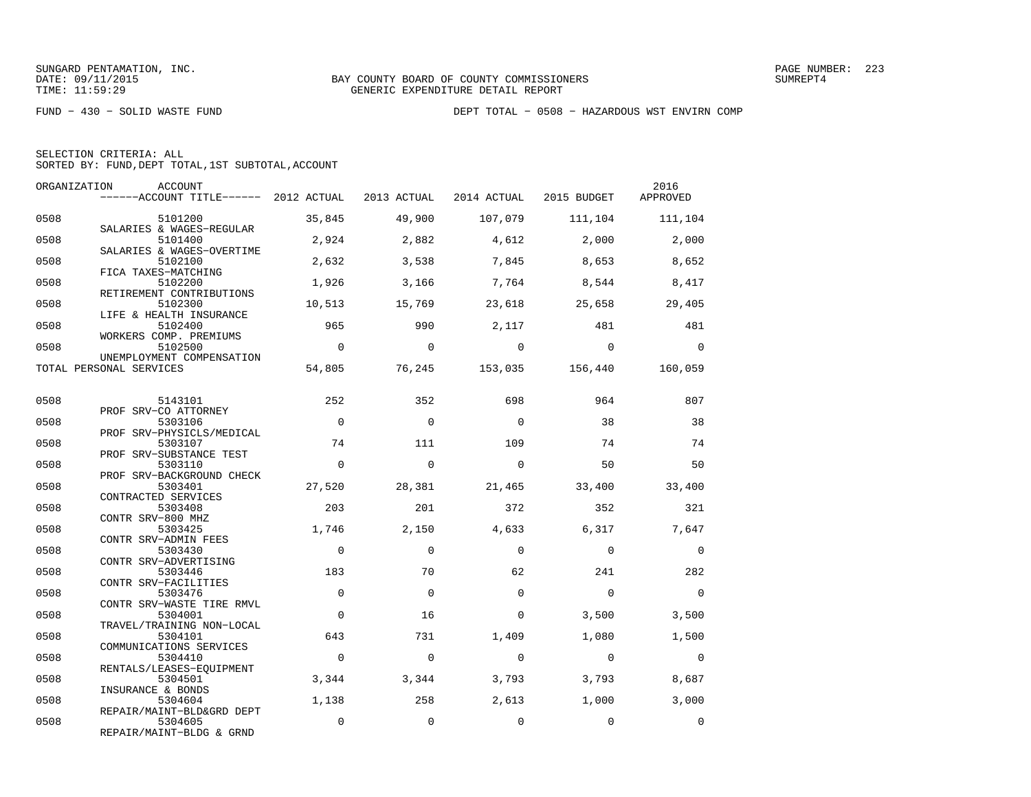SUNGARD PENTAMATION, INC.
DATE: 09/11/2015
TIME: 11:59:29

BAY COUNTY BOARD OF COUNTY COMMISSIONERS
GENERIC EXPENDITURE DETAIL REPORT

PAGE NUMBER: 223
SUMREPT4

FUND - 430 - SOLID WASTE FUND

DEPT TOTAL - 0508 - HAZARDOUS WST ENVIRN COMP

SELECTION CRITERIA: ALL
SORTED BY: FUND,DEPT TOTAL,1ST SUBTOTAL,ACCOUNT

| ORGANIZATION | ACCOUNT / ACCOUNT TITLE | 2012 ACTUAL | 2013 ACTUAL | 2014 ACTUAL | 2015 BUDGET | 2016 APPROVED |
|---|---|---|---|---|---|---|
| 0508 | 5101200 SALARIES & WAGES-REGULAR | 35,845 | 49,900 | 107,079 | 111,104 | 111,104 |
| 0508 | 5101400 SALARIES & WAGES-OVERTIME | 2,924 | 2,882 | 4,612 | 2,000 | 2,000 |
| 0508 | 5102100 FICA TAXES-MATCHING | 2,632 | 3,538 | 7,845 | 8,653 | 8,652 |
| 0508 | 5102200 RETIREMENT CONTRIBUTIONS | 1,926 | 3,166 | 7,764 | 8,544 | 8,417 |
| 0508 | 5102300 LIFE & HEALTH INSURANCE | 10,513 | 15,769 | 23,618 | 25,658 | 29,405 |
| 0508 | 5102400 WORKERS COMP. PREMIUMS | 965 | 990 | 2,117 | 481 | 481 |
| 0508 | 5102500 UNEMPLOYMENT COMPENSATION | 0 | 0 | 0 | 0 | 0 |
| TOTAL PERSONAL SERVICES | | 54,805 | 76,245 | 153,035 | 156,440 | 160,059 |
| 0508 | 5143101 PROF SRV-CO ATTORNEY | 252 | 352 | 698 | 964 | 807 |
| 0508 | 5303106 PROF SRV-PHYSICLS/MEDICAL | 0 | 0 | 0 | 38 | 38 |
| 0508 | 5303107 PROF SRV-SUBSTANCE TEST | 74 | 111 | 109 | 74 | 74 |
| 0508 | 5303110 PROF SRV-BACKGROUND CHECK | 0 | 0 | 0 | 50 | 50 |
| 0508 | 5303401 CONTRACTED SERVICES | 27,520 | 28,381 | 21,465 | 33,400 | 33,400 |
| 0508 | 5303408 CONTR SRV-800 MHZ | 203 | 201 | 372 | 352 | 321 |
| 0508 | 5303425 CONTR SRV-ADMIN FEES | 1,746 | 2,150 | 4,633 | 6,317 | 7,647 |
| 0508 | 5303430 CONTR SRV-ADVERTISING | 0 | 0 | 0 | 0 | 0 |
| 0508 | 5303446 CONTR SRV-FACILITIES | 183 | 70 | 62 | 241 | 282 |
| 0508 | 5303476 CONTR SRV-WASTE TIRE RMVL | 0 | 0 | 0 | 0 | 0 |
| 0508 | 5304001 TRAVEL/TRAINING NON-LOCAL | 0 | 16 | 0 | 3,500 | 3,500 |
| 0508 | 5304101 COMMUNICATIONS SERVICES | 643 | 731 | 1,409 | 1,080 | 1,500 |
| 0508 | 5304410 RENTALS/LEASES-EQUIPMENT | 0 | 0 | 0 | 0 | 0 |
| 0508 | 5304501 INSURANCE & BONDS | 3,344 | 3,344 | 3,793 | 3,793 | 8,687 |
| 0508 | 5304604 REPAIR/MAINT-BLD&GRD DEPT | 1,138 | 258 | 2,613 | 1,000 | 3,000 |
| 0508 | 5304605 REPAIR/MAINT-BLDG & GRND | 0 | 0 | 0 | 0 | 0 |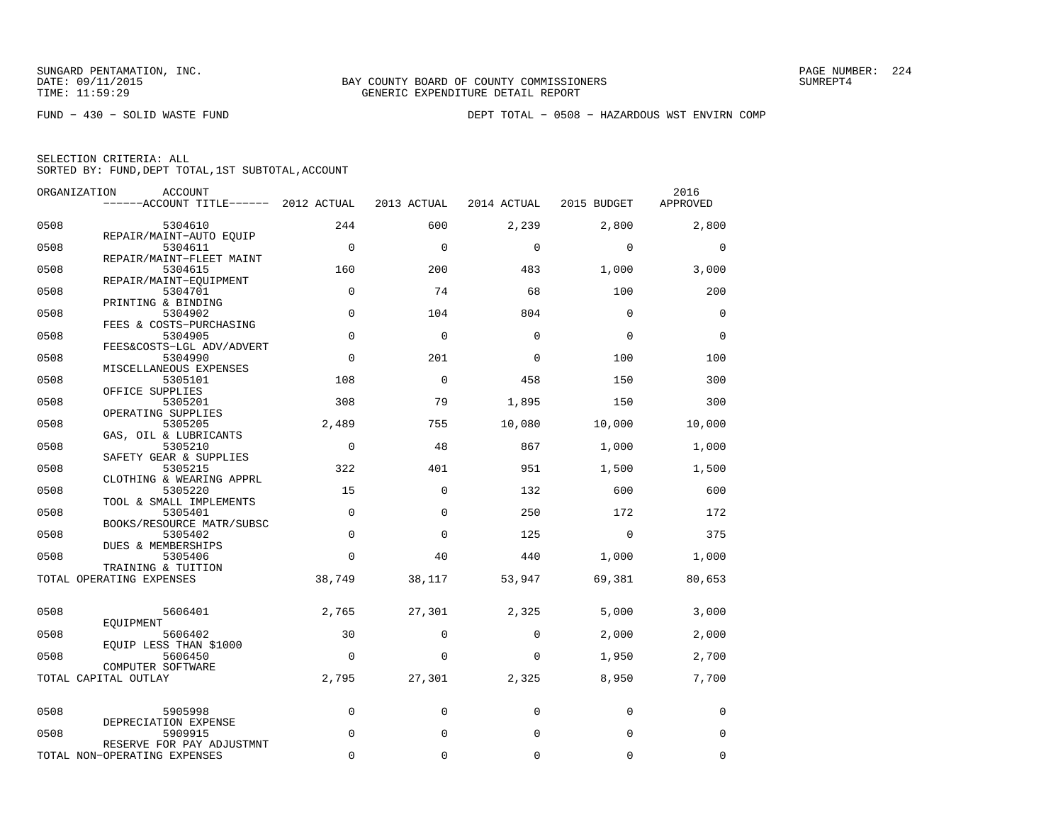SUNGARD PENTAMATION, INC.
DATE: 09/11/2015
TIME: 11:59:29

BAY COUNTY BOARD OF COUNTY COMMISSIONERS
GENERIC EXPENDITURE DETAIL REPORT

FUND − 430 − SOLID WASTE FUND

DEPT TOTAL − 0508 − HAZARDOUS WST ENVIRN COMP

SELECTION CRITERIA: ALL
SORTED BY: FUND,DEPT TOTAL,1ST SUBTOTAL,ACCOUNT

| ORGANIZATION | ACCOUNT / ACCOUNT TITLE | 2012 ACTUAL | 2013 ACTUAL | 2014 ACTUAL | 2015 BUDGET | 2016 APPROVED |
|---|---|---|---|---|---|---|
| 0508 | 5304610 REPAIR/MAINT−AUTO EQUIP | 244 | 600 | 2,239 | 2,800 | 2,800 |
| 0508 | 5304611 REPAIR/MAINT−FLEET MAINT | 0 | 0 | 0 | 0 | 0 |
| 0508 | 5304615 REPAIR/MAINT−EQUIPMENT | 160 | 200 | 483 | 1,000 | 3,000 |
| 0508 | 5304701 PRINTING & BINDING | 0 | 74 | 68 | 100 | 200 |
| 0508 | 5304902 FEES & COSTS−PURCHASING | 0 | 104 | 804 | 0 | 0 |
| 0508 | 5304905 FEES&COSTS−LGL ADV/ADVERT | 0 | 0 | 0 | 0 | 0 |
| 0508 | 5304990 MISCELLANEOUS EXPENSES | 0 | 201 | 0 | 100 | 100 |
| 0508 | 5305101 OFFICE SUPPLIES | 108 | 0 | 458 | 150 | 300 |
| 0508 | 5305201 OPERATING SUPPLIES | 308 | 79 | 1,895 | 150 | 300 |
| 0508 | 5305205 GAS, OIL & LUBRICANTS | 2,489 | 755 | 10,080 | 10,000 | 10,000 |
| 0508 | 5305210 SAFETY GEAR & SUPPLIES | 0 | 48 | 867 | 1,000 | 1,000 |
| 0508 | 5305215 CLOTHING & WEARING APPRL | 322 | 401 | 951 | 1,500 | 1,500 |
| 0508 | 5305220 TOOL & SMALL IMPLEMENTS | 15 | 0 | 132 | 600 | 600 |
| 0508 | 5305401 BOOKS/RESOURCE MATR/SUBSC | 0 | 0 | 250 | 172 | 172 |
| 0508 | 5305402 DUES & MEMBERSHIPS | 0 | 0 | 125 | 0 | 375 |
| 0508 | 5305406 TRAINING & TUITION | 0 | 40 | 440 | 1,000 | 1,000 |
| TOTAL OPERATING EXPENSES | | 38,749 | 38,117 | 53,947 | 69,381 | 80,653 |
| 0508 | 5606401 EQUIPMENT | 2,765 | 27,301 | 2,325 | 5,000 | 3,000 |
| 0508 | 5606402 EQUIP LESS THAN $1000 | 30 | 0 | 0 | 2,000 | 2,000 |
| 0508 | 5606450 COMPUTER SOFTWARE | 0 | 0 | 0 | 1,950 | 2,700 |
| TOTAL CAPITAL OUTLAY | | 2,795 | 27,301 | 2,325 | 8,950 | 7,700 |
| 0508 | 5905998 DEPRECIATION EXPENSE | 0 | 0 | 0 | 0 | 0 |
| 0508 | 5909915 RESERVE FOR PAY ADJUSTMNT | 0 | 0 | 0 | 0 | 0 |
| TOTAL NON−OPERATING EXPENSES | | 0 | 0 | 0 | 0 | 0 |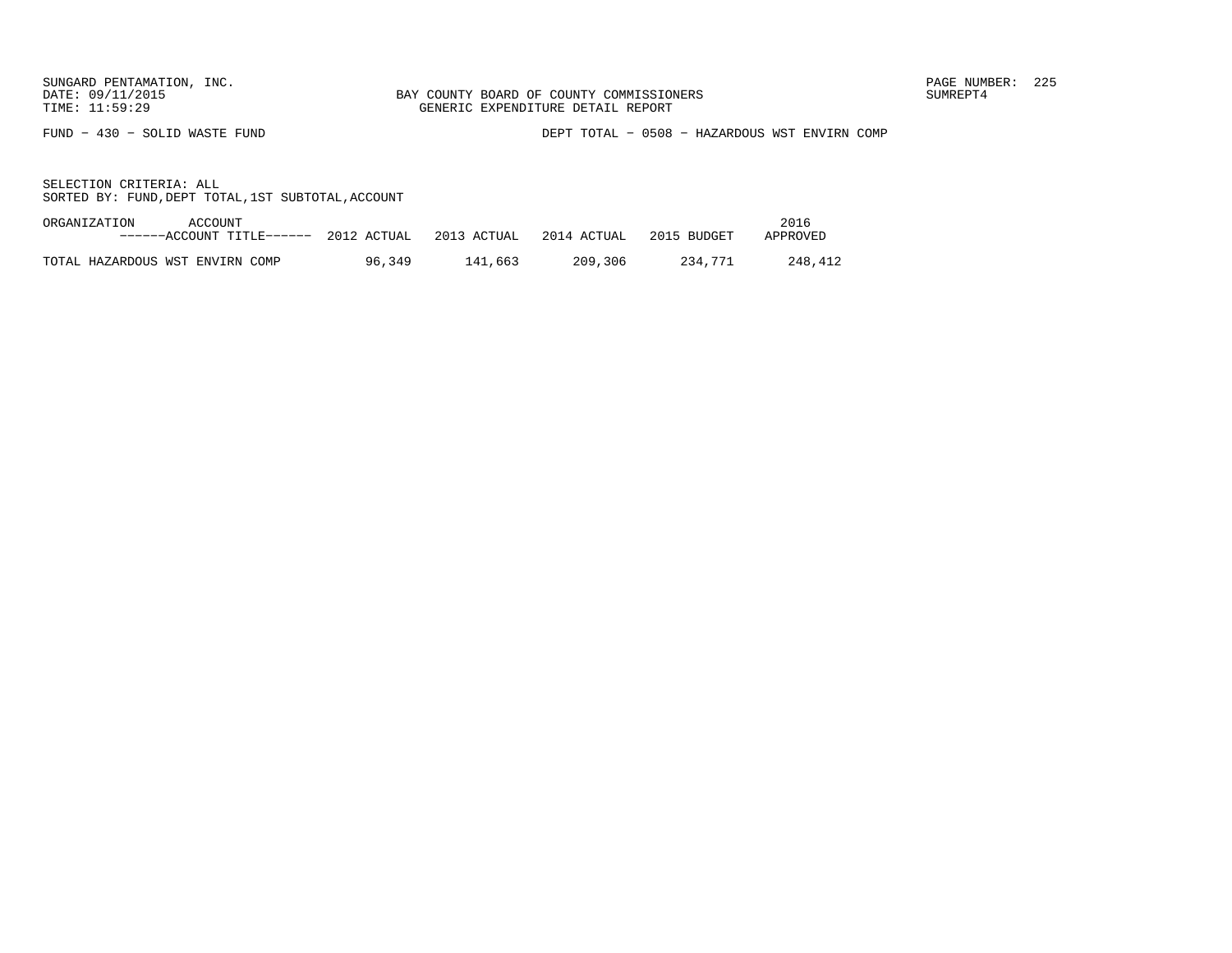BAY COUNTY BOARD OF COUNTY COMMISSIONERS
GENERIC EXPENDITURE DETAIL REPORT

SUNGARD PENTAMATION, INC.
DATE: 09/11/2015
TIME: 11:59:29

SUMREPT4

FUND − 430 − SOLID WASTE FUND

DEPT TOTAL − 0508 − HAZARDOUS WST ENVIRN COMP

SELECTION CRITERIA: ALL
SORTED BY: FUND,DEPT TOTAL,1ST SUBTOTAL,ACCOUNT

| ORGANIZATION ACCOUNT ------ACCOUNT TITLE------ | 2012 ACTUAL | 2013 ACTUAL | 2014 ACTUAL | 2015 BUDGET | 2016 APPROVED |
|---|---|---|---|---|---|
| TOTAL HAZARDOUS WST ENVIRN COMP | 96,349 | 141,663 | 209,306 | 234,771 | 248,412 |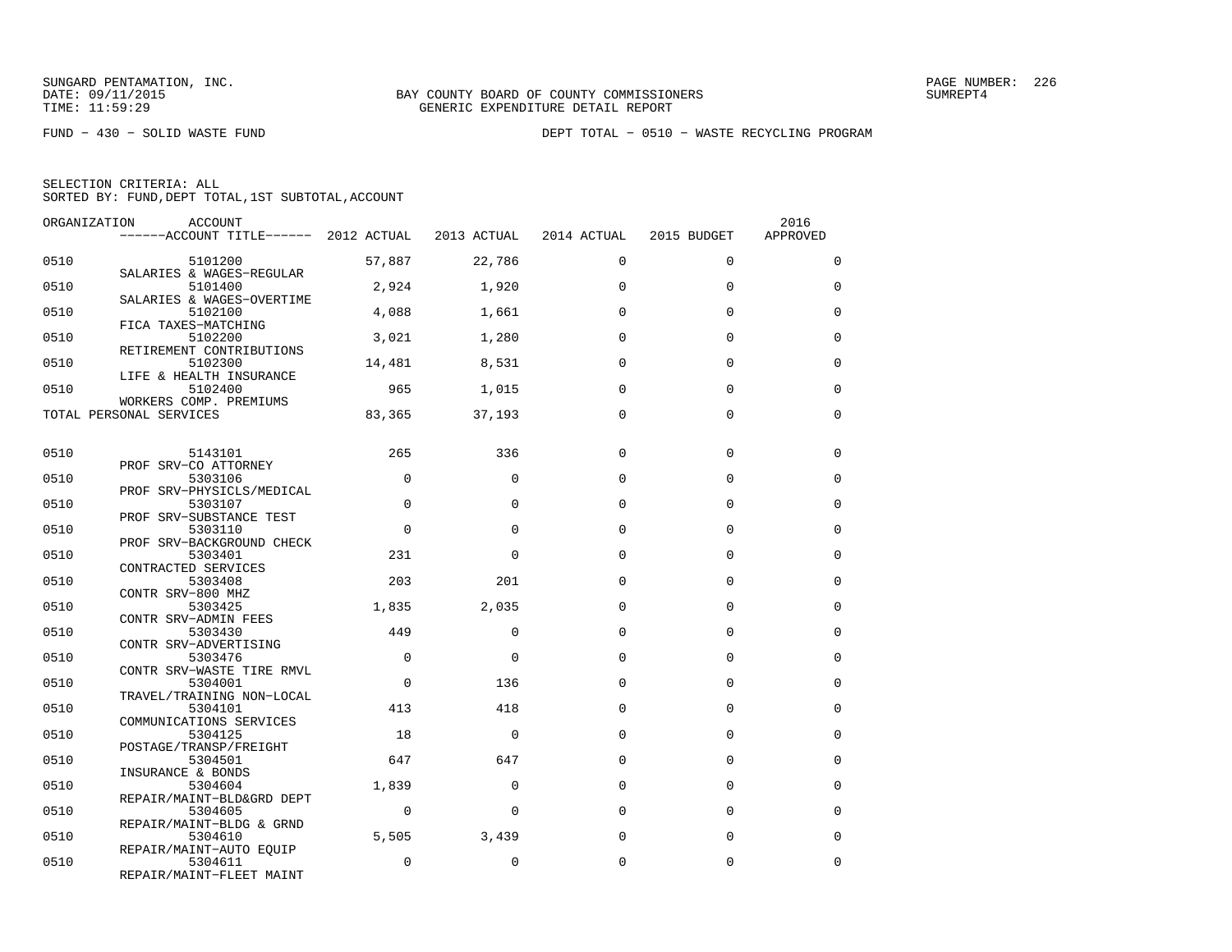SUNGARD PENTAMATION, INC.
DATE: 09/11/2015
TIME: 11:59:29

BAY COUNTY BOARD OF COUNTY COMMISSIONERS
GENERIC EXPENDITURE DETAIL REPORT

PAGE NUMBER: 226
SUMREPT4

FUND - 430 - SOLID WASTE FUND

DEPT TOTAL - 0510 - WASTE RECYCLING PROGRAM

SELECTION CRITERIA: ALL
SORTED BY: FUND,DEPT TOTAL,1ST SUBTOTAL,ACCOUNT

| ORGANIZATION | ACCOUNT / ACCOUNT TITLE | 2012 ACTUAL | 2013 ACTUAL | 2014 ACTUAL | 2015 BUDGET | 2016 APPROVED |
|---|---|---|---|---|---|---|
| 0510 | 5101200 SALARIES & WAGES-REGULAR | 57,887 | 22,786 | 0 | 0 | 0 |
| 0510 | 5101400 SALARIES & WAGES-OVERTIME | 2,924 | 1,920 | 0 | 0 | 0 |
| 0510 | 5102100 FICA TAXES-MATCHING | 4,088 | 1,661 | 0 | 0 | 0 |
| 0510 | 5102200 RETIREMENT CONTRIBUTIONS | 3,021 | 1,280 | 0 | 0 | 0 |
| 0510 | 5102300 LIFE & HEALTH INSURANCE | 14,481 | 8,531 | 0 | 0 | 0 |
| 0510 | 5102400 WORKERS COMP. PREMIUMS | 965 | 1,015 | 0 | 0 | 0 |
| TOTAL PERSONAL SERVICES | | 83,365 | 37,193 | 0 | 0 | 0 |
| 0510 | 5143101 PROF SRV-CO ATTORNEY | 265 | 336 | 0 | 0 | 0 |
| 0510 | 5303106 PROF SRV-PHYSICLS/MEDICAL | 0 | 0 | 0 | 0 | 0 |
| 0510 | 5303107 PROF SRV-SUBSTANCE TEST | 0 | 0 | 0 | 0 | 0 |
| 0510 | 5303110 PROF SRV-BACKGROUND CHECK | 0 | 0 | 0 | 0 | 0 |
| 0510 | 5303401 CONTRACTED SERVICES | 231 | 0 | 0 | 0 | 0 |
| 0510 | 5303408 CONTR SRV-800 MHZ | 203 | 201 | 0 | 0 | 0 |
| 0510 | 5303425 CONTR SRV-ADMIN FEES | 1,835 | 2,035 | 0 | 0 | 0 |
| 0510 | 5303430 CONTR SRV-ADVERTISING | 449 | 0 | 0 | 0 | 0 |
| 0510 | 5303476 CONTR SRV-WASTE TIRE RMVL | 0 | 0 | 0 | 0 | 0 |
| 0510 | 5304001 TRAVEL/TRAINING NON-LOCAL | 0 | 136 | 0 | 0 | 0 |
| 0510 | 5304101 COMMUNICATIONS SERVICES | 413 | 418 | 0 | 0 | 0 |
| 0510 | 5304125 POSTAGE/TRANSP/FREIGHT | 18 | 0 | 0 | 0 | 0 |
| 0510 | 5304501 INSURANCE & BONDS | 647 | 647 | 0 | 0 | 0 |
| 0510 | 5304604 REPAIR/MAINT-BLD&GRD DEPT | 1,839 | 0 | 0 | 0 | 0 |
| 0510 | 5304605 REPAIR/MAINT-BLDG & GRND | 0 | 0 | 0 | 0 | 0 |
| 0510 | 5304610 REPAIR/MAINT-AUTO EQUIP | 5,505 | 3,439 | 0 | 0 | 0 |
| 0510 | 5304611 REPAIR/MAINT-FLEET MAINT | 0 | 0 | 0 | 0 | 0 |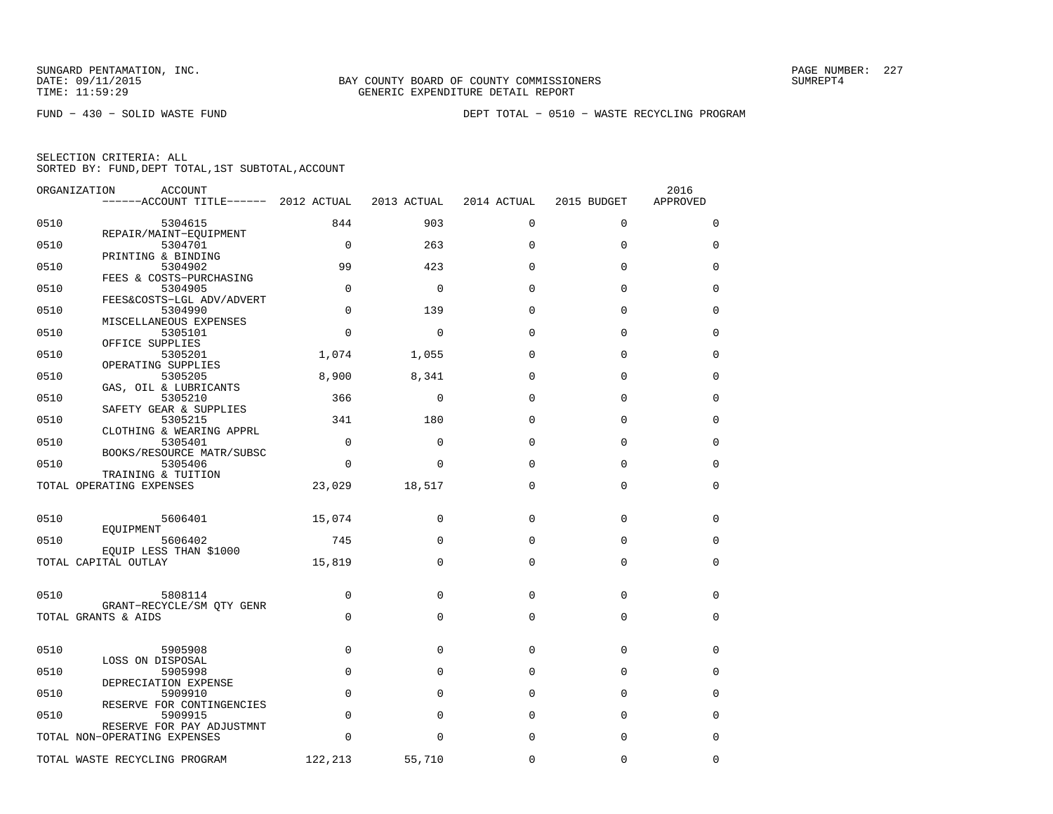SUNGARD PENTAMATION, INC.
DATE: 09/11/2015
TIME: 11:59:29

BAY COUNTY BOARD OF COUNTY COMMISSIONERS
GENERIC EXPENDITURE DETAIL REPORT

SUMREPT4

FUND − 430 − SOLID WASTE FUND

DEPT TOTAL − 0510 − WASTE RECYCLING PROGRAM

SELECTION CRITERIA: ALL
SORTED BY: FUND,DEPT TOTAL,1ST SUBTOTAL,ACCOUNT

| ORGANIZATION | ACCOUNT / ACCOUNT TITLE | 2012 ACTUAL | 2013 ACTUAL | 2014 ACTUAL | 2015 BUDGET | 2016 APPROVED |
|---|---|---|---|---|---|---|
| 0510 | 5304615 REPAIR/MAINT−EQUIPMENT | 844 | 903 | 0 | 0 | 0 |
| 0510 | 5304701 PRINTING & BINDING | 0 | 263 | 0 | 0 | 0 |
| 0510 | 5304902 FEES & COSTS−PURCHASING | 99 | 423 | 0 | 0 | 0 |
| 0510 | 5304905 FEES&COSTS−LGL ADV/ADVERT | 0 | 0 | 0 | 0 | 0 |
| 0510 | 5304990 MISCELLANEOUS EXPENSES | 0 | 139 | 0 | 0 | 0 |
| 0510 | 5305101 OFFICE SUPPLIES | 0 | 0 | 0 | 0 | 0 |
| 0510 | 5305201 OPERATING SUPPLIES | 1,074 | 1,055 | 0 | 0 | 0 |
| 0510 | 5305205 GAS, OIL & LUBRICANTS | 8,900 | 8,341 | 0 | 0 | 0 |
| 0510 | 5305210 SAFETY GEAR & SUPPLIES | 366 | 0 | 0 | 0 | 0 |
| 0510 | 5305215 CLOTHING & WEARING APPRL | 341 | 180 | 0 | 0 | 0 |
| 0510 | 5305401 BOOKS/RESOURCE MATR/SUBSC | 0 | 0 | 0 | 0 | 0 |
| 0510 | 5305406 TRAINING & TUITION | 0 | 0 | 0 | 0 | 0 |
| TOTAL OPERATING EXPENSES | | 23,029 | 18,517 | 0 | 0 | 0 |
| 0510 | 5606401 EQUIPMENT | 15,074 | 0 | 0 | 0 | 0 |
| 0510 | 5606402 EQUIP LESS THAN $1000 | 745 | 0 | 0 | 0 | 0 |
| TOTAL CAPITAL OUTLAY | | 15,819 | 0 | 0 | 0 | 0 |
| 0510 | 5808114 GRANT−RECYCLE/SM QTY GENR | 0 | 0 | 0 | 0 | 0 |
| TOTAL GRANTS & AIDS | | 0 | 0 | 0 | 0 | 0 |
| 0510 | 5905908 LOSS ON DISPOSAL | 0 | 0 | 0 | 0 | 0 |
| 0510 | 5905998 DEPRECIATION EXPENSE | 0 | 0 | 0 | 0 | 0 |
| 0510 | 5909910 RESERVE FOR CONTINGENCIES | 0 | 0 | 0 | 0 | 0 |
| 0510 | 5909915 RESERVE FOR PAY ADJUSTMNT | 0 | 0 | 0 | 0 | 0 |
| TOTAL NON−OPERATING EXPENSES | | 0 | 0 | 0 | 0 | 0 |
| TOTAL WASTE RECYCLING PROGRAM | | 122,213 | 55,710 | 0 | 0 | 0 |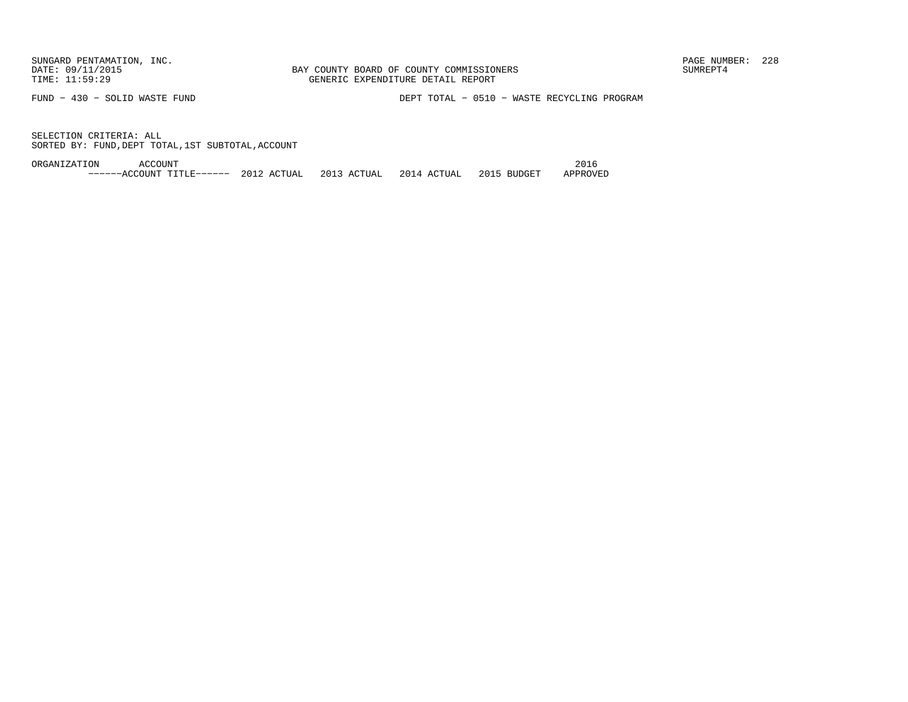SUNGARD PENTAMATION, INC.
DATE: 09/11/2015
TIME: 11:59:29

BAY COUNTY BOARD OF COUNTY COMMISSIONERS
GENERIC EXPENDITURE DETAIL REPORT

PAGE NUMBER: 228
SUMREPT4

FUND − 430 − SOLID WASTE FUND

DEPT TOTAL − 0510 − WASTE RECYCLING PROGRAM

SELECTION CRITERIA: ALL
SORTED BY: FUND,DEPT TOTAL,1ST SUBTOTAL,ACCOUNT

| ORGANIZATION | ACCOUNT ------ACCOUNT TITLE------ | 2012 ACTUAL | 2013 ACTUAL | 2014 ACTUAL | 2015 BUDGET | 2016 APPROVED |
| --- | --- | --- | --- | --- | --- | --- |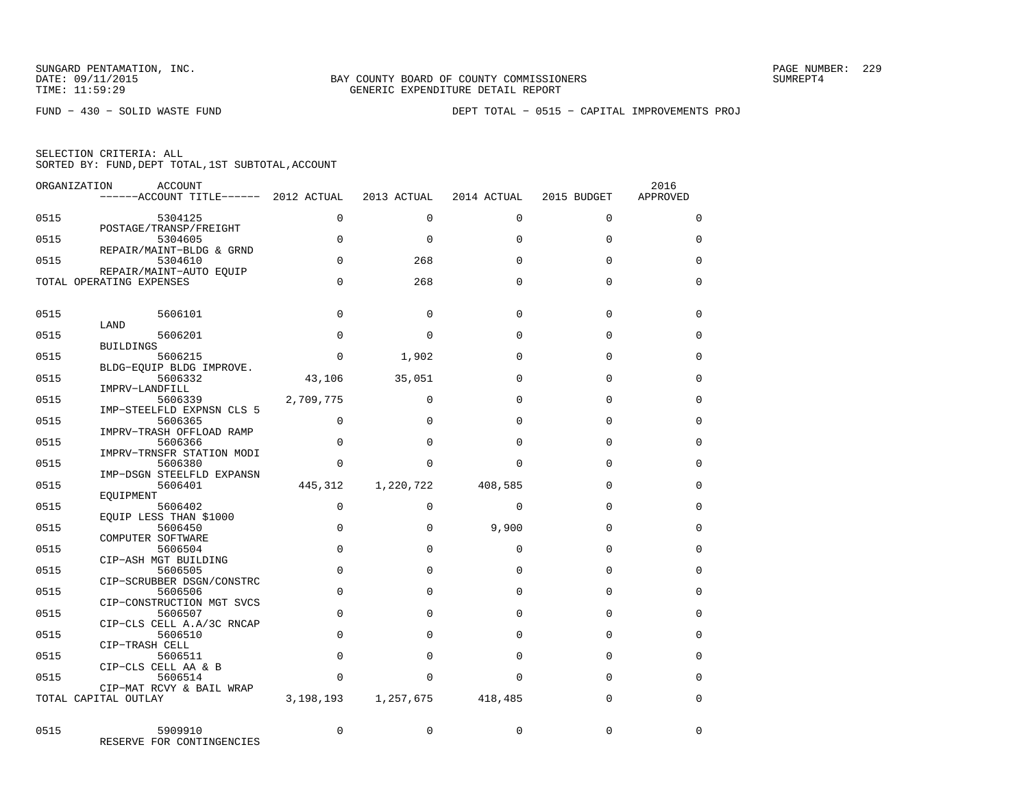SUNGARD PENTAMATION, INC.
DATE: 09/11/2015
TIME: 11:59:29

BAY COUNTY BOARD OF COUNTY COMMISSIONERS
GENERIC EXPENDITURE DETAIL REPORT

PAGE NUMBER: 229
SUMREPT4

FUND − 430 − SOLID WASTE FUND

DEPT TOTAL − 0515 − CAPITAL IMPROVEMENTS PROJ

SELECTION CRITERIA: ALL
SORTED BY: FUND,DEPT TOTAL,1ST SUBTOTAL,ACCOUNT

| ORGANIZATION | ACCOUNT / ------ACCOUNT TITLE------ | 2012 ACTUAL | 2013 ACTUAL | 2014 ACTUAL | 2015 BUDGET | 2016 APPROVED |
|---|---|---|---|---|---|---|
| 0515 | 5304125 POSTAGE/TRANSP/FREIGHT | 0 | 0 | 0 | 0 | 0 |
| 0515 | 5304605 REPAIR/MAINT−BLDG & GRND | 0 | 0 | 0 | 0 | 0 |
| 0515 | 5304610 REPAIR/MAINT−AUTO EQUIP | 0 | 268 | 0 | 0 | 0 |
| TOTAL OPERATING EXPENSES | | 0 | 268 | 0 | 0 | 0 |
| 0515 | 5606101 LAND | 0 | 0 | 0 | 0 | 0 |
| 0515 | 5606201 BUILDINGS | 0 | 0 | 0 | 0 | 0 |
| 0515 | 5606215 BLDG−EQUIP BLDG IMPROVE. | 0 | 1,902 | 0 | 0 | 0 |
| 0515 | 5606332 IMPRV−LANDFILL | 43,106 | 35,051 | 0 | 0 | 0 |
| 0515 | 5606339 IMP−STEELFLD EXPNSN CLS 5 | 2,709,775 | 0 | 0 | 0 | 0 |
| 0515 | 5606365 IMPRV−TRASH OFFLOAD RAMP | 0 | 0 | 0 | 0 | 0 |
| 0515 | 5606366 IMPRV−TRNSFR STATION MODI | 0 | 0 | 0 | 0 | 0 |
| 0515 | 5606380 IMP−DSGN STEELFLD EXPANSN | 0 | 0 | 0 | 0 | 0 |
| 0515 | 5606401 EQUIPMENT | 445,312 | 1,220,722 | 408,585 | 0 | 0 |
| 0515 | 5606402 EQUIP LESS THAN $1000 | 0 | 0 | 0 | 0 | 0 |
| 0515 | 5606450 COMPUTER SOFTWARE | 0 | 0 | 9,900 | 0 | 0 |
| 0515 | 5606504 CIP−ASH MGT BUILDING | 0 | 0 | 0 | 0 | 0 |
| 0515 | 5606505 CIP−SCRUBBER DSGN/CONSTRC | 0 | 0 | 0 | 0 | 0 |
| 0515 | 5606506 CIP−CONSTRUCTION MGT SVCS | 0 | 0 | 0 | 0 | 0 |
| 0515 | 5606507 CIP−CLS CELL A.A/3C RNCAP | 0 | 0 | 0 | 0 | 0 |
| 0515 | 5606510 CIP−TRASH CELL | 0 | 0 | 0 | 0 | 0 |
| 0515 | 5606511 CIP−CLS CELL AA & B | 0 | 0 | 0 | 0 | 0 |
| 0515 | 5606514 CIP−MAT RCVY & BAIL WRAP | 0 | 0 | 0 | 0 | 0 |
| TOTAL CAPITAL OUTLAY | | 3,198,193 | 1,257,675 | 418,485 | 0 | 0 |
| 0515 | 5909910 RESERVE FOR CONTINGENCIES | 0 | 0 | 0 | 0 | 0 |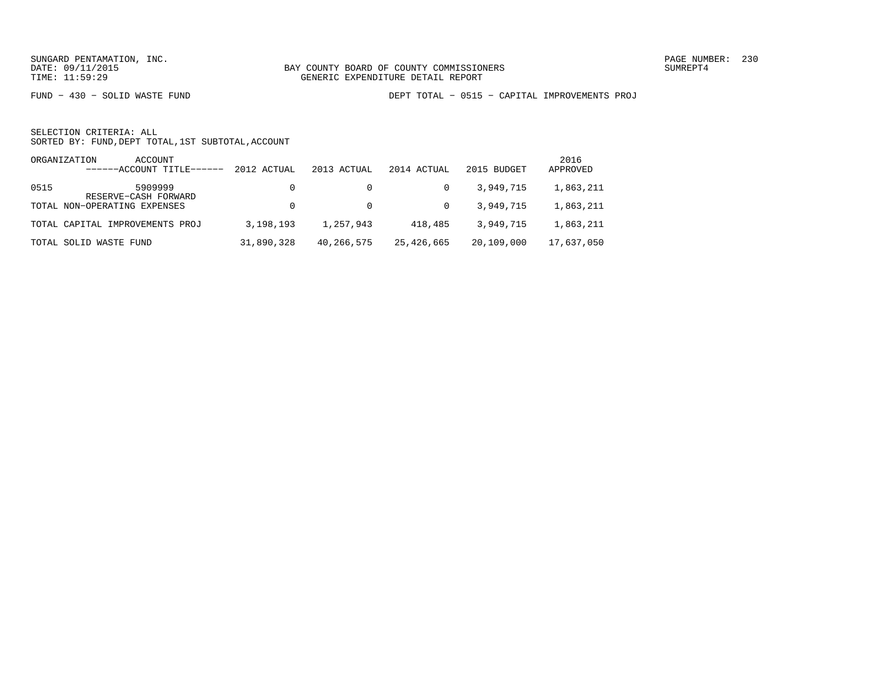SUNGARD PENTAMATION, INC.
DATE: 09/11/2015
TIME: 11:59:29

BAY COUNTY BOARD OF COUNTY COMMISSIONERS
GENERIC EXPENDITURE DETAIL REPORT

PAGE NUMBER: 230
SUMREPT4

FUND - 430 - SOLID WASTE FUND

DEPT TOTAL - 0515 - CAPITAL IMPROVEMENTS PROJ

SELECTION CRITERIA: ALL
SORTED BY: FUND,DEPT TOTAL,1ST SUBTOTAL,ACCOUNT

| ORGANIZATION | ACCOUNT ------ACCOUNT TITLE------ | 2012 ACTUAL | 2013 ACTUAL | 2014 ACTUAL | 2015 BUDGET | 2016 APPROVED |
|---|---|---|---|---|---|---|
| 0515 | 5909999 RESERVE-CASH FORWARD | 0 | 0 | 0 | 3,949,715 | 1,863,211 |
| TOTAL NON-OPERATING EXPENSES | | 0 | 0 | 0 | 3,949,715 | 1,863,211 |
| TOTAL CAPITAL IMPROVEMENTS PROJ | | 3,198,193 | 1,257,943 | 418,485 | 3,949,715 | 1,863,211 |
| TOTAL SOLID WASTE FUND | | 31,890,328 | 40,266,575 | 25,426,665 | 20,109,000 | 17,637,050 |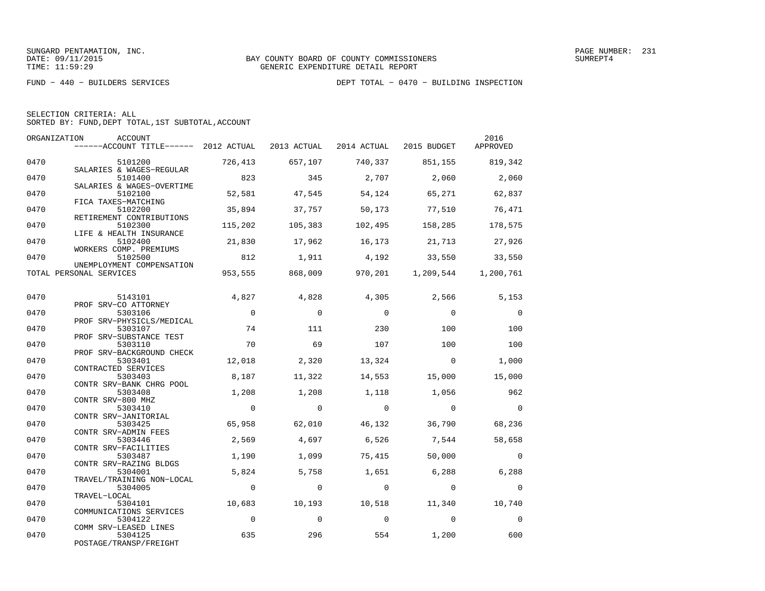SUNGARD PENTAMATION, INC.
DATE: 09/11/2015
TIME: 11:59:29

BAY COUNTY BOARD OF COUNTY COMMISSIONERS
GENERIC EXPENDITURE DETAIL REPORT

PAGE NUMBER: 231
SUMREPT4

FUND - 440 - BUILDERS SERVICES

DEPT TOTAL - 0470 - BUILDING INSPECTION

SELECTION CRITERIA: ALL
SORTED BY: FUND,DEPT TOTAL,1ST SUBTOTAL,ACCOUNT

| ORGANIZATION | ACCOUNT / ------ACCOUNT TITLE------ | 2012 ACTUAL | 2013 ACTUAL | 2014 ACTUAL | 2015 BUDGET | 2016 APPROVED |
|---|---|---|---|---|---|---|
| 0470 | 5101200 SALARIES & WAGES-REGULAR | 726,413 | 657,107 | 740,337 | 851,155 | 819,342 |
| 0470 | 5101400 SALARIES & WAGES-OVERTIME | 823 | 345 | 2,707 | 2,060 | 2,060 |
| 0470 | 5102100 FICA TAXES-MATCHING | 52,581 | 47,545 | 54,124 | 65,271 | 62,837 |
| 0470 | 5102200 RETIREMENT CONTRIBUTIONS | 35,894 | 37,757 | 50,173 | 77,510 | 76,471 |
| 0470 | 5102300 LIFE & HEALTH INSURANCE | 115,202 | 105,383 | 102,495 | 158,285 | 178,575 |
| 0470 | 5102400 WORKERS COMP. PREMIUMS | 21,830 | 17,962 | 16,173 | 21,713 | 27,926 |
| 0470 | 5102500 UNEMPLOYMENT COMPENSATION | 812 | 1,911 | 4,192 | 33,550 | 33,550 |
| TOTAL PERSONAL SERVICES | | 953,555 | 868,009 | 970,201 | 1,209,544 | 1,200,761 |
| 0470 | 5143101 PROF SRV-CO ATTORNEY | 4,827 | 4,828 | 4,305 | 2,566 | 5,153 |
| 0470 | 5303106 PROF SRV-PHYSICLS/MEDICAL | 0 | 0 | 0 | 0 | 0 |
| 0470 | 5303107 PROF SRV-SUBSTANCE TEST | 74 | 111 | 230 | 100 | 100 |
| 0470 | 5303110 PROF SRV-BACKGROUND CHECK | 70 | 69 | 107 | 100 | 100 |
| 0470 | 5303401 CONTRACTED SERVICES | 12,018 | 2,320 | 13,324 | 0 | 1,000 |
| 0470 | 5303403 CONTR SRV-BANK CHRG POOL | 8,187 | 11,322 | 14,553 | 15,000 | 15,000 |
| 0470 | 5303408 CONTR SRV-800 MHZ | 1,208 | 1,208 | 1,118 | 1,056 | 962 |
| 0470 | 5303410 CONTR SRV-JANITORIAL | 0 | 0 | 0 | 0 | 0 |
| 0470 | 5303425 CONTR SRV-ADMIN FEES | 65,958 | 62,010 | 46,132 | 36,790 | 68,236 |
| 0470 | 5303446 CONTR SRV-FACILITIES | 2,569 | 4,697 | 6,526 | 7,544 | 58,658 |
| 0470 | 5303487 CONTR SRV-RAZING BLDGS | 1,190 | 1,099 | 75,415 | 50,000 | 0 |
| 0470 | 5304001 TRAVEL/TRAINING NON-LOCAL | 5,824 | 5,758 | 1,651 | 6,288 | 6,288 |
| 0470 | 5304005 TRAVEL-LOCAL | 0 | 0 | 0 | 0 | 0 |
| 0470 | 5304101 COMMUNICATIONS SERVICES | 10,683 | 10,193 | 10,518 | 11,340 | 10,740 |
| 0470 | 5304122 COMM SRV-LEASED LINES | 0 | 0 | 0 | 0 | 0 |
| 0470 | 5304125 POSTAGE/TRANSP/FREIGHT | 635 | 296 | 554 | 1,200 | 600 |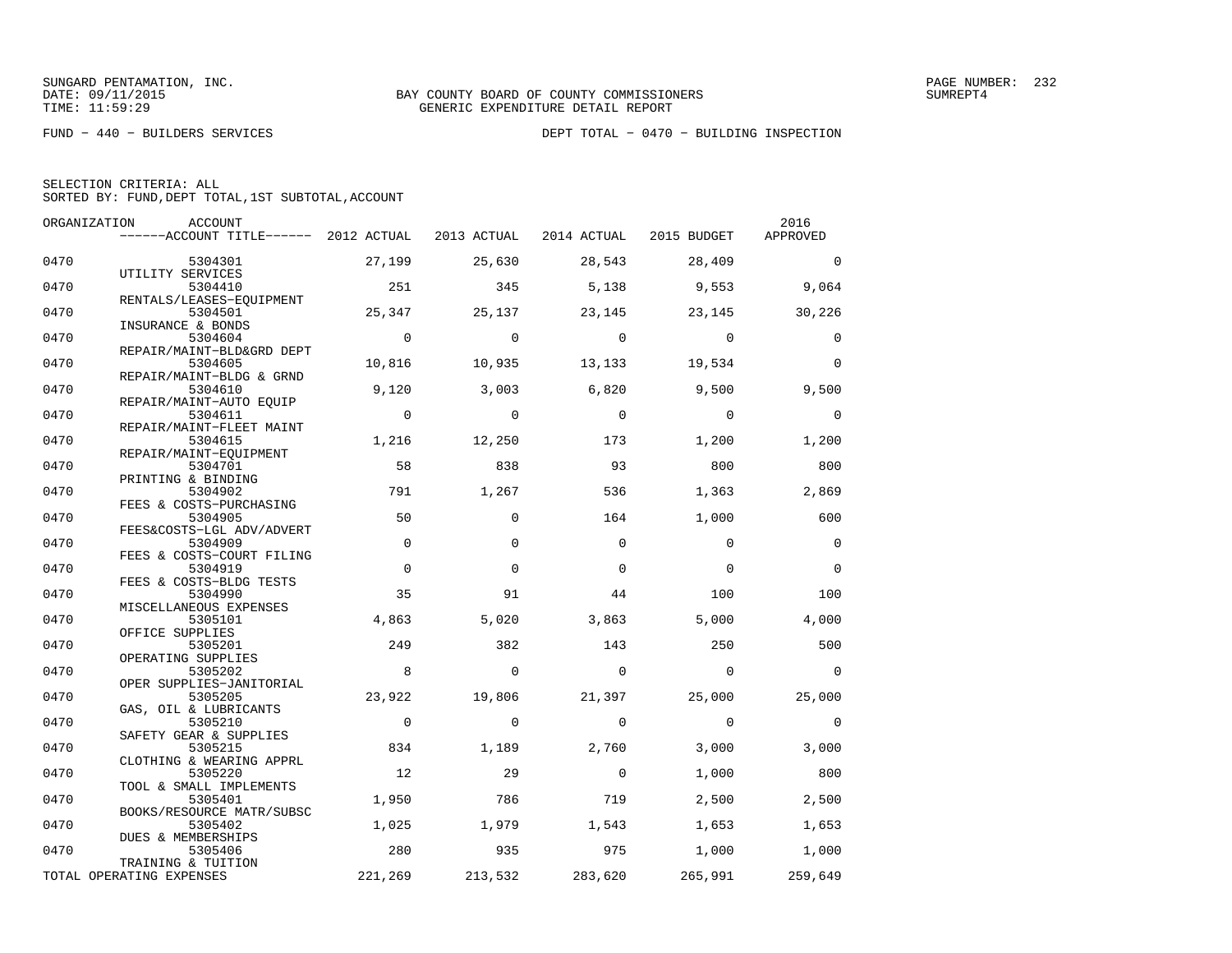SUNGARD PENTAMATION, INC.
DATE: 09/11/2015
TIME: 11:59:29

BAY COUNTY BOARD OF COUNTY COMMISSIONERS
GENERIC EXPENDITURE DETAIL REPORT

FUND − 440 − BUILDERS SERVICES

DEPT TOTAL − 0470 − BUILDING INSPECTION

SELECTION CRITERIA: ALL
SORTED BY: FUND,DEPT TOTAL,1ST SUBTOTAL,ACCOUNT

| ORGANIZATION | ACCOUNT / ACCOUNT TITLE | 2012 ACTUAL | 2013 ACTUAL | 2014 ACTUAL | 2015 BUDGET | 2016 APPROVED |
|---|---|---|---|---|---|---|
| 0470 | 5304301 UTILITY SERVICES | 27,199 | 25,630 | 28,543 | 28,409 | 0 |
| 0470 | 5304410 RENTALS/LEASES−EQUIPMENT | 251 | 345 | 5,138 | 9,553 | 9,064 |
| 0470 | 5304501 INSURANCE & BONDS | 25,347 | 25,137 | 23,145 | 23,145 | 30,226 |
| 0470 | 5304604 REPAIR/MAINT−BLD&GRD DEPT | 0 | 0 | 0 | 0 | 0 |
| 0470 | 5304605 REPAIR/MAINT−BLDG & GRND | 10,816 | 10,935 | 13,133 | 19,534 | 0 |
| 0470 | 5304610 REPAIR/MAINT−AUTO EQUIP | 9,120 | 3,003 | 6,820 | 9,500 | 9,500 |
| 0470 | 5304611 REPAIR/MAINT−FLEET MAINT | 0 | 0 | 0 | 0 | 0 |
| 0470 | 5304615 REPAIR/MAINT−EQUIPMENT | 1,216 | 12,250 | 173 | 1,200 | 1,200 |
| 0470 | 5304701 PRINTING & BINDING | 58 | 838 | 93 | 800 | 800 |
| 0470 | 5304902 FEES & COSTS−PURCHASING | 791 | 1,267 | 536 | 1,363 | 2,869 |
| 0470 | 5304905 FEES&COSTS−LGL ADV/ADVERT | 50 | 0 | 164 | 1,000 | 600 |
| 0470 | 5304909 FEES & COSTS−COURT FILING | 0 | 0 | 0 | 0 | 0 |
| 0470 | 5304919 FEES & COSTS−BLDG TESTS | 0 | 0 | 0 | 0 | 0 |
| 0470 | 5304990 MISCELLANEOUS EXPENSES | 35 | 91 | 44 | 100 | 100 |
| 0470 | 5305101 OFFICE SUPPLIES | 4,863 | 5,020 | 3,863 | 5,000 | 4,000 |
| 0470 | 5305201 OPERATING SUPPLIES | 249 | 382 | 143 | 250 | 500 |
| 0470 | 5305202 OPER SUPPLIES−JANITORIAL | 8 | 0 | 0 | 0 | 0 |
| 0470 | 5305205 GAS, OIL & LUBRICANTS | 23,922 | 19,806 | 21,397 | 25,000 | 25,000 |
| 0470 | 5305210 SAFETY GEAR & SUPPLIES | 0 | 0 | 0 | 0 | 0 |
| 0470 | 5305215 CLOTHING & WEARING APPRL | 834 | 1,189 | 2,760 | 3,000 | 3,000 |
| 0470 | 5305220 TOOL & SMALL IMPLEMENTS | 12 | 29 | 0 | 1,000 | 800 |
| 0470 | 5305401 BOOKS/RESOURCE MATR/SUBSC | 1,950 | 786 | 719 | 2,500 | 2,500 |
| 0470 | 5305402 DUES & MEMBERSHIPS | 1,025 | 1,979 | 1,543 | 1,653 | 1,653 |
| 0470 | 5305406 TRAINING & TUITION | 280 | 935 | 975 | 1,000 | 1,000 |
| TOTAL OPERATING EXPENSES | | 221,269 | 213,532 | 283,620 | 265,991 | 259,649 |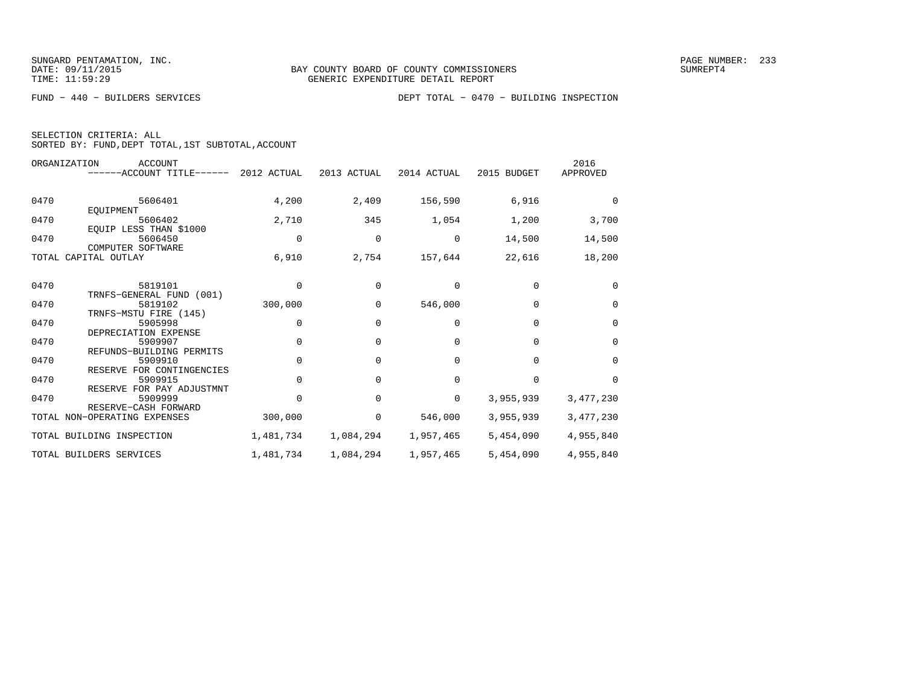SUNGARD PENTAMATION, INC.
DATE: 09/11/2015
TIME: 11:59:29

BAY COUNTY BOARD OF COUNTY COMMISSIONERS
GENERIC EXPENDITURE DETAIL REPORT

PAGE NUMBER: 233
SUMREPT4

FUND − 440 − BUILDERS SERVICES

DEPT TOTAL − 0470 − BUILDING INSPECTION

SELECTION CRITERIA: ALL
SORTED BY: FUND,DEPT TOTAL,1ST SUBTOTAL,ACCOUNT

| ORGANIZATION | ACCOUNT / ACCOUNT TITLE | 2012 ACTUAL | 2013 ACTUAL | 2014 ACTUAL | 2015 BUDGET | 2016 APPROVED |
|---|---|---|---|---|---|---|
| 0470 | 5606401 EQUIPMENT | 4,200 | 2,409 | 156,590 | 6,916 | 0 |
| 0470 | 5606402 EQUIP LESS THAN $1000 | 2,710 | 345 | 1,054 | 1,200 | 3,700 |
| 0470 | 5606450 COMPUTER SOFTWARE | 0 | 0 | 0 | 14,500 | 14,500 |
| TOTAL CAPITAL OUTLAY | | 6,910 | 2,754 | 157,644 | 22,616 | 18,200 |
| 0470 | 5819101 TRNFS−GENERAL FUND (001) | 0 | 0 | 0 | 0 | 0 |
| 0470 | 5819102 TRNFS−MSTU FIRE (145) | 300,000 | 0 | 546,000 | 0 | 0 |
| 0470 | 5905998 DEPRECIATION EXPENSE | 0 | 0 | 0 | 0 | 0 |
| 0470 | 5909907 REFUNDS−BUILDING PERMITS | 0 | 0 | 0 | 0 | 0 |
| 0470 | 5909910 RESERVE FOR CONTINGENCIES | 0 | 0 | 0 | 0 | 0 |
| 0470 | 5909915 RESERVE FOR PAY ADJUSTMNT | 0 | 0 | 0 | 0 | 0 |
| 0470 | 5909999 RESERVE−CASH FORWARD | 0 | 0 | 0 | 3,955,939 | 3,477,230 |
| TOTAL NON−OPERATING EXPENSES | | 300,000 | 0 | 546,000 | 3,955,939 | 3,477,230 |
| TOTAL BUILDING INSPECTION | | 1,481,734 | 1,084,294 | 1,957,465 | 5,454,090 | 4,955,840 |
| TOTAL BUILDERS SERVICES | | 1,481,734 | 1,084,294 | 1,957,465 | 5,454,090 | 4,955,840 |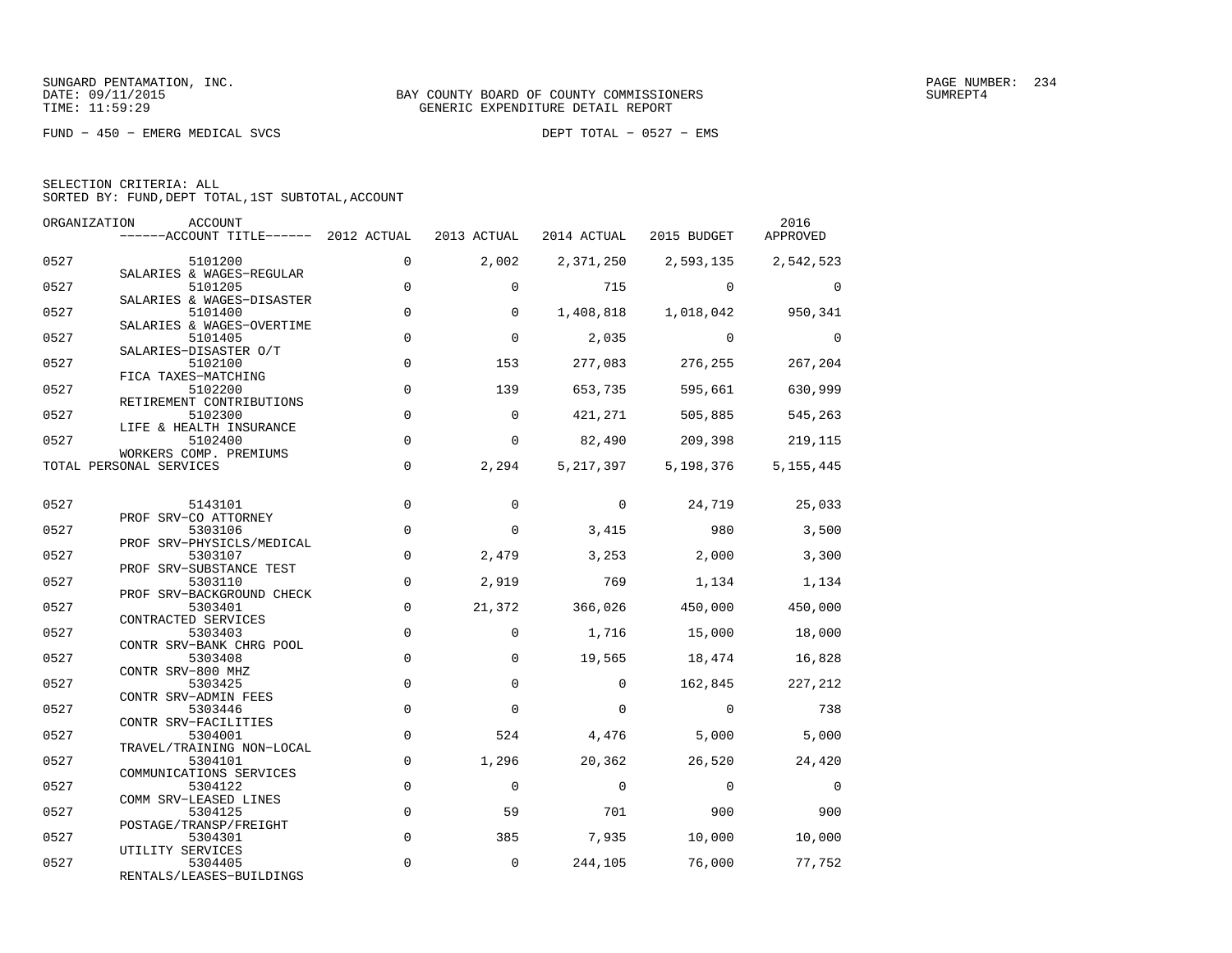SUNGARD PENTAMATION, INC.
DATE: 09/11/2015
TIME: 11:59:29

BAY COUNTY BOARD OF COUNTY COMMISSIONERS
GENERIC EXPENDITURE DETAIL REPORT

PAGE NUMBER: 234
SUMREPT4

FUND - 450 - EMERG MEDICAL SVCS

DEPT TOTAL - 0527 - EMS

SELECTION CRITERIA: ALL
SORTED BY: FUND,DEPT TOTAL,1ST SUBTOTAL,ACCOUNT

| ORGANIZATION | ACCOUNT / ------ACCOUNT TITLE------ | 2012 ACTUAL | 2013 ACTUAL | 2014 ACTUAL | 2015 BUDGET | 2016 APPROVED |
|---|---|---|---|---|---|---|
| 0527 | 5101200 SALARIES & WAGES-REGULAR | 0 | 2,002 | 2,371,250 | 2,593,135 | 2,542,523 |
| 0527 | 5101205 SALARIES & WAGES-DISASTER | 0 | 0 | 715 | 0 | 0 |
| 0527 | 5101400 SALARIES & WAGES-OVERTIME | 0 | 0 | 1,408,818 | 1,018,042 | 950,341 |
| 0527 | 5101405 SALARIES-DISASTER O/T | 0 | 0 | 2,035 | 0 | 0 |
| 0527 | 5102100 FICA TAXES-MATCHING | 0 | 153 | 277,083 | 276,255 | 267,204 |
| 0527 | 5102200 RETIREMENT CONTRIBUTIONS | 0 | 139 | 653,735 | 595,661 | 630,999 |
| 0527 | 5102300 LIFE & HEALTH INSURANCE | 0 | 0 | 421,271 | 505,885 | 545,263 |
| 0527 | 5102400 WORKERS COMP. PREMIUMS | 0 | 0 | 82,490 | 209,398 | 219,115 |
| TOTAL PERSONAL SERVICES | | 0 | 2,294 | 5,217,397 | 5,198,376 | 5,155,445 |
| 0527 | 5143101 PROF SRV-CO ATTORNEY | 0 | 0 | 0 | 24,719 | 25,033 |
| 0527 | 5303106 PROF SRV-PHYSICLS/MEDICAL | 0 | 0 | 3,415 | 980 | 3,500 |
| 0527 | 5303107 PROF SRV-SUBSTANCE TEST | 0 | 2,479 | 3,253 | 2,000 | 3,300 |
| 0527 | 5303110 PROF SRV-BACKGROUND CHECK | 0 | 2,919 | 769 | 1,134 | 1,134 |
| 0527 | 5303401 CONTRACTED SERVICES | 0 | 21,372 | 366,026 | 450,000 | 450,000 |
| 0527 | 5303403 CONTR SRV-BANK CHRG POOL | 0 | 0 | 1,716 | 15,000 | 18,000 |
| 0527 | 5303408 CONTR SRV-800 MHZ | 0 | 0 | 19,565 | 18,474 | 16,828 |
| 0527 | 5303425 CONTR SRV-ADMIN FEES | 0 | 0 | 0 | 162,845 | 227,212 |
| 0527 | 5303446 CONTR SRV-FACILITIES | 0 | 0 | 0 | 0 | 738 |
| 0527 | 5304001 TRAVEL/TRAINING NON-LOCAL | 0 | 524 | 4,476 | 5,000 | 5,000 |
| 0527 | 5304101 COMMUNICATIONS SERVICES | 0 | 1,296 | 20,362 | 26,520 | 24,420 |
| 0527 | 5304122 COMM SRV-LEASED LINES | 0 | 0 | 0 | 0 | 0 |
| 0527 | 5304125 POSTAGE/TRANSP/FREIGHT | 0 | 59 | 701 | 900 | 900 |
| 0527 | 5304301 UTILITY SERVICES | 0 | 385 | 7,935 | 10,000 | 10,000 |
| 0527 | 5304405 RENTALS/LEASES-BUILDINGS | 0 | 0 | 244,105 | 76,000 | 77,752 |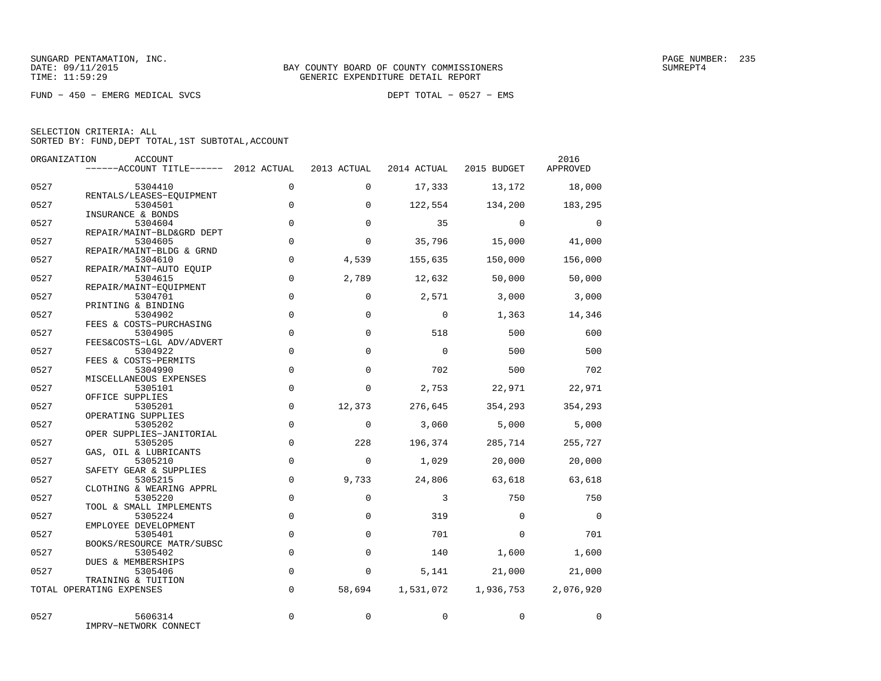SUNGARD PENTAMATION, INC.
DATE: 09/11/2015
TIME: 11:59:29

BAY COUNTY BOARD OF COUNTY COMMISSIONERS
GENERIC EXPENDITURE DETAIL REPORT

SUMREPT4

FUND − 450 − EMERG MEDICAL SVCS

DEPT TOTAL − 0527 − EMS

SELECTION CRITERIA: ALL
SORTED BY: FUND,DEPT TOTAL,1ST SUBTOTAL,ACCOUNT

| ORGANIZATION | ACCOUNT / ACCOUNT TITLE | 2012 ACTUAL | 2013 ACTUAL | 2014 ACTUAL | 2015 BUDGET | 2016 APPROVED |
|---|---|---|---|---|---|---|
| 0527 | 5304410 RENTALS/LEASES−EQUIPMENT | 0 | 0 | 17,333 | 13,172 | 18,000 |
| 0527 | 5304501 INSURANCE & BONDS | 0 | 0 | 122,554 | 134,200 | 183,295 |
| 0527 | 5304604 REPAIR/MAINT−BLD&GRD DEPT | 0 | 0 | 35 | 0 | 0 |
| 0527 | 5304605 REPAIR/MAINT−BLDG & GRND | 0 | 0 | 35,796 | 15,000 | 41,000 |
| 0527 | 5304610 REPAIR/MAINT−AUTO EQUIP | 0 | 4,539 | 155,635 | 150,000 | 156,000 |
| 0527 | 5304615 REPAIR/MAINT−EQUIPMENT | 0 | 2,789 | 12,632 | 50,000 | 50,000 |
| 0527 | 5304701 PRINTING & BINDING | 0 | 0 | 2,571 | 3,000 | 3,000 |
| 0527 | 5304902 FEES & COSTS−PURCHASING | 0 | 0 | 0 | 1,363 | 14,346 |
| 0527 | 5304905 FEES&COSTS−LGL ADV/ADVERT | 0 | 0 | 518 | 500 | 600 |
| 0527 | 5304922 FEES & COSTS−PERMITS | 0 | 0 | 0 | 500 | 500 |
| 0527 | 5304990 MISCELLANEOUS EXPENSES | 0 | 0 | 702 | 500 | 702 |
| 0527 | 5305101 OFFICE SUPPLIES | 0 | 0 | 2,753 | 22,971 | 22,971 |
| 0527 | 5305201 OPERATING SUPPLIES | 0 | 12,373 | 276,645 | 354,293 | 354,293 |
| 0527 | 5305202 OPER SUPPLIES−JANITORIAL | 0 | 0 | 3,060 | 5,000 | 5,000 |
| 0527 | 5305205 GAS, OIL & LUBRICANTS | 0 | 228 | 196,374 | 285,714 | 255,727 |
| 0527 | 5305210 SAFETY GEAR & SUPPLIES | 0 | 0 | 1,029 | 20,000 | 20,000 |
| 0527 | 5305215 CLOTHING & WEARING APPRL | 0 | 9,733 | 24,806 | 63,618 | 63,618 |
| 0527 | 5305220 TOOL & SMALL IMPLEMENTS | 0 | 0 | 3 | 750 | 750 |
| 0527 | 5305224 EMPLOYEE DEVELOPMENT | 0 | 0 | 319 | 0 | 0 |
| 0527 | 5305401 BOOKS/RESOURCE MATR/SUBSC | 0 | 0 | 701 | 0 | 701 |
| 0527 | 5305402 DUES & MEMBERSHIPS | 0 | 0 | 140 | 1,600 | 1,600 |
| 0527 | 5305406 TRAINING & TUITION | 0 | 0 | 5,141 | 21,000 | 21,000 |
| TOTAL OPERATING EXPENSES | | 0 | 58,694 | 1,531,072 | 1,936,753 | 2,076,920 |
| 0527 | 5606314 IMPRV−NETWORK CONNECT | 0 | 0 | 0 | 0 | 0 |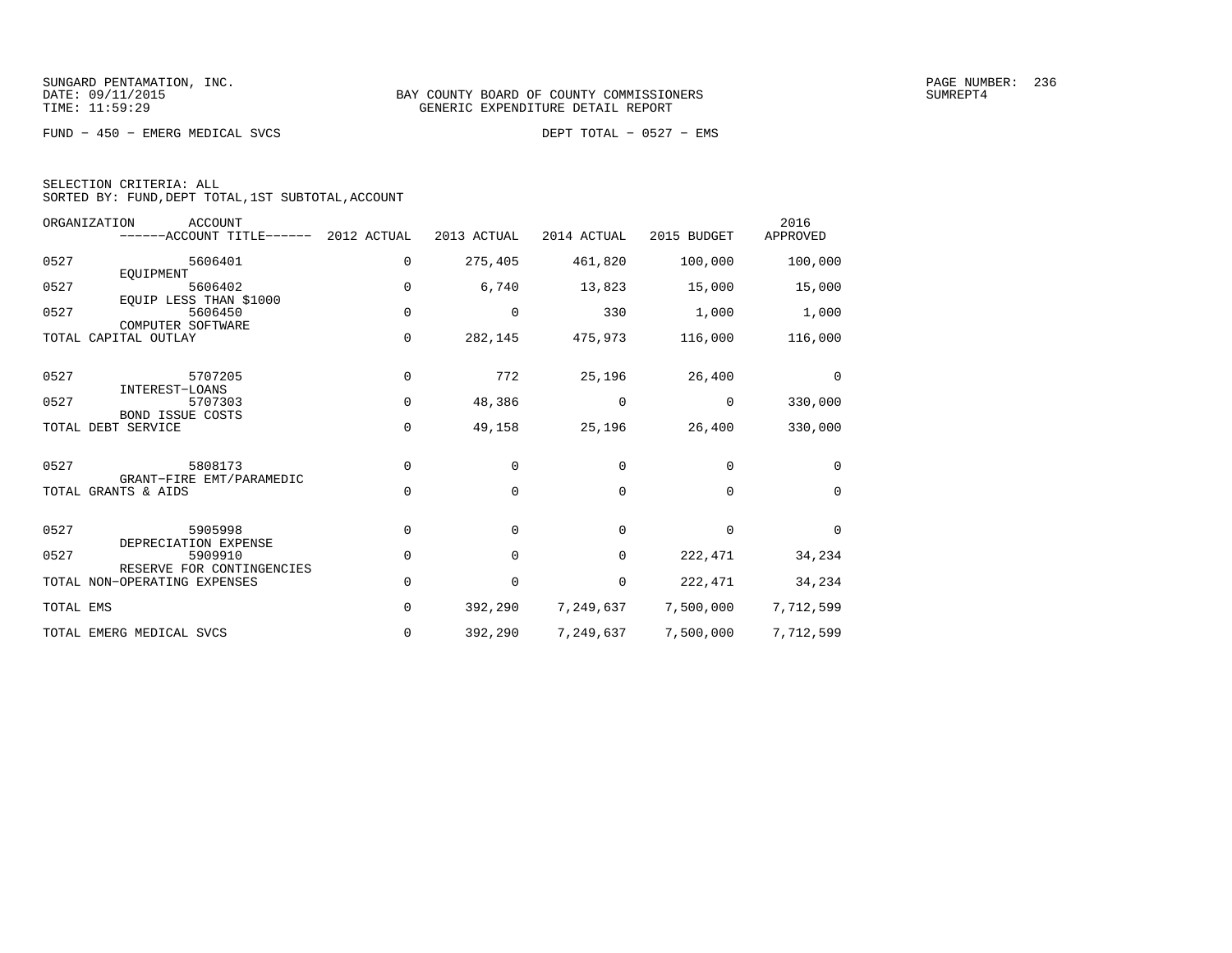SUNGARD PENTAMATION, INC.
DATE: 09/11/2015
TIME: 11:59:29

BAY COUNTY BOARD OF COUNTY COMMISSIONERS
GENERIC EXPENDITURE DETAIL REPORT

PAGE NUMBER: 236
SUMREPT4

FUND - 450 - EMERG MEDICAL SVCS    DEPT TOTAL - 0527 - EMS

SELECTION CRITERIA: ALL
SORTED BY: FUND,DEPT TOTAL,1ST SUBTOTAL,ACCOUNT

| ORGANIZATION | ACCOUNT / ACCOUNT TITLE | 2012 ACTUAL | 2013 ACTUAL | 2014 ACTUAL | 2015 BUDGET | 2016 APPROVED |
|---|---|---|---|---|---|---|
| 0527 | 5606401 EQUIPMENT | 0 | 275,405 | 461,820 | 100,000 | 100,000 |
| 0527 | 5606402 EQUIP LESS THAN $1000 | 0 | 6,740 | 13,823 | 15,000 | 15,000 |
| 0527 | 5606450 COMPUTER SOFTWARE | 0 | 0 | 330 | 1,000 | 1,000 |
| TOTAL CAPITAL OUTLAY | | 0 | 282,145 | 475,973 | 116,000 | 116,000 |
| 0527 | 5707205 INTEREST-LOANS | 0 | 772 | 25,196 | 26,400 | 0 |
| 0527 | 5707303 BOND ISSUE COSTS | 0 | 48,386 | 0 | 0 | 330,000 |
| TOTAL DEBT SERVICE | | 0 | 49,158 | 25,196 | 26,400 | 330,000 |
| 0527 | 5808173 GRANT-FIRE EMT/PARAMEDIC | 0 | 0 | 0 | 0 | 0 |
| TOTAL GRANTS & AIDS | | 0 | 0 | 0 | 0 | 0 |
| 0527 | 5905998 DEPRECIATION EXPENSE | 0 | 0 | 0 | 0 | 0 |
| 0527 | 5909910 RESERVE FOR CONTINGENCIES | 0 | 0 | 0 | 222,471 | 34,234 |
| TOTAL NON-OPERATING EXPENSES | | 0 | 0 | 0 | 222,471 | 34,234 |
| TOTAL EMS | | 0 | 392,290 | 7,249,637 | 7,500,000 | 7,712,599 |
| TOTAL EMERG MEDICAL SVCS | | 0 | 392,290 | 7,249,637 | 7,500,000 | 7,712,599 |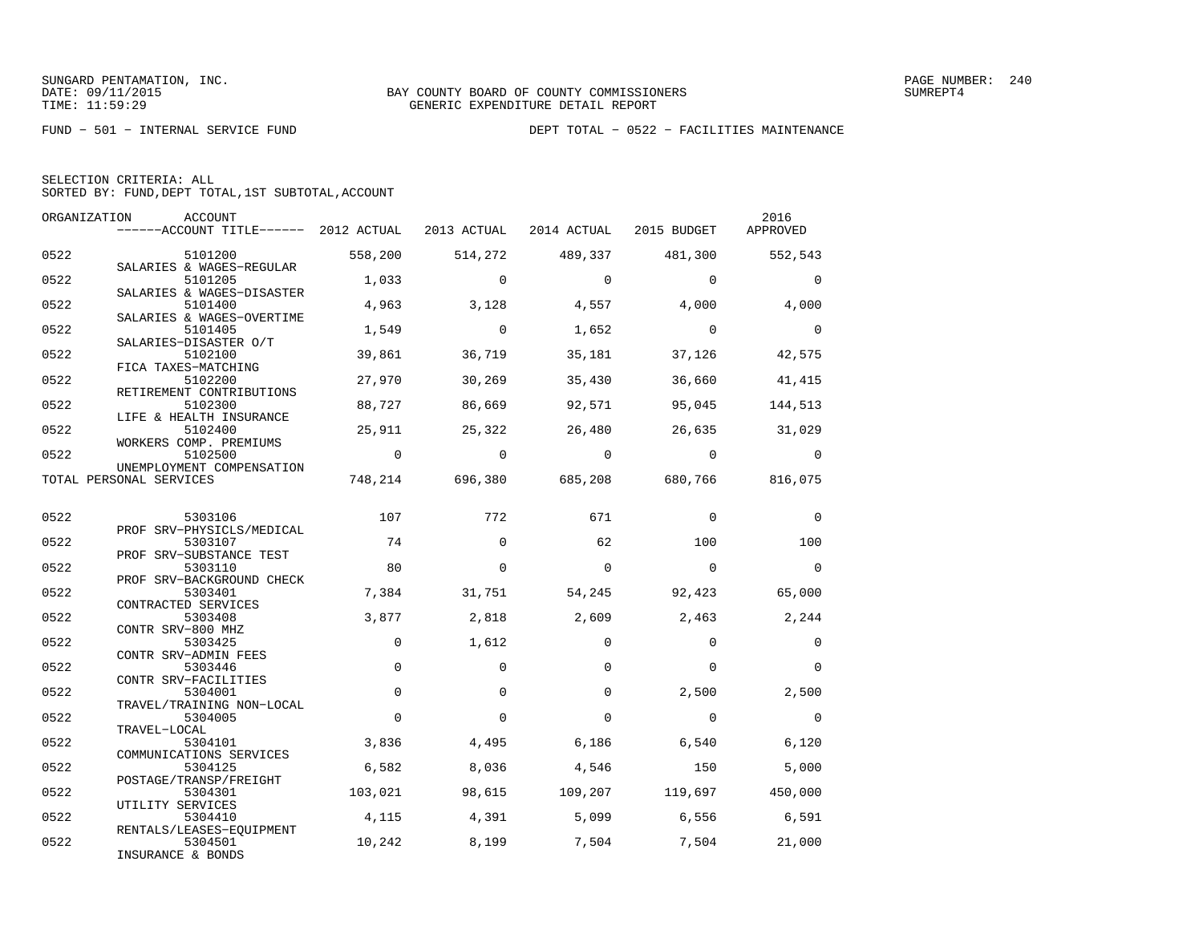SUNGARD PENTAMATION, INC.
DATE: 09/11/2015
TIME: 11:59:29

BAY COUNTY BOARD OF COUNTY COMMISSIONERS
GENERIC EXPENDITURE DETAIL REPORT

SUMREPT4

FUND − 501 − INTERNAL SERVICE FUND

DEPT TOTAL − 0522 − FACILITIES MAINTENANCE

SELECTION CRITERIA: ALL
SORTED BY: FUND,DEPT TOTAL,1ST SUBTOTAL,ACCOUNT

| ORGANIZATION | ACCOUNT / ACCOUNT TITLE | 2012 ACTUAL | 2013 ACTUAL | 2014 ACTUAL | 2015 BUDGET | 2016 APPROVED |
|---|---|---|---|---|---|---|
| 0522 | 5101200 SALARIES & WAGES−REGULAR | 558,200 | 514,272 | 489,337 | 481,300 | 552,543 |
| 0522 | 5101205 SALARIES & WAGES−DISASTER | 1,033 | 0 | 0 | 0 | 0 |
| 0522 | 5101400 SALARIES & WAGES−OVERTIME | 4,963 | 3,128 | 4,557 | 4,000 | 4,000 |
| 0522 | 5101405 SALARIES−DISASTER O/T | 1,549 | 0 | 1,652 | 0 | 0 |
| 0522 | 5102100 FICA TAXES−MATCHING | 39,861 | 36,719 | 35,181 | 37,126 | 42,575 |
| 0522 | 5102200 RETIREMENT CONTRIBUTIONS | 27,970 | 30,269 | 35,430 | 36,660 | 41,415 |
| 0522 | 5102300 LIFE & HEALTH INSURANCE | 88,727 | 86,669 | 92,571 | 95,045 | 144,513 |
| 0522 | 5102400 WORKERS COMP. PREMIUMS | 25,911 | 25,322 | 26,480 | 26,635 | 31,029 |
| 0522 | 5102500 UNEMPLOYMENT COMPENSATION | 0 | 0 | 0 | 0 | 0 |
| TOTAL PERSONAL SERVICES | | 748,214 | 696,380 | 685,208 | 680,766 | 816,075 |
| 0522 | 5303106 PROF SRV−PHYSICLS/MEDICAL | 107 | 772 | 671 | 0 | 0 |
| 0522 | 5303107 PROF SRV−SUBSTANCE TEST | 74 | 0 | 62 | 100 | 100 |
| 0522 | 5303110 PROF SRV−BACKGROUND CHECK | 80 | 0 | 0 | 0 | 0 |
| 0522 | 5303401 CONTRACTED SERVICES | 7,384 | 31,751 | 54,245 | 92,423 | 65,000 |
| 0522 | 5303408 CONTR SRV−800 MHZ | 3,877 | 2,818 | 2,609 | 2,463 | 2,244 |
| 0522 | 5303425 CONTR SRV−ADMIN FEES | 0 | 1,612 | 0 | 0 | 0 |
| 0522 | 5303446 CONTR SRV−FACILITIES | 0 | 0 | 0 | 0 | 0 |
| 0522 | 5304001 TRAVEL/TRAINING NON−LOCAL | 0 | 0 | 0 | 2,500 | 2,500 |
| 0522 | 5304005 TRAVEL−LOCAL | 0 | 0 | 0 | 0 | 0 |
| 0522 | 5304101 COMMUNICATIONS SERVICES | 3,836 | 4,495 | 6,186 | 6,540 | 6,120 |
| 0522 | 5304125 POSTAGE/TRANSP/FREIGHT | 6,582 | 8,036 | 4,546 | 150 | 5,000 |
| 0522 | 5304301 UTILITY SERVICES | 103,021 | 98,615 | 109,207 | 119,697 | 450,000 |
| 0522 | 5304410 RENTALS/LEASES−EQUIPMENT | 4,115 | 4,391 | 5,099 | 6,556 | 6,591 |
| 0522 | 5304501 INSURANCE & BONDS | 10,242 | 8,199 | 7,504 | 7,504 | 21,000 |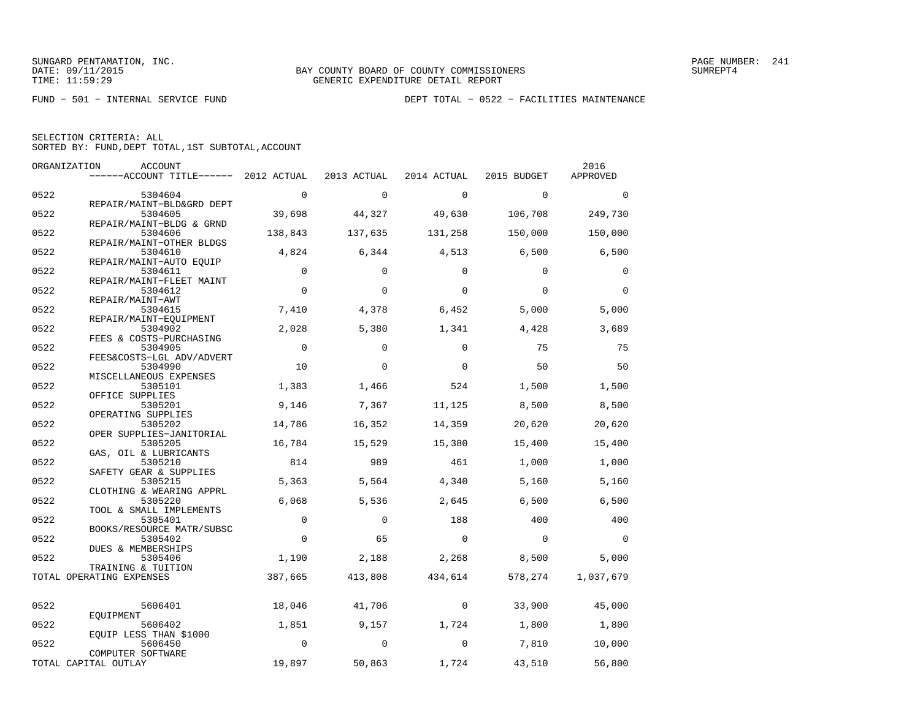SUNGARD PENTAMATION, INC.
DATE: 09/11/2015
TIME: 11:59:29

BAY COUNTY BOARD OF COUNTY COMMISSIONERS
GENERIC EXPENDITURE DETAIL REPORT

PAGE NUMBER: 241
SUMREPT4

FUND − 501 − INTERNAL SERVICE FUND

DEPT TOTAL − 0522 − FACILITIES MAINTENANCE

SELECTION CRITERIA: ALL
SORTED BY: FUND,DEPT TOTAL,1ST SUBTOTAL,ACCOUNT

| ORGANIZATION | ACCOUNT / ACCOUNT TITLE | 2012 ACTUAL | 2013 ACTUAL | 2014 ACTUAL | 2015 BUDGET | 2016 APPROVED |
|---|---|---|---|---|---|---|
| 0522 | 5304604 REPAIR/MAINT−BLD&GRD DEPT | 0 | 0 | 0 | 0 | 0 |
| 0522 | 5304605 REPAIR/MAINT−BLDG & GRND | 39,698 | 44,327 | 49,630 | 106,708 | 249,730 |
| 0522 | 5304606 REPAIR/MAINT−OTHER BLDGS | 138,843 | 137,635 | 131,258 | 150,000 | 150,000 |
| 0522 | 5304610 REPAIR/MAINT−AUTO EQUIP | 4,824 | 6,344 | 4,513 | 6,500 | 6,500 |
| 0522 | 5304611 REPAIR/MAINT−FLEET MAINT | 0 | 0 | 0 | 0 | 0 |
| 0522 | 5304612 REPAIR/MAINT−AWT | 0 | 0 | 0 | 0 | 0 |
| 0522 | 5304615 REPAIR/MAINT−EQUIPMENT | 7,410 | 4,378 | 6,452 | 5,000 | 5,000 |
| 0522 | 5304902 FEES & COSTS−PURCHASING | 2,028 | 5,380 | 1,341 | 4,428 | 3,689 |
| 0522 | 5304905 FEES&COSTS−LGL ADV/ADVERT | 0 | 0 | 0 | 75 | 75 |
| 0522 | 5304990 MISCELLANEOUS EXPENSES | 10 | 0 | 0 | 50 | 50 |
| 0522 | 5305101 OFFICE SUPPLIES | 1,383 | 1,466 | 524 | 1,500 | 1,500 |
| 0522 | 5305201 OPERATING SUPPLIES | 9,146 | 7,367 | 11,125 | 8,500 | 8,500 |
| 0522 | 5305202 OPER SUPPLIES−JANITORIAL | 14,786 | 16,352 | 14,359 | 20,620 | 20,620 |
| 0522 | 5305205 GAS, OIL & LUBRICANTS | 16,784 | 15,529 | 15,380 | 15,400 | 15,400 |
| 0522 | 5305210 SAFETY GEAR & SUPPLIES | 814 | 989 | 461 | 1,000 | 1,000 |
| 0522 | 5305215 CLOTHING & WEARING APPRL | 5,363 | 5,564 | 4,340 | 5,160 | 5,160 |
| 0522 | 5305220 TOOL & SMALL IMPLEMENTS | 6,068 | 5,536 | 2,645 | 6,500 | 6,500 |
| 0522 | 5305401 BOOKS/RESOURCE MATR/SUBSC | 0 | 0 | 188 | 400 | 400 |
| 0522 | 5305402 DUES & MEMBERSHIPS | 0 | 65 | 0 | 0 | 0 |
| 0522 | 5305406 TRAINING & TUITION | 1,190 | 2,188 | 2,268 | 8,500 | 5,000 |
| TOTAL OPERATING EXPENSES | | 387,665 | 413,808 | 434,614 | 578,274 | 1,037,679 |
| 0522 | 5606401 EQUIPMENT | 18,046 | 41,706 | 0 | 33,900 | 45,000 |
| 0522 | 5606402 EQUIP LESS THAN $1000 | 1,851 | 9,157 | 1,724 | 1,800 | 1,800 |
| 0522 | 5606450 COMPUTER SOFTWARE | 0 | 0 | 0 | 7,810 | 10,000 |
| TOTAL CAPITAL OUTLAY | | 19,897 | 50,863 | 1,724 | 43,510 | 56,800 |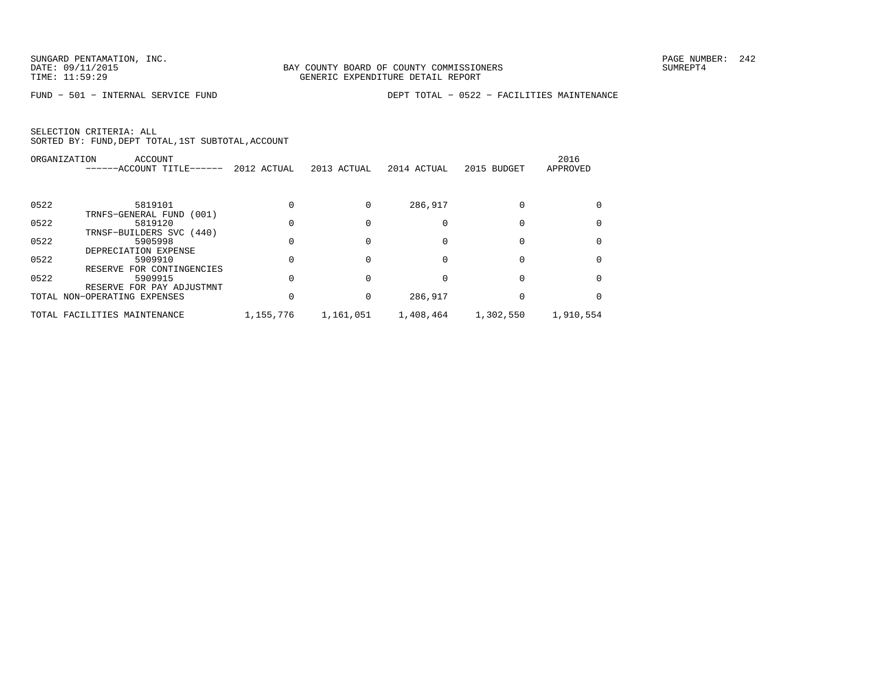SUNGARD PENTAMATION, INC.
DATE: 09/11/2015
TIME: 11:59:29

BAY COUNTY BOARD OF COUNTY COMMISSIONERS
GENERIC EXPENDITURE DETAIL REPORT

PAGE NUMBER: 242
SUMREPT4

FUND - 501 - INTERNAL SERVICE FUND

DEPT TOTAL - 0522 - FACILITIES MAINTENANCE

SELECTION CRITERIA: ALL
SORTED BY: FUND,DEPT TOTAL,1ST SUBTOTAL,ACCOUNT

| ORGANIZATION | ACCOUNT ------ACCOUNT TITLE------ | 2012 ACTUAL | 2013 ACTUAL | 2014 ACTUAL | 2015 BUDGET | 2016 APPROVED |
|---|---|---|---|---|---|---|
| 0522 | 5819101 TRNFS-GENERAL FUND (001) | 0 | 0 | 286,917 | 0 | 0 |
| 0522 | 5819120 TRNSF-BUILDERS SVC (440) | 0 | 0 | 0 | 0 | 0 |
| 0522 | 5905998 DEPRECIATION EXPENSE | 0 | 0 | 0 | 0 | 0 |
| 0522 | 5909910 RESERVE FOR CONTINGENCIES | 0 | 0 | 0 | 0 | 0 |
| 0522 | 5909915 RESERVE FOR PAY ADJUSTMNT | 0 | 0 | 0 | 0 | 0 |
| TOTAL NON-OPERATING EXPENSES | | 0 | 0 | 286,917 | 0 | 0 |
| TOTAL FACILITIES MAINTENANCE | | 1,155,776 | 1,161,051 | 1,408,464 | 1,302,550 | 1,910,554 |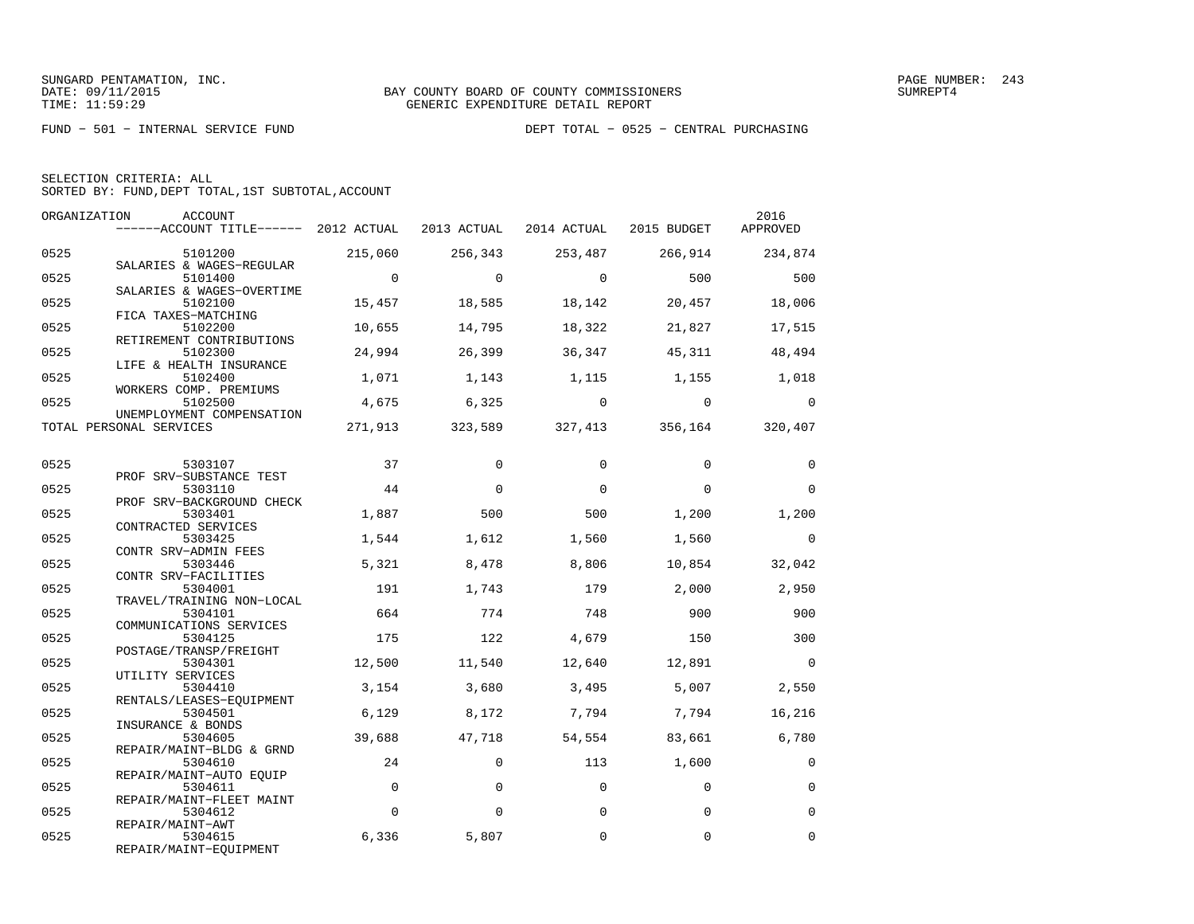SUNGARD PENTAMATION, INC.
DATE: 09/11/2015
TIME: 11:59:29

BAY COUNTY BOARD OF COUNTY COMMISSIONERS
GENERIC EXPENDITURE DETAIL REPORT

SUMREPT4

FUND − 501 − INTERNAL SERVICE FUND

DEPT TOTAL − 0525 − CENTRAL PURCHASING

SELECTION CRITERIA: ALL
SORTED BY: FUND,DEPT TOTAL,1ST SUBTOTAL,ACCOUNT

| ORGANIZATION | ACCOUNT / ACCOUNT TITLE | 2012 ACTUAL | 2013 ACTUAL | 2014 ACTUAL | 2015 BUDGET | 2016 APPROVED |
|---|---|---|---|---|---|---|
| 0525 | 5101200 SALARIES & WAGES−REGULAR | 215,060 | 256,343 | 253,487 | 266,914 | 234,874 |
| 0525 | 5101400 SALARIES & WAGES−OVERTIME | 0 | 0 | 0 | 500 | 500 |
| 0525 | 5102100 FICA TAXES−MATCHING | 15,457 | 18,585 | 18,142 | 20,457 | 18,006 |
| 0525 | 5102200 RETIREMENT CONTRIBUTIONS | 10,655 | 14,795 | 18,322 | 21,827 | 17,515 |
| 0525 | 5102300 LIFE & HEALTH INSURANCE | 24,994 | 26,399 | 36,347 | 45,311 | 48,494 |
| 0525 | 5102400 WORKERS COMP. PREMIUMS | 1,071 | 1,143 | 1,115 | 1,155 | 1,018 |
| 0525 | 5102500 UNEMPLOYMENT COMPENSATION | 4,675 | 6,325 | 0 | 0 | 0 |
| TOTAL PERSONAL SERVICES | | 271,913 | 323,589 | 327,413 | 356,164 | 320,407 |
| 0525 | 5303107 PROF SRV−SUBSTANCE TEST | 37 | 0 | 0 | 0 | 0 |
| 0525 | 5303110 PROF SRV−BACKGROUND CHECK | 44 | 0 | 0 | 0 | 0 |
| 0525 | 5303401 CONTRACTED SERVICES | 1,887 | 500 | 500 | 1,200 | 1,200 |
| 0525 | 5303425 CONTR SRV−ADMIN FEES | 1,544 | 1,612 | 1,560 | 1,560 | 0 |
| 0525 | 5303446 CONTR SRV−FACILITIES | 5,321 | 8,478 | 8,806 | 10,854 | 32,042 |
| 0525 | 5304001 TRAVEL/TRAINING NON−LOCAL | 191 | 1,743 | 179 | 2,000 | 2,950 |
| 0525 | 5304101 COMMUNICATIONS SERVICES | 664 | 774 | 748 | 900 | 900 |
| 0525 | 5304125 POSTAGE/TRANSP/FREIGHT | 175 | 122 | 4,679 | 150 | 300 |
| 0525 | 5304301 UTILITY SERVICES | 12,500 | 11,540 | 12,640 | 12,891 | 0 |
| 0525 | 5304410 RENTALS/LEASES−EQUIPMENT | 3,154 | 3,680 | 3,495 | 5,007 | 2,550 |
| 0525 | 5304501 INSURANCE & BONDS | 6,129 | 8,172 | 7,794 | 7,794 | 16,216 |
| 0525 | 5304605 REPAIR/MAINT−BLDG & GRND | 39,688 | 47,718 | 54,554 | 83,661 | 6,780 |
| 0525 | 5304610 REPAIR/MAINT−AUTO EQUIP | 24 | 0 | 113 | 1,600 | 0 |
| 0525 | 5304611 REPAIR/MAINT−FLEET MAINT | 0 | 0 | 0 | 0 | 0 |
| 0525 | 5304612 REPAIR/MAINT−AWT | 0 | 0 | 0 | 0 | 0 |
| 0525 | 5304615 REPAIR/MAINT−EQUIPMENT | 6,336 | 5,807 | 0 | 0 | 0 |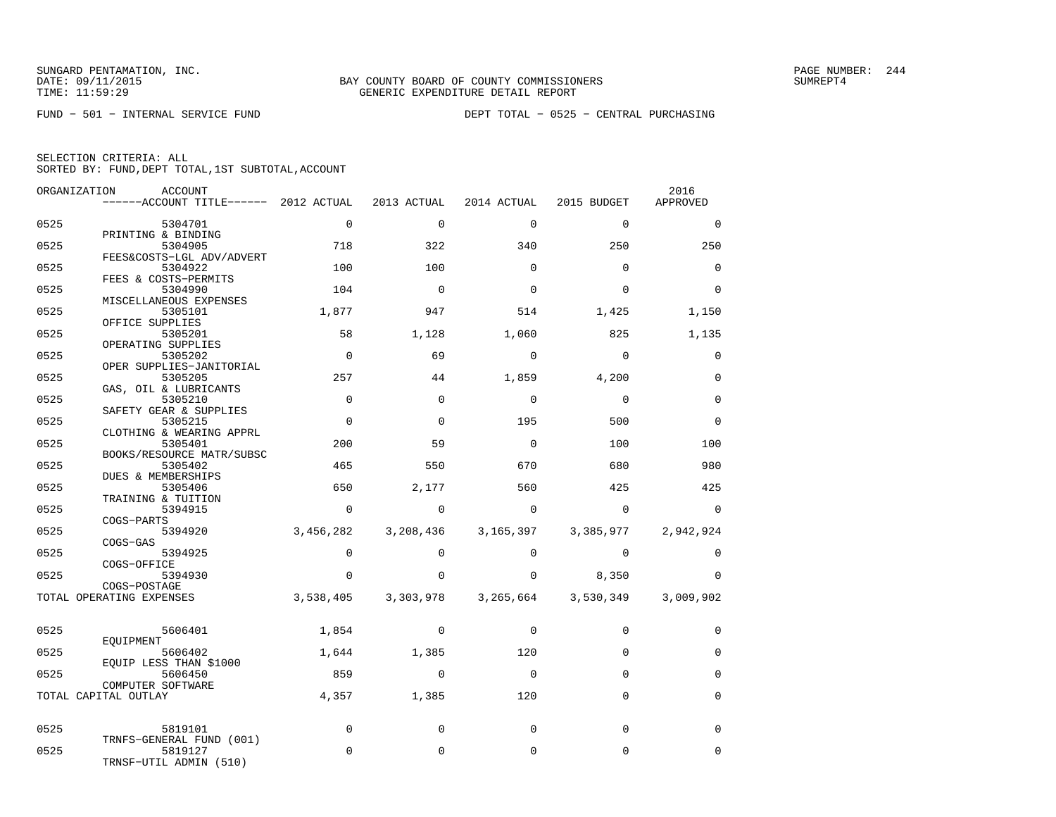SUNGARD PENTAMATION, INC.
DATE: 09/11/2015
TIME: 11:59:29

BAY COUNTY BOARD OF COUNTY COMMISSIONERS
GENERIC EXPENDITURE DETAIL REPORT

PAGE NUMBER: 244
SUMREPT4

FUND − 501 − INTERNAL SERVICE FUND

DEPT TOTAL − 0525 − CENTRAL PURCHASING

SELECTION CRITERIA: ALL
SORTED BY: FUND,DEPT TOTAL,1ST SUBTOTAL,ACCOUNT

| ORGANIZATION | ACCOUNT / ACCOUNT TITLE | 2012 ACTUAL | 2013 ACTUAL | 2014 ACTUAL | 2015 BUDGET | 2016 APPROVED |
|---|---|---|---|---|---|---|
| 0525 | 5304701 PRINTING & BINDING | 0 | 0 | 0 | 0 | 0 |
| 0525 | 5304905 FEES&COSTS−LGL ADV/ADVERT | 718 | 322 | 340 | 250 | 250 |
| 0525 | 5304922 FEES & COSTS−PERMITS | 100 | 100 | 0 | 0 | 0 |
| 0525 | 5304990 MISCELLANEOUS EXPENSES | 104 | 0 | 0 | 0 | 0 |
| 0525 | 5305101 OFFICE SUPPLIES | 1,877 | 947 | 514 | 1,425 | 1,150 |
| 0525 | 5305201 OPERATING SUPPLIES | 58 | 1,128 | 1,060 | 825 | 1,135 |
| 0525 | 5305202 OPER SUPPLIES−JANITORIAL | 0 | 69 | 0 | 0 | 0 |
| 0525 | 5305205 GAS, OIL & LUBRICANTS | 257 | 44 | 1,859 | 4,200 | 0 |
| 0525 | 5305210 SAFETY GEAR & SUPPLIES | 0 | 0 | 0 | 0 | 0 |
| 0525 | 5305215 CLOTHING & WEARING APPRL | 0 | 0 | 195 | 500 | 0 |
| 0525 | 5305401 BOOKS/RESOURCE MATR/SUBSC | 200 | 59 | 0 | 100 | 100 |
| 0525 | 5305402 DUES & MEMBERSHIPS | 465 | 550 | 670 | 680 | 980 |
| 0525 | 5305406 TRAINING & TUITION | 650 | 2,177 | 560 | 425 | 425 |
| 0525 | 5394915 COGS−PARTS | 0 | 0 | 0 | 0 | 0 |
| 0525 | 5394920 COGS−GAS | 3,456,282 | 3,208,436 | 3,165,397 | 3,385,977 | 2,942,924 |
| 0525 | 5394925 COGS−OFFICE | 0 | 0 | 0 | 0 | 0 |
| 0525 | 5394930 COGS−POSTAGE | 0 | 0 | 0 | 8,350 | 0 |
| TOTAL OPERATING EXPENSES | | 3,538,405 | 3,303,978 | 3,265,664 | 3,530,349 | 3,009,902 |
| 0525 | 5606401 EQUIPMENT | 1,854 | 0 | 0 | 0 | 0 |
| 0525 | 5606402 EQUIP LESS THAN $1000 | 1,644 | 1,385 | 120 | 0 | 0 |
| 0525 | 5606450 COMPUTER SOFTWARE | 859 | 0 | 0 | 0 | 0 |
| TOTAL CAPITAL OUTLAY | | 4,357 | 1,385 | 120 | 0 | 0 |
| 0525 | 5819101 TRNFS−GENERAL FUND (001) | 0 | 0 | 0 | 0 | 0 |
| 0525 | 5819127 TRNSF−UTIL ADMIN (510) | 0 | 0 | 0 | 0 | 0 |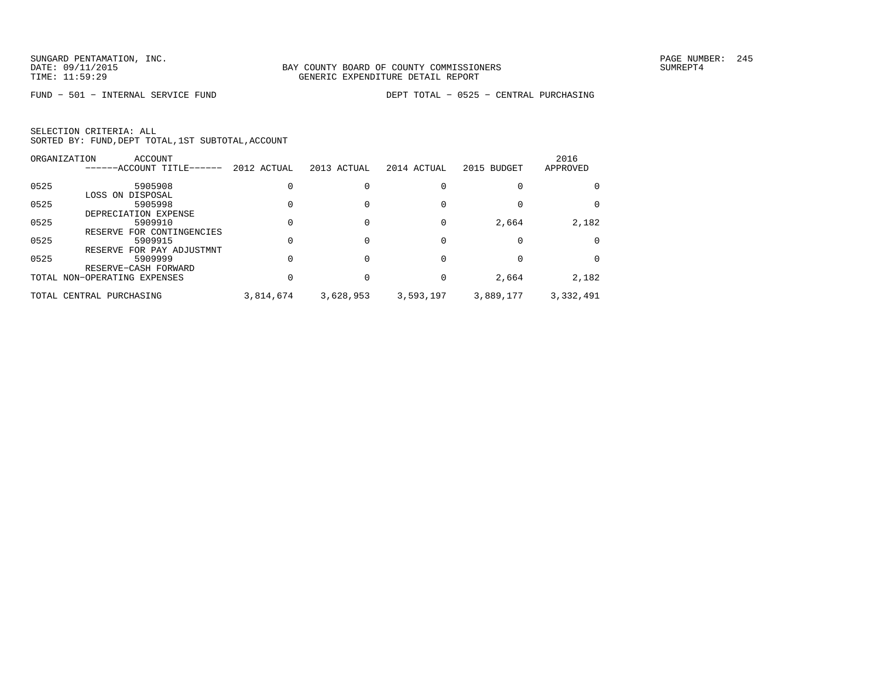SUNGARD PENTAMATION, INC.
DATE: 09/11/2015
TIME: 11:59:29

BAY COUNTY BOARD OF COUNTY COMMISSIONERS
GENERIC EXPENDITURE DETAIL REPORT

PAGE NUMBER: 245
SUMREPT4

FUND − 501 − INTERNAL SERVICE FUND

DEPT TOTAL − 0525 − CENTRAL PURCHASING

SELECTION CRITERIA: ALL
SORTED BY: FUND,DEPT TOTAL,1ST SUBTOTAL,ACCOUNT

| ORGANIZATION | ACCOUNT / ------ACCOUNT TITLE------ | 2012 ACTUAL | 2013 ACTUAL | 2014 ACTUAL | 2015 BUDGET | 2016 APPROVED |
|---|---|---|---|---|---|---|
| 0525 | 5905908 LOSS ON DISPOSAL | 0 | 0 | 0 | 0 | 0 |
| 0525 | 5905998 DEPRECIATION EXPENSE | 0 | 0 | 0 | 0 | 0 |
| 0525 | 5909910 RESERVE FOR CONTINGENCIES | 0 | 0 | 0 | 2,664 | 2,182 |
| 0525 | 5909915 RESERVE FOR PAY ADJUSTMNT | 0 | 0 | 0 | 0 | 0 |
| 0525 | 5909999 RESERVE−CASH FORWARD | 0 | 0 | 0 | 0 | 0 |
| TOTAL NON−OPERATING EXPENSES | | 0 | 0 | 0 | 2,664 | 2,182 |
| TOTAL CENTRAL PURCHASING | | 3,814,674 | 3,628,953 | 3,593,197 | 3,889,177 | 3,332,491 |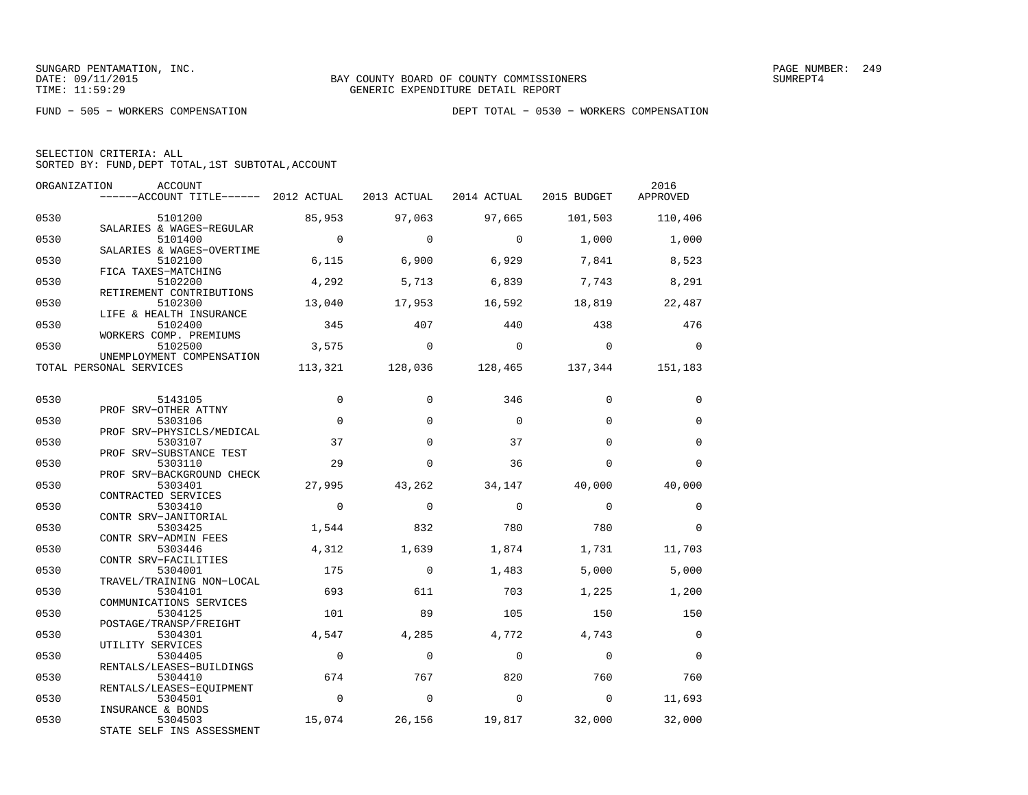SUNGARD PENTAMATION, INC.
DATE: 09/11/2015
TIME: 11:59:29

BAY COUNTY BOARD OF COUNTY COMMISSIONERS
GENERIC EXPENDITURE DETAIL REPORT

FUND − 505 − WORKERS COMPENSATION

DEPT TOTAL − 0530 − WORKERS COMPENSATION

SELECTION CRITERIA: ALL
SORTED BY: FUND,DEPT TOTAL,1ST SUBTOTAL,ACCOUNT

| ORGANIZATION | ACCOUNT / ------ACCOUNT TITLE------ | 2012 ACTUAL | 2013 ACTUAL | 2014 ACTUAL | 2015 BUDGET | 2016 APPROVED |
|---|---|---|---|---|---|---|
| 0530 | 5101200 SALARIES & WAGES−REGULAR | 85,953 | 97,063 | 97,665 | 101,503 | 110,406 |
| 0530 | 5101400 SALARIES & WAGES−OVERTIME | 0 | 0 | 0 | 1,000 | 1,000 |
| 0530 | 5102100 FICA TAXES−MATCHING | 6,115 | 6,900 | 6,929 | 7,841 | 8,523 |
| 0530 | 5102200 RETIREMENT CONTRIBUTIONS | 4,292 | 5,713 | 6,839 | 7,743 | 8,291 |
| 0530 | 5102300 LIFE & HEALTH INSURANCE | 13,040 | 17,953 | 16,592 | 18,819 | 22,487 |
| 0530 | 5102400 WORKERS COMP. PREMIUMS | 345 | 407 | 440 | 438 | 476 |
| 0530 | 5102500 UNEMPLOYMENT COMPENSATION | 3,575 | 0 | 0 | 0 | 0 |
| TOTAL PERSONAL SERVICES | | 113,321 | 128,036 | 128,465 | 137,344 | 151,183 |
| 0530 | 5143105 PROF SRV−OTHER ATTNY | 0 | 0 | 346 | 0 | 0 |
| 0530 | 5303106 PROF SRV−PHYSICLS/MEDICAL | 0 | 0 | 0 | 0 | 0 |
| 0530 | 5303107 PROF SRV−SUBSTANCE TEST | 37 | 0 | 37 | 0 | 0 |
| 0530 | 5303110 PROF SRV−BACKGROUND CHECK | 29 | 0 | 36 | 0 | 0 |
| 0530 | 5303401 CONTRACTED SERVICES | 27,995 | 43,262 | 34,147 | 40,000 | 40,000 |
| 0530 | 5303410 CONTR SRV−JANITORIAL | 0 | 0 | 0 | 0 | 0 |
| 0530 | 5303425 CONTR SRV−ADMIN FEES | 1,544 | 832 | 780 | 780 | 0 |
| 0530 | 5303446 CONTR SRV−FACILITIES | 4,312 | 1,639 | 1,874 | 1,731 | 11,703 |
| 0530 | 5304001 TRAVEL/TRAINING NON−LOCAL | 175 | 0 | 1,483 | 5,000 | 5,000 |
| 0530 | 5304101 COMMUNICATIONS SERVICES | 693 | 611 | 703 | 1,225 | 1,200 |
| 0530 | 5304125 POSTAGE/TRANSP/FREIGHT | 101 | 89 | 105 | 150 | 150 |
| 0530 | 5304301 UTILITY SERVICES | 4,547 | 4,285 | 4,772 | 4,743 | 0 |
| 0530 | 5304405 RENTALS/LEASES−BUILDINGS | 0 | 0 | 0 | 0 | 0 |
| 0530 | 5304410 RENTALS/LEASES−EQUIPMENT | 674 | 767 | 820 | 760 | 760 |
| 0530 | 5304501 INSURANCE & BONDS | 0 | 0 | 0 | 0 | 11,693 |
| 0530 | 5304503 STATE SELF INS ASSESSMENT | 15,074 | 26,156 | 19,817 | 32,000 | 32,000 |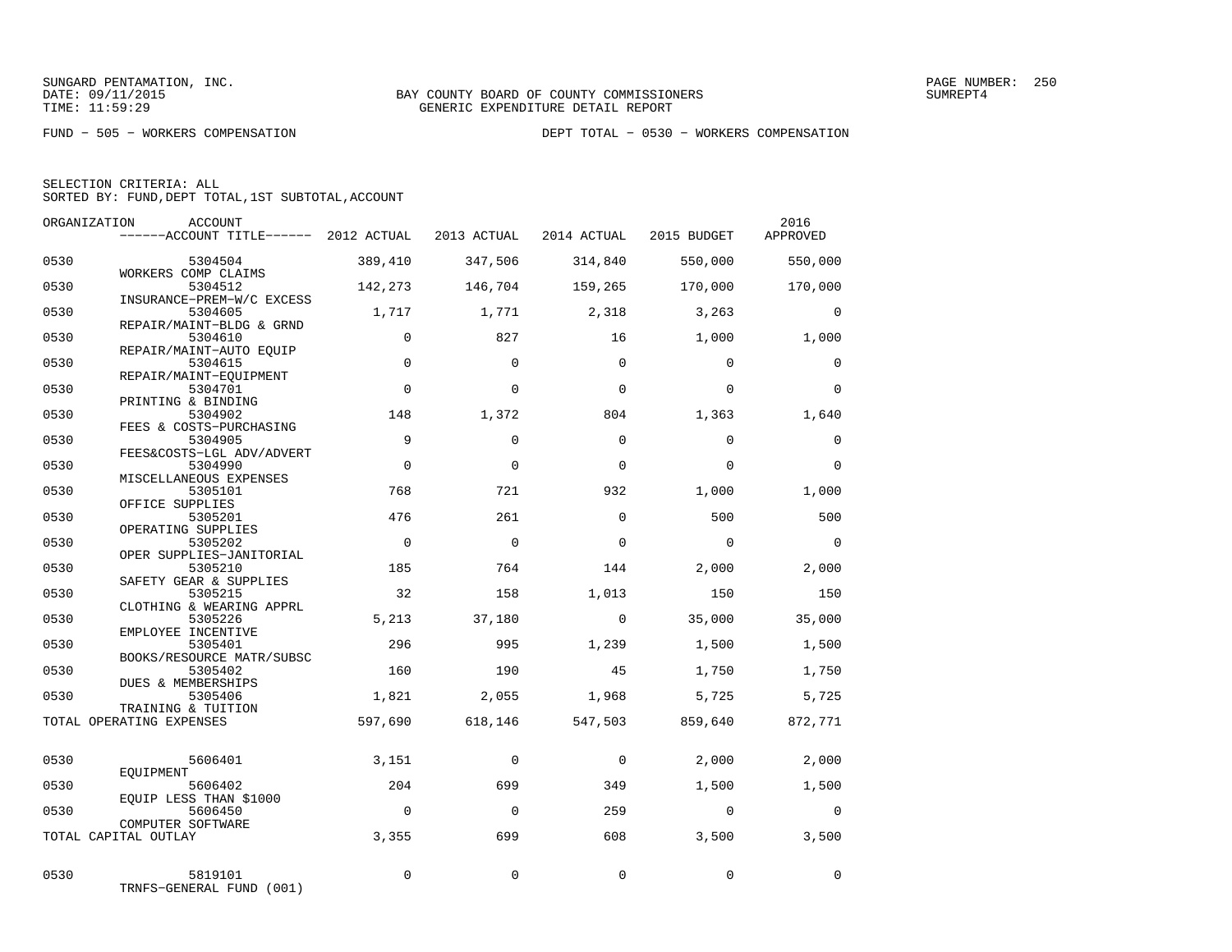SUNGARD PENTAMATION, INC.
DATE: 09/11/2015
TIME: 11:59:29

BAY COUNTY BOARD OF COUNTY COMMISSIONERS
GENERIC EXPENDITURE DETAIL REPORT

SUMREPT4

FUND − 505 − WORKERS COMPENSATION

DEPT TOTAL − 0530 − WORKERS COMPENSATION

SELECTION CRITERIA: ALL
SORTED BY: FUND,DEPT TOTAL,1ST SUBTOTAL,ACCOUNT

| ORGANIZATION | ACCOUNT / ------ACCOUNT TITLE------ | 2012 ACTUAL | 2013 ACTUAL | 2014 ACTUAL | 2015 BUDGET | 2016 APPROVED |
|---|---|---|---|---|---|---|
| 0530 | 5304504 WORKERS COMP CLAIMS | 389,410 | 347,506 | 314,840 | 550,000 | 550,000 |
| 0530 | 5304512 INSURANCE−PREM−W/C EXCESS | 142,273 | 146,704 | 159,265 | 170,000 | 170,000 |
| 0530 | 5304605 REPAIR/MAINT−BLDG & GRND | 1,717 | 1,771 | 2,318 | 3,263 | 0 |
| 0530 | 5304610 REPAIR/MAINT−AUTO EQUIP | 0 | 827 | 16 | 1,000 | 1,000 |
| 0530 | 5304615 REPAIR/MAINT−EQUIPMENT | 0 | 0 | 0 | 0 | 0 |
| 0530 | 5304701 PRINTING & BINDING | 0 | 0 | 0 | 0 | 0 |
| 0530 | 5304902 FEES & COSTS−PURCHASING | 148 | 1,372 | 804 | 1,363 | 1,640 |
| 0530 | 5304905 FEES&COSTS−LGL ADV/ADVERT | 9 | 0 | 0 | 0 | 0 |
| 0530 | 5304990 MISCELLANEOUS EXPENSES | 0 | 0 | 0 | 0 | 0 |
| 0530 | 5305101 OFFICE SUPPLIES | 768 | 721 | 932 | 1,000 | 1,000 |
| 0530 | 5305201 OPERATING SUPPLIES | 476 | 261 | 0 | 500 | 500 |
| 0530 | 5305202 OPER SUPPLIES−JANITORIAL | 0 | 0 | 0 | 0 | 0 |
| 0530 | 5305210 SAFETY GEAR & SUPPLIES | 185 | 764 | 144 | 2,000 | 2,000 |
| 0530 | 5305215 CLOTHING & WEARING APPRL | 32 | 158 | 1,013 | 150 | 150 |
| 0530 | 5305226 EMPLOYEE INCENTIVE | 5,213 | 37,180 | 0 | 35,000 | 35,000 |
| 0530 | 5305401 BOOKS/RESOURCE MATR/SUBSC | 296 | 995 | 1,239 | 1,500 | 1,500 |
| 0530 | 5305402 DUES & MEMBERSHIPS | 160 | 190 | 45 | 1,750 | 1,750 |
| 0530 | 5305406 TRAINING & TUITION | 1,821 | 2,055 | 1,968 | 5,725 | 5,725 |
| TOTAL OPERATING EXPENSES | | 597,690 | 618,146 | 547,503 | 859,640 | 872,771 |
| 0530 | 5606401 EQUIPMENT | 3,151 | 0 | 0 | 2,000 | 2,000 |
| 0530 | 5606402 EQUIP LESS THAN $1000 | 204 | 699 | 349 | 1,500 | 1,500 |
| 0530 | 5606450 COMPUTER SOFTWARE | 0 | 0 | 259 | 0 | 0 |
| TOTAL CAPITAL OUTLAY | | 3,355 | 699 | 608 | 3,500 | 3,500 |
| 0530 | 5819101 TRNFS−GENERAL FUND (001) | 0 | 0 | 0 | 0 | 0 |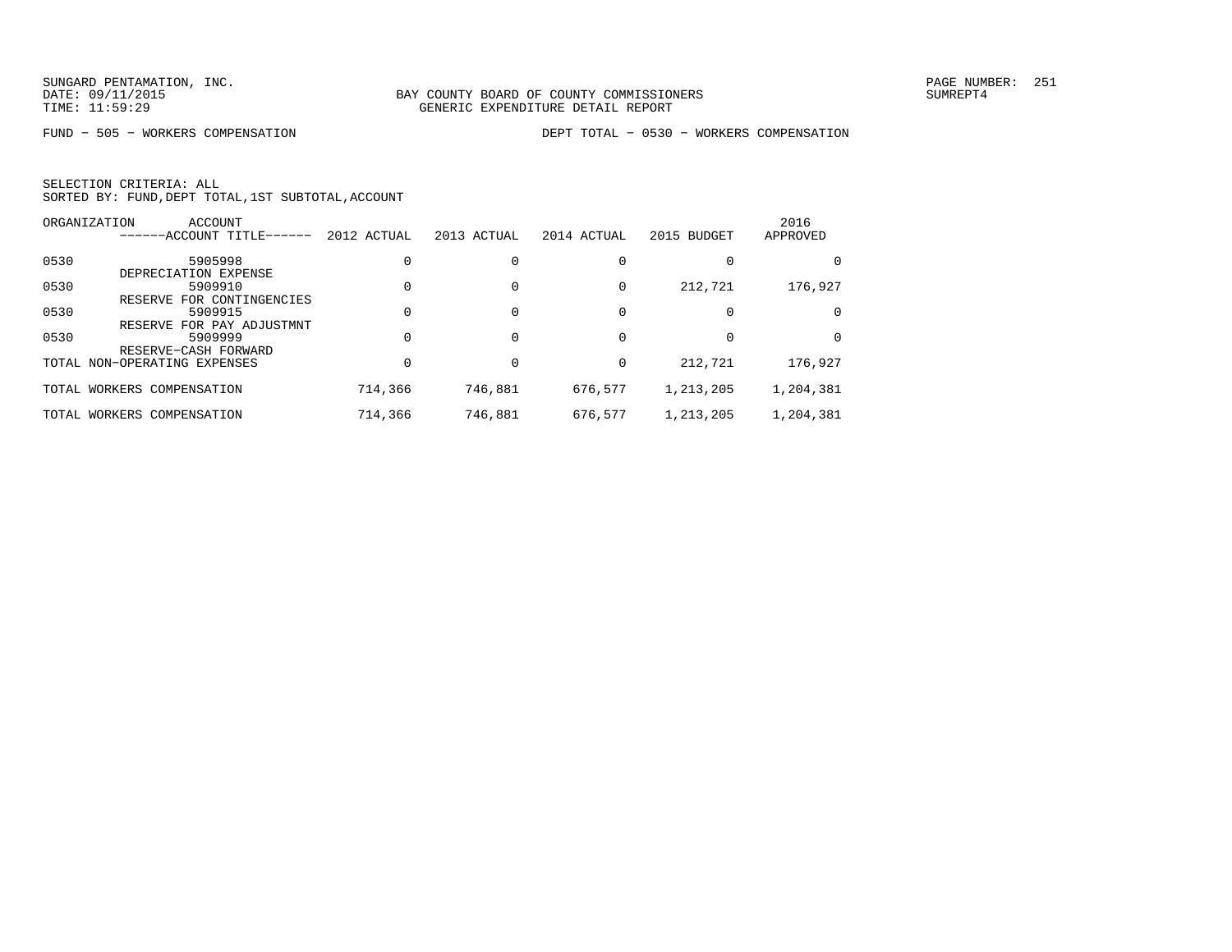SUNGARD PENTAMATION, INC.
DATE: 09/11/2015
TIME: 11:59:29

BAY COUNTY BOARD OF COUNTY COMMISSIONERS
GENERIC EXPENDITURE DETAIL REPORT

SUMREPT4

FUND − 505 − WORKERS COMPENSATION          DEPT TOTAL − 0530 − WORKERS COMPENSATION

SELECTION CRITERIA: ALL
SORTED BY: FUND,DEPT TOTAL,1ST SUBTOTAL,ACCOUNT

| ORGANIZATION | ACCOUNT / ------ACCOUNT TITLE------ | 2012 ACTUAL | 2013 ACTUAL | 2014 ACTUAL | 2015 BUDGET | 2016 APPROVED |
|---|---|---|---|---|---|---|
| 0530 | 5905998 DEPRECIATION EXPENSE | 0 | 0 | 0 | 0 | 0 |
| 0530 | 5909910 RESERVE FOR CONTINGENCIES | 0 | 0 | 0 | 212,721 | 176,927 |
| 0530 | 5909915 RESERVE FOR PAY ADJUSTMNT | 0 | 0 | 0 | 0 | 0 |
| 0530 | 5909999 RESERVE−CASH FORWARD | 0 | 0 | 0 | 0 | 0 |
| TOTAL NON−OPERATING EXPENSES | | 0 | 0 | 0 | 212,721 | 176,927 |
| TOTAL WORKERS COMPENSATION | | 714,366 | 746,881 | 676,577 | 1,213,205 | 1,204,381 |
| TOTAL WORKERS COMPENSATION | | 714,366 | 746,881 | 676,577 | 1,213,205 | 1,204,381 |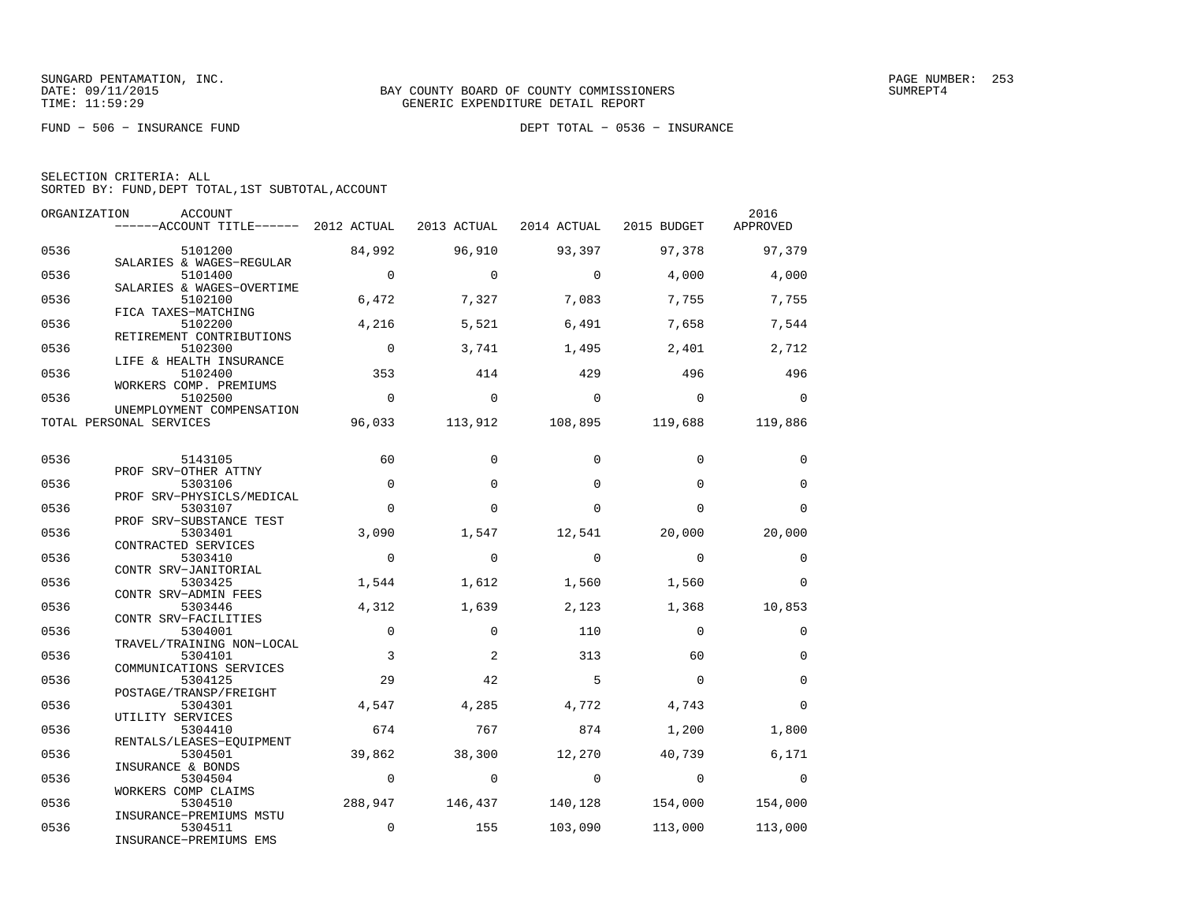SUNGARD PENTAMATION, INC.
DATE: 09/11/2015
TIME: 11:59:29

BAY COUNTY BOARD OF COUNTY COMMISSIONERS
GENERIC EXPENDITURE DETAIL REPORT

PAGE NUMBER: 253
SUMREPT4

FUND − 506 − INSURANCE FUND

DEPT TOTAL − 0536 − INSURANCE

SELECTION CRITERIA: ALL
SORTED BY: FUND,DEPT TOTAL,1ST SUBTOTAL,ACCOUNT

| ORGANIZATION | ACCOUNT / ACCOUNT TITLE | 2012 ACTUAL | 2013 ACTUAL | 2014 ACTUAL | 2015 BUDGET | 2016 APPROVED |
|---|---|---|---|---|---|---|
| 0536 | 5101200 SALARIES & WAGES−REGULAR | 84,992 | 96,910 | 93,397 | 97,378 | 97,379 |
| 0536 | 5101400 SALARIES & WAGES−OVERTIME | 0 | 0 | 0 | 4,000 | 4,000 |
| 0536 | 5102100 FICA TAXES−MATCHING | 6,472 | 7,327 | 7,083 | 7,755 | 7,755 |
| 0536 | 5102200 RETIREMENT CONTRIBUTIONS | 4,216 | 5,521 | 6,491 | 7,658 | 7,544 |
| 0536 | 5102300 LIFE & HEALTH INSURANCE | 0 | 3,741 | 1,495 | 2,401 | 2,712 |
| 0536 | 5102400 WORKERS COMP. PREMIUMS | 353 | 414 | 429 | 496 | 496 |
| 0536 | 5102500 UNEMPLOYMENT COMPENSATION | 0 | 0 | 0 | 0 | 0 |
| TOTAL PERSONAL SERVICES | | 96,033 | 113,912 | 108,895 | 119,688 | 119,886 |
| 0536 | 5143105 PROF SRV−OTHER ATTNY | 60 | 0 | 0 | 0 | 0 |
| 0536 | 5303106 PROF SRV−PHYSICLS/MEDICAL | 0 | 0 | 0 | 0 | 0 |
| 0536 | 5303107 PROF SRV−SUBSTANCE TEST | 0 | 0 | 0 | 0 | 0 |
| 0536 | 5303401 CONTRACTED SERVICES | 3,090 | 1,547 | 12,541 | 20,000 | 20,000 |
| 0536 | 5303410 CONTR SRV−JANITORIAL | 0 | 0 | 0 | 0 | 0 |
| 0536 | 5303425 CONTR SRV−ADMIN FEES | 1,544 | 1,612 | 1,560 | 1,560 | 0 |
| 0536 | 5303446 CONTR SRV−FACILITIES | 4,312 | 1,639 | 2,123 | 1,368 | 10,853 |
| 0536 | 5304001 TRAVEL/TRAINING NON−LOCAL | 0 | 0 | 110 | 0 | 0 |
| 0536 | 5304101 COMMUNICATIONS SERVICES | 3 | 2 | 313 | 60 | 0 |
| 0536 | 5304125 POSTAGE/TRANSP/FREIGHT | 29 | 42 | 5 | 0 | 0 |
| 0536 | 5304301 UTILITY SERVICES | 4,547 | 4,285 | 4,772 | 4,743 | 0 |
| 0536 | 5304410 RENTALS/LEASES−EQUIPMENT | 674 | 767 | 874 | 1,200 | 1,800 |
| 0536 | 5304501 INSURANCE & BONDS | 39,862 | 38,300 | 12,270 | 40,739 | 6,171 |
| 0536 | 5304504 WORKERS COMP CLAIMS | 0 | 0 | 0 | 0 | 0 |
| 0536 | 5304510 INSURANCE−PREMIUMS MSTU | 288,947 | 146,437 | 140,128 | 154,000 | 154,000 |
| 0536 | 5304511 INSURANCE−PREMIUMS EMS | 0 | 155 | 103,090 | 113,000 | 113,000 |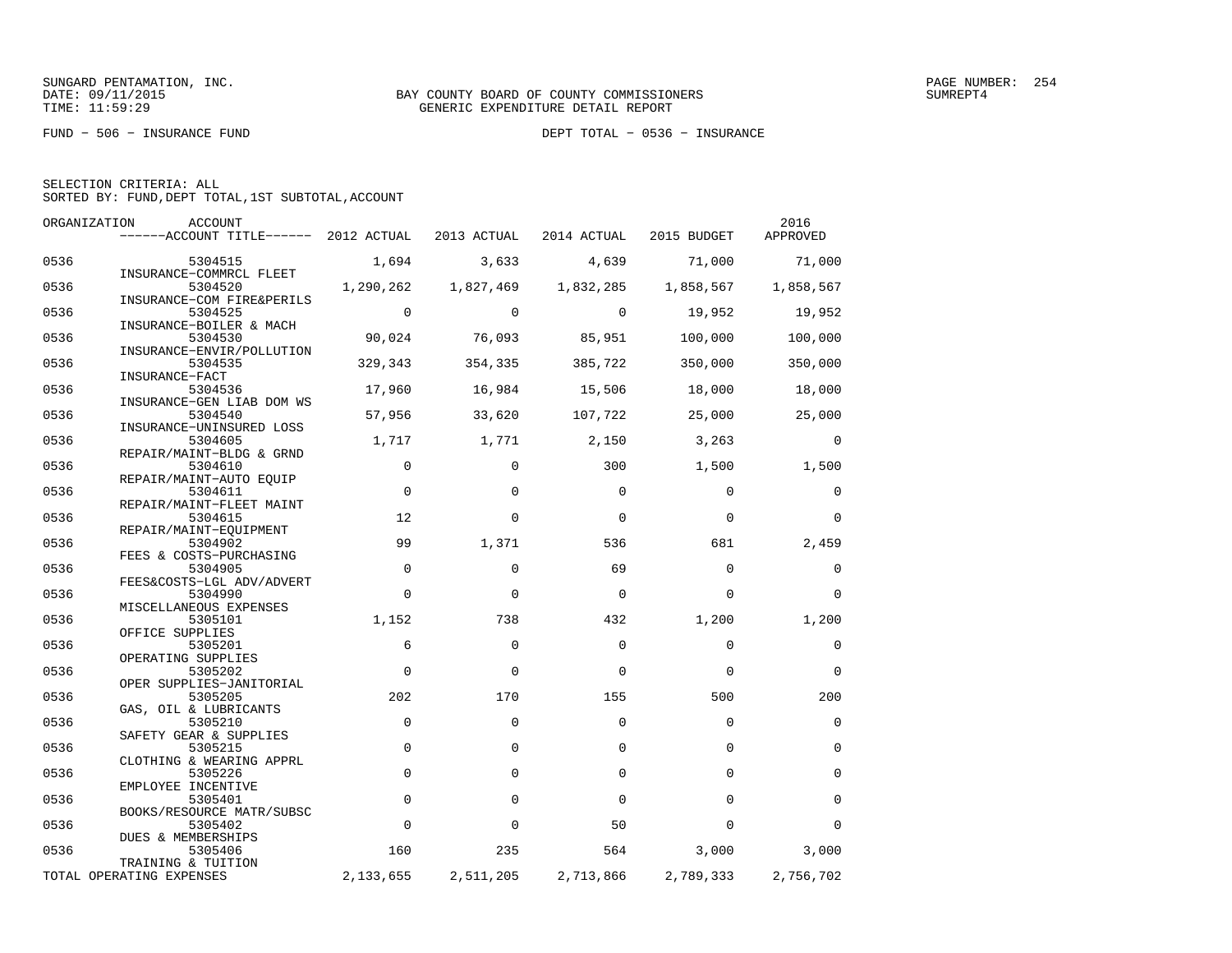SUNGARD PENTAMATION, INC.
DATE: 09/11/2015
TIME: 11:59:29

BAY COUNTY BOARD OF COUNTY COMMISSIONERS
GENERIC EXPENDITURE DETAIL REPORT

PAGE NUMBER: 254
SUMREPT4

FUND − 506 − INSURANCE FUND

DEPT TOTAL − 0536 − INSURANCE

SELECTION CRITERIA: ALL
SORTED BY: FUND,DEPT TOTAL,1ST SUBTOTAL,ACCOUNT

| ORGANIZATION | ACCOUNT / ACCOUNT TITLE | 2012 ACTUAL | 2013 ACTUAL | 2014 ACTUAL | 2015 BUDGET | 2016 APPROVED |
|---|---|---|---|---|---|---|
| 0536 | 5304515 INSURANCE−COMMRCL FLEET | 1,694 | 3,633 | 4,639 | 71,000 | 71,000 |
| 0536 | 5304520 INSURANCE−COM FIRE&PERILS | 1,290,262 | 1,827,469 | 1,832,285 | 1,858,567 | 1,858,567 |
| 0536 | 5304525 INSURANCE−BOILER & MACH | 0 | 0 | 0 | 19,952 | 19,952 |
| 0536 | 5304530 INSURANCE−ENVIR/POLLUTION | 90,024 | 76,093 | 85,951 | 100,000 | 100,000 |
| 0536 | 5304535 INSURANCE−FACT | 329,343 | 354,335 | 385,722 | 350,000 | 350,000 |
| 0536 | 5304536 INSURANCE−GEN LIAB DOM WS | 17,960 | 16,984 | 15,506 | 18,000 | 18,000 |
| 0536 | 5304540 INSURANCE−UNINSURED LOSS | 57,956 | 33,620 | 107,722 | 25,000 | 25,000 |
| 0536 | 5304605 REPAIR/MAINT−BLDG & GRND | 1,717 | 1,771 | 2,150 | 3,263 | 0 |
| 0536 | 5304610 REPAIR/MAINT−AUTO EQUIP | 0 | 0 | 300 | 1,500 | 1,500 |
| 0536 | 5304611 REPAIR/MAINT−FLEET MAINT | 0 | 0 | 0 | 0 | 0 |
| 0536 | 5304615 REPAIR/MAINT−EQUIPMENT | 12 | 0 | 0 | 0 | 0 |
| 0536 | 5304902 FEES & COSTS−PURCHASING | 99 | 1,371 | 536 | 681 | 2,459 |
| 0536 | 5304905 FEES&COSTS−LGL ADV/ADVERT | 0 | 0 | 69 | 0 | 0 |
| 0536 | 5304990 MISCELLANEOUS EXPENSES | 0 | 0 | 0 | 0 | 0 |
| 0536 | 5305101 OFFICE SUPPLIES | 1,152 | 738 | 432 | 1,200 | 1,200 |
| 0536 | 5305201 OPERATING SUPPLIES | 6 | 0 | 0 | 0 | 0 |
| 0536 | 5305202 OPER SUPPLIES−JANITORIAL | 0 | 0 | 0 | 0 | 0 |
| 0536 | 5305205 GAS, OIL & LUBRICANTS | 202 | 170 | 155 | 500 | 200 |
| 0536 | 5305210 SAFETY GEAR & SUPPLIES | 0 | 0 | 0 | 0 | 0 |
| 0536 | 5305215 CLOTHING & WEARING APPRL | 0 | 0 | 0 | 0 | 0 |
| 0536 | 5305226 EMPLOYEE INCENTIVE | 0 | 0 | 0 | 0 | 0 |
| 0536 | 5305401 BOOKS/RESOURCE MATR/SUBSC | 0 | 0 | 0 | 0 | 0 |
| 0536 | 5305402 DUES & MEMBERSHIPS | 0 | 0 | 50 | 0 | 0 |
| 0536 | 5305406 TRAINING & TUITION | 160 | 235 | 564 | 3,000 | 3,000 |
| TOTAL OPERATING EXPENSES | | 2,133,655 | 2,511,205 | 2,713,866 | 2,789,333 | 2,756,702 |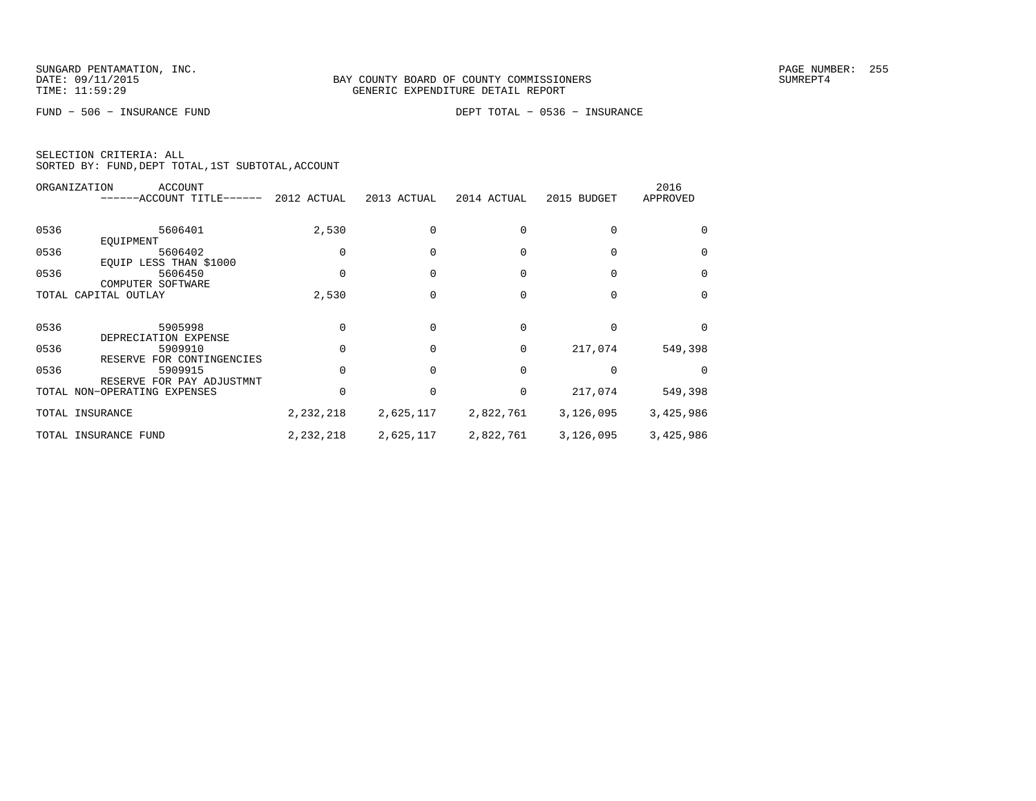SUNGARD PENTAMATION, INC.
DATE: 09/11/2015
TIME: 11:59:29

BAY COUNTY BOARD OF COUNTY COMMISSIONERS
GENERIC EXPENDITURE DETAIL REPORT

PAGE NUMBER: 255
SUMREPT4

FUND - 506 - INSURANCE FUND

DEPT TOTAL - 0536 - INSURANCE

SELECTION CRITERIA: ALL
SORTED BY: FUND,DEPT TOTAL,1ST SUBTOTAL,ACCOUNT

| ORGANIZATION | ACCOUNT ------ACCOUNT TITLE------ | 2012 ACTUAL | 2013 ACTUAL | 2014 ACTUAL | 2015 BUDGET | 2016 APPROVED |
|---|---|---|---|---|---|---|
| 0536 | 5606401 EQUIPMENT | 2,530 | 0 | 0 | 0 | 0 |
| 0536 | 5606402 EQUIP LESS THAN $1000 | 0 | 0 | 0 | 0 | 0 |
| 0536 | 5606450 COMPUTER SOFTWARE | 0 | 0 | 0 | 0 | 0 |
| TOTAL CAPITAL OUTLAY | | 2,530 | 0 | 0 | 0 | 0 |
| 0536 | 5905998 DEPRECIATION EXPENSE | 0 | 0 | 0 | 0 | 0 |
| 0536 | 5909910 RESERVE FOR CONTINGENCIES | 0 | 0 | 0 | 217,074 | 549,398 |
| 0536 | 5909915 RESERVE FOR PAY ADJUSTMNT | 0 | 0 | 0 | 0 | 0 |
| TOTAL NON-OPERATING EXPENSES | | 0 | 0 | 0 | 217,074 | 549,398 |
| TOTAL INSURANCE | | 2,232,218 | 2,625,117 | 2,822,761 | 3,126,095 | 3,425,986 |
| TOTAL INSURANCE FUND | | 2,232,218 | 2,625,117 | 2,822,761 | 3,126,095 | 3,425,986 |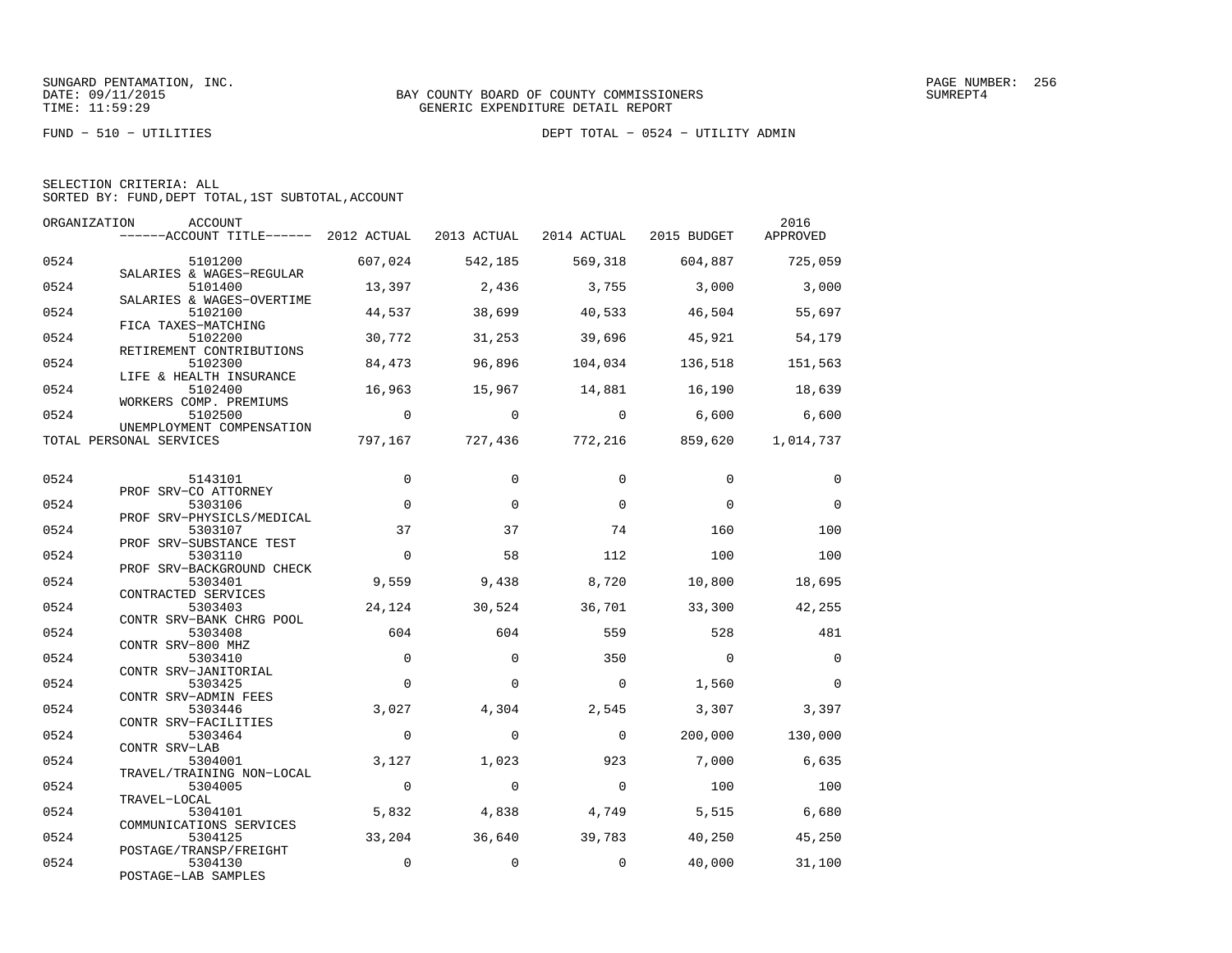SUNGARD PENTAMATION, INC.
DATE: 09/11/2015
TIME: 11:59:29

BAY COUNTY BOARD OF COUNTY COMMISSIONERS
GENERIC EXPENDITURE DETAIL REPORT

PAGE NUMBER: 256
SUMREPT4

FUND - 510 - UTILITIES

DEPT TOTAL - 0524 - UTILITY ADMIN

SELECTION CRITERIA: ALL
SORTED BY: FUND,DEPT TOTAL,1ST SUBTOTAL,ACCOUNT

| ORGANIZATION | ACCOUNT / ACCOUNT TITLE | 2012 ACTUAL | 2013 ACTUAL | 2014 ACTUAL | 2015 BUDGET | 2016 APPROVED |
|---|---|---|---|---|---|---|
| 0524 | 5101200 SALARIES & WAGES-REGULAR | 607,024 | 542,185 | 569,318 | 604,887 | 725,059 |
| 0524 | 5101400 SALARIES & WAGES-OVERTIME | 13,397 | 2,436 | 3,755 | 3,000 | 3,000 |
| 0524 | 5102100 FICA TAXES-MATCHING | 44,537 | 38,699 | 40,533 | 46,504 | 55,697 |
| 0524 | 5102200 RETIREMENT CONTRIBUTIONS | 30,772 | 31,253 | 39,696 | 45,921 | 54,179 |
| 0524 | 5102300 LIFE & HEALTH INSURANCE | 84,473 | 96,896 | 104,034 | 136,518 | 151,563 |
| 0524 | 5102400 WORKERS COMP. PREMIUMS | 16,963 | 15,967 | 14,881 | 16,190 | 18,639 |
| 0524 | 5102500 UNEMPLOYMENT COMPENSATION | 0 | 0 | 0 | 6,600 | 6,600 |
| TOTAL PERSONAL SERVICES | | 797,167 | 727,436 | 772,216 | 859,620 | 1,014,737 |
| 0524 | 5143101 PROF SRV-CO ATTORNEY | 0 | 0 | 0 | 0 | 0 |
| 0524 | 5303106 PROF SRV-PHYSICLS/MEDICAL | 0 | 0 | 0 | 0 | 0 |
| 0524 | 5303107 PROF SRV-SUBSTANCE TEST | 37 | 37 | 74 | 160 | 100 |
| 0524 | 5303110 PROF SRV-BACKGROUND CHECK | 0 | 58 | 112 | 100 | 100 |
| 0524 | 5303401 CONTRACTED SERVICES | 9,559 | 9,438 | 8,720 | 10,800 | 18,695 |
| 0524 | 5303403 CONTR SRV-BANK CHRG POOL | 24,124 | 30,524 | 36,701 | 33,300 | 42,255 |
| 0524 | 5303408 CONTR SRV-800 MHZ | 604 | 604 | 559 | 528 | 481 |
| 0524 | 5303410 CONTR SRV-JANITORIAL | 0 | 0 | 350 | 0 | 0 |
| 0524 | 5303425 CONTR SRV-ADMIN FEES | 0 | 0 | 0 | 1,560 | 0 |
| 0524 | 5303446 CONTR SRV-FACILITIES | 3,027 | 4,304 | 2,545 | 3,307 | 3,397 |
| 0524 | 5303464 CONTR SRV-LAB | 0 | 0 | 0 | 200,000 | 130,000 |
| 0524 | 5304001 TRAVEL/TRAINING NON-LOCAL | 3,127 | 1,023 | 923 | 7,000 | 6,635 |
| 0524 | 5304005 TRAVEL-LOCAL | 0 | 0 | 0 | 100 | 100 |
| 0524 | 5304101 COMMUNICATIONS SERVICES | 5,832 | 4,838 | 4,749 | 5,515 | 6,680 |
| 0524 | 5304125 POSTAGE/TRANSP/FREIGHT | 33,204 | 36,640 | 39,783 | 40,250 | 45,250 |
| 0524 | 5304130 POSTAGE-LAB SAMPLES | 0 | 0 | 0 | 40,000 | 31,100 |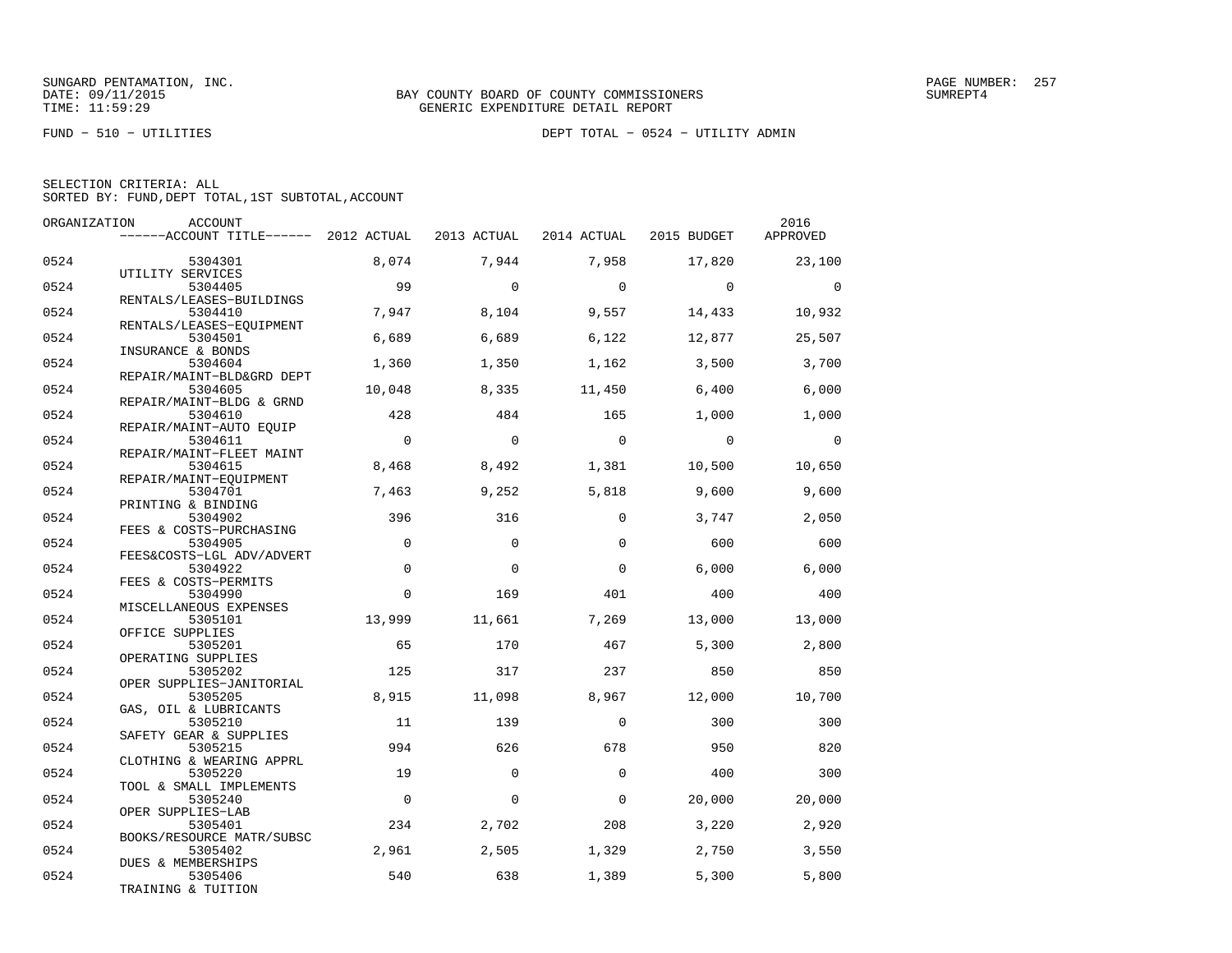SUNGARD PENTAMATION, INC.
DATE: 09/11/2015
TIME: 11:59:29

BAY COUNTY BOARD OF COUNTY COMMISSIONERS
GENERIC EXPENDITURE DETAIL REPORT

PAGE NUMBER: 257
SUMREPT4

FUND − 510 − UTILITIES

DEPT TOTAL − 0524 − UTILITY ADMIN

SELECTION CRITERIA: ALL
SORTED BY: FUND,DEPT TOTAL,1ST SUBTOTAL,ACCOUNT

| ORGANIZATION | ACCOUNT / ------ACCOUNT TITLE------ | 2012 ACTUAL | 2013 ACTUAL | 2014 ACTUAL | 2015 BUDGET | 2016 APPROVED |
|---|---|---|---|---|---|---|
| 0524 | 5304301 UTILITY SERVICES | 8,074 | 7,944 | 7,958 | 17,820 | 23,100 |
| 0524 | 5304405 RENTALS/LEASES−BUILDINGS | 99 | 0 | 0 | 0 | 0 |
| 0524 | 5304410 RENTALS/LEASES−EQUIPMENT | 7,947 | 8,104 | 9,557 | 14,433 | 10,932 |
| 0524 | 5304501 INSURANCE & BONDS | 6,689 | 6,689 | 6,122 | 12,877 | 25,507 |
| 0524 | 5304604 REPAIR/MAINT−BLD&GRD DEPT | 1,360 | 1,350 | 1,162 | 3,500 | 3,700 |
| 0524 | 5304605 REPAIR/MAINT−BLDG & GRND | 10,048 | 8,335 | 11,450 | 6,400 | 6,000 |
| 0524 | 5304610 REPAIR/MAINT−AUTO EQUIP | 428 | 484 | 165 | 1,000 | 1,000 |
| 0524 | 5304611 REPAIR/MAINT−FLEET MAINT | 0 | 0 | 0 | 0 | 0 |
| 0524 | 5304615 REPAIR/MAINT−EQUIPMENT | 8,468 | 8,492 | 1,381 | 10,500 | 10,650 |
| 0524 | 5304701 PRINTING & BINDING | 7,463 | 9,252 | 5,818 | 9,600 | 9,600 |
| 0524 | 5304902 FEES & COSTS−PURCHASING | 396 | 316 | 0 | 3,747 | 2,050 |
| 0524 | 5304905 FEES&COSTS−LGL ADV/ADVERT | 0 | 0 | 0 | 600 | 600 |
| 0524 | 5304922 FEES & COSTS−PERMITS | 0 | 0 | 0 | 6,000 | 6,000 |
| 0524 | 5304990 MISCELLANEOUS EXPENSES | 0 | 169 | 401 | 400 | 400 |
| 0524 | 5305101 OFFICE SUPPLIES | 13,999 | 11,661 | 7,269 | 13,000 | 13,000 |
| 0524 | 5305201 OPERATING SUPPLIES | 65 | 170 | 467 | 5,300 | 2,800 |
| 0524 | 5305202 OPER SUPPLIES−JANITORIAL | 125 | 317 | 237 | 850 | 850 |
| 0524 | 5305205 GAS, OIL & LUBRICANTS | 8,915 | 11,098 | 8,967 | 12,000 | 10,700 |
| 0524 | 5305210 SAFETY GEAR & SUPPLIES | 11 | 139 | 0 | 300 | 300 |
| 0524 | 5305215 CLOTHING & WEARING APPRL | 994 | 626 | 678 | 950 | 820 |
| 0524 | 5305220 TOOL & SMALL IMPLEMENTS | 19 | 0 | 0 | 400 | 300 |
| 0524 | 5305240 OPER SUPPLIES−LAB | 0 | 0 | 0 | 20,000 | 20,000 |
| 0524 | 5305401 BOOKS/RESOURCE MATR/SUBSC | 234 | 2,702 | 208 | 3,220 | 2,920 |
| 0524 | 5305402 DUES & MEMBERSHIPS | 2,961 | 2,505 | 1,329 | 2,750 | 3,550 |
| 0524 | 5305406 TRAINING & TUITION | 540 | 638 | 1,389 | 5,300 | 5,800 |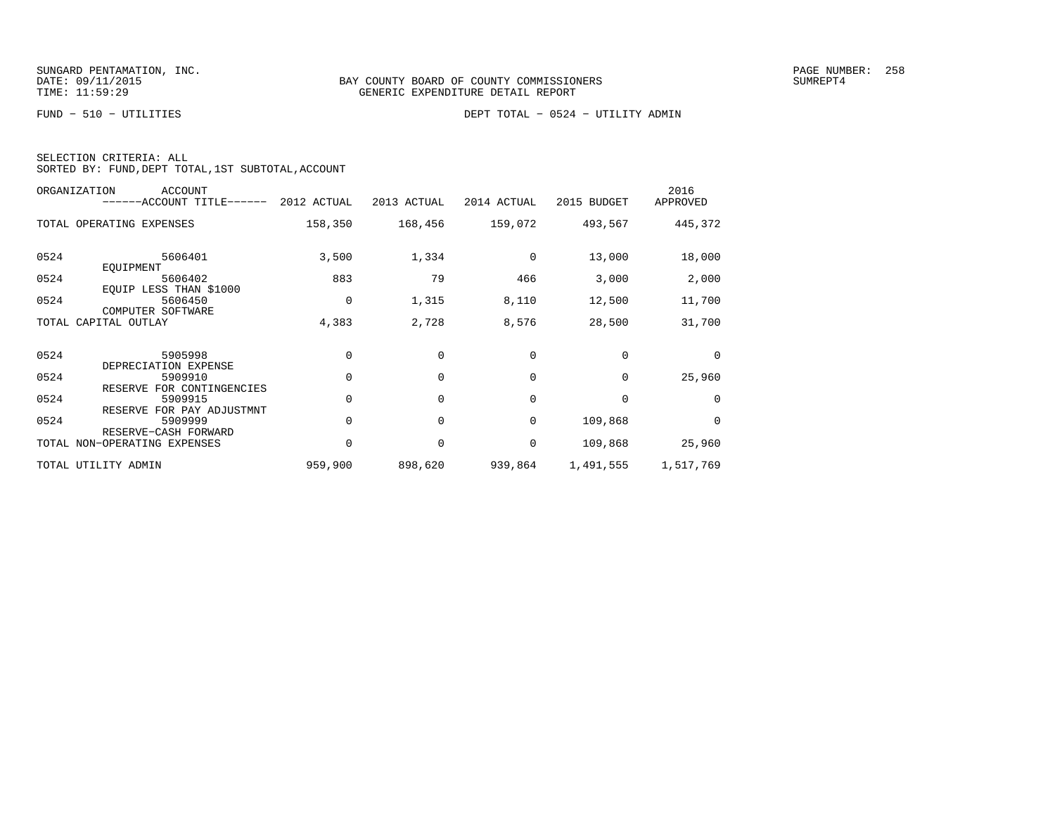BAY COUNTY BOARD OF COUNTY COMMISSIONERS
GENERIC EXPENDITURE DETAIL REPORT

FUND - 510 - UTILITIES

DEPT TOTAL - 0524 - UTILITY ADMIN

SELECTION CRITERIA: ALL
SORTED BY: FUND,DEPT TOTAL,1ST SUBTOTAL,ACCOUNT

| ORGANIZATION | ACCOUNT / ACCOUNT TITLE | 2012 ACTUAL | 2013 ACTUAL | 2014 ACTUAL | 2015 BUDGET | 2016 APPROVED |
|---|---|---|---|---|---|---|
| TOTAL OPERATING EXPENSES | | 158,350 | 168,456 | 159,072 | 493,567 | 445,372 |
| 0524 | 5606401 EQUIPMENT | 3,500 | 1,334 | 0 | 13,000 | 18,000 |
| 0524 | 5606402 EQUIP LESS THAN $1000 | 883 | 79 | 466 | 3,000 | 2,000 |
| 0524 | 5606450 COMPUTER SOFTWARE | 0 | 1,315 | 8,110 | 12,500 | 11,700 |
| TOTAL CAPITAL OUTLAY | | 4,383 | 2,728 | 8,576 | 28,500 | 31,700 |
| 0524 | 5905998 DEPRECIATION EXPENSE | 0 | 0 | 0 | 0 | 0 |
| 0524 | 5909910 RESERVE FOR CONTINGENCIES | 0 | 0 | 0 | 0 | 25,960 |
| 0524 | 5909915 RESERVE FOR PAY ADJUSTMNT | 0 | 0 | 0 | 0 | 0 |
| 0524 | 5909999 RESERVE-CASH FORWARD | 0 | 0 | 0 | 109,868 | 0 |
| TOTAL NON-OPERATING EXPENSES | | 0 | 0 | 0 | 109,868 | 25,960 |
| TOTAL UTILITY ADMIN | | 959,900 | 898,620 | 939,864 | 1,491,555 | 1,517,769 |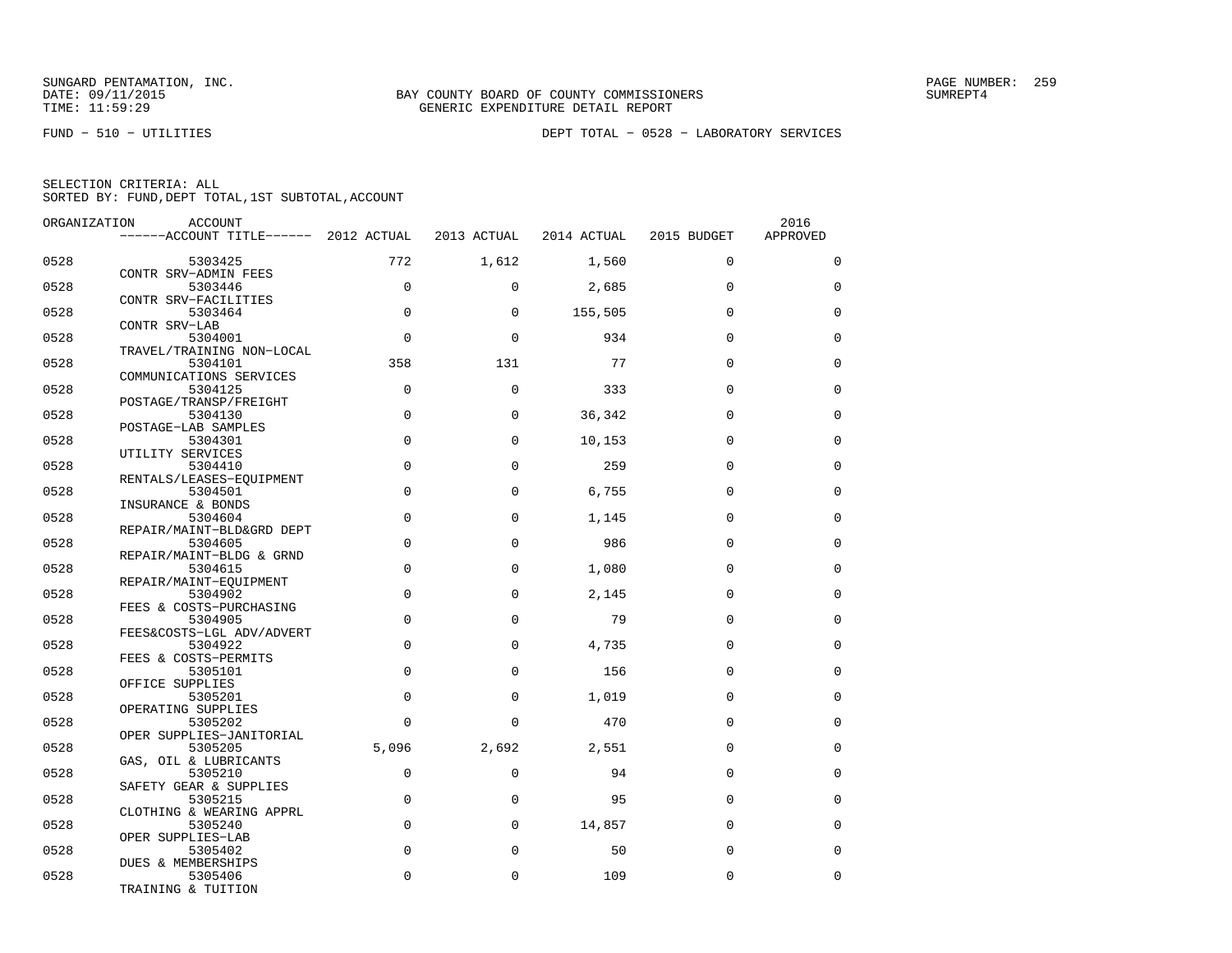SUNGARD PENTAMATION, INC.
DATE: 09/11/2015
TIME: 11:59:29

BAY COUNTY BOARD OF COUNTY COMMISSIONERS
GENERIC EXPENDITURE DETAIL REPORT

PAGE NUMBER: 259
SUMREPT4

FUND − 510 − UTILITIES

DEPT TOTAL − 0528 − LABORATORY SERVICES

SELECTION CRITERIA: ALL
SORTED BY: FUND,DEPT TOTAL,1ST SUBTOTAL,ACCOUNT

| ORGANIZATION | ACCOUNT / ACCOUNT TITLE | 2012 ACTUAL | 2013 ACTUAL | 2014 ACTUAL | 2015 BUDGET | 2016 APPROVED |
|---|---|---|---|---|---|---|
| 0528 | 5303425 CONTR SRV−ADMIN FEES | 772 | 1,612 | 1,560 | 0 | 0 |
| 0528 | 5303446 CONTR SRV−FACILITIES | 0 | 0 | 2,685 | 0 | 0 |
| 0528 | 5303464 CONTR SRV−LAB | 0 | 0 | 155,505 | 0 | 0 |
| 0528 | 5304001 TRAVEL/TRAINING NON−LOCAL | 0 | 0 | 934 | 0 | 0 |
| 0528 | 5304101 COMMUNICATIONS SERVICES | 358 | 131 | 77 | 0 | 0 |
| 0528 | 5304125 POSTAGE/TRANSP/FREIGHT | 0 | 0 | 333 | 0 | 0 |
| 0528 | 5304130 POSTAGE−LAB SAMPLES | 0 | 0 | 36,342 | 0 | 0 |
| 0528 | 5304301 UTILITY SERVICES | 0 | 0 | 10,153 | 0 | 0 |
| 0528 | 5304410 RENTALS/LEASES−EQUIPMENT | 0 | 0 | 259 | 0 | 0 |
| 0528 | 5304501 INSURANCE & BONDS | 0 | 0 | 6,755 | 0 | 0 |
| 0528 | 5304604 REPAIR/MAINT−BLD&GRD DEPT | 0 | 0 | 1,145 | 0 | 0 |
| 0528 | 5304605 REPAIR/MAINT−BLDG & GRND | 0 | 0 | 986 | 0 | 0 |
| 0528 | 5304615 REPAIR/MAINT−EQUIPMENT | 0 | 0 | 1,080 | 0 | 0 |
| 0528 | 5304902 FEES & COSTS−PURCHASING | 0 | 0 | 2,145 | 0 | 0 |
| 0528 | 5304905 FEES&COSTS−LGL ADV/ADVERT | 0 | 0 | 79 | 0 | 0 |
| 0528 | 5304922 FEES & COSTS−PERMITS | 0 | 0 | 4,735 | 0 | 0 |
| 0528 | 5305101 OFFICE SUPPLIES | 0 | 0 | 156 | 0 | 0 |
| 0528 | 5305201 OPERATING SUPPLIES | 0 | 0 | 1,019 | 0 | 0 |
| 0528 | 5305202 OPER SUPPLIES−JANITORIAL | 0 | 0 | 470 | 0 | 0 |
| 0528 | 5305205 GAS, OIL & LUBRICANTS | 5,096 | 2,692 | 2,551 | 0 | 0 |
| 0528 | 5305210 SAFETY GEAR & SUPPLIES | 0 | 0 | 94 | 0 | 0 |
| 0528 | 5305215 CLOTHING & WEARING APPRL | 0 | 0 | 95 | 0 | 0 |
| 0528 | 5305240 OPER SUPPLIES−LAB | 0 | 0 | 14,857 | 0 | 0 |
| 0528 | 5305402 DUES & MEMBERSHIPS | 0 | 0 | 50 | 0 | 0 |
| 0528 | 5305406 TRAINING & TUITION | 0 | 0 | 109 | 0 | 0 |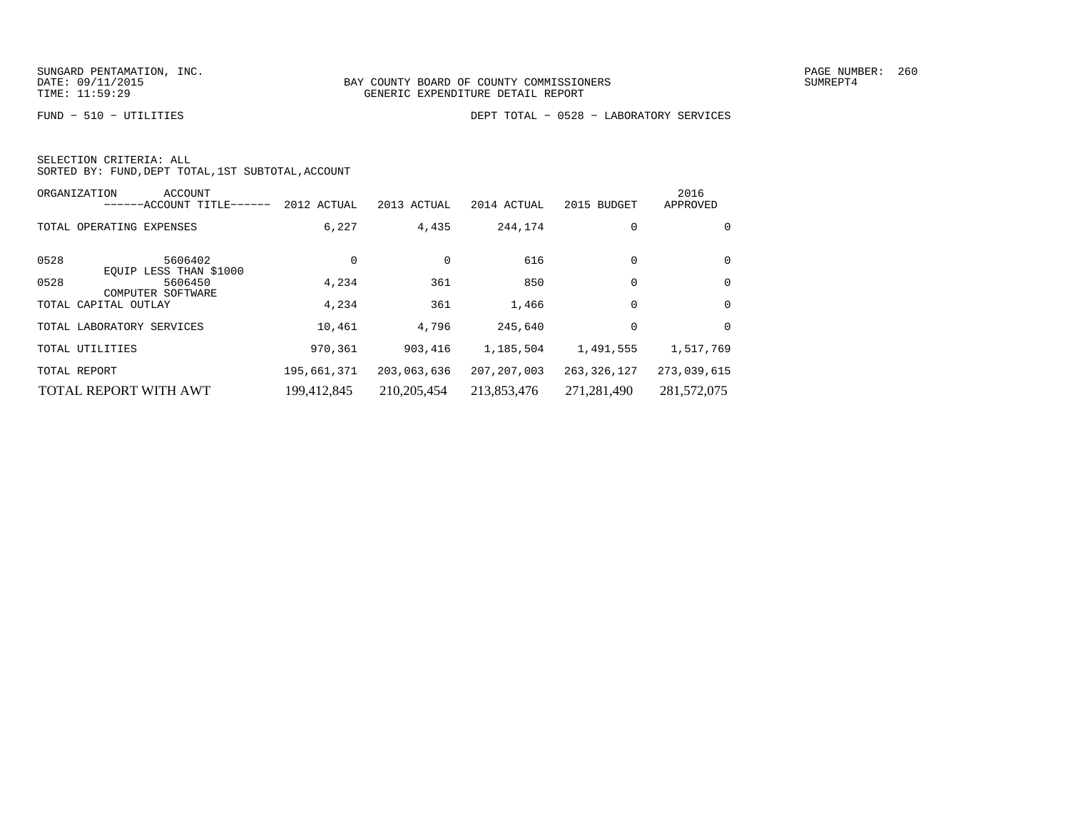SUNGARD PENTAMATION, INC.
DATE: 09/11/2015
TIME: 11:59:29

BAY COUNTY BOARD OF COUNTY COMMISSIONERS
GENERIC EXPENDITURE DETAIL REPORT

SUMREPT4

FUND − 510 − UTILITIES

DEPT TOTAL − 0528 − LABORATORY SERVICES

SELECTION CRITERIA: ALL
SORTED BY: FUND,DEPT TOTAL,1ST SUBTOTAL,ACCOUNT

| ORGANIZATION | ACCOUNT ------ACCOUNT TITLE------ | 2012 ACTUAL | 2013 ACTUAL | 2014 ACTUAL | 2015 BUDGET | 2016 APPROVED |
|---|---|---|---|---|---|---|
| TOTAL OPERATING EXPENSES | | 6,227 | 4,435 | 244,174 | 0 | 0 |
| 0528 | 5606402 EQUIP LESS THAN $1000 | 0 | 0 | 616 | 0 | 0 |
| 0528 | 5606450 COMPUTER SOFTWARE | 4,234 | 361 | 850 | 0 | 0 |
| TOTAL CAPITAL OUTLAY | | 4,234 | 361 | 1,466 | 0 | 0 |
| TOTAL LABORATORY SERVICES | | 10,461 | 4,796 | 245,640 | 0 | 0 |
| TOTAL UTILITIES | | 970,361 | 903,416 | 1,185,504 | 1,491,555 | 1,517,769 |
| TOTAL REPORT | | 195,661,371 | 203,063,636 | 207,207,003 | 263,326,127 | 273,039,615 |
| TOTAL REPORT WITH AWT | | 199,412,845 | 210,205,454 | 213,853,476 | 271,281,490 | 281,572,075 |